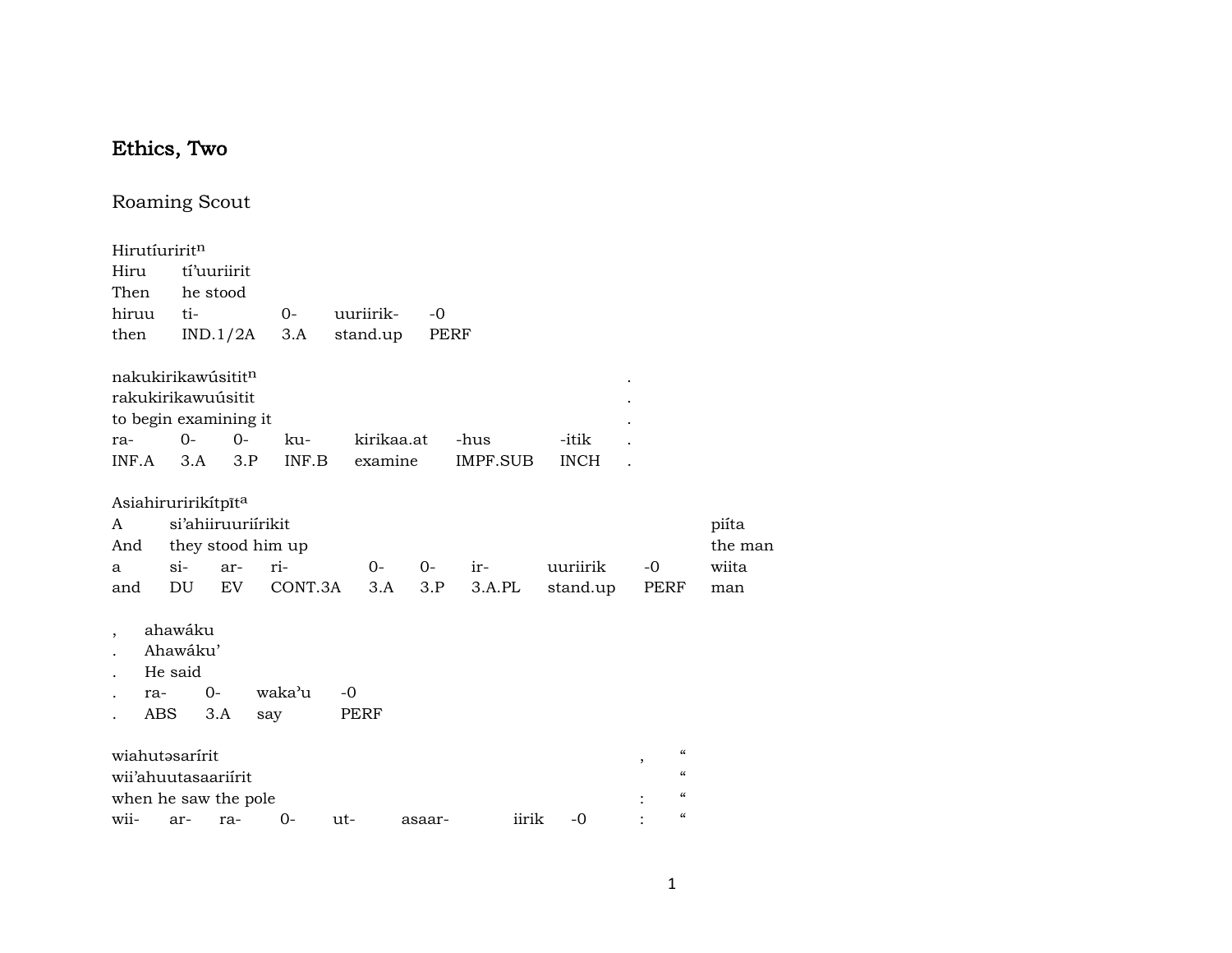# Ethics, Two

## Roaming Scout

| Hirutíuriritⁿ | | | | |
|---|---|---|---|---|
| Hiru | tí'uuriirit | | | |
| Then | he stood | | | |
| hiruu | ti- | 0- | uuriirik- | -0 |
| then | IND.1/2A | 3.A | stand.up | PERF |

| nakukirikawúsititⁿ | | | | | | | . |
|---|---|---|---|---|---|---|---|
| rakukirikawuúsitit | | | | | | | . |
| to begin examining it | | | | | | | . |
| ra- | 0- | 0- | ku- | kirikaa.at | -hus | -itik | . |
| INF.A | 3.A | 3.P | INF.B | examine | IMPF.SUB | INCH | . |

| Asiahiruririkítpītᵃ | | | | | | | | | |
|---|---|---|---|---|---|---|---|---|---|
| A | si'ahiiruuriírikit | | | | | | | | piíta |
| And | they stood him up | | | | | | | | the man |
| a | si- | ar- | ri- | 0- | 0- | ir- | uuriirik | -0 | wiita |
| and | DU | EV | CONT.3A | 3.A | 3.P | 3.A.PL | stand.up | PERF | man |

| , | ahawáku | | | |
|---|---|---|---|---|
| . | Ahawáku' | | | |
| . | He said | | | |
| . | ra- | 0- | waka'u | -0 |
| . | ABS | 3.A | say | PERF |

| wiahutəsarírit | | | | | | | , | " |
|---|---|---|---|---|---|---|---|---|
| wii'ahuutasaariírit | | | | | | | | " |
| when he saw the pole | | | | | | | : | " |
| wii- | ar- | ra- | 0- | ut- | asaar- | iirik | -0 | : | " |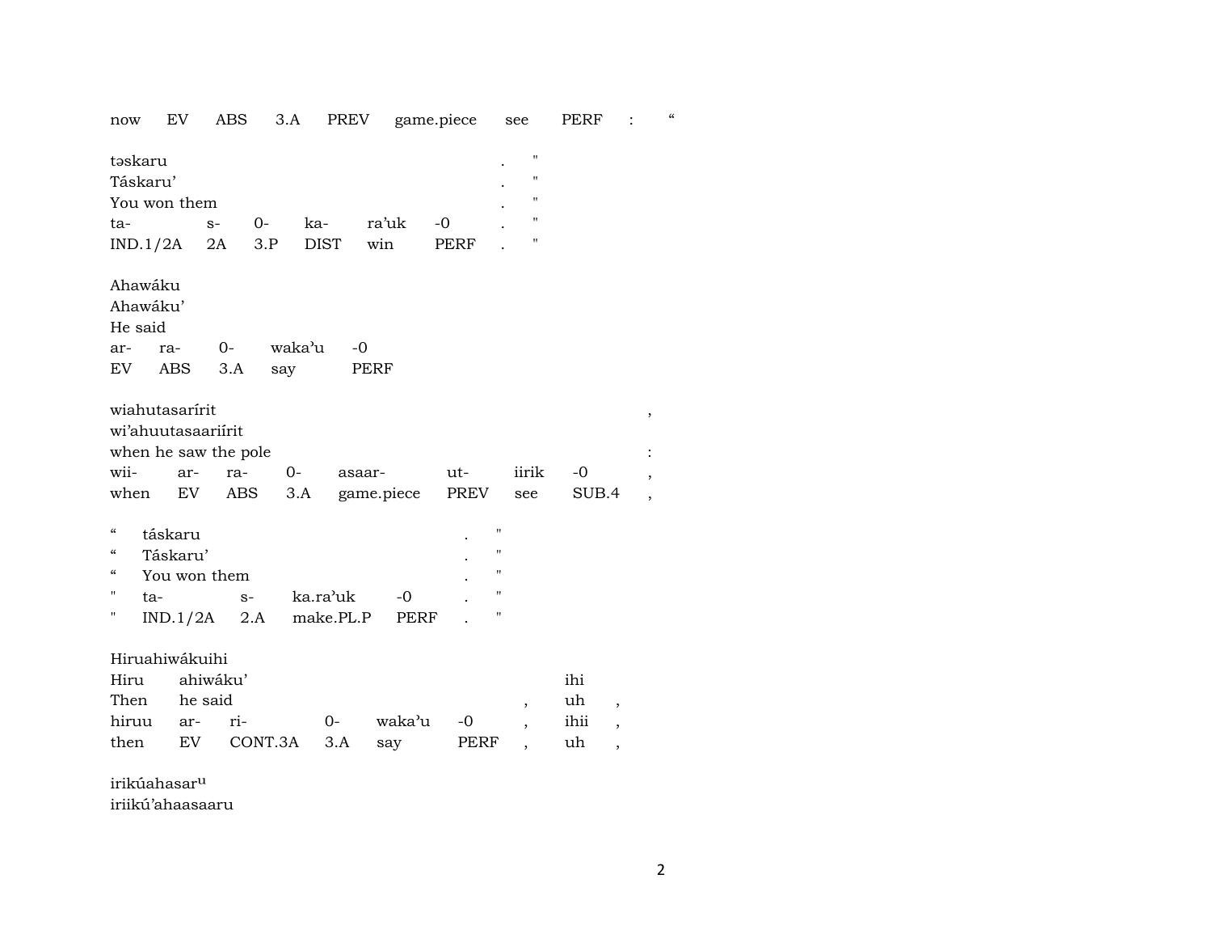| now | EV | ABS | 3.A | PREV | game.piece | see | PERF | : | “ |
|---|---|---|---|---|---|---|---|---|---|

| təskaru | | | | | | . | " |
|---|---|---|---|---|---|---|---|
| Táskaru’ | | | | | | . | " |
| You won them | | | | | | . | " |
| ta- | s- | 0- | ka- | ra’uk | -0 | . | " |
| IND.1/2A | 2A | 3.P | DIST | win | PERF | . | " |

| Ahawáku | | | | |
|---|---|---|---|---|
| Ahawáku’ | | | | |
| He said | | | | |
| ar- | ra- | 0- | waka’u | -0 |
| EV | ABS | 3.A | say | PERF |

| wiahutasarírit | | | | | | | | , |
|---|---|---|---|---|---|---|---|---|
| wi’ahuutasaariírit | | | | | | | | |
| when he saw the pole | | | | | | | | : |
| wii- | ar- | ra- | 0- | asaar- | ut- | iirik | -0 | , |
| when | EV | ABS | 3.A | game.piece | PREV | see | SUB.4 | , |

| “ | táskaru | | | | . | " |
|---|---|---|---|---|---|---|
| “ | Táskaru’ | | | | . | " |
| “ | You won them | | | | . | " |
| " | ta- | s- | ka.ra’uk | -0 | . | " |
| " | IND.1/2A | 2.A | make.PL.P | PERF | . | " |

| Hiruahiwákuihi | | | | | | | | |
|---|---|---|---|---|---|---|---|---|
| Hiru | ahiwáku’ | | | | | | ihi | |
| Then | he said | | | | | , | uh | , |
| hiruu | ar- | ri- | 0- | waka’u | -0 | , | ihii | , |
| then | EV | CONT.3A | 3.A | say | PERF | , | uh | , |

irikúahasar^u
iriikú’ahaasaaru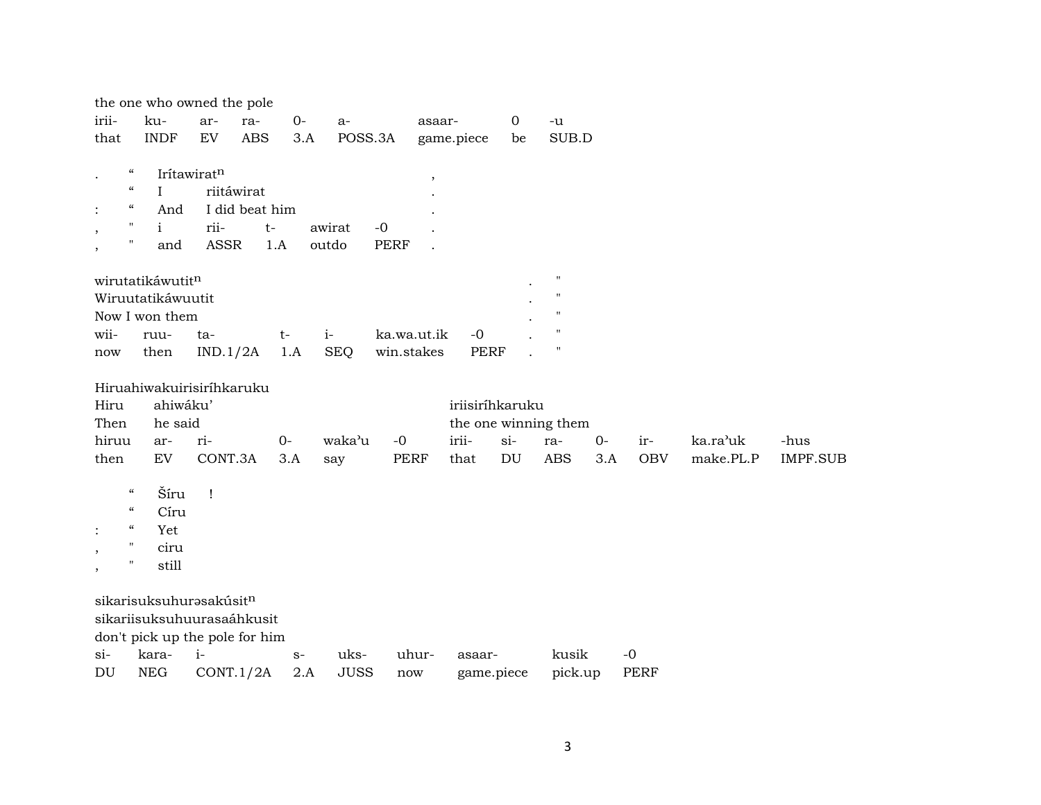the one who owned the pole

| irii- | ku- | ar- | ra- | 0- | a- | asaar- | 0 | -u |
|---|---|---|---|---|---|---|---|---|
| that | INDF | EV | ABS | 3.A | POSS.3A | game.piece | be | SUB.D |

| . | “ | Irítawirat$^{n}$ | | | | | , |
|---|---|---|---|---|---|---|---|
| | “ | I | riitáwirat | | | | . |
| : | “ | And | I did beat him | | | | . |
| , | " | i | rii- | t- | awirat | -0 | . |
| , | " | and | ASSR | 1.A | outdo | PERF | . |

| wirutatikáwutit$^{n}$ | | | | | | | . | " |
|---|---|---|---|---|---|---|---|---|
| Wiruutatikáwuutit | | | | | | | . | " |
| Now I won them | | | | | | | . | " |
| wii- | ruu- | ta- | t- | i- | ka.wa.ut.ik | -0 | . | " |
| now | then | IND.1/2A | 1.A | SEQ | win.stakes | PERF | . | " |

Hiruahiwakuirisiríhkaruku

| Hiru | ahiwáku’ | | | | | iriisiríhkaruku | | | | | | |
|---|---|---|---|---|---|---|---|---|---|---|---|---|
| Then | he said | | | | | the one winning them | | | | | | |
| hiruu | ar- | ri- | 0- | waka’u | -0 | irii- | si- | ra- | 0- | ir- | ka.ra’uk | -hus |
| then | EV | CONT.3A | 3.A | say | PERF | that | DU | ABS | 3.A | OBV | make.PL.P | IMPF.SUB |

| | “ | Šíru | ! |
|---|---|---|---|
| | “ | Círu | |
| : | “ | Yet | |
| , | " | ciru | |
| , | " | still | |

sikarisuksuhurəsakúsit$^{n}$
sikariisuksuhuurasaáhkusit
don't pick up the pole for him

| si- | kara- | i- | s- | uks- | uhur- | asaar- | kusik | -0 |
|---|---|---|---|---|---|---|---|---|
| DU | NEG | CONT.1/2A | 2.A | JUSS | now | game.piece | pick.up | PERF |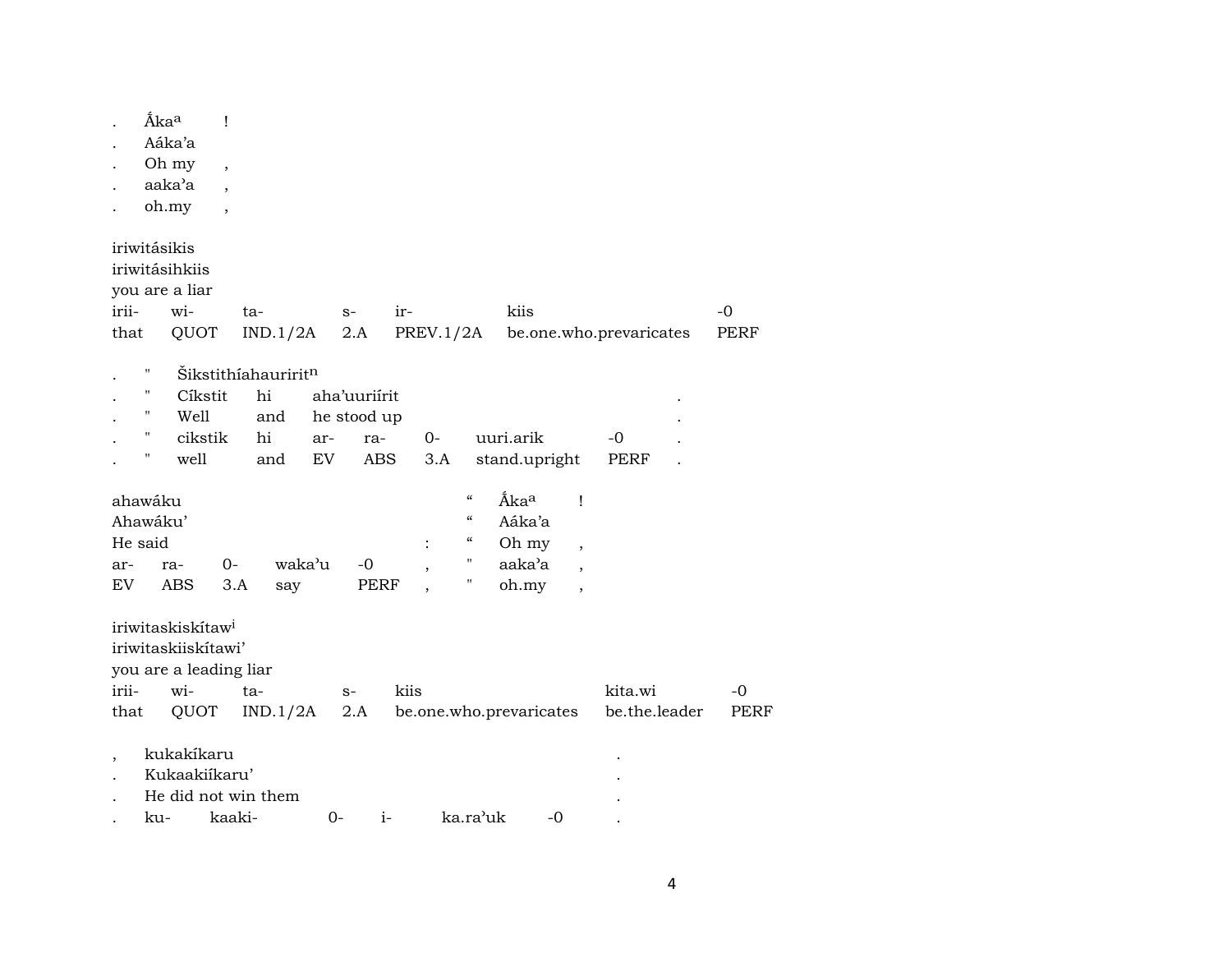. Ákaᵃ !
. Aáka'a
. Oh my ,
. aaka'a ,
. oh.my ,

iriwitásikis
iriwitásihkiis
you are a liar

| irii- | wi- | ta- | s- | ir- | kiis | -0 |
|---|---|---|---|---|---|---|
| that | QUOT | IND.1/2A | 2.A | PREV.1/2A | be.one.who.prevaricates | PERF |

. " Šikstithíahauriritⁿ
. " Cíkstit hi aha'uuriírit .
. " Well and he stood up .

| . | " | cikstik | hi | ar- | ra- | 0- | uuri.arik | -0 | . |
|---|---|---|---|---|---|---|---|---|---|
| . | " | well | and | EV | ABS | 3.A | stand.upright | PERF | . |

ahawáku " Ákaᵃ !
Ahawáku' " Aáka'a
He said : " Oh my ,

| ar- | ra- | 0- | waka'u | -0 | , | " | aaka'a | , |
|---|---|---|---|---|---|---|---|---|
| EV | ABS | 3.A | say | PERF | , | " | oh.my | , |

iriwitaskiskítawⁱ
iriwitaskiiskítawi'
you are a leading liar

| irii- | wi- | ta- | s- | kiis | kita.wi | -0 |
|---|---|---|---|---|---|---|
| that | QUOT | IND.1/2A | 2.A | be.one.who.prevaricates | be.the.leader | PERF |

, kukakíkaru .
. Kukaakiíkaru' .
. He did not win them .
. ku- kaaki- 0- i- ka.ra'uk -0 .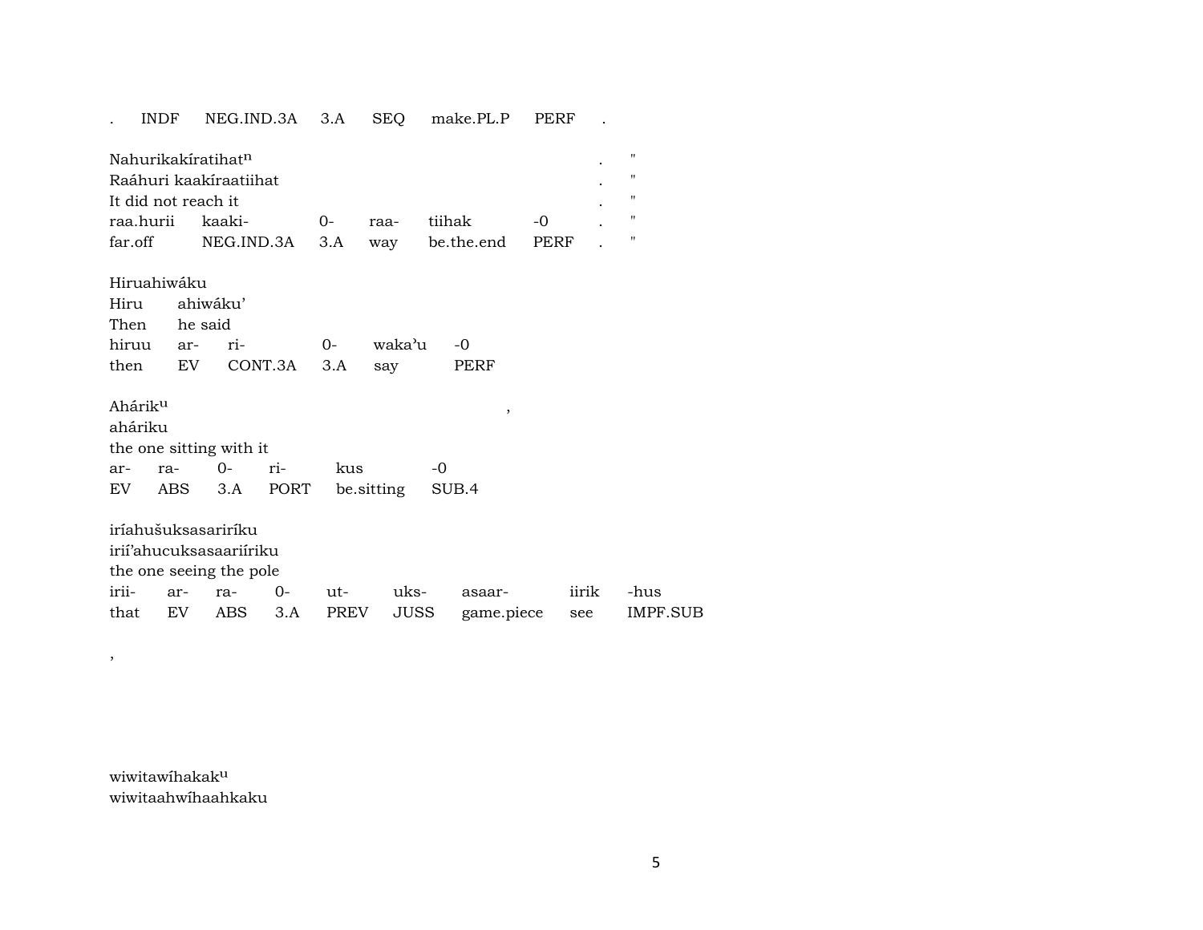| . | INDF | NEG.IND.3A | 3.A | SEQ | make.PL.P | PERF | . |
|---|---|---|---|---|---|---|---|

Nahurikakíratihat$^{n}$ . "
Raáhuri kaakíraatiihat . "
It did not reach it . "

| raa.hurii | kaaki- | 0- | raa- | tiihak | -0 | . | " |
|---|---|---|---|---|---|---|---|
| far.off | NEG.IND.3A | 3.A | way | be.the.end | PERF | . | " |

Hiruahiwáku
Hiru ahiwáku'
Then he said

| hiruu | ar- | ri- | 0- | waka'u | -0 |
|---|---|---|---|---|---|
| then | EV | CONT.3A | 3.A | say | PERF |

Ahárik$^{u}$ ,
aháriku
the one sitting with it

| ar- | ra- | 0- | ri- | kus | -0 |
|---|---|---|---|---|---|
| EV | ABS | 3.A | PORT | be.sitting | SUB.4 |

iríahušuksasariríku
irií'ahucuksasaariíriku
the one seeing the pole

| irii- | ar- | ra- | 0- | ut- | uks- | asaar- | iirik | -hus |
|---|---|---|---|---|---|---|---|---|
| that | EV | ABS | 3.A | PREV | JUSS | game.piece | see | IMPF.SUB |

,

wiwitawíhakak$^{u}$
wiwitaahwíhaahkaku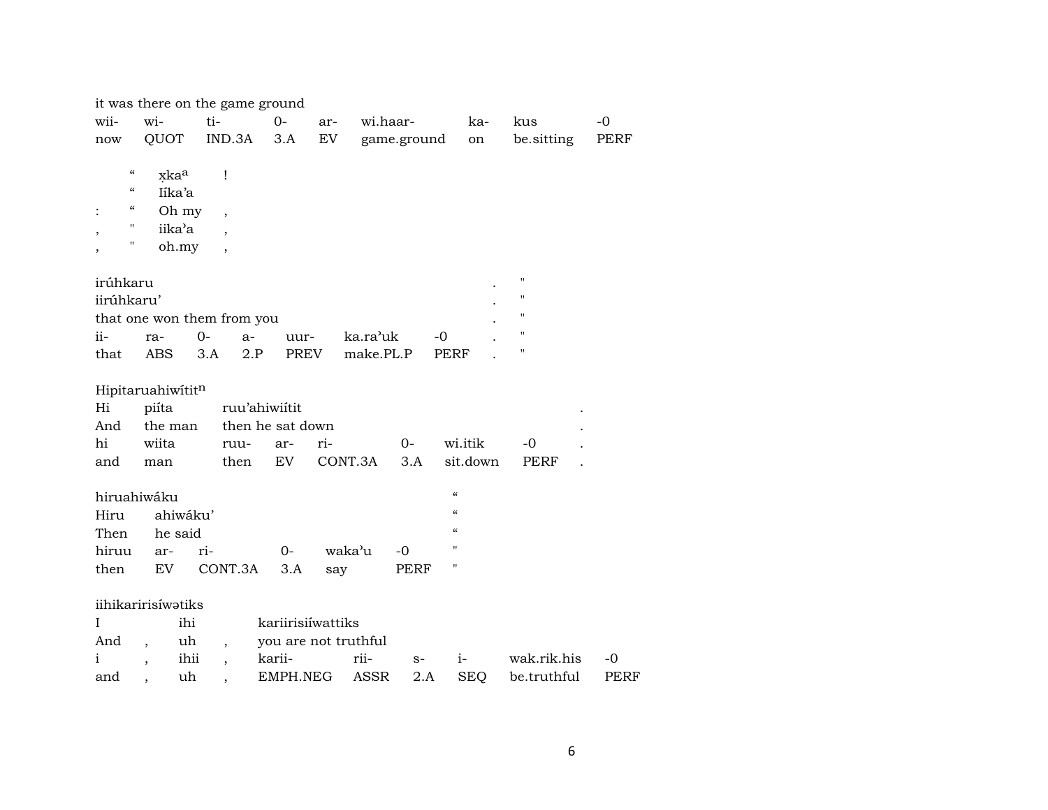it was there on the game ground

| wii- | wi- | ti- | 0- | ar- | wi.haar- | ka- | kus | -0 |
|---|---|---|---|---|---|---|---|---|
| now | QUOT | IND.3A | 3.A | EV | game.ground | on | be.sitting | PERF |

| | | | |
|---|---|---|---|
| | “ | x̣kaᵃ | ! |
| | “ | Iíka’a | |
| : | “ | Oh my | , |
| , | " | iika’a | , |
| , | " | oh.my | , |

irúhkaru . "
iirúhkaru’ . "
that one won them from you . "

| ii- | ra- | 0- | a- | uur- | ka.ra’uk | -0 | . | " |
|---|---|---|---|---|---|---|---|---|
| that | ABS | 3.A | 2.P | PREV | make.PL.P | PERF | . | " |

Hipitaruahiwítitⁿ

| Hi | piíta | ruu’ahiwiítit | | | | | |
|---|---|---|---|---|---|---|---|
| And | the man | then he sat down | | | | | . |
| hi | wiita | ruu- | ar- | ri- | 0- | wi.itik | -0 . |
| and | man | then | EV | CONT.3A | 3.A | sit.down | PERF . |

hiruahiwáku “

| Hiru | ahiwáku’ | | | | | |
|---|---|---|---|---|---|---|
| Then | he said | | | | | “ |
| hiruu | ar- | ri- | 0- | waka’u | -0 | " |
| then | EV | CONT.3A | 3.A | say | PERF | " |

iihikaririsíwətiks

| I | | ihi | | kariirisiíwattiks | | | | | |
|---|---|---|---|---|---|---|---|---|---|
| And | , | uh | , | you are not truthful | | | | | |
| i | , | ihii | , | karii- | rii- | s- | i- | wak.rik.his | -0 |
| and | , | uh | , | EMPH.NEG | ASSR | 2.A | SEQ | be.truthful | PERF |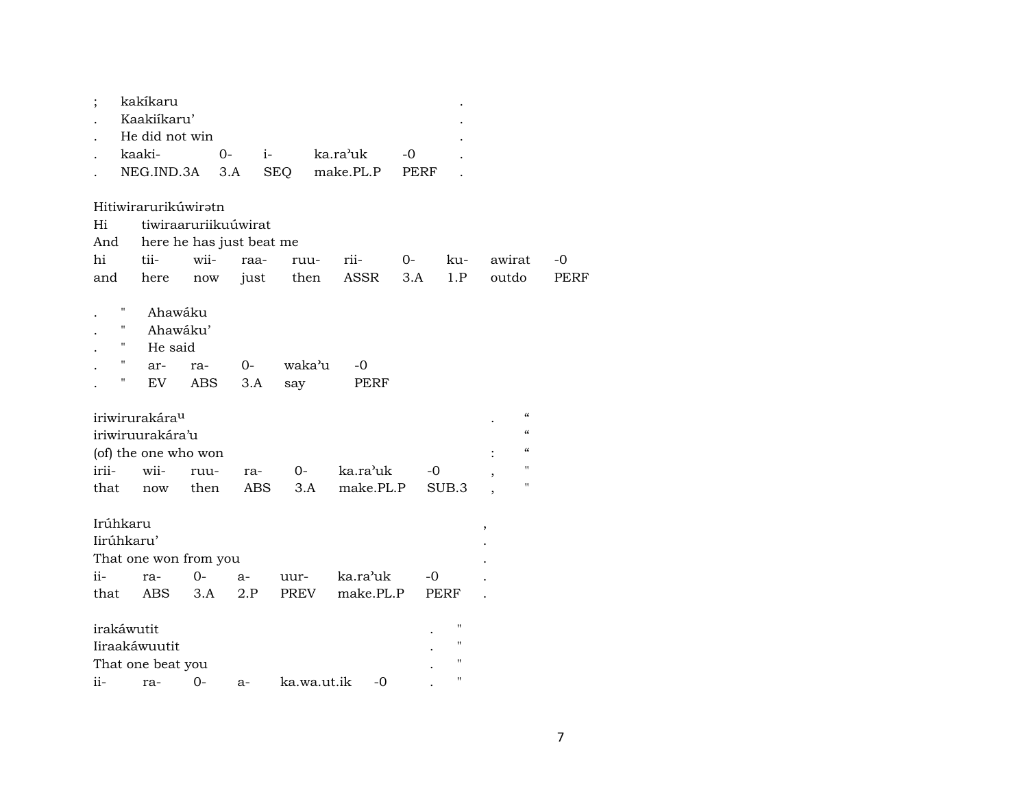| ; | kakíkaru | | | | | . |
|---|---|---|---|---|---|---|
| . | Kaakiíkaru' | | | | | . |
| . | He did not win | | | | | . |
| . | kaaki- | 0- | i- | ka.ra'uk | -0 | . |
| . | NEG.IND.3A | 3.A | SEQ | make.PL.P | PERF | . |

Hitiwiraruriкúwirətn

| Hi | tiwiraaruriikuúwirat | | | | | | | |
|---|---|---|---|---|---|---|---|---|
| And | here he has just beat me | | | | | | | |
| hi | tii- | wii- | raa- | ruu- | rii- | 0- | ku- | awirat | -0 |
| and | here | now | just | then | ASSR | 3.A | 1.P | outdo | PERF |

| . | " | Ahawáku | | | | |
|---|---|---|---|---|---|---|
| . | " | Ahawáku' | | | | |
| . | " | He said | | | | |
| . | " | ar- | ra- | 0- | waka'u | -0 |
| . | " | EV | ABS | 3.A | say | PERF |

| iriwirurakára[u] | | | | | | | . | “ |
|---|---|---|---|---|---|---|---|---|
| iriwiruurakára'u | | | | | | | | “ |
| (of) the one who won | | | | | | | : | “ |
| irii- | wii- | ruu- | ra- | 0- | ka.ra'uk | -0 | , | " |
| that | now | then | ABS | 3.A | make.PL.P | SUB.3 | , | " |

| Irúhkaru | | | | | | | , |
|---|---|---|---|---|---|---|---|
| Iirúhkaru' | | | | | | | . |
| That one won from you | | | | | | | . |
| ii- | ra- | 0- | a- | uur- | ka.ra'uk | -0 | . |
| that | ABS | 3.A | 2.P | PREV | make.PL.P | PERF | . |

| irakáwutit | | | | | | . | " |
|---|---|---|---|---|---|---|---|
| Iiraakáwuutit | | | | | | . | " |
| That one beat you | | | | | | . | " |
| ii- | ra- | 0- | a- | ka.wa.ut.ik | -0 | . | " |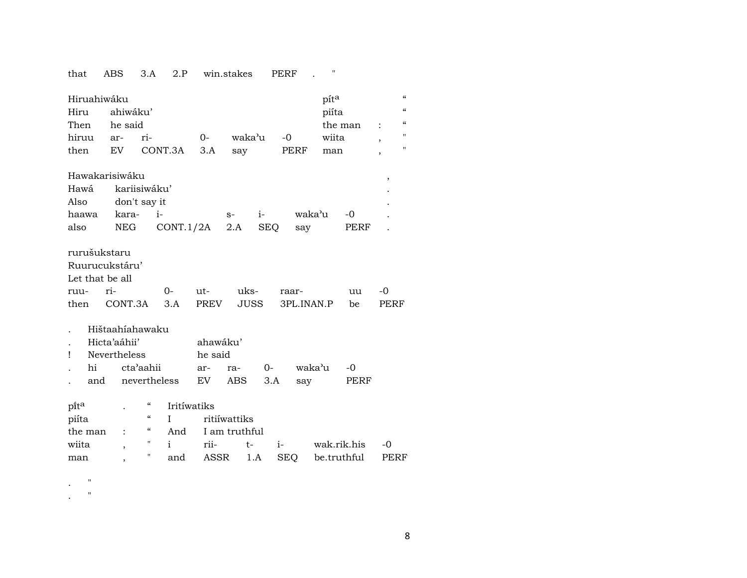| that | ABS | 3.A | 2.P | win.stakes | PERF | . | " |
|---|---|---|---|---|---|---|---|

| Hiruahiwáku | | | | | | pít^a | | “ |
|---|---|---|---|---|---|---|---|---|
| Hiru | ahiwáku’ | | | | | piíta | | “ |
| Then | he said | | | | | the man | : | “ |
| hiruu | ar- | ri- | 0- | waka’u | -0 | wiita | , | " |
| then | EV | CONT.3A | 3.A | say | PERF | man | , | " |

| Hawakarisiwáku | | | | | | | , |
|---|---|---|---|---|---|---|---|
| Hawá | kariisiwáku’ | | | | | | . |
| Also | don't say it | | | | | | . |
| haawa | kara- | i- | s- | i- | waka’u | -0 | . |
| also | NEG | CONT.1/2A | 2.A | SEQ | say | PERF | . |

| rurušukstaru | | | | | | | |
|---|---|---|---|---|---|---|---|
| Ruurucukstáru’ | | | | | | | |
| Let that be all | | | | | | | |
| ruu- | ri- | 0- | ut- | uks- | raar- | uu | -0 |
| then | CONT.3A | 3.A | PREV | JUSS | 3PL.INAN.P | be | PERF |

| . | Hištaahíahawaku | | | | | | |
|---|---|---|---|---|---|---|---|
| . | Hicta’aáhii’ | | ahawáku’ | | | | |
| ! | Nevertheless | | he said | | | | |
| . | hi | cta’aahii | ar- | ra- | 0- | waka’u | -0 |
| . | and | nevertheless | EV | ABS | 3.A | say | PERF |

| pĩt^a | . | “ | Iritíwatiks | | | | | |
|---|---|---|---|---|---|---|---|---|
| piíta | | “ | I | ritiíwattiks | | | | |
| the man | : | “ | And | I am truthful | | | | |
| wiita | , | " | i | rii- | t- | i- | wak.rik.his | -0 |
| man | , | " | and | ASSR | 1.A | SEQ | be.truthful | PERF |

. "
. "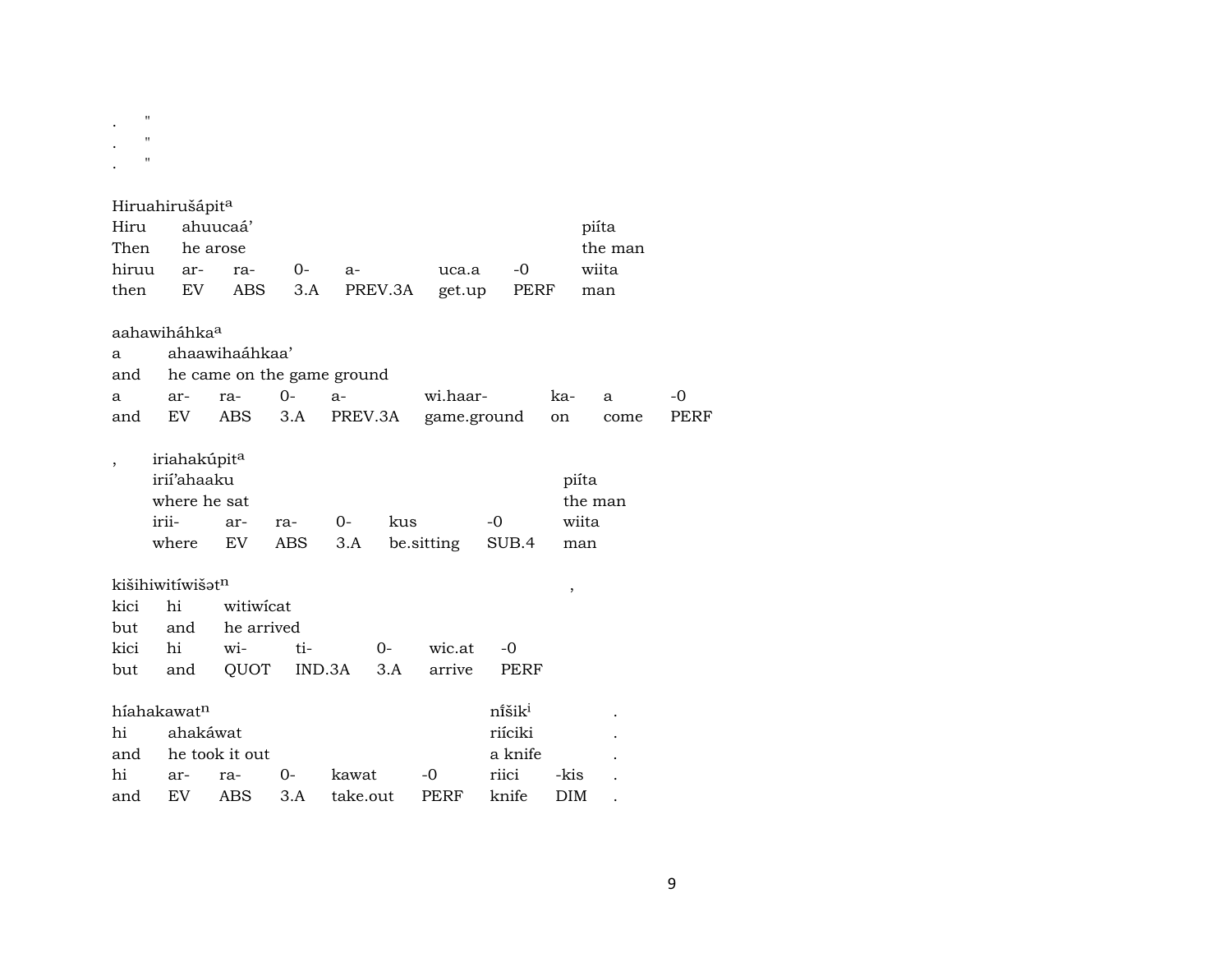. "
. "
. "

Hiruahirušápit[a]

| Hiru | ahuucaá' | | | | | | piíta |
|---|---|---|---|---|---|---|---|
| Then | he arose | | | | | | the man |
| hiruu | ar- | ra- | 0- | a- | uca.a | -0 | wiita |
| then | EV | ABS | 3.A | PREV.3A | get.up | PERF | man |

aahawiháhka[a]

| a | ahaawihaáhkaa' | | | | | | | |
|---|---|---|---|---|---|---|---|---|
| and | he came on the game ground | | | | | | | |
| a | ar- | ra- | 0- | a- | wi.haar- | ka- | a | -0 |
| and | EV | ABS | 3.A | PREV.3A | game.ground | on | come | PERF |

, iriahakúpit[a]

| irií'ahaaku | | | | | | piíta |
|---|---|---|---|---|---|---|
| where he sat | | | | | | the man |
| irii- | ar- | ra- | 0- | kus | -0 | wiita |
| where | EV | ABS | 3.A | be.sitting | SUB.4 | man |

kišihiwitíwišət[n] ,

| kici | hi | witiwícat | | | | |
|---|---|---|---|---|---|---|
| but | and | he arrived | | | | |
| kici | hi | wi- | ti- | 0- | wic.at | -0 |
| but | and | QUOT | IND.3A | 3.A | arrive | PERF |

híahakawat[n] ní̵šik[i] .

| hi | ahakáwat | | | | | riíciki | | . |
|---|---|---|---|---|---|---|---|---|
| and | he took it out | | | | | a knife | | . |
| hi | ar- | ra- | 0- | kawat | -0 | riici | -kis | . |
| and | EV | ABS | 3.A | take.out | PERF | knife | DIM | . |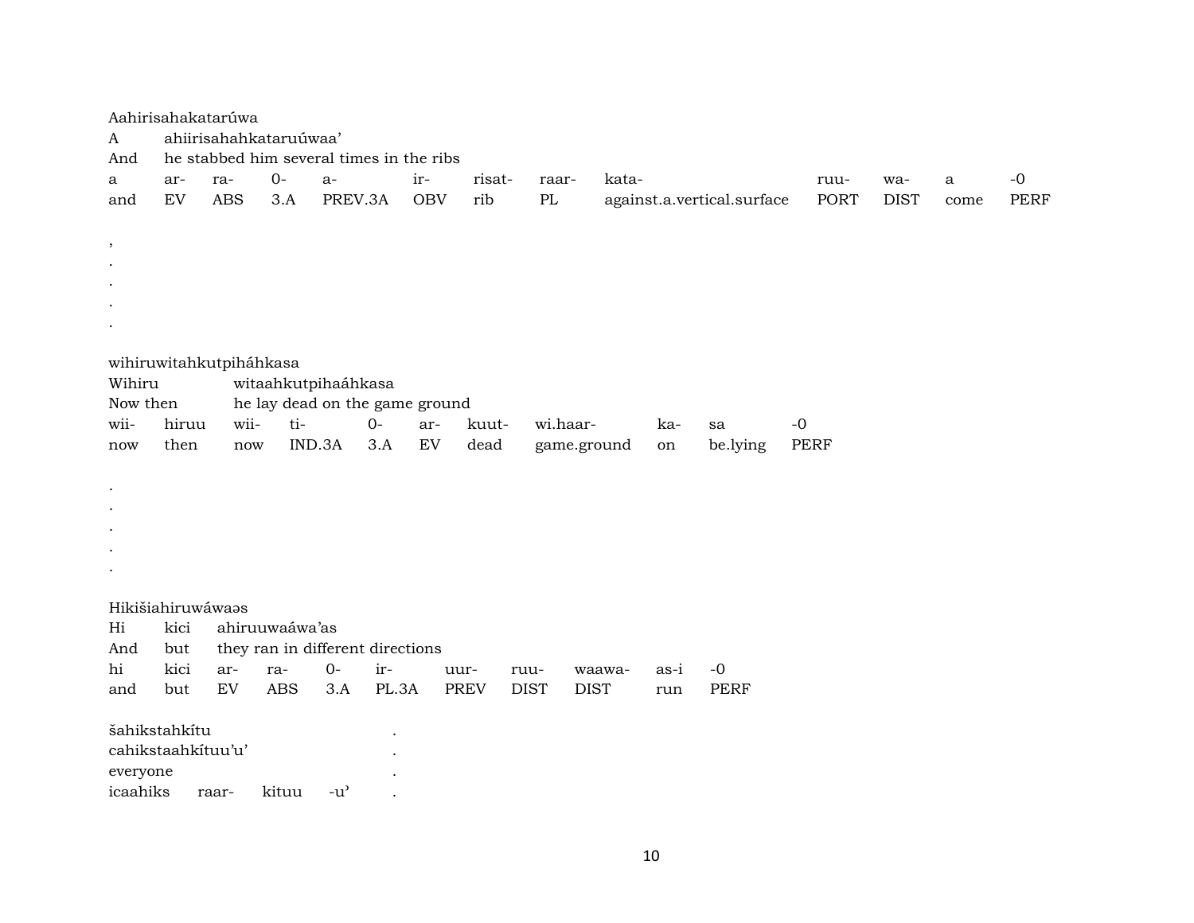Aahirisahakatarúwa

| A | ahiirisahahkataruúwaa' | | | | | | | | | | | |
|---|---|---|---|---|---|---|---|---|---|---|---|---|
| And | he stabbed him several times in the ribs | | | | | | | | | | | |
| a | ar- | ra- | 0- | a- | ir- | risat- | raar- | kata- | ruu- | wa- | a | -0 |
| and | EV | ABS | 3.A | PREV.3A | OBV | rib | PL | against.a.vertical.surface | PORT | DIST | come | PERF |

,
.
.
.
.

wihiruwitahkutpiháhkasa

| Wihiru | witaahkutpihaáhkasa | | | | | | | | |
|---|---|---|---|---|---|---|---|---|---|
| Now then | he lay dead on the game ground | | | | | | | | |
| wii- | hiruu | wii- | ti- | 0- | ar- | kuut- | wi.haar- | ka- | sa | -0 |
| now | then | now | IND.3A | 3.A | EV | dead | game.ground | on | be.lying | PERF |

.
.
.
.
.

Hikišiahiruwáwaəs

| Hi | kici | ahiruuwaáwa'as | | | | | | | | |
|---|---|---|---|---|---|---|---|---|---|---|
| And | but | they ran in different directions | | | | | | | | |
| hi | kici | ar- | ra- | 0- | ir- | uur- | ruu- | waawa- | as-i | -0 |
| and | but | EV | ABS | 3.A | PL.3A | PREV | DIST | DIST | run | PERF |

| šahikstahkítu | | | | . |
|---|---|---|---|---|
| cahikstaahkítuu'u' | | | | . |
| everyone | | | | . |
| icaahiks | raar- | kituu | -u' | . |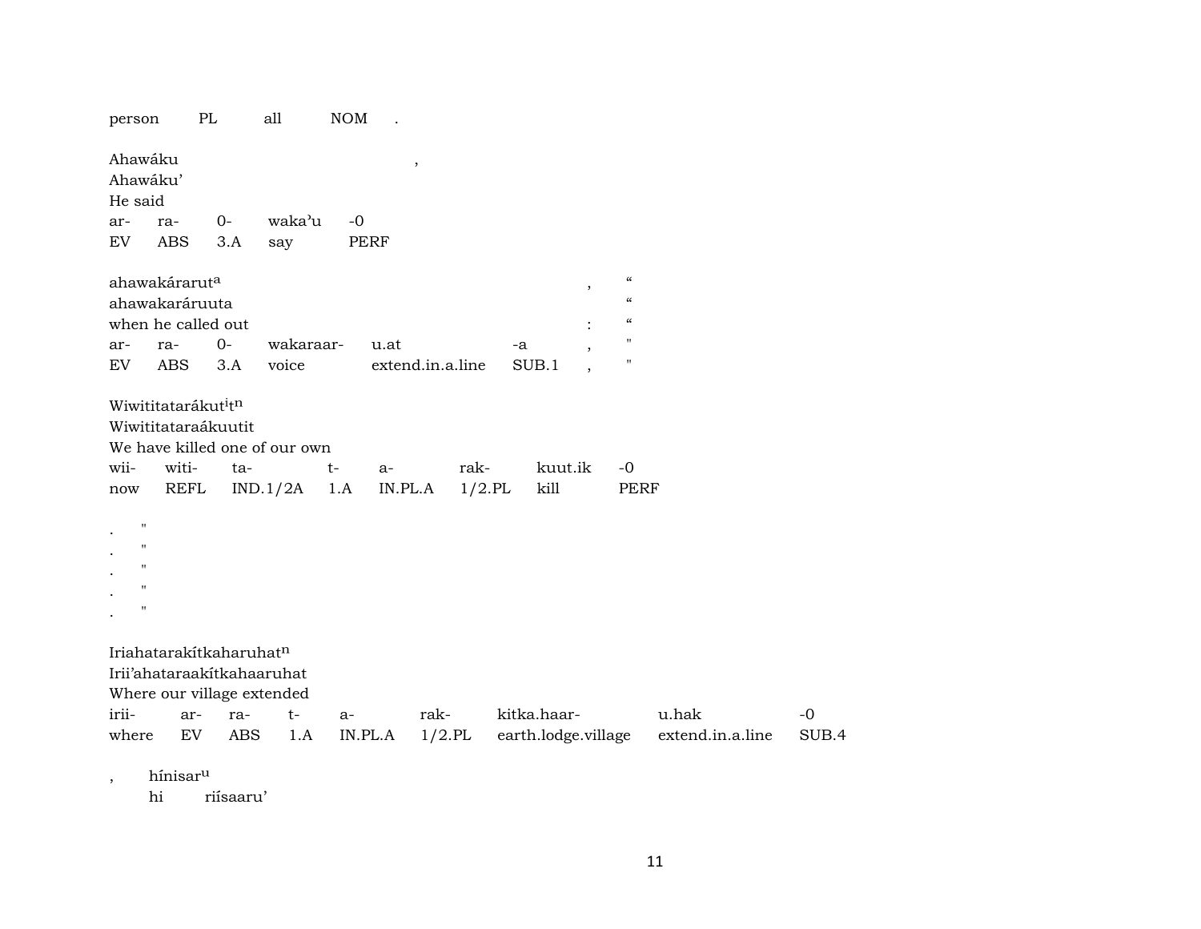person PL all NOM .

Ahawáku ,
Ahawáku'
He said

| ar- | ra- | 0- | waka'u | -0 |
|---|---|---|---|---|
| EV | ABS | 3.A | say | PERF |

ahawakárarut$^{a}$ , "
ahawakaráruuta "
when he called out : "

| ar- | ra- | 0- | wakaraar- | u.at | -a | , | " |
|---|---|---|---|---|---|---|---|
| EV | ABS | 3.A | voice | extend.in.a.line | SUB.1 | , | " |

Wiwititatarákut$^{i}$t$^{n}$
Wiwititataraákuutit
We have killed one of our own

| wii- | witi- | ta- | t- | a- | rak- | kuut.ik | -0 |
|---|---|---|---|---|---|---|---|
| now | REFL | IND.1/2A | 1.A | IN.PL.A | 1/2.PL | kill | PERF |

. "
. "
. "
. "
. "

Iriahatarakítkaharuhat$^{n}$
Irii'ahataraakítkahaaruhat
Where our village extended

| irii- | ar- | ra- | t- | a- | rak- | kitka.haar- | u.hak | -0 |
|---|---|---|---|---|---|---|---|---|
| where | EV | ABS | 1.A | IN.PL.A | 1/2.PL | earth.lodge.village | extend.in.a.line | SUB.4 |

, hínisar$^{u}$
hi riísaaru'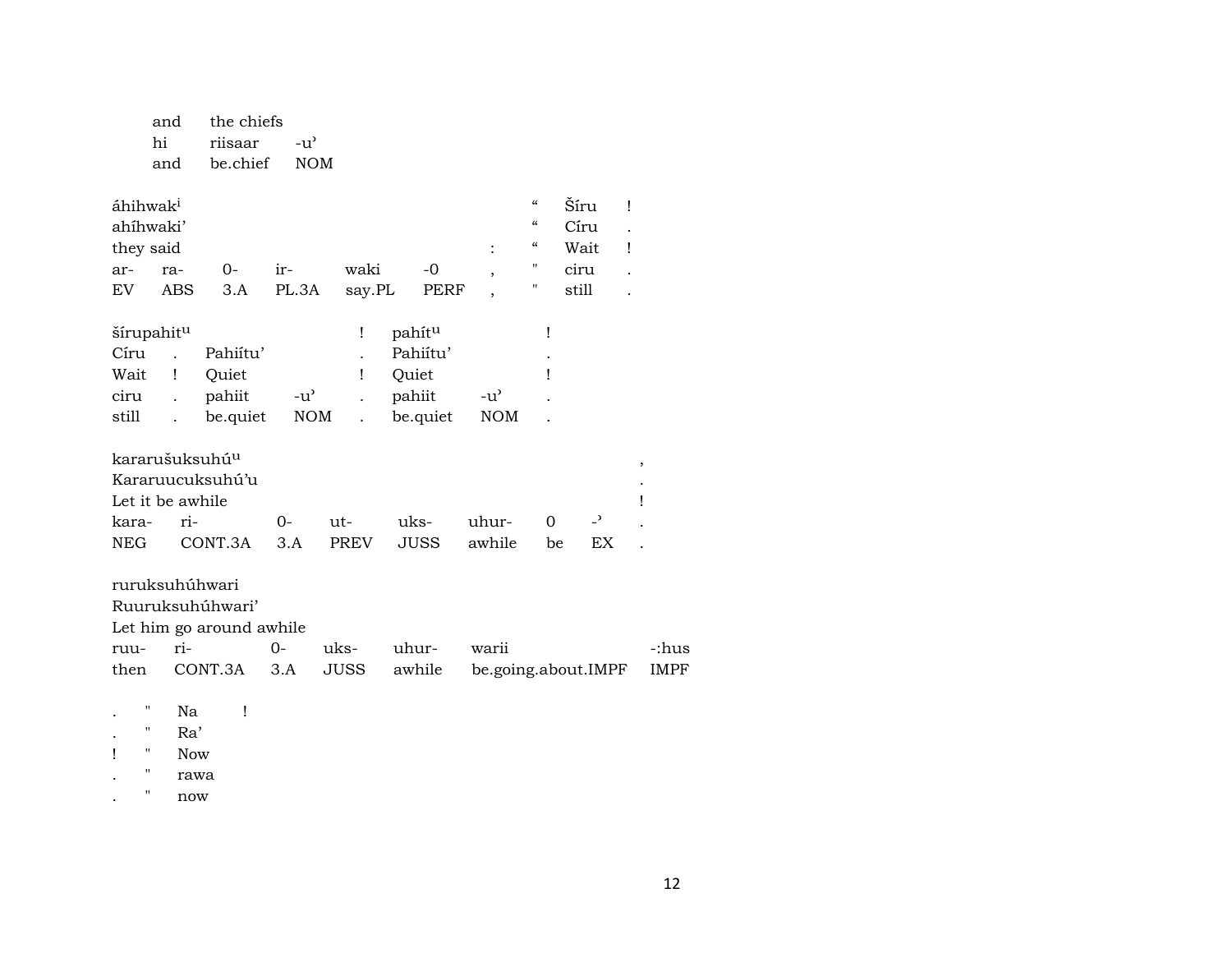| | and | the chiefs | |
|---|---|---|---|
| | hi | riisaar | -u’ |
| | and | be.chief | NOM |

| áhihwak[i] | | | | | | | “ | Šíru | ! |
|---|---|---|---|---|---|---|---|---|---|
| ahíhwaki’ | | | | | | | “ | Círu | . |
| they said | | | | | | : | “ | Wait | ! |
| ar- | ra- | 0- | ir- | waki | -0 | , | " | ciru | . |
| EV | ABS | 3.A | PL.3A | say.PL | PERF | , | " | still | . |

| šírupahit[u] | | | | ! | pahít[u] | | ! |
|---|---|---|---|---|---|---|---|
| Círu | . | Pahiítu’ | | . | Pahiítu’ | | . |
| Wait | ! | Quiet | | ! | Quiet | | ! |
| ciru | . | pahiit | -u’ | . | pahiit | -u’ | . |
| still | . | be.quiet | NOM | . | be.quiet | NOM | . |

| kararušuksuhú[u] | | | | | | | | , |
|---|---|---|---|---|---|---|---|---|
| Kararuucuksuhú’u | | | | | | | | . |
| Let it be awhile | | | | | | | | ! |
| kara- | ri- | 0- | ut- | uks- | uhur- | 0 | -’ | . |
| NEG | CONT.3A | 3.A | PREV | JUSS | awhile | be | EX | . |

| ruruksuhúhwari | | | | | | |
|---|---|---|---|---|---|---|
| Ruuruksuhúhwari’ | | | | | | |
| Let him go around awhile | | | | | | |
| ruu- | ri- | 0- | uks- | uhur- | warii | -:hus |
| then | CONT.3A | 3.A | JUSS | awhile | be.going.about.IMPF | IMPF |

| . | " | Na | ! |
|---|---|---|---|
| . | " | Ra’ | |
| ! | " | Now | |
| . | " | rawa | |
| . | " | now | |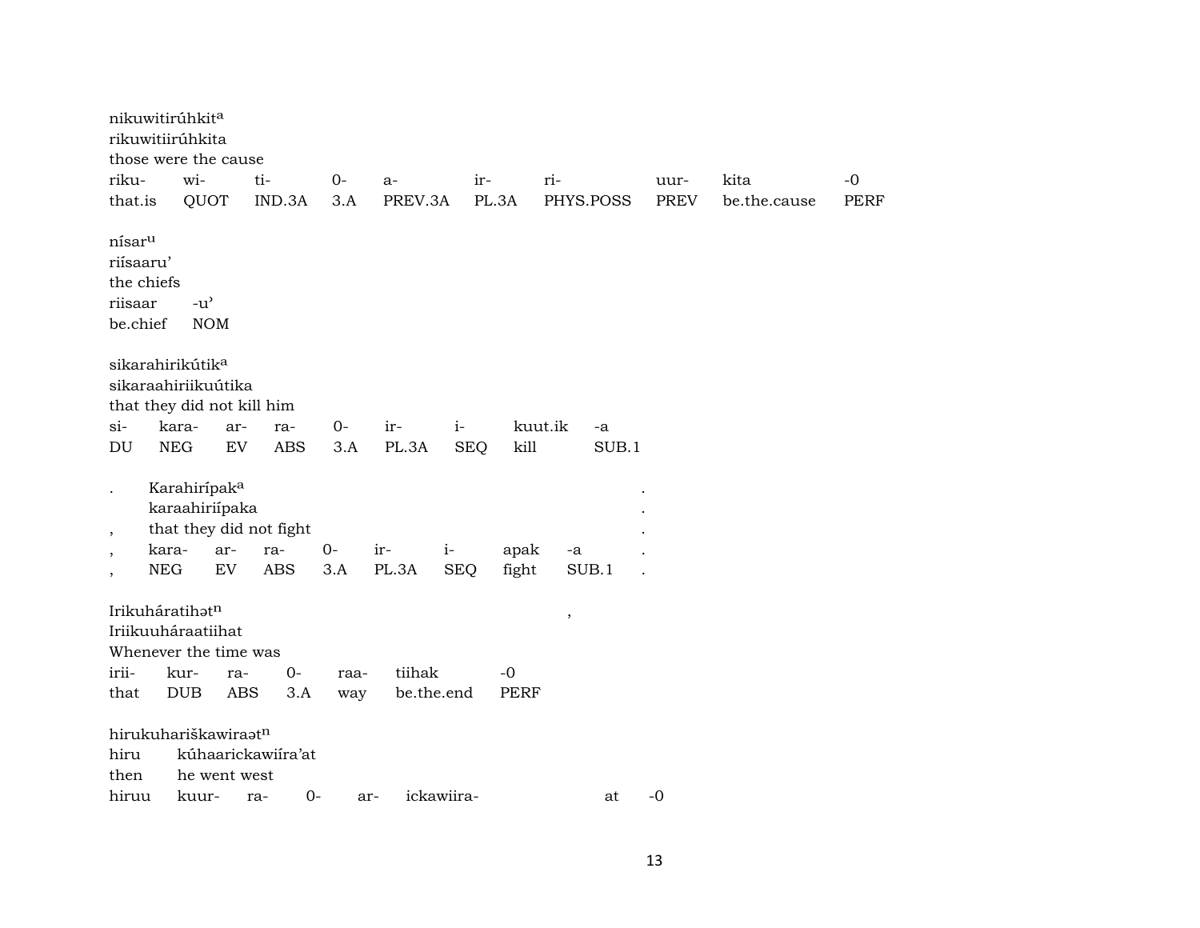nikuwitirúhkit[a]
rikuwitiirúhkita
those were the cause

| riku- | wi- | ti- | 0- | a- | ir- | ri- | uur- | kita | -0 |
|---|---|---|---|---|---|---|---|---|---|
| that.is | QUOT | IND.3A | 3.A | PREV.3A | PL.3A | PHYS.POSS | PREV | be.the.cause | PERF |

nísar[u]
riísaaru'
the chiefs

| riisaar | -u' |
|---|---|
| be.chief | NOM |

sikarahirikútik[a]
sikaraahiriikuútika
that they did not kill him

| si- | kara- | ar- | ra- | 0- | ir- | i- | kuut.ik | -a |
|---|---|---|---|---|---|---|---|---|
| DU | NEG | EV | ABS | 3.A | PL.3A | SEQ | kill | SUB.1 |

. Karahirípak[a] .
karaahiriípaka .
, that they did not fight .

| , | kara- | ar- | ra- | 0- | ir- | i- | apak | -a | . |
|---|---|---|---|---|---|---|---|---|---|
| , | NEG | EV | ABS | 3.A | PL.3A | SEQ | fight | SUB.1 | . |

Irikuháratihət[n] ,
Iriikuuháraatiihat
Whenever the time was

| irii- | kur- | ra- | 0- | raa- | tiihak | -0 |
|---|---|---|---|---|---|---|
| that | DUB | ABS | 3.A | way | be.the.end | PERF |

hirukuhariškawiraət[n]
hiru kúhaarickawiíra'at
then he went west

| hiruu | kuur- | ra- | 0- | ar- | ickawiira- | at | -0 |
|---|---|---|---|---|---|---|---|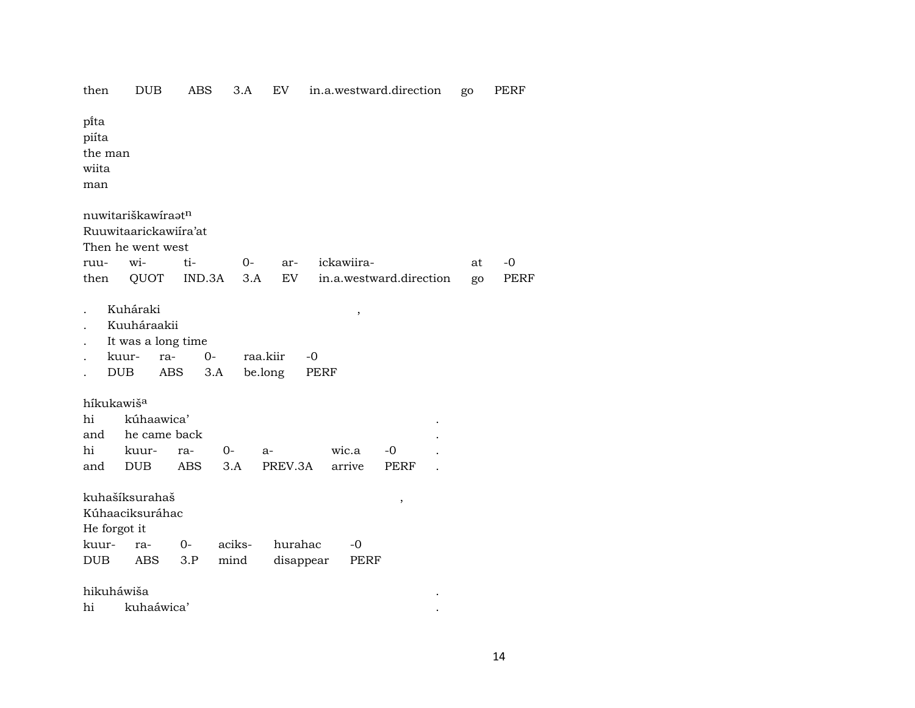then DUB ABS 3.A EV in.a.westward.direction go PERF

pĩta
piíta
the man
wiita
man

nuwitariškawíraət$^{n}$
Ruuwitaarickawiíra'at
Then he went west

| ruu- | wi- | ti- | 0- | ar- | ickawiira- | at | -0 |
|---|---|---|---|---|---|---|---|
| then | QUOT | IND.3A | 3.A | EV | in.a.westward.direction | go | PERF |

. Kuháraki ,
. Kuuháraakii
. It was a long time

| . | kuur- | ra- | 0- | raa.kiir | -0 |
|---|---|---|---|---|---|
| . | DUB | ABS | 3.A | be.long | PERF |

híkukawiš$^{a}$

| hi | kúhaawica' | | | | | .|
|---|---|---|---|---|---|---|
| and | he came back | | | | | . |
| hi | kuur- | ra- | 0- | a- | wic.a | -0 . |
| and | DUB | ABS | 3.A | PREV.3A | arrive | PERF . |

kuhašíksurahaš ,
Kúhaaciksuráhac
He forgot it

| kuur- | ra- | 0- | aciks- | hurahac | -0 |
|---|---|---|---|---|---|
| DUB | ABS | 3.P | mind | disappear | PERF |

hikuháwiša .
hi kuhaáwica' .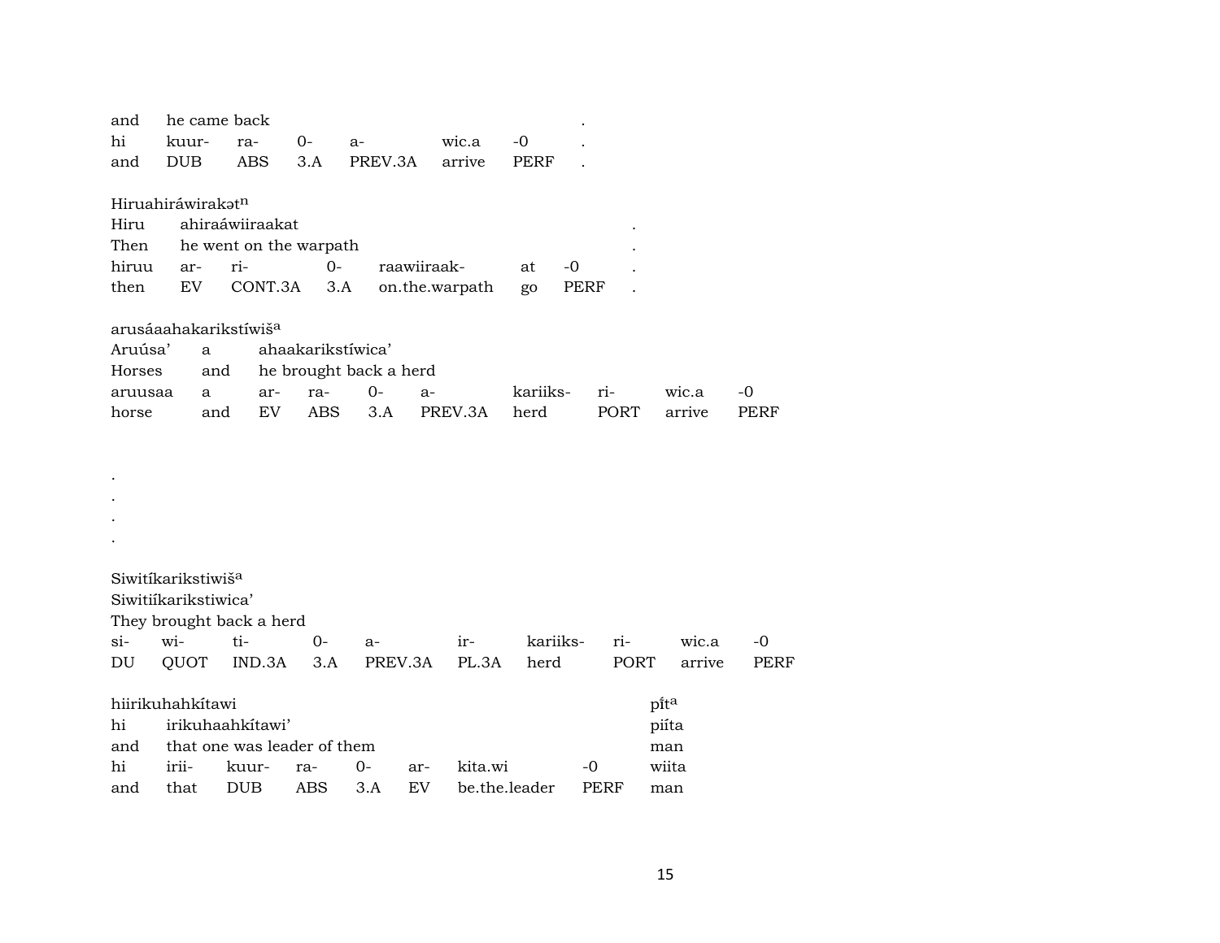| and | he came back | | | | | | . |
|---|---|---|---|---|---|---|---|
| hi | kuur- | ra- | 0- | a- | wic.a | -0 | . |
| and | DUB | ABS | 3.A | PREV.3A | arrive | PERF | . |

Hiruahiráwirakətⁿ

| Hiru | ahiraáwiiraakat | | | | | | . |
|---|---|---|---|---|---|---|---|
| Then | he went on the warpath | | | | | | . |
| hiruu | ar- | ri- | 0- | raawiiraak- | at | -0 | . |
| then | EV | CONT.3A | 3.A | on.the.warpath | go | PERF | . |

arusáaahakarikstíwiš[a]

| Aruúsa’ | a | ahaakarikstíwica’ | | | | | | |
|---|---|---|---|---|---|---|---|---|
| Horses | and | he brought back a herd | | | | | | |
| aruusaa | a | ar- | ra- | 0- | a- | kariiks- | ri- | wic.a | -0 |
| horse | and | EV | ABS | 3.A | PREV.3A | herd | PORT | arrive | PERF |

.
.
.
.

Siwitíkarikstiwiš[a]

Siwitiíkarikstiwica’

They brought back a herd

| si- | wi- | ti- | 0- | a- | ir- | kariiks- | ri- | wic.a | -0 |
|---|---|---|---|---|---|---|---|---|---|
| DU | QUOT | IND.3A | 3.A | PREV.3A | PL.3A | herd | PORT | arrive | PERF |

hiirikuhahkítawi pít[a]

| hi | irikuhaahkítawi’ | | | | | | | piíta |
|---|---|---|---|---|---|---|---|---|
| and | that one was leader of them | | | | | | | man |
| hi | irii- | kuur- | ra- | 0- | ar- | kita.wi | -0 | wiita |
| and | that | DUB | ABS | 3.A | EV | be.the.leader | PERF | man |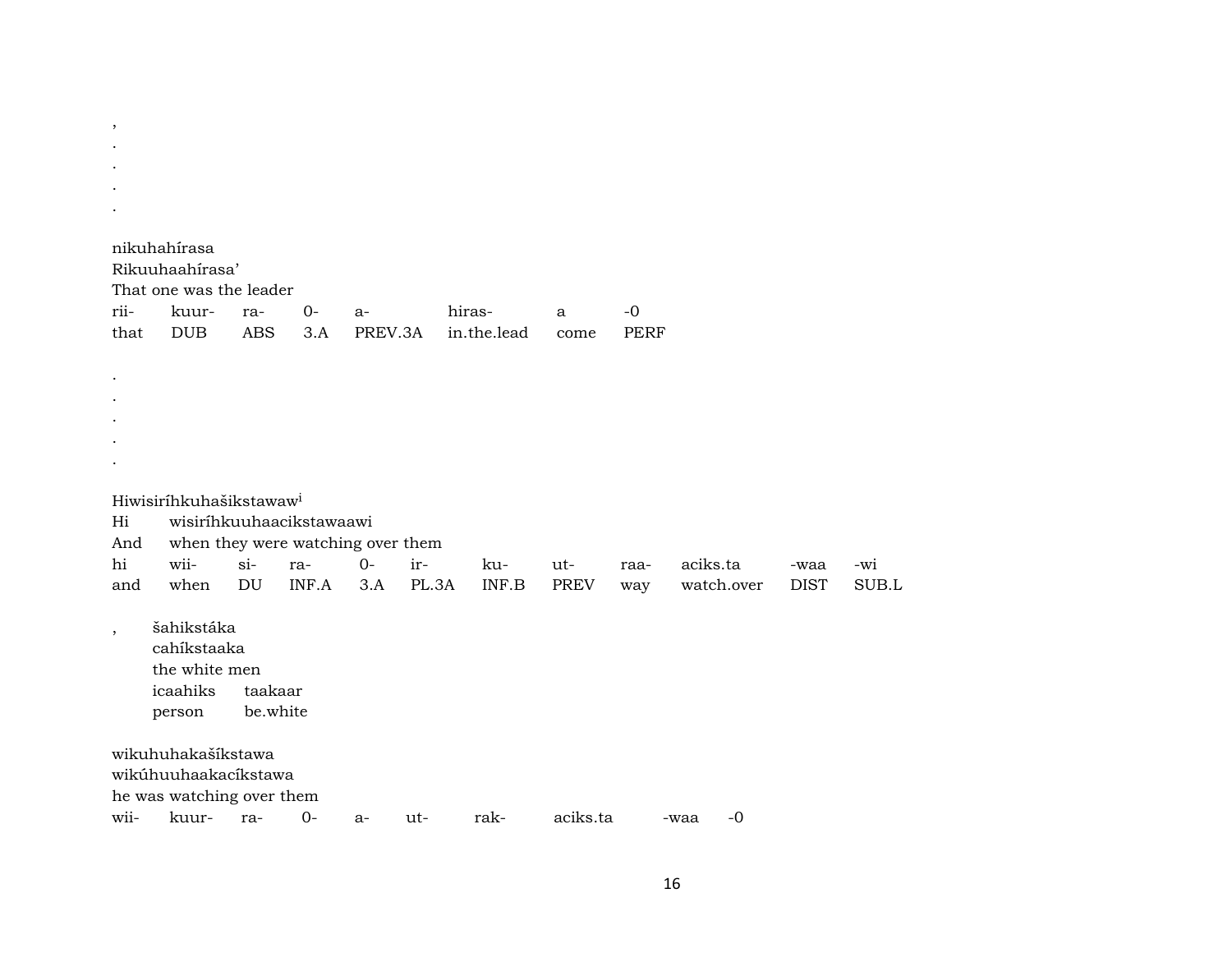,
.
.
.
.

nikuhahírasa
Rikuuhaahírasa’
That one was the leader

| rii- | kuur- | ra- | 0- | a- | hiras- | a | -0 |
|---|---|---|---|---|---|---|---|
| that | DUB | ABS | 3.A | PREV.3A | in.the.lead | come | PERF |

.
.
.
.
.

Hiwisiríhkuhašikstawaw[i]
Hi wisiríhkuuhaacikstawaawi
And when they were watching over them

| hi | wii- | si- | ra- | 0- | ir- | ku- | ut- | raa- | aciks.ta | -waa | -wi |
|---|---|---|---|---|---|---|---|---|---|---|---|
| and | when | DU | INF.A | 3.A | PL.3A | INF.B | PREV | way | watch.over | DIST | SUB.L |

, šahikstáka
cahíkstaaka
the white men

| icaahiks | taakaar |
|---|---|
| person | be.white |

wikuhuhakašíkstawa
wikúhuuhaakacíkstawa
he was watching over them

| wii- | kuur- | ra- | 0- | a- | ut- | rak- | aciks.ta | -waa | -0 |
|---|---|---|---|---|---|---|---|---|---|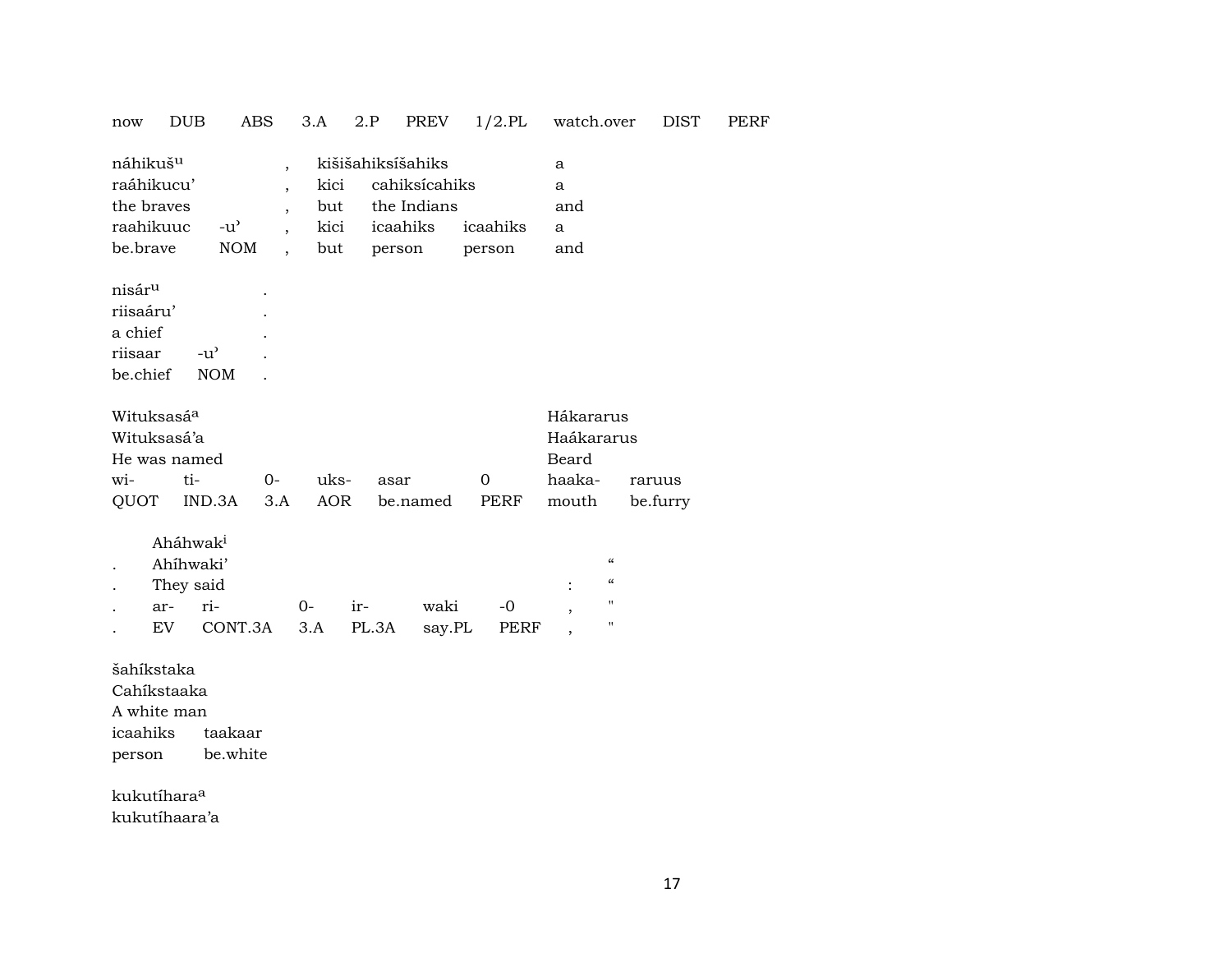| now | DUB | ABS | 3.A | 2.P | PREV | 1/2.PL | watch.over | DIST | PERF |
|---|---|---|---|---|---|---|---|---|---|

| náhikuš[u] | | , | kišišahiksíšahiks | | | a |
|---|---|---|---|---|---|---|
| raáhikucu’ | | , | kici | cahiksícahiks | | a |
| the braves | | , | but | the Indians | | and |
| raahikuuc | -u’ | , | kici | icaahiks | icaahiks | a |
| be.brave | NOM | , | but | person | person | and |

| nisár[u] | | . |
|---|---|---|
| riisaáru’ | | . |
| a chief | | . |
| riisaar | -u’ | . |
| be.chief | NOM | . |

| Wituksasá[a] | | | | | | Hákararus | |
|---|---|---|---|---|---|---|---|
| Wituksasá’a | | | | | | Haákararus | |
| He was named | | | | | | Beard | |
| wi- | ti- | 0- | uks- | asar | 0 | haaka- | raruus |
| QUOT | IND.3A | 3.A | AOR | be.named | PERF | mouth | be.furry |

| | Aháhwak[i] | | | | | | | |
|---|---|---|---|---|---|---|---|---|
| . | Ahíhwaki’ | | | | | | | “ |
| . | They said | | | | | | : | “ |
| . | ar- | ri- | 0- | ir- | waki | -0 | , | " |
| . | EV | CONT.3A | 3.A | PL.3A | say.PL | PERF | , | " |

| šahíkstaka | |
|---|---|
| Cahíkstaaka | |
| A white man | |
| icaahiks | taakaar |
| person | be.white |

kukutíhara[a]
kukutíhaara’a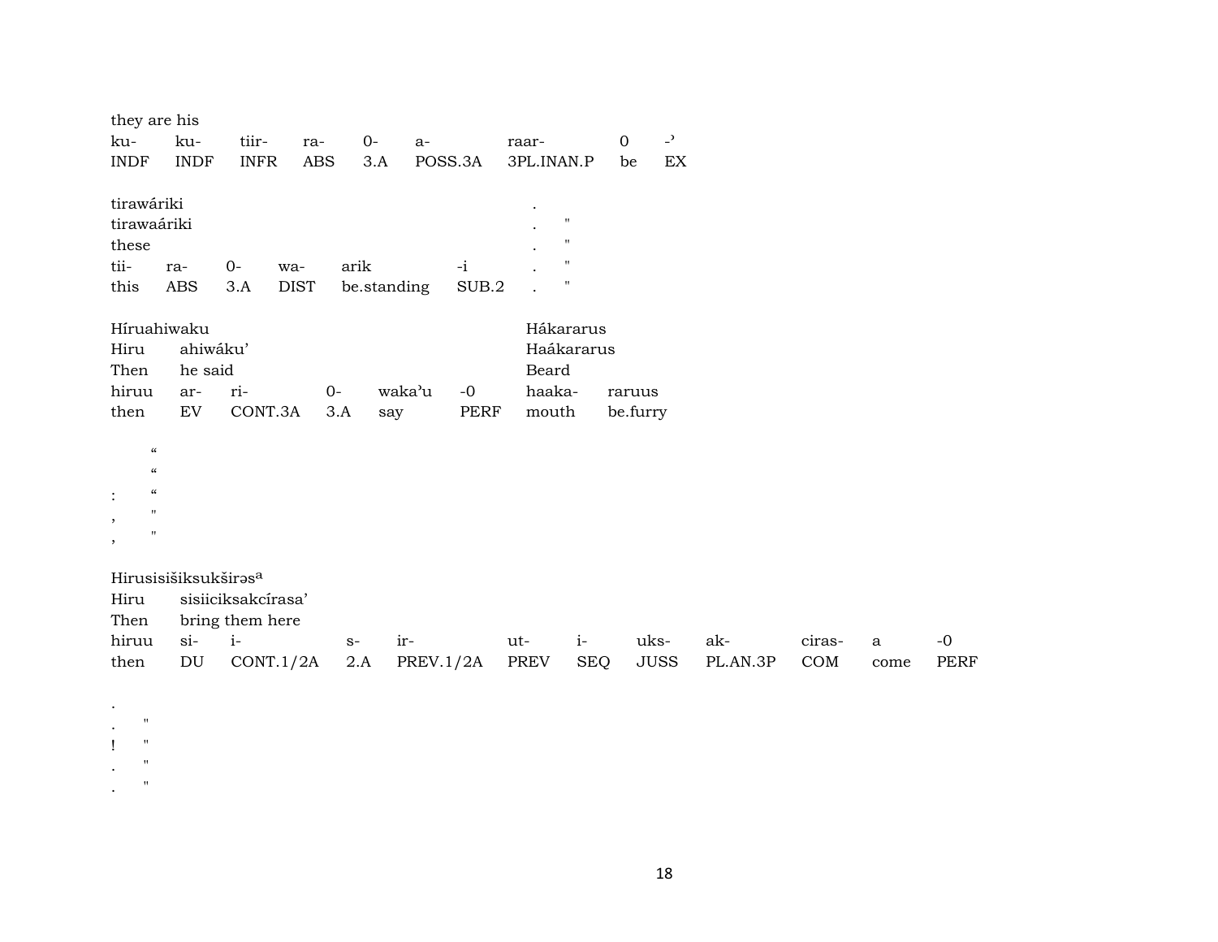they are his

| ku- | ku- | tiir- | ra- | 0- | a- | raar- | 0 | -ʾ |
|---|---|---|---|---|---|---|---|---|
| INDF | INDF | INFR | ABS | 3.A | POSS.3A | 3PL.INAN.P | be | EX |

tirawáriki .
tirawaáriki . "
these . "

| tii- | ra- | 0- | wa- | arik | -i | . | " |
|---|---|---|---|---|---|---|---|
| this | ABS | 3.A | DIST | be.standing | SUB.2 | . | " |

Híruahiwaku Hákararus
Hiru ahiwáku' Haákararus
Then he said Beard

| hiruu | ar- | ri- | 0- | waka'u | -0 | haaka- | raruus |
|---|---|---|---|---|---|---|---|
| then | EV | CONT.3A | 3.A | say | PERF | mouth | be.furry |

"
"
: "
, "
, "

Hirusisišiksukširəs[a]
Hiru sisiiciksakcírasa'
Then bring them here

| hiruu | si- | i- | s- | ir- | ut- | i- | uks- | ak- | ciras- | a | -0 |
|---|---|---|---|---|---|---|---|---|---|---|---|
| then | DU | CONT.1/2A | 2.A | PREV.1/2A | PREV | SEQ | JUSS | PL.AN.3P | COM | come | PERF |

.
. "
! "
. "
. "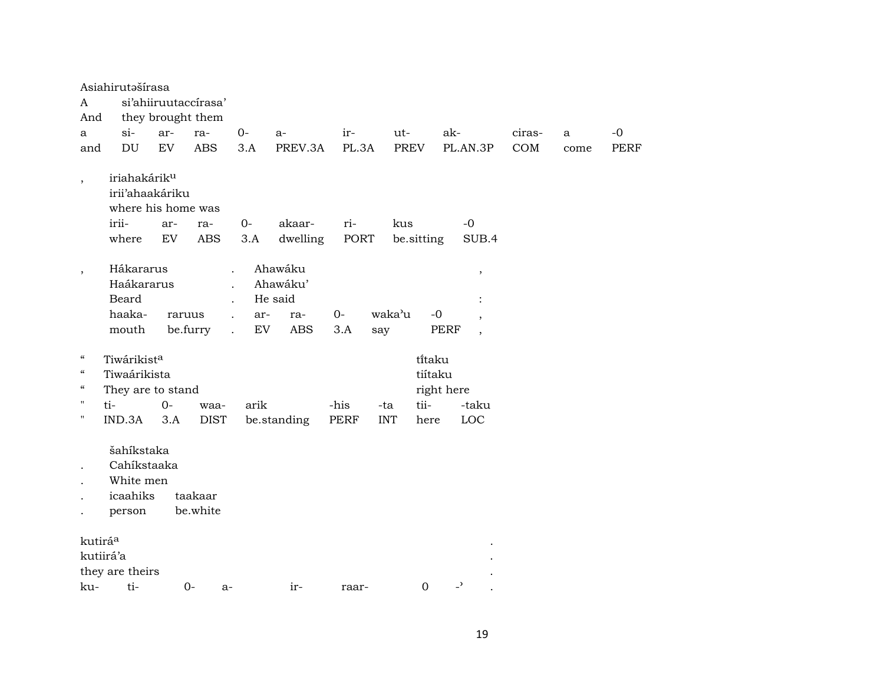Asiahirutəšírasa
A si'ahiiruutaccírasa'
And they brought them

| a | si- | ar- | ra- | 0- | a- | ir- | ut- | ak- | ciras- | a | -0 |
|---|---|---|---|---|---|---|---|---|---|---|---|
| and | DU | EV | ABS | 3.A | PREV.3A | PL.3A | PREV | PL.AN.3P | COM | come | PERF |

, iriahakárik[u]
iirii'ahaakáriku
where his home was

| irii- | ar- | ra- | 0- | akaar- | ri- | kus | -0 |
|---|---|---|---|---|---|---|---|
| where | EV | ABS | 3.A | dwelling | PORT | be.sitting | SUB.4 |

| , | Hákararus | | . | Ahawáku | | | | | , |
|---|---|---|---|---|---|---|---|---|---|
| | Haákararus | | . | Ahawáku' | | | | | |
| | Beard | | . | He said | | | | | : |
| | haaka- | raruus | . | ar- | ra- | 0- | waka'u | -0 | , |
| | mouth | be.furry | . | EV | ABS | 3.A | say | PERF | , |

| " | Tiwárikist[a] | | | | | | tĩtaku | |
|---|---|---|---|---|---|---|---|---|
| " | Tiwaárikista | | | | | | tiítaku | |
| " | They are to stand | | | | | | right here | |
| " | ti- | 0- | waa- | arik | -his | -ta | tii- | -taku |
| " | IND.3A | 3.A | DIST | be.standing | PERF | INT | here | LOC |

šahíkstaka
. Cahíkstaaka
. White men

| . | icaahiks | taakaar |
|---|---|---|
| . | person | be.white |

kutirá[a] .
kutiirá'a .
they are theirs .

| ku- | ti- | 0- | a- | ir- | raar- | 0 | -' | . |
|---|---|---|---|---|---|---|---|---|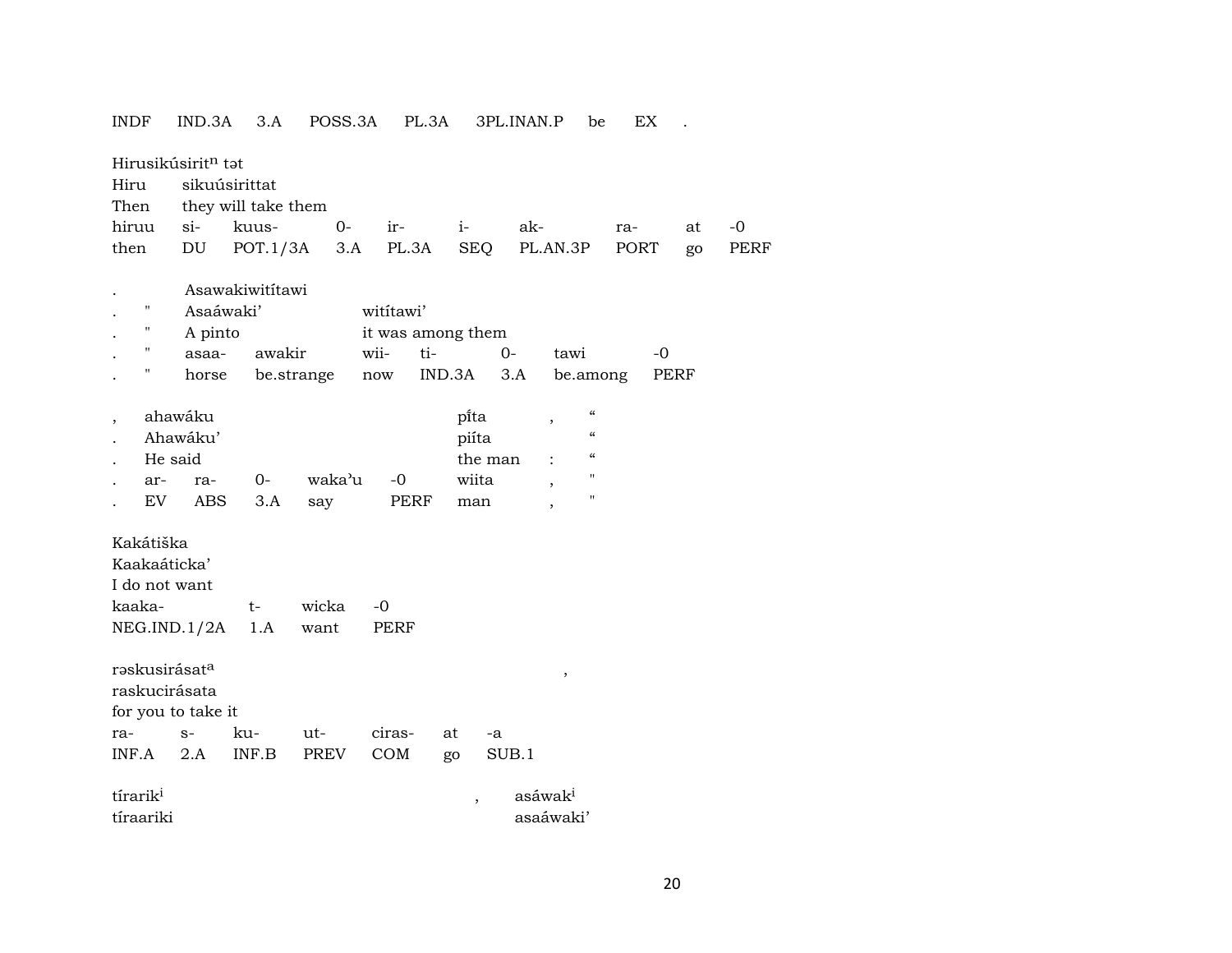INDF IND.3A 3.A POSS.3A PL.3A 3PL.INAN.P be EX .

Hirusikúsirit$^{n}$ tət
Hiru sikuúsirittat
Then they will take them

| hiruu | si- | kuus- | 0- | ir- | i- | ak- | ra- | at | -0 |
|---|---|---|---|---|---|---|---|---|---|
| then | DU | POT.1/3A | 3.A | PL.3A | SEQ | PL.AN.3P | PORT | go | PERF |

| . | | Asawakiwitítawi | | | | | |
|---|---|---|---|---|---|---|---|
| . | " | Asaáwaki' | | witítawi' | | | |
| . | " | A pinto | | it was among them | | | |
| . | " | asaa- | awakir | wii- | ti- | 0- | tawi | -0 |
| . | " | horse | be.strange | now | IND.3A | 3.A | be.among | PERF |

| , | ahawáku | | | | | pi̍ta | , | " |
|---|---|---|---|---|---|---|---|---|
| . | Ahawáku' | | | | | piíta | | " |
| . | He said | | | | | the man | : | " |
| . | ar- | ra- | 0- | waka'u | -0 | wiita | , | " |
| . | EV | ABS | 3.A | say | PERF | man | , | " |

Kakátiška
Kaakaáticka'
I do not want

| kaaka- | t- | wicka | -0 |
|---|---|---|---|
| NEG.IND.1/2A | 1.A | want | PERF |

rəskusirásat$^{a}$ ,
raskucirásata
for you to take it

| ra- | s- | ku- | ut- | ciras- | at | -a |
|---|---|---|---|---|---|---|
| INF.A | 2.A | INF.B | PREV | COM | go | SUB.1 |

tírarik$^{i}$ , asáwak$^{i}$
tíraariki asaáwaki'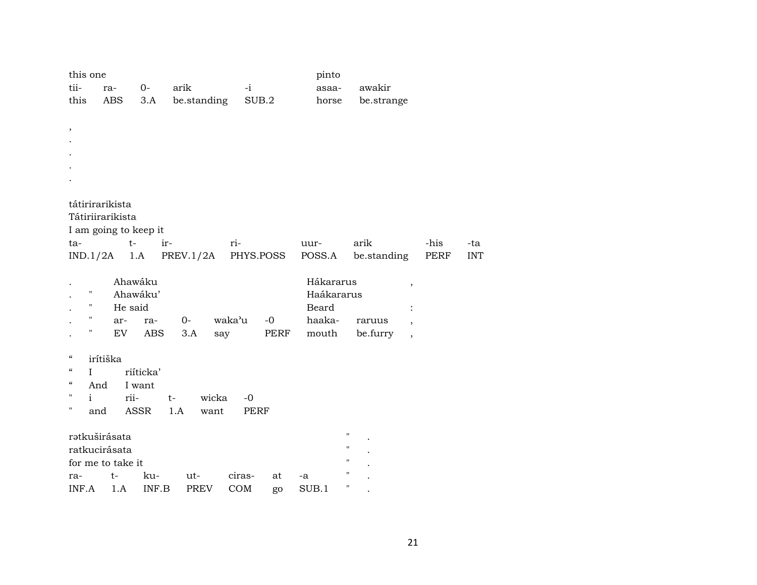| this one | | | | | pinto | |
|---|---|---|---|---|---|---|
| tii- | ra- | 0- | arik | -i | asaa- | awakir |
| this | ABS | 3.A | be.standing | SUB.2 | horse | be.strange |

,
.
.
.
.

| tátirirarikista | | | | | | | |
|---|---|---|---|---|---|---|---|
| Tátiriirarikista | | | | | | | |
| I am going to keep it | | | | | | | |
| ta- | t- | ir- | ri- | uur- | arik | -his | -ta |
| IND.1/2A | 1.A | PREV.1/2A | PHYS.POSS | POSS.A | be.standing | PERF | INT |

| . | | Ahawáku | | | | | Hákararus | | , |
|---|---|---|---|---|---|---|---|---|---|
| . | " | Ahawáku’ | | | | | Haákararus | | |
| . | " | He said | | | | | Beard | | : |
| . | " | ar- | ra- | 0- | waka’u | -0 | haaka- | raruus | , |
| . | " | EV | ABS | 3.A | say | PERF | mouth | be.furry | , |

| “ | irítiška | | | | |
|---|---|---|---|---|---|
| “ | I | riíticka’ | | | |
| “ | And | I want | | | |
| " | i | rii- | t- | wicka | -0 |
| " | and | ASSR | 1.A | want | PERF |

| rətkuširásata | | | | | | | " | . |
|---|---|---|---|---|---|---|---|---|
| ratkucirásata | | | | | | | " | . |
| for me to take it | | | | | | | " | . |
| ra- | t- | ku- | ut- | ciras- | at | -a | " | . |
| INF.A | 1.A | INF.B | PREV | COM | go | SUB.1 | " | . |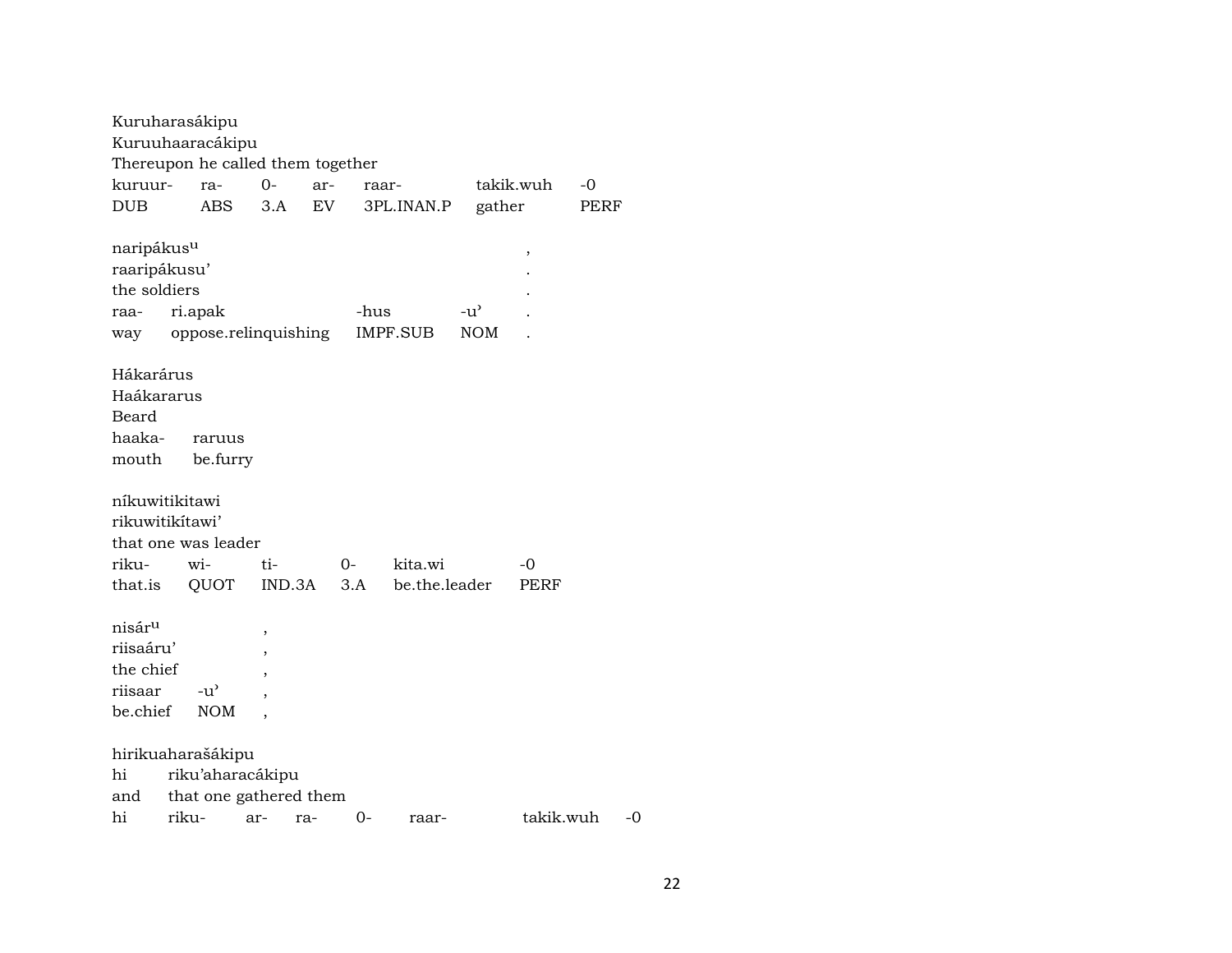Kuruharasákipu
Kuruuhaaracákipu
Thereupon he called them together

| kuruur- | ra- | 0- | ar- | raar- | takik.wuh | -0 |
|---|---|---|---|---|---|---|
| DUB | ABS | 3.A | EV | 3PL.INAN.P | gather | PERF |

naripákus^u ,
raaripákusu' .
the soldiers .

| raa- | ri.apak | -hus | -u' | . |
|---|---|---|---|---|
| way | oppose.relinquishing | IMPF.SUB | NOM | . |

Hákarárus
Haákararus
Beard

| haaka- | raruus |
|---|---|
| mouth | be.furry |

níkuwitikitawi
rikuwitikítawi'
that one was leader

| riku- | wi- | ti- | 0- | kita.wi | -0 |
|---|---|---|---|---|---|
| that.is | QUOT | IND.3A | 3.A | be.the.leader | PERF |

nisár^u ,
riisaáru' ,
the chief ,

| riisaar | -u' | , |
|---|---|---|
| be.chief | NOM | , |

hirikuaharašákipu
hi riku'aharacákipu
and that one gathered them

| hi | riku- | ar- | ra- | 0- | raar- | takik.wuh | -0 |
|---|---|---|---|---|---|---|---|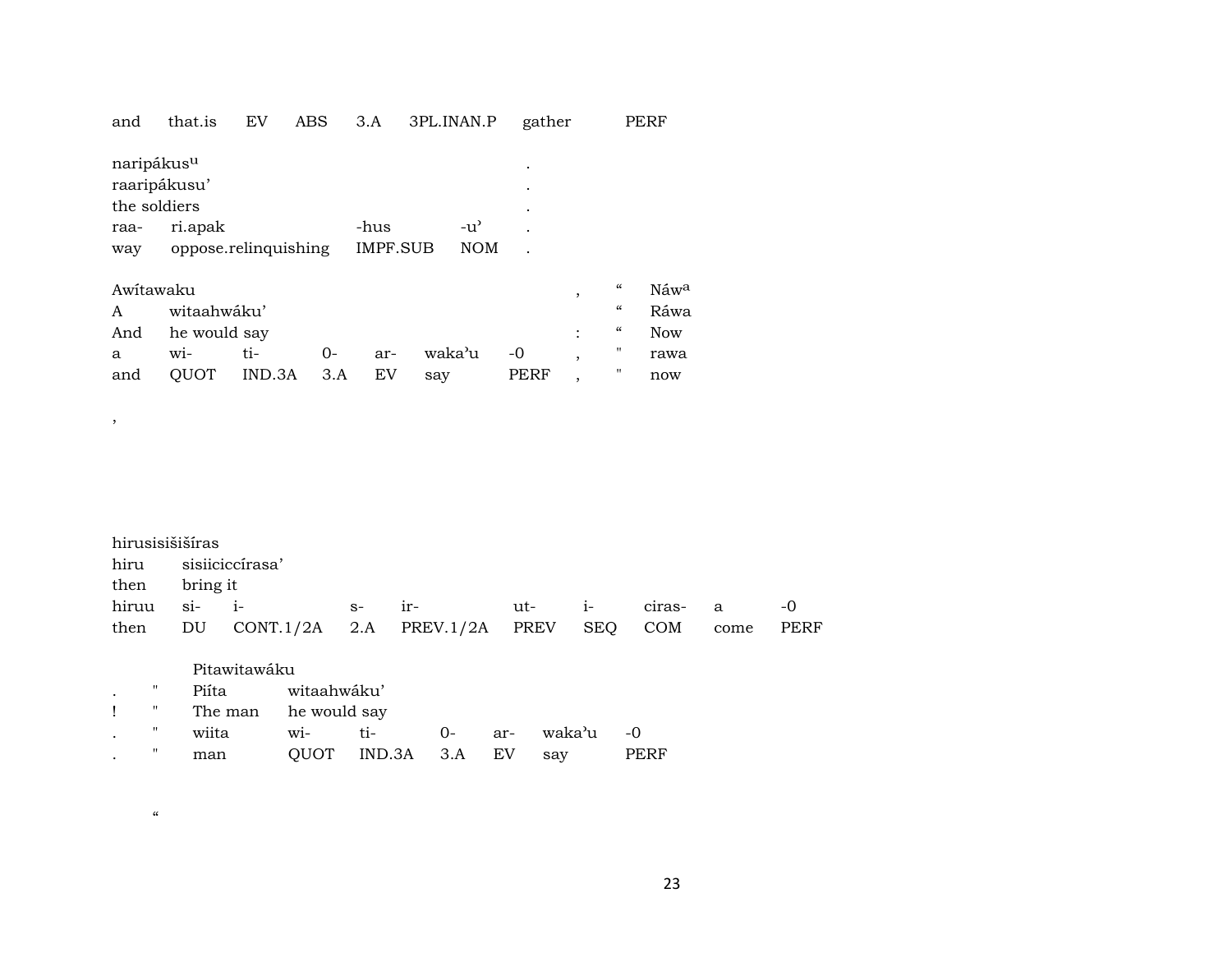| and | that.is | EV | ABS | 3.A | 3PL.INAN.P | gather | PERF |
|---|---|---|---|---|---|---|---|

| naripákus^u | | | | . |
|---|---|---|---|---|
| raaripákusu’ | | | | . |
| the soldiers | | | | . |
| raa- | ri.apak | -hus | -u’ | . |
| way | oppose.relinquishing | IMPF.SUB | NOM | . |

| Awítawaku | | | | | | | , | “ | Náw^a |
|---|---|---|---|---|---|---|---|---|---|
| A | witaahwáku’ | | | | | | | “ | Ráwa |
| And | he would say | | | | | | : | “ | Now |
| a | wi- | ti- | 0- | ar- | waka’u | -0 | , | " | rawa |
| and | QUOT | IND.3A | 3.A | EV | say | PERF | , | " | now |

,

| hirusisišišíras | | | | | | | | | |
|---|---|---|---|---|---|---|---|---|---|
| hiru | sisiiciccírasa’ | | | | | | | | |
| then | bring it | | | | | | | | |
| hiruu | si- | i- | s- | ir- | ut- | i- | ciras- | a | -0 |
| then | DU | CONT.1/2A | 2.A | PREV.1/2A | PREV | SEQ | COM | come | PERF |

| | | Pitawitawáku | | | | | | |
|---|---|---|---|---|---|---|---|---|
| . | " | Piíta | witaahwáku’ | | | | | |
| ! | " | The man | he would say | | | | | |
| . | " | wiita | wi- | ti- | 0- | ar- | waka’u | -0 |
| . | " | man | QUOT | IND.3A | 3.A | EV | say | PERF |

“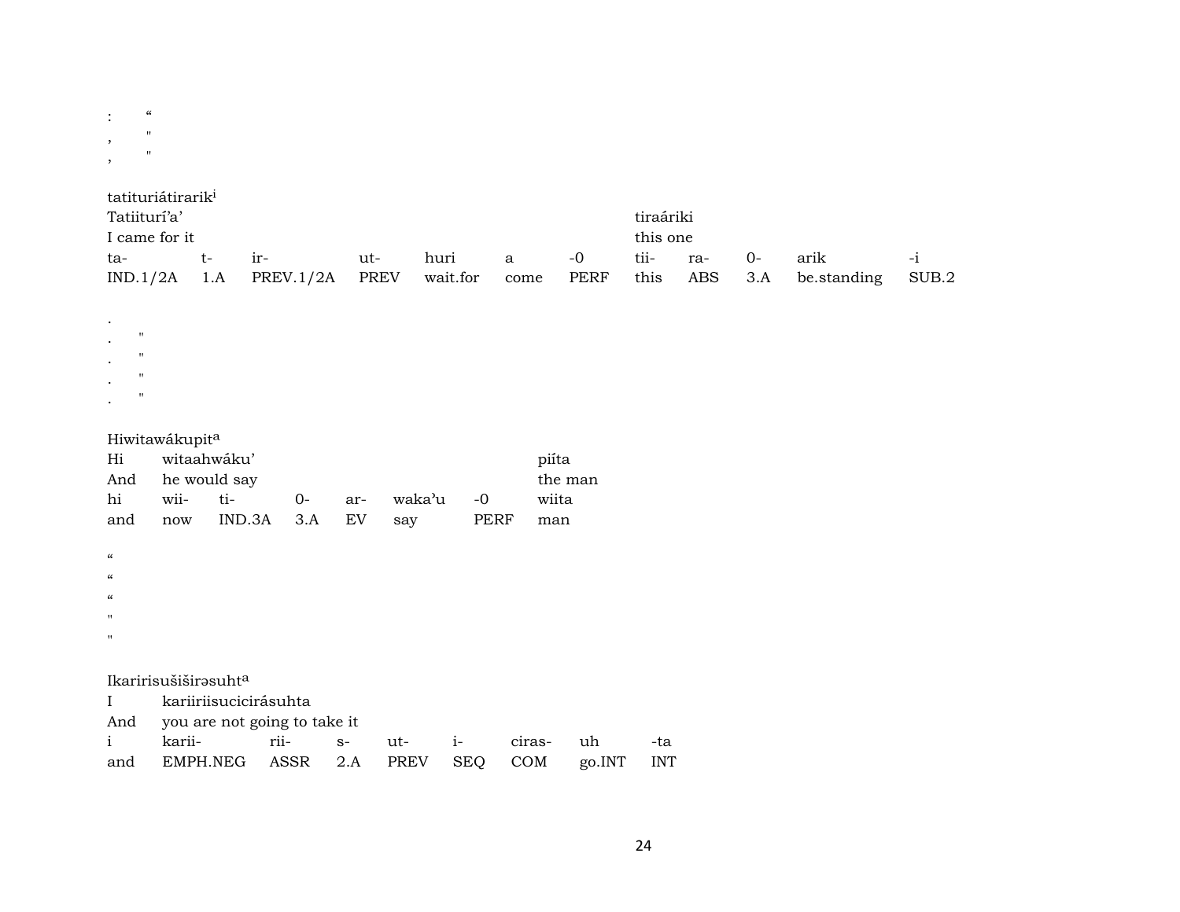: “
, "
, "

tatituriátirarik[i]

| Tatiiturí’a’ | | | | | | | tiraáriki | | | | |
|---|---|---|---|---|---|---|---|---|---|---|---|
| I came for it | | | | | | | this one | | | | |
| ta- | t- | ir- | ut- | huri | a | -0 | tii- | ra- | 0- | arik | -i |
| IND.1/2A | 1.A | PREV.1/2A | PREV | wait.for | come | PERF | this | ABS | 3.A | be.standing | SUB.2 |

.
. "
. "
. "
. "

Hiwitawákupit[a]

| Hi | witaahwáku’ | | | | | | piíta |
|---|---|---|---|---|---|---|---|
| And | he would say | | | | | | the man |
| hi | wii- | ti- | 0- | ar- | waka’u | -0 | wiita |
| and | now | IND.3A | 3.A | EV | say | PERF | man |

“
“
“
"
"

Ikaririsušiširəsuht[a]

| I | kariiriisucicirásuhta | | | | | | | |
|---|---|---|---|---|---|---|---|---|
| And | you are not going to take it | | | | | | | |
| i | karii- | rii- | s- | ut- | i- | ciras- | uh | -ta |
| and | EMPH.NEG | ASSR | 2.A | PREV | SEQ | COM | go.INT | INT |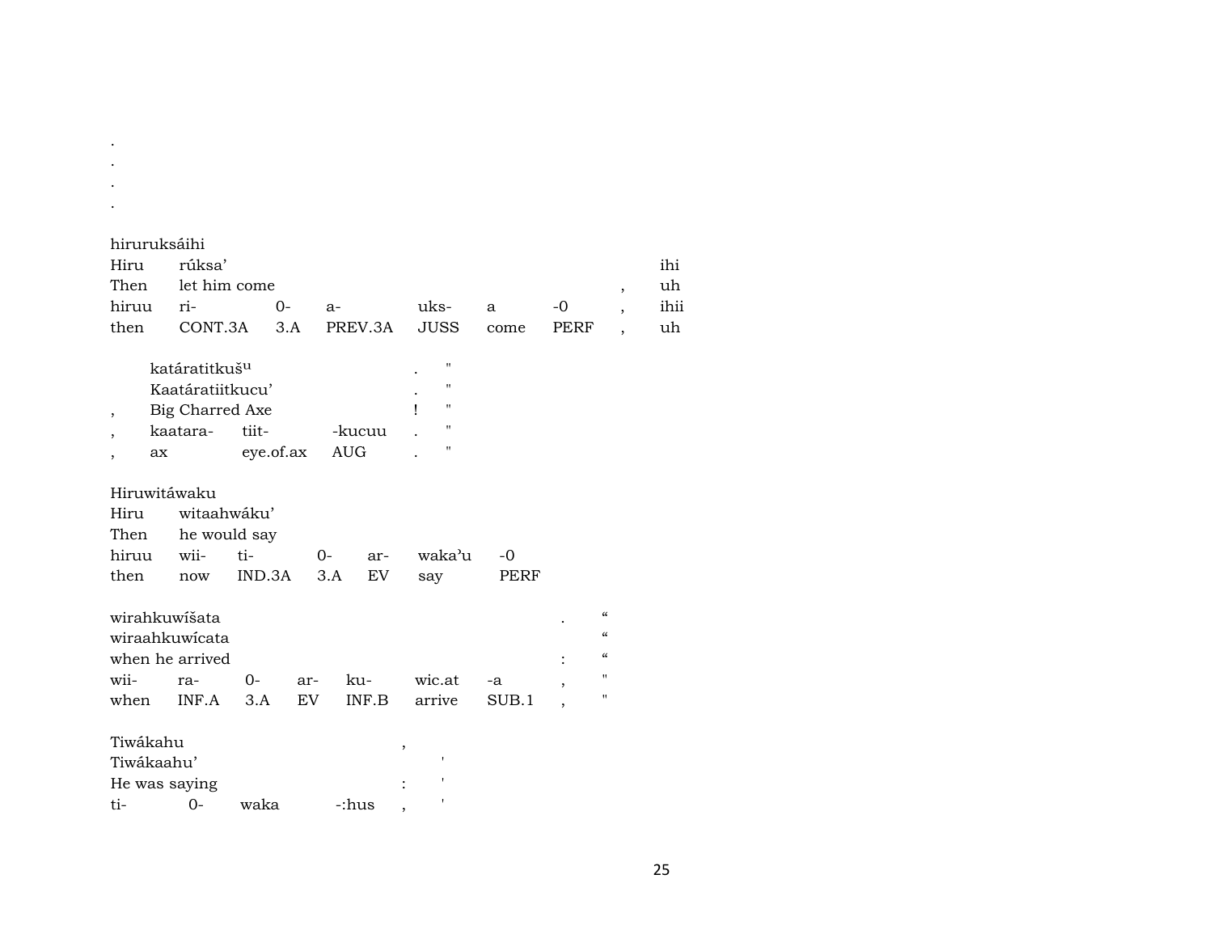.
.
.
.

hiruruksáihi

| Hiru | rúksa’ | | | | | | | ihi |
|---|---|---|---|---|---|---|---|---|
| Then | let him come | | | | | | , | uh |
| hiruu | ri- | 0- | a- | uks- | a | -0 | , | ihii |
| then | CONT.3A | 3.A | PREV.3A | JUSS | come | PERF | , | uh |

| | katáratitkuš[u] | | | . | " |
|---|---|---|---|---|---|
| | Kaatáratiitkucu’ | | | . | " |
| , | Big Charred Axe | | | ! | " |
| , | kaatara- | tiit- | -kucuu | . | " |
| , | ax | eye.of.ax | AUG | . | " |

Hiruwitáwaku

| Hiru | witaahwáku’ | | | | | |
|---|---|---|---|---|---|---|
| Then | he would say | | | | | |
| hiruu | wii- | ti- | 0- | ar- | waka’u | -0 |
| then | now | IND.3A | 3.A | EV | say | PERF |

| wirahkuwíšata | | | | | | | . | “ |
|---|---|---|---|---|---|---|---|---|
| wiraahkuwícata | | | | | | | | “ |
| when he arrived | | | | | | | : | “ |
| wii- | ra- | 0- | ar- | ku- | wic.at | -a | , | " |
| when | INF.A | 3.A | EV | INF.B | arrive | SUB.1 | , | " |

| Tiwákahu | | | | , | |
|---|---|---|---|---|---|
| Tiwákaahu’ | | | | | ' |
| He was saying | | | | : | ' |
| ti- | 0- | waka | -:hus | , | ' |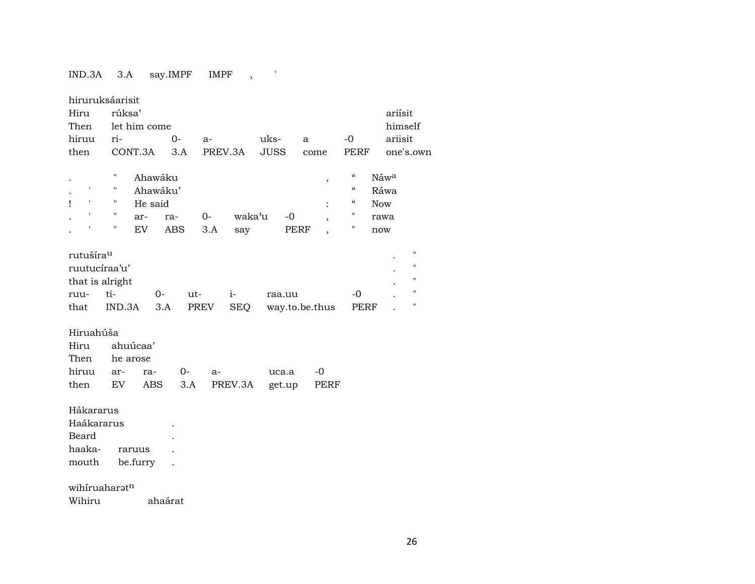| IND.3A | 3.A | say.IMPF | IMPF | , | ' |
|---|---|---|---|---|---|

hiruruksáarisit

| Hiru | rúksa’ | | | | | | ariísit |
|---|---|---|---|---|---|---|---|
| Then | let him come | | | | | | himself |
| hiruu | ri- | 0- | a- | uks- | a | -0 | ariisit |
| then | CONT.3A | 3.A | PREV.3A | JUSS | come | PERF | one's.own |

| . | | " | Ahawáku | | | | | , | “ | Náw^a |
|---|---|---|---|---|---|---|---|---|---|---|
| . | ' | " | Ahawáku’ | | | | | | “ | Ráwa |
| ! | ' | " | He said | | | | | : | “ | Now |
| . | ' | " | ar- | ra- | 0- | waka’u | -0 | , | " | rawa |
| . | ' | " | EV | ABS | 3.A | say | PERF | , | " | now |

| rutušíra^u | | | | | | | . | " |
|---|---|---|---|---|---|---|---|---|
| ruutucíraa’u’ | | | | | | | . | " |
| that is alright | | | | | | | . | " |
| ruu- | ti- | 0- | ut- | i- | raa.uu | -0 | . | " |
| that | IND.3A | 3.A | PREV | SEQ | way.to.be.thus | PERF | . | " |

Hiruahúša

| Hiru | ahuúcaa’ | | | | | |
|---|---|---|---|---|---|---|
| Then | he arose | | | | | |
| hiruu | ar- | ra- | 0- | a- | uca.a | -0 |
| then | EV | ABS | 3.A | PREV.3A | get.up | PERF |

Hákararus

| Haákararus | | . |
|---|---|---|
| Beard | | . |
| haaka- | raruus | . |
| mouth | be.furry | . |

wihíruaharət^n

| Wihiru | ahaárat |
|---|---|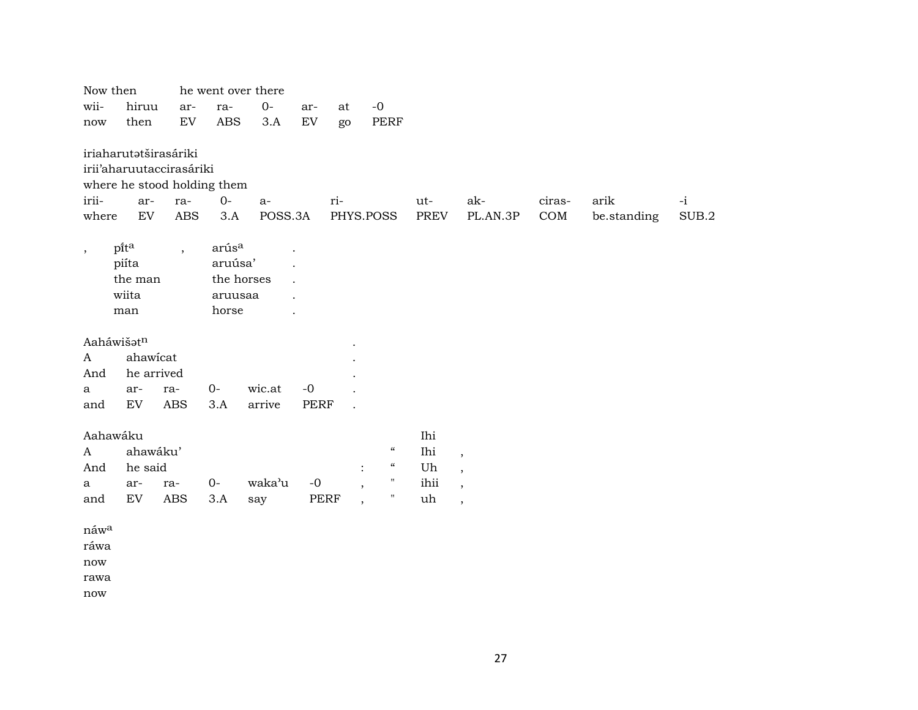| Now then | | he went over there | | | | | |
|---|---|---|---|---|---|---|---|
| wii- | hiruu | ar- | ra- | 0- | ar- | at | -0 |
| now | then | EV | ABS | 3.A | EV | go | PERF |

iriaharutətširasáriki
irii'aharuutaccirasáriki
where he stood holding them

| irii- | ar- | ra- | 0- | a- | ri- | ut- | ak- | ciras- | arik | -i |
|---|---|---|---|---|---|---|---|---|---|---|
| where | EV | ABS | 3.A | POSS.3A | PHYS.POSS | PREV | PL.AN.3P | COM | be.standing | SUB.2 |

| , | pĩt^a | , | arús^a | . |
|---|---|---|---|---|
| | piíta | | aruúsa' | . |
| | the man | | the horses | . |
| | wiita | | aruusaa | . |
| | man | | horse | . |

Aaháwišət^n .

| A | ahawícat | | | | | . |
|---|---|---|---|---|---|---|
| And | he arrived | | | | | . |
| a | ar- | ra- | 0- | wic.at | -0 | . |
| and | EV | ABS | 3.A | arrive | PERF | . |

| Aahawáku | | | | | | | | Ihi | |
|---|---|---|---|---|---|---|---|---|---|
| A | ahawáku' | | | | | | " | Ihi | , |
| And | he said | | | | | : | " | Uh | , |
| a | ar- | ra- | 0- | waka'u | -0 | , | " | ihii | , |
| and | EV | ABS | 3.A | say | PERF | , | " | uh | , |

náw^a
ráwa
now
rawa
now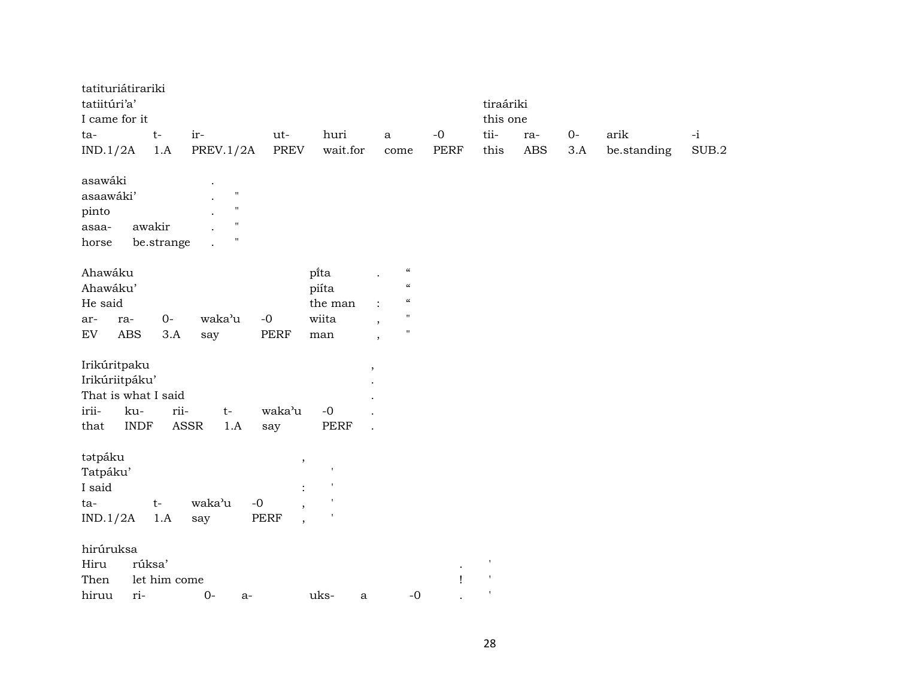tatituriátirariki

| tatiitúri'a' | | | | | | | tiraáriki | | | | |
|---|---|---|---|---|---|---|---|---|---|---|---|
| I came for it | | | | | | | this one | | | | |
| ta- | t- | ir- | ut- | huri | a | -0 | tii- | ra- | 0- | arik | -i |
| IND.1/2A | 1.A | PREV.1/2A | PREV | wait.for | come | PERF | this | ABS | 3.A | be.standing | SUB.2 |

asawáki .

| asaawáki' | | . | " |
|---|---|---|---|
| pinto | | . | " |
| asaa- | awakir | . | " |
| horse | be.strange | . | " |

Ahawáku pı̃ta . “

| Ahawáku' | | | | | piíta | | “ |
|---|---|---|---|---|---|---|---|
| He said | | | | | the man | : | “ |
| ar- | ra- | 0- | waka'u | -0 | wiita | , | " |
| EV | ABS | 3.A | say | PERF | man | , | " |

Irikúritpaku ,

| Irikúriitpáku' | | | | | | . |
|---|---|---|---|---|---|---|
| That is what I said | | | | | | . |
| irii- | ku- | rii- | t- | waka'u | -0 | . |
| that | INDF | ASSR | 1.A | say | PERF | . |

tətpáku ,

| Tatpáku' | | | | | ' |
|---|---|---|---|---|---|
| I said | | | | : | ' |
| ta- | t- | waka'u | -0 | , | ' |
| IND.1/2A | 1.A | say | PERF | , | ' |

hirúruksa

| Hiru | rúksa' | | | | | | . | ' |
|---|---|---|---|---|---|---|---|---|
| Then | let him come | | | | | | ! | ' |
| hiruu | ri- | 0- | a- | uks- | a | -0 | . | ' |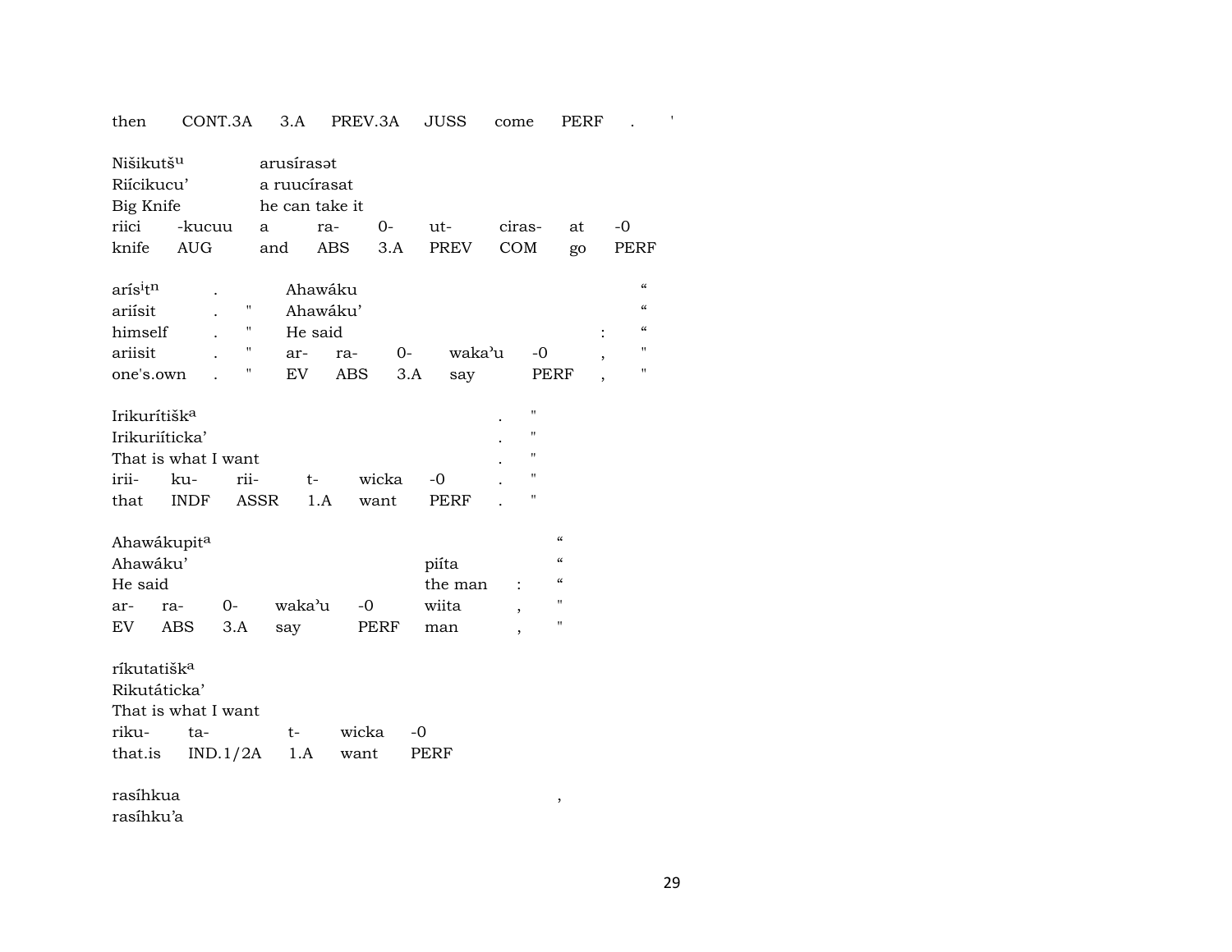| then | CONT.3A | 3.A | PREV.3A | JUSS | come | PERF | . | ' |
|---|---|---|---|---|---|---|---|---|

| Nišikutšᵘ | | arusírasət | | | | | | |
|---|---|---|---|---|---|---|---|---|
| Riícikucu' | | a ruucírasat | | | | | | |
| Big Knife | | he can take it | | | | | | |
| riici | -kucuu | a | ra- | 0- | ut- | ciras- | at | -0 |
| knife | AUG | and | ABS | 3.A | PREV | COM | go | PERF |

| arísⁱtⁿ | . | | Ahawáku | | | | | | " |
|---|---|---|---|---|---|---|---|---|---|
| ariísit | . | " | Ahawáku' | | | | | | " |
| himself | . | " | He said | | | | | : | " |
| ariisit | . | " | ar- | ra- | 0- | waka'u | -0 | , | " |
| one's.own | . | " | EV | ABS | 3.A | say | PERF | , | " |

| Irikurítiškᵃ | | | | | | . | " |
|---|---|---|---|---|---|---|---|
| Irikuriíticka' | | | | | | . | " |
| That is what I want | | | | | | . | " |
| irii- | ku- | rii- | t- | wicka | -0 | . | " |
| that | INDF | ASSR | 1.A | want | PERF | . | " |

| Ahawákupitᵃ | | | | | | | " |
|---|---|---|---|---|---|---|---|
| Ahawáku' | | | | | piíta | | " |
| He said | | | | | the man | : | " |
| ar- | ra- | 0- | waka'u | -0 | wiita | , | " |
| EV | ABS | 3.A | say | PERF | man | , | " |

| ríkutatišk​ᵃ | | | | |
|---|---|---|---|---|
| Rikutáticka' | | | | |
| That is what I want | | | | |
| riku- | ta- | t- | wicka | -0 |
| that.is | IND.1/2A | 1.A | want | PERF |

| rasíhkua | , |
|---|---|
| rasíhku'a | |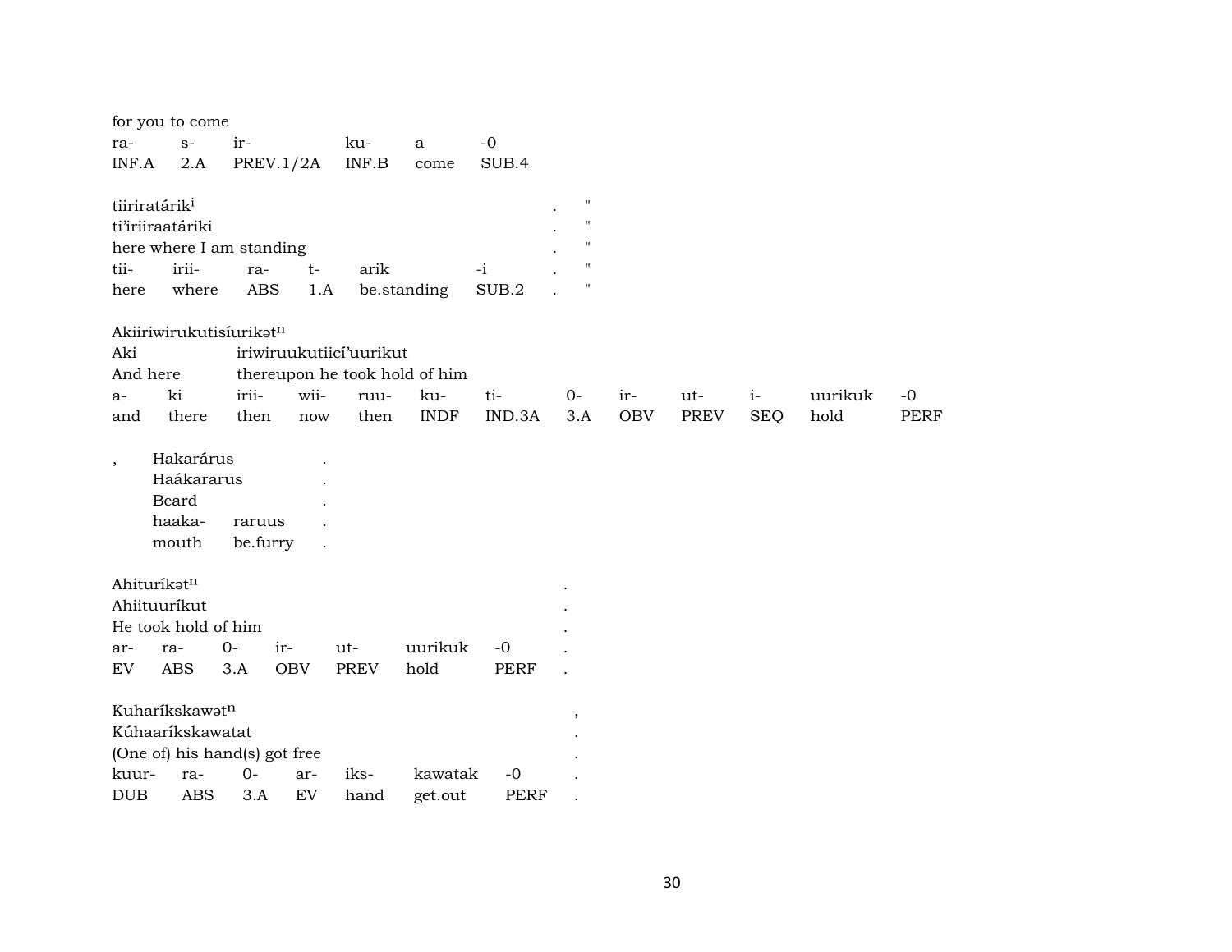for you to come

| ra- | s- | ir- | ku- | a | -0 |
|---|---|---|---|---|---|
| INF.A | 2.A | PREV.1/2A | INF.B | come | SUB.4 |

tiiriratárik[i] . "
ti'iriiraatáriki . "
here where I am standing . "

| tii- | irii- | ra- | t- | arik | -i | . | " |
|---|---|---|---|---|---|---|---|
| here | where | ABS | 1.A | be.standing | SUB.2 | . | " |

Akiiriwirukutisíurikət[n]
Aki iriwiruukutiicí'uurikut
And here thereupon he took hold of him

| a- | ki | irii- | wii- | ruu- | ku- | ti- | 0- | ir- | ut- | i- | uurikuk | -0 |
|---|---|---|---|---|---|---|---|---|---|---|---|---|
| and | there | then | now | then | INDF | IND.3A | 3.A | OBV | PREV | SEQ | hold | PERF |

, Hakarárus .
Haákararus .
Beard .

| haaka- | raruus | . |
|---|---|---|
| mouth | be.furry | . |

Ahiturikət[n] .
Ahiituuríkut .
He took hold of him .

| ar- | ra- | 0- | ir- | ut- | uurikuk | -0 | . |
|---|---|---|---|---|---|---|---|
| EV | ABS | 3.A | OBV | PREV | hold | PERF | . |

Kuharíkskawət[n] ,
Kúhaaríkskawatat .
(One of) his hand(s) got free .

| kuur- | ra- | 0- | ar- | iks- | kawatak | -0 | . |
|---|---|---|---|---|---|---|---|
| DUB | ABS | 3.A | EV | hand | get.out | PERF | . |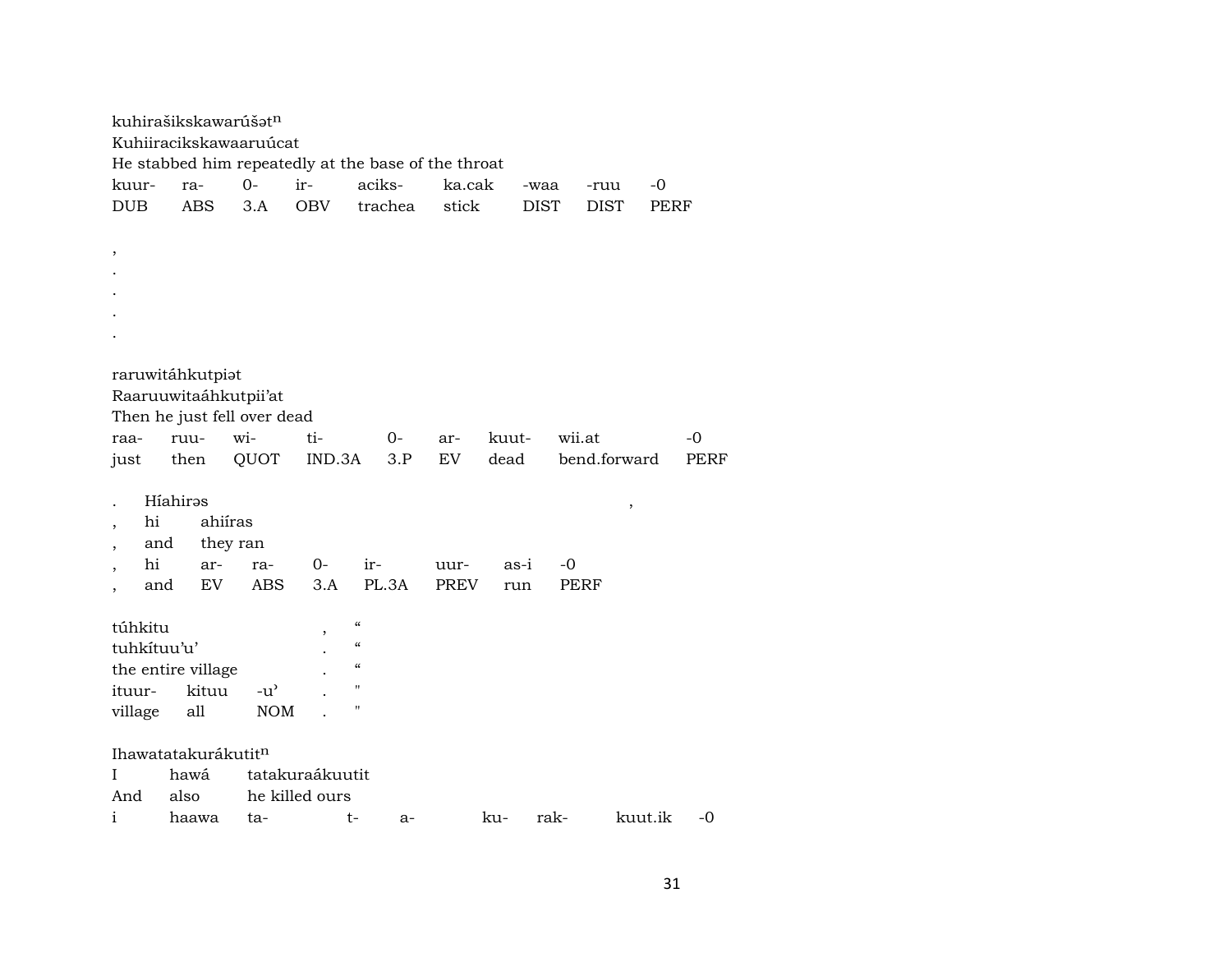kuhirašikskawarúšət$^{n}$
Kuhiiracikskawaaruúcat
He stabbed him repeatedly at the base of the throat

| kuur- | ra- | 0- | ir- | aciks- | ka.cak | -waa | -ruu | -0 |
|---|---|---|---|---|---|---|---|---|
| DUB | ABS | 3.A | OBV | trachea | stick | DIST | DIST | PERF |

,
.
.
.
.

raruwitáhkutpiət
Raaruuwitaáhkutpii'at
Then he just fell over dead

| raa- | ruu- | wi- | ti- | 0- | ar- | kuut- | wii.at | -0 |
|---|---|---|---|---|---|---|---|---|
| just | then | QUOT | IND.3A | 3.P | EV | dead | bend.forward | PERF |

. Híahirəs ,
, hi ahiíras
, and they ran

| , | hi | ar- | ra- | 0- | ir- | uur- | as-i | -0 |
|---|---|---|---|---|---|---|---|---|
| , | and | EV | ABS | 3.A | PL.3A | PREV | run | PERF |

túhkitu , "
tuhkítuu'u' . "
the entire village . "

| ituur- | kituu | -u' | . | " |
|---|---|---|---|---|
| village | all | NOM | . | " |

Ihawatatakurákutit$^{n}$
I hawá tatakuraákuutit
And also he killed ours

| i | haawa | ta- | t- | a- | ku- | rak- | kuut.ik | -0 |
|---|---|---|---|---|---|---|---|---|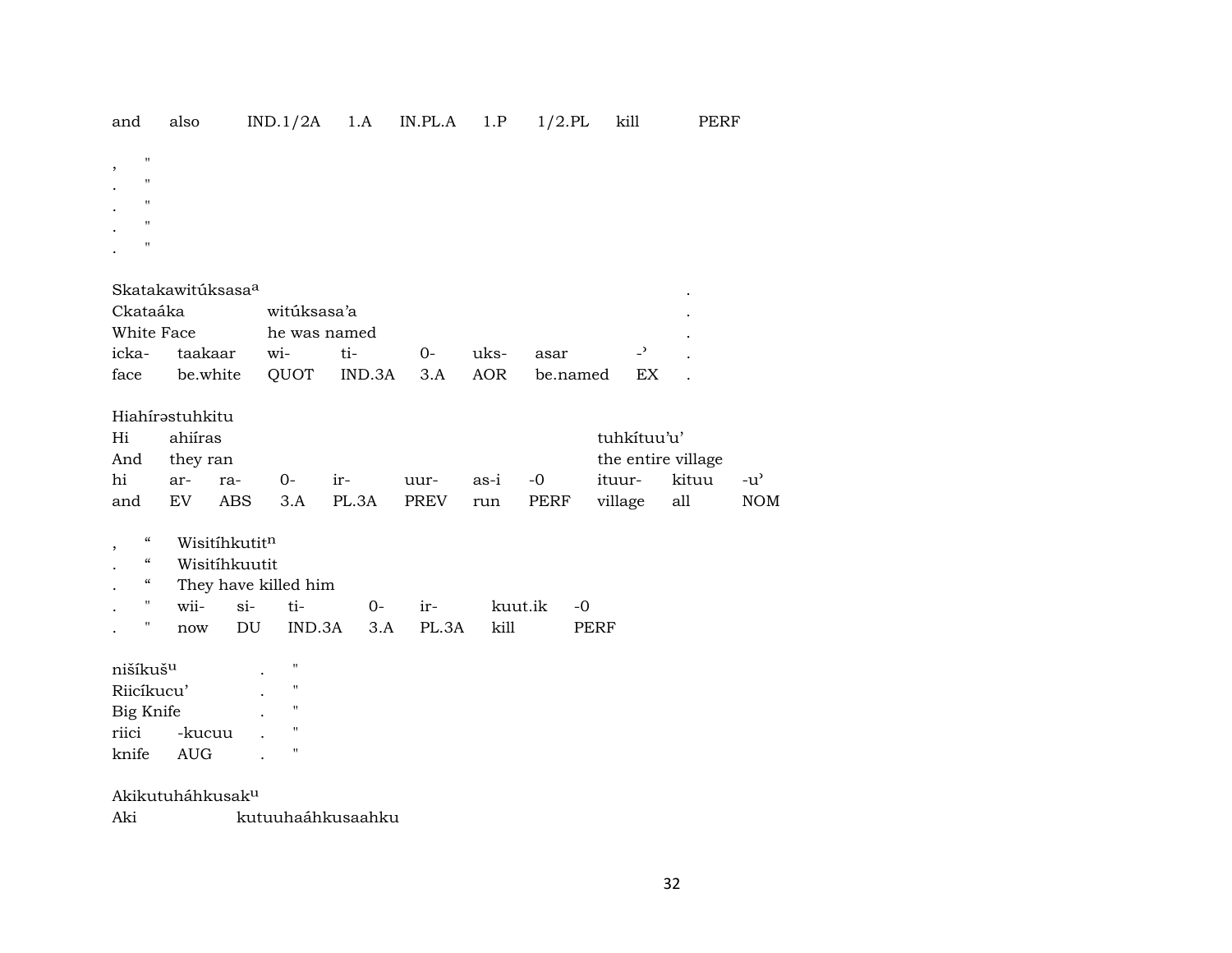| and | also | IND.1/2A | 1.A | IN.PL.A | 1.P | 1/2.PL | kill | PERF |
|---|---|---|---|---|---|---|---|---|

, "
. "
. "
. "
. "

| Skatakawitúksasa[a] | | | | | | | | |
|---|---|---|---|---|---|---|---|---|
| Ckataáka | | witúksasa’a | | | | | | . |
| White Face | | he was named | | | | | | . |
| icka- | taakaar | wi- | ti- | 0- | uks- | asar | -ʾ | . |
| face | be.white | QUOT | IND.3A | 3.A | AOR | be.named | EX | . |

| Hiahírəstuhkitu | | | | | | | | | | | |
|---|---|---|---|---|---|---|---|---|---|---|---|
| Hi | ahiíras | | | | | | | tuhkítuu’u’ | | |
| And | they ran | | | | | | | the entire village | | |
| hi | ar- | ra- | 0- | ir- | uur- | as-i | -0 | ituur- | kituu | -u’ |
| and | EV | ABS | 3.A | PL.3A | PREV | run | PERF | village | all | NOM |

| , | “ | Wisitíhkutit[n] | | | | | |
|---|---|---|---|---|---|---|---|
| . | “ | Wisitíhkuutit | | | | | |
| . | “ | They have killed him | | | | | |
| . | " | wii- | si- | ti- | 0- | ir- | kuut.ik | -0 |
| . | " | now | DU | IND.3A | 3.A | PL.3A | kill | PERF |

| nišíkuš[u] | | . | " |
|---|---|---|---|
| Riicíkucu’ | | . | " |
| Big Knife | | . | " |
| riici | -kucuu | . | " |
| knife | AUG | . | " |

Akikutuháhkusak[u]

Aki kutuuhaáhkusaahku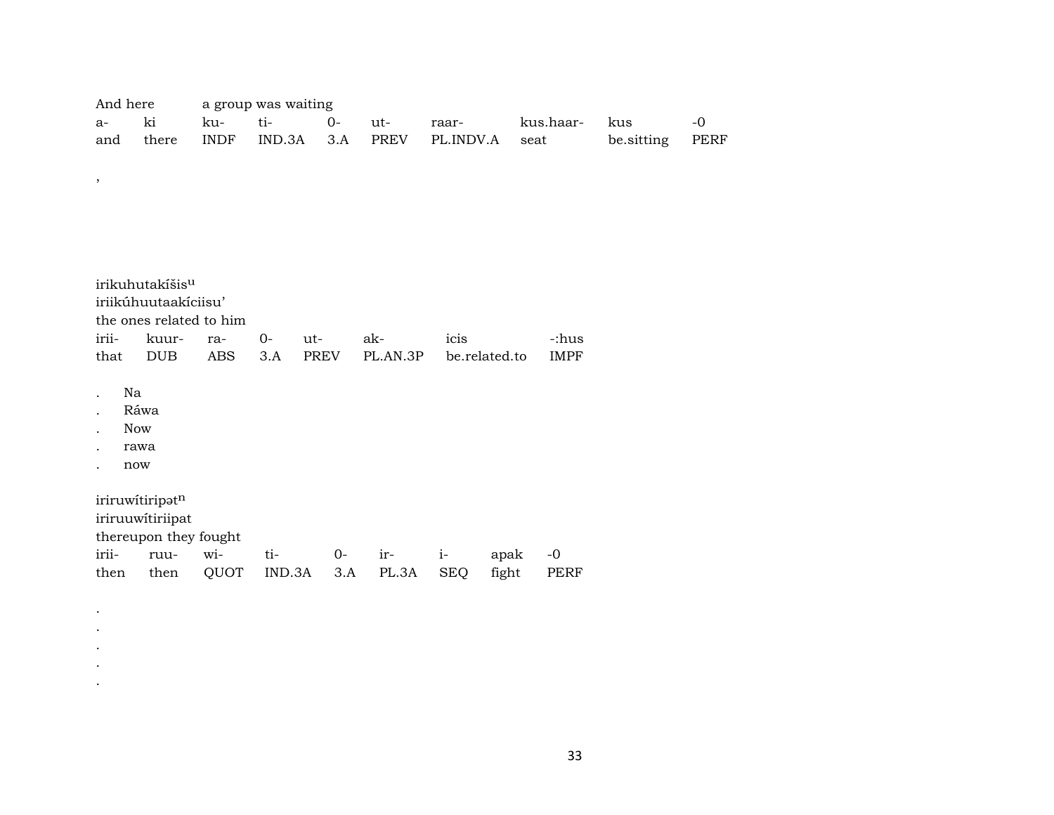And here a group was waiting

| a- | ki | ku- | ti- | 0- | ut- | raar- | kus.haar- | kus | -0 |
|---|---|---|---|---|---|---|---|---|---|
| and | there | INDF | IND.3A | 3.A | PREV | PL.INDV.A | seat | be.sitting | PERF |

,

irikuhutakíšis$^{u}$
iriikúhuutaakíciisu'
the ones related to him

| irii- | kuur- | ra- | 0- | ut- | ak- | icis | -:hus |
|---|---|---|---|---|---|---|---|
| that | DUB | ABS | 3.A | PREV | PL.AN.3P | be.related.to | IMPF |

. Na
. Ráwa
. Now
. rawa
. now

iriruwítiripət$^{n}$
iriruuwítiriipat
thereupon they fought

| irii- | ruu- | wi- | ti- | 0- | ir- | i- | apak | -0 |
|---|---|---|---|---|---|---|---|---|
| then | then | QUOT | IND.3A | 3.A | PL.3A | SEQ | fight | PERF |

.
.
.
.
.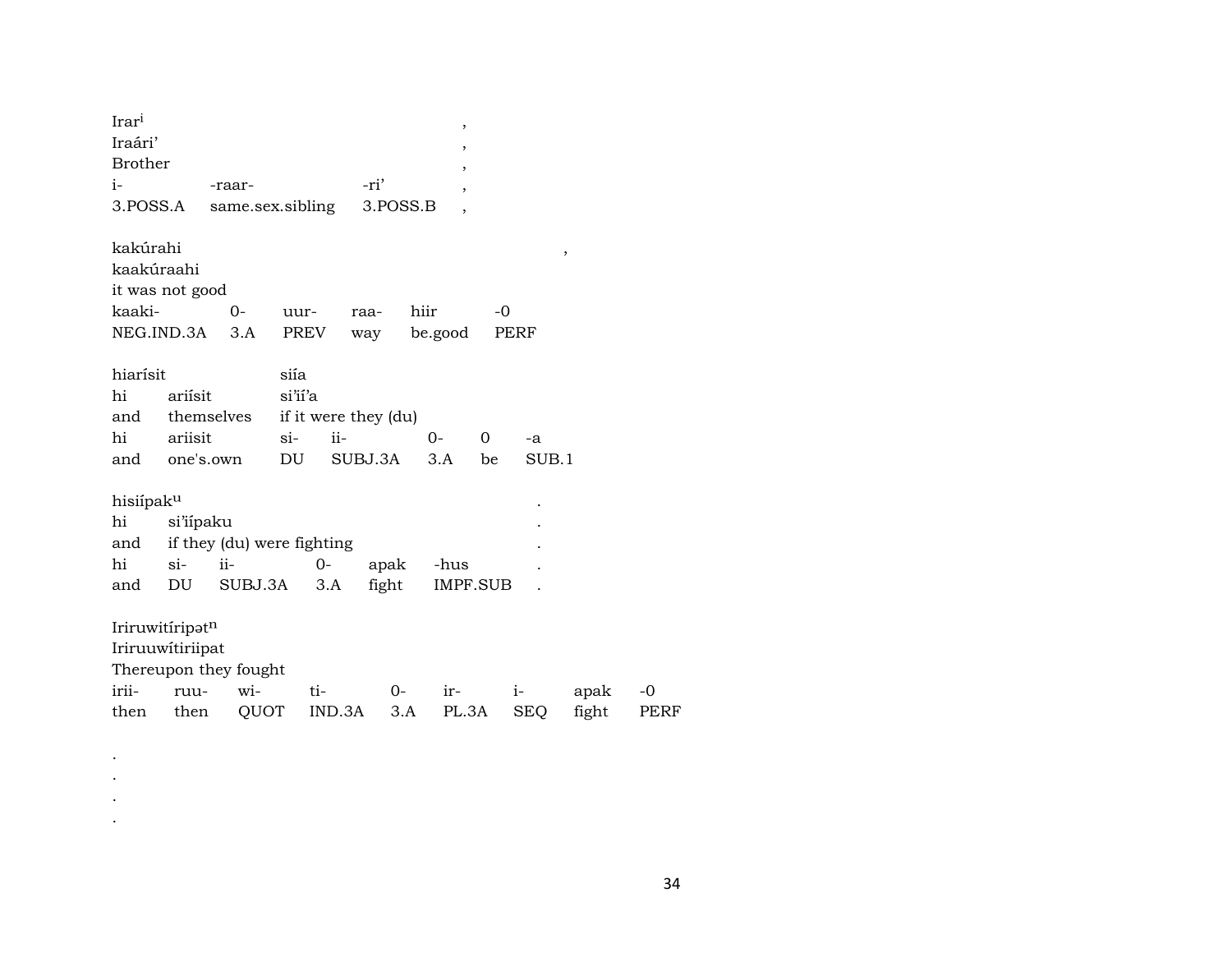| Irar[i] | | | , |
|---|---|---|---|
| Iraári’ | | | , |
| Brother | | | , |
| i- | -raar- | -ri’ | , |
| 3.POSS.A | same.sex.sibling | 3.POSS.B | , |

| kakúrahi | | | | | | , |
|---|---|---|---|---|---|---|
| kaakúraahi | | | | | | |
| it was not good | | | | | | |
| kaaki- | 0- | uur- | raa- | hiir | -0 | |
| NEG.IND.3A | 3.A | PREV | way | be.good | PERF | |

| hiarísit | | siía | | | | |
|---|---|---|---|---|---|---|
| hi | ariísit | si’ií’a | | | | |
| and | themselves | if it were they (du) | | | | |
| hi | ariisit | si- | ii- | 0- | 0 | -a |
| and | one's.own | DU | SUBJ.3A | 3.A | be | SUB.1 |

| hisiípak[u] | | | | | | . |
|---|---|---|---|---|---|---|
| hi | si’iípaku | | | | | . |
| and | if they (du) were fighting | | | | | . |
| hi | si- | ii- | 0- | apak | -hus | . |
| and | DU | SUBJ.3A | 3.A | fight | IMPF.SUB | . |

| Iriruwitíripət[n] | | | | | | | | |
|---|---|---|---|---|---|---|---|---|
| Iriruuwítiriipat | | | | | | | | |
| Thereupon they fought | | | | | | | | |
| irii- | ruu- | wi- | ti- | 0- | ir- | i- | apak | -0 |
| then | then | QUOT | IND.3A | 3.A | PL.3A | SEQ | fight | PERF |

.
.
.
.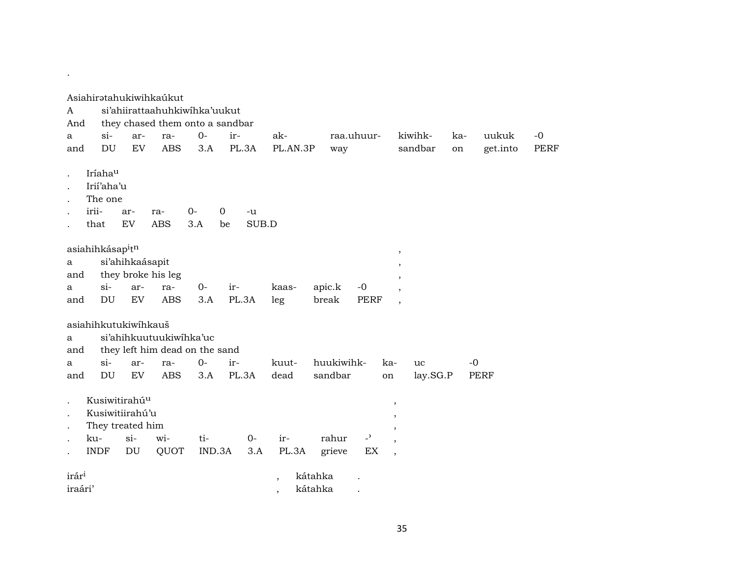.

Asiahirətahukiwihkaúkut
A	si'ahiirattaahuhkiwíhka'uukut
And	they chased them onto a sandbar

| a | si- | ar- | ra- | 0- | ir- | ak- | raa.uhuur- | kiwihk- | ka- | uukuk | -0 |
|---|---|---|---|---|---|---|---|---|---|---|---|
| and | DU | EV | ABS | 3.A | PL.3A | PL.AN.3P | way | sandbar | on | get.into | PERF |

. Iríaha^u
. Irií'aha'u
. The one

| . | irii- | ar- | ra- | 0- | 0 | -u |
|---|---|---|---|---|---|---|
| . | that | EV | ABS | 3.A | be | SUB.D |

asiahihkásap^it^n ,
a	si'ahihkaásapit ,
and	they broke his leg ,

| a | si- | ar- | ra- | 0- | ir- | kaas- | apic.k | -0 | , |
|---|---|---|---|---|---|---|---|---|---|
| and | DU | EV | ABS | 3.A | PL.3A | leg | break | PERF | , |

asiahihkutukiwíhkauš
a	si'ahihkuutuukiwíhka'uc
and	they left him dead on the sand

| a | si- | ar- | ra- | 0- | ir- | kuut- | huukiwihk- | ka- | uc | -0 |
|---|---|---|---|---|---|---|---|---|---|---|
| and | DU | EV | ABS | 3.A | PL.3A | dead | sandbar | on | lay.SG.P | PERF |

. Kusiwitirahú^u ,
. Kusiwitiirahú'u ,
. They treated him ,

| . | ku- | si- | wi- | ti- | 0- | ir- | rahur | -ʾ | , |
|---|---|---|---|---|---|---|---|---|---|
| . | INDF | DU | QUOT | IND.3A | 3.A | PL.3A | grieve | EX | , |

irár^i , kátahka .
iraári' , kátahka .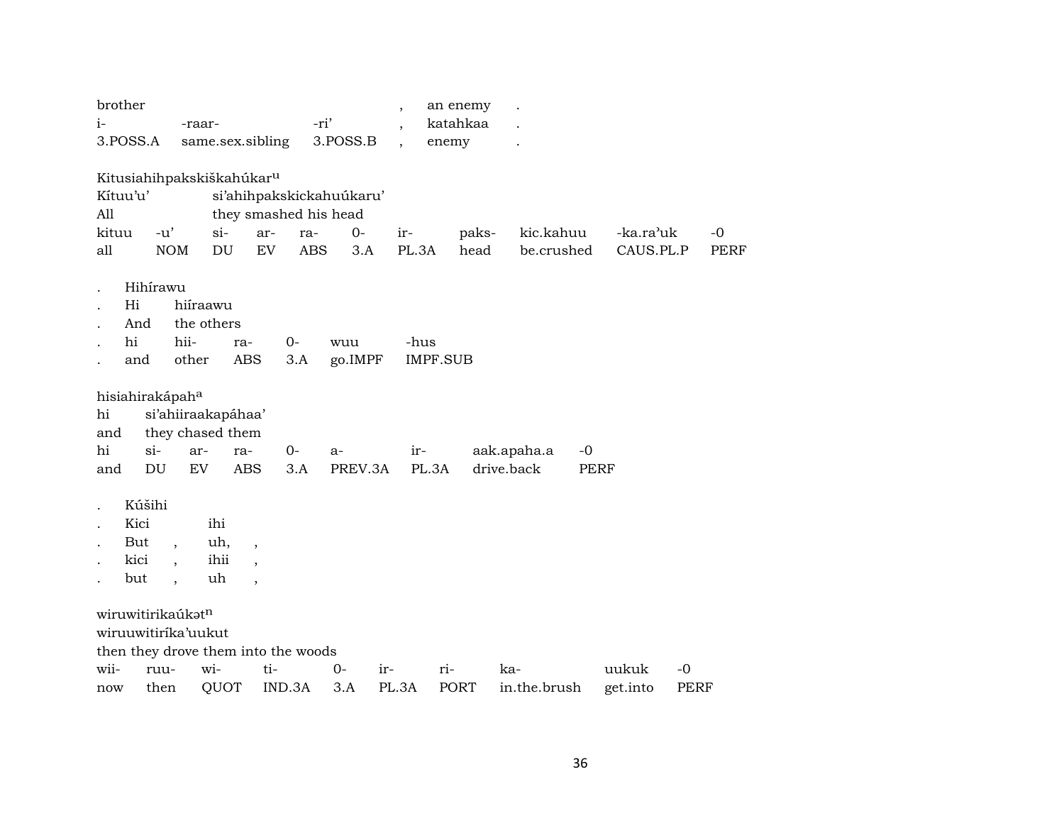brother , an enemy .
i- -raar- -ri' , katahkaa .
3.POSS.A same.sex.sibling 3.POSS.B , enemy .

Kitusiahihpakskiškahúkar[u]
Kítuu'u' si'ahihpakskickahuúkaru'
All they smashed his head

| kituu | -u' | si- | ar- | ra- | 0- | ir- | paks- | kic.kahuu | -ka.ra'uk | -0 |
|---|---|---|---|---|---|---|---|---|---|---|
| all | NOM | DU | EV | ABS | 3.A | PL.3A | head | be.crushed | CAUS.PL.P | PERF |

. Hihírawu
. Hi hiíraawu
. And the others

| . | hi | hii- | ra- | 0- | wuu | -hus |
|---|---|---|---|---|---|---|
| . | and | other | ABS | 3.A | go.IMPF | IMPF.SUB |

hisiahirakápah[a]
hi si'ahiiraakapáhaa'
and they chased them

| hi | si- | ar- | ra- | 0- | a- | ir- | aak.apaha.a | -0 |
|---|---|---|---|---|---|---|---|---|
| and | DU | EV | ABS | 3.A | PREV.3A | PL.3A | drive.back | PERF |

. Kúšihi
. Kici ihi
. But , uh, ,
. kici , ihii ,
. but , uh ,

wiruwitirikaúkət[n]
wiruuwitiríka'uukut
then they drove them into the woods

| wii- | ruu- | wi- | ti- | 0- | ir- | ri- | ka- | uukuk | -0 |
|---|---|---|---|---|---|---|---|---|---|
| now | then | QUOT | IND.3A | 3.A | PL.3A | PORT | in.the.brush | get.into | PERF |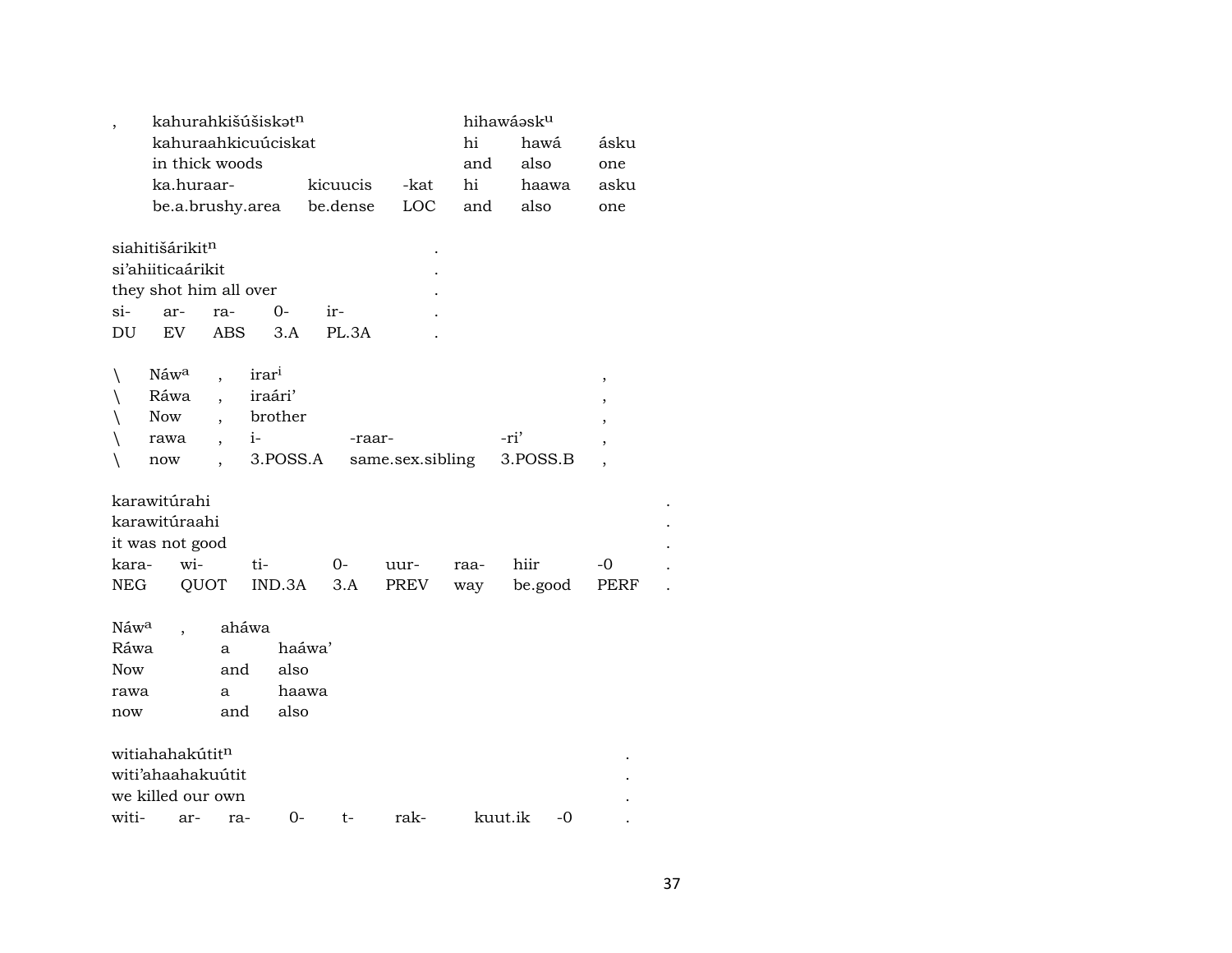| , | kahurahkišúšiskətⁿ | | | hihawáəskᵘ | | |
|---|---|---|---|---|---|---|
| | kahuraahkicuúciskat | | | hi | hawá | ásku |
| | in thick woods | | | and | also | one |
| | ka.huraar- | kicuucis | -kat | hi | haawa | asku |
| | be.a.brushy.area | be.dense | LOC | and | also | one |

| siahitišárikitⁿ | | | | | . |
|---|---|---|---|---|---|
| si'ahiiticaárikit | | | | | . |
| they shot him all over | | | | | . |
| si- | ar- | ra- | 0- | ir- | . |
| DU | EV | ABS | 3.A | PL.3A | . |

| \ | Náwᵃ | , | irarⁱ | | | , |
|---|---|---|---|---|---|---|
| \ | Ráwa | , | iraári' | | | , |
| \ | Now | , | brother | | | , |
| \ | rawa | , | i- | -raar- | -ri' | , |
| \ | now | , | 3.POSS.A | same.sex.sibling | 3.POSS.B | , |

| karawitúrahi | | | | | | | | . |
|---|---|---|---|---|---|---|---|---|
| karawitúraahi | | | | | | | | . |
| it was not good | | | | | | | | . |
| kara- | wi- | ti- | 0- | uur- | raa- | hiir | -0 | . |
| NEG | QUOT | IND.3A | 3.A | PREV | way | be.good | PERF | . |

| Náwᵃ | , | aháwa | |
|---|---|---|---|
| Ráwa | | a | haáwa' |
| Now | | and | also |
| rawa | | a | haawa |
| now | | and | also |

| witiahahakútitⁿ | | | | | | | . |
|---|---|---|---|---|---|---|---|
| witi'ahaahakuútit | | | | | | | . |
| we killed our own | | | | | | | . |
| witi- | ar- | ra- | 0- | t- | rak- | kuut.ik | -0 | . |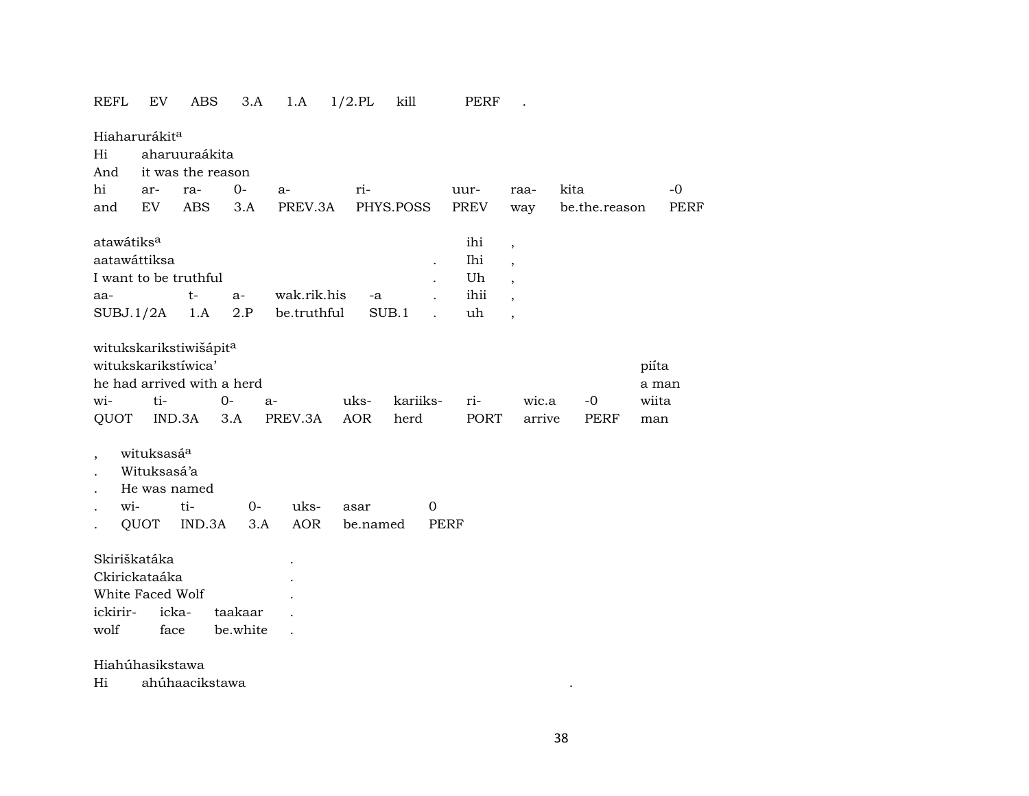| REFL | EV | ABS | 3.A | 1.A | 1/2.PL | kill | PERF | . |
|---|---|---|---|---|---|---|---|---|

Hiaharurákit[a]

| Hi | aharuuraákita | | | | | | | | |
|---|---|---|---|---|---|---|---|---|---|
| And | it was the reason | | | | | | | | |
| hi | ar- | ra- | 0- | a- | ri- | uur- | raa- | kita | -0 |
| and | EV | ABS | 3.A | PREV.3A | PHYS.POSS | PREV | way | be.the.reason | PERF |

| atawátiks[a] | | | | | | ihi | , |
|---|---|---|---|---|---|---|---|
| aatawáttiksa | | | | | . | Ihi | , |
| I want to be truthful | | | | | . | Uh | , |
| aa- | t- | a- | wak.rik.his | -a | . | ihii | , |
| SUBJ.1/2A | 1.A | 2.P | be.truthful | SUB.1 | . | uh | , |

witukskarikstiwišápit[a]

| witukskarikstíwica’ | | | | | | | | | piíta |
|---|---|---|---|---|---|---|---|---|---|
| he had arrived with a herd | | | | | | | | | a man |
| wi- | ti- | 0- | a- | uks- | kariiks- | ri- | wic.a | -0 | wiita |
| QUOT | IND.3A | 3.A | PREV.3A | AOR | herd | PORT | arrive | PERF | man |

| , | wituksasá[a] | | | | | |
|---|---|---|---|---|---|---|
| . | Wituksasá’a | | | | | |
| . | He was named | | | | | |
| . | wi- | ti- | 0- | uks- | asar | 0 |
| . | QUOT | IND.3A | 3.A | AOR | be.named | PERF |

| Skiriškatáka | | | . |
|---|---|---|---|
| Ckirickataáka | | | . |
| White Faced Wolf | | | . |
| ickirir- | icka- | taakaar | . |
| wolf | face | be.white | . |

Hiahúhasikstawa

| Hi | ahúhaacikstawa | . |
|---|---|---|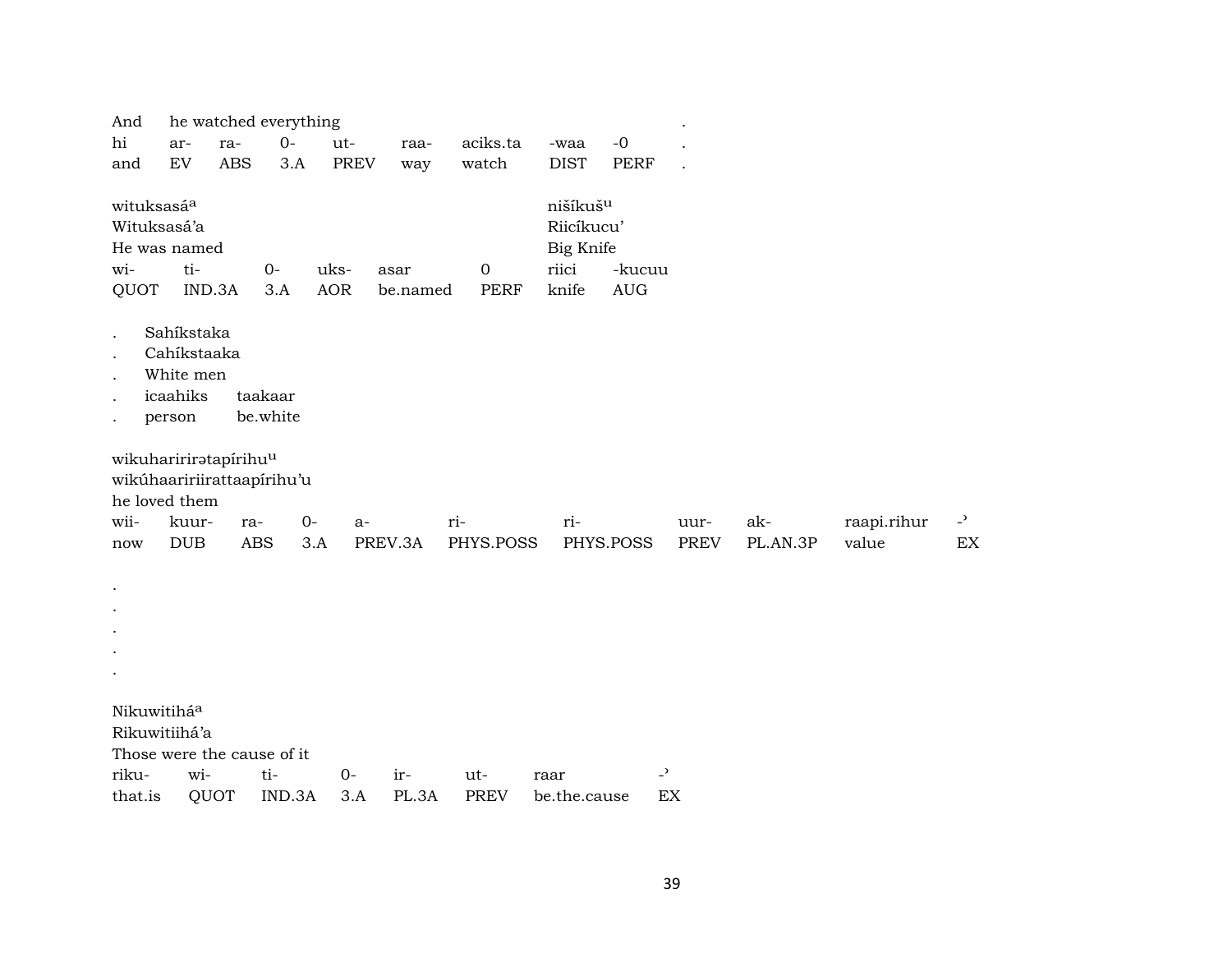And he watched everything .

| hi | ar- | ra- | 0- | ut- | raa- | aciks.ta | -waa | -0 | . |
|---|---|---|---|---|---|---|---|---|---|
| and | EV | ABS | 3.A | PREV | way | watch | DIST | PERF | . |

wituksasá[a]
Wituksasá'a
He was named

| wi- | ti- | 0- | uks- | asar | 0 |
|---|---|---|---|---|---|
| QUOT | IND.3A | 3.A | AOR | be.named | PERF |

nišíkuš[u]
Riicíkucu'
Big Knife

| riici | -kucuu |
|---|---|
| knife | AUG |

. Sahíkstaka
. Cahíkstaaka
. White men

| . | icaahiks | taakaar |
|---|---|---|
| . | person | be.white |

wikuharirirətapírihu[u]
wikúhaaririirattaapírihu'u
he loved them

| wii- | kuur- | ra- | 0- | a- | ri- | ri- | uur- | ak- | raapi.rihur | -' |
|---|---|---|---|---|---|---|---|---|---|---|
| now | DUB | ABS | 3.A | PREV.3A | PHYS.POSS | PHYS.POSS | PREV | PL.AN.3P | value | EX |

.
.
.
.
.

Nikuwitihá[a]
Rikuwitiihá'a
Those were the cause of it

| riku- | wi- | ti- | 0- | ir- | ut- | raar | -' |
|---|---|---|---|---|---|---|---|
| that.is | QUOT | IND.3A | 3.A | PL.3A | PREV | be.the.cause | EX |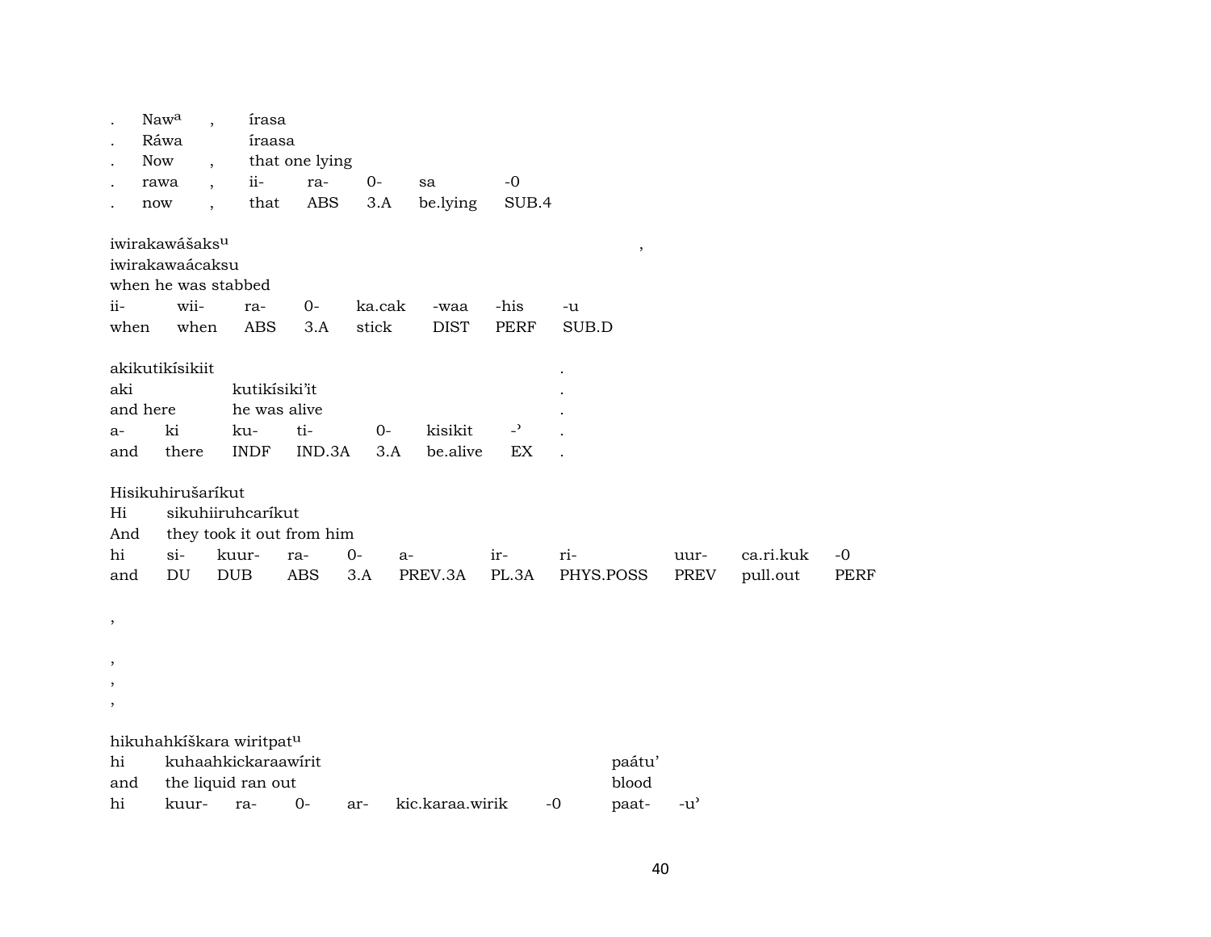| . | Naw[a] | , | írasa | | | | |
|---|---|---|---|---|---|---|---|
| . | Ráwa | | íraasa | | | | |
| . | Now | , | that one lying | | | | |
| . | rawa | , | ii- | ra- | 0- | sa | -0 |
| . | now | , | that | ABS | 3.A | be.lying | SUB.4 |

| iwirakawášaks[u] | | | | | | | | , |
|---|---|---|---|---|---|---|---|---|
| iwirakawaácaksu | | | | | | | | |
| when he was stabbed | | | | | | | | |
| ii- | wii- | ra- | 0- | ka.cak | -waa | -his | -u | |
| when | when | ABS | 3.A | stick | DIST | PERF | SUB.D | |

| akikutikísikiit | | | | | | | . |
|---|---|---|---|---|---|---|---|
| aki | | kutikísiki'it | | | | | . |
| and here | | he was alive | | | | | . |
| a- | ki | ku- | ti- | 0- | kisikit | -' | . |
| and | there | INDF | IND.3A | 3.A | be.alive | EX | . |

| Hisikuhirušaríkut | | | | | | | | | | |
|---|---|---|---|---|---|---|---|---|---|---|
| Hi | sikuhiiruhcaríkut | | | | | | | | | |
| And | they took it out from him | | | | | | | | | |
| hi | si- | kuur- | ra- | 0- | a- | ir- | ri- | uur- | ca.ri.kuk | -0 |
| and | DU | DUB | ABS | 3.A | PREV.3A | PL.3A | PHYS.POSS | PREV | pull.out | PERF |

,

,
,
,

| hikuhahkíškara wiritpat[u] | | | | | | | | |
|---|---|---|---|---|---|---|---|---|
| hi | kuhaahkickaraawírit | | | | | | paátu' | |
| and | the liquid ran out | | | | | | blood | |
| hi | kuur- | ra- | 0- | ar- | kic.karaa.wirik | -0 | paat- | -u' |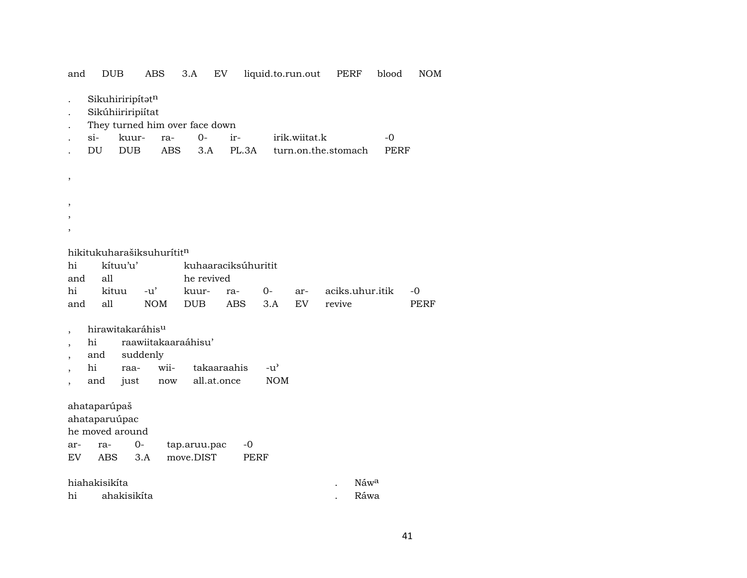and DUB ABS 3.A EV liquid.to.run.out PERF blood NOM

. Sikuhiriripítət$^{n}$
. Sikúhiiriripiítat
. They turned him over face down
. si- kuur- ra- 0- ir- irik.wiitat.k -0
. DU DUB ABS 3.A PL.3A turn.on.the.stomach PERF

,

,
,
,

hikitukuharašiksuhurítit$^{n}$
hi kítuu'u' kuhaaraciksúhuritit
and all he revived
hi kituu -u' kuur- ra- 0- ar- aciks.uhur.itik -0
and all NOM DUB ABS 3.A EV revive PERF

, hirawitakaráhis$^{u}$
, hi raawiitakaaraáhisu'
, and suddenly
, hi raa- wii- takaaraahis -u'
, and just now all.at.once NOM

ahataparúpaš
ahataparuúpac
he moved around
ar- ra- 0- tap.aruu.pac -0
EV ABS 3.A move.DIST PERF

hiahakisikíta
hi ahakisikíta

. Náw$^{a}$
. Ráwa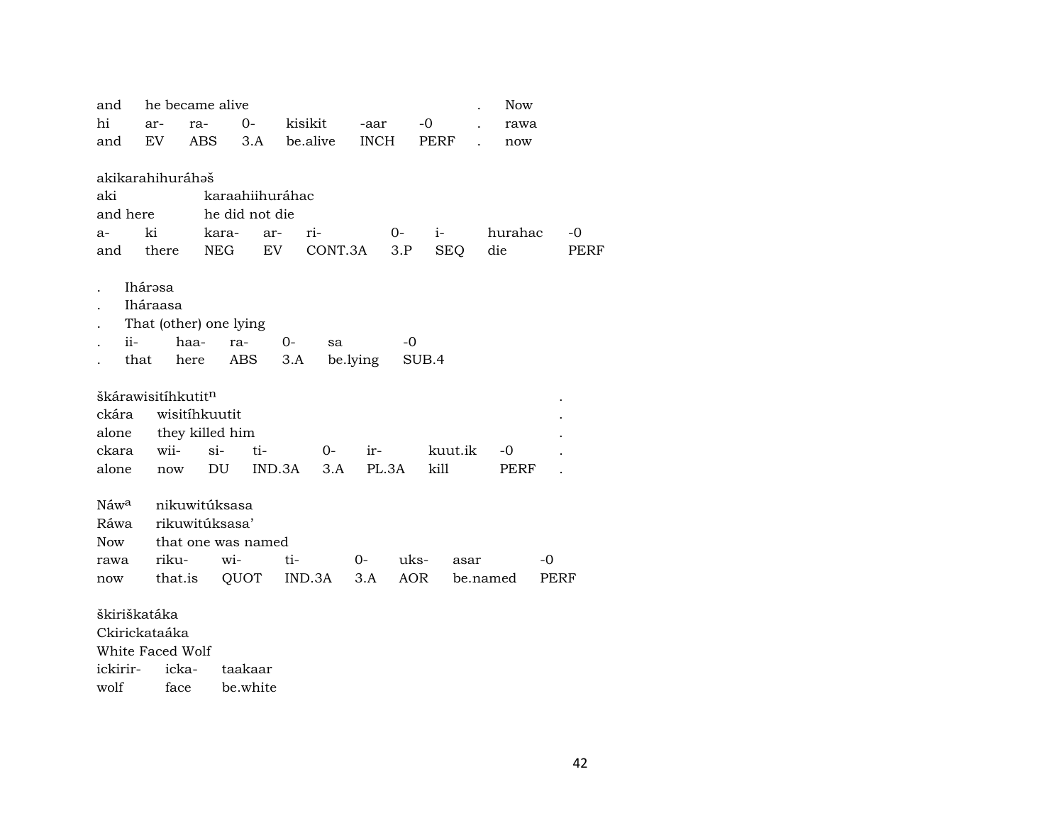| and | he became alive | | | | | | . | Now |
|---|---|---|---|---|---|---|---|---|
| hi | ar- | ra- | 0- | kisikit | -aar | -0 | . | rawa |
| and | EV | ABS | 3.A | be.alive | INCH | PERF | . | now |

akikarahihuráhəš

| aki | karaahiihuráhac | | | | | | |
|---|---|---|---|---|---|---|---|
| and here | he did not die | | | | | | |
| a- | ki | kara- | ar- | ri- | 0- | i- | hurahac | -0 |
| and | there | NEG | EV | CONT.3A | 3.P | SEQ | die | PERF |

| . | Ihárəsa | | | | |
|---|---|---|---|---|---|
| . | Iháraasa | | | | |
| . | That (other) one lying | | | | |
| . | ii- | haa- | ra- | 0- | sa | -0 |
| . | that | here | ABS | 3.A | be.lying | SUB.4 |

škárawisitíhkutitⁿ .

| ckára | wisitíhkuutit | | | | | | . |
|---|---|---|---|---|---|---|---|
| alone | they killed him | | | | | | . |
| ckara | wii- | si- | ti- | 0- | ir- | kuut.ik | -0 | . |
| alone | now | DU | IND.3A | 3.A | PL.3A | kill | PERF | . |

| Náwᵃ | nikuwitúksasa | | | | | |
|---|---|---|---|---|---|---|
| Ráwa | rikuwitúksasa’ | | | | | |
| Now | that one was named | | | | | |
| rawa | riku- | wi- | ti- | 0- | uks- | asar | -0 |
| now | that.is | QUOT | IND.3A | 3.A | AOR | be.named | PERF |

škiriškatáka
Ckirickataáka
White Faced Wolf

| ickirir- | icka- | taakaar |
|---|---|---|
| wolf | face | be.white |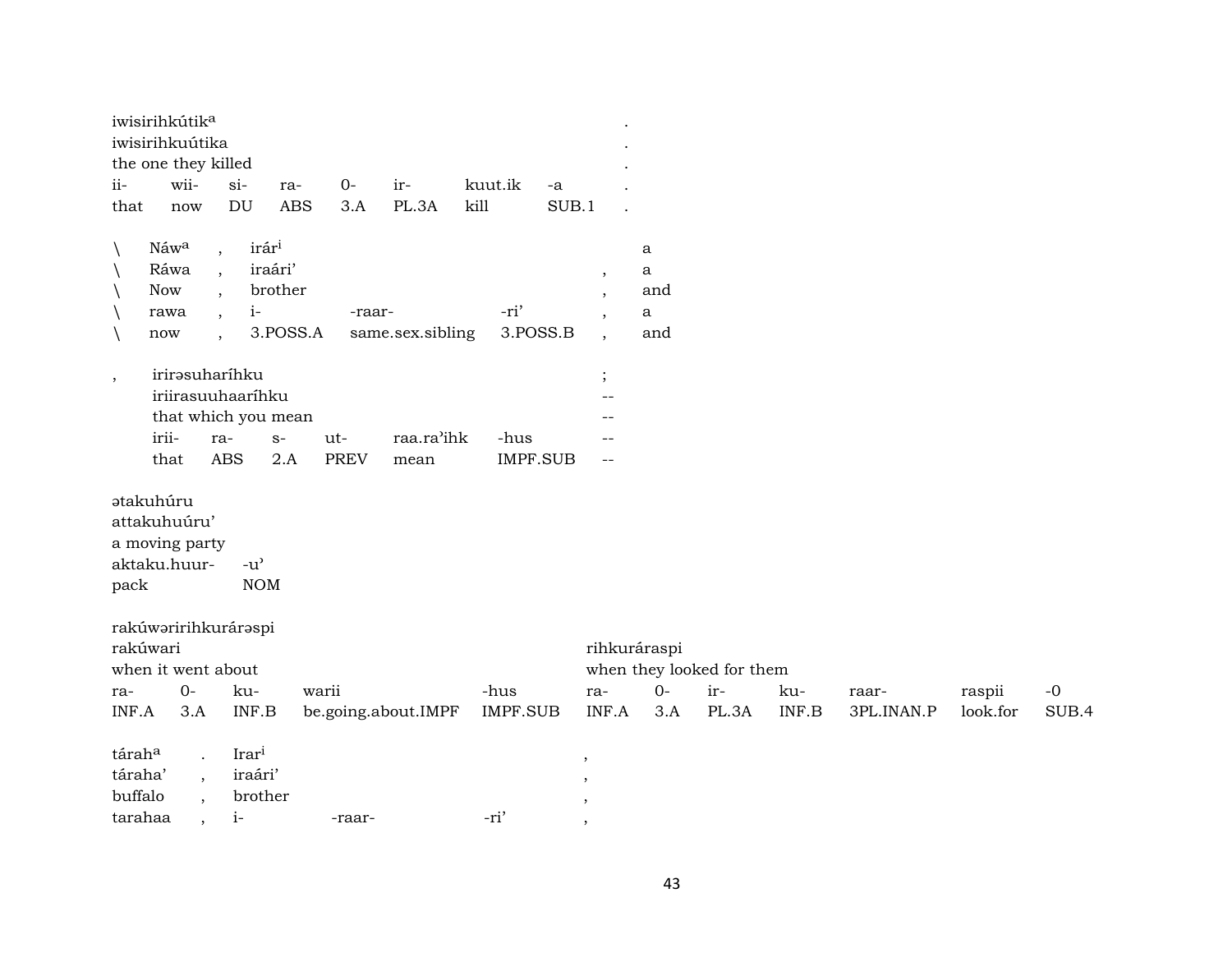iwisirihkútik^a .
iwisirihkuútika .
the one they killed .

| ii- | wii- | si- | ra- | 0- | ir- | kuut.ik | -a | . |
|---|---|---|---|---|---|---|---|---|
| that | now | DU | ABS | 3.A | PL.3A | kill | SUB.1 | . |

| \ | Náw^a | , | irár^i | | | | a |
|---|---|---|---|---|---|---|---|
| \ | Ráwa | , | iraári' | | | , | a |
| \ | Now | , | brother | | | , | and |
| \ | rawa | , | i- | -raar- | -ri' | , | a |
| \ | now | , | 3.POSS.A | same.sex.sibling | 3.POSS.B | , | and |

, irirəsuharíhku ;
iriirasuuhaaríhku --
that which you mean --

| irii- | ra- | s- | ut- | raa.ra'ihk | -hus | -- |
|---|---|---|---|---|---|---|
| that | ABS | 2.A | PREV | mean | IMPF.SUB | -- |

ətakuhúru
attakuhuúru'
a moving party

| aktaku.huur- | -u' |
|---|---|
| pack | NOM |

rakúwəririhkuráræspi

| rakúwari | | | | | rihkuráraspi | | | | | | |
|---|---|---|---|---|---|---|---|---|---|---|---|
| when it went about | | | | | when they looked for them | | | | | | |
| ra- | 0- | ku- | warii | -hus | ra- | 0- | ir- | ku- | raar- | raspii | -0 |
| INF.A | 3.A | INF.B | be.going.about.IMPF | IMPF.SUB | INF.A | 3.A | PL.3A | INF.B | 3PL.INAN.P | look.for | SUB.4 |

| tárah^a | . | Irar^i | | | , |
|---|---|---|---|---|---|
| táraha' | , | iraári' | | | , |
| buffalo | , | brother | | | , |
| tarahaa | , | i- | -raar- | -ri' | , |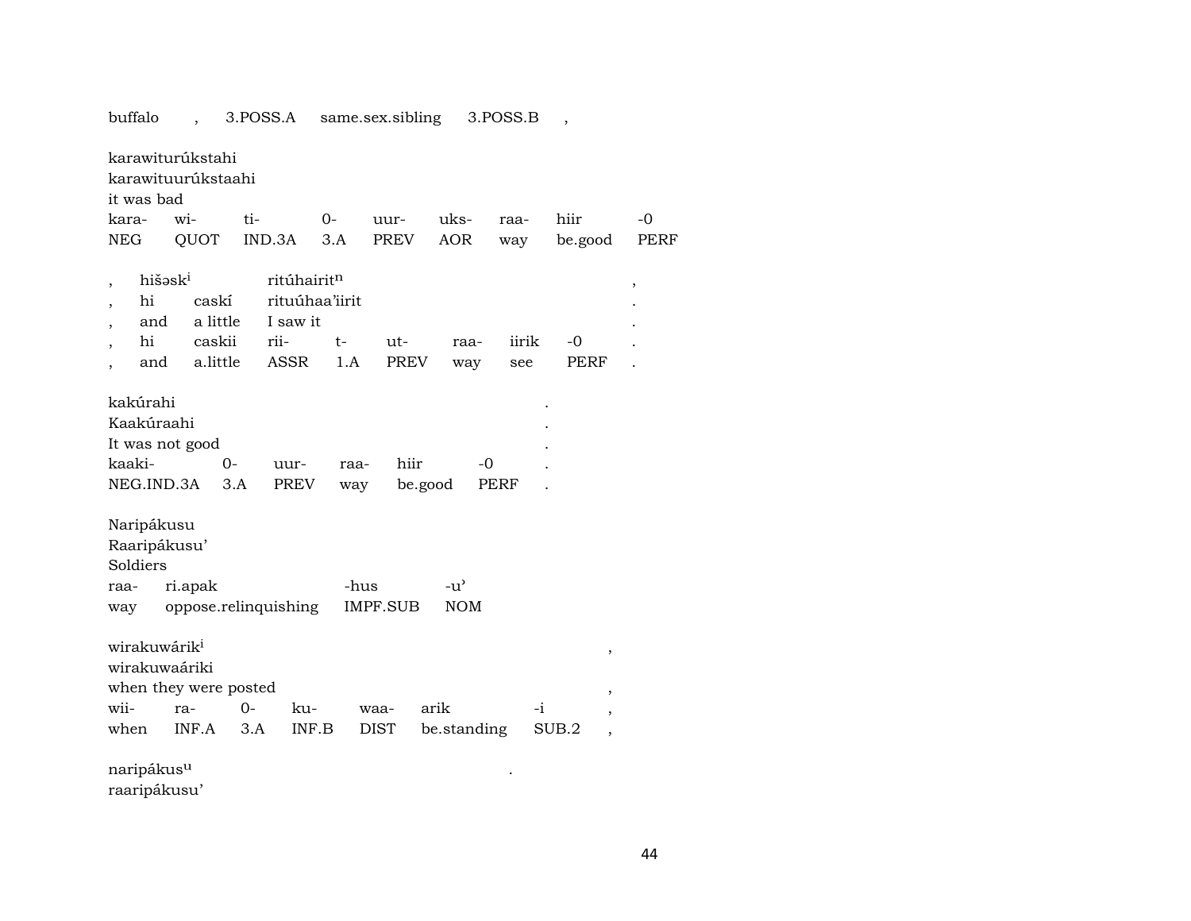buffalo , 3.POSS.A same.sex.sibling 3.POSS.B ,

karawiturúkstahi
karawituurúkstaahi
it was bad

| kara- | wi- | ti- | 0- | uur- | uks- | raa- | hiir | -0 |
|---|---|---|---|---|---|---|---|---|
| NEG | QUOT | IND.3A | 3.A | PREV | AOR | way | be.good | PERF |

| , | hišəsk$^{i}$ | | ritúhairit$^{n}$ | | | | | | , |
|---|---|---|---|---|---|---|---|---|---|
| , | hi | caskí | rituúhaa'iirit | | | | | | . |
| , | and | a little | I saw it | | | | | | . |
| , | hi | caskii | rii- | t- | ut- | raa- | iirik | -0 | . |
| , | and | a.little | ASSR | 1.A | PREV | way | see | PERF | . |

kakúrahi .
Kaakúraahi .
It was not good .

| kaaki- | 0- | uur- | raa- | hiir | -0 | . |
|---|---|---|---|---|---|---|
| NEG.IND.3A | 3.A | PREV | way | be.good | PERF | . |

Naripákusu
Raaripákusu'
Soldiers

| raa- | ri.apak | -hus | -u' |
|---|---|---|---|
| way | oppose.relinquishing | IMPF.SUB | NOM |

wirakuwárik$^{i}$ ,
wirakuwaáriki
when they were posted ,

| wii- | ra- | 0- | ku- | waa- | arik | -i | , |
|---|---|---|---|---|---|---|---|
| when | INF.A | 3.A | INF.B | DIST | be.standing | SUB.2 | , |

naripákus$^{u}$ .
raaripákusu'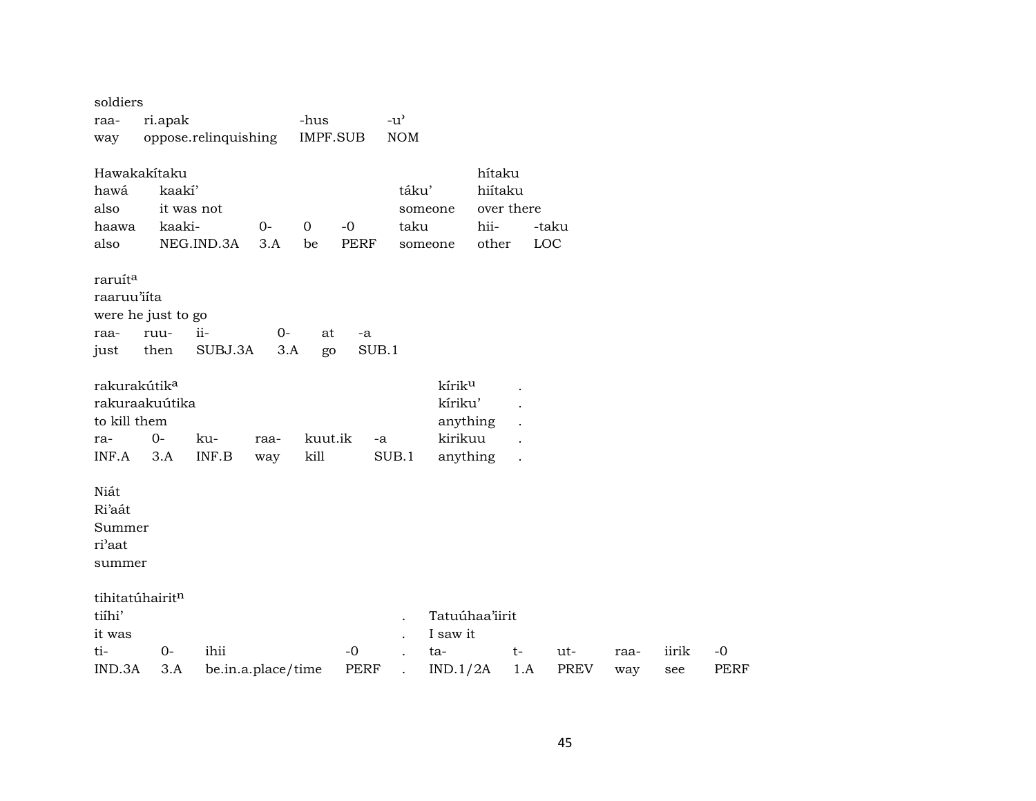soldiers

| raa- | ri.apak | -hus | -u’ |
|---|---|---|---|
| way | oppose.relinquishing | IMPF.SUB | NOM |

Hawakakítaku

| | | | | | | hítaku | |
|---|---|---|---|---|---|---|---|
| hawá | kaakí’ | | | | táku’ | hiítaku | |
| also | it was not | | | | someone | over there | |
| haawa | kaaki- | 0- | 0 | -0 | taku | hii- | -taku |
| also | NEG.IND.3A | 3.A | be | PERF | someone | other | LOC |

raruít[a]
raaruu’iíta
were he just to go

| raa- | ruu- | ii- | 0- | at | -a |
|---|---|---|---|---|---|
| just | then | SUBJ.3A | 3.A | go | SUB.1 |

| rakurakútik[a] | | | | | | kírik[u] | . |
|---|---|---|---|---|---|---|---|
| rakuraakuútika | | | | | | kíriku’ | . |
| to kill them | | | | | | anything | . |
| ra- | 0- | ku- | raa- | kuut.ik | -a | kirikuu | . |
| INF.A | 3.A | INF.B | way | kill | SUB.1 | anything | . |

Niát
Ri’aát
Summer
ri’aat
summer

tihitatúhairit[n]

| tiíhi’ | | | | . | Tatuúhaa’iirit | | | | | |
|---|---|---|---|---|---|---|---|---|---|---|
| it was | | | | . | I saw it | | | | | |
| ti- | 0- | ihii | -0 | . | ta- | t- | ut- | raa- | iirik | -0 |
| IND.3A | 3.A | be.in.a.place/time | PERF | . | IND.1/2A | 1.A | PREV | way | see | PERF |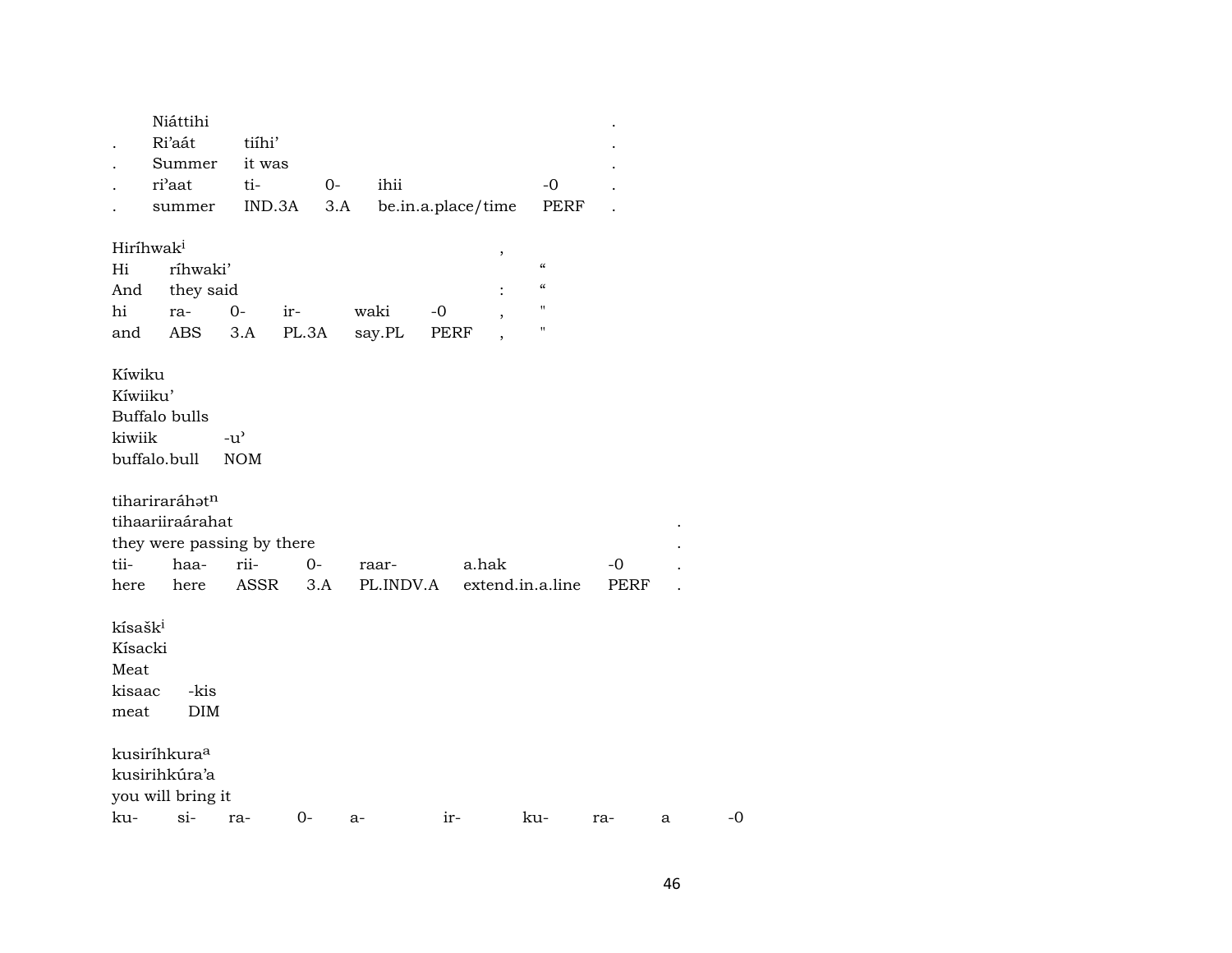| | Niáttihi | | | | | .|
|---|---|---|---|---|---|---|
| . | Ri'aát | tiíhi' | | | | . |
| . | Summer | it was | | | | . |
| . | ri'aat | ti- | 0- | ihii | -0 | . |
| . | summer | IND.3A | 3.A | be.in.a.place/time | PERF | . |

| Hiríhwak[i] | | | | | | , | |
|---|---|---|---|---|---|---|---|
| Hi | ríhwaki' | | | | | | " |
| And | they said | | | | | : | " |
| hi | ra- | 0- | ir- | waki | -0 | , | " |
| and | ABS | 3.A | PL.3A | say.PL | PERF | , | " |

| Kíwiku | |
|---|---|
| Kíwiiku' | |
| Buffalo bulls | |
| kiwiik | -u' |
| buffalo.bull | NOM |

| tihariraráhət[n] | | | | | | | |
|---|---|---|---|---|---|---|---|
| tihaariiraárahat | | | | | | | . |
| they were passing by there | | | | | | | . |
| tii- | haa- | rii- | 0- | raar- | a.hak | -0 | . |
| here | here | ASSR | 3.A | PL.INDV.A | extend.in.a.line | PERF | . |

| kísašk[i] | |
|---|---|
| Kísacki | |
| Meat | |
| kisaac | -kis |
| meat | DIM |

| kusiríhkura[a] | | | | | | | | | |
|---|---|---|---|---|---|---|---|---|---|
| kusirihkúra'a | | | | | | | | | |
| you will bring it | | | | | | | | | |
| ku- | si- | ra- | 0- | a- | ir- | ku- | ra- | a | -0 |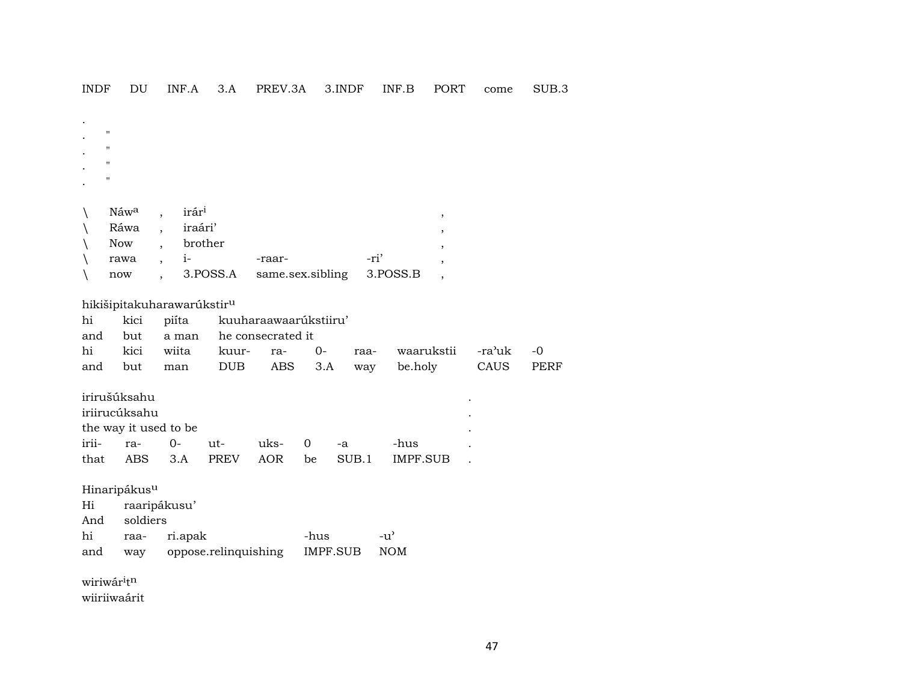| INDF | DU | INF.A | 3.A | PREV.3A | 3.INDF | INF.B | PORT | come | SUB.3 |
|---|---|---|---|---|---|---|---|---|---|

.
. "
. "
. "
. "

| \ | Náw[a] | , | irár[i] | | | , |
|---|---|---|---|---|---|---|
| \ | Ráwa | , | iraári' | | | , |
| \ | Now | , | brother | | | , |
| \ | rawa | , | i- | -raar- | -ri' | , |
| \ | now | , | 3.POSS.A | same.sex.sibling | 3.POSS.B | , |

hikišipitakuharawarúkstir[u]

| hi | kici | piíta | kuuharaawaarúkstiiru' | | | | | | |
|---|---|---|---|---|---|---|---|---|---|
| and | but | a man | he consecrated it | | | | | | |
| hi | kici | wiita | kuur- | ra- | 0- | raa- | waarukstii | -ra'uk | -0 |
| and | but | man | DUB | ABS | 3.A | way | be.holy | CAUS | PERF |

irirušúksahu

| iriirucúksahu | | | | | | | | . |
|---|---|---|---|---|---|---|---|---|
| the way it used to be | | | | | | | | . |
| irii- | ra- | 0- | ut- | uks- | 0 | -a | -hus | . |
| that | ABS | 3.A | PREV | AOR | be | SUB.1 | IMPF.SUB | . |

Hinaripákus[u]

| Hi | raaripákusu' | | | |
|---|---|---|---|---|
| And | soldiers | | | |
| hi | raa- | ri.apak | -hus | -u' |
| and | way | oppose.relinquishing | IMPF.SUB | NOM |

wiriwár[i]t[n]

wiiriiwaárit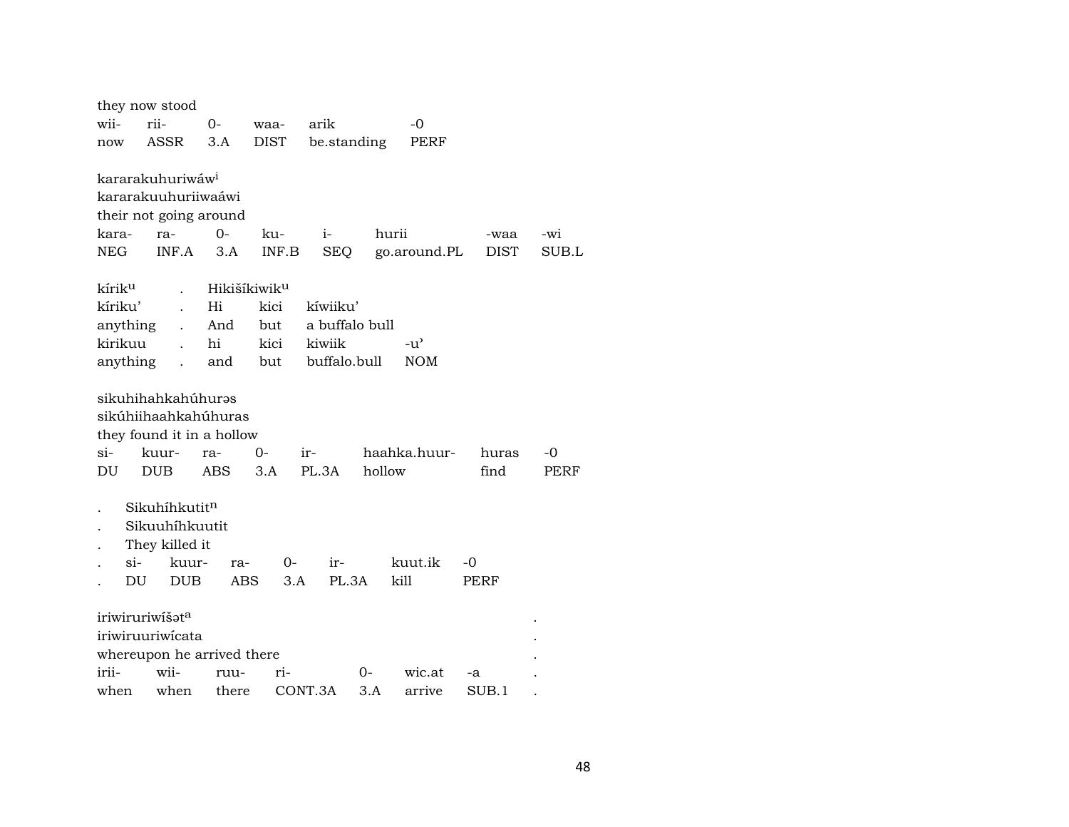they now stood

| wii- | rii- | 0- | waa- | arik | -0 |
|---|---|---|---|---|---|
| now | ASSR | 3.A | DIST | be.standing | PERF |

kararakuhuriwáw[i]
kararakuuhuriiwaáwi
their not going around

| kara- | ra- | 0- | ku- | i- | hurii | -waa | -wi |
|---|---|---|---|---|---|---|---|
| NEG | INF.A | 3.A | INF.B | SEQ | go.around.PL | DIST | SUB.L |

| kírik[u] | . | Hikišíkiwik[u] | | | |
|---|---|---|---|---|---|
| kíriku' | . | Hi | kici | kíwiiku' | |
| anything | . | And | but | a buffalo bull | |
| kirikuu | . | hi | kici | kiwiik | -u' |
| anything | . | and | but | buffalo.bull | NOM |

sikuhihahkahúhurəs
sikúhiihaahkahúhuras
they found it in a hollow

| si- | kuur- | ra- | 0- | ir- | haahka.huur- | huras | -0 |
|---|---|---|---|---|---|---|---|
| DU | DUB | ABS | 3.A | PL.3A | hollow | find | PERF |

. Sikuhíhkutit[n]
. Sikuuhíhkuutit
. They killed it

| . | si- | kuur- | ra- | 0- | ir- | kuut.ik | -0 |
|---|---|---|---|---|---|---|---|
| . | DU | DUB | ABS | 3.A | PL.3A | kill | PERF |

iriwiruriwíšət[a] .
iriwiruuriwícata .
whereupon he arrived there .

| irii- | wii- | ruu- | ri- | 0- | wic.at | -a | . |
|---|---|---|---|---|---|---|---|
| when | when | there | CONT.3A | 3.A | arrive | SUB.1 | . |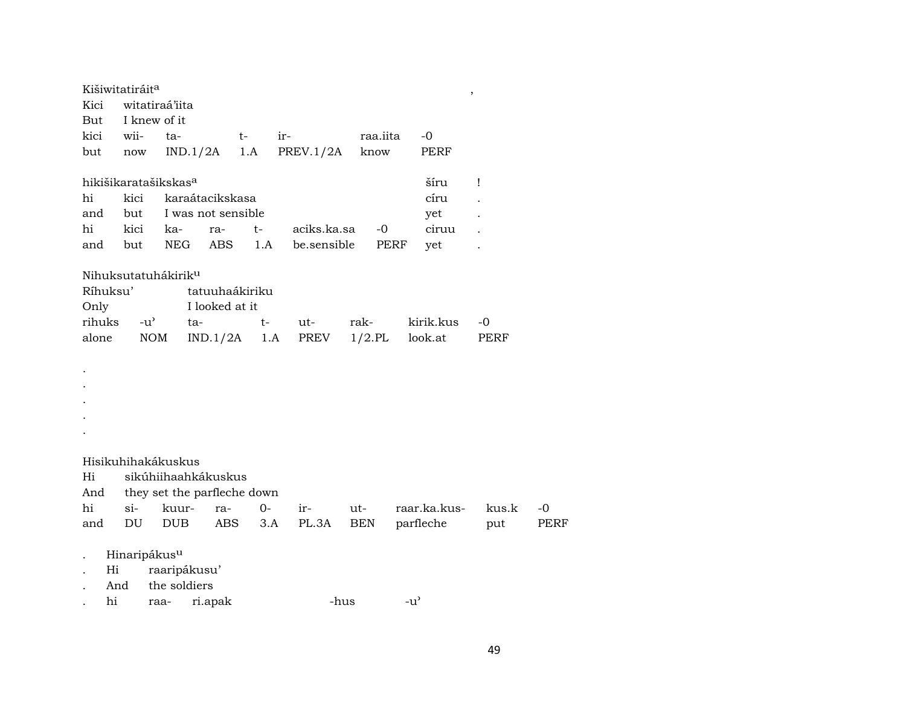Kišiwitatiráit[a] ,

| Kici | witatiraá'iita | | | | |
|---|---|---|---|---|---|
| But | I knew of it | | | | |
| kici | wii- | ta- | t- | ir- | raa.iita | -0 |
| but | now | IND.1/2A | 1.A | PREV.1/2A | know | PERF |

hikišikaratašikskas[a] šíru !

| hi | kici | karaátacikskasa | | | | | círu | . |
|---|---|---|---|---|---|---|---|---|
| and | but | I was not sensible | | | | | yet | . |
| hi | kici | ka- | ra- | t- | aciks.ka.sa | -0 | ciruu | . |
| and | but | NEG | ABS | 1.A | be.sensible | PERF | yet | . |

Nihuksutatuhákirik[u]

| Ríhuksu' | | tatuuhaákiriku | | | | | |
|---|---|---|---|---|---|---|---|
| Only | | I looked at it | | | | | |
| rihuks | -u' | ta- | t- | ut- | rak- | kirik.kus | -0 |
| alone | NOM | IND.1/2A | 1.A | PREV | 1/2.PL | look.at | PERF |

.
.
.
.
.

Hisikuhihakákuskus

| Hi | sikúhiihaahkákuskus | | | | | | | | |
|---|---|---|---|---|---|---|---|---|---|
| And | they set the parfleche down | | | | | | | | |
| hi | si- | kuur- | ra- | 0- | ir- | ut- | raar.ka.kus- | kus.k | -0 |
| and | DU | DUB | ABS | 3.A | PL.3A | BEN | parfleche | put | PERF |

. Hinaripákus[u]

| . | Hi | raaripákusu' | | | |
|---|---|---|---|---|---|
| . | And | the soldiers | | | |
| . | hi | raa- | ri.apak | -hus | -u' |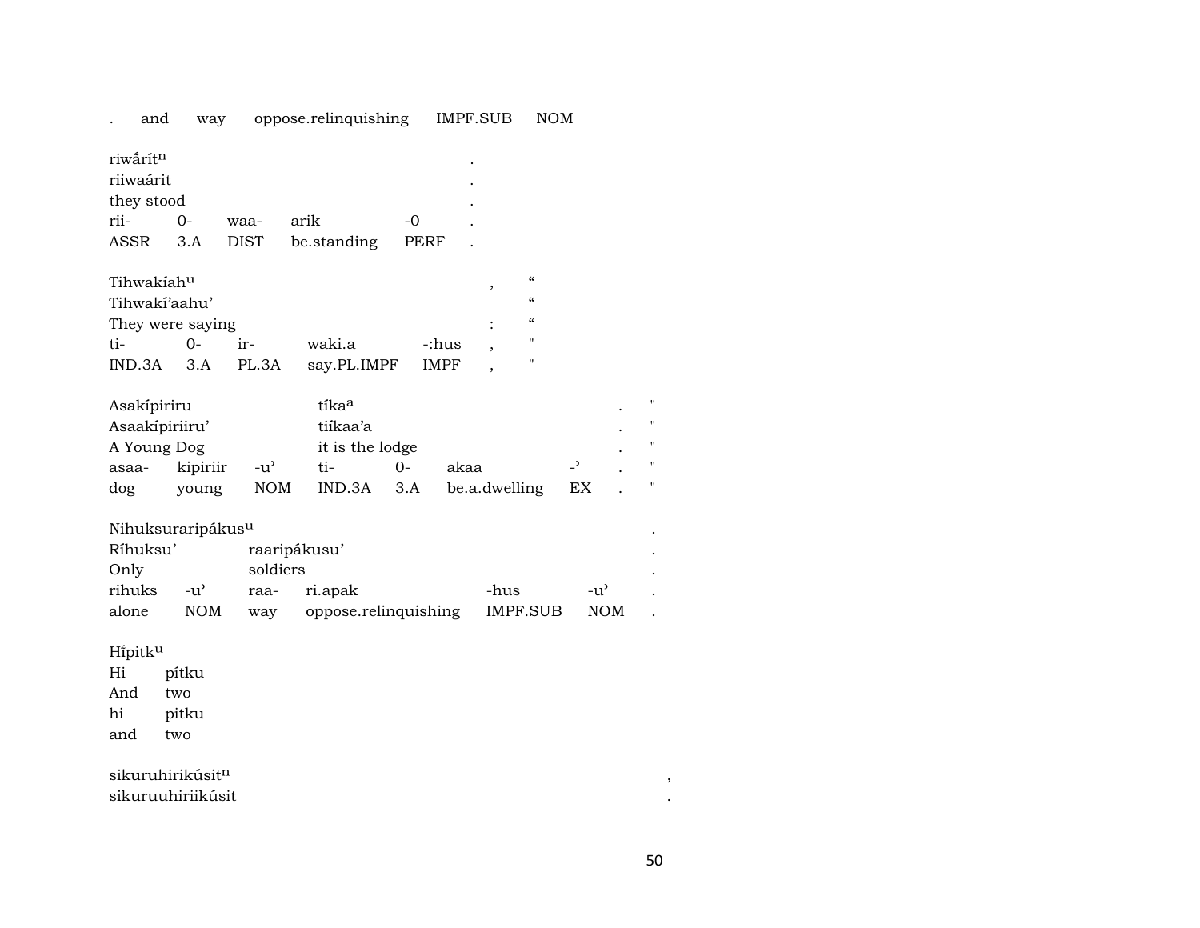. and way oppose.relinquishing IMPF.SUB NOM

| riwắrít[n] | | | | | . |
|---|---|---|---|---|---|
| riiwaárit | | | | | . |
| they stood | | | | | . |
| rii- | 0- | waa- | arik | -0 | . |
| ASSR | 3.A | DIST | be.standing | PERF | . |

| Tihwakíah[u] | | | | | , | “ |
|---|---|---|---|---|---|---|
| Tihwakí’aahu’ | | | | | | “ |
| They were saying | | | | | : | “ |
| ti- | 0- | ir- | waki.a | -:hus | , | " |
| IND.3A | 3.A | PL.3A | say.PL.IMPF | IMPF | , | " |

| Asakípiriru | | | tíka[a] | | | | . | " |
|---|---|---|---|---|---|---|---|---|
| Asaakípiriiru’ | | | tiíkaa’a | | | | . | " |
| A Young Dog | | | it is the lodge | | | | . | " |
| asaa- | kipiriir | -u’ | ti- | 0- | akaa | -’ | . | " |
| dog | young | NOM | IND.3A | 3.A | be.a.dwelling | EX | . | " |

| Nihuksuraripákus[u] | | | | | | . |
|---|---|---|---|---|---|---|
| Ríhuksu’ | | raaripákusu’ | | | | . |
| Only | | soldiers | | | | . |
| rihuks | -u’ | raa- | ri.apak | -hus | -u’ | . |
| alone | NOM | way | oppose.relinquishing | IMPF.SUB | NOM | . |

| Hípitk[u] | |
|---|---|
| Hi | pítku |
| And | two |
| hi | pitku |
| and | two |

| sikuruhirikúsit[n] | , |
|---|---|
| sikuruuhiriikúsit | . |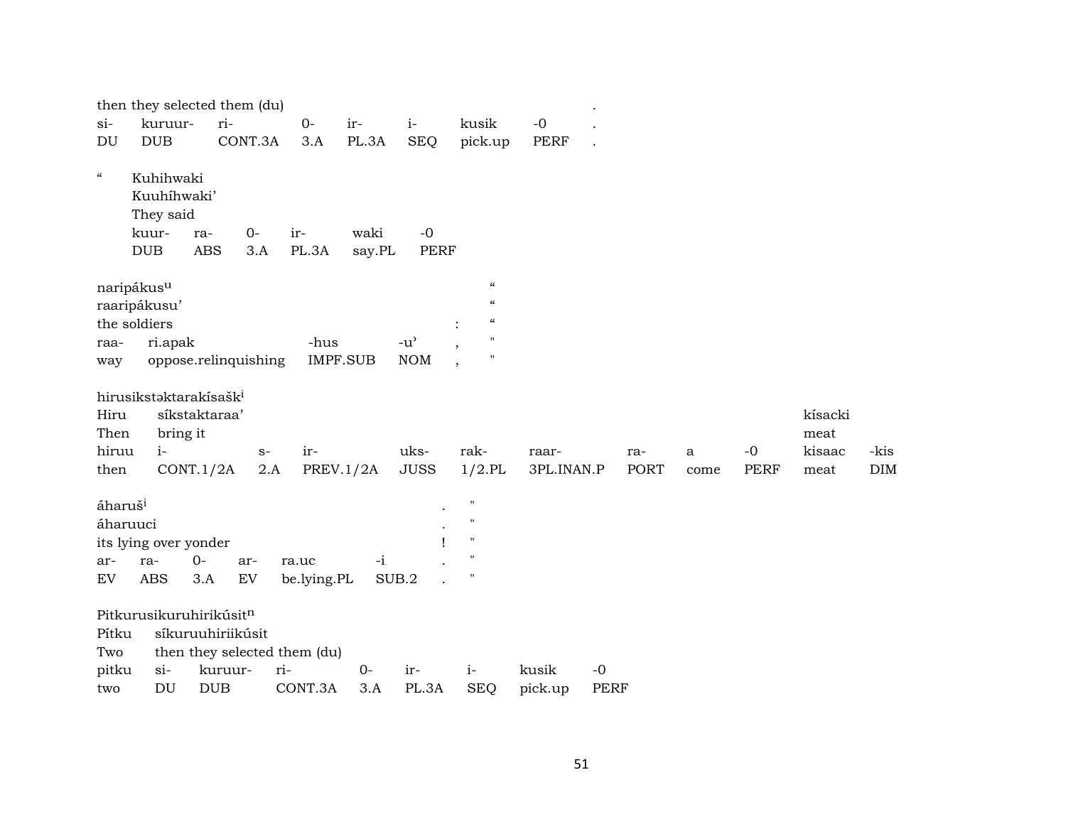then they selected them (du) .

| si- | kuruur- | ri- | 0- | ir- | i- | kusik | -0 | . |
|---|---|---|---|---|---|---|---|---|
| DU | DUB | CONT.3A | 3.A | PL.3A | SEQ | pick.up | PERF | . |

“ Kuhihwaki
Kuuhíhwaki’
They said

| kuur- | ra- | 0- | ir- | waki | -0 |
|---|---|---|---|---|---|
| DUB | ABS | 3.A | PL.3A | say.PL | PERF |

naripákus[u] “
raaripákusu’ “
the soldiers : “

| raa- | ri.apak | -hus | -u’ | , | " |
|---|---|---|---|---|---|
| way | oppose.relinquishing | IMPF.SUB | NOM | , | " |

hirusikstəktarakísašk[i]
Hiru síkstaktaraa’ kísacki
Then bring it meat

| hiruu | i- | s- | ir- | uks- | rak- | raar- | ra- | a | -0 | kisaac | -kis |
|---|---|---|---|---|---|---|---|---|---|---|---|
| then | CONT.1/2A | 2.A | PREV.1/2A | JUSS | 1/2.PL | 3PL.INAN.P | PORT | come | PERF | meat | DIM |

áharuš[i] . "
áharuuci . "
its lying over yonder ! "

| ar- | ra- | 0- | ar- | ra.uc | -i | . | " |
|---|---|---|---|---|---|---|---|
| EV | ABS | 3.A | EV | be.lying.PL | SUB.2 | . | " |

Pitkurusikuruhirikúsit[n]
Pítku síkuruuhiriikúsit
Two then they selected them (du)

| pitku | si- | kuruur- | ri- | 0- | ir- | i- | kusik | -0 |
|---|---|---|---|---|---|---|---|---|
| two | DU | DUB | CONT.3A | 3.A | PL.3A | SEQ | pick.up | PERF |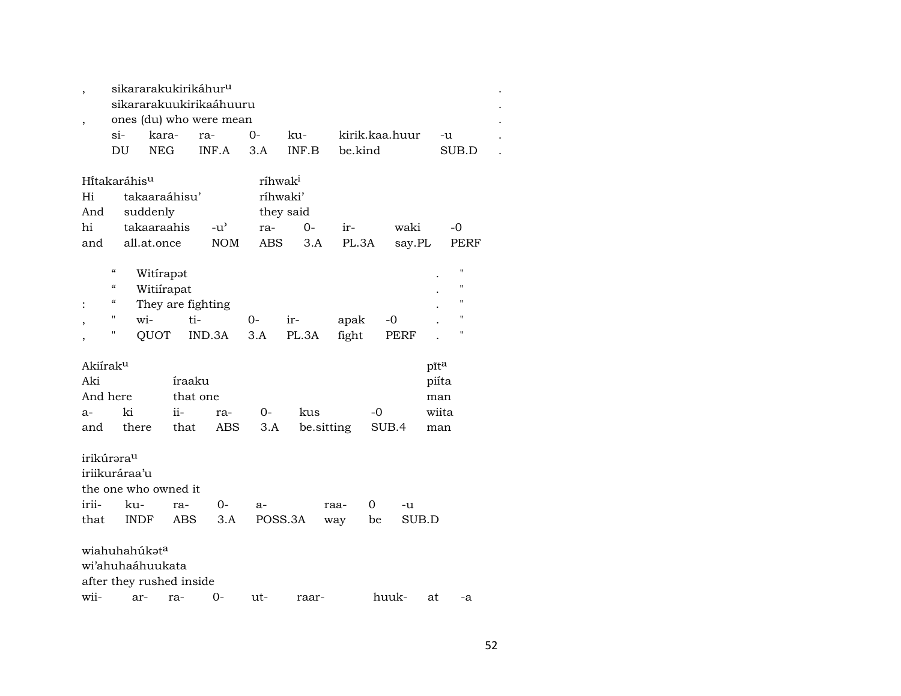| , | sikararakukirikáhur[u] | | | | | | | . |
|---|---|---|---|---|---|---|---|---|
| | sikararakuukirikaáhuuru | | | | | | | . |
| , | ones (du) who were mean | | | | | | | . |
| | si- | kara- | ra- | 0- | ku- | kirik.kaa.huur | -u | . |
| | DU | NEG | INF.A | 3.A | INF.B | be.kind | SUB.D | . |

| Hĭtakaráhis[u] | | | ríhwak[i] | | | | |
|---|---|---|---|---|---|---|---|
| Hi | takaaraáhisu' | | ríhwaki' | | | | |
| And | suddenly | | they said | | | | |
| hi | takaaraahis | -u' | ra- | 0- | ir- | waki | -0 |
| and | all.at.once | NOM | ABS | 3.A | PL.3A | say.PL | PERF |

| | " | Witírapət | | | | | | . | " |
|---|---|---|---|---|---|---|---|---|---|
| | " | Witiírapat | | | | | | . | " |
| : | " | They are fighting | | | | | | . | " |
| , | " | wi- | ti- | 0- | ir- | apak | -0 | . | " |
| , | " | QUOT | IND.3A | 3.A | PL.3A | fight | PERF | . | " |

| Akiírak[u] | | | | | | | pĭt[a] |
|---|---|---|---|---|---|---|---|
| Aki | | íraaku | | | | | piíta |
| And here | | that one | | | | | man |
| a- | ki | ii- | ra- | 0- | kus | -0 | wiita |
| and | there | that | ABS | 3.A | be.sitting | SUB.4 | man |

| irikúrəra[u] | | | | | | | |
|---|---|---|---|---|---|---|---|
| iriikuráraa'u | | | | | | | |
| the one who owned it | | | | | | | |
| irii- | ku- | ra- | 0- | a- | raa- | 0 | -u |
| that | INDF | ABS | 3.A | POSS.3A | way | be | SUB.D |

| wiahuhahúkət[a] | | | | | | | | |
|---|---|---|---|---|---|---|---|---|
| wi'ahuhaáhuukata | | | | | | | | |
| after they rushed inside | | | | | | | | |
| wii- | ar- | ra- | 0- | ut- | raar- | huuk- | at | -a |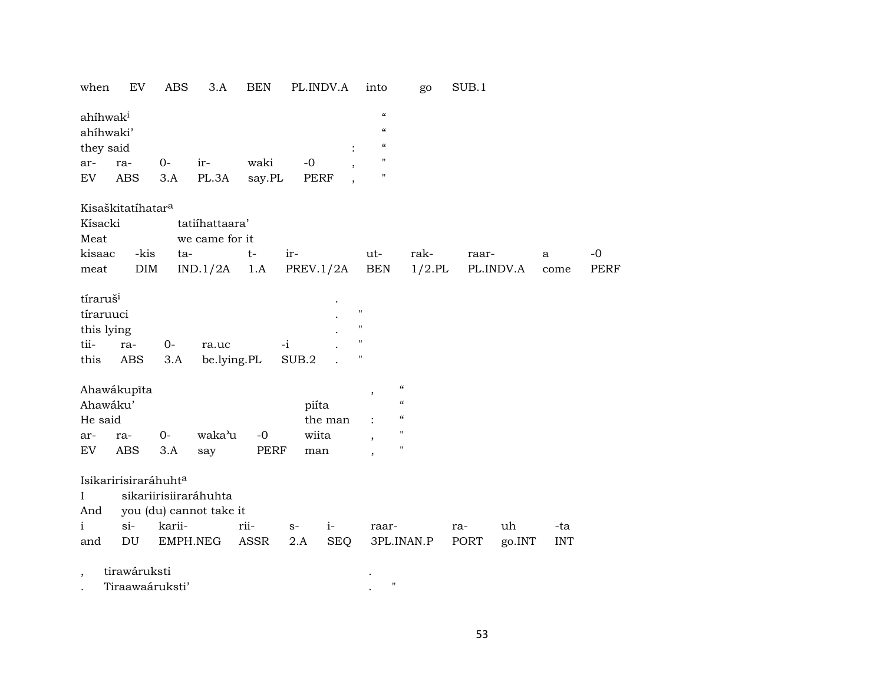| when | EV | ABS | 3.A | BEN | PL.INDV.A | into | go | SUB.1 |
|---|---|---|---|---|---|---|---|---|

| ahíhwak[i] | | | | | | | “ |
|---|---|---|---|---|---|---|---|
| ahíhwaki’ | | | | | | | “ |
| they said | | | | | | : | “ |
| ar- | ra- | 0- | ir- | waki | -0 | , | " |
| EV | ABS | 3.A | PL.3A | say.PL | PERF | , | " |

| Kisaškitatíhatar[a] | | | | | | | | | |
|---|---|---|---|---|---|---|---|---|---|
| Kísacki | | tatiíhattaara’ | | | | | | | |
| Meat | | we came for it | | | | | | | |
| kisaac | -kis | ta- | t- | ir- | ut- | rak- | raar- | a | -0 |
| meat | DIM | IND.1/2A | 1.A | PREV.1/2A | BEN | 1/2.PL | PL.INDV.A | come | PERF |

| tíraruš[i] | | | | | . | |
|---|---|---|---|---|---|---|
| tíraruuci | | | | | . | " |
| this lying | | | | | . | " |
| tii- | ra- | 0- | ra.uc | -i | . | " |
| this | ABS | 3.A | be.lying.PL | SUB.2 | . | " |

| Ahawákupīta | | | | | | , | “ |
|---|---|---|---|---|---|---|---|
| Ahawáku’ | | | | | piíta | | “ |
| He said | | | | | the man | : | “ |
| ar- | ra- | 0- | waka’u | -0 | wiita | , | " |
| EV | ABS | 3.A | say | PERF | man | , | " |

| Isikaririsiraráhuht[a] | | | | | | | | | |
|---|---|---|---|---|---|---|---|---|---|
| I | sikariirisiiraráhuhta | | | | | | | | |
| And | you (du) cannot take it | | | | | | | | |
| i | si- | karii- | rii- | s- | i- | raar- | ra- | uh | -ta |
| and | DU | EMPH.NEG | ASSR | 2.A | SEQ | 3PL.INAN.P | PORT | go.INT | INT |

| , | tirawáruksti | . | |
|---|---|---|---|
| . | Tiraawaáruksti’ | . | " |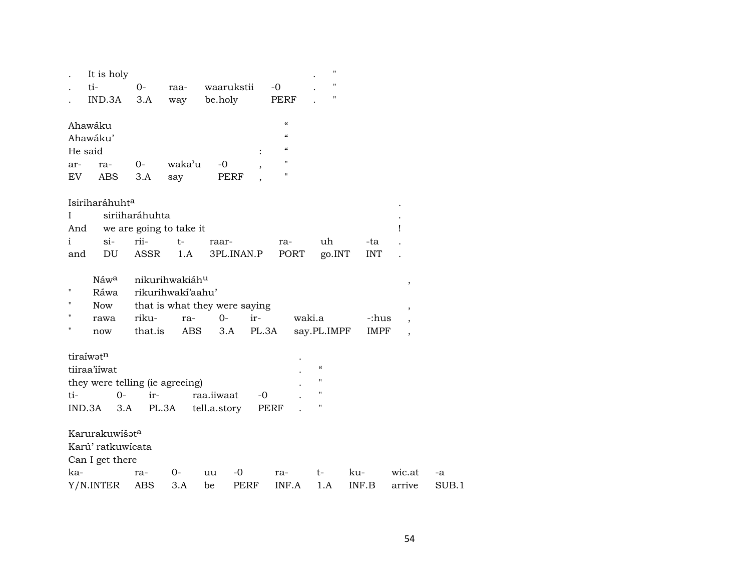| . | It is holy | | | | | . | " |
|---|---|---|---|---|---|---|---|
| . | ti- | 0- | raa- | waarukstii | -0 | . | " |
| . | IND.3A | 3.A | way | be.holy | PERF | . | " |

| Ahawáku | | | | | | “ |
|---|---|---|---|---|---|---|
| Ahawáku’ | | | | | | “ |
| He said | | | | | : | “ |
| ar- | ra- | 0- | waka’u | -0 | , | " |
| EV | ABS | 3.A | say | PERF | , | " |

| Isiriharáhuht[a] | | | | | | | | . |
|---|---|---|---|---|---|---|---|---|
| I | siriiharáhuhta | | | | | | | . |
| And | we are going to take it | | | | | | | ! |
| i | si- | rii- | t- | raar- | ra- | uh | -ta | . |
| and | DU | ASSR | 1.A | 3PL.INAN.P | PORT | go.INT | INT | . |

| | Náw[a] | nikurihwakiáh[u] | | | | | | , |
|---|---|---|---|---|---|---|---|---|
| " | Ráwa | rikurihwakí’aahu’ | | | | | | |
| " | Now | that is what they were saying | | | | | | , |
| " | rawa | riku- | ra- | 0- | ir- | waki.a | -:hus | , |
| " | now | that.is | ABS | 3.A | PL.3A | say.PL.IMPF | IMPF | , |

| tiraíwət[n] | | | | | . | |
|---|---|---|---|---|---|---|
| tiiraa’iíwat | | | | | . | “ |
| they were telling (ie agreeing) | | | | | . | " |
| ti- | 0- | ir- | raa.iiwaat | -0 | . | " |
| IND.3A | 3.A | PL.3A | tell.a.story | PERF | . | " |

| Karurakuwíšət[a] | | | | | | | | | |
|---|---|---|---|---|---|---|---|---|---|
| Karú’ ratkuwícata | | | | | | | | | |
| Can I get there | | | | | | | | | |
| ka- | ra- | 0- | uu | -0 | ra- | t- | ku- | wic.at | -a |
| Y/N.INTER | ABS | 3.A | be | PERF | INF.A | 1.A | INF.B | arrive | SUB.1 |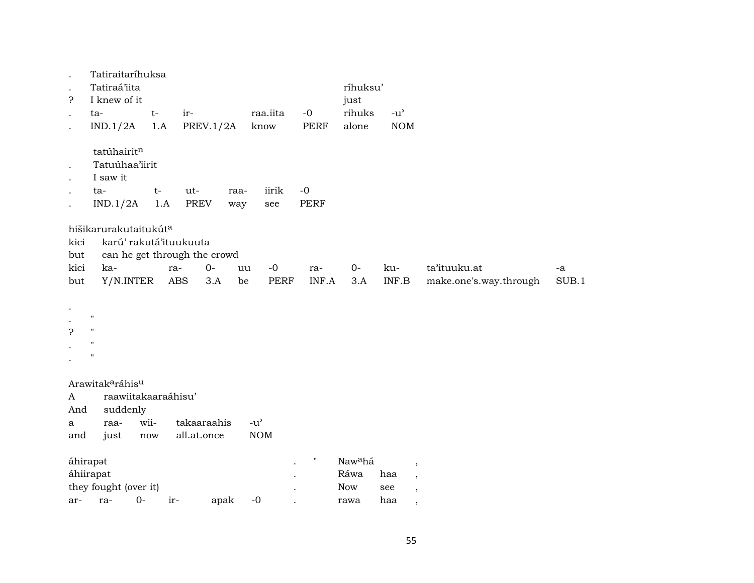| . | Tatiraitaríhuksa | | | | | | |
|---|---|---|---|---|---|---|---|
| . | Tatiraá'iita | | | | | ríhuksu' | |
| ? | I knew of it | | | | | just | |
| . | ta- | t- | ir- | raa.iita | -0 | rihuks | -u' |
| . | IND.1/2A | 1.A | PREV.1/2A | know | PERF | alone | NOM |

| | tatúhairit^n | | | | | |
|---|---|---|---|---|---|---|
| . | Tatuúhaa'iirit | | | | | |
| . | I saw it | | | | | |
| . | ta- | t- | ut- | raa- | iirik | -0 |
| . | IND.1/2A | 1.A | PREV | way | see | PERF |

| hišikarurakutaitukút^a | | | | | | | | | | |
|---|---|---|---|---|---|---|---|---|---|---|
| kici | karú' rakutá'ituukuuta | | | | | | | | | |
| but | can he get through the crowd | | | | | | | | | |
| kici | ka- | ra- | 0- | uu | -0 | ra- | 0- | ku- | ta'ituuku.at | -a |
| but | Y/N.INTER | ABS | 3.A | be | PERF | INF.A | 3.A | INF.B | make.one's.way.through | SUB.1 |

| . | |
|---|---|
| . | " |
| ? | " |
| . | " |
| . | " |

| Arawitak^aráhis^u | | | | |
|---|---|---|---|---|
| A | raawiitakaaraáhisu' | | | |
| And | suddenly | | | |
| a | raa- | wii- | takaaraahis | -u' |
| and | just | now | all.at.once | NOM |

| áhirapət | | | | | | . | " | Naw^ahá | | , |
|---|---|---|---|---|---|---|---|---|---|---|
| áhiirapat | | | | | | . | | Ráwa | haa | , |
| they fought (over it) | | | | | | . | | Now | see | , |
| ar- | ra- | 0- | ir- | apak | -0 | . | | rawa | haa | , |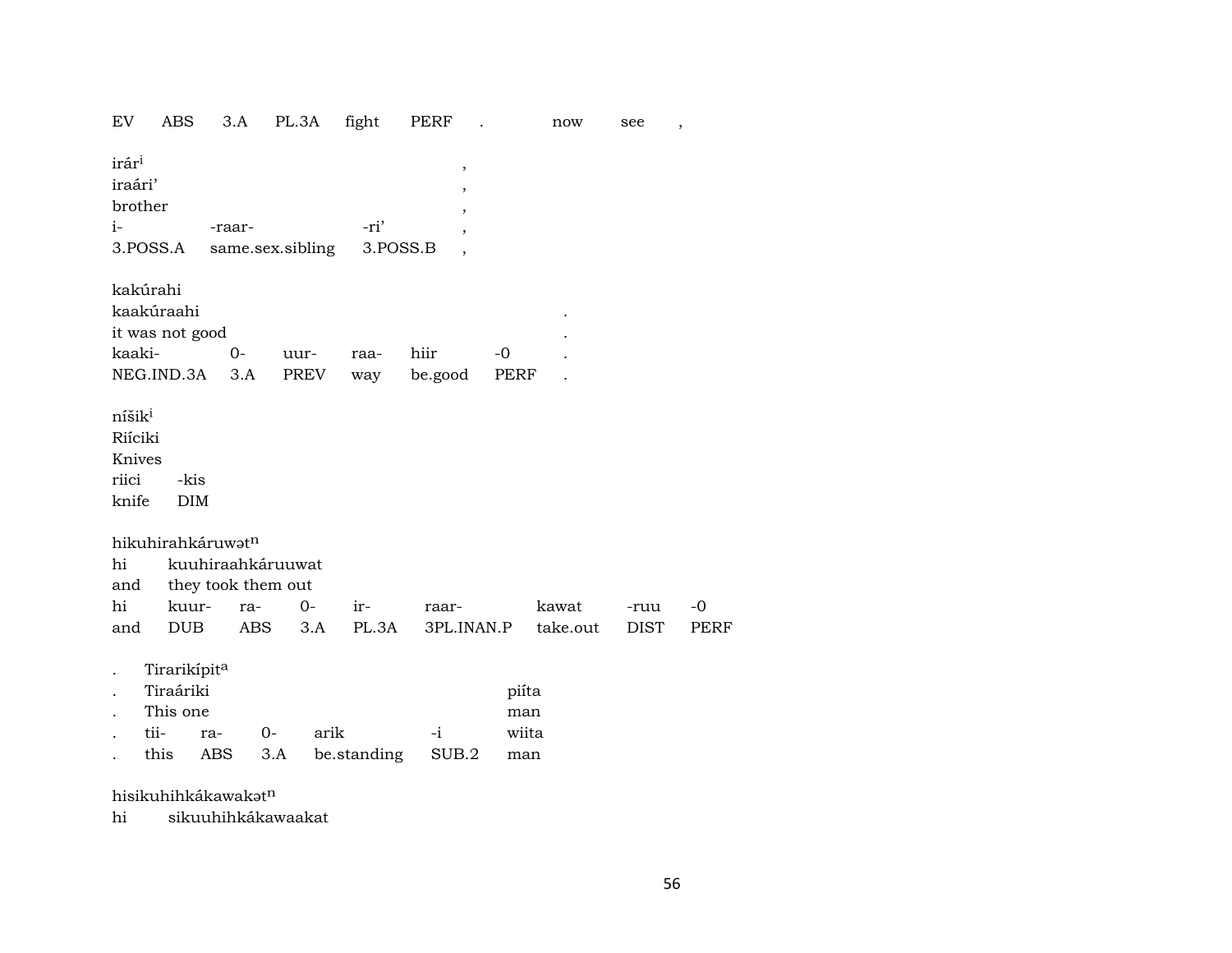EV ABS 3.A PL.3A fight PERF . now see ,

| irár[i] | | | , |
|---|---|---|---|
| iraári' | | | , |
| brother | | | , |
| i- | -raar- | -ri' | , |
| 3.POSS.A | same.sex.sibling | 3.POSS.B | , |

| kakúrahi | | | | | | |
|---|---|---|---|---|---|---|
| kaakúraahi | | | | | | . |
| it was not good | | | | | | . |
| kaaki- | 0- | uur- | raa- | hiir | -0 | . |
| NEG.IND.3A | 3.A | PREV | way | be.good | PERF | . |

| níšik[i] | |
|---|---|
| Riíciki | |
| Knives | |
| riici | -kis |
| knife | DIM |

| hikuhirahkáruwət[n] | | | | | | | | |
|---|---|---|---|---|---|---|---|---|
| hi | kuuhiraahkáruuwat | | | | | | | |
| and | they took them out | | | | | | | |
| hi | kuur- | ra- | 0- | ir- | raar- | kawat | -ruu | -0 |
| and | DUB | ABS | 3.A | PL.3A | 3PL.INAN.P | take.out | DIST | PERF |

| . | Tirarikípit[a] | | | | | |
|---|---|---|---|---|---|---|
| . | Tiraáriki | | | | | piíta |
| . | This one | | | | | man |
| . | tii- | ra- | 0- | arik | -i | wiita |
| . | this | ABS | 3.A | be.standing | SUB.2 | man |

hisikuhihkákawakət[n]

hi sikuuhihkákawaakat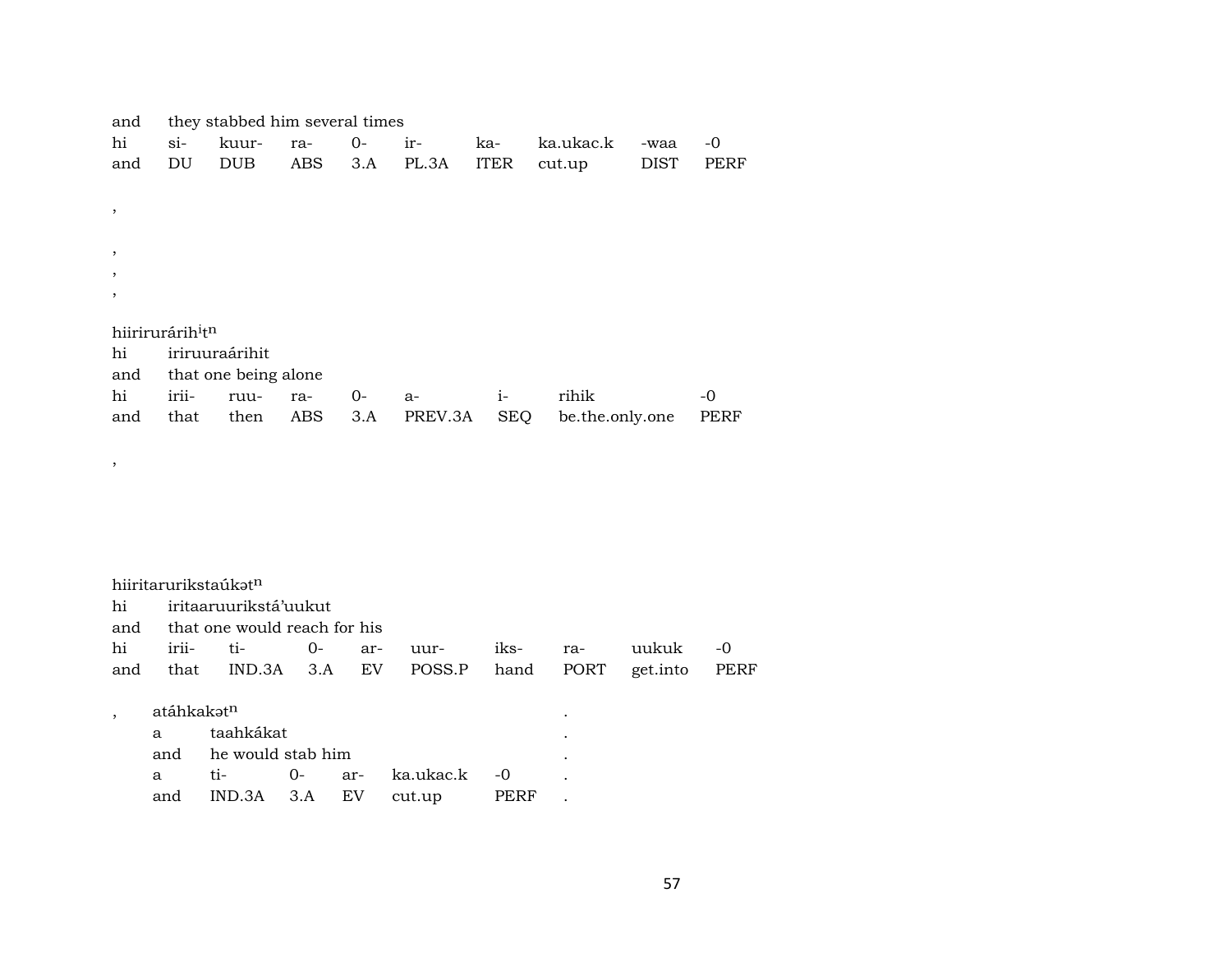and they stabbed him several times

| hi | si- | kuur- | ra- | 0- | ir- | ka- | ka.ukac.k | -waa | -0 |
|---|---|---|---|---|---|---|---|---|---|
| and | DU | DUB | ABS | 3.A | PL.3A | ITER | cut.up | DIST | PERF |

,

,

,

,

hiirirurárih$^{i}$t$^{n}$

hi iriruuraárihit

and that one being alone

| hi | irii- | ruu- | ra- | 0- | a- | i- | rihik | -0 |
|---|---|---|---|---|---|---|---|---|
| and | that | then | ABS | 3.A | PREV.3A | SEQ | be.the.only.one | PERF |

,

hiiritarurikstaúkət$^{n}$

hi iritaaruurikstá'uukut

and that one would reach for his

| hi | irii- | ti- | 0- | ar- | uur- | iks- | ra- | uukuk | -0 |
|---|---|---|---|---|---|---|---|---|---|
| and | that | IND.3A | 3.A | EV | POSS.P | hand | PORT | get.into | PERF |

, atáhkakət$^{n}$ .

a taahkákat .

and he would stab him .

| a | ti- | 0- | ar- | ka.ukac.k | -0 | . |
|---|---|---|---|---|---|---|
| and | IND.3A | 3.A | EV | cut.up | PERF | . |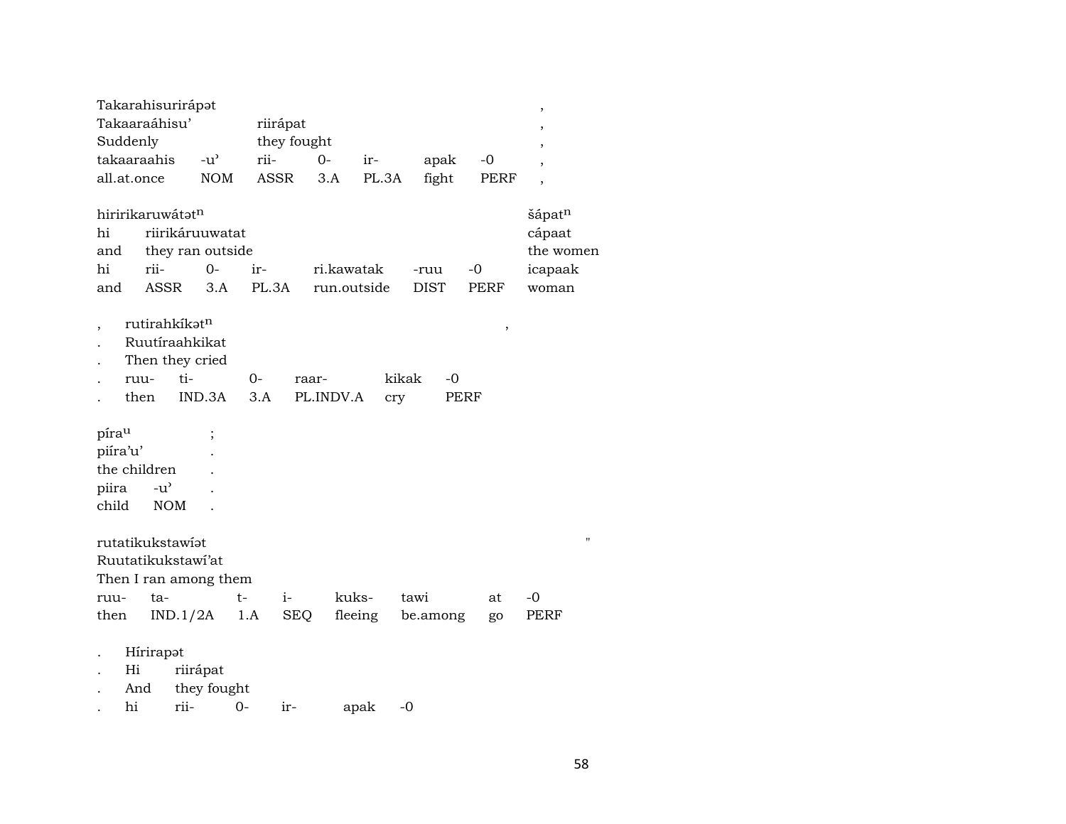| Takarahisurirápət | | | | | | | , |
|---|---|---|---|---|---|---|---|
| Takaaraáhisu’ | | riirápat | | | | | , |
| Suddenly | | they fought | | | | | , |
| takaaraahis | -u’ | rii- | 0- | ir- | apak | -0 | , |
| all.at.once | NOM | ASSR | 3.A | PL.3A | fight | PERF | , |

| hiririkaruwátət$^{n}$ | | | | | | | šápat$^{n}$ |
|---|---|---|---|---|---|---|---|
| hi | riirikáruuwatat | | | | | | cápaat |
| and | they ran outside | | | | | | the women |
| hi | rii- | 0- | ir- | ri.kawatak | -ruu | -0 | icapaak |
| and | ASSR | 3.A | PL.3A | run.outside | DIST | PERF | woman |

| , | rutirahkíkət$^{n}$ | | | | | | , |
|---|---|---|---|---|---|---|---|
| . | Ruutíraahkikat | | | | | | |
| . | Then they cried | | | | | | |
| . | ruu- | ti- | 0- | raar- | kikak | -0 | |
| . | then | IND.3A | 3.A | PL.INDV.A | cry | PERF | |

| píra$^{u}$ | | ; |
|---|---|---|
| piíra’u’ | | . |
| the children | | . |
| piira | -u’ | . |
| child | NOM | . |

| rutatikukstawíət | | | | | | | | " |
|---|---|---|---|---|---|---|---|---|
| Ruutatikukstawí’at | | | | | | | | |
| Then I ran among them | | | | | | | | |
| ruu- | ta- | t- | i- | kuks- | tawi | at | -0 | |
| then | IND.1/2A | 1.A | SEQ | fleeing | be.among | go | PERF | |

| . | Hírirapət | | | | |
|---|---|---|---|---|---|
| . | Hi | riirápat | | | |
| . | And | they fought | | | |
| . | hi | rii- | 0- | ir- | apak | -0 |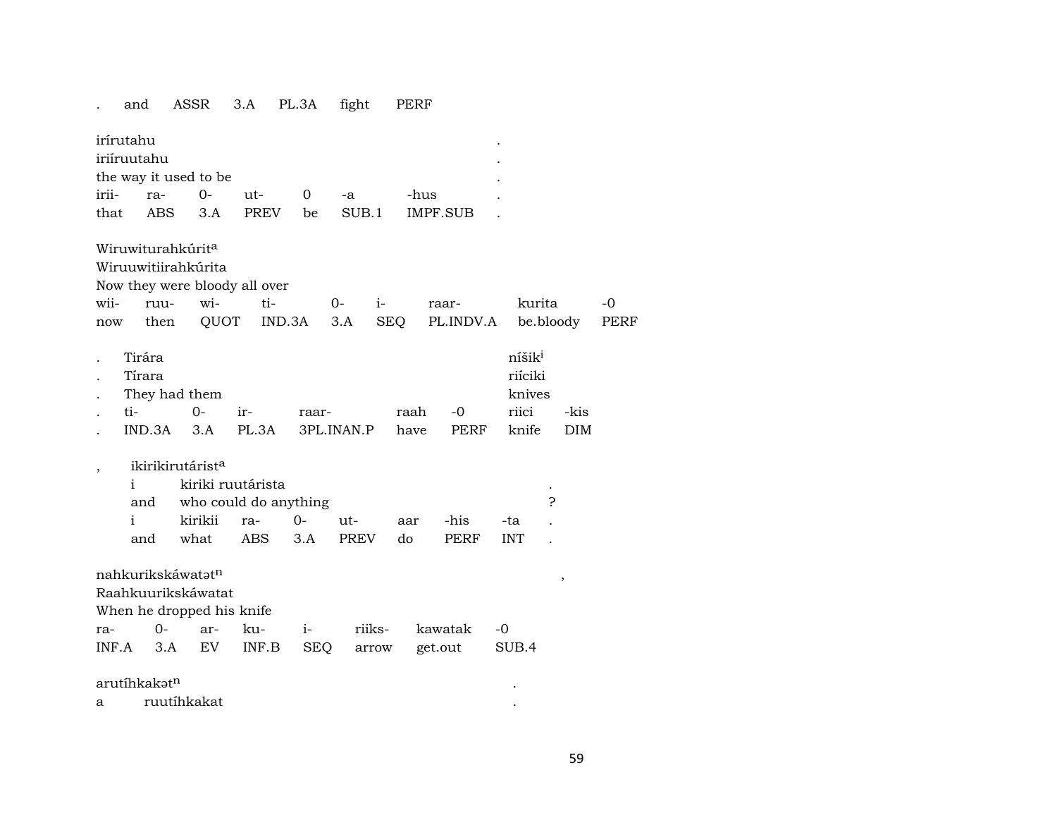. and ASSR 3.A PL.3A fight PERF

irírutahu .
iriíruutahu .
the way it used to be .
irii- ra- 0- ut- 0 -a -hus .
that ABS 3.A PREV be SUB.1 IMPF.SUB .

Wiruwiturahkúrit[a]
Wiruuwitiirahkúrita
Now they were bloody all over
wii- ruu- wi- ti- 0- i- raar- kurita -0
now then QUOT IND.3A 3.A SEQ PL.INDV.A be.bloody PERF

. Tirára níšik[i]
. Tírara riíciki
. They had them knives
. ti- 0- ir- raar- raah -0 riici -kis
. IND.3A 3.A PL.3A 3PL.INAN.P have PERF knife DIM

, ikirikirutárist[a]
i kiriki ruutárista .
and who could do anything ?
i kirikii ra- 0- ut- aar -his -ta .
and what ABS 3.A PREV do PERF INT .

nahkurikskáwatət[n] ,
Raahkuurikskáwatat
When he dropped his knife
ra- 0- ar- ku- i- riiks- kawatak -0
INF.A 3.A EV INF.B SEQ arrow get.out SUB.4

arutíhkakət[n] .
a ruutíhkakat .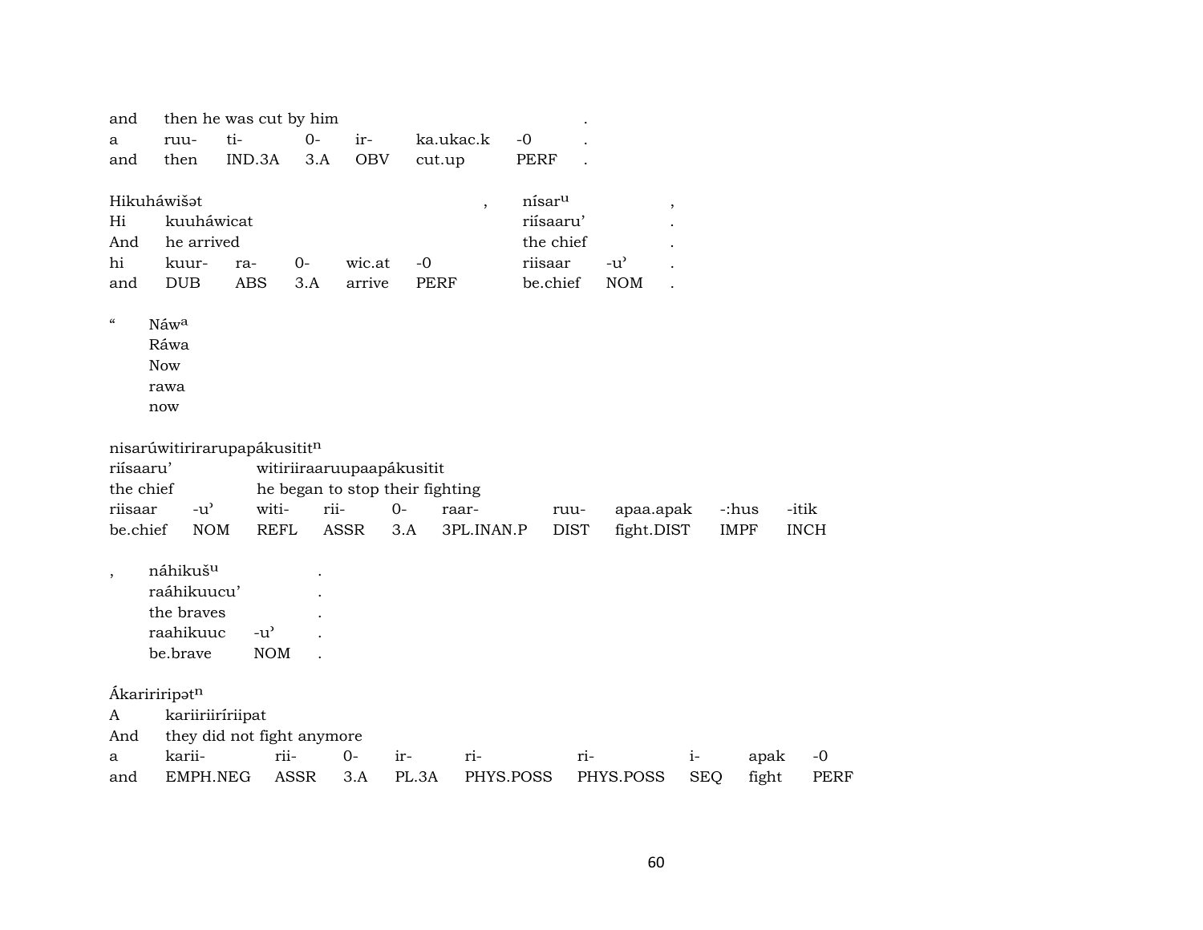| and | then he was cut by him | | | | | . |
|---|---|---|---|---|---|---|
| a | ruu- | ti- | 0- | ir- | ka.ukac.k | -0 | . |
| and | then | IND.3A | 3.A | OBV | cut.up | PERF | . |

| Hikuháwišət | | | | | | , | nísar$^{u}$ | | , |
|---|---|---|---|---|---|---|---|---|---|
| Hi | kuuháwicat | | | | | | riísaaru' | | . |
| And | he arrived | | | | | | the chief | | . |
| hi | kuur- | ra- | 0- | wic.at | -0 | | riisaar | -u' | . |
| and | DUB | ABS | 3.A | arrive | PERF | | be.chief | NOM | . |

| " | Náw$^{a}$ |
|---|---|
| | Ráwa |
| | Now |
| | rawa |
| | now |

| nisarúwitirirarupapákusitit$^{n}$ | | | | | | | | | |
|---|---|---|---|---|---|---|---|---|---|
| riísaaru' | | witiriiraaruupaapákusitit | | | | | | | |
| the chief | | he began to stop their fighting | | | | | | | |
| riisaar | -u' | witi- | rii- | 0- | raar- | ruu- | apaa.apak | -:hus | -itik |
| be.chief | NOM | REFL | ASSR | 3.A | 3PL.INAN.P | DIST | fight.DIST | IMPF | INCH |

| , | náhikuš$^{u}$ | | . |
|---|---|---|---|
| | raáhikuucu' | | . |
| | the braves | | . |
| | raahikuuc | -u' | . |
| | be.brave | NOM | . |

| Ákaririripət$^{n}$ | | | | | | | | | |
|---|---|---|---|---|---|---|---|---|---|
| A | kariiriiríriipat | | | | | | | | |
| And | they did not fight anymore | | | | | | | | |
| a | karii- | rii- | 0- | ir- | ri- | ri- | i- | apak | -0 |
| and | EMPH.NEG | ASSR | 3.A | PL.3A | PHYS.POSS | PHYS.POSS | SEQ | fight | PERF |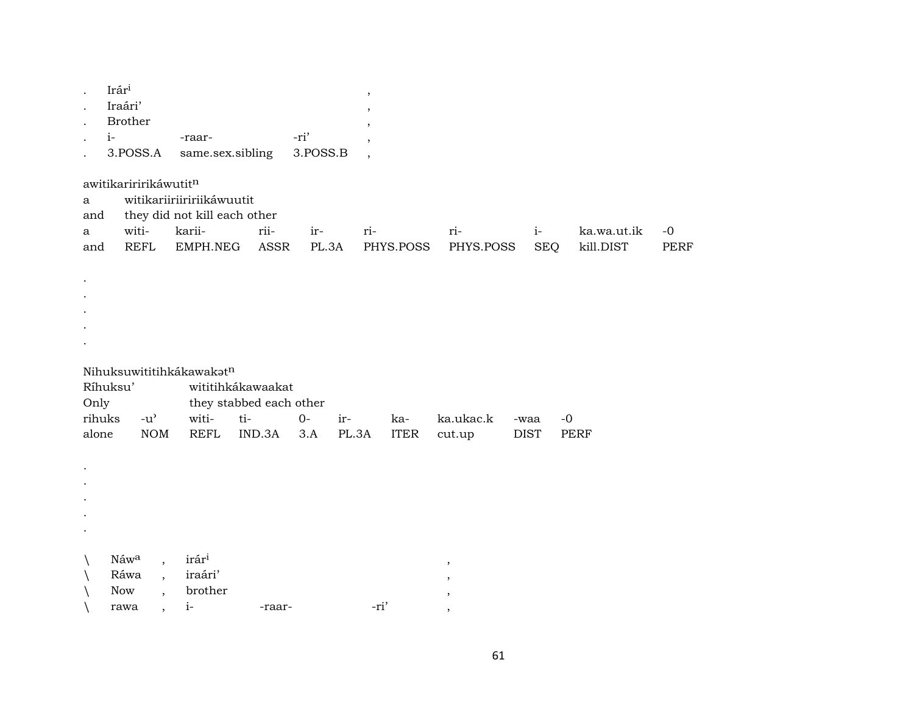| . | Irár[i] | | | , |
|---|---|---|---|---|
| . | Iraári’ | | | , |
| . | Brother | | | , |
| . | i- | -raar- | -ri’ | , |
| . | 3.POSS.A | same.sex.sibling | 3.POSS.B | , |

awitikariririkáwutit[n]

| a | witikariiriiririikáwuutit | | | | | | | | |
|---|---|---|---|---|---|---|---|---|---|
| and | they did not kill each other | | | | | | | | |
| a | witi- | karii- | rii- | ir- | ri- | ri- | i- | ka.wa.ut.ik | -0 |
| and | REFL | EMPH.NEG | ASSR | PL.3A | PHYS.POSS | PHYS.POSS | SEQ | kill.DIST | PERF |

.
.
.
.
.

Nihuksuwititihkákawakət[n]

| Ríhuksu’ | | wititihkákawaakat | | | | | | | |
|---|---|---|---|---|---|---|---|---|---|
| Only | | they stabbed each other | | | | | | | |
| rihuks | -u’ | witi- | ti- | 0- | ir- | ka- | ka.ukac.k | -waa | -0 |
| alone | NOM | REFL | IND.3A | 3.A | PL.3A | ITER | cut.up | DIST | PERF |

.
.
.
.
.

| \ | Náw[a] | , | irár[i] | | | , |
|---|---|---|---|---|---|---|
| \ | Ráwa | , | iraári’ | | | , |
| \ | Now | , | brother | | | , |
| \ | rawa | , | i- | -raar- | -ri’ | , |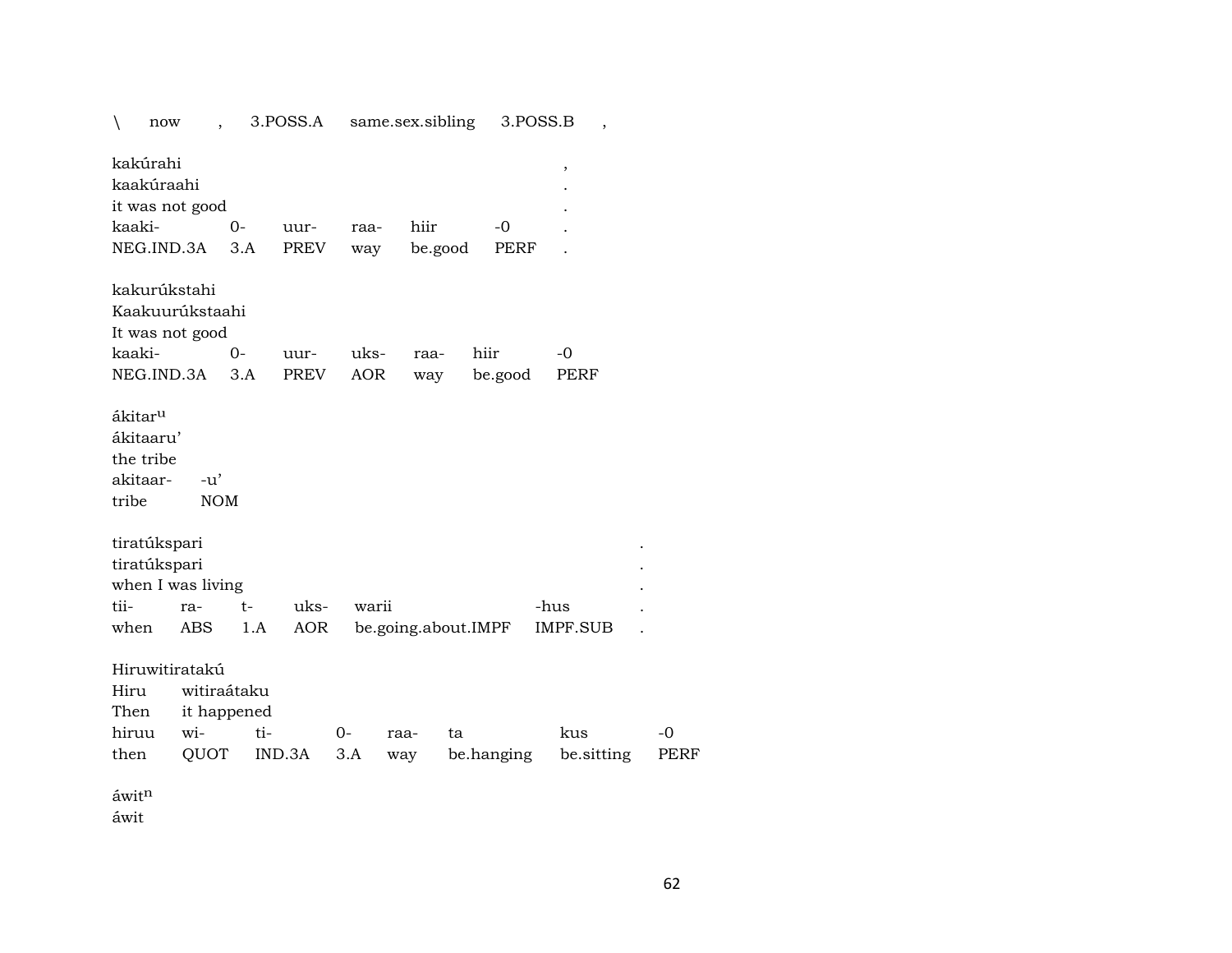\ now , 3.POSS.A same.sex.sibling 3.POSS.B ,

| kakúrahi | | | | | | , |
|---|---|---|---|---|---|---|
| kaakúraahi | | | | | | . |
| it was not good | | | | | | . |
| kaaki- | 0- | uur- | raa- | hiir | -0 | . |
| NEG.IND.3A | 3.A | PREV | way | be.good | PERF | . |

| kakurúkstahi | | | | | | |
|---|---|---|---|---|---|---|
| Kaakuurúkstaahi | | | | | | |
| It was not good | | | | | | |
| kaaki- | 0- | uur- | uks- | raa- | hiir | -0 |
| NEG.IND.3A | 3.A | PREV | AOR | way | be.good | PERF |

| ákitar^u | |
|---|---|
| ákitaaru’ | |
| the tribe | |
| akitaar- | -u’ |
| tribe | NOM |

| tiratúkspari | | | | | | . |
|---|---|---|---|---|---|---|
| tiratúkspari | | | | | | . |
| when I was living | | | | | | . |
| tii- | ra- | t- | uks- | warii | -hus | . |
| when | ABS | 1.A | AOR | be.going.about.IMPF | IMPF.SUB | . |

| Hiruwitiratakú | | | | | | | |
|---|---|---|---|---|---|---|---|
| Hiru | witiraátaku | | | | | | |
| Then | it happened | | | | | | |
| hiruu | wi- | ti- | 0- | raa- | ta | kus | -0 |
| then | QUOT | IND.3A | 3.A | way | be.hanging | be.sitting | PERF |

áwit^n
áwit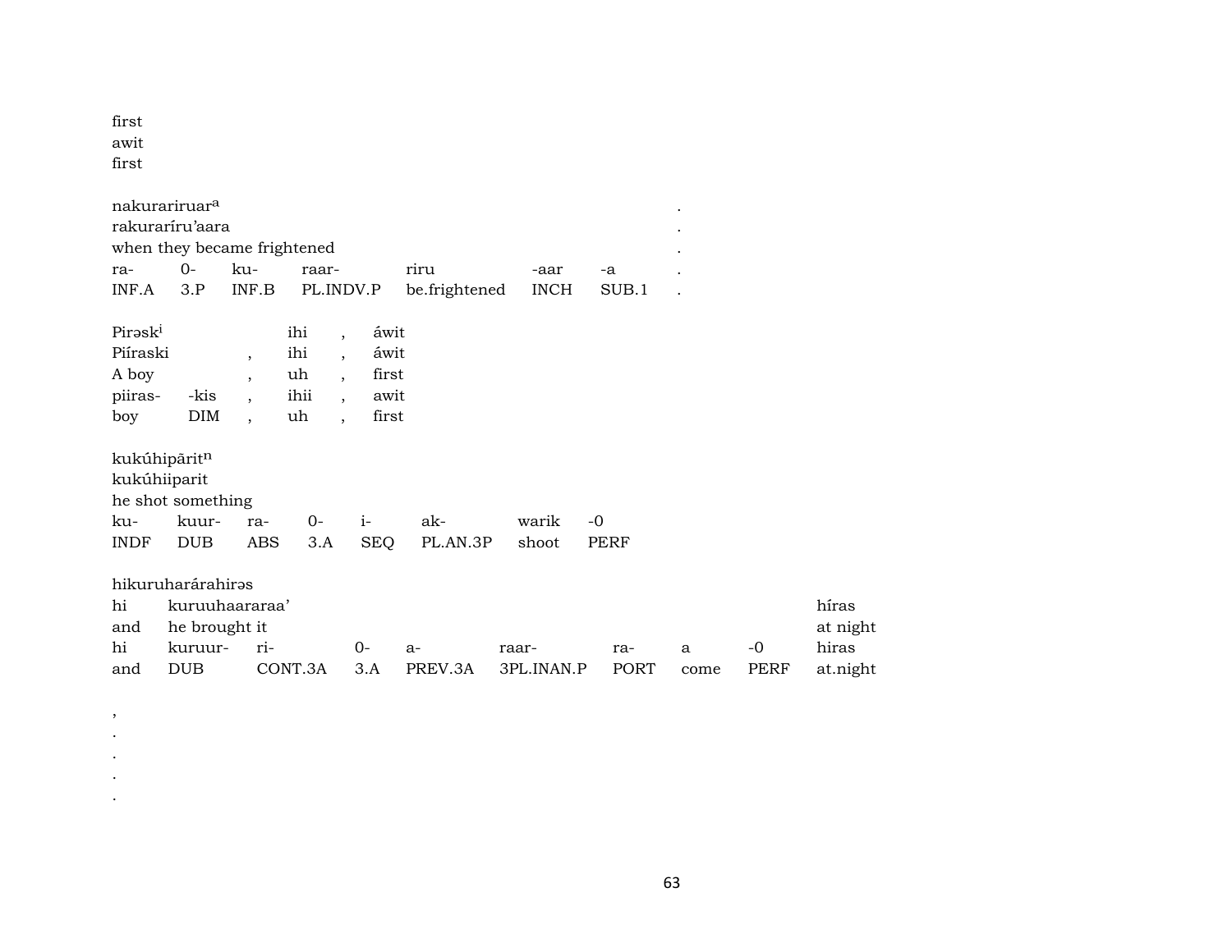first
awit
first

| nakurariruar[a] | | | | | | | . |
|---|---|---|---|---|---|---|---|
| rakuraríru'aara | | | | | | | . |
| when they became frightened | | | | | | | . |
| ra- | 0- | ku- | raar- | riru | -aar | -a | . |
| INF.A | 3.P | INF.B | PL.INDV.P | be.frightened | INCH | SUB.1 | . |

| Pirəsk[i] | | | ihi | , | áwit |
|---|---|---|---|---|---|
| Piíraski | | , | ihi | , | áwit |
| A boy | | , | uh | , | first |
| piiras- | -kis | , | ihii | , | awit |
| boy | DIM | , | uh | , | first |

| kukúhipārit[n] | | | | | | | |
|---|---|---|---|---|---|---|---|
| kukúhiiparit | | | | | | | |
| he shot something | | | | | | | |
| ku- | kuur- | ra- | 0- | i- | ak- | warik | -0 |
| INDF | DUB | ABS | 3.A | SEQ | PL.AN.3P | shoot | PERF |

| hikuruharárahirəs | | | | | | | | | |
|---|---|---|---|---|---|---|---|---|---|
| hi | kuruuhaararaa' | | | | | | | | híras |
| and | he brought it | | | | | | | | at night |
| hi | kuruur- | ri- | 0- | a- | raar- | ra- | a | -0 | hiras |
| and | DUB | CONT.3A | 3.A | PREV.3A | 3PL.INAN.P | PORT | come | PERF | at.night |

,
.
.
.
.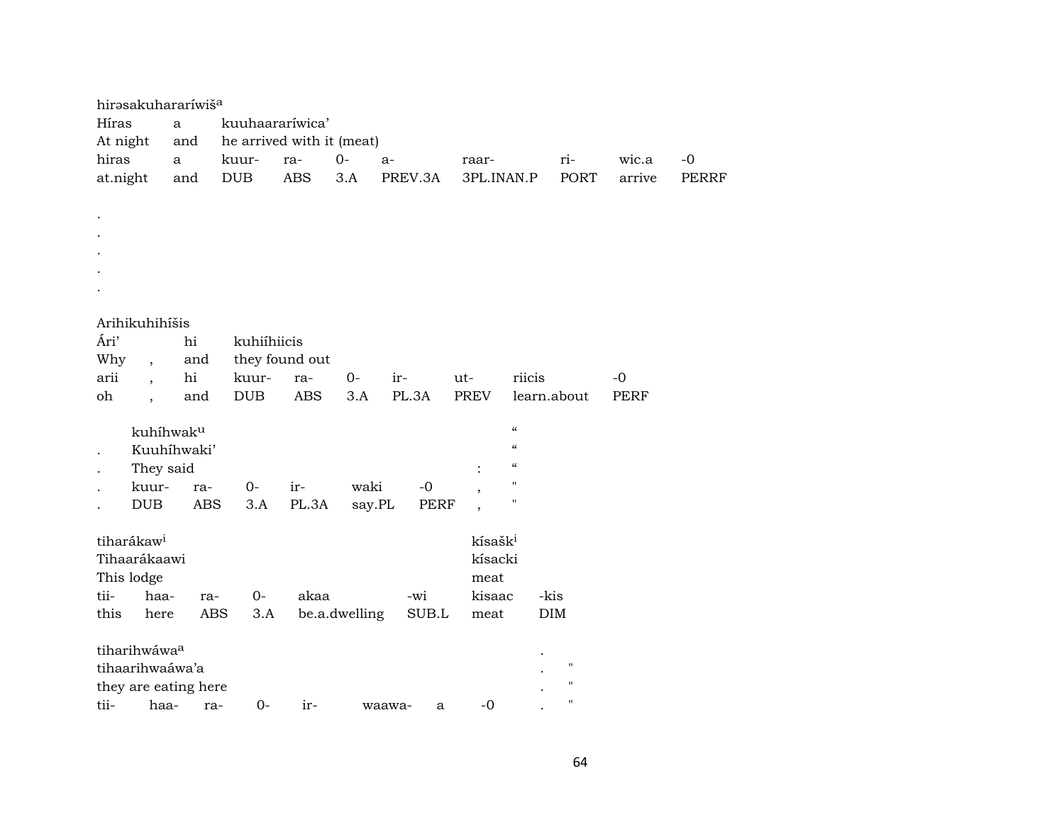hirəsakuharaŕiwiš[a]
Híras a kuuhaararíwica'
At night and he arrived with it (meat)

| hiras | a | kuur- | ra- | 0- | a- | raar- | ri- | wic.a | -0 |
|---|---|---|---|---|---|---|---|---|---|
| at.night | and | DUB | ABS | 3.A | PREV.3A | 3PL.INAN.P | PORT | arrive | PERRF |

.
.
.
.
.

Arihikuhihíšis
Ári' hi kuhiíhiicis
Why , and they found out

| arii | , | hi | kuur- | ra- | 0- | ir- | ut- | riicis | -0 |
|---|---|---|---|---|---|---|---|---|---|
| oh | , | and | DUB | ABS | 3.A | PL.3A | PREV | learn.about | PERF |

kuhíhwak[u] "
. Kuuhíhwaki' "
. They said : "

| . | kuur- | ra- | 0- | ir- | waki | -0 | , | " |
|---|---|---|---|---|---|---|---|---|
| . | DUB | ABS | 3.A | PL.3A | say.PL | PERF | , | " |

tiharákaw[i] kísašk[i]
Tihaarákaawi kísacki
This lodge meat

| tii- | haa- | ra- | 0- | akaa | -wi | kisaac | -kis |
|---|---|---|---|---|---|---|---|
| this | here | ABS | 3.A | be.a.dwelling | SUB.L | meat | DIM |

tiharihwáwa[a] .
tihaarihwaáwa'a . "
they are eating here . "

| tii- | haa- | ra- | 0- | ir- | waawa- | a | -0 | . | " |
|---|---|---|---|---|---|---|---|---|---|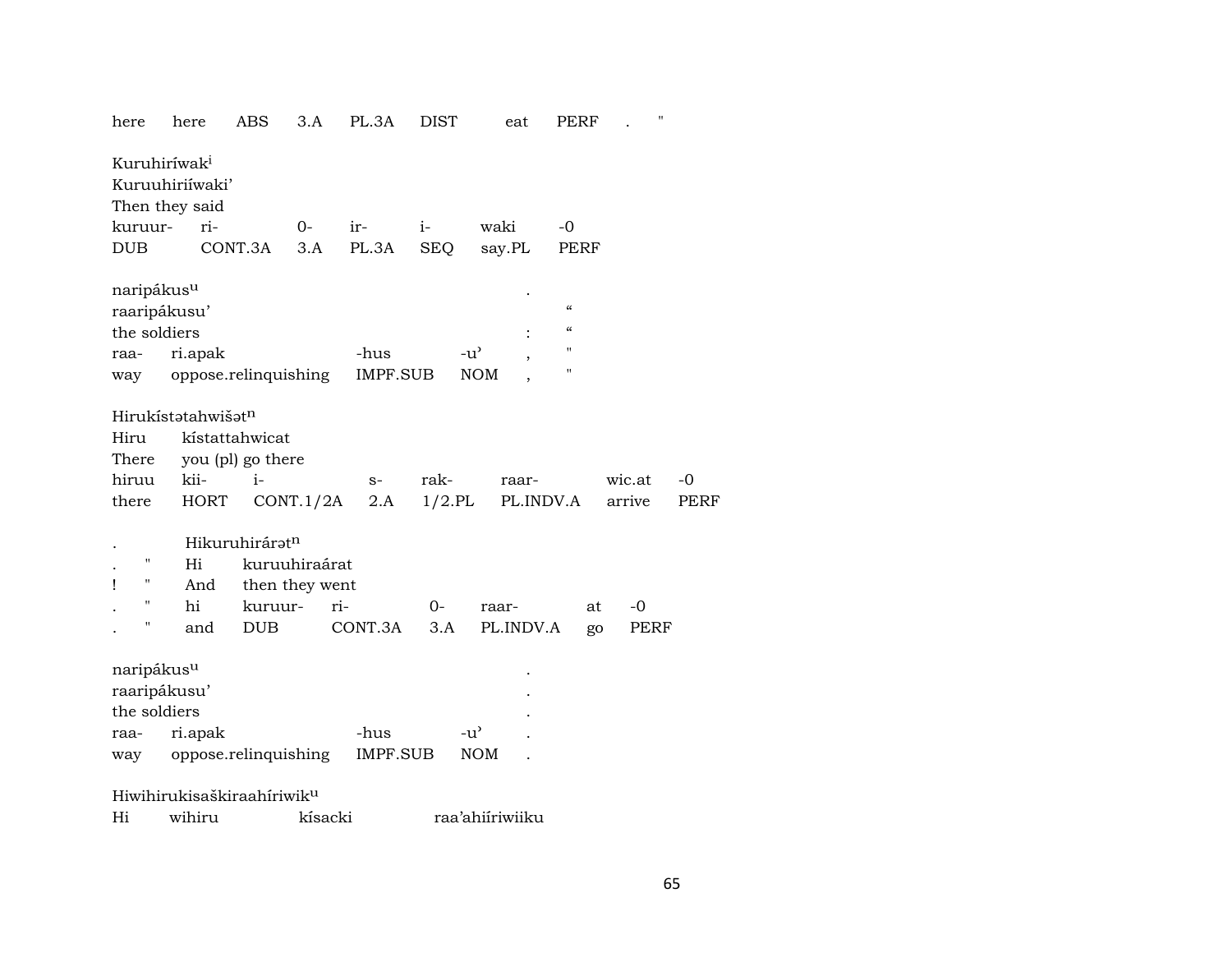here here ABS 3.A PL.3A DIST eat PERF . "

Kuruhiríwak$^{i}$
Kuruuhiriíwaki'
Then they said

| kuruur- | ri- | 0- | ir- | i- | waki | -0 |
|---|---|---|---|---|---|---|
| DUB | CONT.3A | 3.A | PL.3A | SEQ | say.PL | PERF |

naripákus$^{u}$ .
raaripákusu' "
the soldiers : "

| raa- | ri.apak | -hus | -u' | , | " |
|---|---|---|---|---|---|
| way | oppose.relinquishing | IMPF.SUB | NOM | , | " |

Hirukístətahwišət$^{n}$
Hiru kístattahwicat
There you (pl) go there

| hiruu | kii- | i- | s- | rak- | raar- | wic.at | -0 |
|---|---|---|---|---|---|---|---|
| there | HORT | CONT.1/2A | 2.A | 1/2.PL | PL.INDV.A | arrive | PERF |

. Hikuruhirárət$^{n}$
. " Hi kuruuhiraárat
! " And then they went

| . | " | hi | kuruur- | ri- | 0- | raar- | at | -0 |
|---|---|---|---|---|---|---|---|---|
| . | " | and | DUB | CONT.3A | 3.A | PL.INDV.A | go | PERF |

naripákus$^{u}$ .
raaripákusu' .
the soldiers .

| raa- | ri.apak | -hus | -u' | . |
|---|---|---|---|---|
| way | oppose.relinquishing | IMPF.SUB | NOM | . |

Hiwihirukisaškiraahíriwik$^{u}$
Hi wihiru kísacki raa'ahiíriwiiku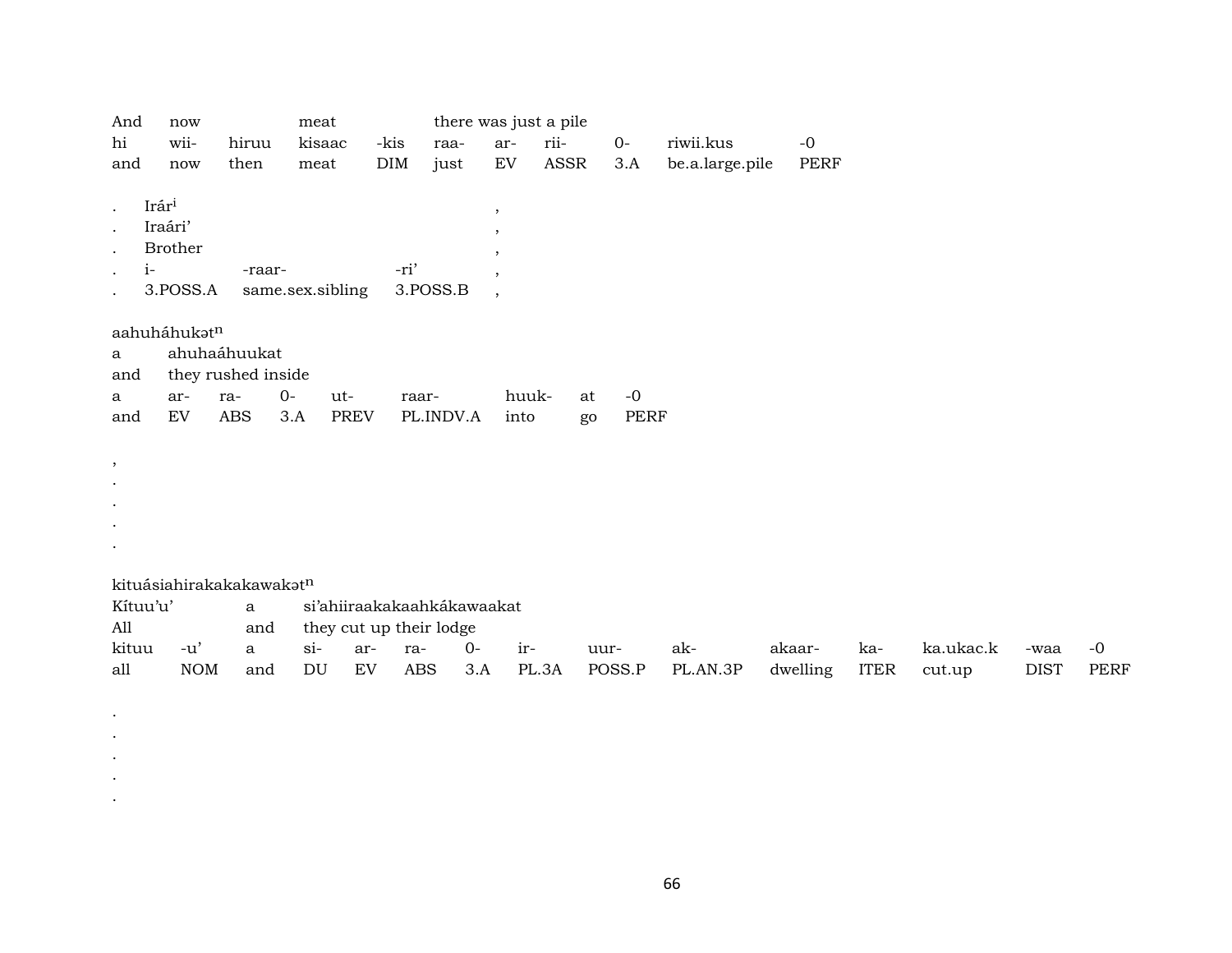| And | now | | meat | | there was just a pile | | | | | |
|---|---|---|---|---|---|---|---|---|---|---|
| hi | wii- | hiruu | kisaac | -kis | raa- | ar- | rii- | 0- | riwii.kus | -0 |
| and | now | then | meat | DIM | just | EV | ASSR | 3.A | be.a.large.pile | PERF |

| . | Irár$^{i}$ | | | , |
|---|---|---|---|---|
| . | Iraári’ | | | , |
| . | Brother | | | , |
| . | i- | -raar- | -ri’ | , |
| . | 3.POSS.A | same.sex.sibling | 3.POSS.B | , |

aahuháhukət$^{n}$

| a | ahuhaáhuukat | | | | | | | |
|---|---|---|---|---|---|---|---|---|
| and | they rushed inside | | | | | | | |
| a | ar- | ra- | 0- | ut- | raar- | huuk- | at | -0 |
| and | EV | ABS | 3.A | PREV | PL.INDV.A | into | go | PERF |

,
.
.
.
.

kituásiahirakakakawakət$^{n}$

| Kítuu’u’ | | a | si’ahiiraakakaahkákawaakat | | | | | | | | | | | |
|---|---|---|---|---|---|---|---|---|---|---|---|---|---|---|
| All | | and | they cut up their lodge | | | | | | | | | | | |
| kituu | -u’ | a | si- | ar- | ra- | 0- | ir- | uur- | ak- | akaar- | ka- | ka.ukac.k | -waa | -0 |
| all | NOM | and | DU | EV | ABS | 3.A | PL.3A | POSS.P | PL.AN.3P | dwelling | ITER | cut.up | DIST | PERF |

.
.
.
.
.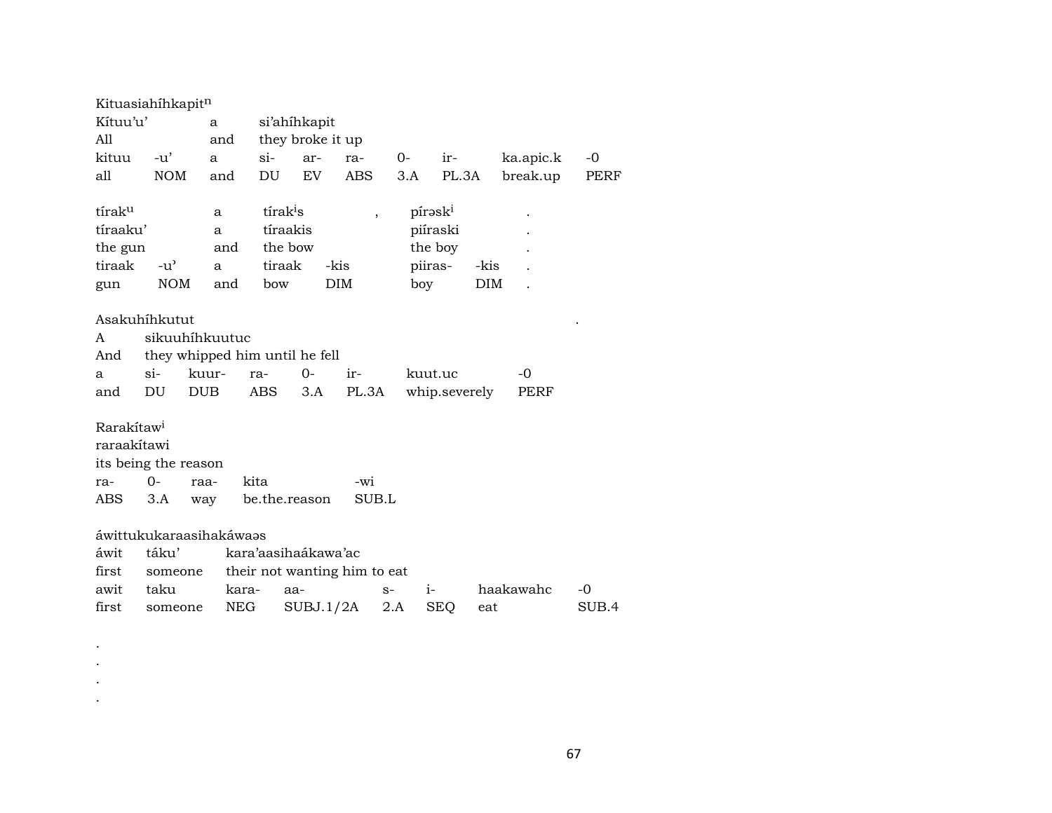Kituasiahíhkapit$^{n}$

| Kítuu'u' | | a | si'ahíhkapit | | | | | | |
|---|---|---|---|---|---|---|---|---|---|
| All | | and | they broke it up | | | | | | |
| kituu | -u' | a | si- | ar- | ra- | 0- | ir- | ka.apic.k | -0 |
| all | NOM | and | DU | EV | ABS | 3.A | PL.3A | break.up | PERF |

| tírak$^{u}$ | | a | tírak$^{i}$s | | , | pírəsk$^{i}$ | | . |
|---|---|---|---|---|---|---|---|---|
| tíraaku' | | a | tíraakis | | | piíraski | | . |
| the gun | | and | the bow | | | the boy | | . |
| tiraak | -u' | a | tiraak | -kis | | piiras- | -kis | . |
| gun | NOM | and | bow | DIM | | boy | DIM | . |

Asakuhíhkutut .

| A | sikuuhíhkuutuc | | | | | | |
|---|---|---|---|---|---|---|---|
| And | they whipped him until he fell | | | | | | |
| a | si- | kuur- | ra- | 0- | ir- | kuut.uc | -0 |
| and | DU | DUB | ABS | 3.A | PL.3A | whip.severely | PERF |

Rarakítaw$^{i}$

| raraakítawi | | | | |
|---|---|---|---|---|
| its being the reason | | | | |
| ra- | 0- | raa- | kita | -wi |
| ABS | 3.A | way | be.the.reason | SUB.L |

áwittukukaraasihakáwaəs

| áwit | táku' | kara'aasihaákawa'ac | | | | | |
|---|---|---|---|---|---|---|---|
| first | someone | their not wanting him to eat | | | | | |
| awit | taku | kara- | aa- | s- | i- | haakawahc | -0 |
| first | someone | NEG | SUBJ.1/2A | 2.A | SEQ | eat | SUB.4 |

.
.
.
.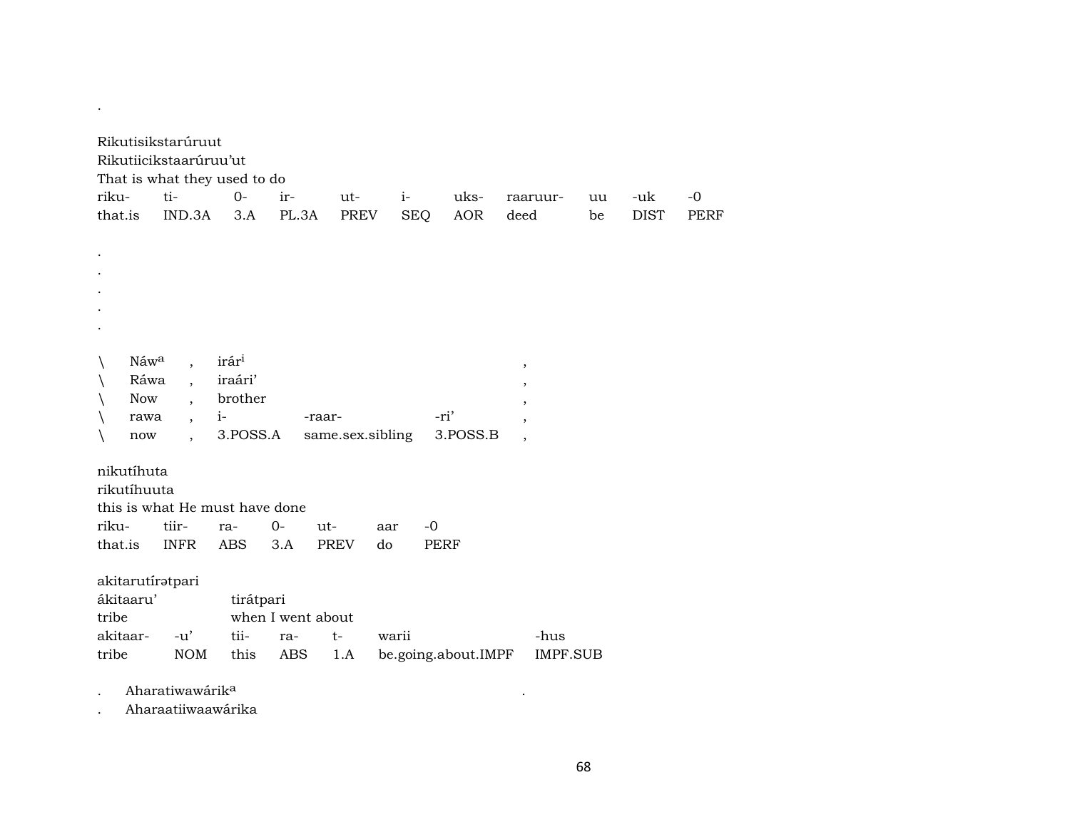.

Rikutisikstarúruut
Rikutiicikstaarúruu'ut
That is what they used to do

| riku- | ti- | 0- | ir- | ut- | i- | uks- | raaruur- | uu | -uk | -0 |
|---|---|---|---|---|---|---|---|---|---|---|
| that.is | IND.3A | 3.A | PL.3A | PREV | SEQ | AOR | deed | be | DIST | PERF |

.
.
.
.
.

| \ | Náw$^{a}$ | , | irár$^{i}$ | | | , |
|---|---|---|---|---|---|---|
| \ | Ráwa | , | iraári' | | | , |
| \ | Now | , | brother | | | , |
| \ | rawa | , | i- | -raar- | -ri' | , |
| \ | now | , | 3.POSS.A | same.sex.sibling | 3.POSS.B | , |

nikutíhuta
rikutíhuuta
this is what He must have done

| riku- | tiir- | ra- | 0- | ut- | aar | -0 |
|---|---|---|---|---|---|---|
| that.is | INFR | ABS | 3.A | PREV | do | PERF |

akitarutírətpari

| ákitaaru' | | tirátpari | | | | |
|---|---|---|---|---|---|---|
| tribe | | when I went about | | | | |
| akitaar- | -u' | tii- | ra- | t- | warii | -hus |
| tribe | NOM | this | ABS | 1.A | be.going.about.IMPF | IMPF.SUB |

. Aharatiwawárik$^{a}$ .
. Aharaatiiwaawárika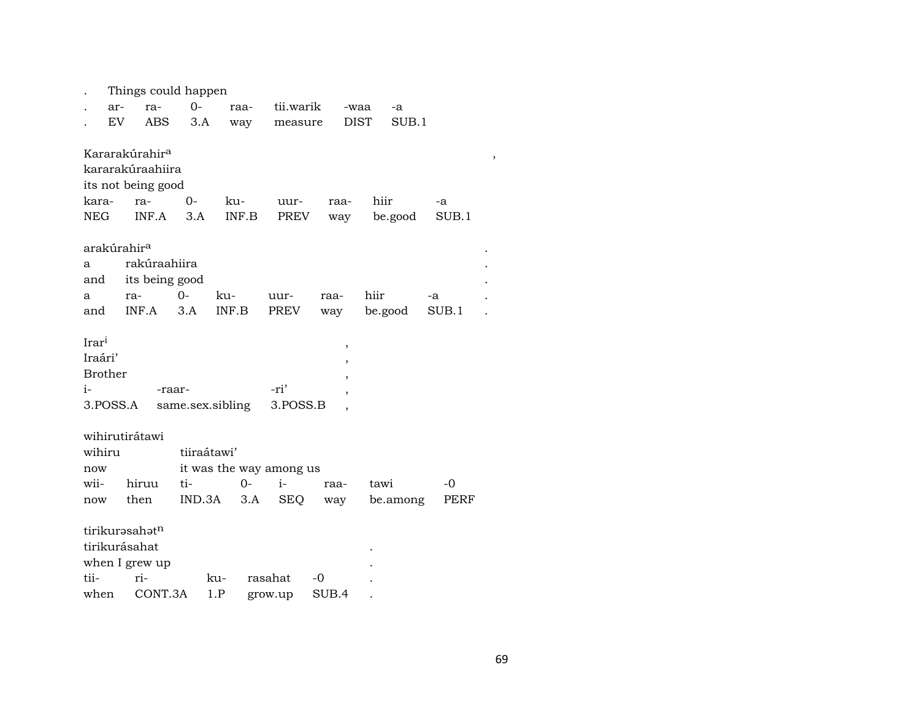. Things could happen

| . | ar- | ra- | 0- | raa- | tii.warik | -waa | -a |
|---|---|---|---|---|---|---|---|
| . | EV | ABS | 3.A | way | measure | DIST | SUB.1 |

Kararakúrahir[a] ,
kararakúraahiira
its not being good

| kara- | ra- | 0- | ku- | uur- | raa- | hiir | -a |
|---|---|---|---|---|---|---|---|
| NEG | INF.A | 3.A | INF.B | PREV | way | be.good | SUB.1 |

arakúrahir[a] .

| a | rakúraahiira | | | | | | | . |
|---|---|---|---|---|---|---|---|---|
| and | its being good | | | | | | | . |
| a | ra- | 0- | ku- | uur- | raa- | hiir | -a | . |
| and | INF.A | 3.A | INF.B | PREV | way | be.good | SUB.1 | . |

Irar[i] ,
Iraári' ,
Brother ,

| i- | -raar- | -ri' | , |
|---|---|---|---|
| 3.POSS.A | same.sex.sibling | 3.POSS.B | , |

wihirutirátawi

| wihiru | | tiiraátawi' | | | | | |
|---|---|---|---|---|---|---|---|
| now | | it was the way among us | | | | | |
| wii- | hiruu | ti- | 0- | i- | raa- | tawi | -0 |
| now | then | IND.3A | 3.A | SEQ | way | be.among | PERF |

tirikurəsahət[n]

| tirikurásahat | | | | | . |
|---|---|---|---|---|---|
| when I grew up | | | | | . |
| tii- | ri- | ku- | rasahat | -0 | . |
| when | CONT.3A | 1.P | grow.up | SUB.4 | . |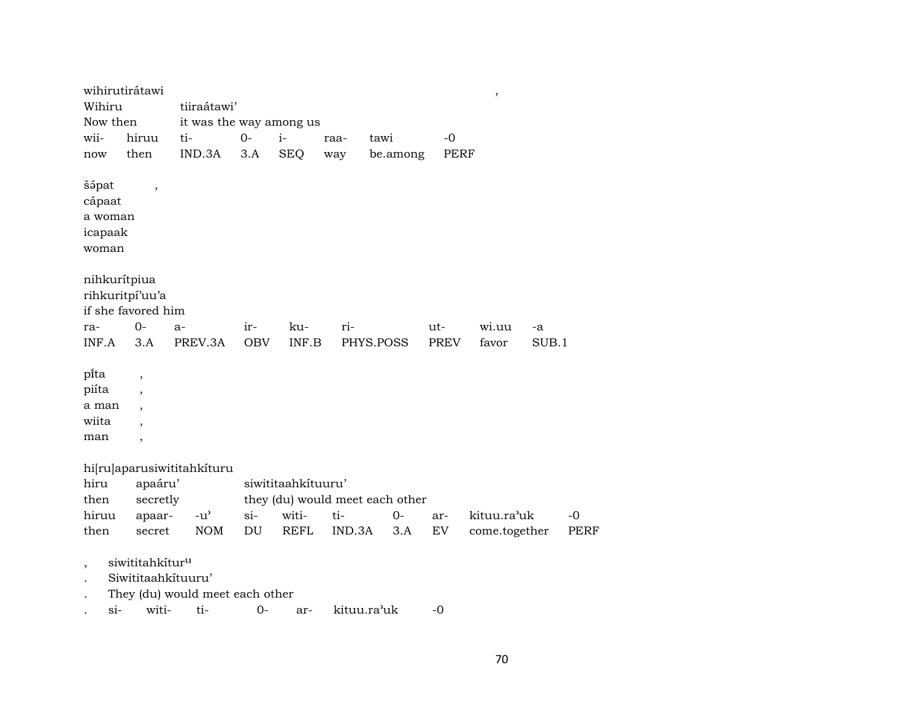wihirutirátawi ,
Wihiru tiiraátawi’
Now then it was the way among us

| wii- | hiruu | ti- | 0- | i- | raa- | tawi | -0 |
|---|---|---|---|---|---|---|---|
| now | then | IND.3A | 3.A | SEQ | way | be.among | PERF |

šə́pat ,
cápaat
a woman
icapaak
woman

nihkurítpiua
rihkuritpí’uu’a
if she favored him

| ra- | 0- | a- | ir- | ku- | ri- | ut- | wi.uu | -a |
|---|---|---|---|---|---|---|---|---|
| INF.A | 3.A | PREV.3A | OBV | INF.B | PHYS.POSS | PREV | favor | SUB.1 |

pı̃́ta ,
piíta ,
a man ,
wiita ,
man ,

hi[ru]aparusiwititahkíturu
hiru apaáru’ siwititaahkítuuru’
then secretly they (du) would meet each other

| hiruu | apaar- | -u’ | si- | witi- | ti- | 0- | ar- | kituu.ra’uk | -0 |
|---|---|---|---|---|---|---|---|---|---|
| then | secret | NOM | DU | REFL | IND.3A | 3.A | EV | come.together | PERF |

, siwititahkítur[u]
. Siwititaahkítuuru’
. They (du) would meet each other
. si- witi- ti- 0- ar- kituu.ra’uk -0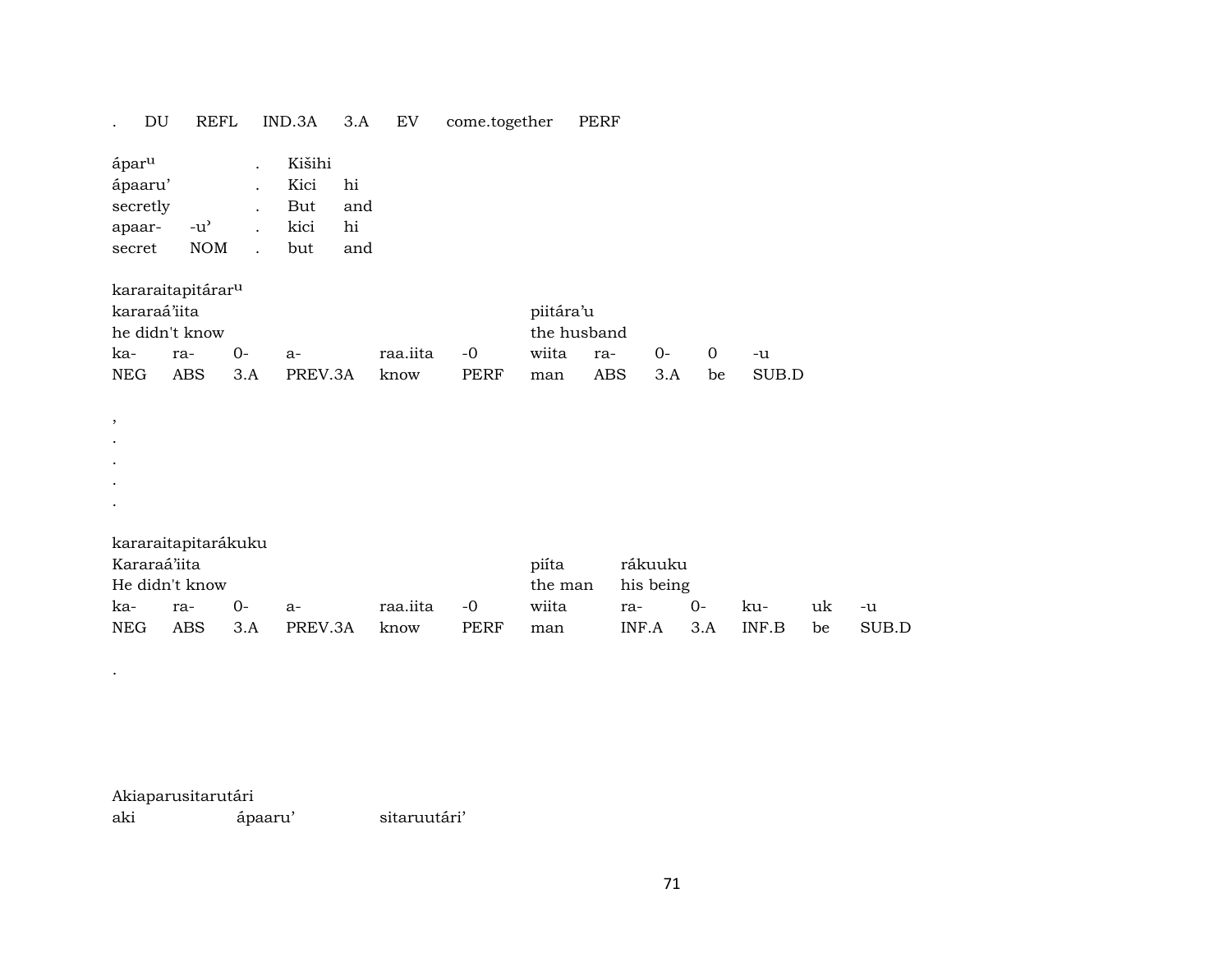| . | DU | REFL | IND.3A | 3.A | EV | come.together | PERF |
|---|---|---|---|---|---|---|---|

| ápar^u | | . | Kišihi | |
|---|---|---|---|---|
| ápaaru’ | | . | Kici | hi |
| secretly | | . | But | and |
| apaar- | -u’ | . | kici | hi |
| secret | NOM | . | but | and |

kararaitapitárar^u

| kararaá’iita | | | | | | piitára’u | | | | |
|---|---|---|---|---|---|---|---|---|---|---|
| he didn't know | | | | | | the husband | | | | |
| ka- | ra- | 0- | a- | raa.iita | -0 | wiita | ra- | 0- | 0 | -u |
| NEG | ABS | 3.A | PREV.3A | know | PERF | man | ABS | 3.A | be | SUB.D |

,

.

.

.

.

kararaitapitarákuku

| Kararaá’iita | | | | | | piíta | rákuuku | | | | |
|---|---|---|---|---|---|---|---|---|---|---|---|
| He didn't know | | | | | | the man | his being | | | | |
| ka- | ra- | 0- | a- | raa.iita | -0 | wiita | ra- | 0- | ku- | uk | -u |
| NEG | ABS | 3.A | PREV.3A | know | PERF | man | INF.A | 3.A | INF.B | be | SUB.D |

.

Akiaparusitarutári

| aki | ápaaru’ | sitaruutári’ |
|---|---|---|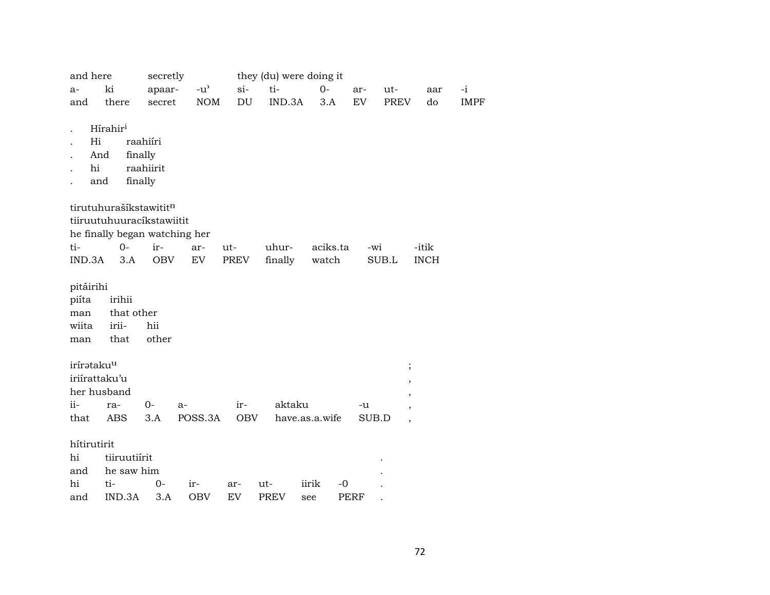| and here | | secretly | | they (du) were doing it | | | | | | |
|---|---|---|---|---|---|---|---|---|---|---|
| a- | ki | apaar- | -u' | si- | ti- | 0- | ar- | ut- | aar | -i |
| and | there | secret | NOM | DU | IND.3A | 3.A | EV | PREV | do | IMPF |

| . | Hírahir[i] |
|---|---|
| . | Hi raahiíri |
| . | And finally |
| . | hi raahiirit |
| . | and finally |

tirutuhurašíkstawitit[n]
tiiruutuhuuracíkstawiitit
he finally began watching her

| ti- | 0- | ir- | ar- | ut- | uhur- | aciks.ta | -wi | -itik |
|---|---|---|---|---|---|---|---|---|
| IND.3A | 3.A | OBV | EV | PREV | finally | watch | SUB.L | INCH |

pitáirihi

| piíta | irihii | |
|---|---|---|
| man | that other | |
| wiita | irii- | hii |
| man | that | other |

irírətaku[u] ;
iriírattaku'u ,
her husband ,

| ii- | ra- | 0- | a- | ir- | aktaku | -u | , |
|---|---|---|---|---|---|---|---|
| that | ABS | 3.A | POSS.3A | OBV | have.as.a.wife | SUB.D | , |

hítirutirit

| hi | tiiruutiírit | | | | | | | . |
|---|---|---|---|---|---|---|---|---|
| and | he saw him | | | | | | | . |
| hi | ti- | 0- | ir- | ar- | ut- | iirik | -0 | . |
| and | IND.3A | 3.A | OBV | EV | PREV | see | PERF | . |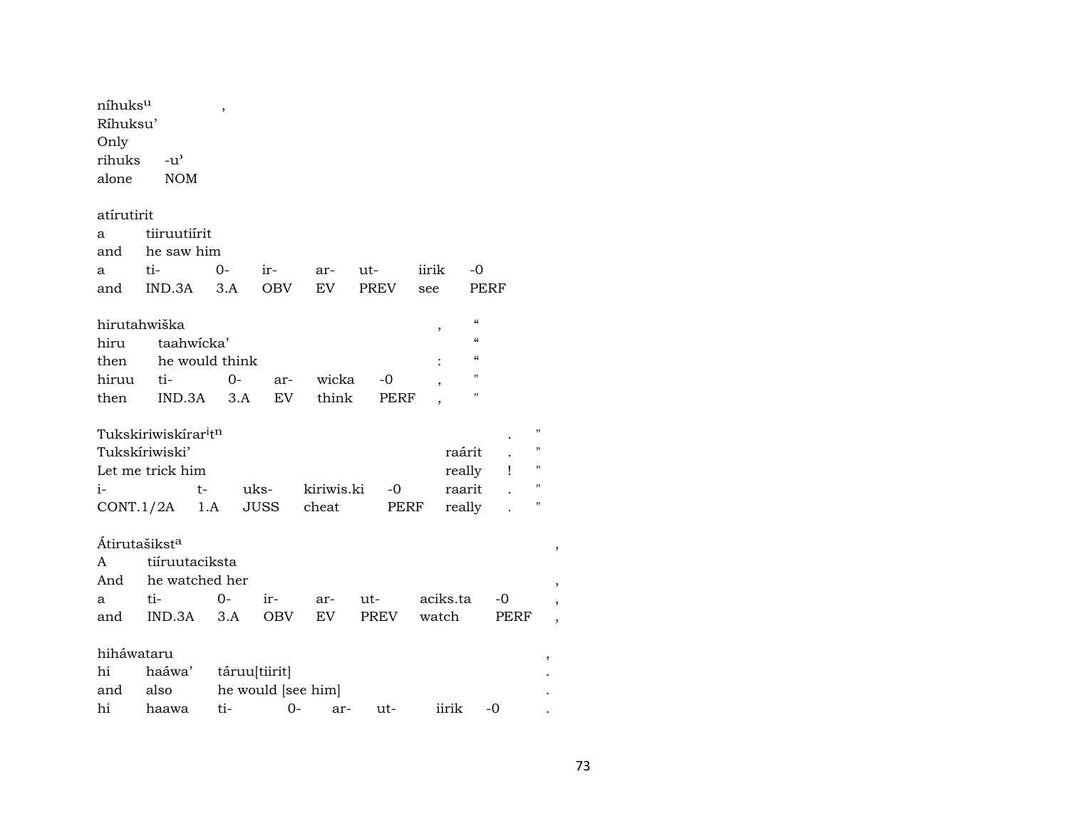níhuks$^{u}$ ,
Ríhuksu'
Only
rihuks -u'
alone NOM

atírutirit
a tiiruutiírit
and he saw him
a ti- 0- ir- ar- ut- iirik -0
and IND.3A 3.A OBV EV PREV see PERF

hirutahwiška , “
hiru taahwícka' “
then he would think : “
hiruu ti- 0- ar- wicka -0 , "
then IND.3A 3.A EV think PERF , "

Tukskiriwiskírar$^{i}$t$^{n}$ . "
Tukskíriwiski' raárit . "
Let me trick him really ! "
i- t- uks- kiriwis.ki -0 raarit . "
CONT.1/2A 1.A JUSS cheat PERF really . "

Átirutašikst$^{a}$ ,
A tiíruutaciksta
And he watched her ,
a ti- 0- ir- ar- ut- aciks.ta -0 ,
and IND.3A 3.A OBV EV PREV watch PERF ,

hiháwataru ,
hi haáwa' táruu[tiirit] .
and also he would [see him] .
hi haawa ti- 0- ar- ut- iirik -0 .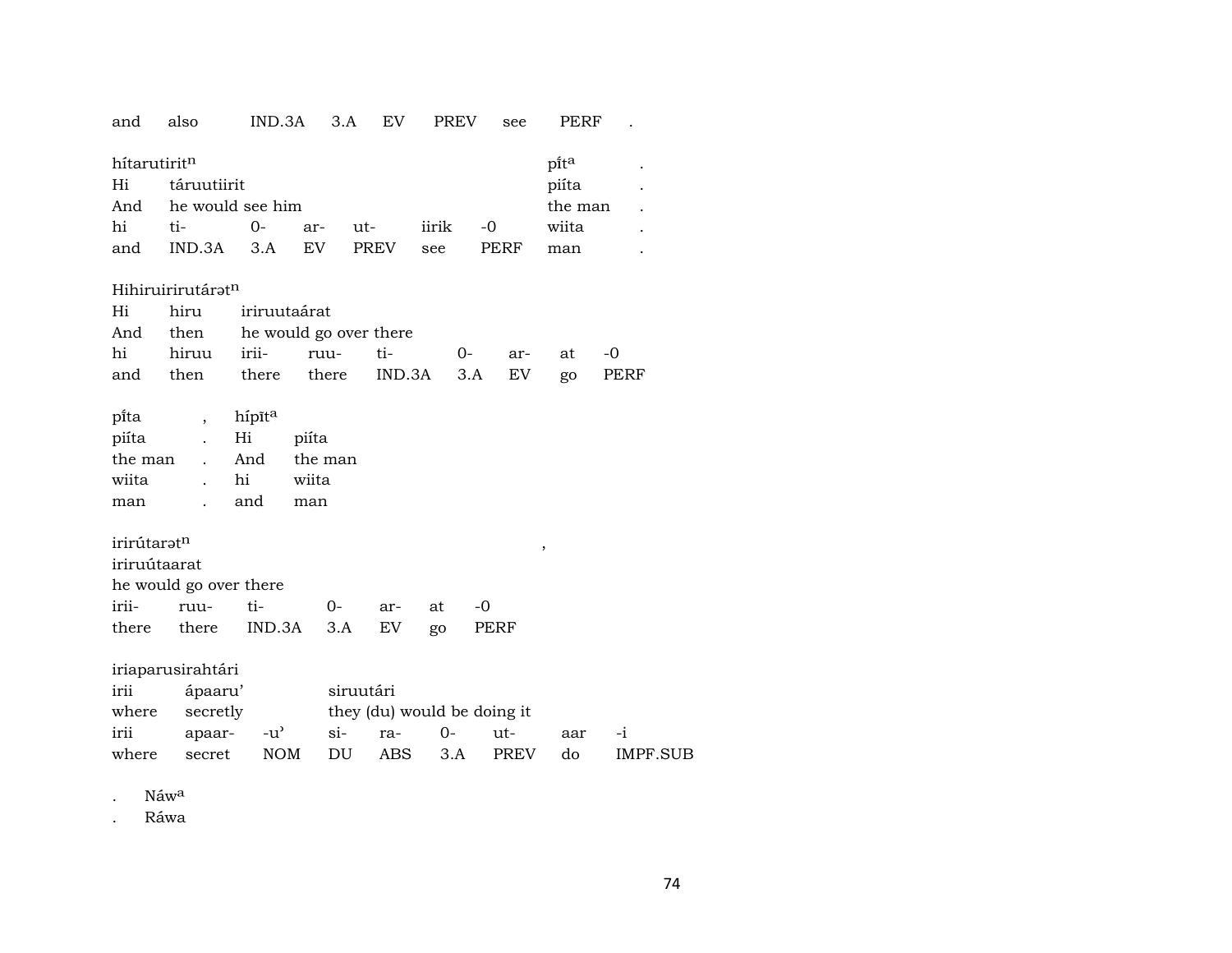| and | also | IND.3A | 3.A | EV | PREV | see | PERF | . |
|---|---|---|---|---|---|---|---|---|

| hítarutiritⁿ | | | | | | | pi̍tᵃ | . |
|---|---|---|---|---|---|---|---|---|
| Hi | táruutiirit | | | | | | piíta | . |
| And | he would see him | | | | | | the man | . |
| hi | ti- | 0- | ar- | ut- | iirik | -0 | wiita | . |
| and | IND.3A | 3.A | EV | PREV | see | PERF | man | . |

| Hihiruirirutárətⁿ | | | | | | | | |
|---|---|---|---|---|---|---|---|---|
| Hi | hiru | iriruutaárat | | | | | | |
| And | then | he would go over there | | | | | | |
| hi | hiruu | irii- | ruu- | ti- | 0- | ar- | at | -0 |
| and | then | there | there | IND.3A | 3.A | EV | go | PERF |

| pi̍ta | , | hípītᵃ | |
|---|---|---|---|
| piíta | . | Hi | piíta |
| the man | . | And | the man |
| wiita | . | hi | wiita |
| man | . | and | man |

| irirútarətⁿ | | | | | | , |
|---|---|---|---|---|---|---|
| iriruútaarat | | | | | | |
| he would go over there | | | | | | |
| irii- | ruu- | ti- | 0- | ar- | at | -0 |
| there | there | IND.3A | 3.A | EV | go | PERF |

| iriaparusirahtári | | | | | | | | |
|---|---|---|---|---|---|---|---|---|
| irii | ápaaru’ | | siruutári | | | | | |
| where | secretly | | they (du) would be doing it | | | | | |
| irii | apaar- | -u’ | si- | ra- | 0- | ut- | aar | -i |
| where | secret | NOM | DU | ABS | 3.A | PREV | do | IMPF.SUB |

| . | Náwᵃ |
|---|---|
| . | Ráwa |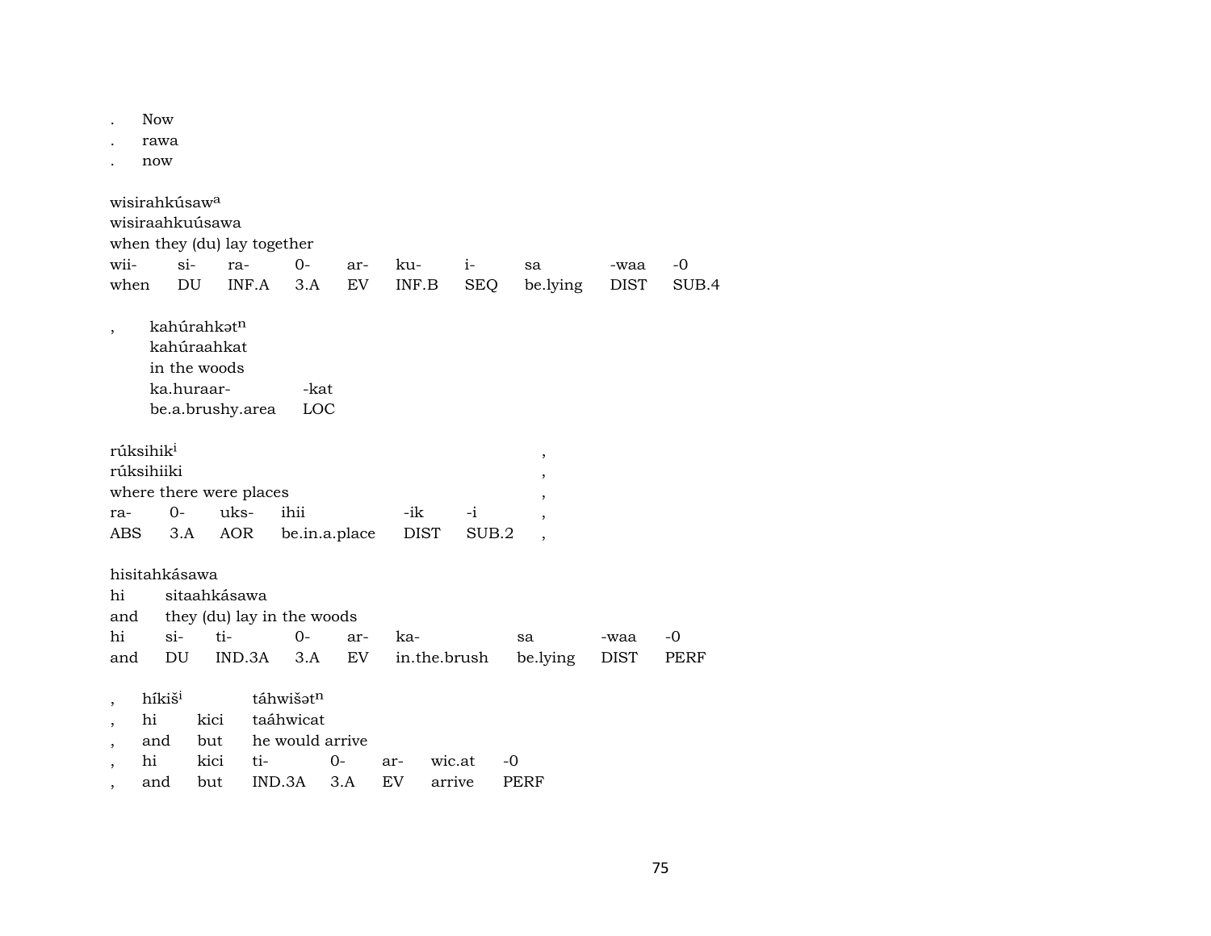. Now
. rawa
. now

wisirahkúsaw$^{a}$
wisiraahkuúsawa
when they (du) lay together

| wii- | si- | ra- | 0- | ar- | ku- | i- | sa | -waa | -0 |
|---|---|---|---|---|---|---|---|---|---|
| when | DU | INF.A | 3.A | EV | INF.B | SEQ | be.lying | DIST | SUB.4 |

, kahúrahkət$^{n}$
kahúraahkat
in the woods

| ka.huraar- | -kat |
|---|---|
| be.a.brushy.area | LOC |

rúksihik$^{i}$ ,
rúksihiiki ,
where there were places ,

| ra- | 0- | uks- | ihii | -ik | -i | , |
|---|---|---|---|---|---|---|
| ABS | 3.A | AOR | be.in.a.place | DIST | SUB.2 | , |

hisitahkásawa
hi sitaahkásawa
and they (du) lay in the woods

| hi | si- | ti- | 0- | ar- | ka- | sa | -waa | -0 |
|---|---|---|---|---|---|---|---|---|
| and | DU | IND.3A | 3.A | EV | in.the.brush | be.lying | DIST | PERF |

, híkiš$^{i}$ táhwišət$^{n}$
, hi kici taáhwicat
, and but he would arrive

| , | hi | kici | ti- | 0- | ar- | wic.at | -0 |
|---|---|---|---|---|---|---|---|
| , | and | but | IND.3A | 3.A | EV | arrive | PERF |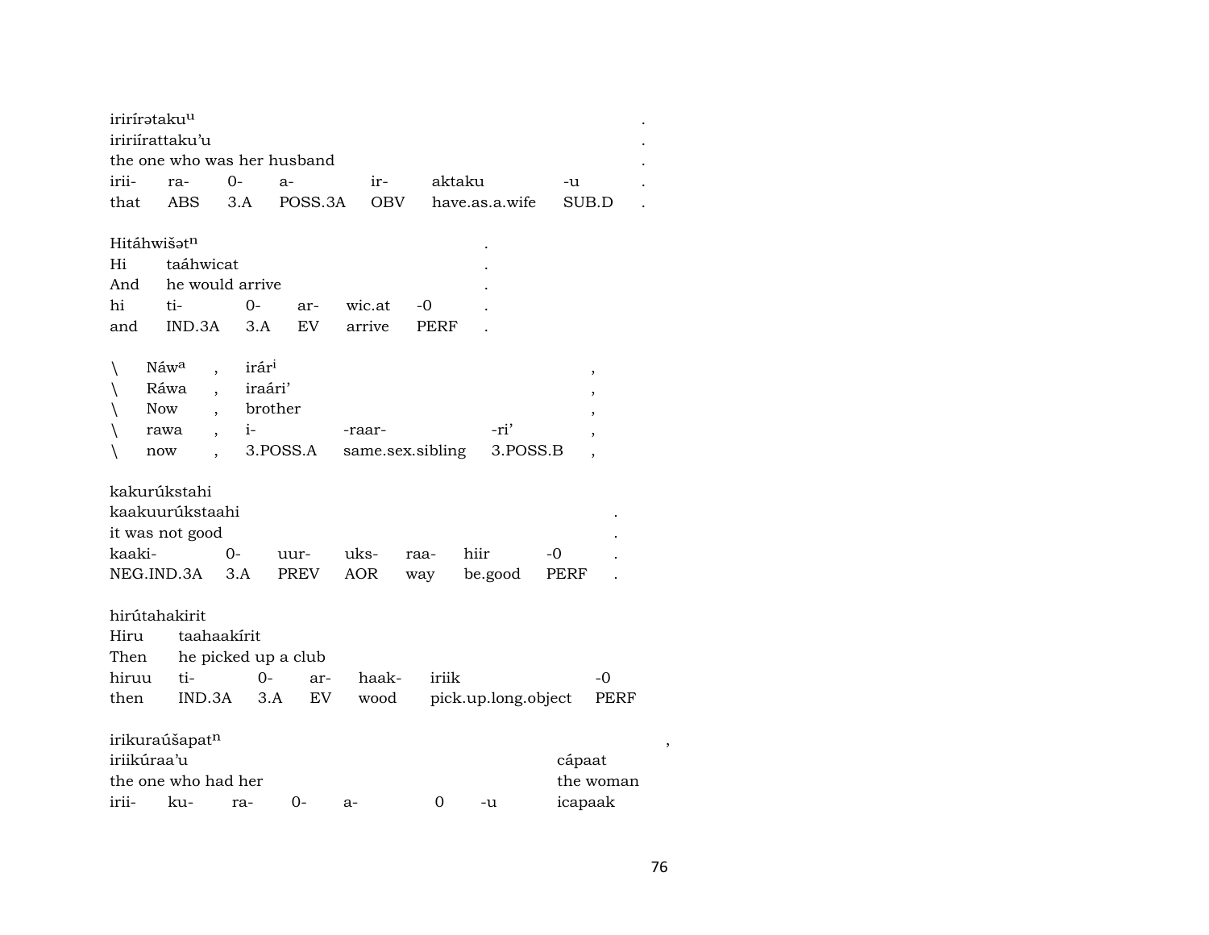| iriírətaku$^{u}$ | | | | | | | . |
|---|---|---|---|---|---|---|---|
| iririírattaku'u | | | | | | | . |
| the one who was her husband | | | | | | | . |
| irii- | ra- | 0- | a- | ir- | aktaku | -u | . |
| that | ABS | 3.A | POSS.3A | OBV | have.as.a.wife | SUB.D | . |

| Hitáhwišət$^{n}$ | | | | | | . |
|---|---|---|---|---|---|---|
| Hi | taáhwicat | | | | | . |
| And | he would arrive | | | | | . |
| hi | ti- | 0- | ar- | wic.at | -0 | . |
| and | IND.3A | 3.A | EV | arrive | PERF | . |

| \ | Náw$^{a}$ | , | irár$^{i}$ | | | , |
|---|---|---|---|---|---|---|
| \ | Ráwa | , | iraári' | | | , |
| \ | Now | , | brother | | | , |
| \ | rawa | , | i- | -raar- | -ri' | , |
| \ | now | , | 3.POSS.A | same.sex.sibling | 3.POSS.B | , |

| kakurúkstahi | | | | | | | . |
|---|---|---|---|---|---|---|---|
| kaakuurúkstaahi | | | | | | | . |
| it was not good | | | | | | | . |
| kaaki- | 0- | uur- | uks- | raa- | hiir | -0 | . |
| NEG.IND.3A | 3.A | PREV | AOR | way | be.good | PERF | . |

| hirútahakirit | | | | | | |
|---|---|---|---|---|---|---|
| Hiru | taahaakírit | | | | | |
| Then | he picked up a club | | | | | |
| hiruu | ti- | 0- | ar- | haak- | iriik | -0 |
| then | IND.3A | 3.A | EV | wood | pick.up.long.object | PERF |

| irikuraúšapat$^{n}$ | | | | | | | , |
|---|---|---|---|---|---|---|---|
| iriikúraa'u | | | | | | cápaat | |
| the one who had her | | | | | | the woman | |
| irii- | ku- | ra- | 0- | a- | 0 | -u | icapaak |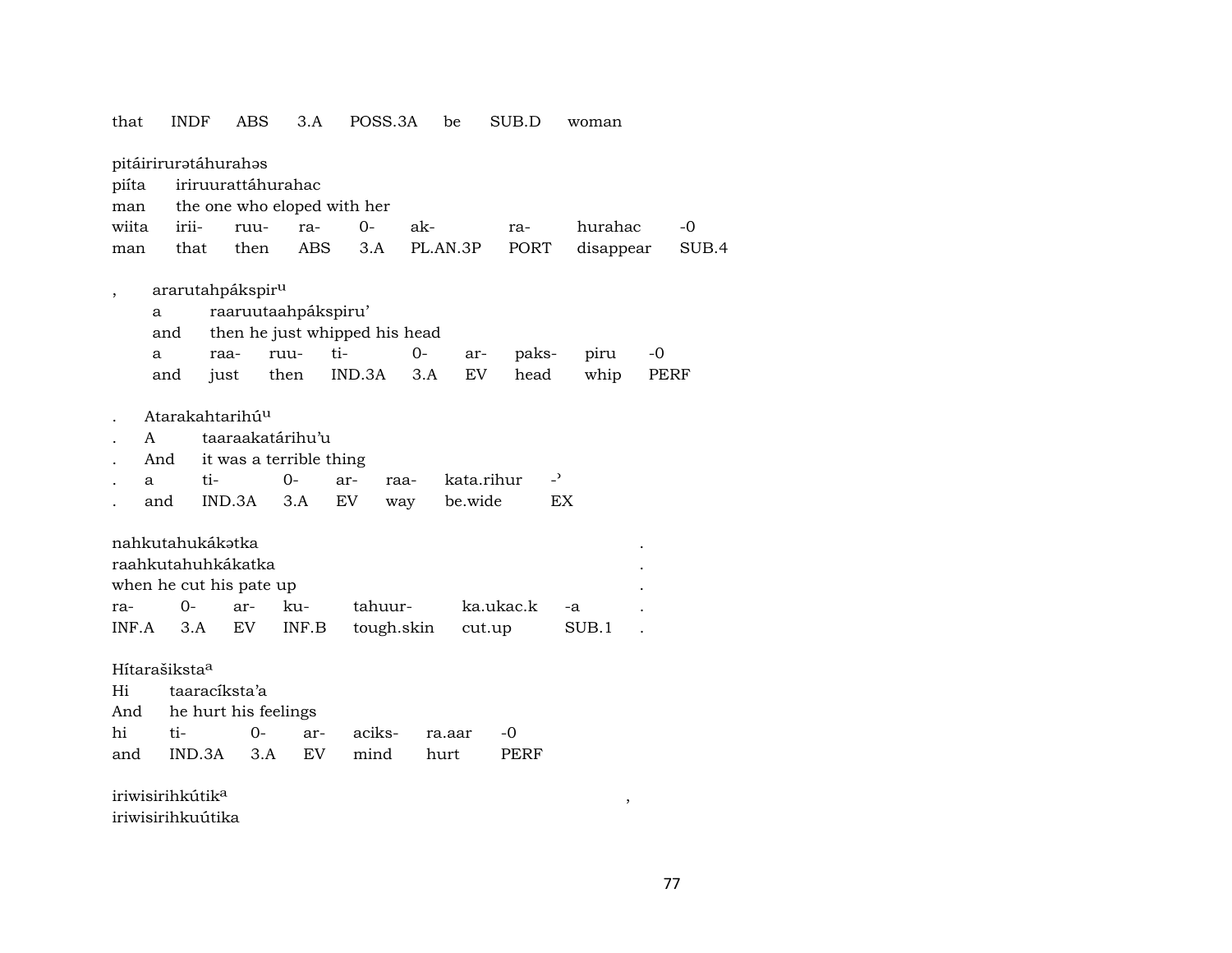that INDF ABS 3.A POSS.3A be SUB.D woman

pitáirirurətáhurahəs
piíta iriruurattáhurahac
man the one who eloped with her

| wiita | irii- | ruu- | ra- | 0- | ak- | ra- | hurahac | -0 |
|---|---|---|---|---|---|---|---|---|
| man | that | then | ABS | 3.A | PL.AN.3P | PORT | disappear | SUB.4 |

, ararutahpákspir[u]
a raaruutaahpákspiru'
and then he just whipped his head

| a | raa- | ruu- | ti- | 0- | ar- | paks- | piru | -0 |
|---|---|---|---|---|---|---|---|---|
| and | just | then | IND.3A | 3.A | EV | head | whip | PERF |

. Atarakahtarihú[u]
. A taaraakatárihu'u
. And it was a terrible thing

| . | a | ti- | 0- | ar- | raa- | kata.rihur | -ʾ |
|---|---|---|---|---|---|---|---|
| . | and | IND.3A | 3.A | EV | way | be.wide | EX |

nahkutahukákətka .
raahkutahuhkákatka .
when he cut his pate up .

| ra- | 0- | ar- | ku- | tahuur- | ka.ukac.k | -a | . |
|---|---|---|---|---|---|---|---|
| INF.A | 3.A | EV | INF.B | tough.skin | cut.up | SUB.1 | . |

Hítarašiksta[a]
Hi taaracíksta'a
And he hurt his feelings

| hi | ti- | 0- | ar- | aciks- | ra.aar | -0 |
|---|---|---|---|---|---|---|
| and | IND.3A | 3.A | EV | mind | hurt | PERF |

iriwisirihkútik[a] ,
iriwisirihkuútika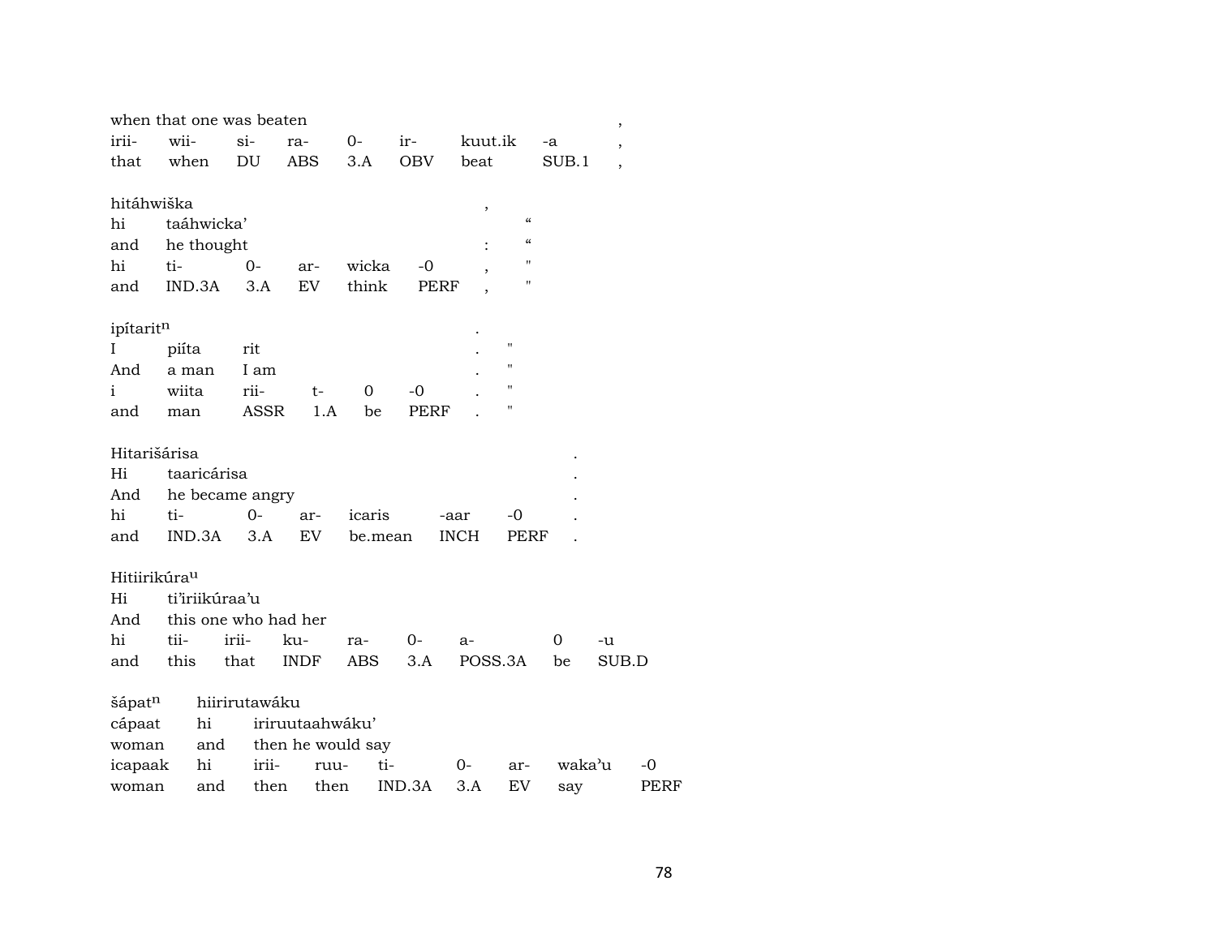| when that one was beaten | | | | | | | | , |
|---|---|---|---|---|---|---|---|---|
| irii- | wii- | si- | ra- | 0- | ir- | kuut.ik | -a | , |
| that | when | DU | ABS | 3.A | OBV | beat | SUB.1 | , |

| hitáhwiška | | | | | | , | |
|---|---|---|---|---|---|---|---|
| hi | taáhwicka' | | | | | | " |
| and | he thought | | | | | : | " |
| hi | ti- | 0- | ar- | wicka | -0 | , | " |
| and | IND.3A | 3.A | EV | think | PERF | , | " |

| ipítarit$^{n}$ | | | | | | . | |
|---|---|---|---|---|---|---|---|
| I | piíta | rit | | | | . | " |
| And | a man | I am | | | | . | " |
| i | wiita | rii- | t- | 0 | -0 | . | " |
| and | man | ASSR | 1.A | be | PERF | . | " |

| Hitarišárisa | | | | | | | . |
|---|---|---|---|---|---|---|---|
| Hi | taaricárisa | | | | | | . |
| And | he became angry | | | | | | . |
| hi | ti- | 0- | ar- | icaris | -aar | -0 | . |
| and | IND.3A | 3.A | EV | be.mean | INCH | PERF | . |

| Hitiirikúra$^{u}$ | | | | | | | | |
|---|---|---|---|---|---|---|---|---|
| Hi | ti'iriikúraa'u | | | | | | | |
| And | this one who had her | | | | | | | |
| hi | tii- | irii- | ku- | ra- | 0- | a- | 0 | -u |
| and | this | that | INDF | ABS | 3.A | POSS.3A | be | SUB.D |

| šápat$^{n}$ | hiirirutawáku | | | | | | | |
|---|---|---|---|---|---|---|---|---|
| cápaat | hi | iriruutaahwáku' | | | | | | |
| woman | and | then he would say | | | | | | |
| icapaak | hi | irii- | ruu- | ti- | 0- | ar- | waka'u | -0 |
| woman | and | then | then | IND.3A | 3.A | EV | say | PERF |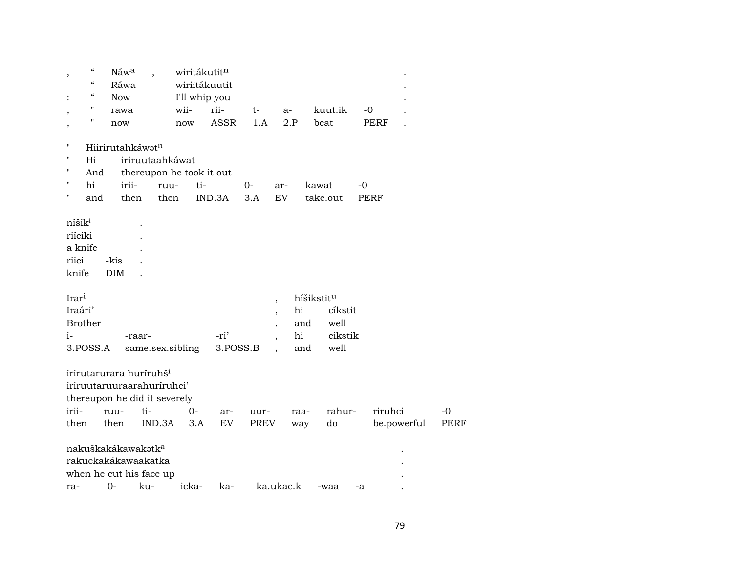| , | “ | Náw[a] | , | wiritákutit[n] | | | | | | . |
|---|---|---|---|---|---|---|---|---|---|---|
| | “ | Ráwa | | wiriitákuutit | | | | | | . |
| : | “ | Now | | I'll whip you | | | | | | . |
| , | " | rawa | | wii- | rii- | t- | a- | kuut.ik | -0 | . |
| , | " | now | | now | ASSR | 1.A | 2.P | beat | PERF | . |

| " | Hiirirutahkáwət[n] | | | | | | | |
|---|---|---|---|---|---|---|---|---|
| " | Hi | iriruutaahkáwat | | | | | | |
| " | And | thereupon he took it out | | | | | | |
| " | hi | irii- | ruu- | ti- | 0- | ar- | kawat | -0 |
| " | and | then | then | IND.3A | 3.A | EV | take.out | PERF |

| níšik[i] | | . |
|---|---|---|
| riíciki | | . |
| a knife | | . |
| riici | -kis | . |
| knife | DIM | . |

| Irar[i] | | | , | híšikstit[u] | |
|---|---|---|---|---|---|
| Iraári’ | | | , | hi | cíkstit |
| Brother | | | , | and | well |
| i- | -raar- | -ri’ | , | hi | cikstik |
| 3.POSS.A | same.sex.sibling | 3.POSS.B | , | and | well |

| irirutarurara huríruhš[i] | | | | | | | | | |
|---|---|---|---|---|---|---|---|---|---|
| iriruutaruuraarahuríruhci’ | | | | | | | | | |
| thereupon he did it severely | | | | | | | | | |
| irii- | ruu- | ti- | 0- | ar- | uur- | raa- | rahur- | riruhci | -0 |
| then | then | IND.3A | 3.A | EV | PREV | way | do | be.powerful | PERF |

| nakuškakákawakətk[a] | | | | | | | | . |
|---|---|---|---|---|---|---|---|---|
| rakuckakákawaakatka | | | | | | | | . |
| when he cut his face up | | | | | | | | . |
| ra- | 0- | ku- | icka- | ka- | ka.ukac.k | -waa | -a | . |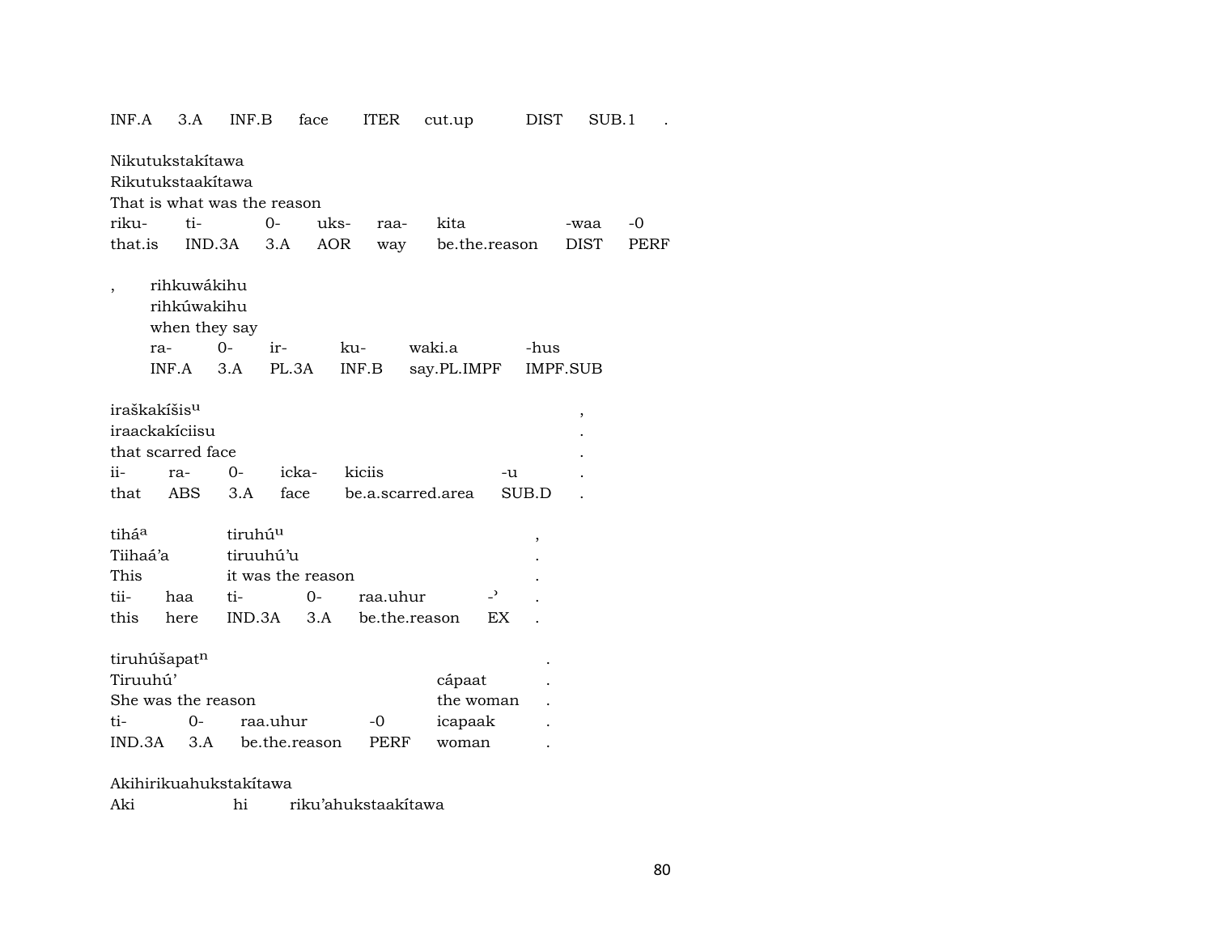INF.A 3.A INF.B face ITER cut.up DIST SUB.1 .

Nikutukstakítawa
Rikutukstaakítawa
That is what was the reason

| riku- | ti- | 0- | uks- | raa- | kita | -waa | -0 |
|---|---|---|---|---|---|---|---|
| that.is | IND.3A | 3.A | AOR | way | be.the.reason | DIST | PERF |

, rihkuwákihu
rihkúwakihu
when they say

| ra- | 0- | ir- | ku- | waki.a | -hus |
|---|---|---|---|---|---|
| INF.A | 3.A | PL.3A | INF.B | say.PL.IMPF | IMPF.SUB |

iraškakíšis$^{u}$ ,
iraackakíciisu .
that scarred face .

| ii- | ra- | 0- | icka- | kiciis | -u | . |
|---|---|---|---|---|---|---|
| that | ABS | 3.A | face | be.a.scarred.area | SUB.D | . |

tiháa tiruhú$^{u}$ ,
Tiihaá'a tiruuhú'u .
This it was the reason .

| tii- | haa | ti- | 0- | raa.uhur | -' | . |
|---|---|---|---|---|---|---|
| this | here | IND.3A | 3.A | be.the.reason | EX | . |

tiruhúšapat$^{n}$ .
Tiruuhú' cápaat .
She was the reason the woman .

| ti- | 0- | raa.uhur | -0 | icapaak | . |
|---|---|---|---|---|---|
| IND.3A | 3.A | be.the.reason | PERF | woman | . |

Akihirikuahukstakítawa
Aki hi riku'ahukstaakítawa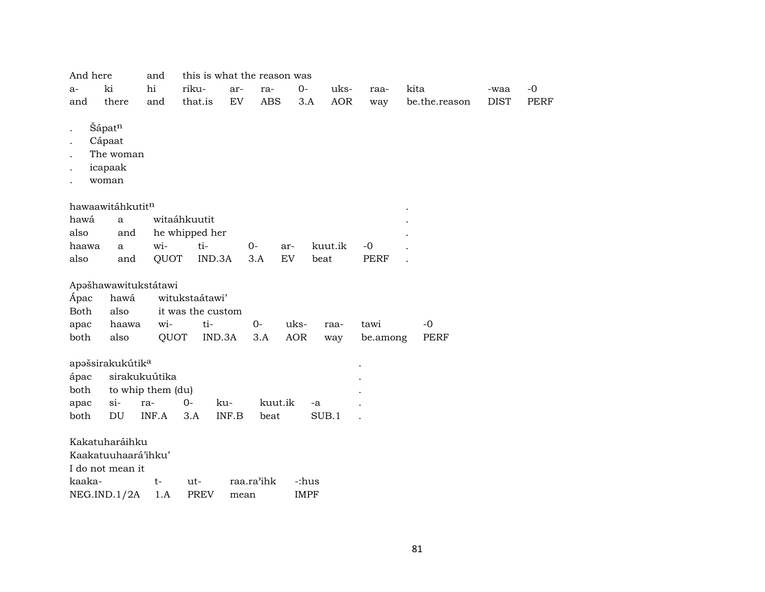| And here | and | this is what the reason was | | | | | | | | | |
|---|---|---|---|---|---|---|---|---|---|---|---|
| a- | ki | hi | riku- | ar- | ra- | 0- | uks- | raa- | kita | -waa | -0 |
| and | there | and | that.is | EV | ABS | 3.A | AOR | way | be.the.reason | DIST | PERF |

. Šápat[n]
. Cápaat
. The woman
. icapaak
. woman

| hawaawitáhkutit[n] | | | | | | | . |
|---|---|---|---|---|---|---|---|
| hawá | a | witaáhkuutit | | | | | . |
| also | and | he whipped her | | | | | . |
| haawa | a | wi- | ti- | 0- | ar- | kuut.ik | -0 | . |
| also | and | QUOT | IND.3A | 3.A | EV | beat | PERF | . |

| Apəšhawawitukstátawi | | | | | | | | |
|---|---|---|---|---|---|---|---|---|
| Ápac | hawá | witukstaátawi’ | | | | | | |
| Both | also | it was the custom | | | | | | |
| apac | haawa | wi- | ti- | 0- | uks- | raa- | tawi | -0 |
| both | also | QUOT | IND.3A | 3.A | AOR | way | be.among | PERF |

| apəšširakukútik[a] | | | | | | | . |
|---|---|---|---|---|---|---|---|
| ápac | sirakukuútika | | | | | | . |
| both | to whip them (du) | | | | | | . |
| apac | si- | ra- | 0- | ku- | kuut.ik | -a | . |
| both | DU | INF.A | 3.A | INF.B | beat | SUB.1 | . |

| Kakatuharáihku | | | | |
|---|---|---|---|---|
| Kaakatuuhaará’ihku’ | | | | |
| I do not mean it | | | | |
| kaaka- | t- | ut- | raa.ra’ihk | -:hus |
| NEG.IND.1/2A | 1.A | PREV | mean | IMPF |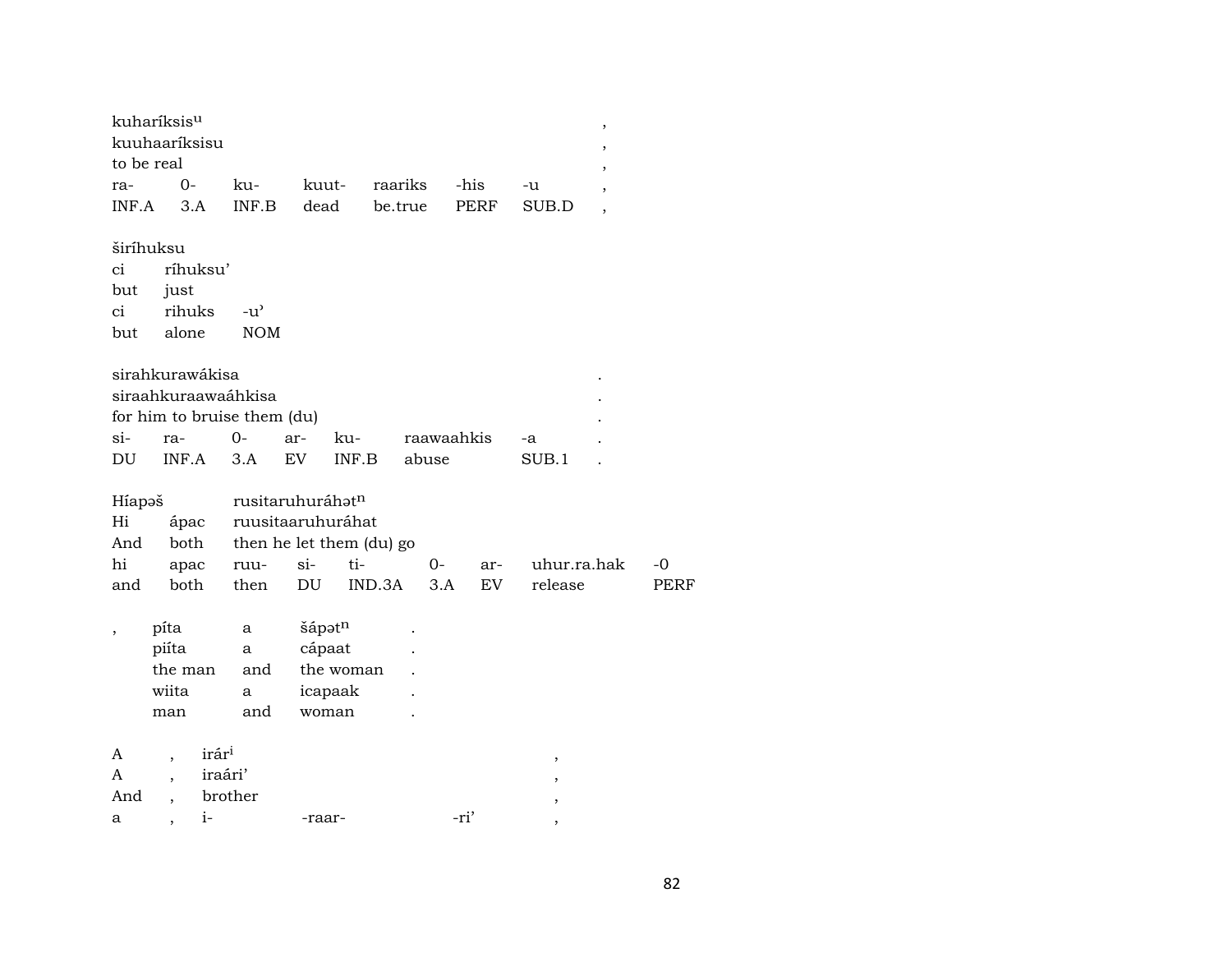| kuharíksis^u | | | | | | | , |
|---|---|---|---|---|---|---|---|
| kuuhaaríksisu | | | | | | | , |
| to be real | | | | | | | , |
| ra- | 0- | ku- | kuut- | raariks | -his | -u | , |
| INF.A | 3.A | INF.B | dead | be.true | PERF | SUB.D | , |

| širíhuksu | | |
|---|---|---|
| ci | ríhuksu’ | |
| but | just | |
| ci | rihuks | -u’ |
| but | alone | NOM |

| sirahkurawákisa | | | | | | | . |
|---|---|---|---|---|---|---|---|
| siraahkuraawaáhkisa | | | | | | | . |
| for him to bruise them (du) | | | | | | | . |
| si- | ra- | 0- | ar- | ku- | raawaahkis | -a | . |
| DU | INF.A | 3.A | EV | INF.B | abuse | SUB.1 | . |

| Híapəš | | rusitaruhuráhət^n | | | | | | |
|---|---|---|---|---|---|---|---|---|
| Hi | ápac | ruusitaaruhuráhat | | | | | | |
| And | both | then he let them (du) go | | | | | | |
| hi | apac | ruu- | si- | ti- | 0- | ar- | uhur.ra.hak | -0 |
| and | both | then | DU | IND.3A | 3.A | EV | release | PERF |

| , | píta | a | šápət^n | . |
|---|---|---|---|---|
| | piíta | a | cápaat | . |
| | the man | and | the woman | . |
| | wiita | a | icapaak | . |
| | man | and | woman | . |

| A | , | irár^i | | | , |
|---|---|---|---|---|---|
| A | , | iraári’ | | | , |
| And | , | brother | | | , |
| a | , | i- | -raar- | -ri’ | , |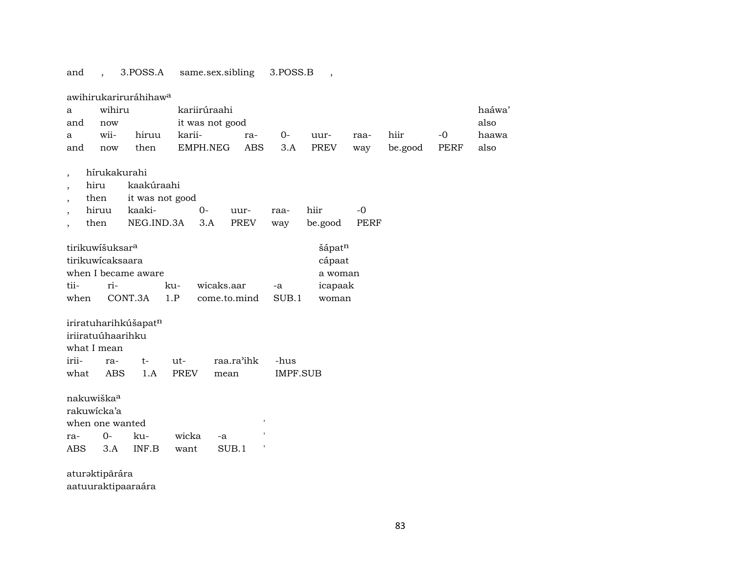and , 3.POSS.A same.sex.sibling 3.POSS.B ,

awihirukariruráhihaw[a]

| a | wihiru | | kariirúraahi | | | | | | | haáwa' |
|---|---|---|---|---|---|---|---|---|---|---|
| and | now | | it was not good | | | | | | | also |
| a | wii- | hiruu | karii- | ra- | 0- | uur- | raa- | hiir | -0 | haawa |
| and | now | then | EMPH.NEG | ABS | 3.A | PREV | way | be.good | PERF | also |

, hírukakurahi

| , | hiru | kaakúraahi | | | | | |
|---|---|---|---|---|---|---|---|
| , | then | it was not good | | | | | |
| , | hiruu | kaaki- | 0- | uur- | raa- | hiir | -0 |
| , | then | NEG.IND.3A | 3.A | PREV | way | be.good | PERF |

| tirikuwíšuksar[a] | | | | | šápat[n] |
|---|---|---|---|---|---|
| tirikuwícaksaara | | | | | cápaat |
| when I became aware | | | | | a woman |
| tii- | ri- | ku- | wicaks.aar | -a | icapaak |
| when | CONT.3A | 1.P | come.to.mind | SUB.1 | woman |

iriratuharihkúšapat[n]

| iriiratuúhaarihku | | | | | |
|---|---|---|---|---|---|
| what I mean | | | | | |
| irii- | ra- | t- | ut- | raa.ra'ihk | -hus |
| what | ABS | 1.A | PREV | mean | IMPF.SUB |

nakuwiška[a]

| rakuwícka'a | | | | | |
|---|---|---|---|---|---|
| when one wanted | | | | | ' |
| ra- | 0- | ku- | wicka | -a | ' |
| ABS | 3.A | INF.B | want | SUB.1 | ' |

aturəktipārára

aatuuraktipaaraára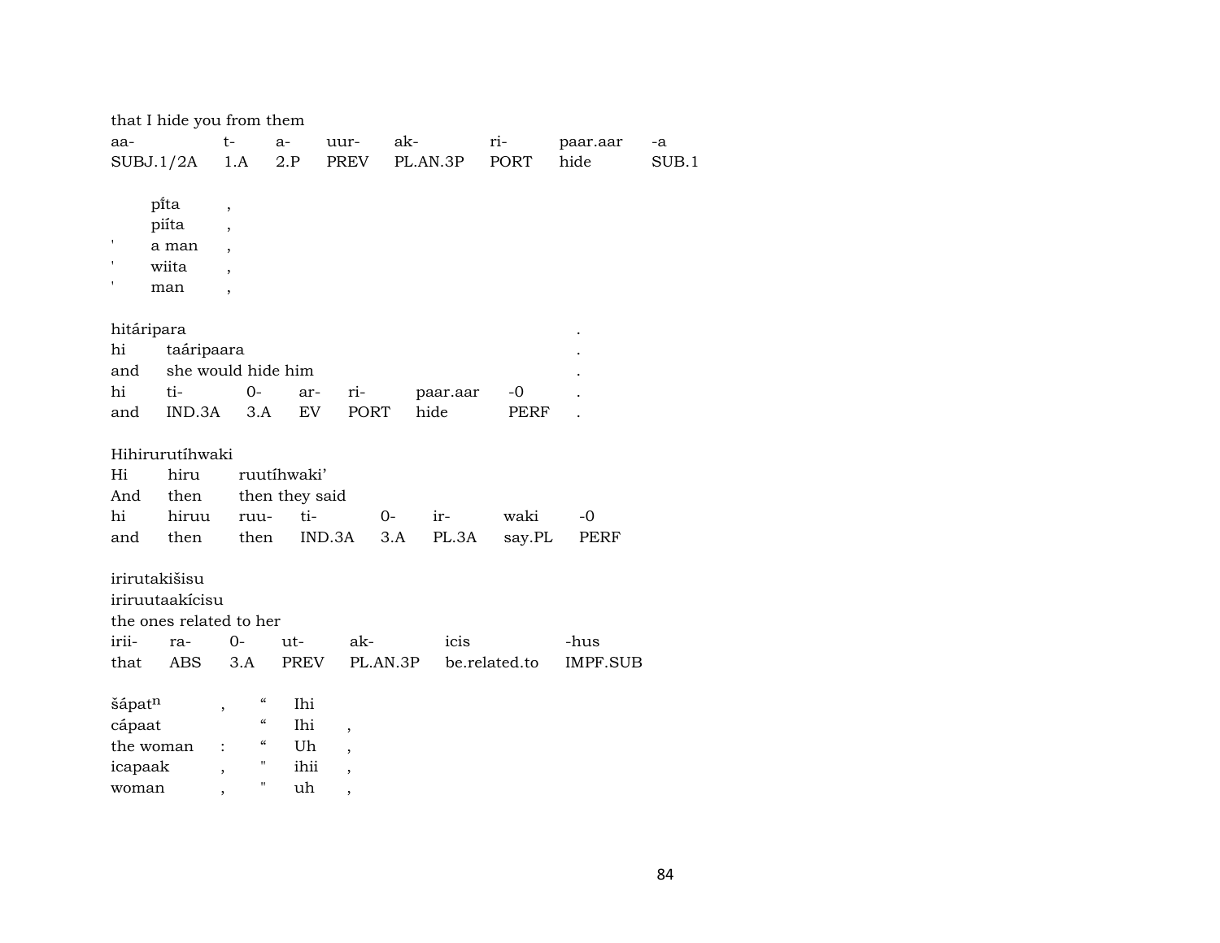that I hide you from them

| aa- | t- | a- | uur- | ak- | ri- | paar.aar | -a |
|---|---|---|---|---|---|---|---|
| SUBJ.1/2A | 1.A | 2.P | PREV | PL.AN.3P | PORT | hide | SUB.1 |

|  |  |  |
|---|---|---|
|  | pi̋ta | , |
|  | piíta | , |
| ' | a man | , |
| ' | wiita | , |
| ' | man | , |

hitáripara

| hi | taáripaara |  |  |  |  |  | . |
|---|---|---|---|---|---|---|---|
| and | she would hide him |  |  |  |  |  | . |
| hi | ti- | 0- | ar- | ri- | paar.aar | -0 | . |
| and | IND.3A | 3.A | EV | PORT | hide | PERF | . |

Hihirurutíhwaki

| Hi | hiru | ruutíhwaki' |  |  |  |  |
|---|---|---|---|---|---|---|
| And | then | then they said |  |  |  |  |
| hi | hiruu | ruu- | ti- | 0- | ir- | waki | -0 |
| and | then | then | IND.3A | 3.A | PL.3A | say.PL | PERF |

irirutakišisu

iriruutaakícisu

the ones related to her

| irii- | ra- | 0- | ut- | ak- | icis | -hus |
|---|---|---|---|---|---|---|
| that | ABS | 3.A | PREV | PL.AN.3P | be.related.to | IMPF.SUB |

| | | | | |
|---|---|---|---|---|
| šápat$^{n}$ | , | " | Ihi | |
| cápaat | | " | Ihi | , |
| the woman | : | " | Uh | , |
| icapaak | , | " | ihii | , |
| woman | , | " | uh | , |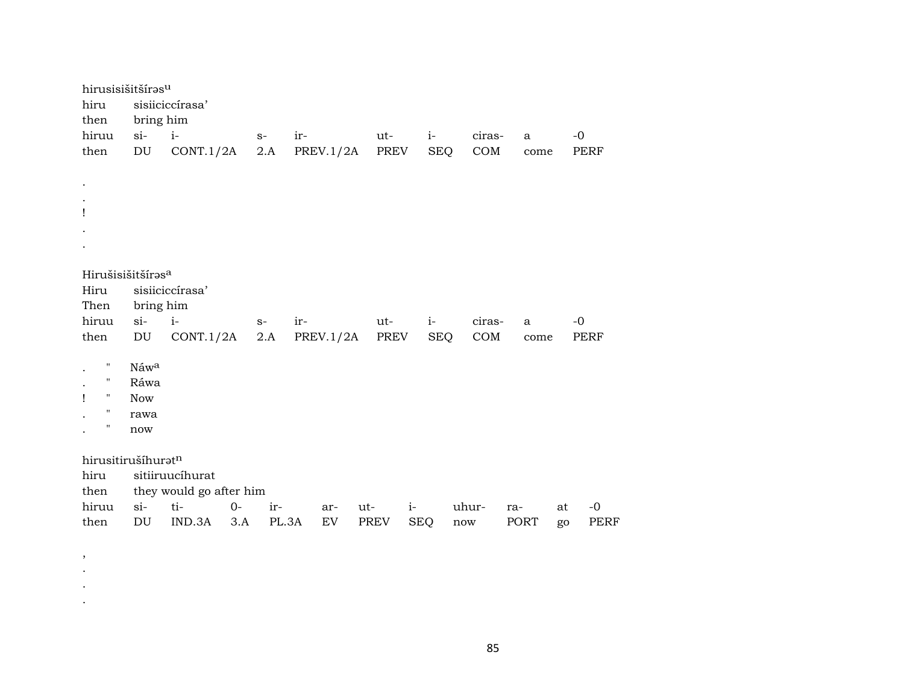hirusisišitšírəs[u]
hiru sisiiciccírasa'
then bring him

| hiruu | si- | i- | s- | ir- | ut- | i- | ciras- | a | -0 |
|---|---|---|---|---|---|---|---|---|---|
| then | DU | CONT.1/2A | 2.A | PREV.1/2A | PREV | SEQ | COM | come | PERF |

.
.
!
.
.

Hirušisišitšírəs[a]
Hiru sisiiciccírasa'
Then bring him

| hiruu | si- | i- | s- | ir- | ut- | i- | ciras- | a | -0 |
|---|---|---|---|---|---|---|---|---|---|
| then | DU | CONT.1/2A | 2.A | PREV.1/2A | PREV | SEQ | COM | come | PERF |

. " Náw[a]
. " Ráwa
! " Now
. " rawa
. " now

hirusitirušíhurət[n]
hiru sitiiruucíhurat
then they would go after him

| hiruu | si- | ti- | 0- | ir- | ar- | ut- | i- | uhur- | ra- | at | -0 |
|---|---|---|---|---|---|---|---|---|---|---|---|
| then | DU | IND.3A | 3.A | PL.3A | EV | PREV | SEQ | now | PORT | go | PERF |

,
.
.
.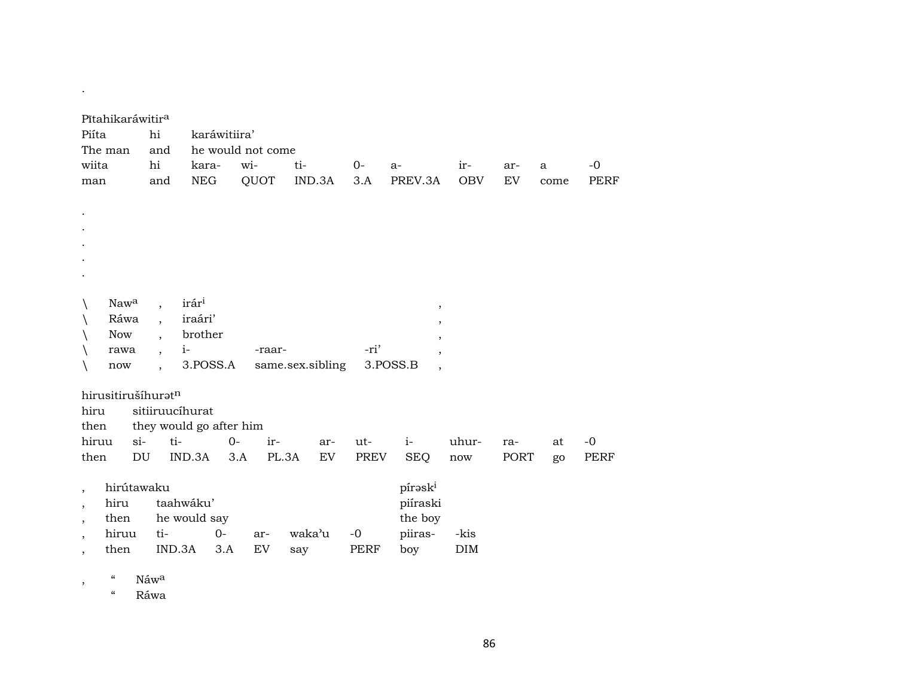.

Pītahikaráwitir$^{a}$

| Piíta | hi | karáwitiira’ | | | | | | | | |
|---|---|---|---|---|---|---|---|---|---|---|
| The man | and | he would not come | | | | | | | | |
| wiita | hi | kara- | wi- | ti- | 0- | a- | ir- | ar- | a | -0 |
| man | and | NEG | QUOT | IND.3A | 3.A | PREV.3A | OBV | EV | come | PERF |

.
.
.
.
.

| \ | Naw$^{a}$ | , | irár$^{i}$ | | | , |
|---|---|---|---|---|---|---|
| \ | Ráwa | , | iraári’ | | | , |
| \ | Now | , | brother | | | , |
| \ | rawa | , | i- | -raar- | -ri’ | , |
| \ | now | , | 3.POSS.A | same.sex.sibling | 3.POSS.B | , |

hirusitirušíhurət$^{n}$

| hiru | sitiiruucíhurat | | | | | | | | | | |
|---|---|---|---|---|---|---|---|---|---|---|---|
| then | they would go after him | | | | | | | | | | |
| hiruu | si- | ti- | 0- | ir- | ar- | ut- | i- | uhur- | ra- | at | -0 |
| then | DU | IND.3A | 3.A | PL.3A | EV | PREV | SEQ | now | PORT | go | PERF |

| , | hirútawaku | | | | | | píråsk$^{i}$ | |
|---|---|---|---|---|---|---|---|---|
| , | hiru | taahwáku’ | | | | | piíraski | |
| , | then | he would say | | | | | the boy | |
| , | hiruu | ti- | 0- | ar- | waka’u | -0 | piiras- | -kis |
| , | then | IND.3A | 3.A | EV | say | PERF | boy | DIM |

| , | “ | Náw$^{a}$ |
|---|---|---|
| | “ | Ráwa |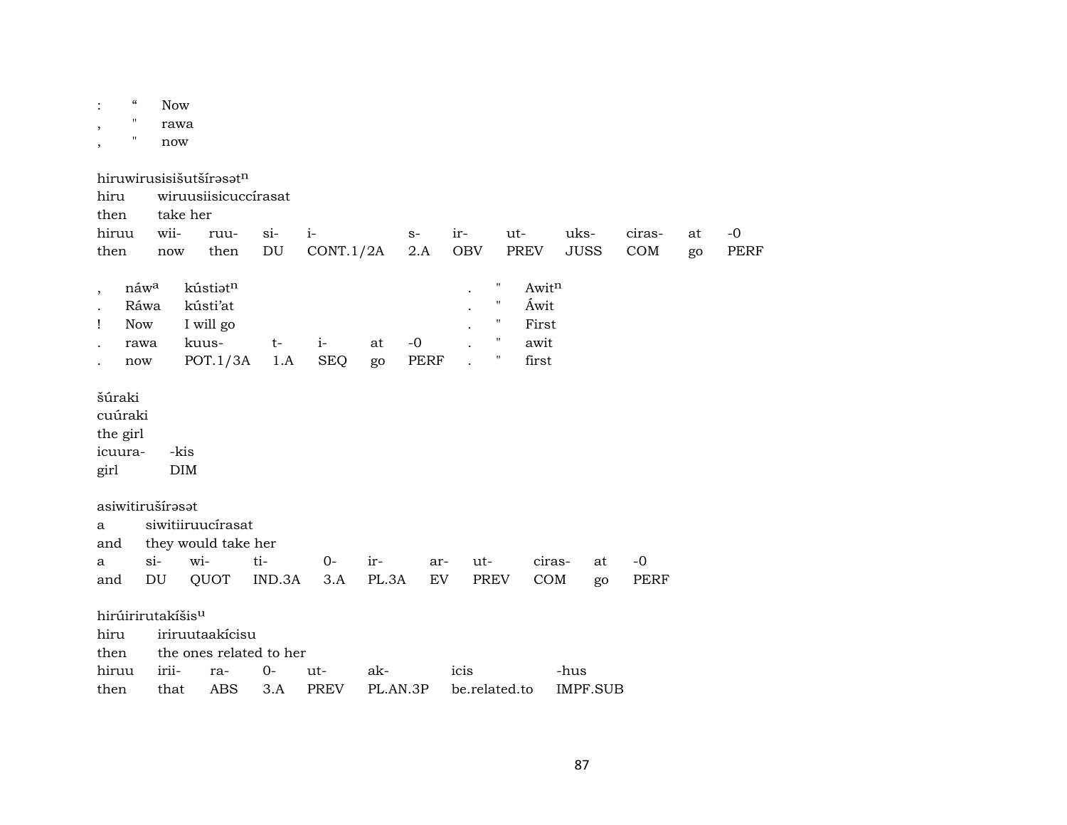| : | “ | Now |
|---|---|---|
| , | " | rawa |
| , | " | now |

hiruwirusisišutšírəsət$^n$

| hiru | wiruusiisicuccírasat | | | | | | | | | | |
|---|---|---|---|---|---|---|---|---|---|---|---|
| then | take her | | | | | | | | | | |
| hiruu | wii- | ruu- | si- | i- | s- | ir- | ut- | uks- | ciras- | at | -0 |
| then | now | then | DU | CONT.1/2A | 2.A | OBV | PREV | JUSS | COM | go | PERF |

| , | náw$^a$ | kústiət$^n$ | | | | | . | " | Awit$^n$ |
|---|---|---|---|---|---|---|---|---|---|
| . | Ráwa | kústi’at | | | | | . | " | Áwit |
| ! | Now | I will go | | | | | . | " | First |
| . | rawa | kuus- | t- | i- | at | -0 | . | " | awit |
| . | now | POT.1/3A | 1.A | SEQ | go | PERF | . | " | first |

šúraki

| cuúraki | |
|---|---|
| the girl | |
| icuura- | -kis |
| girl | DIM |

asiwitirušírəsət

| a | siwitiiruucírasat | | | | | | | | | |
|---|---|---|---|---|---|---|---|---|---|---|
| and | they would take her | | | | | | | | | |
| a | si- | wi- | ti- | 0- | ir- | ar- | ut- | ciras- | at | -0 |
| and | DU | QUOT | IND.3A | 3.A | PL.3A | EV | PREV | COM | go | PERF |

hirúirirutakíšis$^u$

| hiru | iriruutaakícisu | | | | | | |
|---|---|---|---|---|---|---|---|
| then | the ones related to her | | | | | | |
| hiruu | irii- | ra- | 0- | ut- | ak- | icis | -hus |
| then | that | ABS | 3.A | PREV | PL.AN.3P | be.related.to | IMPF.SUB |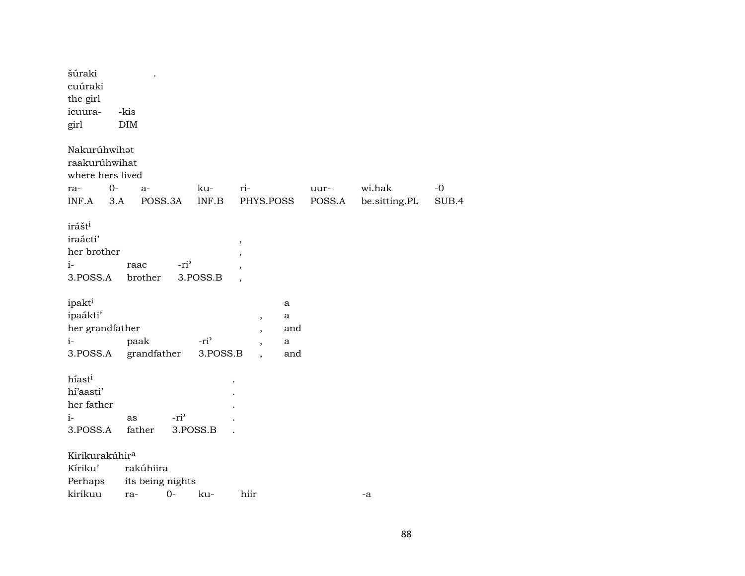šúraki .
cuúraki
the girl

| icuura- | -kis |
|---|---|
| girl | DIM |

Nakurúhwihət
raakurúhwihat
where hers lived

| ra- | 0- | a- | ku- | ri- | uur- | wi.hak | -0 |
|---|---|---|---|---|---|---|---|
| INF.A | 3.A | POSS.3A | INF.B | PHYS.POSS | POSS.A | be.sitting.PL | SUB.4 |

irášt[i]
iraácti' ,
her brother ,

| i- | raac | -ri' | , |
|---|---|---|---|
| 3.POSS.A | brother | 3.POSS.B | , |

ipakt[i] a
ipaákti' , a
her grandfather , and

| i- | paak | -ri' | , | a |
|---|---|---|---|---|
| 3.POSS.A | grandfather | 3.POSS.B | , | and |

híast[i] .
hí'aasti' .
her father .

| i- | as | -ri' | . |
|---|---|---|---|
| 3.POSS.A | father | 3.POSS.B | . |

Kirikurakúhir[a]
Kíriku' rakúhiira
Perhaps its being nights

| kirikuu | ra- | 0- | ku- | hiir | -a |
|---|---|---|---|---|---|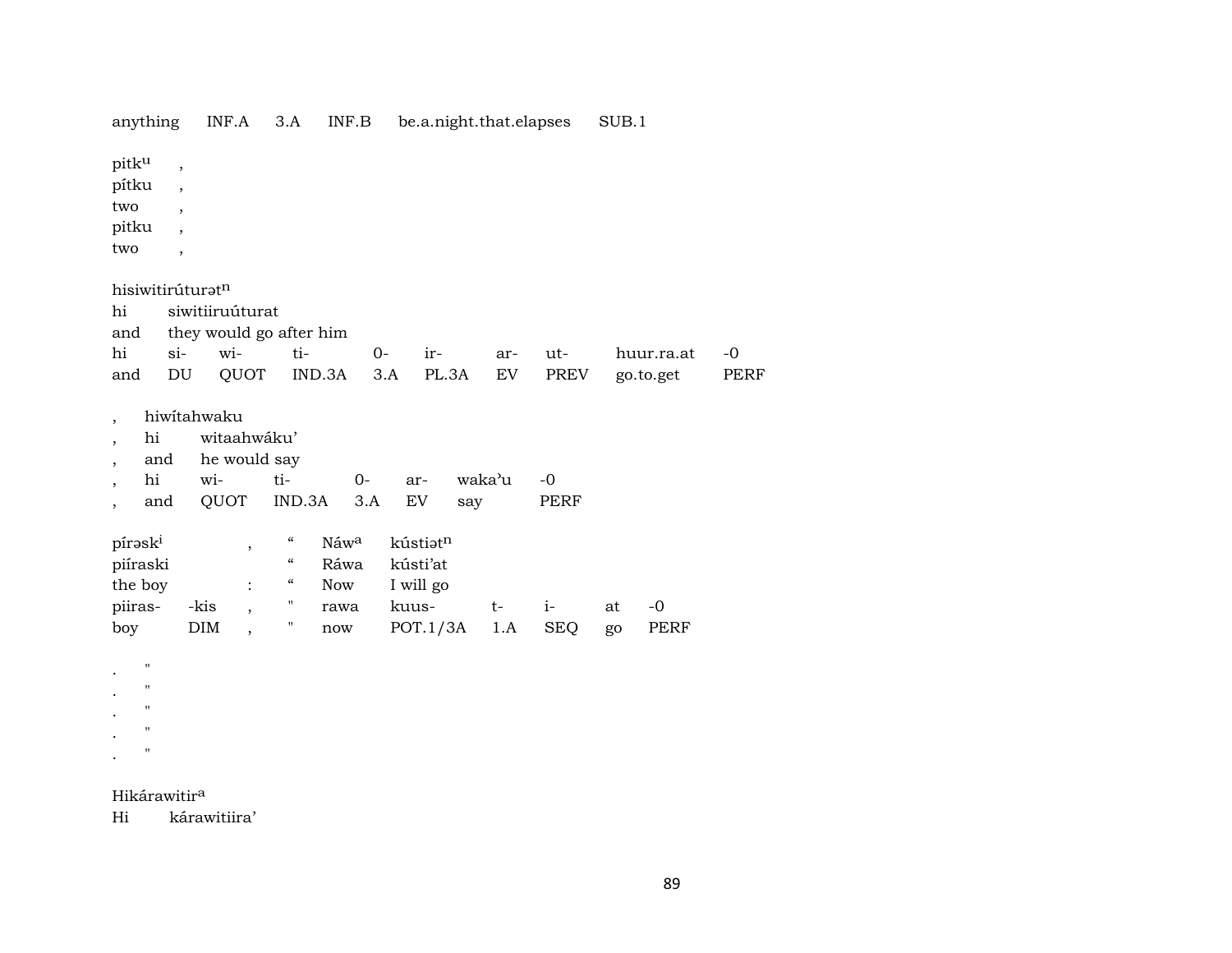anything INF.A 3.A INF.B be.a.night.that.elapses SUB.1

| pitkᵘ | , |
|---|---|
| pítku | , |
| two | , |
| pitku | , |
| two | , |

hisiwitirúturətⁿ

| hi | siwitiiruúturat | | | | | | | | |
|---|---|---|---|---|---|---|---|---|---|
| and | they would go after him | | | | | | | | |
| hi | si- | wi- | ti- | 0- | ir- | ar- | ut- | huur.ra.at | -0 |
| and | DU | QUOT | IND.3A | 3.A | PL.3A | EV | PREV | go.to.get | PERF |

| , | hiwítahwaku | | | | | | |
|---|---|---|---|---|---|---|---|
| , | hi | witaahwáku’ | | | | | |
| , | and | he would say | | | | | |
| , | hi | wi- | ti- | 0- | ar- | waka’u | -0 |
| , | and | QUOT | IND.3A | 3.A | EV | say | PERF |

| píraskⁱ | | , | “ | Náwᵃ | kústiətⁿ | | | | |
|---|---|---|---|---|---|---|---|---|---|
| piíraski | | | “ | Ráwa | kústi’at | | | | |
| the boy | | : | “ | Now | I will go | | | | |
| piiras- | -kis | , | " | rawa | kuus- | t- | i- | at | -0 |
| boy | DIM | , | " | now | POT.1/3A | 1.A | SEQ | go | PERF |

| . | " |
|---|---|
| . | " |
| . | " |
| . | " |
| . | " |

Hikárawitirᵃ

Hi kárawitiira’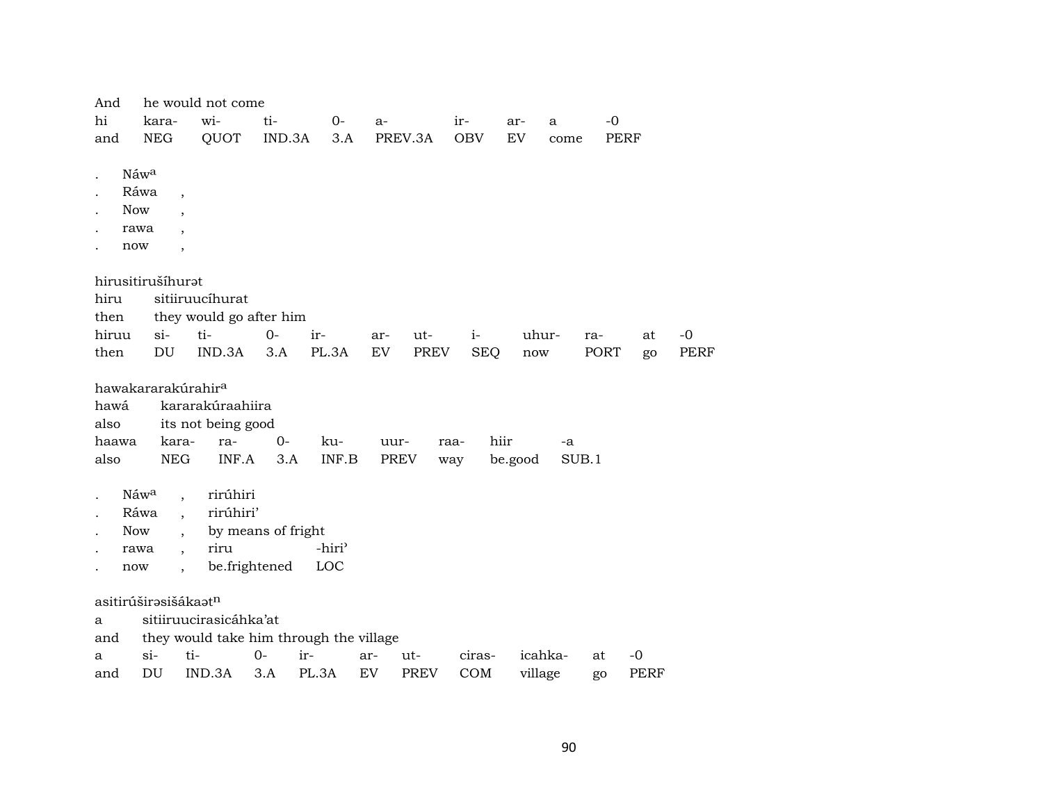| And | he would not come | | | | | | | | |
|---|---|---|---|---|---|---|---|---|---|
| hi | kara- | wi- | ti- | 0- | a- | ir- | ar- | a | -0 |
| and | NEG | QUOT | IND.3A | 3.A | PREV.3A | OBV | EV | come | PERF |

| . | Náw[a] | |
|---|---|---|
| . | Ráwa | , |
| . | Now | , |
| . | rawa | , |
| . | now | , |

hirusitirušíhurət

| hiru | sitiiruucíhurat | | | | | | | | | |
|---|---|---|---|---|---|---|---|---|---|---|
| then | they would go after him | | | | | | | | | |
| hiruu | si- | ti- | 0- | ir- | ar- | ut- | i- | uhur- | ra- | at | -0 |
| then | DU | IND.3A | 3.A | PL.3A | EV | PREV | SEQ | now | PORT | go | PERF |

hawakararakúrahir[a]

| hawá | kararakúraahiira | | | | | | | |
|---|---|---|---|---|---|---|---|---|
| also | its not being good | | | | | | | |
| haawa | kara- | ra- | 0- | ku- | uur- | raa- | hiir | -a |
| also | NEG | INF.A | 3.A | INF.B | PREV | way | be.good | SUB.1 |

| . | Náw[a] | , | rirúhiri | |
|---|---|---|---|---|
| . | Ráwa | , | rirúhiri’ | |
| . | Now | , | by means of fright | |
| . | rawa | , | riru | -hiri’ |
| . | now | , | be.frightened | LOC |

asitirúširəsišákaət[n]

| a | sitiiruucirasicáhka’at | | | | | | | | | |
|---|---|---|---|---|---|---|---|---|---|---|
| and | they would take him through the village | | | | | | | | | |
| a | si- | ti- | 0- | ir- | ar- | ut- | ciras- | icahka- | at | -0 |
| and | DU | IND.3A | 3.A | PL.3A | EV | PREV | COM | village | go | PERF |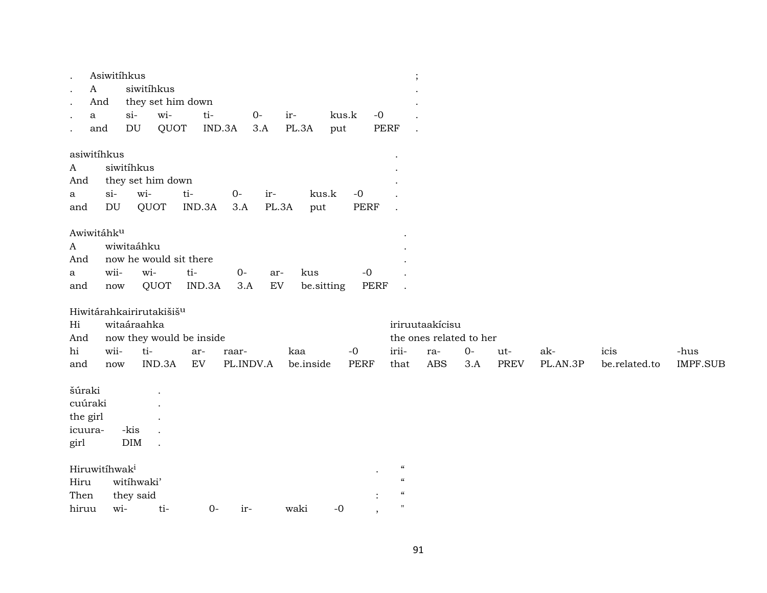| . | Asiwitíhkus | | | | | | | ; |
|---|---|---|---|---|---|---|---|---|
| . | A | siwitíhkus | | | | | | . |
| . | And | they set him down | | | | | | . |
| . | a | si- | wi- | ti- | 0- | ir- | kus.k | -0 | . |
| . | and | DU | QUOT | IND.3A | 3.A | PL.3A | put | PERF | . |

| asiwitíhkus | | | | | | | | . |
|---|---|---|---|---|---|---|---|---|
| A | siwitíhkus | | | | | | | . |
| And | they set him down | | | | | | | . |
| a | si- | wi- | ti- | 0- | ir- | kus.k | -0 | . |
| and | DU | QUOT | IND.3A | 3.A | PL.3A | put | PERF | . |

| Awiwitáhk[u] | | | | | | | | . |
|---|---|---|---|---|---|---|---|---|
| A | wiwitaáhku | | | | | | | . |
| And | now he would sit there | | | | | | | . |
| a | wii- | wi- | ti- | 0- | ar- | kus | -0 | . |
| and | now | QUOT | IND.3A | 3.A | EV | be.sitting | PERF | . |

| Hiwitárahkairirutakišiš[u] | | | | | | | | | | | | | |
|---|---|---|---|---|---|---|---|---|---|---|---|---|---|
| Hi | witaáraahka | | | | | | iriruutaakícisu | | | | | | |
| And | now they would be inside | | | | | | the ones related to her | | | | | | |
| hi | wii- | ti- | ar- | raar- | kaa | -0 | irii- | ra- | 0- | ut- | ak- | icis | -hus |
| and | now | IND.3A | EV | PL.INDV.A | be.inside | PERF | that | ABS | 3.A | PREV | PL.AN.3P | be.related.to | IMPF.SUB |

| šúraki | | . |
|---|---|---|
| cuúraki | | . |
| the girl | | . |
| icuura- | -kis | . |
| girl | DIM | . |

| Hiruwitíhwak[i] | | | | | | | . | “ |
|---|---|---|---|---|---|---|---|---|
| Hiru | witíhwaki’ | | | | | | | “ |
| Then | they said | | | | | | : | “ |
| hiruu | wi- | ti- | 0- | ir- | waki | -0 | , | " |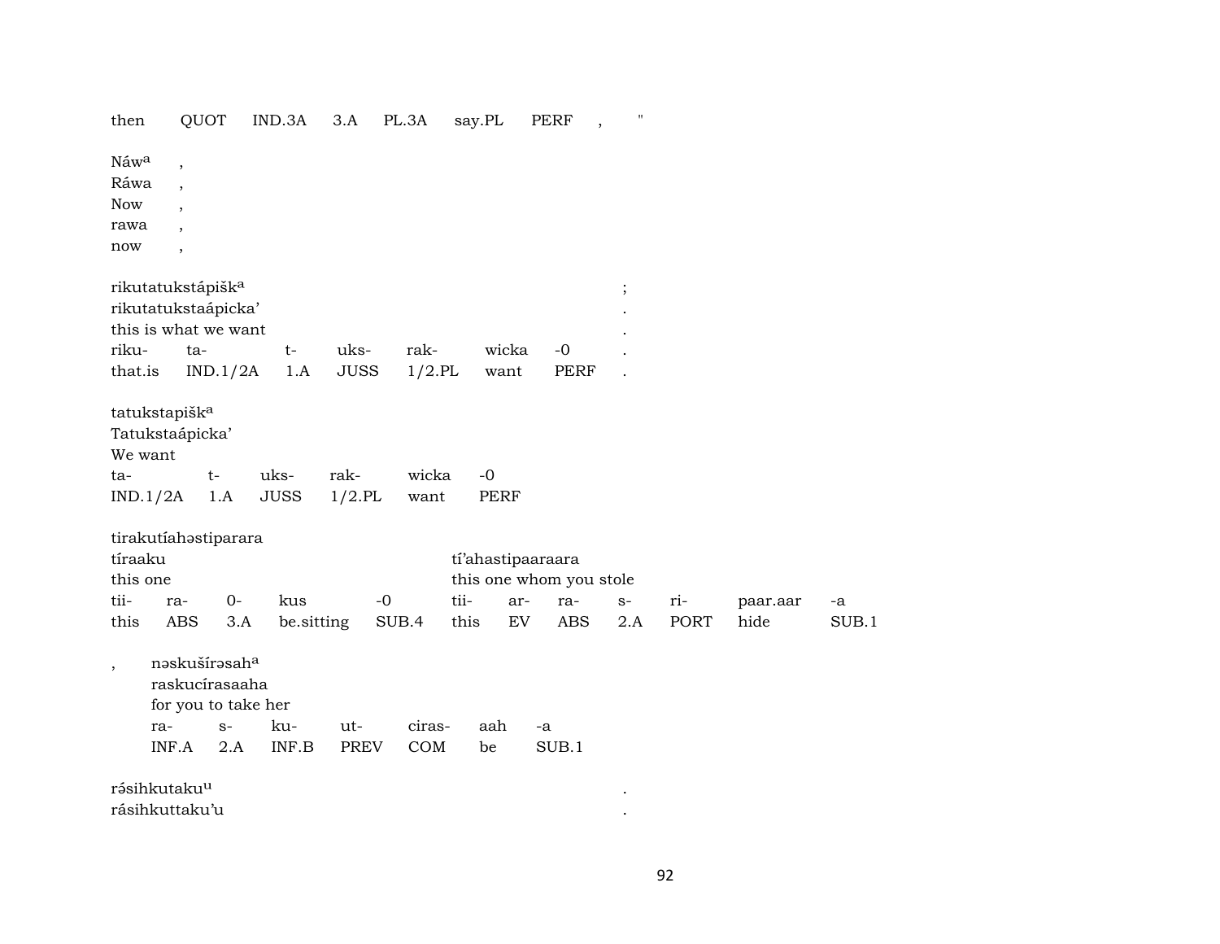then QUOT IND.3A 3.A PL.3A say.PL PERF , "

Náw[a] ,
Ráwa ,
Now ,
rawa ,
now ,

rikutatukstápišk[a] ;
rikutatukstaápicka' .
this is what we want .

| riku- | ta- | t- | uks- | rak- | wicka | -0 | . |
|---|---|---|---|---|---|---|---|
| that.is | IND.1/2A | 1.A | JUSS | 1/2.PL | want | PERF | . |

tatukstapišk[a]
Tatukstaápicka'
We want

| ta- | t- | uks- | rak- | wicka | -0 |
|---|---|---|---|---|---|
| IND.1/2A | 1.A | JUSS | 1/2.PL | want | PERF |

tirakutíahəstiparara
tíraaku tí'ahastipaaraara
this one this one whom you stole

| tii- | ra- | 0- | kus | -0 | tii- | ar- | ra- | s- | ri- | paar.aar | -a |
|---|---|---|---|---|---|---|---|---|---|---|---|
| this | ABS | 3.A | be.sitting | SUB.4 | this | EV | ABS | 2.A | PORT | hide | SUB.1 |

, nəskušírəsah[a]
raskucírasaaha
for you to take her

| ra- | s- | ku- | ut- | ciras- | aah | -a |
|---|---|---|---|---|---|---|
| INF.A | 2.A | INF.B | PREV | COM | be | SUB.1 |

rə́sihkutaku[u] .
rásihkuttaku'u .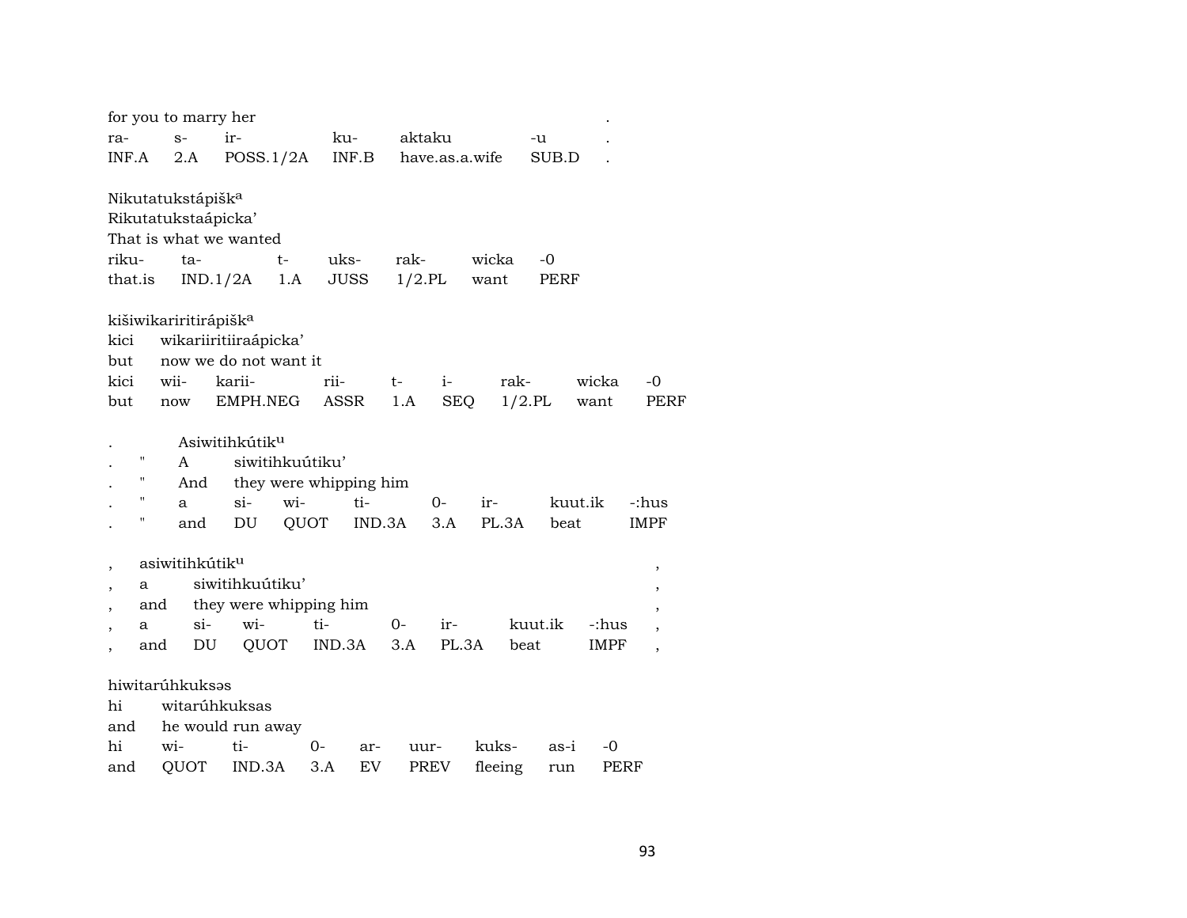for you to marry her .

| ra- | s- | ir- | ku- | aktaku | -u | . |
|---|---|---|---|---|---|---|
| INF.A | 2.A | POSS.1/2A | INF.B | have.as.a.wife | SUB.D | . |

Nikutatukstápišk[a]
Rikutatukstaápicka'
That is what we wanted

| riku- | ta- | t- | uks- | rak- | wicka | -0 |
|---|---|---|---|---|---|---|
| that.is | IND.1/2A | 1.A | JUSS | 1/2.PL | want | PERF |

kišiwikariritirápišk[a]
kici wikariiritiiraápicka'
but now we do not want it

| kici | wii- | karii- | rii- | t- | i- | rak- | wicka | -0 |
|---|---|---|---|---|---|---|---|---|
| but | now | EMPH.NEG | ASSR | 1.A | SEQ | 1/2.PL | want | PERF |

. Asiwitihkútik[u]
. " A siwitihkuútiku'
. " And they were whipping him

| . | " | a | si- | wi- | ti- | 0- | ir- | kuut.ik | -:hus |
|---|---|---|---|---|---|---|---|---|---|
| . | " | and | DU | QUOT | IND.3A | 3.A | PL.3A | beat | IMPF |

, asiwitihkútik[u] ,
, a siwitihkuútiku' ,
, and they were whipping him ,

| , | a | si- | wi- | ti- | 0- | ir- | kuut.ik | -:hus | , |
|---|---|---|---|---|---|---|---|---|---|
| , | and | DU | QUOT | IND.3A | 3.A | PL.3A | beat | IMPF | , |

hiwitarúhkuksəs
hi witarúhkuksas
and he would run away

| hi | wi- | ti- | 0- | ar- | uur- | kuks- | as-i | -0 |
|---|---|---|---|---|---|---|---|---|
| and | QUOT | IND.3A | 3.A | EV | PREV | fleeing | run | PERF |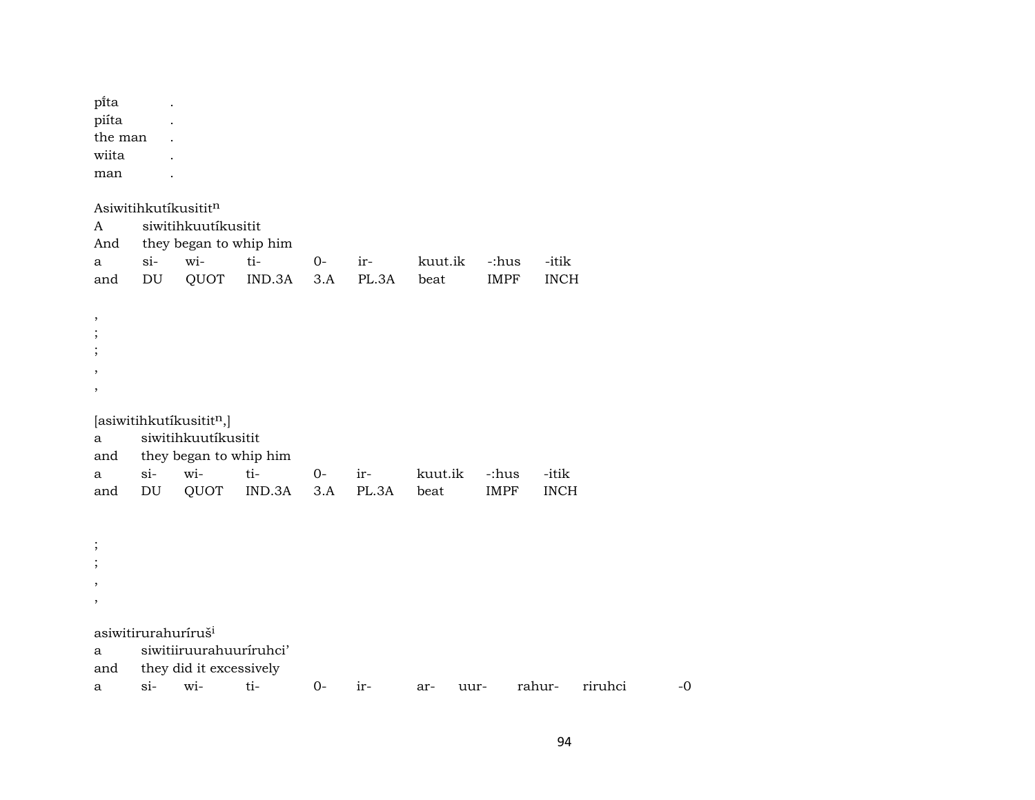pi̍ta .
piíta .
the man .
wiita .
man .

Asiwitihkutíkusitit$^{n}$

| A | siwitihkuutíkusitit | | | | | | | |
|---|---|---|---|---|---|---|---|---|
| And | they began to whip him | | | | | | | |
| a | si- | wi- | ti- | 0- | ir- | kuut.ik | -:hus | -itik |
| and | DU | QUOT | IND.3A | 3.A | PL.3A | beat | IMPF | INCH |

,
;
;
,
,

[asiwitihkutíkusitit$^{n}$,]

| a | siwitihkuutíkusitit | | | | | | | |
|---|---|---|---|---|---|---|---|---|
| and | they began to whip him | | | | | | | |
| a | si- | wi- | ti- | 0- | ir- | kuut.ik | -:hus | -itik |
| and | DU | QUOT | IND.3A | 3.A | PL.3A | beat | IMPF | INCH |

;
;
,
,

asiwitirurahuríruš$^{i}$

| a | siwitiiruurahuuríruhci’ | | | | | | | | | |
|---|---|---|---|---|---|---|---|---|---|---|
| and | they did it excessively | | | | | | | | | |
| a | si- | wi- | ti- | 0- | ir- | ar- | uur- | rahur- | riruhci | -0 |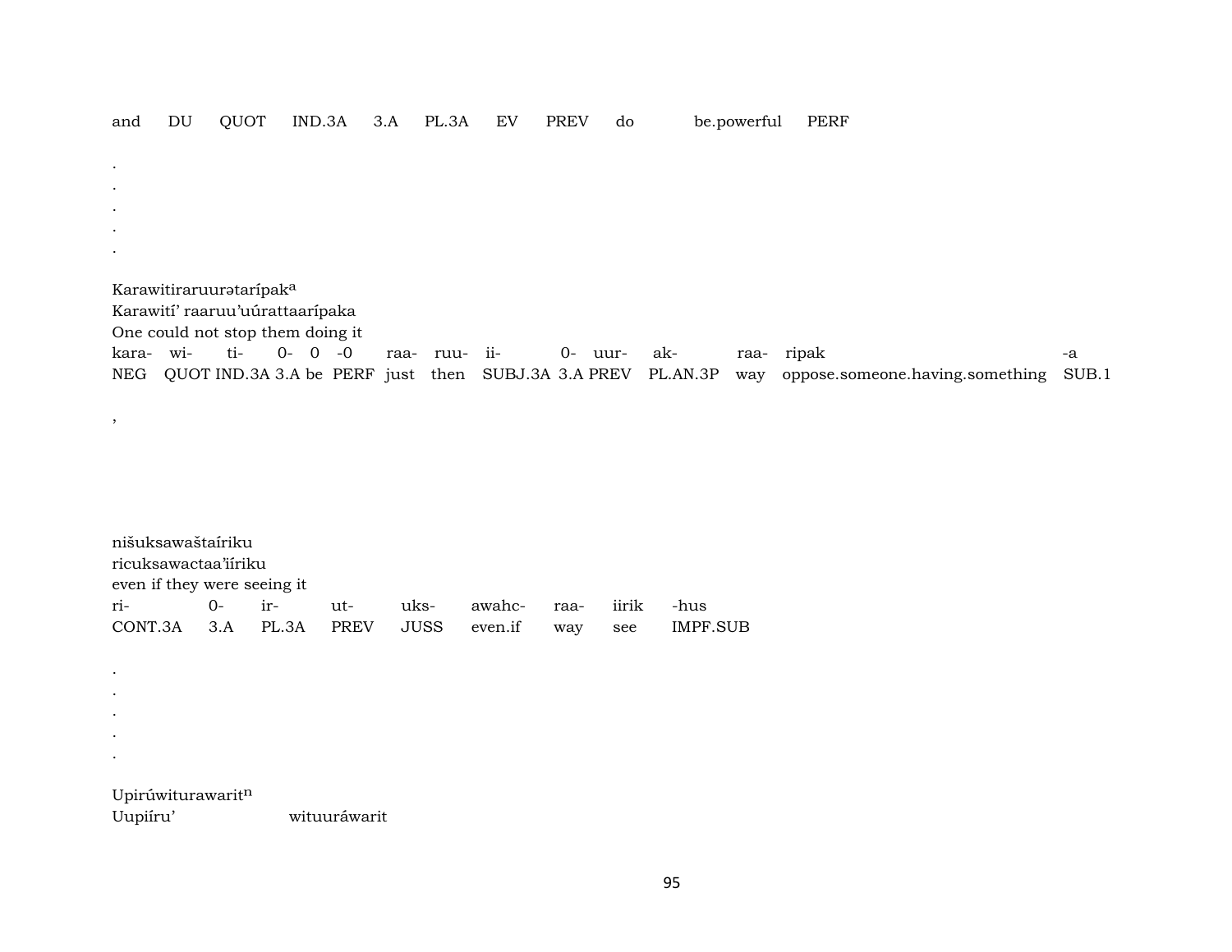and DU QUOT IND.3A 3.A PL.3A EV PREV do be.powerful PERF

.
.
.
.
.

Karawitiraruurətarípak[a]
Karawití' raaruu'uúrattaarípaka
One could not stop them doing it

| kara- | wi- | ti- | 0- | 0 | -0 | raa- | ruu- | ii- | 0- | uur- | ak- | raa- | ripak | -a |
|---|---|---|---|---|---|---|---|---|---|---|---|---|---|---|
| NEG | QUOT | IND.3A | 3.A | be | PERF | just | then | SUBJ.3A | 3.A | PREV | PL.AN.3P | way | oppose.someone.having.something | SUB.1 |

,

nišuksawaštaíriku
ricuksawactaa'iíriku
even if they were seeing it

| ri- | 0- | ir- | ut- | uks- | awahc- | raa- | iirik | -hus |
|---|---|---|---|---|---|---|---|---|
| CONT.3A | 3.A | PL.3A | PREV | JUSS | even.if | way | see | IMPF.SUB |

.
.
.
.
.

Upirúwiturawarit[n]
Uupiíru' wituuráwarit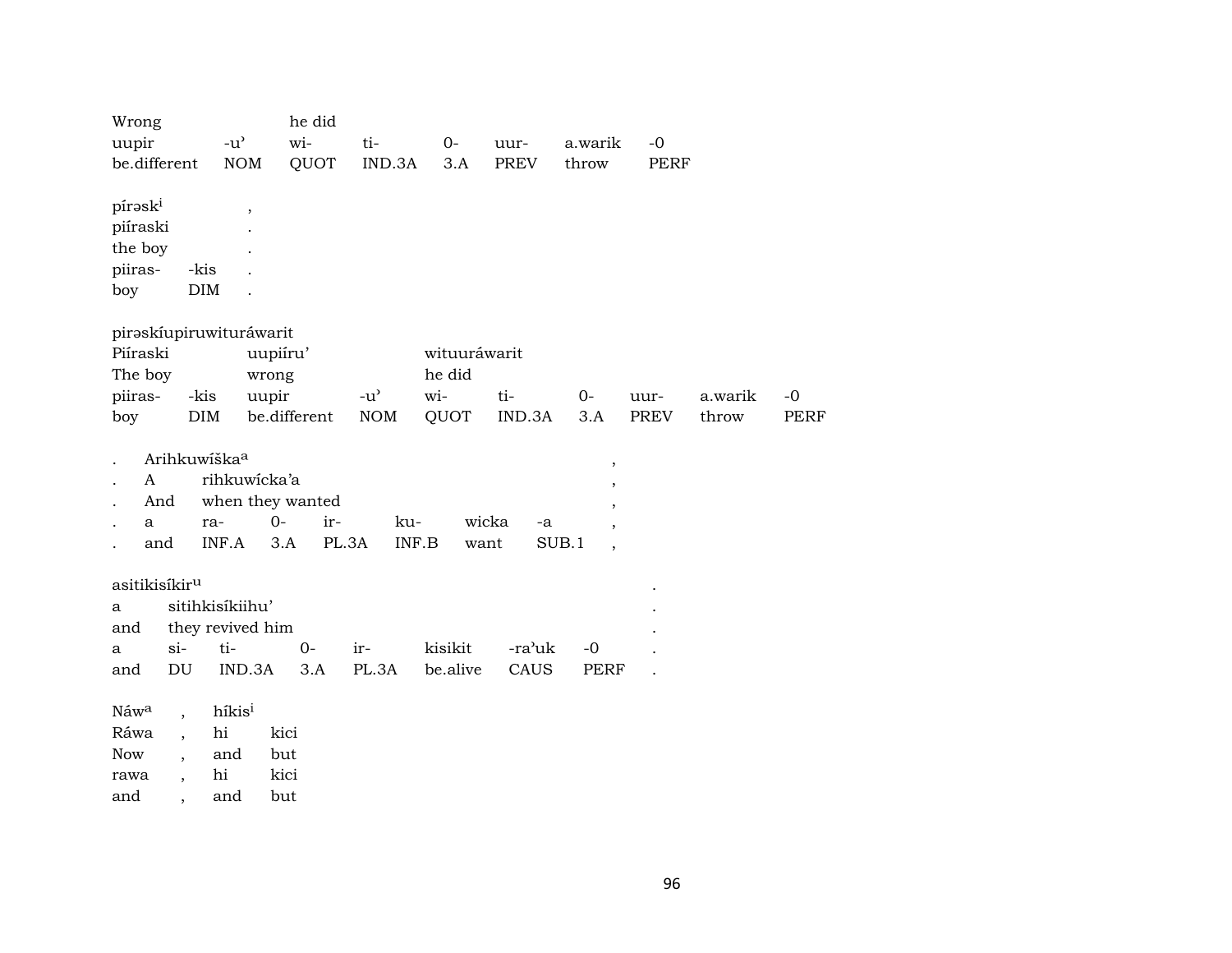| Wrong | | he did | | | | | |
|---|---|---|---|---|---|---|---|
| uupir | -u’ | wi- | ti- | 0- | uur- | a.warik | -0 |
| be.different | NOM | QUOT | IND.3A | 3.A | PREV | throw | PERF |

| píraskⁱ | | , |
|---|---|---|
| piíraski | | . |
| the boy | | . |
| piiras- | -kis | . |
| boy | DIM | . |

piraskíupiruwituráwarit

| Piíraski | | uupiíru’ | | wituuráwarit | | | | | |
|---|---|---|---|---|---|---|---|---|---|
| The boy | | wrong | | he did | | | | | |
| piiras- | -kis | uupir | -u’ | wi- | ti- | 0- | uur- | a.warik | -0 |
| boy | DIM | be.different | NOM | QUOT | IND.3A | 3.A | PREV | throw | PERF |

| . | Arihkuwíškaᵃ | | | | | | , |
|---|---|---|---|---|---|---|---|
| . | A | rihkuwícka’a | | | | | , |
| . | And | when they wanted | | | | | , |
| . | a | ra- | 0- | ir- | ku- | wicka | -a | , |
| . | and | INF.A | 3.A | PL.3A | INF.B | want | SUB.1 | , |

| asitikisíkirᵘ | | | | | | | | . |
|---|---|---|---|---|---|---|---|---|
| a | sitihkisíkiihu’ | | | | | | | . |
| and | they revived him | | | | | | | . |
| a | si- | ti- | 0- | ir- | kisikit | -ra’uk | -0 | . |
| and | DU | IND.3A | 3.A | PL.3A | be.alive | CAUS | PERF | . |

| Náwᵃ | , | híkisⁱ | |
|---|---|---|---|
| Ráwa | , | hi | kici |
| Now | , | and | but |
| rawa | , | hi | kici |
| and | , | and | but |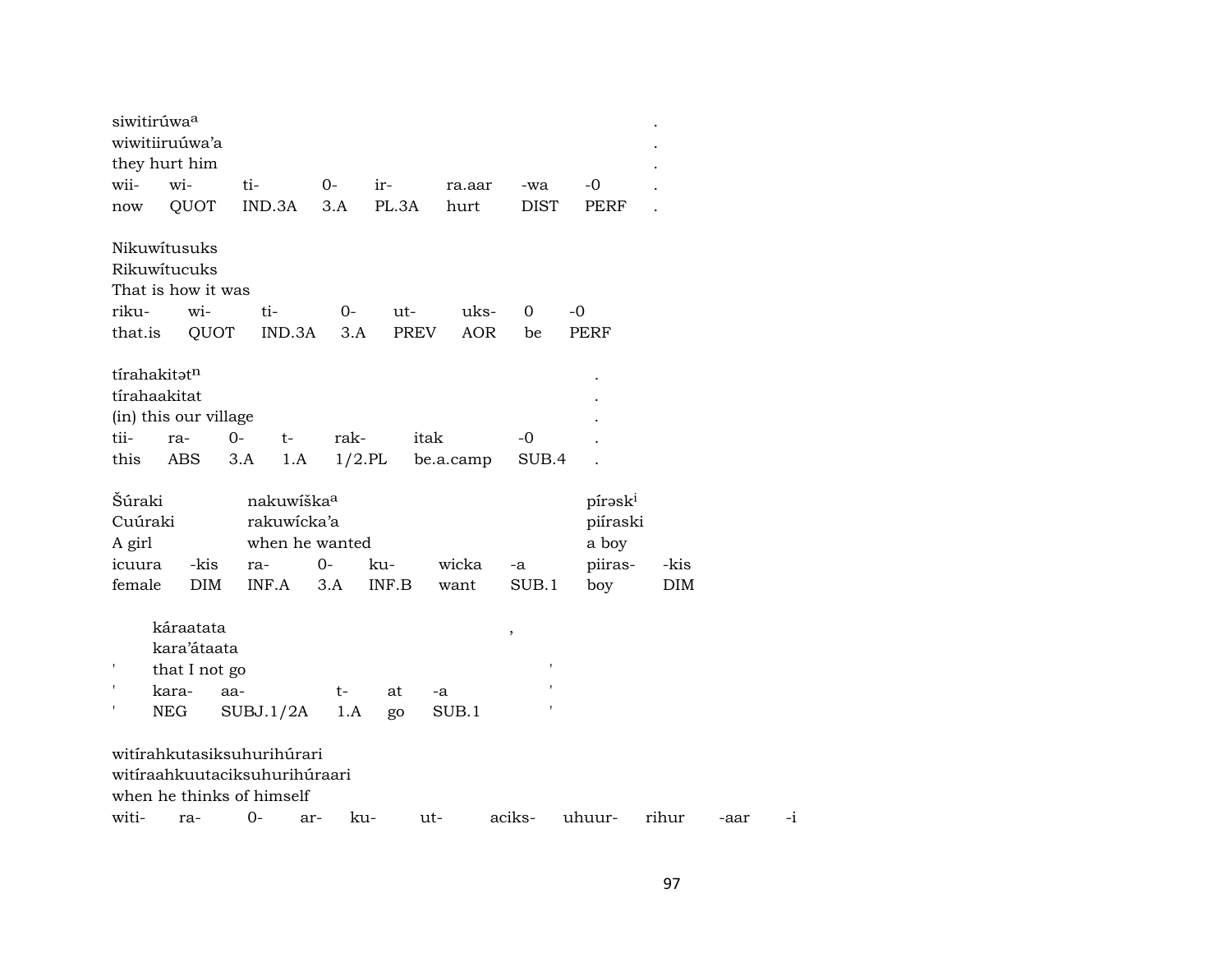siwitirúwa[a] .
wiwitiiruúwa'a .
they hurt him .

| wii- | wi- | ti- | 0- | ir- | ra.aar | -wa | -0 | . |
|---|---|---|---|---|---|---|---|---|
| now | QUOT | IND.3A | 3.A | PL.3A | hurt | DIST | PERF | . |

Nikuwítusuks
Rikuwítucuks
That is how it was

| riku- | wi- | ti- | 0- | ut- | uks- | 0 | -0 |
|---|---|---|---|---|---|---|---|
| that.is | QUOT | IND.3A | 3.A | PREV | AOR | be | PERF |

tírahakitət[n] .
tírahaakitat .
(in) this our village .

| tii- | ra- | 0- | t- | rak- | itak | -0 | . |
|---|---|---|---|---|---|---|---|
| this | ABS | 3.A | 1.A | 1/2.PL | be.a.camp | SUB.4 | . |

Šúraki nakuwíška[a] pírəsk[i]
Cuúraki rakuwícka'a piíraski
A girl when he wanted a boy

| icuura | -kis | ra- | 0- | ku- | wicka | -a | piiras- | -kis |
|---|---|---|---|---|---|---|---|---|
| female | DIM | INF.A | 3.A | INF.B | want | SUB.1 | boy | DIM |

káraatata ,
kara'átaata
' that I not go '

| ' | kara- | aa- | t- | at | -a | ' |
|---|---|---|---|---|---|---|
| ' | NEG | SUBJ.1/2A | 1.A | go | SUB.1 | ' |

witírahkutasiksuhurihúrari
witíraahkuutaciksuhurihúraari
when he thinks of himself

| witi- | ra- | 0- | ar- | ku- | ut- | aciks- | uhuur- | rihur | -aar | -i |
|---|---|---|---|---|---|---|---|---|---|---|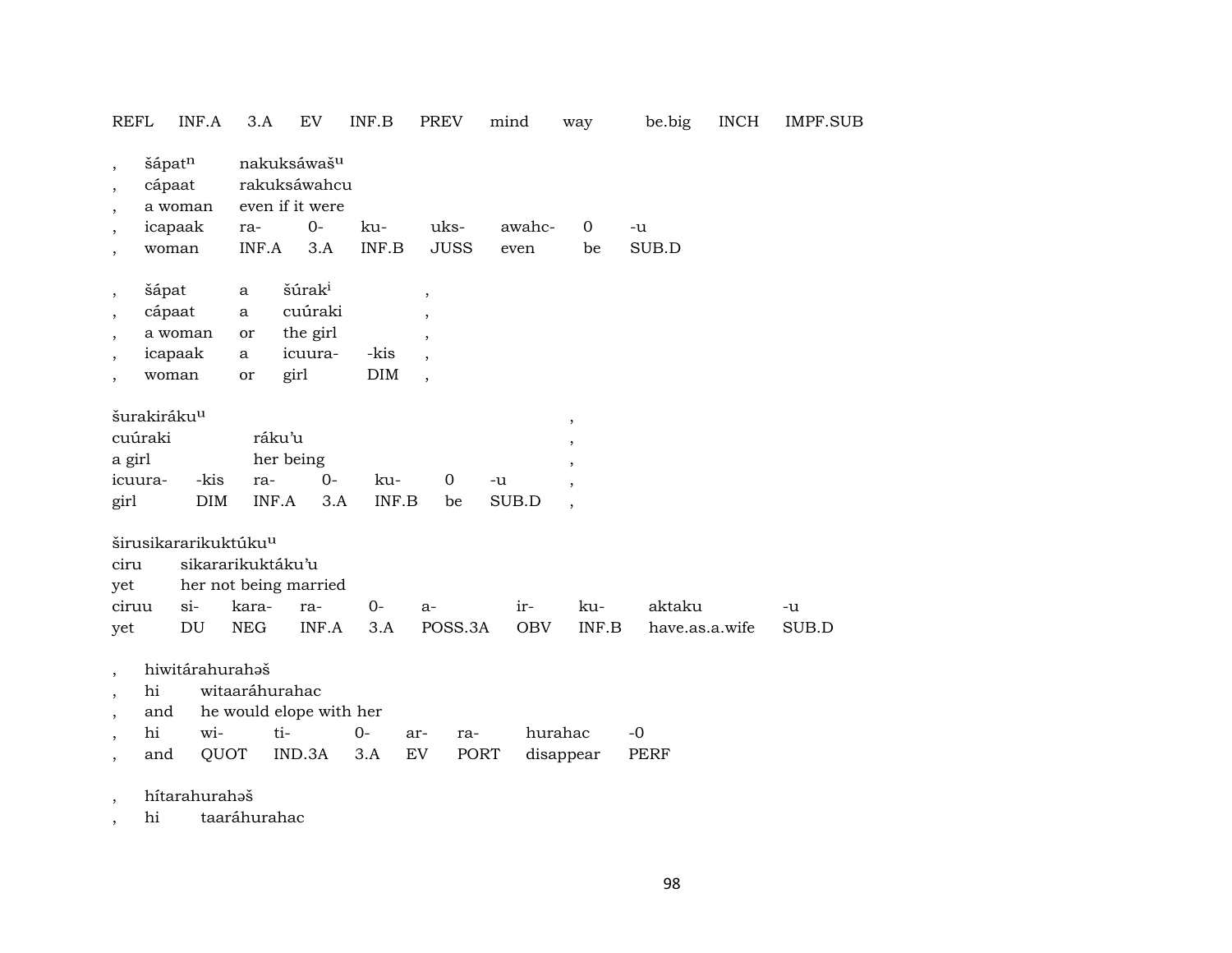REFL INF.A 3.A EV INF.B PREV mind way be.big INCH IMPF.SUB

| | | | | | | | | |
|---|---|---|---|---|---|---|---|---|
| , | šápatⁿ | nakuksáwašᵘ | | | | | | |
| , | cápaat | rakuksáwahcu | | | | | | |
| , | a woman | even if it were | | | | | | |
| , | icapaak | ra- | 0- | ku- | uks- | awahc- | 0 | -u |
| , | woman | INF.A | 3.A | INF.B | JUSS | even | be | SUB.D |

| | | | | | |
|---|---|---|---|---|---|
| , | šápat | a | šúrakⁱ | | , |
| , | cápaat | a | cuúraki | | , |
| , | a woman | or | the girl | | , |
| , | icapaak | a | icuura- | -kis | , |
| , | woman | or | girl | DIM | , |

| | | | | | | | |
|---|---|---|---|---|---|---|---|
| šurakirákuᵘ | | | | | | | , |
| cuúraki | | ráku'u | | | | | , |
| a girl | | her being | | | | | , |
| icuura- | -kis | ra- | 0- | ku- | 0 | -u | , |
| girl | DIM | INF.A | 3.A | INF.B | be | SUB.D | , |

| | | | | | | | | | |
|---|---|---|---|---|---|---|---|---|---|
| širusikararikuktúkuᵘ | | | | | | | | | |
| ciru | sikararikuktáku'u | | | | | | | | |
| yet | her not being married | | | | | | | | |
| ciruu | si- | kara- | ra- | 0- | a- | ir- | ku- | aktaku | -u |
| yet | DU | NEG | INF.A | 3.A | POSS.3A | OBV | INF.B | have.as.a.wife | SUB.D |

| | | | | | | | | |
|---|---|---|---|---|---|---|---|---|
| , | hiwitárahurahəš | | | | | | | |
| , | hi | witaaráhurahac | | | | | | |
| , | and | he would elope with her | | | | | | |
| , | hi | wi- | ti- | 0- | ar- | ra- | hurahac | -0 |
| , | and | QUOT | IND.3A | 3.A | EV | PORT | disappear | PERF |

| | | |
|---|---|---|
| , | hítarahurahəš | |
| , | hi | taaráhurahac |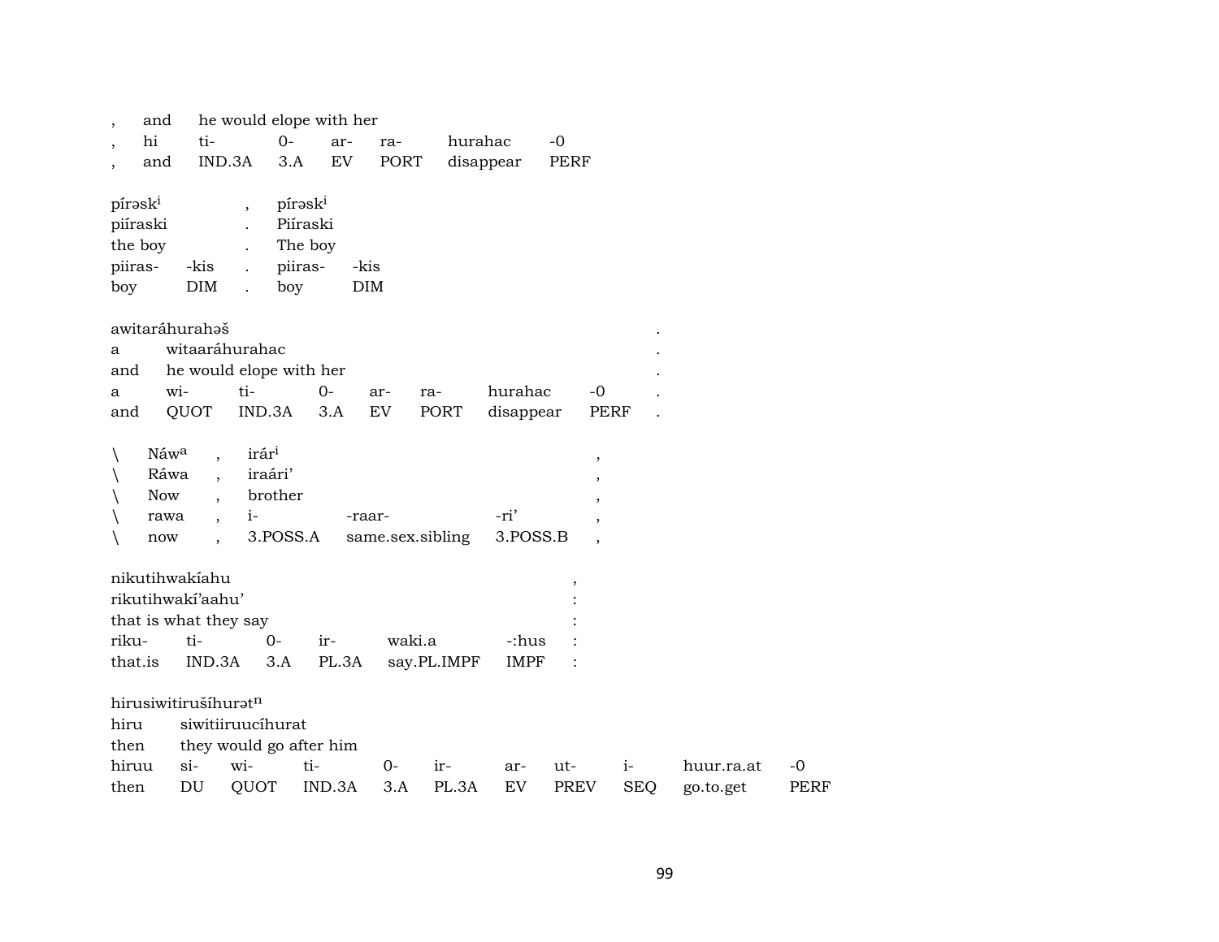| , | and | he would elope with her | | | | |
|---|---|---|---|---|---|---|
| , | hi | ti- | 0- | ar- | ra- | hurahac | -0 |
| , | and | IND.3A | 3.A | EV | PORT | disappear | PERF |

| pírəsk[i] | | , | pírəsk[i] | |
|---|---|---|---|---|
| piíraski | | . | Piíraski | |
| the boy | | . | The boy | |
| piiras- | -kis | . | piiras- | -kis |
| boy | DIM | . | boy | DIM |

| awitaráhurahəš | | | | | | | | |
|---|---|---|---|---|---|---|---|---|
| a | witaaráhurahac | | | | | | | . |
| and | he would elope with her | | | | | | | . |
| a | wi- | ti- | 0- | ar- | ra- | hurahac | -0 | . |
| and | QUOT | IND.3A | 3.A | EV | PORT | disappear | PERF | . |

| \ | Náw[a] | , | irár[i] | | | , |
|---|---|---|---|---|---|---|
| \ | Ráwa | , | iraári’ | | | , |
| \ | Now | , | brother | | | , |
| \ | rawa | , | i- | -raar- | -ri’ | , |
| \ | now | , | 3.POSS.A | same.sex.sibling | 3.POSS.B | , |

| nikutihwakíahu | | | | | | , |
|---|---|---|---|---|---|---|
| rikutihwakí’aahu’ | | | | | | : |
| that is what they say | | | | | | : |
| riku- | ti- | 0- | ir- | waki.a | -:hus | : |
| that.is | IND.3A | 3.A | PL.3A | say.PL.IMPF | IMPF | : |

| hirusiwitirušíhurət[n] | | | | | | | | | | |
|---|---|---|---|---|---|---|---|---|---|---|
| hiru | siwitiiruucíhurat | | | | | | | | | |
| then | they would go after him | | | | | | | | | |
| hiruu | si- | wi- | ti- | 0- | ir- | ar- | ut- | i- | huur.ra.at | -0 |
| then | DU | QUOT | IND.3A | 3.A | PL.3A | EV | PREV | SEQ | go.to.get | PERF |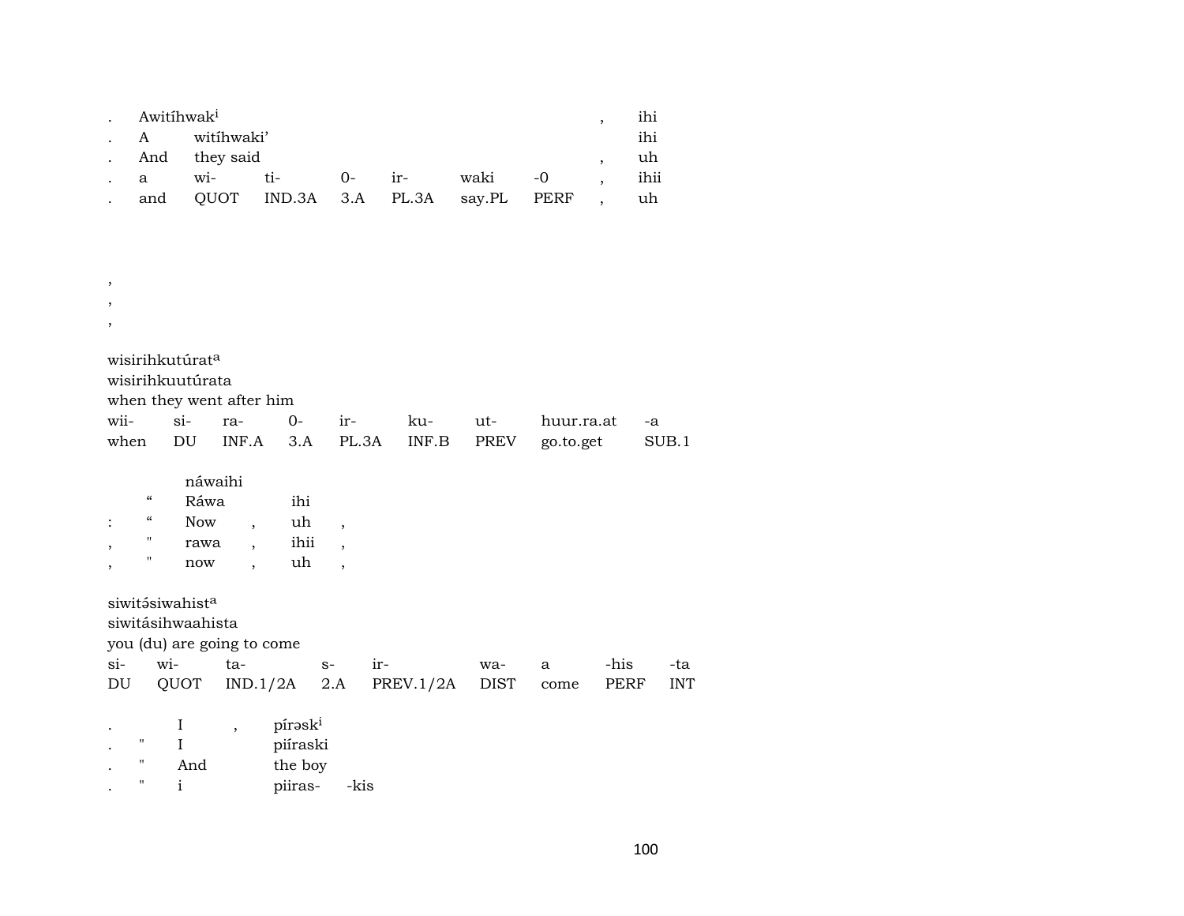| . | Awitíhwak[i] | | | | | | | , | ihi |
|---|---|---|---|---|---|---|---|---|---|
| . | A | witíhwaki’ | | | | | | | ihi |
| . | And | they said | | | | | | , | uh |
| . | a | wi- | ti- | 0- | ir- | waki | -0 | , | ihii |
| . | and | QUOT | IND.3A | 3.A | PL.3A | say.PL | PERF | , | uh |

,
,
,

| wisirihkutúrat[a] | | | | | | | | |
|---|---|---|---|---|---|---|---|---|
| wisirihkuutúrata | | | | | | | | |
| when they went after him | | | | | | | | |
| wii- | si- | ra- | 0- | ir- | ku- | ut- | huur.ra.at | -a |
| when | DU | INF.A | 3.A | PL.3A | INF.B | PREV | go.to.get | SUB.1 |

| | | náwaihi | | | |
|---|---|---|---|---|---|
| | “ | Ráwa | | ihi | |
| : | “ | Now | , | uh | , |
| , | " | rawa | , | ihii | , |
| , | " | now | , | uh | , |

| siwitə́siwahist[a] | | | | | | | | |
|---|---|---|---|---|---|---|---|---|
| siwitásihwaahista | | | | | | | | |
| you (du) are going to come | | | | | | | | |
| si- | wi- | ta- | s- | ir- | wa- | a | -his | -ta |
| DU | QUOT | IND.1/2A | 2.A | PREV.1/2A | DIST | come | PERF | INT |

| . | | I | , | pírəsk[i] | |
|---|---|---|---|---|---|
| . | " | I | | piíraski | |
| . | " | And | | the boy | |
| . | " | i | | piiras- | -kis |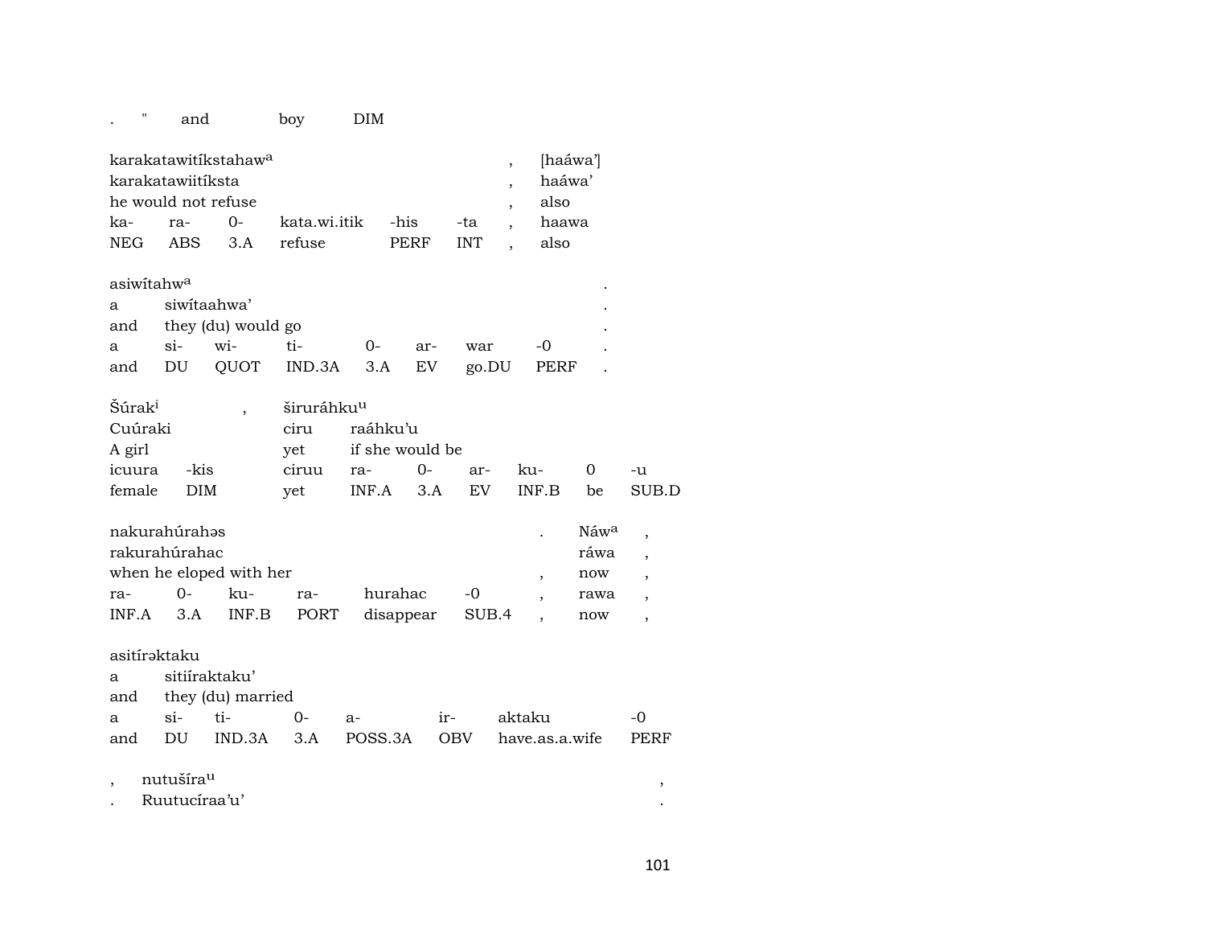| . | " | and | boy | DIM |
|---|---|---|---|---|

| karakatawitíkstahawa | | | | | | , | [haáwa'] |
|---|---|---|---|---|---|---|---|
| karakatawiitíksta | | | | | | , | haáwa' |
| he would not refuse | | | | | | , | also |
| ka- | ra- | 0- | kata.wi.itik | -his | -ta | , | haawa |
| NEG | ABS | 3.A | refuse | PERF | INT | , | also |

| asiwítahwa | | | | | | | | . |
|---|---|---|---|---|---|---|---|---|
| a | siwítaahwa' | | | | | | | . |
| and | they (du) would go | | | | | | | . |
| a | si- | wi- | ti- | 0- | ar- | war | -0 | . |
| and | DU | QUOT | IND.3A | 3.A | EV | go.DU | PERF | . |

| Šúraki | , | širuráhkuu | | | | | |
|---|---|---|---|---|---|---|---|
| Cuúraki | | ciru | raáhku'u | | | | |
| A girl | | yet | if she would be | | | | |
| icuura | -kis | ciruu | ra- | 0- | ar- | ku- | 0 | -u |
| female | DIM | yet | INF.A | 3.A | EV | INF.B | be | SUB.D |

| nakurahúrahəs | | | | | | . | Náwa | , |
|---|---|---|---|---|---|---|---|---|
| rakurahúrahac | | | | | | | ráwa | , |
| when he eloped with her | | | | | | , | now | , |
| ra- | 0- | ku- | ra- | hurahac | -0 | , | rawa | , |
| INF.A | 3.A | INF.B | PORT | disappear | SUB.4 | , | now | , |

| asitírəktaku | | | | | | | |
|---|---|---|---|---|---|---|---|
| a | sitiíraktaku' | | | | | | |
| and | they (du) married | | | | | | |
| a | si- | ti- | 0- | a- | ir- | aktaku | -0 |
| and | DU | IND.3A | 3.A | POSS.3A | OBV | have.as.a.wife | PERF |

| , | nutušírau | , |
|---|---|---|
| . | Ruutucíraa'u' | . |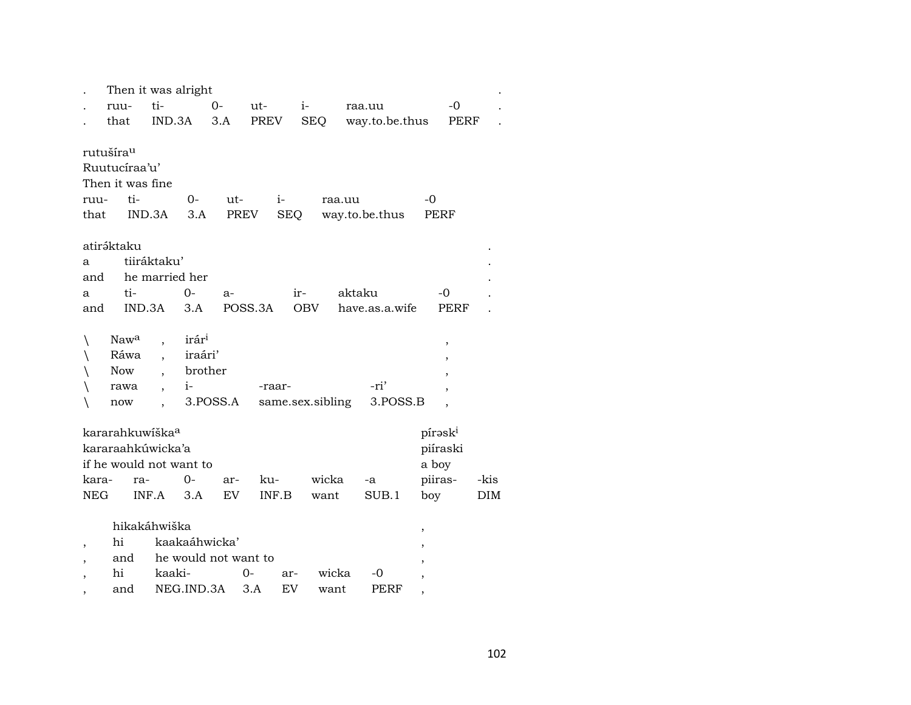| . | Then it was alright | | | | | | . |
|---|---|---|---|---|---|---|---|
| . | ruu- | ti- | 0- | ut- | i- | raa.uu | -0 | . |
| . | that | IND.3A | 3.A | PREV | SEQ | way.to.be.thus | PERF | . |

rutušíra[u]
Ruutucíraa'u'
Then it was fine

| ruu- | ti- | 0- | ut- | i- | raa.uu | -0 |
|---|---|---|---|---|---|---|
| that | IND.3A | 3.A | PREV | SEQ | way.to.be.thus | PERF |

atirə́ktaku

| a | tiiráktaku' | | | | | | . |
|---|---|---|---|---|---|---|---|
| and | he married her | | | | | | . |
| a | ti- | 0- | a- | ir- | aktaku | -0 | . |
| and | IND.3A | 3.A | POSS.3A | OBV | have.as.a.wife | PERF | . |

| \ | Naw[a] | , | irár[i] | | | , |
|---|---|---|---|---|---|---|
| \ | Ráwa | , | iraári' | | | , |
| \ | Now | , | brother | | | , |
| \ | rawa | , | i- | -raar- | -ri' | , |
| \ | now | , | 3.POSS.A | same.sex.sibling | 3.POSS.B | , |

| kararahkuwíška[a] | | | | | | | píršk[i] | |
|---|---|---|---|---|---|---|---|---|
| kararaahkúwicka'a | | | | | | | piíraski | |
| if he would not want to | | | | | | | a boy | |
| kara- | ra- | 0- | ar- | ku- | wicka | -a | piiras- | -kis |
| NEG | INF.A | 3.A | EV | INF.B | want | SUB.1 | boy | DIM |

hikakáhwiška

| , | hi | kaakaáhwicka' | | | | , |
|---|---|---|---|---|---|---|
| , | and | he would not want to | | | | , |
| , | hi | kaaki- | 0- | ar- | wicka | -0 | , |
| , | and | NEG.IND.3A | 3.A | EV | want | PERF | , |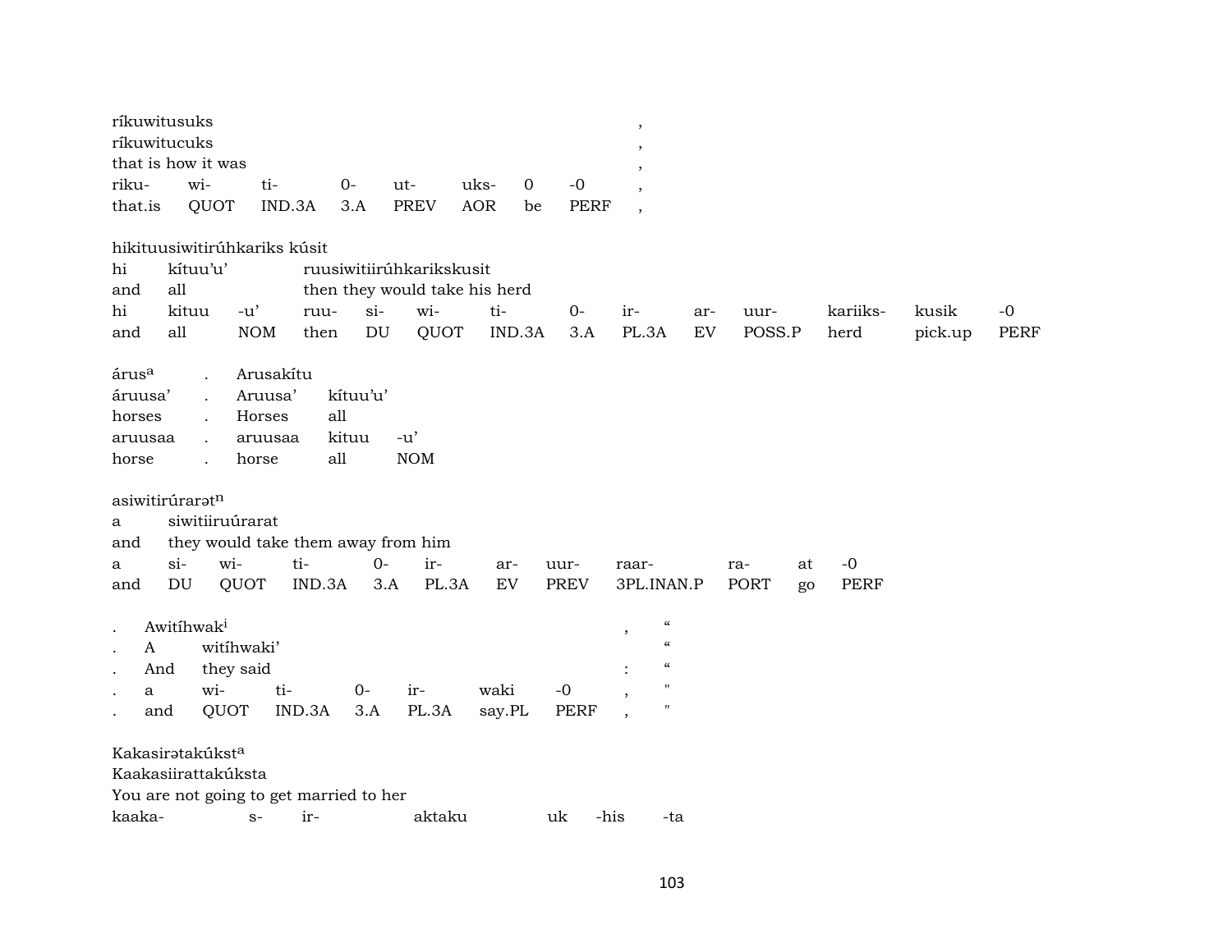ríkuwitusuks ,
ríkuwitucuks ,
that is how it was ,

| riku- | wi- | ti- | 0- | ut- | uks- | 0 | -0 | , |
|---|---|---|---|---|---|---|---|---|
| that.is | QUOT | IND.3A | 3.A | PREV | AOR | be | PERF | , |

hikituusiwitirúhkariks kúsit

| hi | kítuu'u' | | ruusiwitiirúhkarikskusit | | | | | | | | | |
|---|---|---|---|---|---|---|---|---|---|---|---|---|
| and | all | | then they would take his herd | | | | | | | | | |
| hi | kituu | -u' | ruu- | si- | wi- | ti- | 0- | ir- | ar- | uur- | kariiks- | kusik | -0 |
| and | all | NOM | then | DU | QUOT | IND.3A | 3.A | PL.3A | EV | POSS.P | herd | pick.up | PERF |

| árus[a] | . | Arusakítu | | |
|---|---|---|---|---|
| áruusa' | . | Aruusa' | kítuu'u' | |
| horses | . | Horses | all | |
| aruusaa | . | aruusaa | kituu | -u' |
| horse | . | horse | all | NOM |

asiwitirúrarətn

| a | siwitiiruúrarat | | | | | | | | | |
|---|---|---|---|---|---|---|---|---|---|---|
| and | they would take them away from him | | | | | | | | | |
| a | si- | wi- | ti- | 0- | ir- | ar- | uur- | raar- | ra- | at | -0 |
| and | DU | QUOT | IND.3A | 3.A | PL.3A | EV | PREV | 3PL.INAN.P | PORT | go | PERF |

| . | Awitíhwak[i] | | | | | | , | " |
|---|---|---|---|---|---|---|---|---|
| . | A | witíhwaki' | | | | | | " |
| . | And | they said | | | | | : | " |
| . | a | wi- | ti- | 0- | ir- | waki | -0 | , | " |
| . | and | QUOT | IND.3A | 3.A | PL.3A | say.PL | PERF | , | " |

Kakasirətakúkst[a]
Kaakasiirattakúksta
You are not going to get married to her

| kaaka- | s- | ir- | aktaku | uk | -his | -ta |
|---|---|---|---|---|---|---|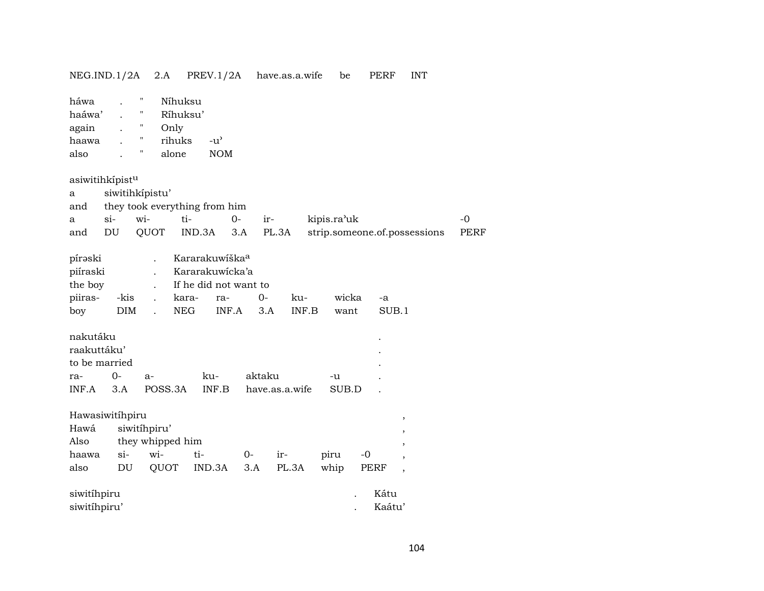NEG.IND.1/2A    2.A    PREV.1/2A    have.as.a.wife    be    PERF    INT

| háwa | . | " | Níhuksu | |
|---|---|---|---|---|
| haáwa' | . | " | Ríhuksu' | |
| again | . | " | Only | |
| haawa | . | " | rihuks | -u' |
| also | . | " | alone | NOM |

asiwitihkípist[u]

| a | siwitihkípistu' | | | | | | |
|---|---|---|---|---|---|---|---|
| and | they took everything from him | | | | | | |
| a | si- | wi- | ti- | 0- | ir- | kipis.ra'uk | -0 |
| and | DU | QUOT | IND.3A | 3.A | PL.3A | strip.someone.of.possessions | PERF |

| pírəski | | . | Kararakuwíška[a] | | | | | |
|---|---|---|---|---|---|---|---|---|
| piíraski | | . | Kararakuwícka'a | | | | | |
| the boy | | . | If he did not want to | | | | | |
| piiras- | -kis | . | kara- | ra- | 0- | ku- | wicka | -a |
| boy | DIM | . | NEG | INF.A | 3.A | INF.B | want | SUB.1 |

| nakutáku | | | | | | . |
|---|---|---|---|---|---|---|
| raakuttáku' | | | | | | . |
| to be married | | | | | | . |
| ra- | 0- | a- | ku- | aktaku | -u | . |
| INF.A | 3.A | POSS.3A | INF.B | have.as.a.wife | SUB.D | . |

| Hawasiwitíhpiru | | | | | | | | , |
|---|---|---|---|---|---|---|---|---|
| Hawá | siwitíhpiru' | | | | | | | , |
| Also | they whipped him | | | | | | | , |
| haawa | si- | wi- | ti- | 0- | ir- | piru | -0 | , |
| also | DU | QUOT | IND.3A | 3.A | PL.3A | whip | PERF | , |

| siwitíhpiru | . | Kátu |
|---|---|---|
| siwitíhpiru' | . | Kaátu' |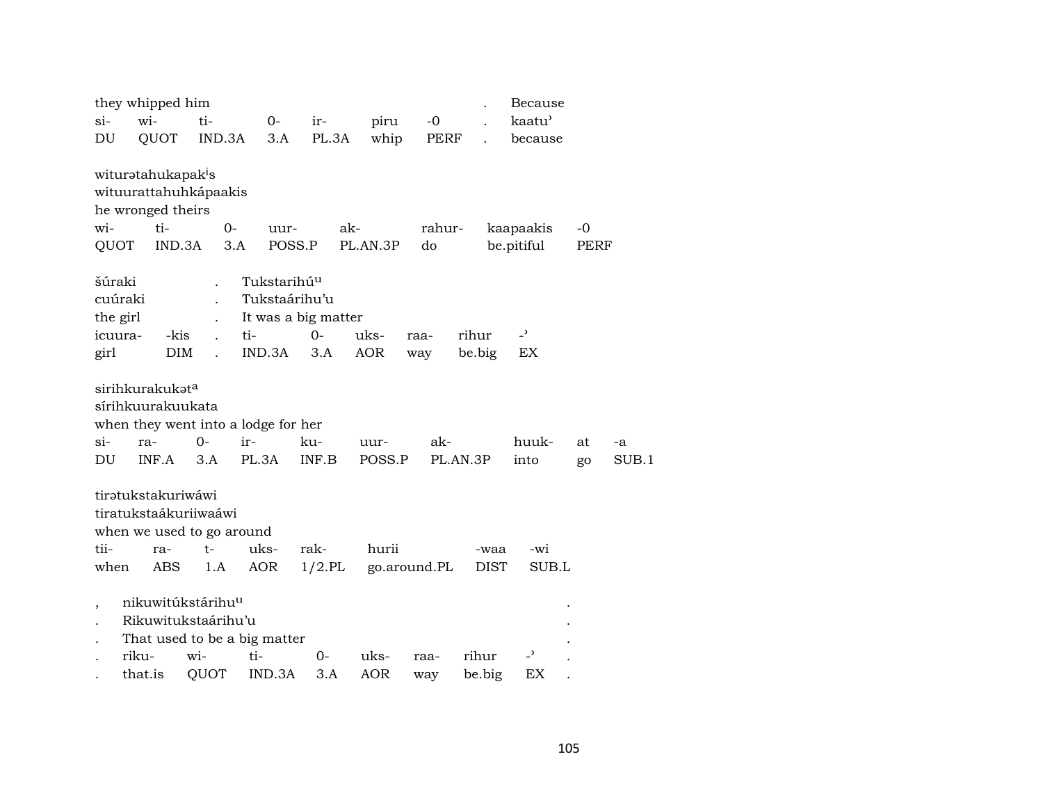they whipped him . Because

| si- | wi- | ti- | 0- | ir- | piru | -0 | . | kaatu' |
|---|---|---|---|---|---|---|---|---|
| DU | QUOT | IND.3A | 3.A | PL.3A | whip | PERF | . | because |

witurətahukapak[i]s
wituurattahuhkápaakis
he wronged theirs

| wi- | ti- | 0- | uur- | ak- | rahur- | kaapaakis | -0 |
|---|---|---|---|---|---|---|---|
| QUOT | IND.3A | 3.A | POSS.P | PL.AN.3P | do | be.pitiful | PERF |

šúraki . Tukstarihú[u]
cuúraki . Tukstaárihu'u
the girl . It was a big matter

| icuura- | -kis | . | ti- | 0- | uks- | raa- | rihur | -' |
|---|---|---|---|---|---|---|---|---|
| girl | DIM | . | IND.3A | 3.A | AOR | way | be.big | EX |

sirihkurakukət[a]
sírihkuurakuukata
when they went into a lodge for her

| si- | ra- | 0- | ir- | ku- | uur- | ak- | huuk- | at | -a |
|---|---|---|---|---|---|---|---|---|---|
| DU | INF.A | 3.A | PL.3A | INF.B | POSS.P | PL.AN.3P | into | go | SUB.1 |

tirətukstakuriwáwi
tiratukstaákuriiwaáwi
when we used to go around

| tii- | ra- | t- | uks- | rak- | hurii | -waa | -wi |
|---|---|---|---|---|---|---|---|
| when | ABS | 1.A | AOR | 1/2.PL | go.around.PL | DIST | SUB.L |

, nikuwitúkstárihu[u] .
. Rikuwitukstaárihu'u .
. That used to be a big matter .

| . | riku- | wi- | ti- | 0- | uks- | raa- | rihur | -' | . |
|---|---|---|---|---|---|---|---|---|---|
| . | that.is | QUOT | IND.3A | 3.A | AOR | way | be.big | EX | . |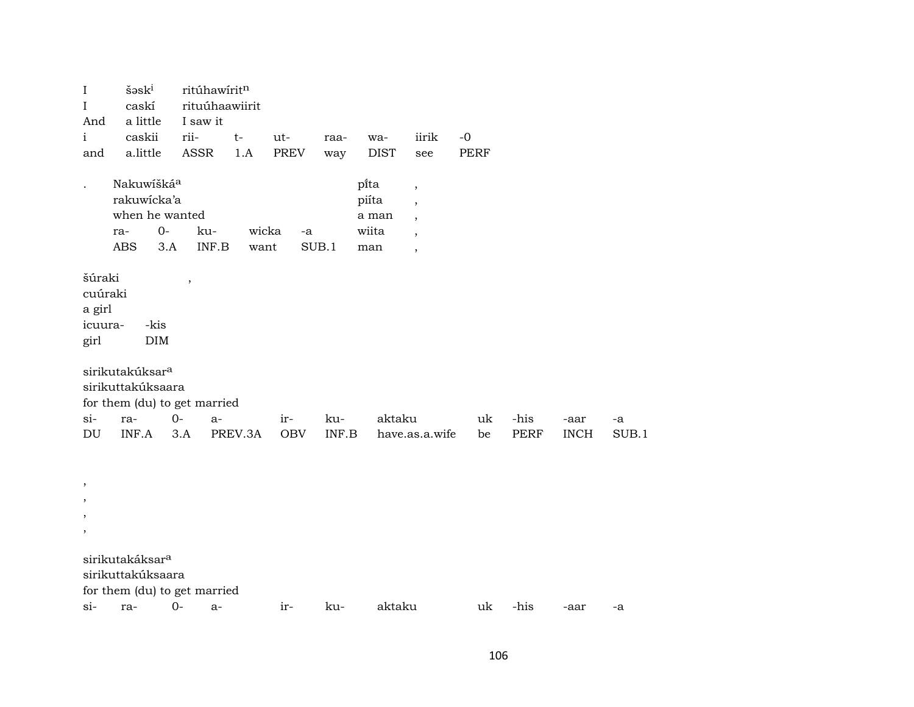| I | šəsk[i] | ritúhawírit[n] | | | | | | |
|---|---|---|---|---|---|---|---|---|
| I | caskí | rituúhaawiirit | | | | | | |
| And | a little | I saw it | | | | | | |
| i | caskii | rii- | t- | ut- | raa- | wa- | iirik | -0 |
| and | a.little | ASSR | 1.A | PREV | way | DIST | see | PERF |

| . | Nakuwíšká[a] | | | | | pi̊ta | , |
|---|---|---|---|---|---|---|---|
| | rakuwícka’a | | | | | piíta | , |
| | when he wanted | | | | | a man | , |
| | ra- | 0- | ku- | wicka | -a | wiita | , |
| | ABS | 3.A | INF.B | want | SUB.1 | man | , |

| šúraki | | , |
|---|---|---|
| cuúraki | | |
| a girl | | |
| icuura- | -kis | |
| girl | DIM | |

| sirikutakúksar[a] | | | | | | | | | | |
|---|---|---|---|---|---|---|---|---|---|---|
| sirikuttakúksaara | | | | | | | | | | |
| for them (du) to get married | | | | | | | | | | |
| si- | ra- | 0- | a- | ir- | ku- | aktaku | uk | -his | -aar | -a |
| DU | INF.A | 3.A | PREV.3A | OBV | INF.B | have.as.a.wife | be | PERF | INCH | SUB.1 |

,
,
,
,

| sirikutakáksar[a] | | | | | | | | | | |
|---|---|---|---|---|---|---|---|---|---|---|
| sirikuttakúksaara | | | | | | | | | | |
| for them (du) to get married | | | | | | | | | | |
| si- | ra- | 0- | a- | ir- | ku- | aktaku | uk | -his | -aar | -a |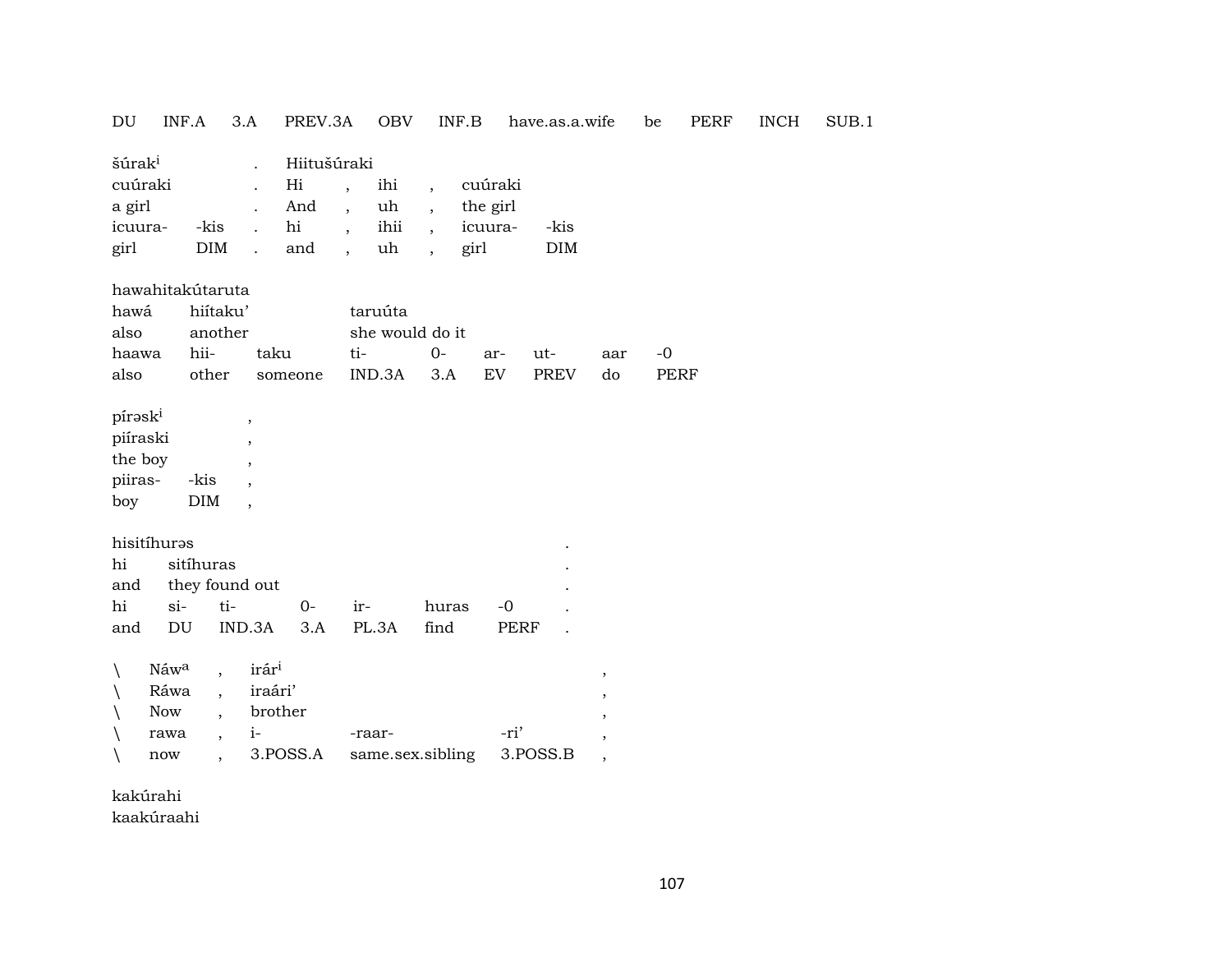DU INF.A 3.A PREV.3A OBV INF.B have.as.a.wife be PERF INCH SUB.1

| šúrak^i | | . | Hiitušúraki | | | | | |
|---|---|---|---|---|---|---|---|---|
| cuúraki | | . | Hi | , | ihi | , | cuúraki | |
| a girl | | . | And | , | uh | , | the girl | |
| icuura- | -kis | . | hi | , | ihii | , | icuura- | -kis |
| girl | DIM | . | and | , | uh | , | girl | DIM |

| hawahitakútaruta | | | | | | | | |
|---|---|---|---|---|---|---|---|---|
| hawá | hiítaku' | | taruúta | | | | | |
| also | another | | she would do it | | | | | |
| haawa | hii- | taku | ti- | 0- | ar- | ut- | aar | -0 |
| also | other | someone | IND.3A | 3.A | EV | PREV | do | PERF |

| pírəsk^i | | , |
|---|---|---|
| piíraski | | , |
| the boy | | , |
| piiras- | -kis | , |
| boy | DIM | , |

| hisitíhurəs | | | | | | | . |
|---|---|---|---|---|---|---|---|
| hi | sitíhuras | | | | | | . |
| and | they found out | | | | | | . |
| hi | si- | ti- | 0- | ir- | huras | -0 | . |
| and | DU | IND.3A | 3.A | PL.3A | find | PERF | . |

| \ | Náw^a | , | irár^i | | | , |
|---|---|---|---|---|---|---|
| \ | Ráwa | , | iraári' | | | , |
| \ | Now | , | brother | | | , |
| \ | rawa | , | i- | -raar- | -ri' | , |
| \ | now | , | 3.POSS.A | same.sex.sibling | 3.POSS.B | , |

kakúrahi
kaakúraahi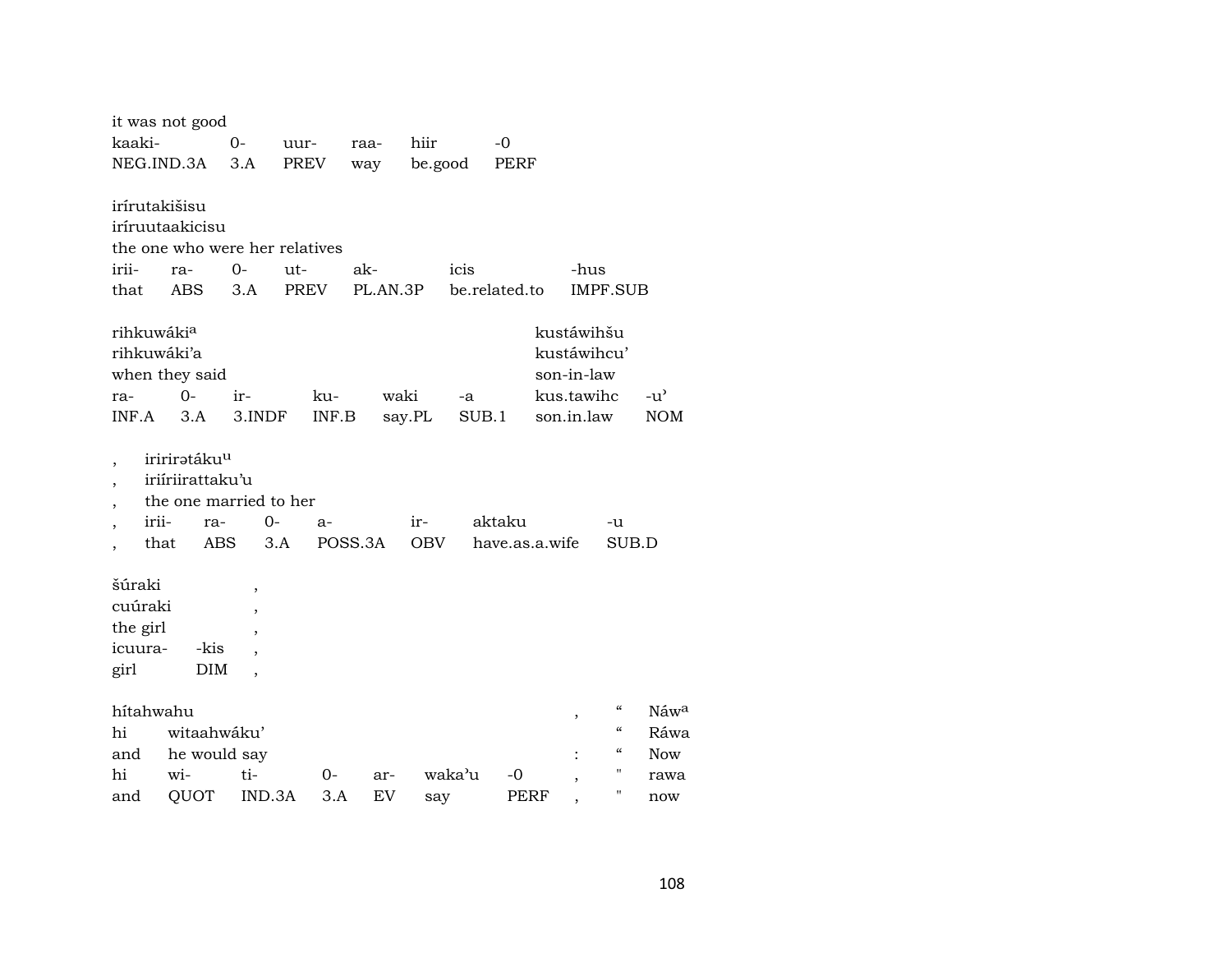it was not good

| kaaki- | 0- | uur- | raa- | hiir | -0 |
|---|---|---|---|---|---|
| NEG.IND.3A | 3.A | PREV | way | be.good | PERF |

irírutakišisu
iríruutaakicisu
the one who were her relatives

| irii- | ra- | 0- | ut- | ak- | icis | -hus |
|---|---|---|---|---|---|---|
| that | ABS | 3.A | PREV | PL.AN.3P | be.related.to | IMPF.SUB |

rihkuwáki[a]
rihkuwáki'a
when they said

| ra- | 0- | ir- | ku- | waki | -a |
|---|---|---|---|---|---|
| INF.A | 3.A | 3.INDF | INF.B | say.PL | SUB.1 |

kustáwihšu
kustáwihcu'
son-in-law

| kus.tawihc | -u' |
|---|---|
| son.in.law | NOM |

, iririrətáku[u]
, iiíriirattaku'u
, the one married to her

| , | irii- | ra- | 0- | a- | ir- | aktaku | -u |
|---|---|---|---|---|---|---|---|
| , | that | ABS | 3.A | POSS.3A | OBV | have.as.a.wife | SUB.D |

šúraki ,
cuúraki ,
the girl ,

| icuura- | -kis | , |
|---|---|---|
| girl | DIM | , |

hítahwahu
hi witaahwáku'
and he would say

| hi | wi- | ti- | 0- | ar- | waka'u | -0 | , |
|---|---|---|---|---|---|---|---|
| and | QUOT | IND.3A | 3.A | EV | say | PERF | , |

, " Náw[a]
" Ráwa
: " Now

| " | rawa |
|---|---|
| " | now |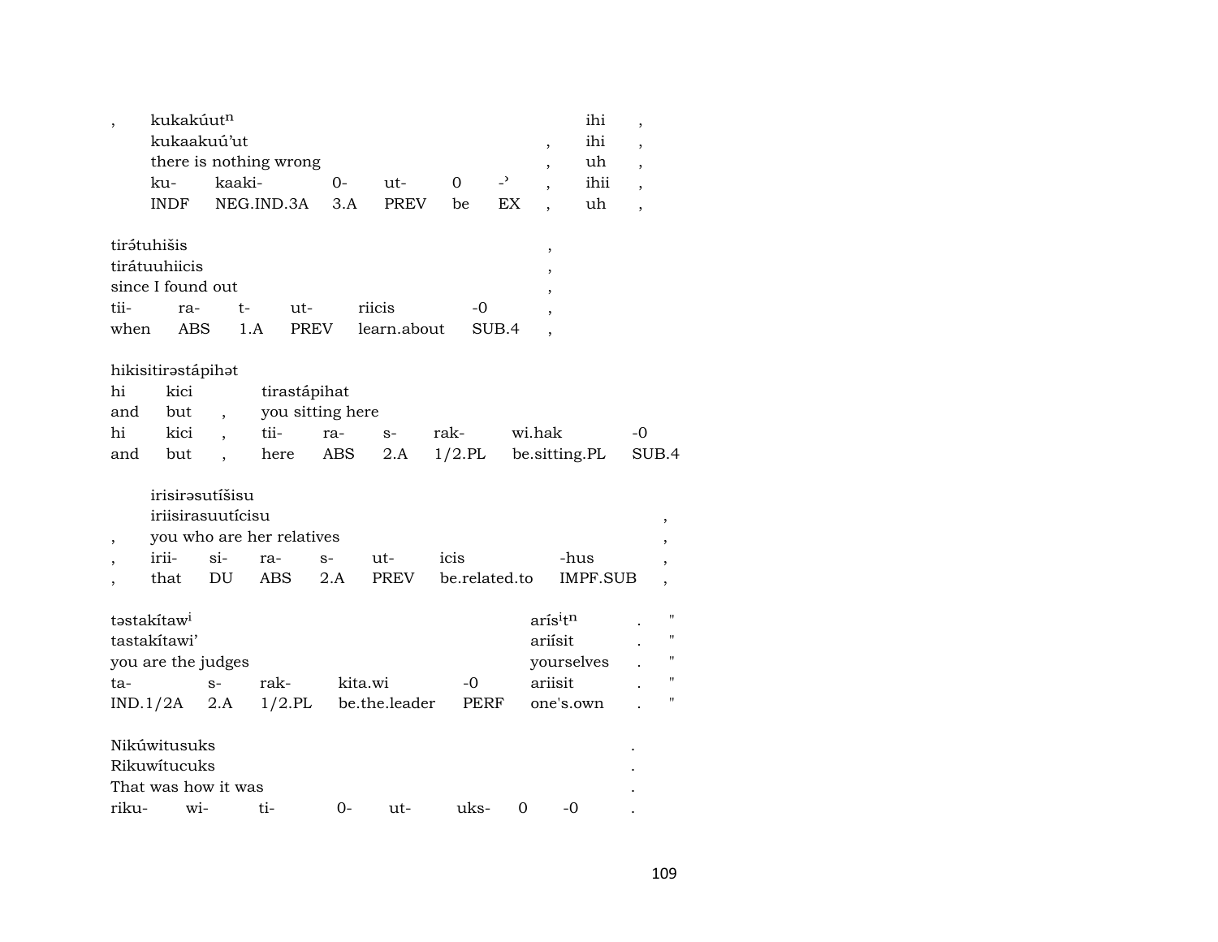| , | kukakúut[n] | | | | | | | ihi | , |
|---|---|---|---|---|---|---|---|---|---|
| | kukaakuú'ut | | | | | | , | ihi | , |
| | there is nothing wrong | | | | | | , | uh | , |
| | ku- | kaaki- | 0- | ut- | 0 | -ʾ | , | ihii | , |
| | INDF | NEG.IND.3A | 3.A | PREV | be | EX | , | uh | , |

| tirə́tuhišis | | | | | | , |
|---|---|---|---|---|---|---|
| tirátuuhiicis | | | | | | , |
| since I found out | | | | | | , |
| tii- | ra- | t- | ut- | riicis | -0 | , |
| when | ABS | 1.A | PREV | learn.about | SUB.4 | , |

| hikisitirəstápihət | | | | | | | | |
|---|---|---|---|---|---|---|---|---|
| hi | kici | | tirastápihat | | | | | |
| and | but | , | you sitting here | | | | | |
| hi | kici | , | tii- | ra- | s- | rak- | wi.hak | -0 |
| and | but | , | here | ABS | 2.A | 1/2.PL | be.sitting.PL | SUB.4 |

| | irisirəsutíšisu | | | | | | | |
|---|---|---|---|---|---|---|---|---|
| | iriisirasuutícisu | | | | | | | , |
| , | you who are her relatives | | | | | | | , |
| , | irii- | si- | ra- | s- | ut- | icis | -hus | , |
| , | that | DU | ABS | 2.A | PREV | be.related.to | IMPF.SUB | , |

| təstakítaw[i] | | | | | arís[i]t[n] | . | " |
|---|---|---|---|---|---|---|---|
| tastakítawi' | | | | | ariísit | . | " |
| you are the judges | | | | | yourselves | . | " |
| ta- | s- | rak- | kita.wi | -0 | ariisit | . | " |
| IND.1/2A | 2.A | 1/2.PL | be.the.leader | PERF | one's.own | . | " |

| Nikúwitusuks | | | | | | | | . |
|---|---|---|---|---|---|---|---|---|
| Rikuwítucuks | | | | | | | | . |
| That was how it was | | | | | | | | . |
| riku- | wi- | ti- | 0- | ut- | uks- | 0 | -0 | . |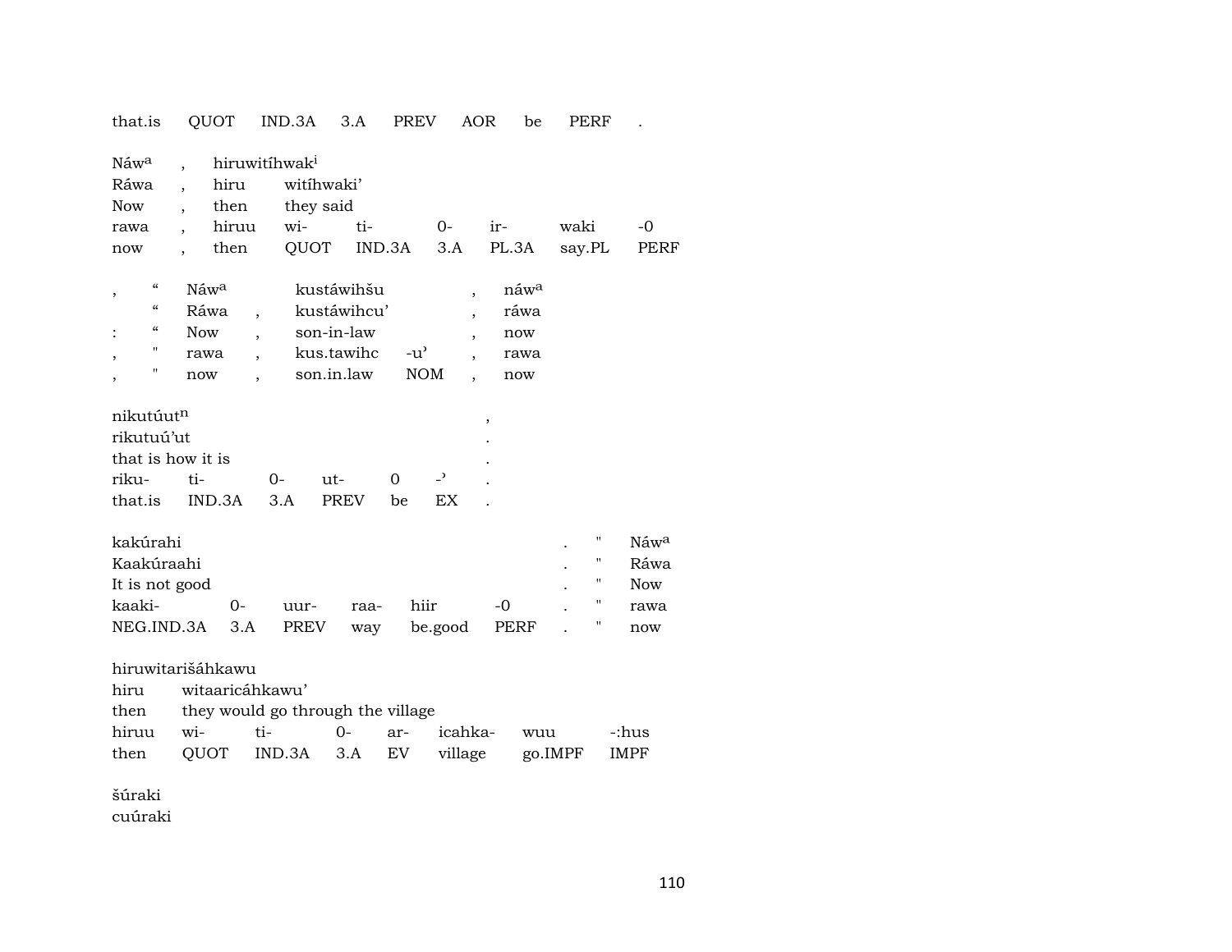| that.is | QUOT | IND.3A | 3.A | PREV | AOR | be | PERF | . |
|---|---|---|---|---|---|---|---|---|

| Náwᵃ | , | hiruwitíhwakⁱ | | | | | |
|---|---|---|---|---|---|---|---|
| Ráwa | , | hiru | witíhwaki’ | | | | |
| Now | , | then | they said | | | | |
| rawa | , | hiruu | wi- | ti- | 0- | ir- | waki | -0 |
| now | , | then | QUOT | IND.3A | 3.A | PL.3A | say.PL | PERF |

| , | “ | Náwᵃ | | kustáwihšu | | , | náwᵃ |
|---|---|---|---|---|---|---|---|
| | “ | Ráwa | , | kustáwihcu’ | | , | ráwa |
| : | “ | Now | , | son-in-law | | , | now |
| , | " | rawa | , | kus.tawihc | -u’ | , | rawa |
| , | " | now | , | son.in.law | NOM | , | now |

| nikutúutⁿ | | | | | | , |
|---|---|---|---|---|---|---|
| rikutuú’ut | | | | | | . |
| that is how it is | | | | | | . |
| riku- | ti- | 0- | ut- | 0 | -’ | . |
| that.is | IND.3A | 3.A | PREV | be | EX | . |

| kakúrahi | | | | | | . | " | Náwᵃ |
|---|---|---|---|---|---|---|---|---|
| Kaakúraahi | | | | | | . | " | Ráwa |
| It is not good | | | | | | . | " | Now |
| kaaki- | 0- | uur- | raa- | hiir | -0 | . | " | rawa |
| NEG.IND.3A | 3.A | PREV | way | be.good | PERF | . | " | now |

| hiruwitarišáhkawu | | | | | | | |
|---|---|---|---|---|---|---|---|
| hiru | witaaricáhkawu’ | | | | | | |
| then | they would go through the village | | | | | | |
| hiruu | wi- | ti- | 0- | ar- | icahka- | wuu | -:hus |
| then | QUOT | IND.3A | 3.A | EV | village | go.IMPF | IMPF |

šúraki
cuúraki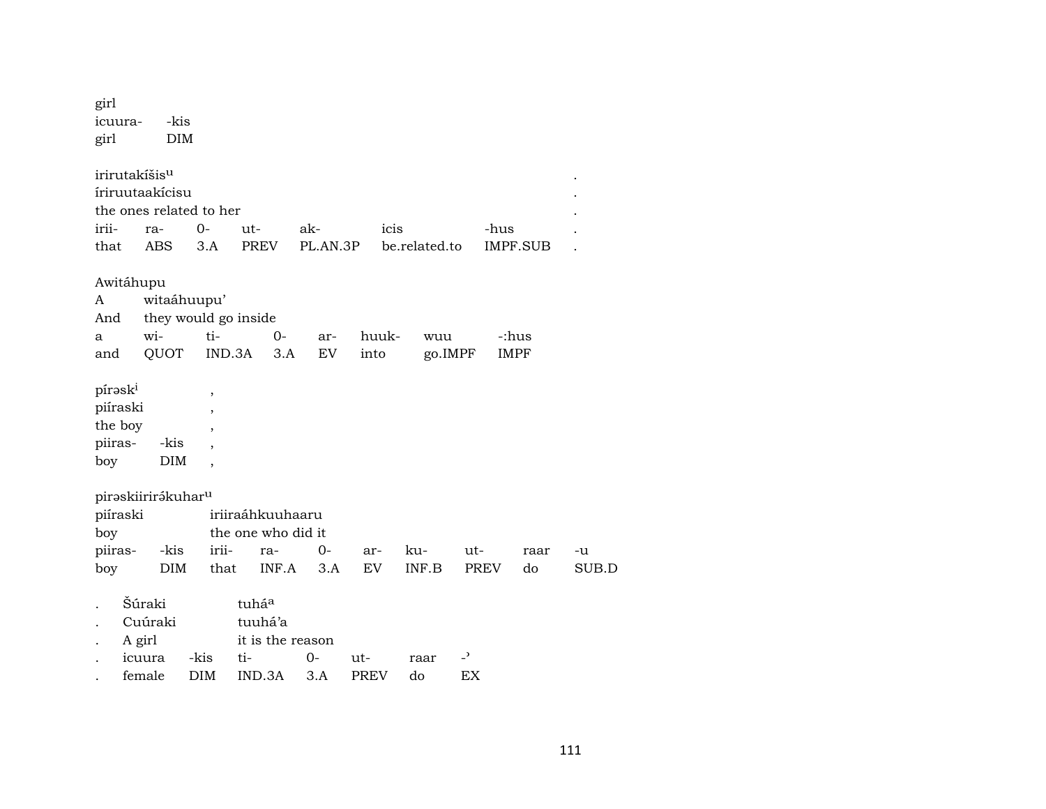girl
icuura-	-kis
girl	DIM

| irirutakíšis^u | | | | | | | . |
|---|---|---|---|---|---|---|---|
| íriruutaakícisu | | | | | | | . |
| the ones related to her | | | | | | | . |
| irii- | ra- | 0- | ut- | ak- | icis | -hus | . |
| that | ABS | 3.A | PREV | PL.AN.3P | be.related.to | IMPF.SUB | . |

| Awitáhupu | | | | | | | |
|---|---|---|---|---|---|---|---|
| A | witaáhuupu’ | | | | | | |
| And | they would go inside | | | | | | |
| a | wi- | ti- | 0- | ar- | huuk- | wuu | -:hus |
| and | QUOT | IND.3A | 3.A | EV | into | go.IMPF | IMPF |

| píraski | | , |
|---|---|---|
| piíraski | | , |
| the boy | | , |
| piiras- | -kis | , |
| boy | DIM | , |

| pirəskiirirə́kuhar^u | | | | | | | | | |
|---|---|---|---|---|---|---|---|---|---|
| piíraski | | iriiraáhkuuhaaru | | | | | | | |
| boy | | the one who did it | | | | | | | |
| piiras- | -kis | irii- | ra- | 0- | ar- | ku- | ut- | raar | -u |
| boy | DIM | that | INF.A | 3.A | EV | INF.B | PREV | do | SUB.D |

| . | Šúraki | | tuhá^a | | | | |
|---|---|---|---|---|---|---|---|
| . | Cuúraki | | tuuhá’a | | | | |
| . | A girl | | it is the reason | | | | |
| . | icuura | -kis | ti- | 0- | ut- | raar | -’ |
| . | female | DIM | IND.3A | 3.A | PREV | do | EX |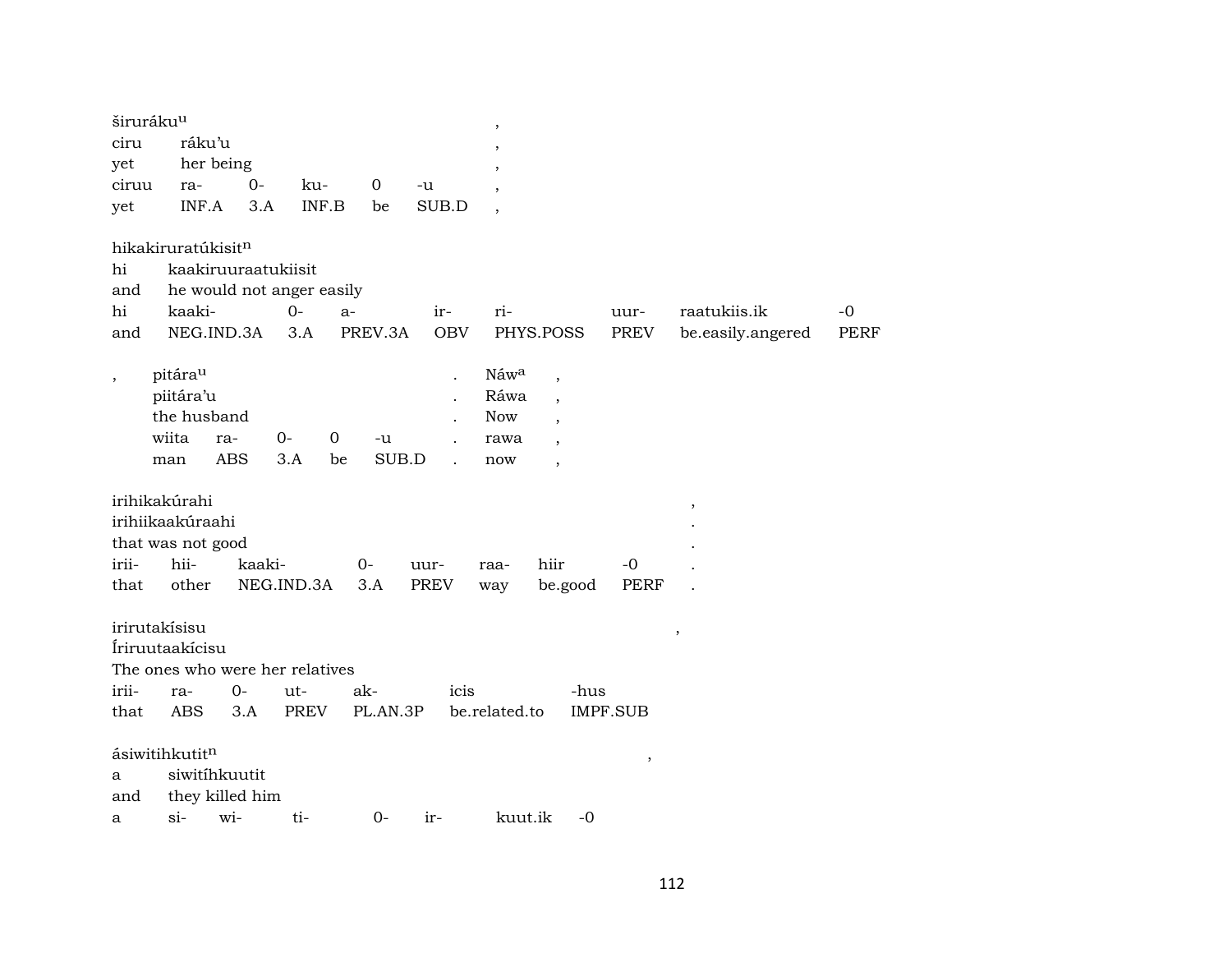| širuráku^u | | | | | | , |
|---|---|---|---|---|---|---|
| ciru | ráku'u | | | | | , |
| yet | her being | | | | | , |
| ciruu | ra- | 0- | ku- | 0 | -u | , |
| yet | INF.A | 3.A | INF.B | be | SUB.D | , |

| hikakiruratúkisit^n | | | | | | | | |
|---|---|---|---|---|---|---|---|---|
| hi | kaakiruuraatukiisit | | | | | | | |
| and | he would not anger easily | | | | | | | |
| hi | kaaki- | 0- | a- | ir- | ri- | uur- | raatukiis.ik | -0 |
| and | NEG.IND.3A | 3.A | PREV.3A | OBV | PHYS.POSS | PREV | be.easily.angered | PERF |

| , | pitára^u | | | | | . | Náw^a | , |
|---|---|---|---|---|---|---|---|---|
| | piitára'u | | | | | . | Ráwa | , |
| | the husband | | | | | . | Now | , |
| | wiita | ra- | 0- | 0 | -u | . | rawa | , |
| | man | ABS | 3.A | be | SUB.D | . | now | , |

| irihikakúrahi | | | | | | | | , |
|---|---|---|---|---|---|---|---|---|
| irihiikaakúraahi | | | | | | | | . |
| that was not good | | | | | | | | . |
| irii- | hii- | kaaki- | 0- | uur- | raa- | hiir | -0 | . |
| that | other | NEG.IND.3A | 3.A | PREV | way | be.good | PERF | . |

| irirutakísisu | | | | | | , |
|---|---|---|---|---|---|---|
| Íriruutaakícisu | | | | | | |
| The ones who were her relatives | | | | | | |
| irii- | ra- | 0- | ut- | ak- | icis | -hus |
| that | ABS | 3.A | PREV | PL.AN.3P | be.related.to | IMPF.SUB |

| ásiwitihkutit^n | | | | | | , |
|---|---|---|---|---|---|---|
| a | siwitíhkuutit | | | | | |
| and | they killed him | | | | | |
| a | si- | wi- | ti- | 0- | ir- | kuut.ik -0 |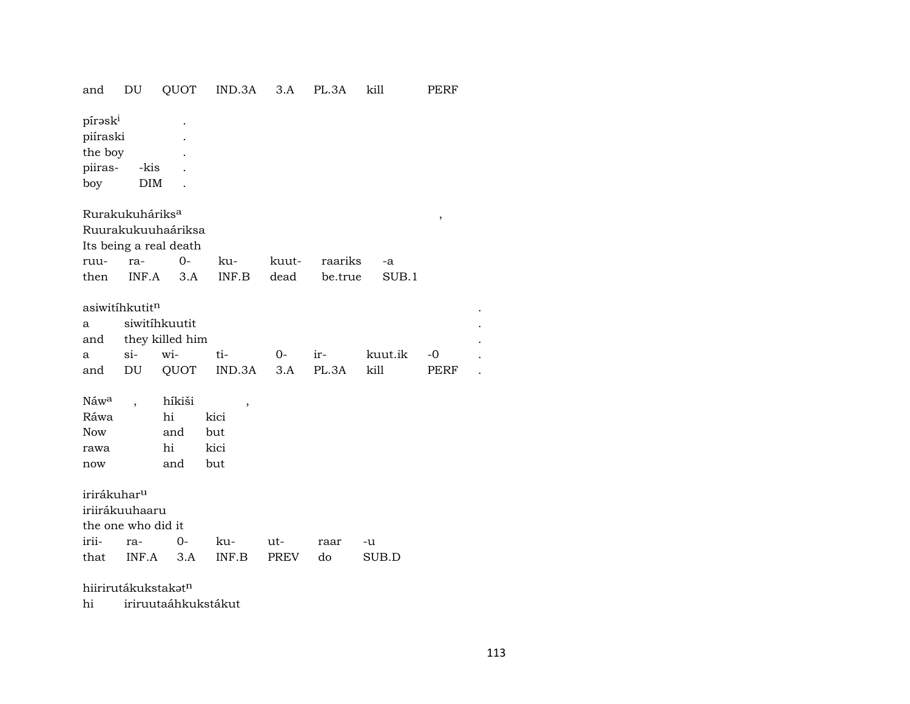| and | DU | QUOT | IND.3A | 3.A | PL.3A | kill | PERF |
|---|---|---|---|---|---|---|---|

píraskⁱ .
piíraski .
the boy .

| piiras- | -kis | . |
|---|---|---|
| boy | DIM | . |

Rurakukuháriksᵃ ,
Ruurakukuuhaáriksa
Its being a real death

| ruu- | ra- | 0- | ku- | kuut- | raariks | -a |
|---|---|---|---|---|---|---|
| then | INF.A | 3.A | INF.B | dead | be.true | SUB.1 |

asiwitíhkutitⁿ .

| a | siwitíhkuutit | | | | | | | . |
|---|---|---|---|---|---|---|---|---|
| and | they killed him | | | | | | | . |
| a | si- | wi- | ti- | 0- | ir- | kuut.ik | -0 | . |
| and | DU | QUOT | IND.3A | 3.A | PL.3A | kill | PERF | . |

Náwᵃ , híkiši ,

| Ráwa | hi | kici |
|---|---|---|
| Now | and | but |
| rawa | hi | kici |
| now | and | but |

irirákuharᵘ
iriirákuuhaaru
the one who did it

| irii- | ra- | 0- | ku- | ut- | raar | -u |
|---|---|---|---|---|---|---|
| that | INF.A | 3.A | INF.B | PREV | do | SUB.D |

hiirirutákukstakətⁿ
hi iriruutaáhkukstákut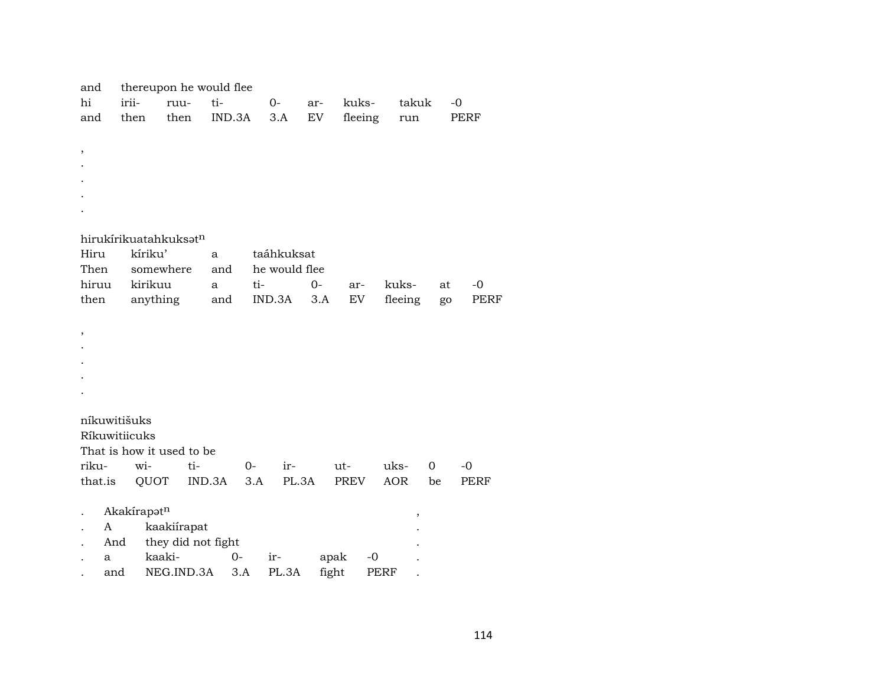and thereupon he would flee

| hi | irii- | ruu- | ti- | 0- | ar- | kuks- | takuk | -0 |
|---|---|---|---|---|---|---|---|---|
| and | then | then | IND.3A | 3.A | EV | fleeing | run | PERF |

,
.
.
.
.

hirukírikuatahkuksət$^{n}$

| Hiru | kíriku’ | a | taáhkuksat | | | | | |
|---|---|---|---|---|---|---|---|---|
| Then | somewhere | and | he would flee | | | | | |
| hiruu | kirikuu | a | ti- | 0- | ar- | kuks- | at | -0 |
| then | anything | and | IND.3A | 3.A | EV | fleeing | go | PERF |

,
.
.
.
.

níkuwitišuks
Ríkuwitiicuks
That is how it used to be

| riku- | wi- | ti- | 0- | ir- | ut- | uks- | 0 | -0 |
|---|---|---|---|---|---|---|---|---|
| that.is | QUOT | IND.3A | 3.A | PL.3A | PREV | AOR | be | PERF |

. Akakírapət$^{n}$ ,
. A kaakiírapat .
. And they did not fight .

| . | a | kaaki- | 0- | ir- | apak | -0 | . |
|---|---|---|---|---|---|---|---|
| . | and | NEG.IND.3A | 3.A | PL.3A | fight | PERF | . |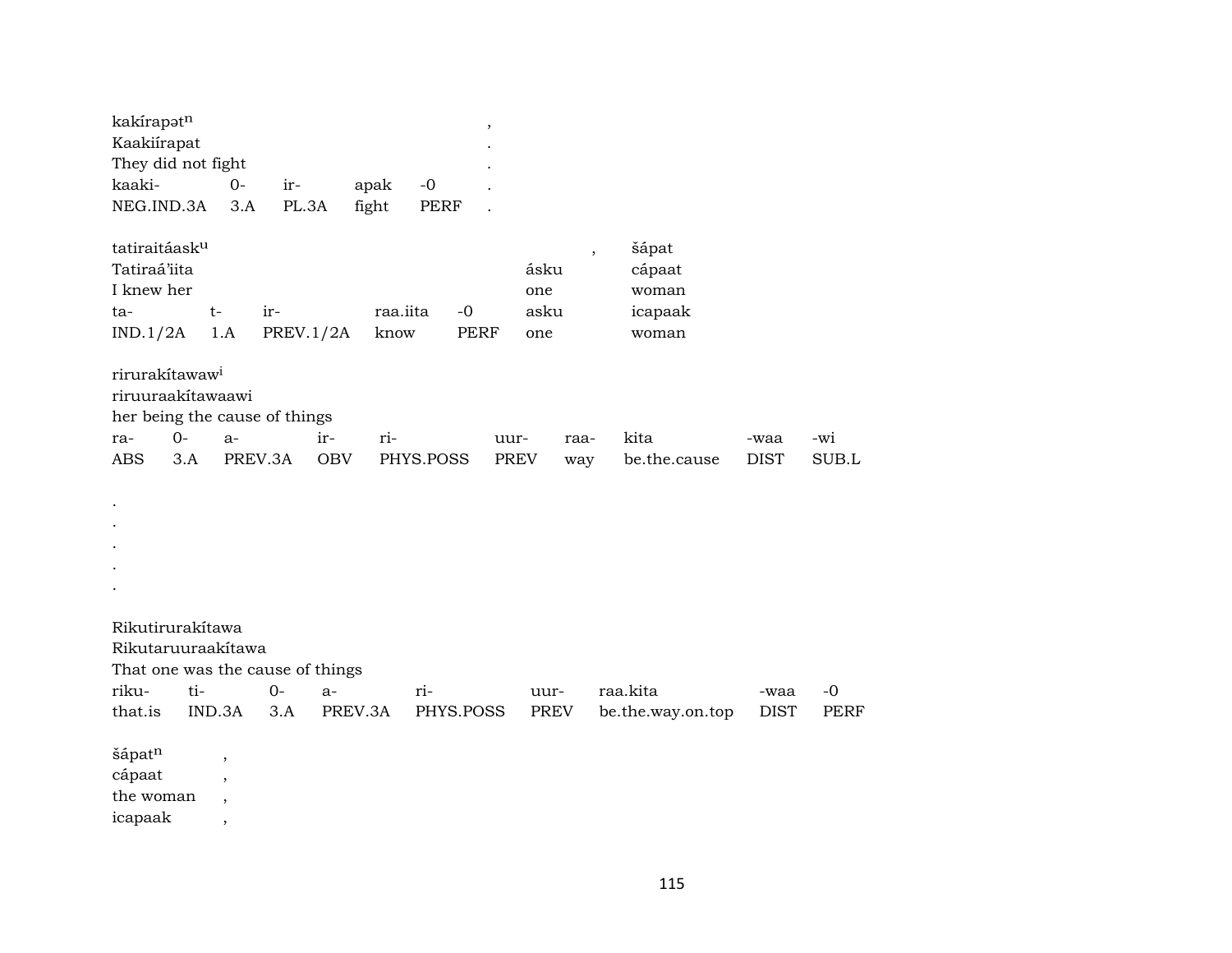kakírapət[n] ,
Kaakiírapat .
They did not fight .

| kaaki- | 0- | ir- | apak | -0 | . |
|---|---|---|---|---|---|
| NEG.IND.3A | 3.A | PL.3A | fight | PERF | . |

tatiraitáask[u] , šápat
Tatiraá'iita ásku cápaat
I knew her one woman

| ta- | t- | ir- | raa.iita | -0 | asku | icapaak |
|---|---|---|---|---|---|---|
| IND.1/2A | 1.A | PREV.1/2A | know | PERF | one | woman |

rirurakítawaw[i]
riruuraakítawaawi
her being the cause of things

| ra- | 0- | a- | ir- | ri- | uur- | raa- | kita | -waa | -wi |
|---|---|---|---|---|---|---|---|---|---|
| ABS | 3.A | PREV.3A | OBV | PHYS.POSS | PREV | way | be.the.cause | DIST | SUB.L |

.
.
.
.
.

Rikutirurakítawa
Rikutaruuraakítawa
That one was the cause of things

| riku- | ti- | 0- | a- | ri- | uur- | raa.kita | -waa | -0 |
|---|---|---|---|---|---|---|---|---|
| that.is | IND.3A | 3.A | PREV.3A | PHYS.POSS | PREV | be.the.way.on.top | DIST | PERF |

šápat[n] ,
cápaat ,
the woman ,
icapaak ,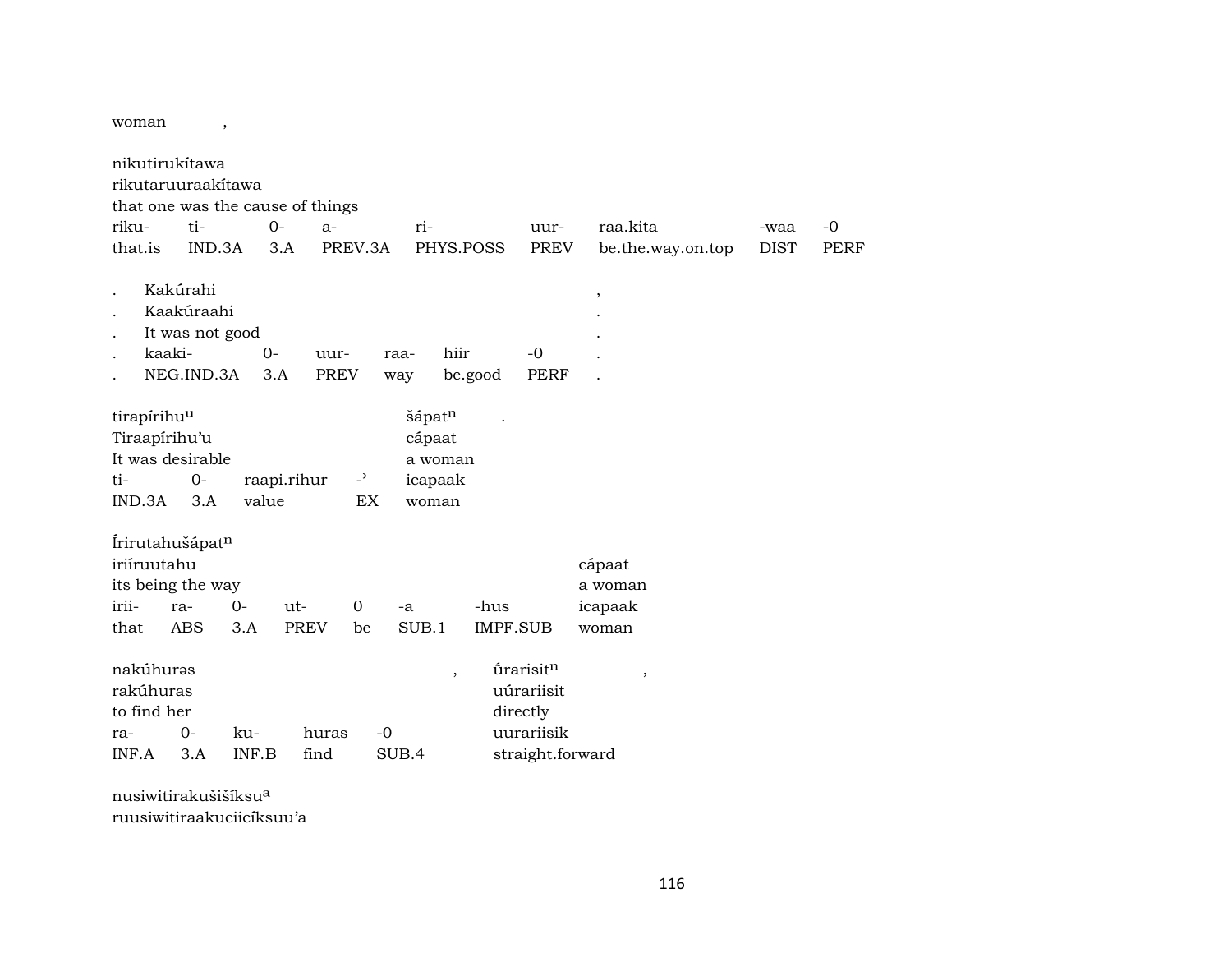woman ,

nikutirukítawa
rikutaruuraakítawa
that one was the cause of things

| riku- | ti- | 0- | a- | ri- | uur- | raa.kita | -waa | -0 |
|---|---|---|---|---|---|---|---|---|
| that.is | IND.3A | 3.A | PREV.3A | PHYS.POSS | PREV | be.the.way.on.top | DIST | PERF |

. Kakúrahi ,
. Kaakúraahi .
. It was not good .

| . | kaaki- | 0- | uur- | raa- | hiir | -0 | . |
|---|---|---|---|---|---|---|---|
| . | NEG.IND.3A | 3.A | PREV | way | be.good | PERF | . |

tirapírihu$^{u}$ šápat$^{n}$ .
Tiraapírihu'u cápaat
It was desirable a woman

| ti- | 0- | raapi.rihur | -ʾ | icapaak |
|---|---|---|---|---|
| IND.3A | 3.A | value | EX | woman |

Írirutahušápat$^{n}$
iriíruutahu cápaat
its being the way a woman

| irii- | ra- | 0- | ut- | 0 | -a | -hus | icapaak |
|---|---|---|---|---|---|---|---|
| that | ABS | 3.A | PREV | be | SUB.1 | IMPF.SUB | woman |

nakúhurəs , ű́rarisit$^{n}$ ,
rakúhuras uúrariisit
to find her directly

| ra- | 0- | ku- | huras | -0 | uurariisik |
|---|---|---|---|---|---|
| INF.A | 3.A | INF.B | find | SUB.4 | straight.forward |

nusiwitirakušišíksu$^{a}$
ruusiwitiraakuciicíksuu'a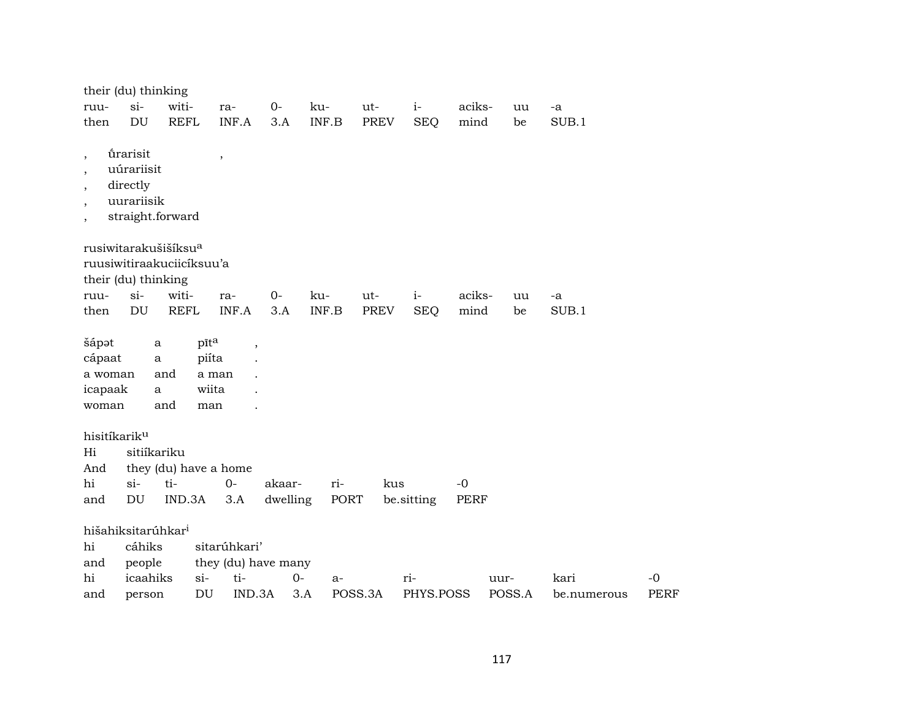their (du) thinking

| ruu- | si- | witi- | ra- | 0- | ku- | ut- | i- | aciks- | uu | -a |
|---|---|---|---|---|---|---|---|---|---|---|
| then | DU | REFL | INF.A | 3.A | INF.B | PREV | SEQ | mind | be | SUB.1 |

| , | ú̂rarisit | , |
|---|---|---|
| , | uúrariisit | |
| , | directly | |
| , | uurariisik | |
| , | straight.forward | |

rusiwitarakušišíksu[a]
ruusiwitiraakuciicíksuu'a
their (du) thinking

| ruu- | si- | witi- | ra- | 0- | ku- | ut- | i- | aciks- | uu | -a |
|---|---|---|---|---|---|---|---|---|---|---|
| then | DU | REFL | INF.A | 3.A | INF.B | PREV | SEQ | mind | be | SUB.1 |

| šápət | a | pīt[a] | , |
|---|---|---|---|
| cápaat | a | piíta | . |
| a woman | and | a man | . |
| icapaak | a | wiita | . |
| woman | and | man | . |

hisitíkarik[u]

| Hi | sitiíkariku | | | | | | |
|---|---|---|---|---|---|---|---|
| And | they (du) have a home | | | | | | |
| hi | si- | ti- | 0- | akaar- | ri- | kus | -0 |
| and | DU | IND.3A | 3.A | dwelling | PORT | be.sitting | PERF |

hišahiksitarúhkar[i]

| hi | cáhiks | sitarúhkari' | | | | | | | |
|---|---|---|---|---|---|---|---|---|---|
| and | people | they (du) have many | | | | | | | |
| hi | icaahiks | si- | ti- | 0- | a- | ri- | uur- | kari | -0 |
| and | person | DU | IND.3A | 3.A | POSS.3A | PHYS.POSS | POSS.A | be.numerous | PERF |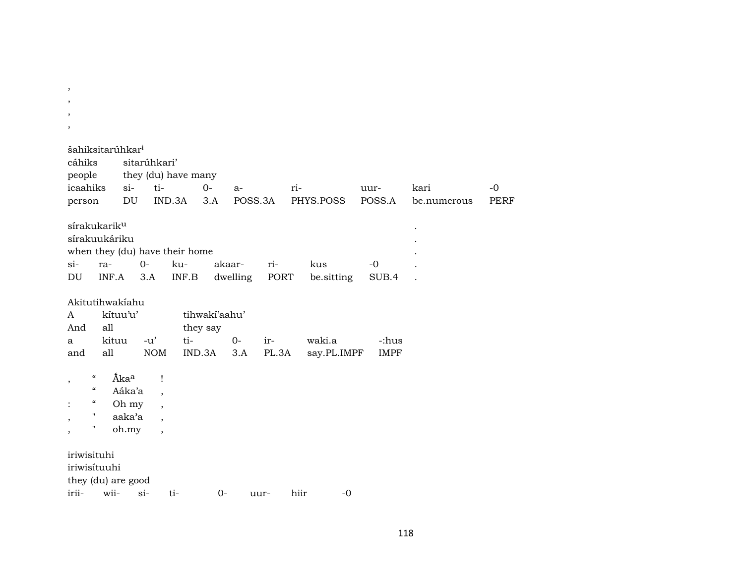,
,
,
,

| šahiksitarúhkar[i] | | | | | | | | |
|---|---|---|---|---|---|---|---|---|
| cáhiks | sitarúhkari’ | | | | | | | |
| people | they (du) have many | | | | | | | |
| icaahiks | si- | ti- | 0- | a- | ri- | uur- | kari | -0 |
| person | DU | IND.3A | 3.A | POSS.3A | PHYS.POSS | POSS.A | be.numerous | PERF |

| sírakukarik[u] | | | | | | | | . |
|---|---|---|---|---|---|---|---|---|
| sírakuukáriku | | | | | | | | . |
| when they (du) have their home | | | | | | | | . |
| si- | ra- | 0- | ku- | akaar- | ri- | kus | -0 | . |
| DU | INF.A | 3.A | INF.B | dwelling | PORT | be.sitting | SUB.4 | . |

| Akitutihwakíahu | | | | | | |
|---|---|---|---|---|---|---|
| A | kítuu’u’ | | tihwakí’aahu’ | | | |
| And | all | | they say | | | |
| a | kituu | -u’ | ti- | 0- | ir- | waki.a | -:hus |
| and | all | NOM | IND.3A | 3.A | PL.3A | say.PL.IMPF | IMPF |

| , | “ | Ấka[a] | ! |
|---|---|---|---|
| | “ | Aáka’a | , |
| : | “ | Oh my | , |
| , | " | aaka’a | , |
| , | " | oh.my | , |

iriwisituhi
iriwisítuuhi
they (du) are good

| irii- | wii- | si- | ti- | 0- | uur- | hiir | -0 |
|---|---|---|---|---|---|---|---|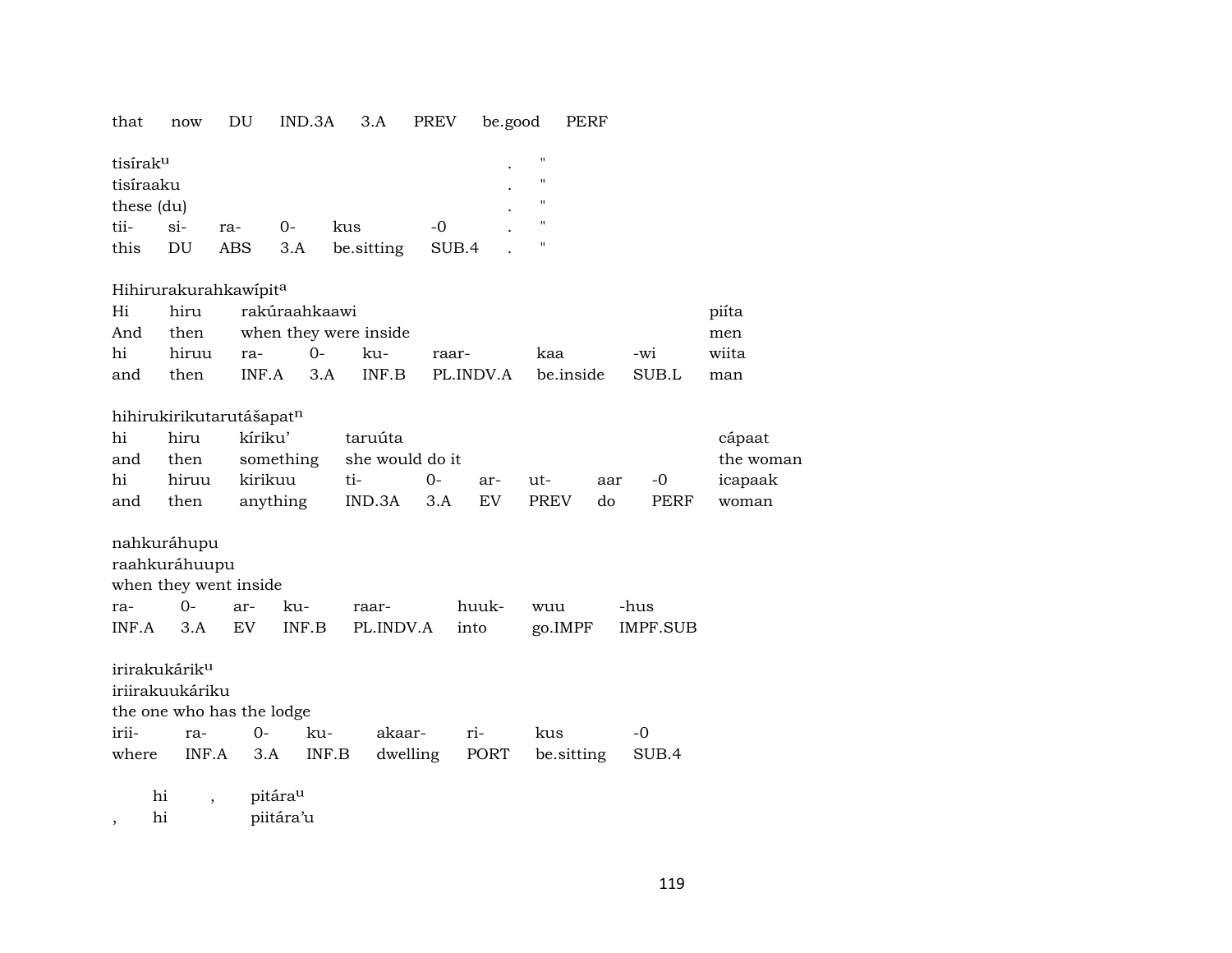that now DU IND.3A 3.A PREV be.good PERF

tisírak[u]
tisíraaku
these (du)

| tii- | si- | ra- | 0- | kus | -0 | . | " |
|---|---|---|---|---|---|---|---|
| this | DU | ABS | 3.A | be.sitting | SUB.4 | . | " |

Hihirurakurahkawípit[a]

| Hi | hiru | rakúraahkaawi | | | | | | piíta |
|---|---|---|---|---|---|---|---|---|
| And | then | when they were inside | | | | | | men |
| hi | hiruu | ra- | 0- | ku- | raar- | kaa | -wi | wiita |
| and | then | INF.A | 3.A | INF.B | PL.INDV.A | be.inside | SUB.L | man |

hihirukirikutarutášapat[n]

| hi | hiru | kíriku' | taruúta | | | | | | cápaat |
|---|---|---|---|---|---|---|---|---|---|
| and | then | something | she would do it | | | | | | the woman |
| hi | hiruu | kirikuu | ti- | 0- | ar- | ut- | aar | -0 | icapaak |
| and | then | anything | IND.3A | 3.A | EV | PREV | do | PERF | woman |

nahkuráhupu
raahkuráhuupu
when they went inside

| ra- | 0- | ar- | ku- | raar- | huuk- | wuu | -hus |
|---|---|---|---|---|---|---|---|
| INF.A | 3.A | EV | INF.B | PL.INDV.A | into | go.IMPF | IMPF.SUB |

irirakukárik[u]
iriirakuukáriku
the one who has the lodge

| irii- | ra- | 0- | ku- | akaar- | ri- | kus | -0 |
|---|---|---|---|---|---|---|---|
| where | INF.A | 3.A | INF.B | dwelling | PORT | be.sitting | SUB.4 |

hi , pitára[u]
, hi piitára'u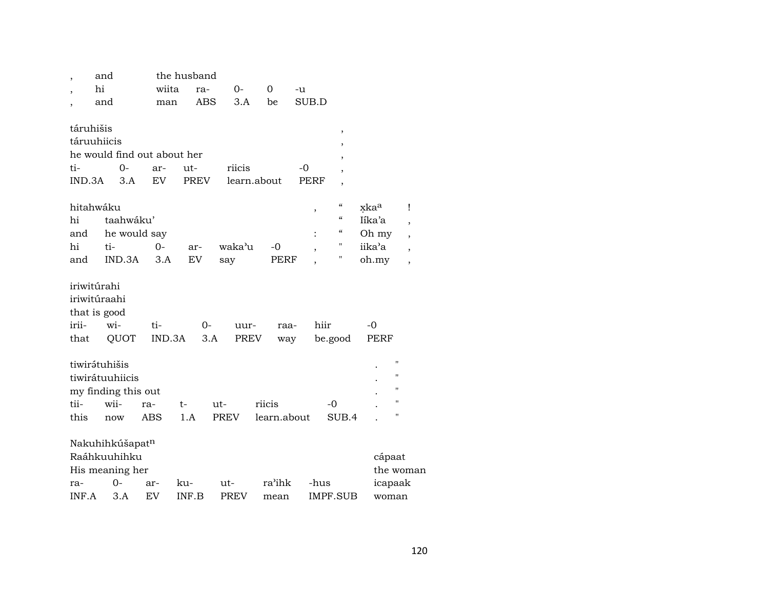| , | and | the husband | | | | |
|---|---|---|---|---|---|---|
| , | hi | wiita | ra- | 0- | 0 | -u |
| , | and | man | ABS | 3.A | be | SUB.D |

| táruhišis | | | | | | , |
|---|---|---|---|---|---|---|
| táruuhiicis | | | | | | , |
| he would find out about her | | | | | | , |
| ti- | 0- | ar- | ut- | riicis | -0 | , |
| IND.3A | 3.A | EV | PREV | learn.about | PERF | , |

| hitahwáku | | | | | , | “ | x̣kaᵃ | ! |
|---|---|---|---|---|---|---|---|---|
| hi | taahwáku’ | | | | | “ | Iíka’a | , |
| and | he would say | | | | : | “ | Oh my | , |
| hi | ti- | 0- | ar- | waka’u | -0 | , | " | iika’a | , |
| and | IND.3A | 3.A | EV | say | PERF | , | " | oh.my | , |

| iriwitúrahi | | | | | | | |
|---|---|---|---|---|---|---|---|
| iriwitúraahi | | | | | | | |
| that is good | | | | | | | |
| irii- | wi- | ti- | 0- | uur- | raa- | hiir | -0 |
| that | QUOT | IND.3A | 3.A | PREV | way | be.good | PERF |

| tiwirə́tuhišis | | | | | | | . | " |
|---|---|---|---|---|---|---|---|---|
| tiwirátuuhiicis | | | | | | | . | " |
| my finding this out | | | | | | | . | " |
| tii- | wii- | ra- | t- | ut- | riicis | -0 | . | " |
| this | now | ABS | 1.A | PREV | learn.about | SUB.4 | . | " |

| Nakuhihkúšapatⁿ | | | | | | | |
|---|---|---|---|---|---|---|---|
| Raáhkuuhihku | | | | | | | cápaat |
| His meaning her | | | | | | | the woman |
| ra- | 0- | ar- | ku- | ut- | ra’ihk | -hus | icapaak |
| INF.A | 3.A | EV | INF.B | PREV | mean | IMPF.SUB | woman |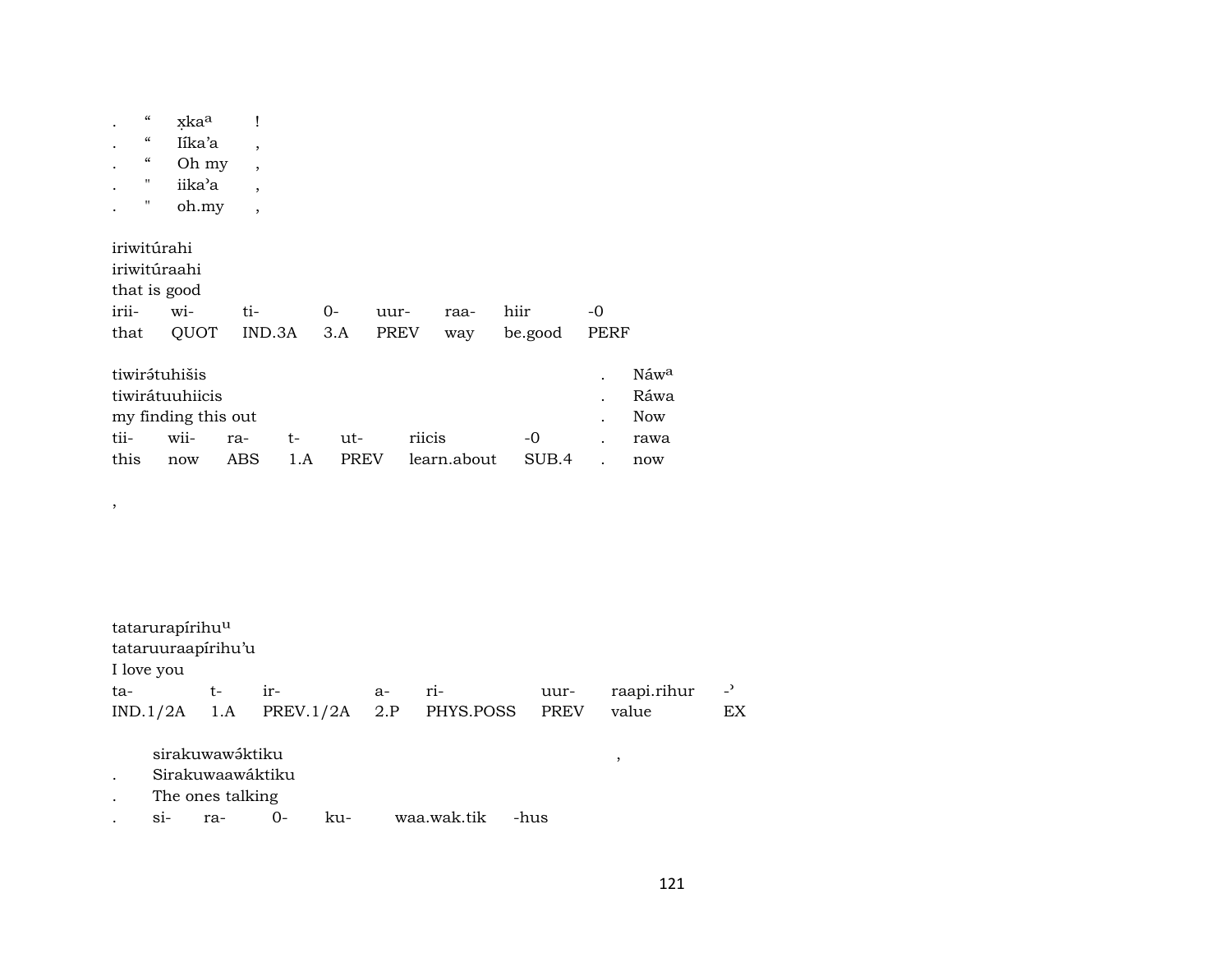| . | “ | x̣kaᵃ | ! |
|---|---|---|---|
| . | “ | Iíka’a | , |
| . | “ | Oh my | , |
| . | " | iika’a | , |
| . | " | oh.my | , |

iriwitúrahi
iriwitúraahi
that is good

| irii- | wi- | ti- | 0- | uur- | raa- | hiir | -0 |
|---|---|---|---|---|---|---|---|
| that | QUOT | IND.3A | 3.A | PREV | way | be.good | PERF |

tiwirə́tuhišis
tiwirátuuhiicis
my finding this out

| tii- | wii- | ra- | t- | ut- | riicis | -0 |
|---|---|---|---|---|---|---|
| this | now | ABS | 1.A | PREV | learn.about | SUB.4 |

| . | Náwᵃ |
|---|---|
| . | Ráwa |
| . | Now |
| . | rawa |
| . | now |

,

tatarurapírihuᵘ
tataruuraapírihu’u
I love you

| ta- | t- | ir- | a- | ri- | uur- | raapi.rihur | -’ |
|---|---|---|---|---|---|---|---|
| IND.1/2A | 1.A | PREV.1/2A | 2.P | PHYS.POSS | PREV | value | EX |

sirakuwawə́ktiku ,
. Sirakuwaawáktiku
. The ones talking

| . | si- | ra- | 0- | ku- | waa.wak.tik | -hus |
|---|---|---|---|---|---|---|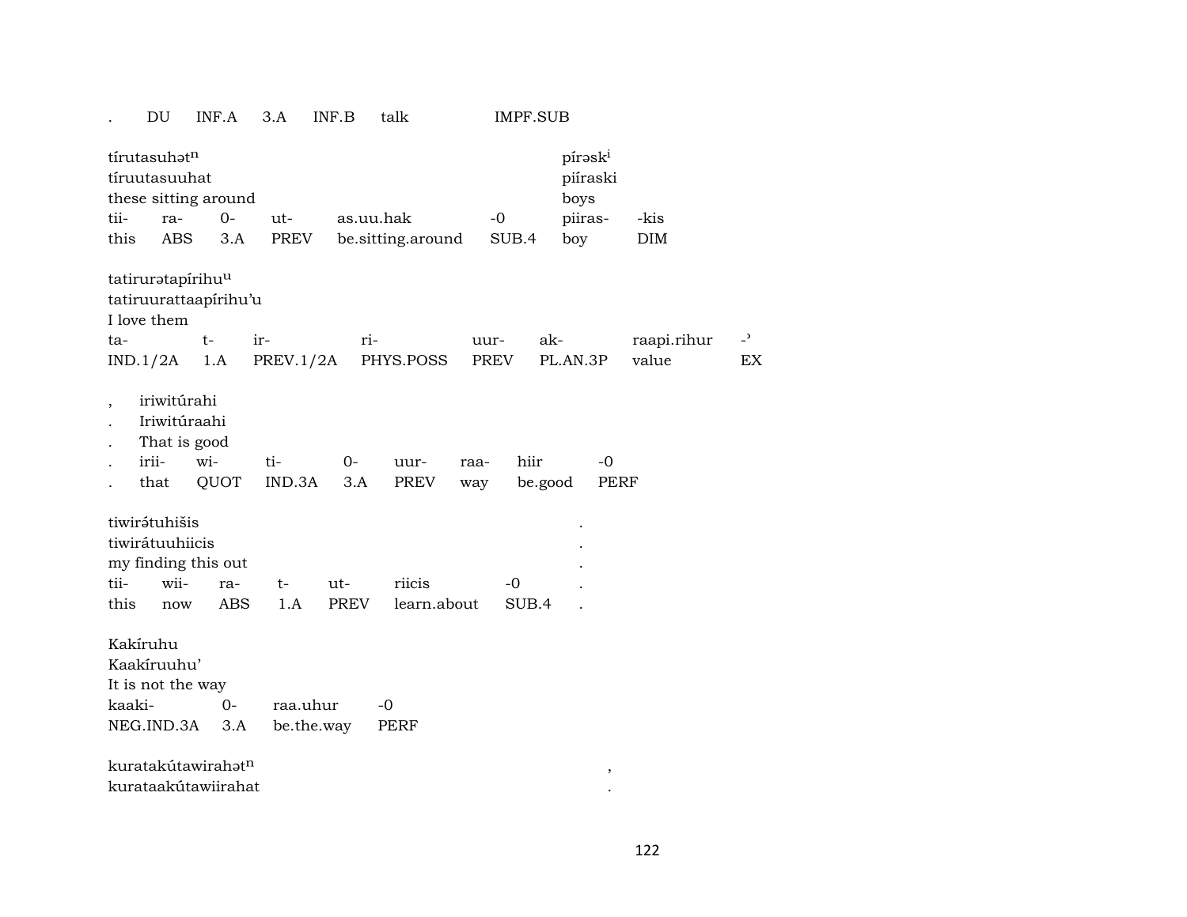. DU INF.A 3.A INF.B talk IMPF.SUB

| tírutasuhət^n | | | | | | píraski | |
|---|---|---|---|---|---|---|---|
| tíruutasuuhat | | | | | | piíraski | |
| these sitting around | | | | | | boys | |
| tii- | ra- | 0- | ut- | as.uu.hak | -0 | piiras- | -kis |
| this | ABS | 3.A | PREV | be.sitting.around | SUB.4 | boy | DIM |

| tatirurətapírihu^u | | | | | | | |
|---|---|---|---|---|---|---|---|
| tatiruurattaapírihu'u | | | | | | | |
| I love them | | | | | | | |
| ta- | t- | ir- | ri- | uur- | ak- | raapi.rihur | -' |
| IND.1/2A | 1.A | PREV.1/2A | PHYS.POSS | PREV | PL.AN.3P | value | EX |

| , | iriwitúrahi | | | | | | | |
|---|---|---|---|---|---|---|---|---|
| . | Iriwitúraahi | | | | | | | |
| . | That is good | | | | | | | |
| . | irii- | wi- | ti- | 0- | uur- | raa- | hiir | -0 |
| . | that | QUOT | IND.3A | 3.A | PREV | way | be.good | PERF |

| tiwirə́tuhišis | | | | | | | . |
|---|---|---|---|---|---|---|---|
| tiwirátuuhiicis | | | | | | | . |
| my finding this out | | | | | | | . |
| tii- | wii- | ra- | t- | ut- | riicis | -0 | . |
| this | now | ABS | 1.A | PREV | learn.about | SUB.4 | . |

| Kakíruhu | | | |
|---|---|---|---|
| Kaakíruuhu' | | | |
| It is not the way | | | |
| kaaki- | 0- | raa.uhur | -0 |
| NEG.IND.3A | 3.A | be.the.way | PERF |

kuratakútawirahət^n ,
kurataakútawiirahat .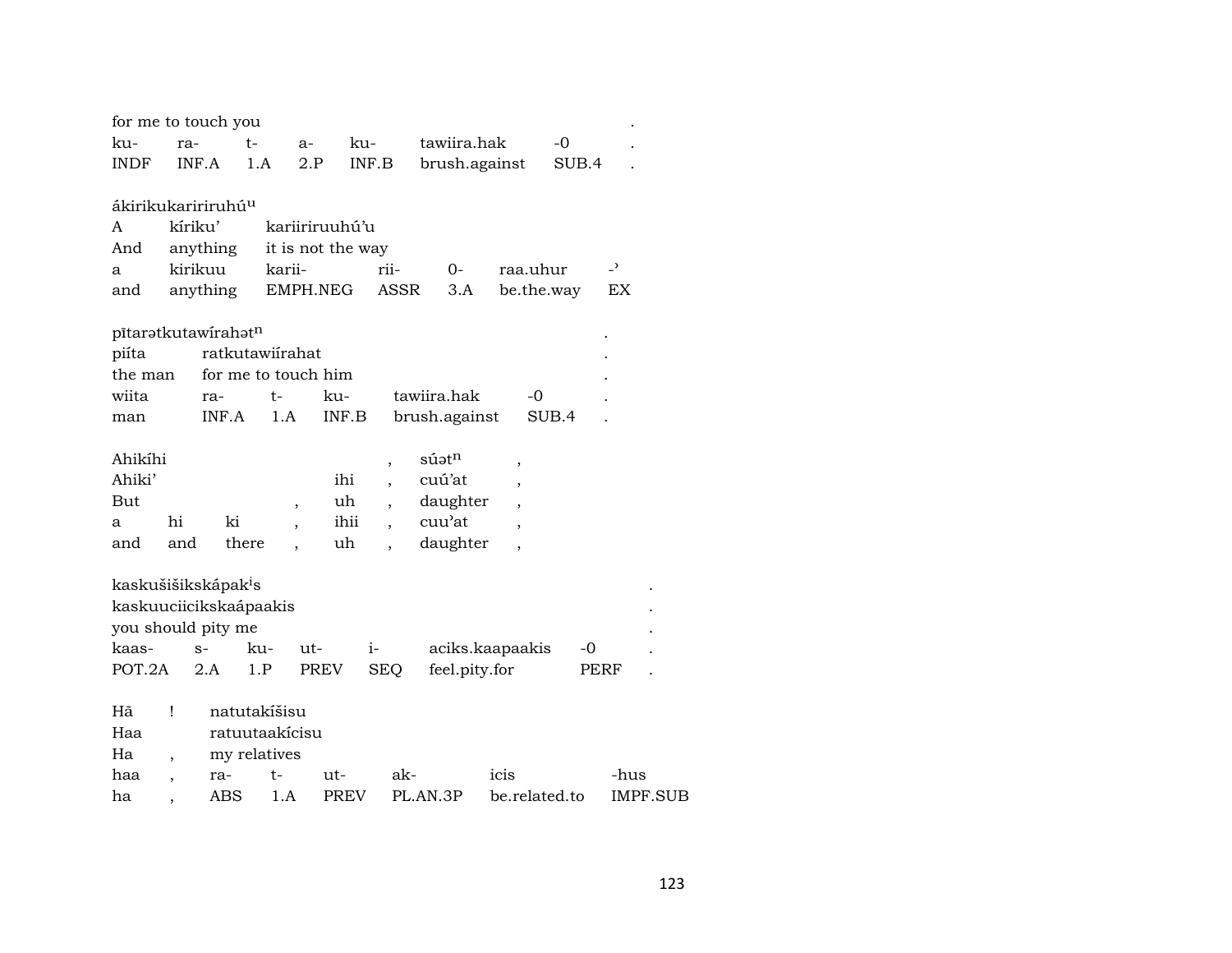| for me to touch you | | | | | | | . |
|---|---|---|---|---|---|---|---|
| ku- | ra- | t- | a- | ku- | tawiira.hak | -0 | . |
| INDF | INF.A | 1.A | 2.P | INF.B | brush.against | SUB.4 | . |

ákirikukaririruhú$^{u}$

| A | kíriku' | kariiriruuhú'u | | | | |
|---|---|---|---|---|---|---|
| And | anything | it is not the way | | | | |
| a | kirikuu | karii- | rii- | 0- | raa.uhur | -ˀ |
| and | anything | EMPH.NEG | ASSR | 3.A | be.the.way | EX |

pītarətkutawírahət$^{n}$ .

| piíta | ratkutawiírahat | | | | . |
|---|---|---|---|---|---|
| the man | for me to touch him | | | | . |
| wiita | ra- | t- | ku- | tawiira.hak | -0 . |
| man | INF.A | 1.A | INF.B | brush.against | SUB.4 . |

| Ahikíhi | | | | | , | súət$^{n}$ | , |
|---|---|---|---|---|---|---|---|
| Ahiki' | | | | ihi | , | cuú'at | , |
| But | | | , | uh | , | daughter | , |
| a | hi | ki | , | ihii | , | cuu'at | , |
| and | and | there | , | uh | , | daughter | , |

kaskušišikskápak$^{i}$s .

| kaskuuciicikskaápaakis | | | | | | | . |
|---|---|---|---|---|---|---|---|
| you should pity me | | | | | | | . |
| kaas- | s- | ku- | ut- | i- | aciks.kaapaakis | -0 | . |
| POT.2A | 2.A | 1.P | PREV | SEQ | feel.pity.for | PERF | . |

| Hã | ! | natutakíšisu | | | | | |
|---|---|---|---|---|---|---|---|
| Haa | | ratuutaakícisu | | | | | |
| Ha | , | my relatives | | | | | |
| haa | , | ra- | t- | ut- | ak- | icis | -hus |
| ha | , | ABS | 1.A | PREV | PL.AN.3P | be.related.to | IMPF.SUB |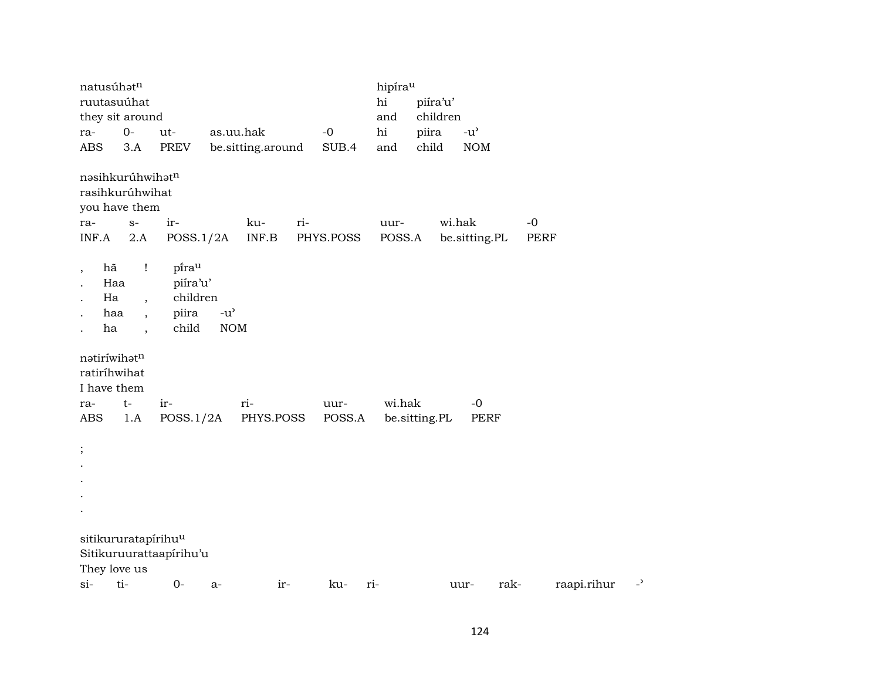natusúhətn
ruutasuúhat
they sit around

| ra- | 0- | ut- | as.uu.hak | -0 |
|---|---|---|---|---|
| ABS | 3.A | PREV | be.sitting.around | SUB.4 |

hipírau
hi piíra'u'
and children

| hi | piira | -u' |
|---|---|---|
| and | child | NOM |

nəsihkurúhwihətn
rasihkurúhwihat
you have them

| ra- | s- | ir- | ku- | ri- | uur- | wi.hak | -0 |
|---|---|---|---|---|---|---|---|
| INF.A | 2.A | POSS.1/2A | INF.B | PHYS.POSS | POSS.A | be.sitting.PL | PERF |

| , | hã | ! | pı̃rau | |
|---|---|---|---|---|
| . | Haa | | piíra'u' | |
| . | Ha | , | children | |
| . | haa | , | piira | -u' |
| . | ha | , | child | NOM |

nətiríwihətn
ratiríhwihat
I have them

| ra- | t- | ir- | ri- | uur- | wi.hak | -0 |
|---|---|---|---|---|---|---|
| ABS | 1.A | POSS.1/2A | PHYS.POSS | POSS.A | be.sitting.PL | PERF |

;
.
.
.
.

sitikururatapírihuu
Sitikuruurattaapírihu'u
They love us

| si- | ti- | 0- | a- | ir- | ku- | ri- | uur- | rak- | raapi.rihur | -' |
|---|---|---|---|---|---|---|---|---|---|---|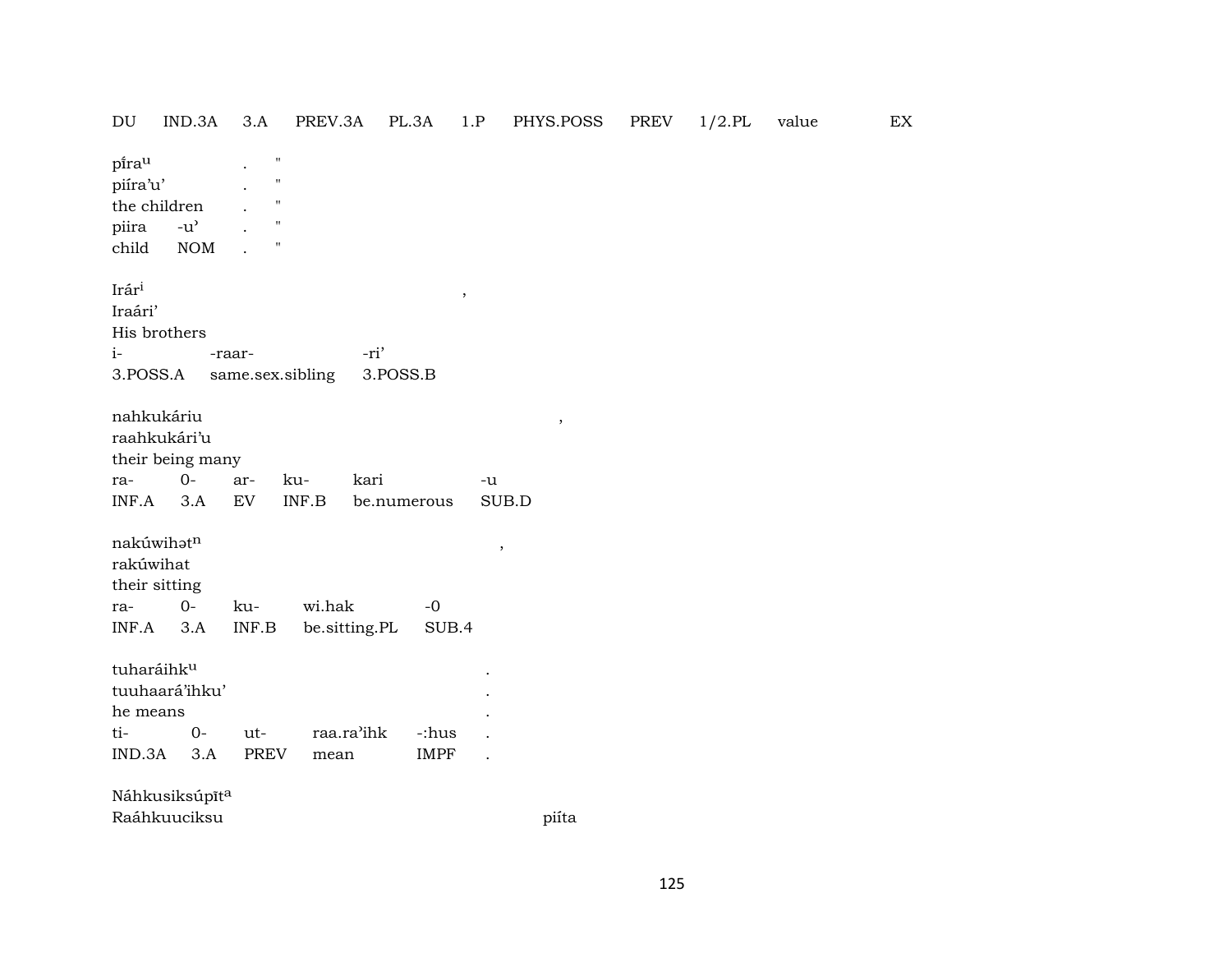DU IND.3A 3.A PREV.3A PL.3A 1.P PHYS.POSS PREV 1/2.PL value EX

pĩra$^{u}$ . "
piíra'u' . "
the children . "
piira -u' . "
child NOM . "

Irár$^{i}$ ,
Iraári'
His brothers
i- -raar- -ri'
3.POSS.A same.sex.sibling 3.POSS.B

nahkukáriu ,
raahkukári'u
their being many
ra- 0- ar- ku- kari -u
INF.A 3.A EV INF.B be.numerous SUB.D

nakúwihət$^{n}$ ,
rakúwihat
their sitting
ra- 0- ku- wi.hak -0
INF.A 3.A INF.B be.sitting.PL SUB.4

tuharáihk$^{u}$ .
tuuhaará'ihku' .
he means .
ti- 0- ut- raa.ra'ihk -:hus .
IND.3A 3.A PREV mean IMPF .

Náhkusiksúpĩt$^{a}$
Raáhkuuciksu piíta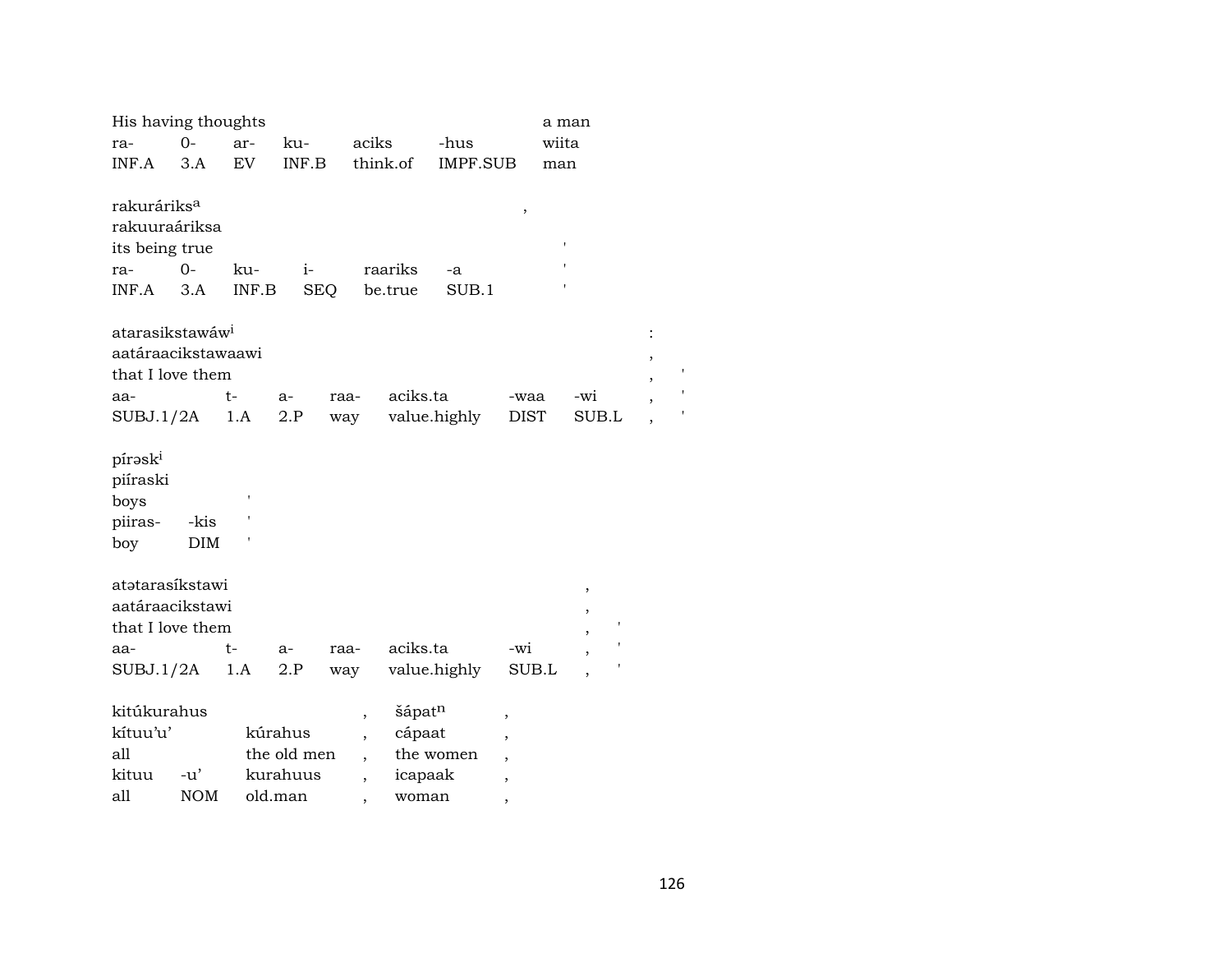| His having thoughts | | | | | | a man |
|---|---|---|---|---|---|---|
| ra- | 0- | ar- | ku- | aciks | -hus | wiita |
| INF.A | 3.A | EV | INF.B | think.of | IMPF.SUB | man |

rakuráriks[a] ,
rakuuraáriksa

| its being true | | | | | | ' |
|---|---|---|---|---|---|---|
| ra- | 0- | ku- | i- | raariks | -a | ' |
| INF.A | 3.A | INF.B | SEQ | be.true | SUB.1 | ' |

atarasikstawáw[i] :
aatáraacikstawaawi ,

| that I love them | | | | | | | , | ' |
|---|---|---|---|---|---|---|---|---|
| aa- | t- | a- | raa- | aciks.ta | -waa | -wi | , | ' |
| SUBJ.1/2A | 1.A | 2.P | way | value.highly | DIST | SUB.L | , | ' |

pírəsk[i]
piíraski

| boys | | ' |
|---|---|---|
| piiras- | -kis | ' |
| boy | DIM | ' |

atətarasíkstawi ,
aatáraacikstawi ,

| that I love them | | | | | | , | ' |
|---|---|---|---|---|---|---|---|
| aa- | t- | a- | raa- | aciks.ta | -wi | , | ' |
| SUBJ.1/2A | 1.A | 2.P | way | value.highly | SUB.L | , | ' |

| kitúkurahus | | | , | šápat[n] | , |
|---|---|---|---|---|---|
| kítuu'u' | | kúrahus | , | cápaat | , |
| all | | the old men | , | the women | , |
| kituu | -u' | kurahuus | , | icapaak | , |
| all | NOM | old.man | , | woman | , |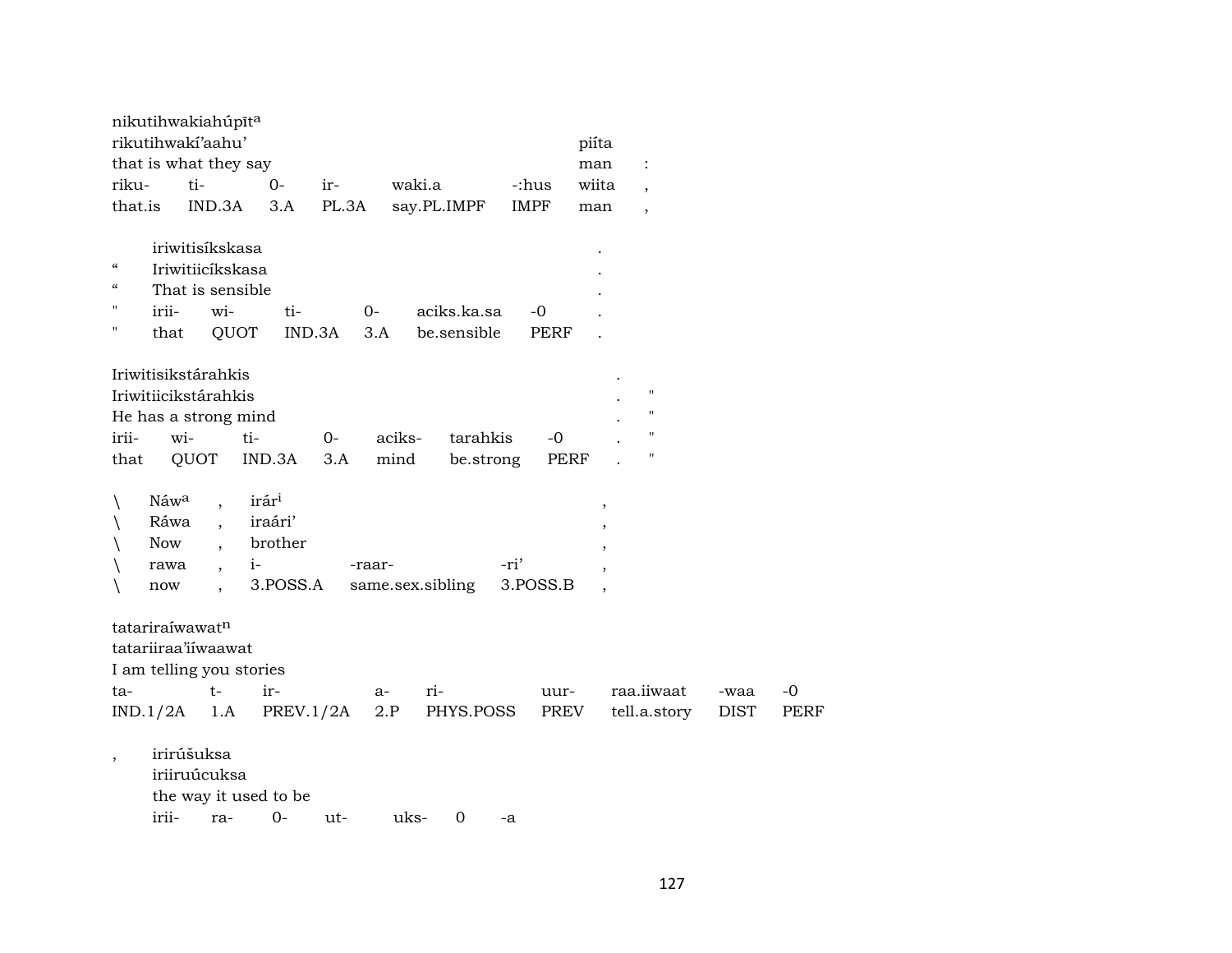nikutihwakiahúpīt^a
rikutihwakí'aahu' piíta
that is what they say man :

| riku- | ti- | 0- | ir- | waki.a | -:hus | wiita | , |
|---|---|---|---|---|---|---|---|
| that.is | IND.3A | 3.A | PL.3A | say.PL.IMPF | IMPF | man | , |

iriwitisíkskasa .
" Iriwitiicíkskasa .
" That is sensible .

| " | irii- | wi- | ti- | 0- | aciks.ka.sa | -0 | . |
|---|---|---|---|---|---|---|---|
| " | that | QUOT | IND.3A | 3.A | be.sensible | PERF | . |

Iriwitisikstárahkis .
Iriwitiicikstárahkis . "
He has a strong mind . "

| irii- | wi- | ti- | 0- | aciks- | tarahkis | -0 | . | " |
|---|---|---|---|---|---|---|---|---|
| that | QUOT | IND.3A | 3.A | mind | be.strong | PERF | . | " |

\ Náw^a , irár^i ,
\ Ráwa , iraári' ,
\ Now , brother ,

| \ | rawa | , | i- | -raar- | -ri' | , |
|---|---|---|---|---|---|---|
| \ | now | , | 3.POSS.A | same.sex.sibling | 3.POSS.B | , |

tatariraíwawat^n
tatariiraa'iíwaawat
I am telling you stories

| ta- | t- | ir- | a- | ri- | uur- | raa.iiwaat | -waa | -0 |
|---|---|---|---|---|---|---|---|---|
| IND.1/2A | 1.A | PREV.1/2A | 2.P | PHYS.POSS | PREV | tell.a.story | DIST | PERF |

, irirúšuksa
iriiruúcuksa
the way it used to be
irii- ra- 0- ut- uks- 0 -a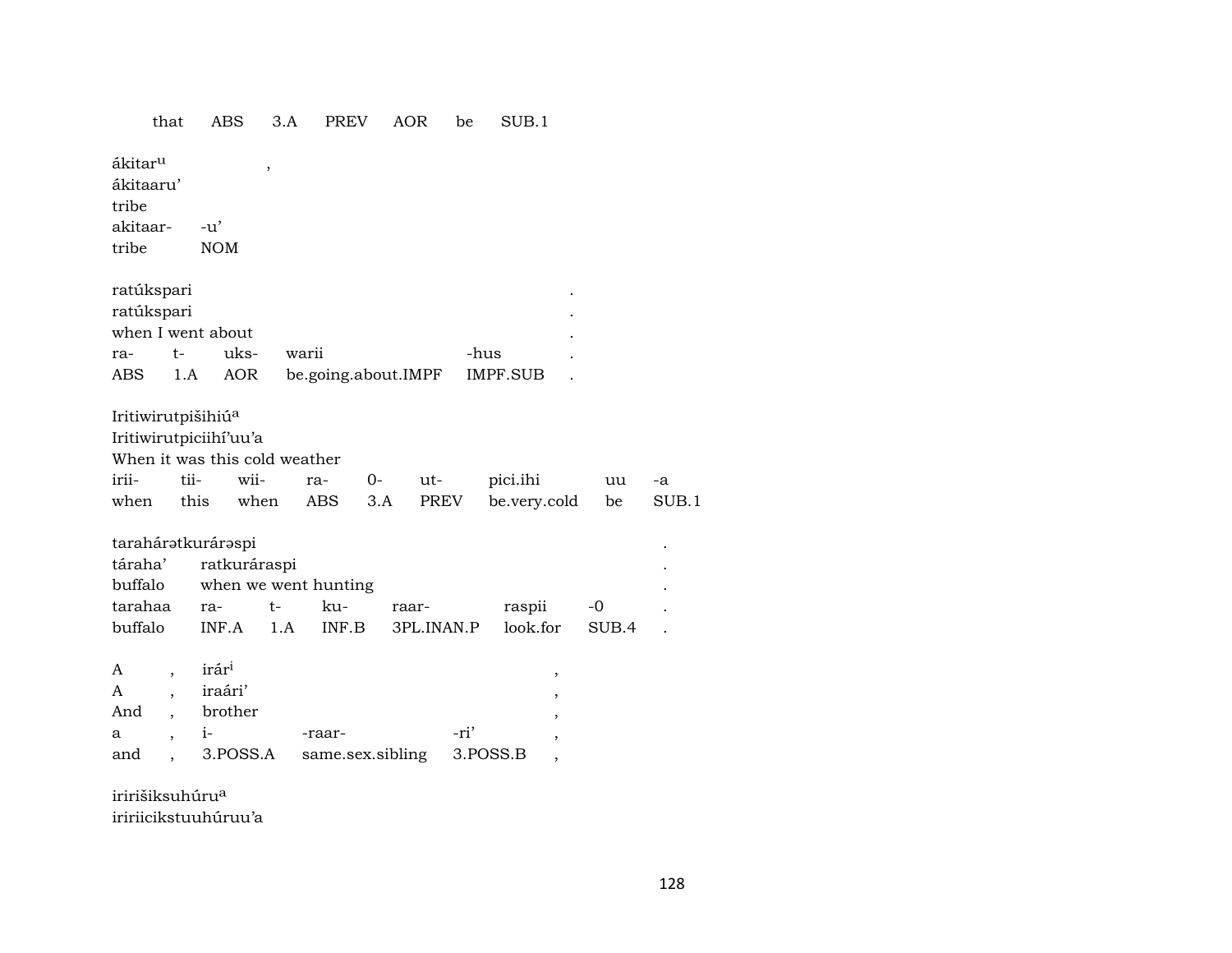| that | ABS | 3.A | PREV | AOR | be | SUB.1 |
|---|---|---|---|---|---|---|

ákitar^u ,
ákitaaru'
tribe

| akitaar- | -u' |
|---|---|
| tribe | NOM |

ratúkspari .
ratúkspari .
when I went about .

| ra- | t- | uks- | warii | -hus | . |
|---|---|---|---|---|---|
| ABS | 1.A | AOR | be.going.about.IMPF | IMPF.SUB | . |

Iritiwirutpišihiú^a
Iritiwirutpiciihí'uu'a
When it was this cold weather

| irii- | tii- | wii- | ra- | 0- | ut- | pici.ihi | uu | -a |
|---|---|---|---|---|---|---|---|---|
| when | this | when | ABS | 3.A | PREV | be.very.cold | be | SUB.1 |

tarahárətkurárəspi .

| táraha' | ratkuráraspi | | | | | | . |
|---|---|---|---|---|---|---|---|
| buffalo | when we went hunting | | | | | | . |
| tarahaa | ra- | t- | ku- | raar- | raspii | -0 | . |
| buffalo | INF.A | 1.A | INF.B | 3PL.INAN.P | look.for | SUB.4 | . |

| A | , | irár^i | | | , |
|---|---|---|---|---|---|
| A | , | iraári' | | | , |
| And | , | brother | | | , |
| a | , | i- | -raar- | -ri' | , |
| and | , | 3.POSS.A | same.sex.sibling | 3.POSS.B | , |

iririšiksuhúru^a
iririicikstuuhúruu'a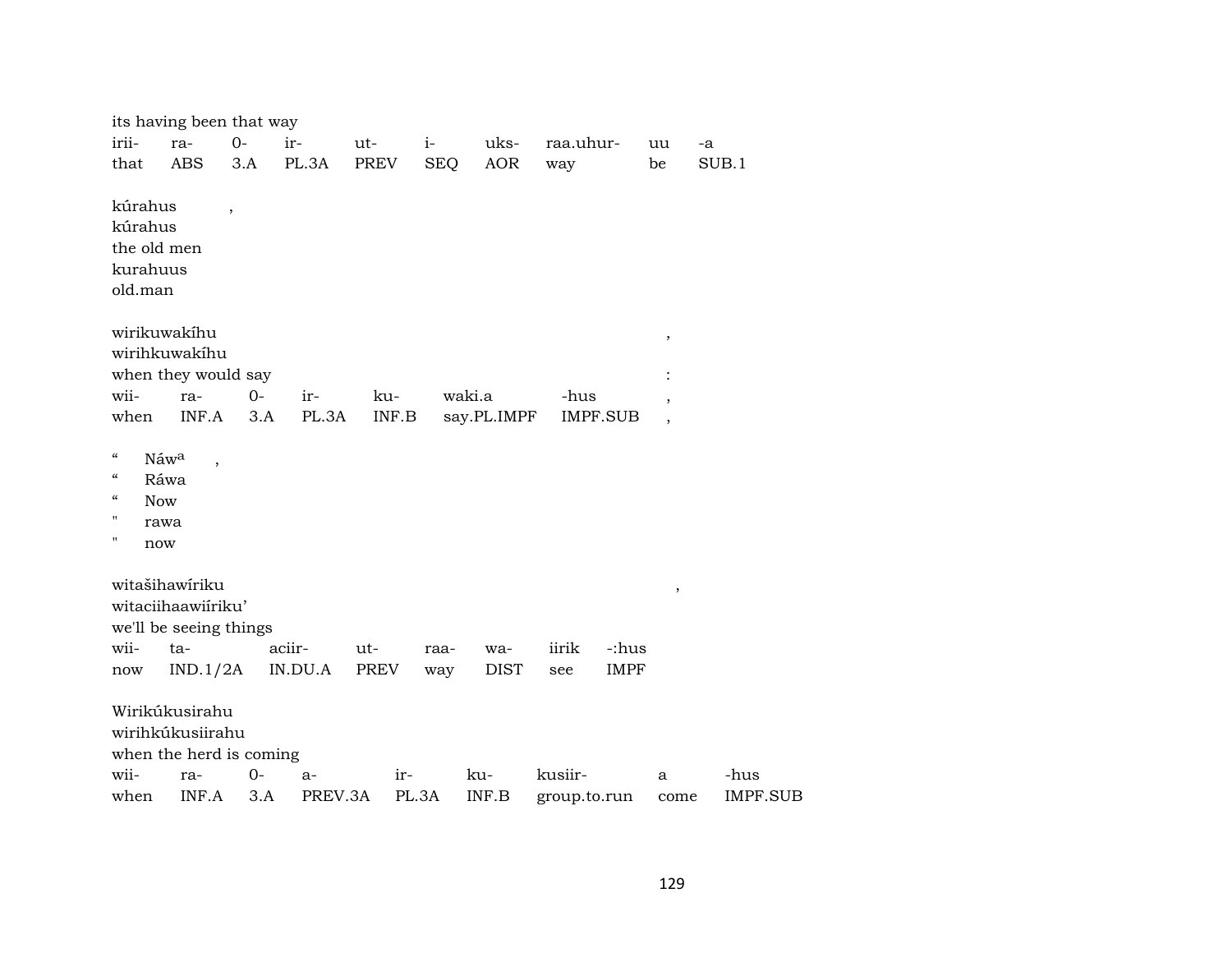its having been that way

| irii- | ra- | 0- | ir- | ut- | i- | uks- | raa.uhur- | uu | -a |
|---|---|---|---|---|---|---|---|---|---|
| that | ABS | 3.A | PL.3A | PREV | SEQ | AOR | way | be | SUB.1 |

kúrahus ,
kúrahus
the old men
kurahuus
old.man

wirikuwakíhu ,
wirihkuwakíhu
when they would say :

| wii- | ra- | 0- | ir- | ku- | waki.a | -hus | , |
|---|---|---|---|---|---|---|---|
| when | INF.A | 3.A | PL.3A | INF.B | say.PL.IMPF | IMPF.SUB | , |

" Náwa ,
" Ráwa
" Now
" rawa
" now

witašihawíriku ,
witaciihaawiíriku'
we'll be seeing things

| wii- | ta- | aciir- | ut- | raa- | wa- | iirik | -:hus |
|---|---|---|---|---|---|---|---|
| now | IND.1/2A | IN.DU.A | PREV | way | DIST | see | IMPF |

Wirikúkusirahu
wirihkúkusiirahu
when the herd is coming

| wii- | ra- | 0- | a- | ir- | ku- | kusiir- | a | -hus |
|---|---|---|---|---|---|---|---|---|
| when | INF.A | 3.A | PREV.3A | PL.3A | INF.B | group.to.run | come | IMPF.SUB |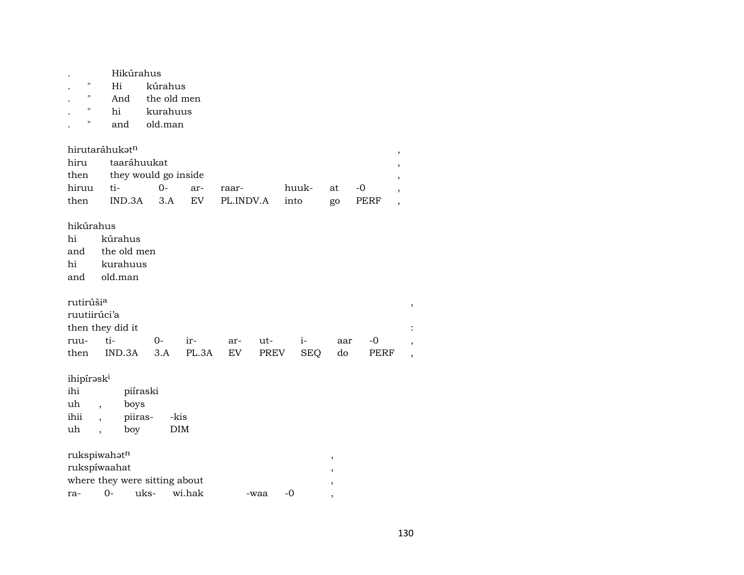| . |  | Hikúrahus |  |
|---|---|---|---|
| . | " | Hi | kúrahus |
| . | " | And | the old men |
| . | " | hi | kurahuus |
| . | " | and | old.man |

hirutaráhukətⁿ ,

| hiru | taaráhuukat |  |  |  |  |  |  | , |
|---|---|---|---|---|---|---|---|---|
| then | they would go inside |  |  |  |  |  |  | , |
| hiruu | ti- | 0- | ar- | raar- | huuk- | at | -0 | , |
| then | IND.3A | 3.A | EV | PL.INDV.A | into | go | PERF | , |

hikúrahus

| hi | kúrahus |
|---|---|
| and | the old men |
| hi | kurahuus |
| and | old.man |

rutirúši$^{a}$ ,

| ruutiirúci'a |  |  |  |  |  |  |  |  |
|---|---|---|---|---|---|---|---|---|
| then they did it |  |  |  |  |  |  |  | : |
| ruu- | ti- | 0- | ir- | ar- | ut- | i- | aar | -0 , |
| then | IND.3A | 3.A | PL.3A | EV | PREV | SEQ | do | PERF , |

ihipírəsk$^{i}$

| ihi |  | piíraski |  |
|---|---|---|---|
| uh | , | boys |  |
| ihii | , | piiras- | -kis |
| uh | , | boy | DIM |

rukspiwahətⁿ ,

| rukspíwaahat |  |  |  |  |  | , |
|---|---|---|---|---|---|---|
| where they were sitting about |  |  |  |  |  | , |
| ra- | 0- | uks- | wi.hak | -waa | -0 | , |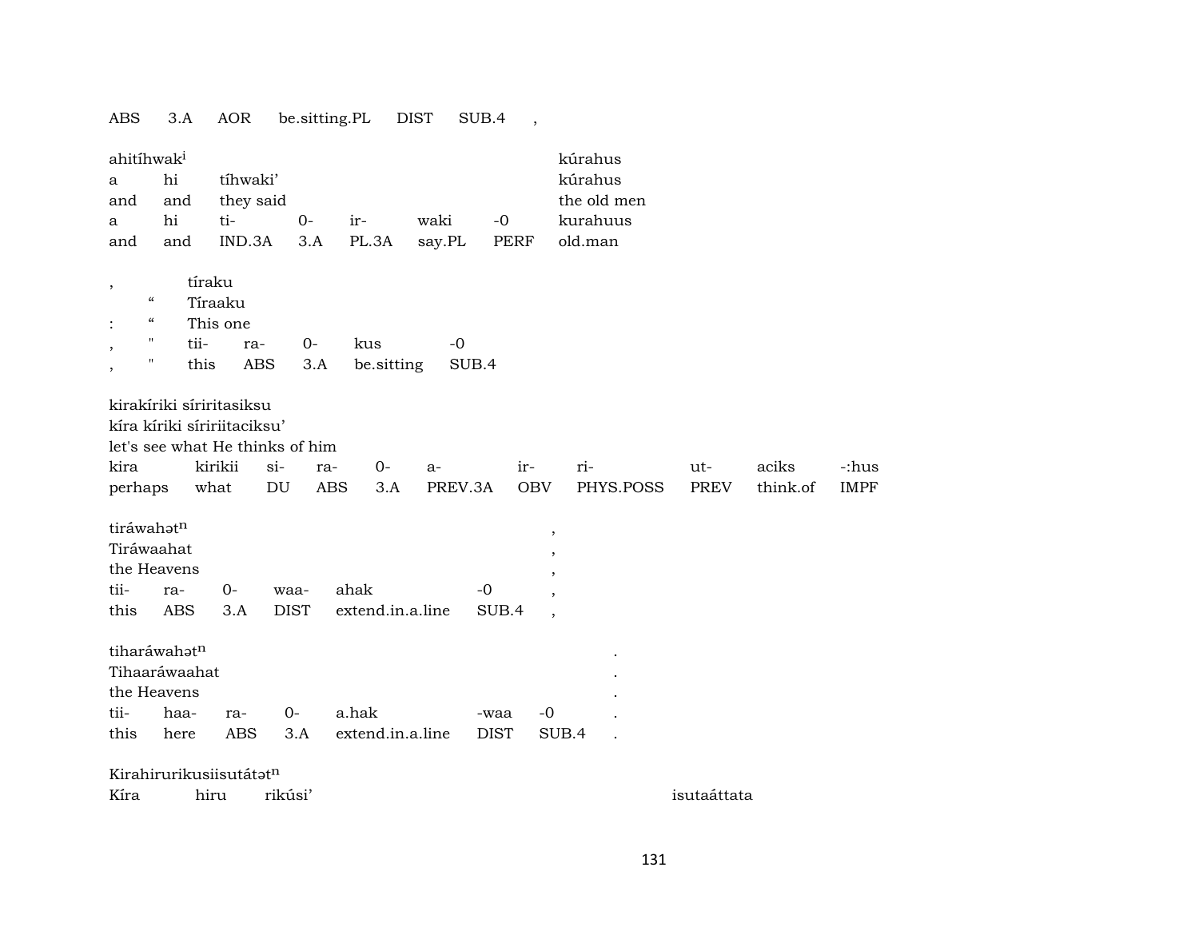| ABS | 3.A | AOR | be.sitting.PL | DIST | SUB.4 | , |
|---|---|---|---|---|---|---|

| ahitíhwak^i | | | | | | | kúrahus |
|---|---|---|---|---|---|---|---|
| a | hi | tíhwaki' | | | | | kúrahus |
| and | and | they said | | | | | the old men |
| a | hi | ti- | 0- | ir- | waki | -0 | kurahuus |
| and | and | IND.3A | 3.A | PL.3A | say.PL | PERF | old.man |

| , | | tíraku | | | | |
|---|---|---|---|---|---|---|
| | " | Tíraaku | | | | |
| : | " | This one | | | | |
| , | " | tii- | ra- | 0- | kus | -0 |
| , | " | this | ABS | 3.A | be.sitting | SUB.4 |

| kirakíriki síriritasiksu | | | | | | | | | | |
|---|---|---|---|---|---|---|---|---|---|---|
| kíra kíriki sírirriitaciksu' | | | | | | | | | | |
| let's see what He thinks of him | | | | | | | | | | |
| kira | kirikii | si- | ra- | 0- | a- | ir- | ri- | ut- | aciks | -:hus |
| perhaps | what | DU | ABS | 3.A | PREV.3A | OBV | PHYS.POSS | PREV | think.of | IMPF |

| tiráwahət^n | | | | | | , |
|---|---|---|---|---|---|---|
| Tiráwaahat | | | | | | , |
| the Heavens | | | | | | , |
| tii- | ra- | 0- | waa- | ahak | -0 | , |
| this | ABS | 3.A | DIST | extend.in.a.line | SUB.4 | , |

| tiharáwahət^n | | | | | | | . |
|---|---|---|---|---|---|---|---|
| Tihaaráwaahat | | | | | | | . |
| the Heavens | | | | | | | . |
| tii- | haa- | ra- | 0- | a.hak | -waa | -0 | . |
| this | here | ABS | 3.A | extend.in.a.line | DIST | SUB.4 | . |

| Kirahirurikusiisutátət^n | | | |
|---|---|---|---|
| Kíra | hiru | rikúsi' | isutaáttata |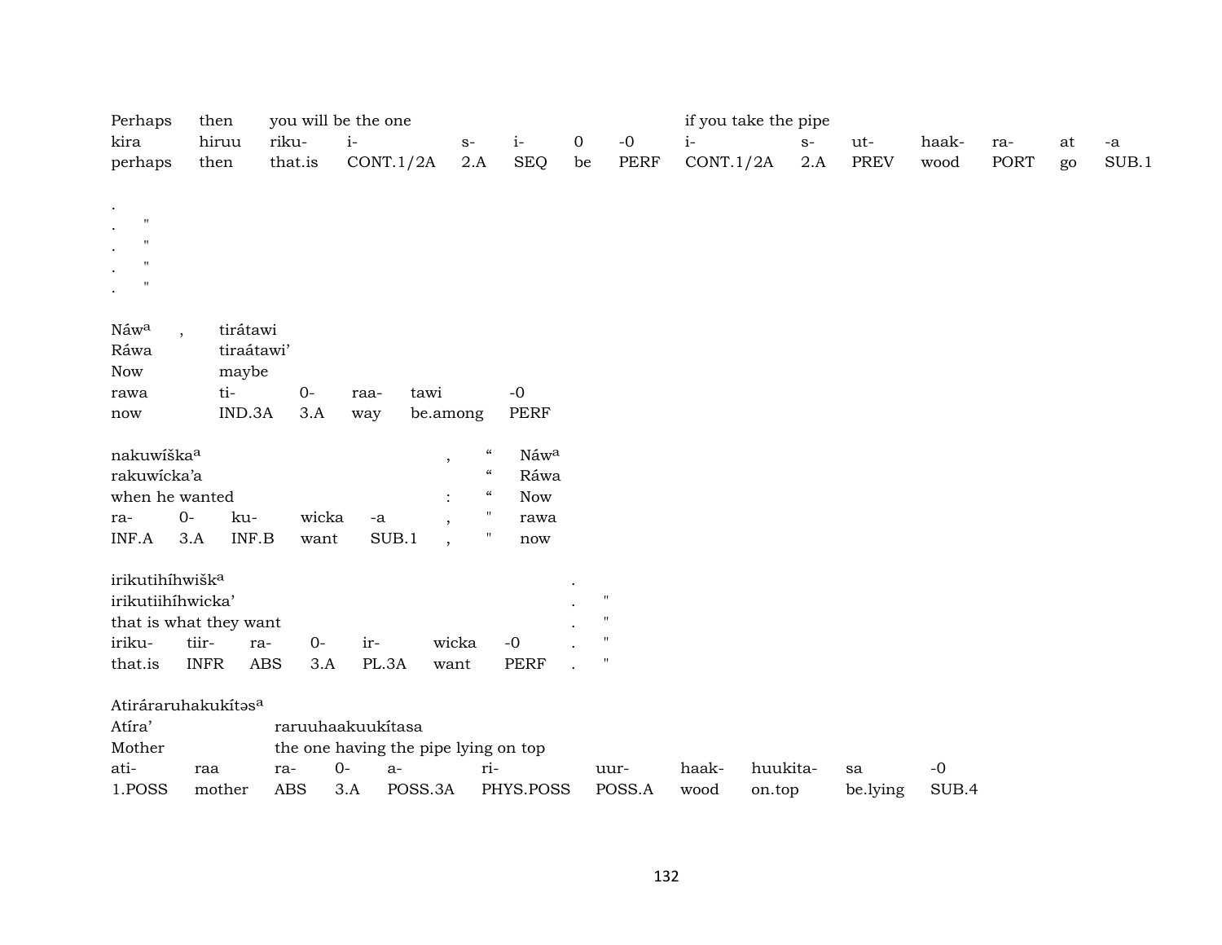| Perhaps | then | you will be the one | | | | | | if you take the pipe | | | | | | |
|---|---|---|---|---|---|---|---|---|---|---|---|---|---|---|
| kira | hiruu | riku- | i- | s- | i- | 0 | -0 | i- | s- | ut- | haak- | ra- | at | -a |
| perhaps | then | that.is | CONT.1/2A | 2.A | SEQ | be | PERF | CONT.1/2A | 2.A | PREV | wood | PORT | go | SUB.1 |

.
. "
. "
. "
. "

| Náwᵃ | , | tirátawi | | | | |
|---|---|---|---|---|---|---|
| Ráwa | | tiraátawi’ | | | | |
| Now | | maybe | | | | |
| rawa | | ti- | 0- | raa- | tawi | -0 |
| now | | IND.3A | 3.A | way | be.among | PERF |

| nakuwíškaᵃ | | | | | , | “ | Náwᵃ |
|---|---|---|---|---|---|---|---|
| rakuwícka’a | | | | | | “ | Ráwa |
| when he wanted | | | | | : | “ | Now |
| ra- | 0- | ku- | wicka | -a | , | " | rawa |
| INF.A | 3.A | INF.B | want | SUB.1 | , | " | now |

| irikutihíhwiškᵃ | | | | | | . | |
|---|---|---|---|---|---|---|---|
| irikutiihíhwicka’ | | | | | | . | " |
| that is what they want | | | | | | . | " |
| iriku- | tiir- | ra- | 0- | ir- | wicka | -0 | . | " |
| that.is | INFR | ABS | 3.A | PL.3A | want | PERF | . | " |

| Atiráraruhakukítəsᵃ | | | | | | | | | | |
|---|---|---|---|---|---|---|---|---|---|---|
| Atíra’ | | raruuhaakuukítasa | | | | | | | | |
| Mother | | the one having the pipe lying on top | | | | | | | | |
| ati- | raa | ra- | 0- | a- | ri- | uur- | haak- | huukita- | sa | -0 |
| 1.POSS | mother | ABS | 3.A | POSS.3A | PHYS.POSS | POSS.A | wood | on.top | be.lying | SUB.4 |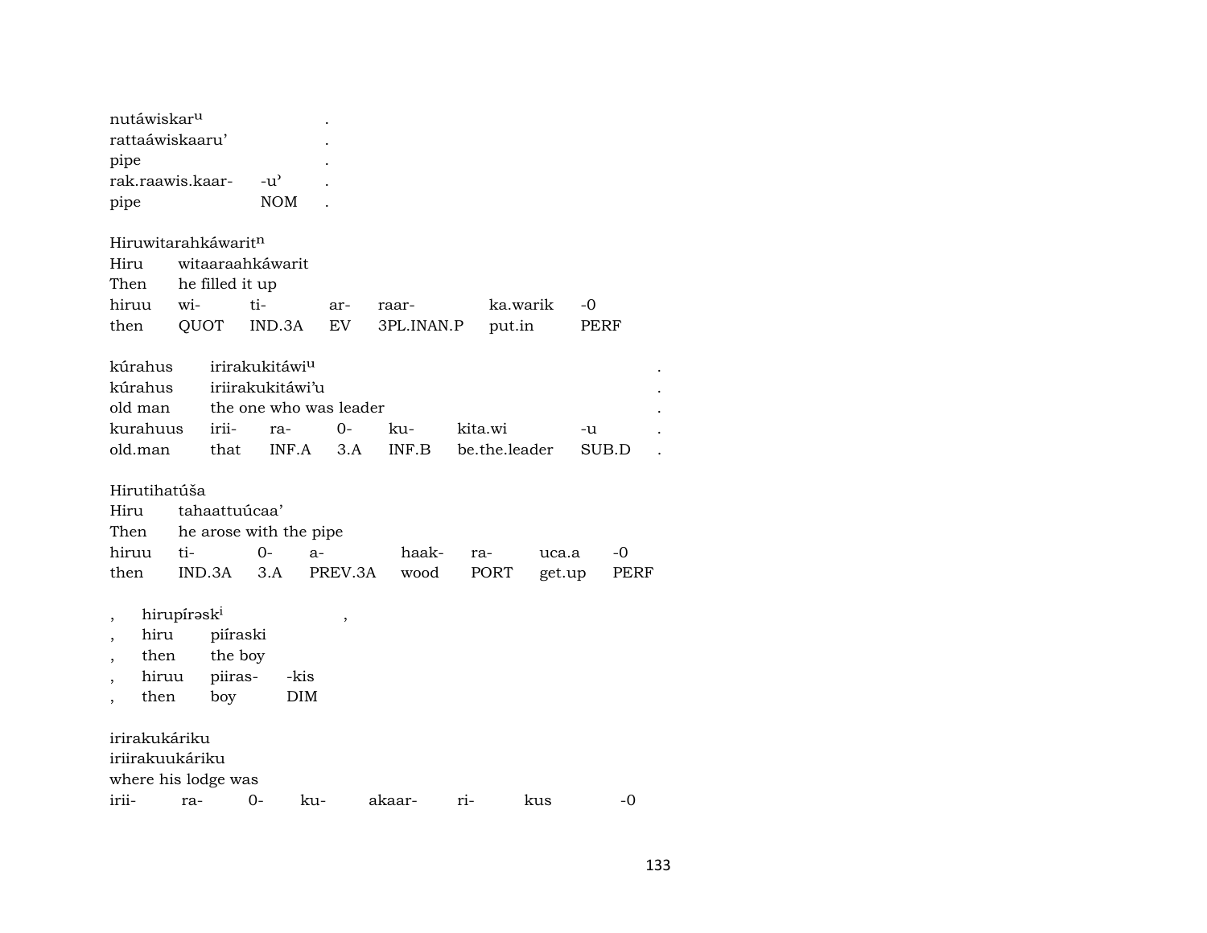nutáwiskar^u .
rattaáwiskaaru' .
pipe .
rak.raawis.kaar- -u' .
pipe NOM .

Hiruwitarahkáwarit^n
Hiru witaaraahkáwarit
Then he filled it up
hiruu wi- ti- ar- raar- ka.warik -0
then QUOT IND.3A EV 3PL.INAN.P put.in PERF

kúrahus irirakukitáwi^u .
kúrahus iriirakukitáwi'u .
old man the one who was leader .
kurahuus irii- ra- 0- ku- kita.wi -u .
old.man that INF.A 3.A INF.B be.the.leader SUB.D .

Hirutihatúša
Hiru tahaattuúcaa'
Then he arose with the pipe
hiruu ti- 0- a- haak- ra- uca.a -0
then IND.3A 3.A PREV.3A wood PORT get.up PERF

, hirupírəsk^i ,
, hiru piíraski
, then the boy
, hiruu piiras- -kis
, then boy DIM

irirakukáriku
iriirakuukáriku
where his lodge was
irii- ra- 0- ku- akaar- ri- kus -0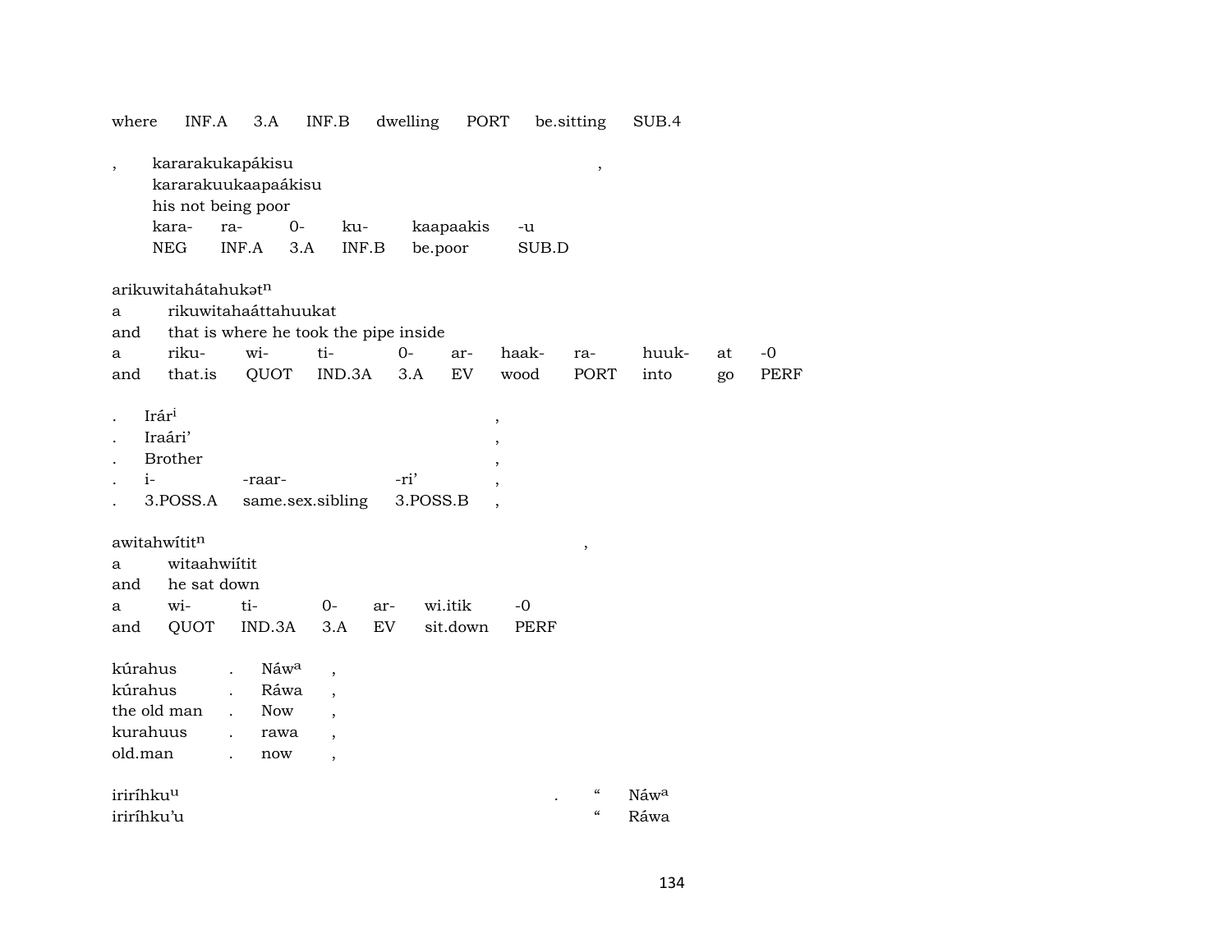| where | INF.A | 3.A | INF.B | dwelling | PORT | be.sitting | SUB.4 |
|---|---|---|---|---|---|---|---|

| , | kararakukapákisu | | | | | , |
|---|---|---|---|---|---|---|
| | kararakuukaapaákisu | | | | | |
| | his not being poor | | | | | |
| | kara- | ra- | 0- | ku- | kaapaakis | -u |
| | NEG | INF.A | 3.A | INF.B | be.poor | SUB.D |

arikuwitahátahukət$^{n}$

| a | rikuwitahaáttahuukat | | | | | | | | | |
|---|---|---|---|---|---|---|---|---|---|---|
| and | that is where he took the pipe inside | | | | | | | | | |
| a | riku- | wi- | ti- | 0- | ar- | haak- | ra- | huuk- | at | -0 |
| and | that.is | QUOT | IND.3A | 3.A | EV | wood | PORT | into | go | PERF |

| . | Irár$^{i}$ | | | , |
|---|---|---|---|---|
| . | Iraári' | | | , |
| . | Brother | | | , |
| . | i- | -raar- | -ri' | , |
| . | 3.POSS.A | same.sex.sibling | 3.POSS.B | , |

awitahwítit$^{n}$ ,

| a | witaahwiítit | | | | | |
|---|---|---|---|---|---|---|
| and | he sat down | | | | | |
| a | wi- | ti- | 0- | ar- | wi.itik | -0 |
| and | QUOT | IND.3A | 3.A | EV | sit.down | PERF |

| kúrahus | . | Náw$^{a}$ | , |
|---|---|---|---|
| kúrahus | . | Ráwa | , |
| the old man | . | Now | , |
| kurahuus | . | rawa | , |
| old.man | . | now | , |

| iriríhku$^{u}$ | . | " | Náw$^{a}$ |
|---|---|---|---|
| iriríhku'u | | " | Ráwa |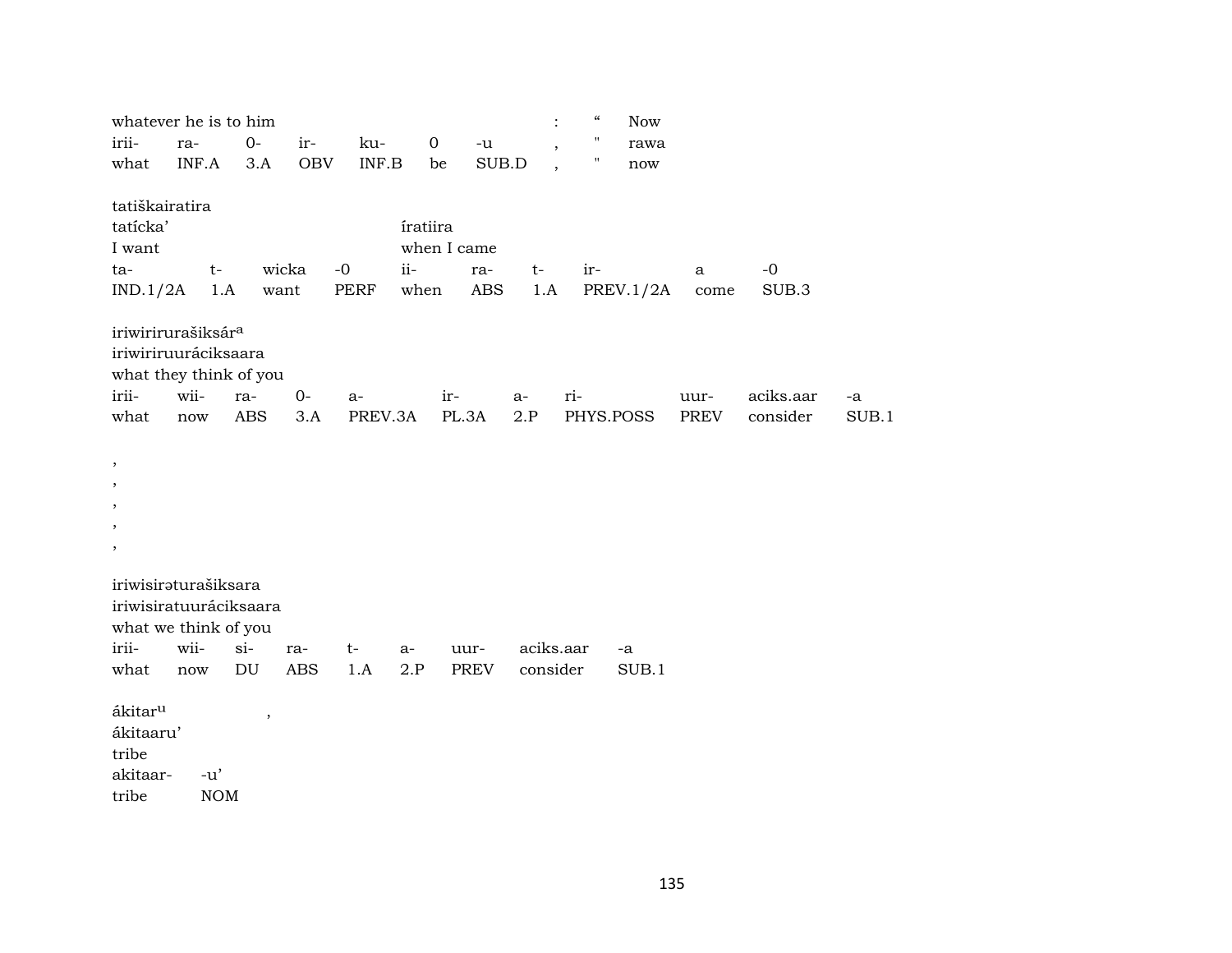| whatever he is to him | | | | | | | : | “ | Now |
|---|---|---|---|---|---|---|---|---|---|
| irii- | ra- | 0- | ir- | ku- | 0 | -u | , | " | rawa |
| what | INF.A | 3.A | OBV | INF.B | be | SUB.D | , | " | now |

tatiškairatira

| tatícka’ | | | | íratiira | | | | | |
|---|---|---|---|---|---|---|---|---|---|
| I want | | | | when I came | | | | | |
| ta- | t- | wicka | -0 | ii- | ra- | t- | ir- | a | -0 |
| IND.1/2A | 1.A | want | PERF | when | ABS | 1.A | PREV.1/2A | come | SUB.3 |

iriwirirurašiksár[a]

| iriwiriruuráciksaara | | | | | | | | | | |
|---|---|---|---|---|---|---|---|---|---|---|
| what they think of you | | | | | | | | | | |
| irii- | wii- | ra- | 0- | a- | ir- | a- | ri- | uur- | aciks.aar | -a |
| what | now | ABS | 3.A | PREV.3A | PL.3A | 2.P | PHYS.POSS | PREV | consider | SUB.1 |

,
,
,
,
,

iriwisirəturašiksara

| iriwisiratuuráciksaara | | | | | | | | |
|---|---|---|---|---|---|---|---|---|
| what we think of you | | | | | | | | |
| irii- | wii- | si- | ra- | t- | a- | uur- | aciks.aar | -a |
| what | now | DU | ABS | 1.A | 2.P | PREV | consider | SUB.1 |

ákitar[u] ,

| ákitaaru’ | |
|---|---|
| tribe | |
| akitaar- | -u’ |
| tribe | NOM |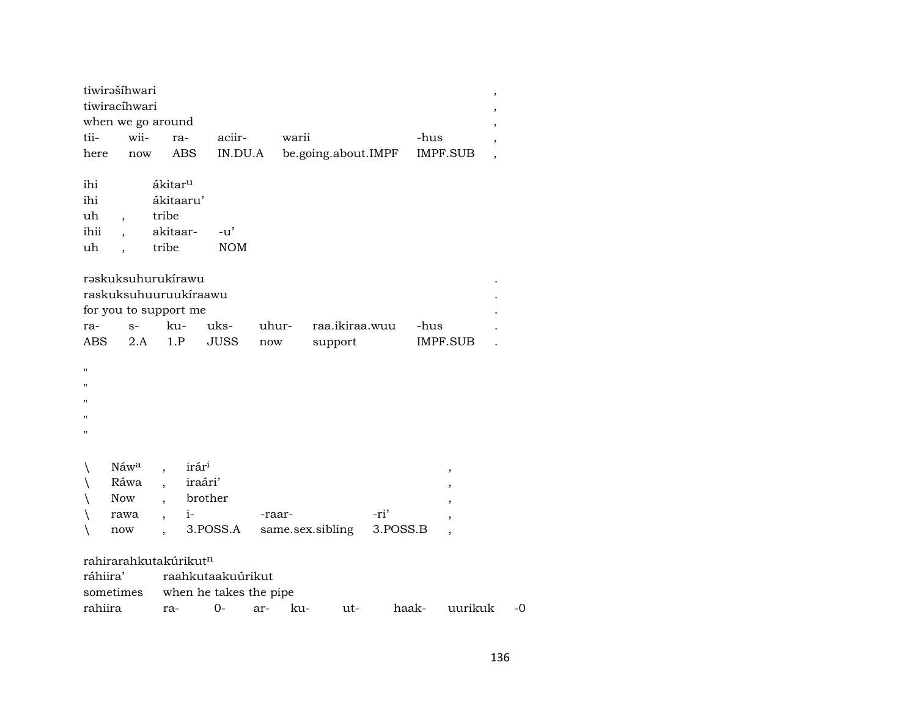tiwirəšíhwari ,
tiwiracíhwari ,
when we go around ,

| tii- | wii- | ra- | aciir- | warii | -hus | , |
|---|---|---|---|---|---|---|
| here | now | ABS | IN.DU.A | be.going.about.IMPF | IMPF.SUB | , |

ihi ákitar^u
ihi ákitaaru’
uh , tribe

| ihii | , | akitaar- | -u’ |
|---|---|---|---|
| uh | , | tribe | NOM |

rəskuksuhurukírawu .
raskuksuhuuruukíraawu .
for you to support me .

| ra- | s- | ku- | uks- | uhur- | raa.ikiraa.wuu | -hus | . |
|---|---|---|---|---|---|---|---|
| ABS | 2.A | 1.P | JUSS | now | support | IMPF.SUB | . |

"
"
"
"
"

| \ | Náw^a | , | irár^i | | | , |
|---|---|---|---|---|---|---|
| \ | Ráwa | , | iraári’ | | | , |
| \ | Now | , | brother | | | , |
| \ | rawa | , | i- | -raar- | -ri’ | , |
| \ | now | , | 3.POSS.A | same.sex.sibling | 3.POSS.B | , |

rahirarahkutakúrikut^n
ráhiira’ raahkutaakuúrikut
sometimes when he takes the pipe

| rahiira | ra- | 0- | ar- | ku- | ut- | haak- | uurikuk | -0 |
|---|---|---|---|---|---|---|---|---|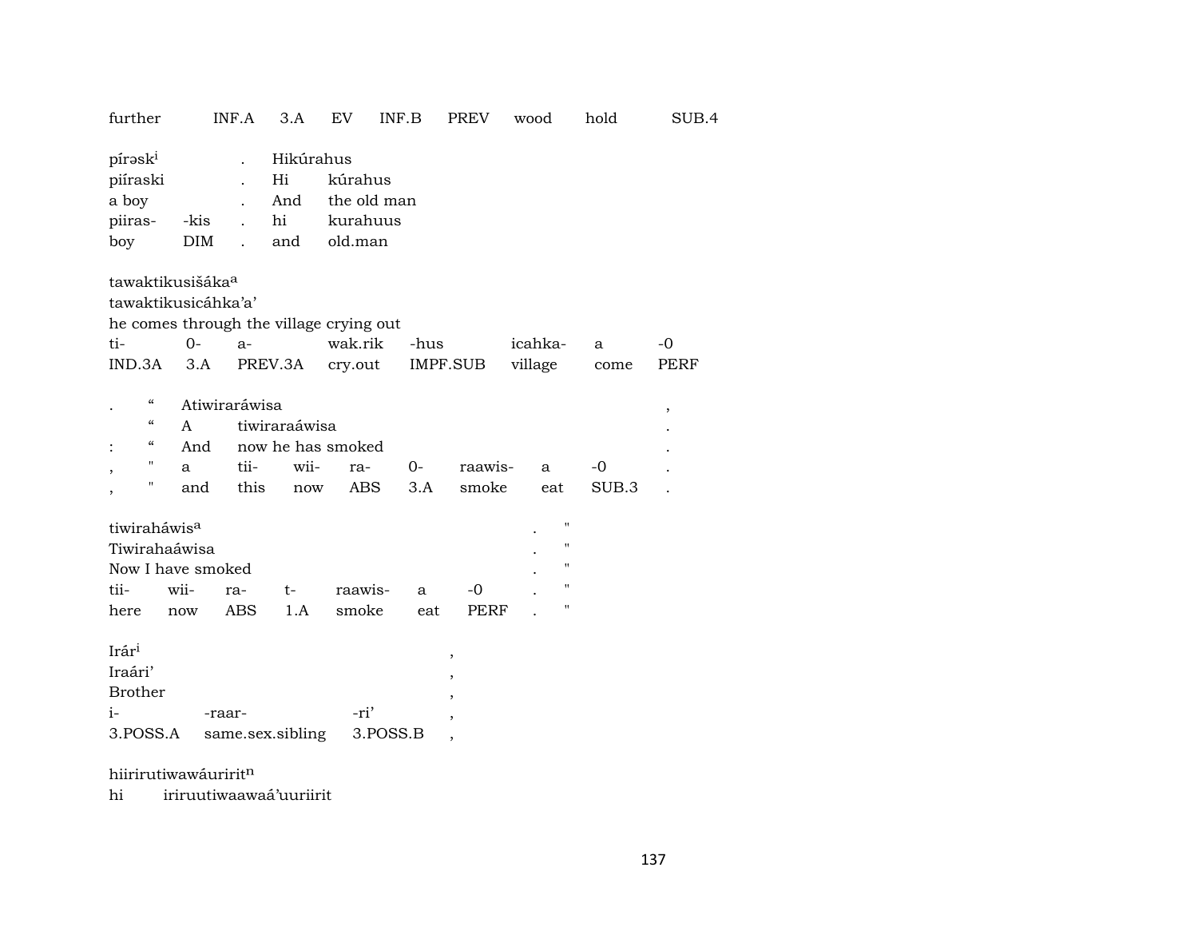further INF.A 3.A EV INF.B PREV wood hold SUB.4

| píraskⁱ | | . | Hikúrahus | |
|---|---|---|---|---|
| piíraski | | . | Hi | kúrahus |
| a boy | | . | And | the old man |
| piiras- | -kis | . | hi | kurahuus |
| boy | DIM | . | and | old.man |

tawaktikusišáka[a]
tawaktikusicáhka'a'
he comes through the village crying out

| ti- | 0- | a- | wak.rik | -hus | icahka- | a | -0 |
|---|---|---|---|---|---|---|---|
| IND.3A | 3.A | PREV.3A | cry.out | IMPF.SUB | village | come | PERF |

| . | " | Atiwiraráwisa | | | | | | | | , |
|---|---|---|---|---|---|---|---|---|---|---|
| | " | A | tiwiraraáwisa | | | | | | | . |
| : | " | And | now he has smoked | | | | | | | . |
| , | " | a | tii- | wii- | ra- | 0- | raawis- | a | -0 | . |
| , | " | and | this | now | ABS | 3.A | smoke | eat | SUB.3 | . |

| tiwirah※wis[a] | | | | | | | . | " |
|---|---|---|---|---|---|---|---|---|
| Tiwirahaáwisa | | | | | | | . | " |
| Now I have smoked | | | | | | | . | " |
| tii- | wii- | ra- | t- | raawis- | a | -0 | . | " |
| here | now | ABS | 1.A | smoke | eat | PERF | . | " |

| Irárⁱ | | | , |
|---|---|---|---|
| Iraári' | | | , |
| Brother | | | , |
| i- | -raar- | -ri' | , |
| 3.POSS.A | same.sex.sibling | 3.POSS.B | , |

hiiriruti wawáuririt[n]
hi iriruutiwaawaá'uuriirit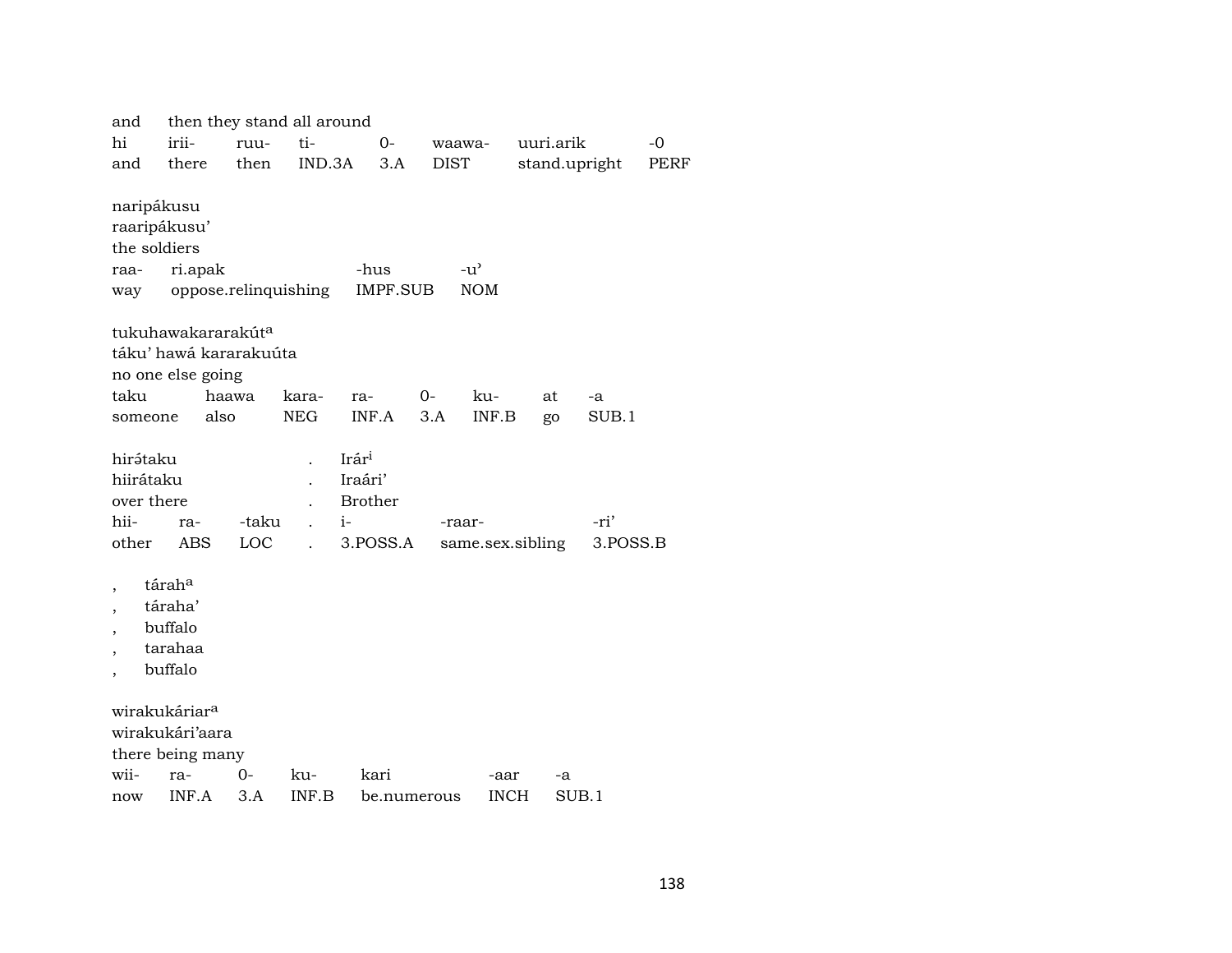and then they stand all around

| hi | irii- | ruu- | ti- | 0- | waawa- | uuri.arik | -0 |
|---|---|---|---|---|---|---|---|
| and | there | then | IND.3A | 3.A | DIST | stand.upright | PERF |

naripákusu
raaripákusu'
the soldiers

| raa- | ri.apak | -hus | -u' |
|---|---|---|---|
| way | oppose.relinquishing | IMPF.SUB | NOM |

tukuhawakararakút[a]
táku' hawá kararakuúta
no one else going

| taku | haawa | kara- | ra- | 0- | ku- | at | -a |
|---|---|---|---|---|---|---|---|
| someone | also | NEG | INF.A | 3.A | INF.B | go | SUB.1 |

| hirə́taku | | | . | Irár[i] | | |
|---|---|---|---|---|---|---|
| hiiráttaku | | | . | Iraári' | | |
| over there | | | . | Brother | | |
| hii- | ra- | -taku | . | i- | -raar- | -ri' |
| other | ABS | LOC | . | 3.POSS.A | same.sex.sibling | 3.POSS.B |

, tárah[a]
, táraha'
, buffalo
, tarahaa
, buffalo

wirakukáriar[a]
wirakukári'aara
there being many

| wii- | ra- | 0- | ku- | kari | -aar | -a |
|---|---|---|---|---|---|---|
| now | INF.A | 3.A | INF.B | be.numerous | INCH | SUB.1 |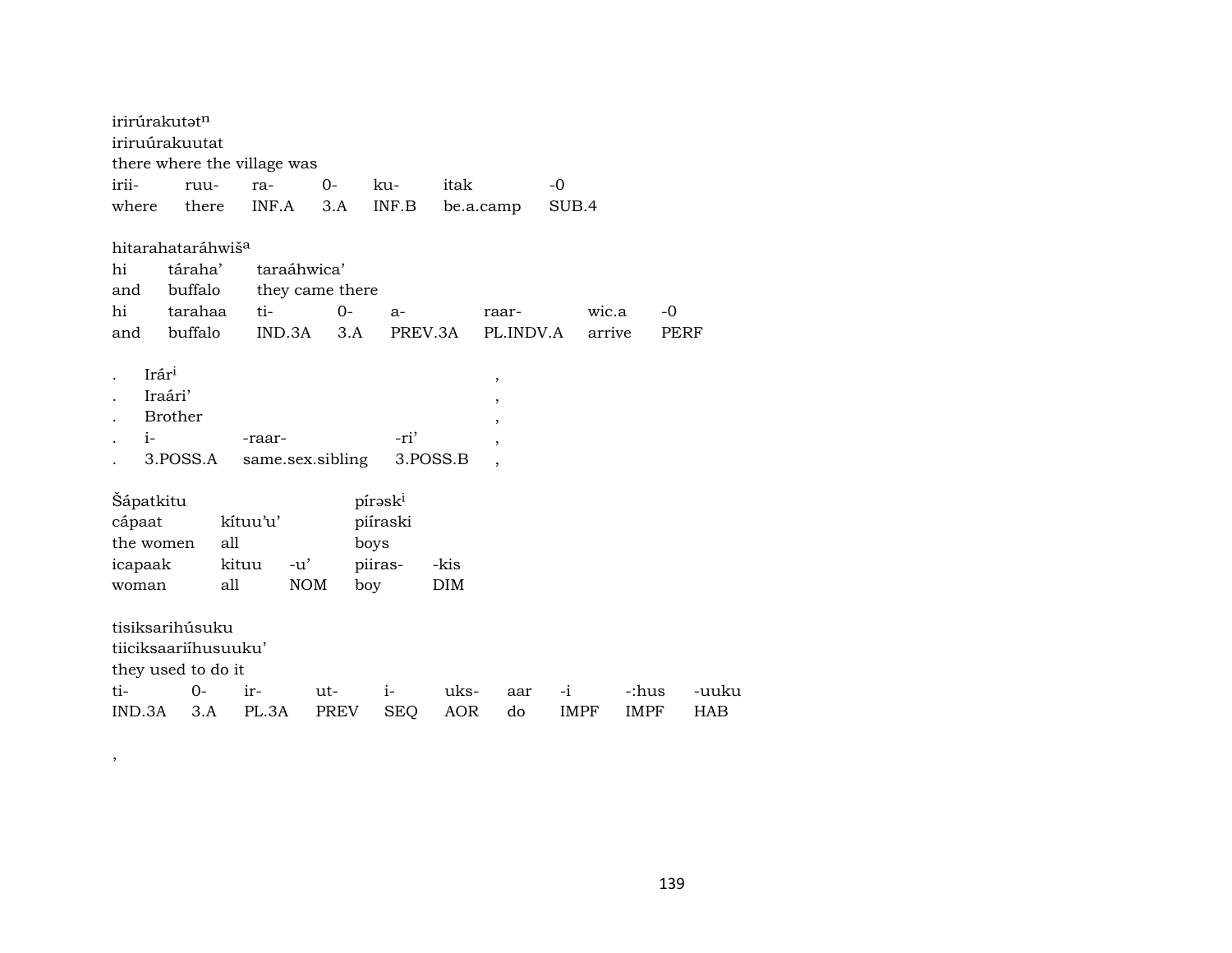irirúrakutət[n]
iriruúrakuutat
there where the village was

| irii- | ruu- | ra- | 0- | ku- | itak | -0 |
|---|---|---|---|---|---|---|
| where | there | INF.A | 3.A | INF.B | be.a.camp | SUB.4 |

hitarahataráhwiš[a]

| hi | táraha' | taraáhwica' | | | | | |
|---|---|---|---|---|---|---|---|
| and | buffalo | they came there | | | | | |
| hi | tarahaa | ti- | 0- | a- | raar- | wic.a | -0 |
| and | buffalo | IND.3A | 3.A | PREV.3A | PL.INDV.A | arrive | PERF |

| . | Irár[i] | | | , |
|---|---|---|---|---|
| . | Iraári' | | | , |
| . | Brother | | | , |
| . | i- | -raar- | -ri' | , |
| . | 3.POSS.A | same.sex.sibling | 3.POSS.B | , |

| Šápatkitu | | | pírəsk[i] | |
|---|---|---|---|---|
| cápaat | kítuu'u' | | piíraski | |
| the women | all | | boys | |
| icapaak | kituu | -u' | piiras- | -kis |
| woman | all | NOM | boy | DIM |

tisiksarihúsuku
tiiciksaariíhusuuku'
they used to do it

| ti- | 0- | ir- | ut- | i- | uks- | aar | -i | -:hus | -uuku |
|---|---|---|---|---|---|---|---|---|---|
| IND.3A | 3.A | PL.3A | PREV | SEQ | AOR | do | IMPF | IMPF | HAB |

,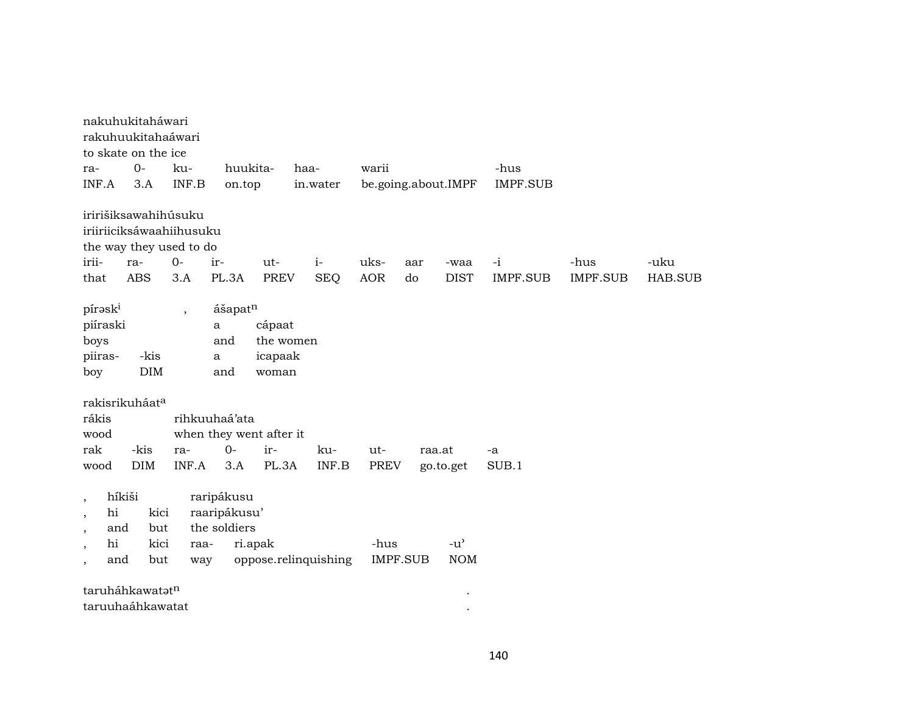nakuhukitaháwari
rakuhuukitahaáwari
to skate on the ice

| ra- | 0- | ku- | huukita- | haa- | warii | -hus |
|---|---|---|---|---|---|---|
| INF.A | 3.A | INF.B | on.top | in.water | be.going.about.IMPF | IMPF.SUB |

iririšiksawahihúsuku
iriiriiciksáwaahiihusuku
the way they used to do

| irii- | ra- | 0- | ir- | ut- | i- | uks- | aar | -waa | -i | -hus | -uku |
|---|---|---|---|---|---|---|---|---|---|---|---|
| that | ABS | 3.A | PL.3A | PREV | SEQ | AOR | do | DIST | IMPF.SUB | IMPF.SUB | HAB.SUB |

píraski , &nbsp; ášapatn
piíraski &nbsp; a &nbsp; cápaat
boys &nbsp; and &nbsp; the women

| piiras- | -kis | a | icapaak |
|---|---|---|---|
| boy | DIM | and | woman |

rakisrikuháata
rákis &nbsp; rihkuuhaá’ata
wood &nbsp; when they went after it

| rak | -kis | ra- | 0- | ir- | ku- | ut- | raa.at | -a |
|---|---|---|---|---|---|---|---|---|
| wood | DIM | INF.A | 3.A | PL.3A | INF.B | PREV | go.to.get | SUB.1 |

, híkiši &nbsp; raripákusu
, hi &nbsp; kici &nbsp; raaripákusu’
, and &nbsp; but &nbsp; the soldiers

| , | hi | kici | raa- | ri.apak | -hus | -u’ |
|---|---|---|---|---|---|---|
| , | and | but | way | oppose.relinquishing | IMPF.SUB | NOM |

taruháhkawatətn .
taruuhaáhkawatat .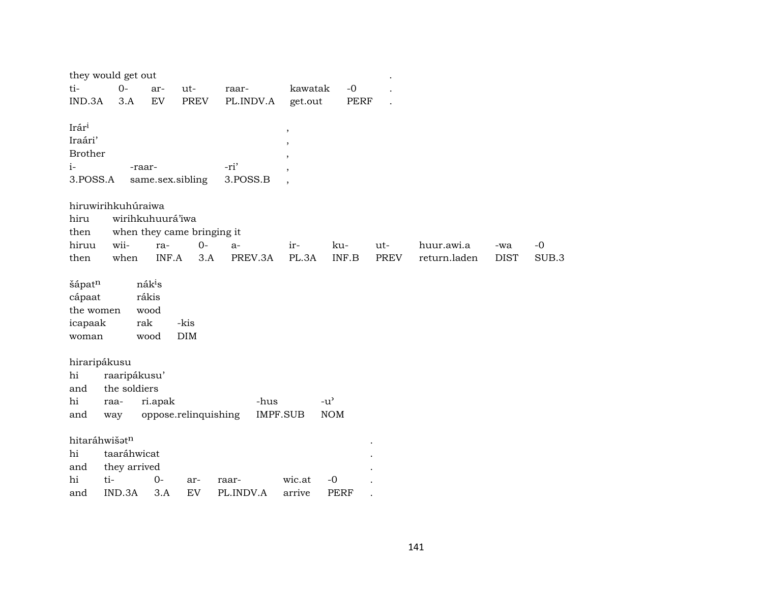| they would get out | | | | | | | . |
|---|---|---|---|---|---|---|---|
| ti- | 0- | ar- | ut- | raar- | kawatak | -0 | . |
| IND.3A | 3.A | EV | PREV | PL.INDV.A | get.out | PERF | . |

| Irár$^{i}$ | | | , |
|---|---|---|---|
| Iraári’ | | | , |
| Brother | | | , |
| i- | -raar- | -ri’ | , |
| 3.POSS.A | same.sex.sibling | 3.POSS.B | , |

| hiruwirihkuhúraiwa | | | | | | | | | | |
|---|---|---|---|---|---|---|---|---|---|---|
| hiru | wirihkuhuurá’iwa | | | | | | | | | |
| then | when they came bringing it | | | | | | | | | |
| hiruu | wii- | ra- | 0- | a- | ir- | ku- | ut- | huur.awi.a | -wa | -0 |
| then | when | INF.A | 3.A | PREV.3A | PL.3A | INF.B | PREV | return.laden | DIST | SUB.3 |

| šápat$^{n}$ | nák$^{i}$s | |
|---|---|---|
| cápaat | rákis | |
| the women | wood | |
| icapaak | rak | -kis |
| woman | wood | DIM |

| hiraripákusu | | | | |
|---|---|---|---|---|
| hi | raaripákusu’ | | | |
| and | the soldiers | | | |
| hi | raa- | ri.apak | -hus | -u’ |
| and | way | oppose.relinquishing | IMPF.SUB | NOM |

| hitaráhwišət$^{n}$ | | | | | | | . |
|---|---|---|---|---|---|---|---|
| hi | taaráhwicat | | | | | | . |
| and | they arrived | | | | | | . |
| hi | ti- | 0- | ar- | raar- | wic.at | -0 | . |
| and | IND.3A | 3.A | EV | PL.INDV.A | arrive | PERF | . |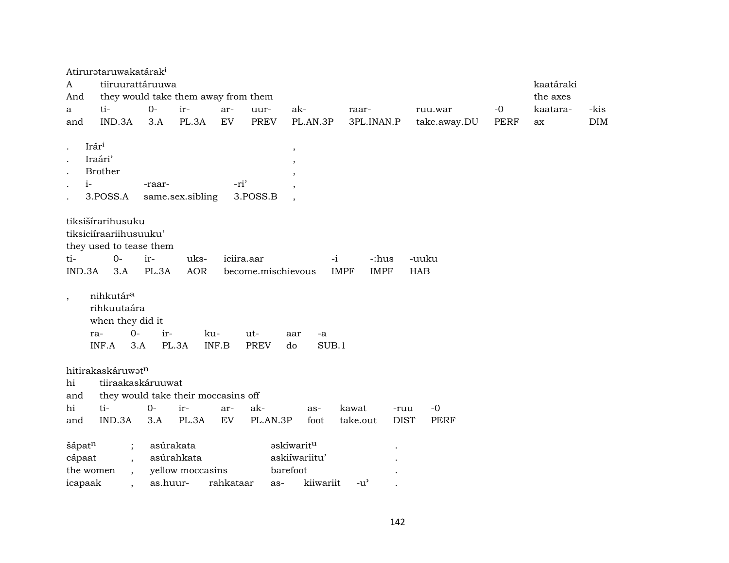Atirurətaruwakatárak[i]

| A | tiiruurattáruuwa | | | | | | | | | kaatáraki | |
|---|---|---|---|---|---|---|---|---|---|---|---|
| And | they would take them away from them | | | | | | | | | the axes | |
| a | ti- | 0- | ir- | ar- | uur- | ak- | raar- | ruu.war | -0 | kaatara- | -kis |
| and | IND.3A | 3.A | PL.3A | EV | PREV | PL.AN.3P | 3PL.INAN.P | take.away.DU | PERF | ax | DIM |

| . | Irár[i] | | | , |
|---|---|---|---|---|
| . | Iraári' | | | , |
| . | Brother | | | , |
| . | i- | -raar- | -ri' | , |
| . | 3.POSS.A | same.sex.sibling | 3.POSS.B | , |

tiksišírarihusuku
tiksiciíraariihusuuku'
they used to tease them

| ti- | 0- | ir- | uks- | iciira.aar | -i | -:hus | -uuku |
|---|---|---|---|---|---|---|---|
| IND.3A | 3.A | PL.3A | AOR | become.mischievous | IMPF | IMPF | HAB |

| , | nihkutár[a] | | | | | | |
|---|---|---|---|---|---|---|---|
| | rihkuutaára | | | | | | |
| | when they did it | | | | | | |
| | ra- | 0- | ir- | ku- | ut- | aar | -a |
| | INF.A | 3.A | PL.3A | INF.B | PREV | do | SUB.1 |

hitirakaskáruwət[n]

| hi | tiiraakaskáruuwat | | | | | | | | |
|---|---|---|---|---|---|---|---|---|---|
| and | they would take their moccasins off | | | | | | | | |
| hi | ti- | 0- | ir- | ar- | ak- | as- | kawat | -ruu | -0 |
| and | IND.3A | 3.A | PL.3A | EV | PL.AN.3P | foot | take.out | DIST | PERF |

| šápat[n] | ; | asúrakata | | əskíwarit[u] | | | . |
|---|---|---|---|---|---|---|---|
| cápaat | , | asúrahkata | | askiíwariitu' | | | . |
| the women | , | yellow moccasins | | barefoot | | | . |
| icapaak | , | as.huur- | rahkataar | as- | kiiwariit | -u' | . |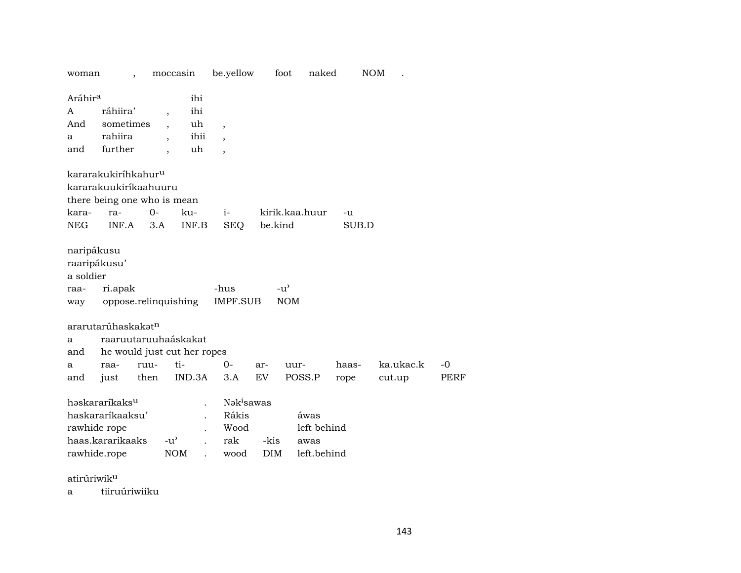| woman | , | moccasin | be.yellow | foot | naked | NOM | . |
|---|---|---|---|---|---|---|---|

| Aráhir$^{a}$ | | ihi | |
|---|---|---|---|
| A | ráhiira' | , | ihi |
| And | sometimes | , | uh | , |
| a | rahiira | , | ihii | , |
| and | further | , | uh | , |

kararakukiríhkahur$^{u}$
kararakuukiríkaahuuru
there being one who is mean

| kara- | ra- | 0- | ku- | i- | kirik.kaa.huur | -u |
|---|---|---|---|---|---|---|
| NEG | INF.A | 3.A | INF.B | SEQ | be.kind | SUB.D |

naripákusu
raaripákusu'
a soldier

| raa- | ri.apak | -hus | -u' |
|---|---|---|---|
| way | oppose.relinquishing | IMPF.SUB | NOM |

ararutarúhaskakət$^{n}$

| a | raaruutaruuhaáskakat |
|---|---|
| and | he would just cut her ropes |

| a | raa- | ruu- | ti- | 0- | ar- | uur- | haas- | ka.ukac.k | -0 |
|---|---|---|---|---|---|---|---|---|---|
| and | just | then | IND.3A | 3.A | EV | POSS.P | rope | cut.up | PERF |

| həskararíkaks$^{u}$ | | . | Nək$^{i}$sawas | | |
|---|---|---|---|---|---|
| haskararíkaaksu' | | . | Rákis | | áwas |
| rawhide rope | | . | Wood | | left behind |
| haas.kararikaaks | -u' | . | rak | -kis | awas |
| rawhide.rope | NOM | . | wood | DIM | left.behind |

atirúriwik$^{u}$

| a | tiiruúriwiiku |
|---|---|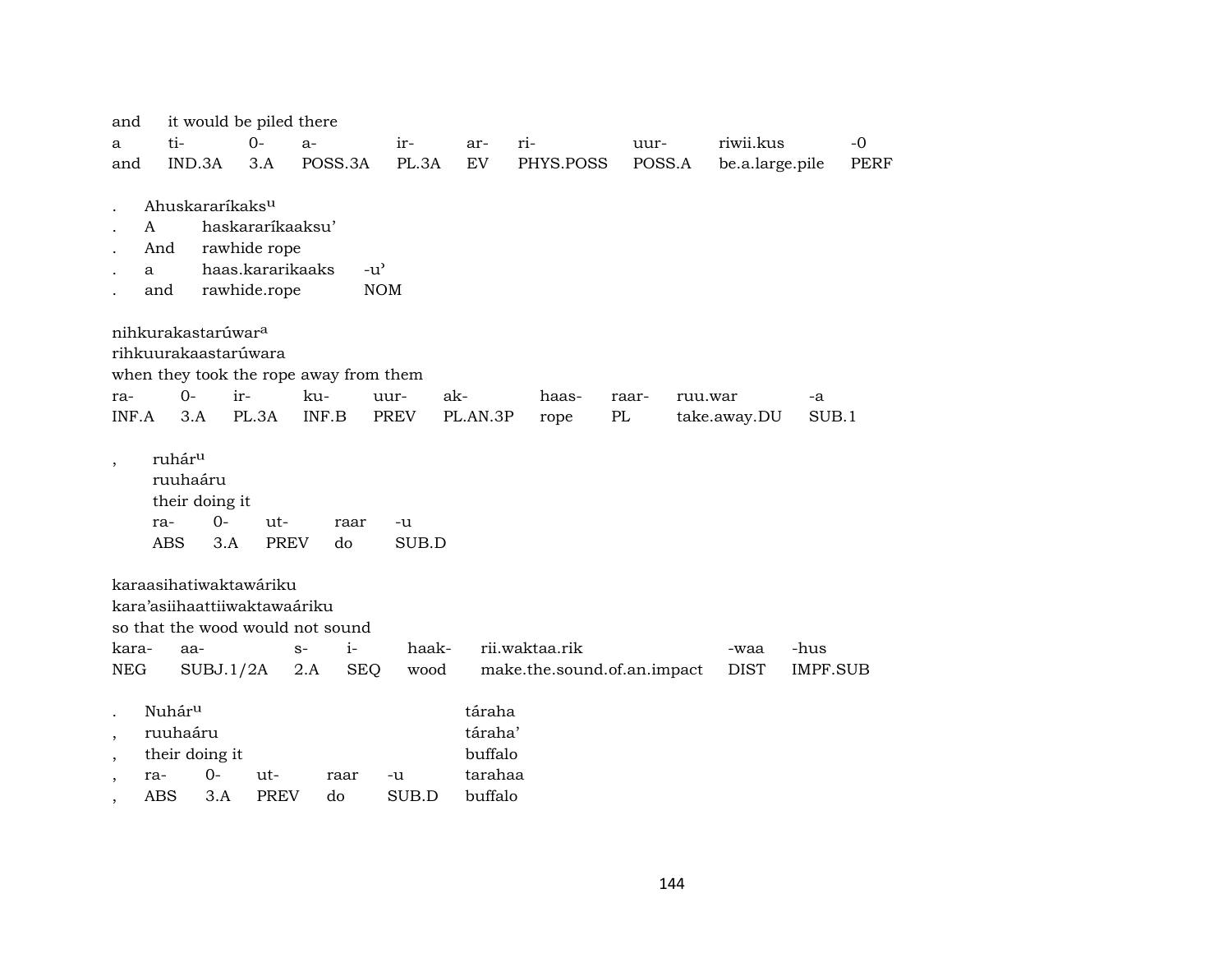and it would be piled there

| a | ti- | 0- | a- | ir- | ar- | ri- | uur- | riwii.kus | -0 |
|---|---|---|---|---|---|---|---|---|---|
| and | IND.3A | 3.A | POSS.3A | PL.3A | EV | PHYS.POSS | POSS.A | be.a.large.pile | PERF |

. Ahuskararíkaks[u]
. A haskararíkaaksu'
. And rawhide rope

| . | a | haas.kararikaaks | -u' |
|---|---|---|---|
| . | and | rawhide.rope | NOM |

nihkurakastarúwar[a]
rihkuurakaastarúwara
when they took the rope away from them

| ra- | 0- | ir- | ku- | uur- | ak- | haas- | raar- | ruu.war | -a |
|---|---|---|---|---|---|---|---|---|---|
| INF.A | 3.A | PL.3A | INF.B | PREV | PL.AN.3P | rope | PL | take.away.DU | SUB.1 |

, ruhár[u]
ruuhaáru
their doing it

| ra- | 0- | ut- | raar | -u |
|---|---|---|---|---|
| ABS | 3.A | PREV | do | SUB.D |

karaasihatiwaktawáriku
kara'asiihaattiiwaktawaáriku
so that the wood would not sound

| kara- | aa- | s- | i- | haak- | rii.waktaa.rik | -waa | -hus |
|---|---|---|---|---|---|---|---|
| NEG | SUBJ.1/2A | 2.A | SEQ | wood | make.the.sound.of.an.impact | DIST | IMPF.SUB |

. Nuhár[u] táraha
, ruuhaáru táraha'
, their doing it buffalo

| , | ra- | 0- | ut- | raar | -u | tarahaa |
|---|---|---|---|---|---|---|
| , | ABS | 3.A | PREV | do | SUB.D | buffalo |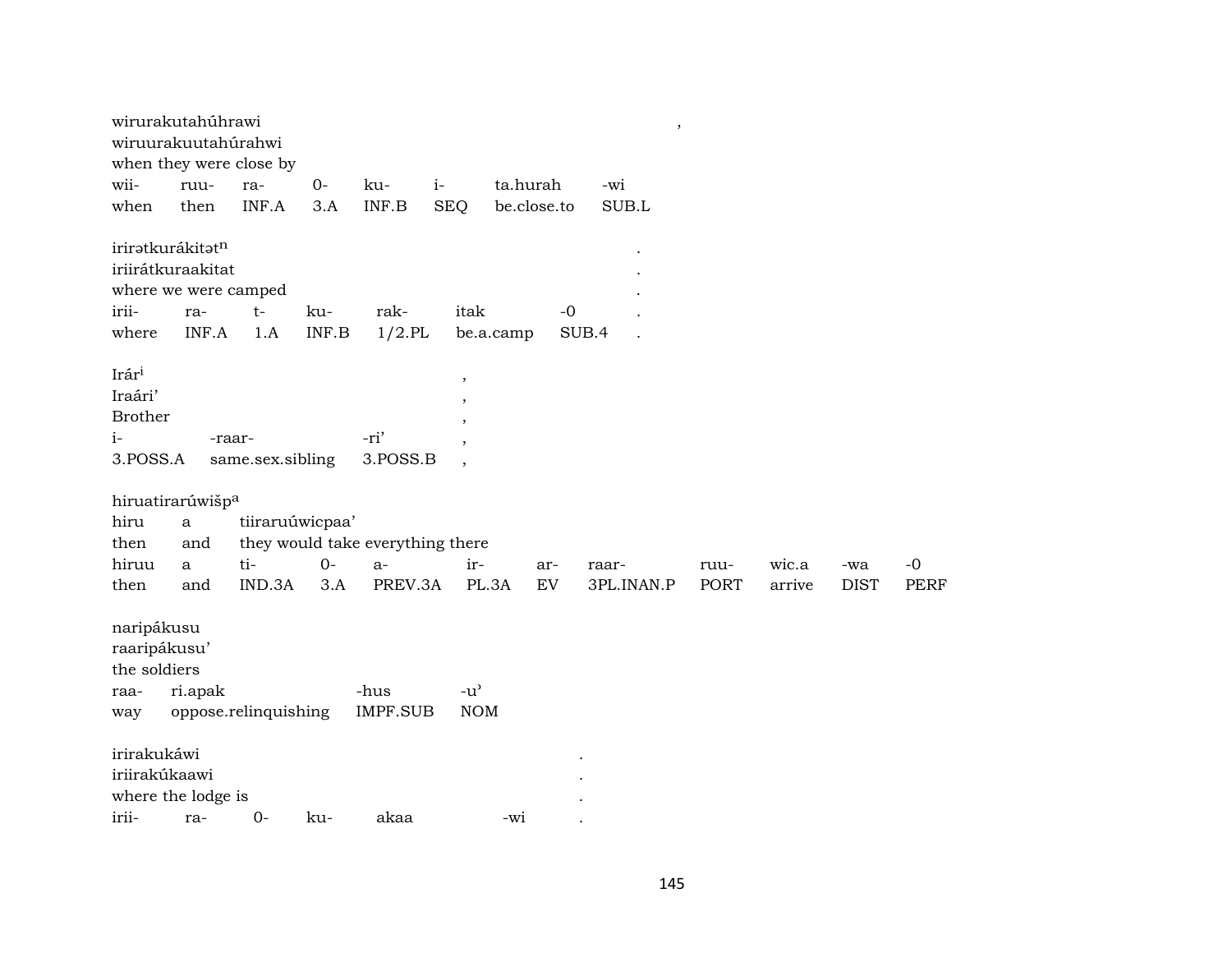wirurakutahúhrawi ,
wiruurakuutahúrahwi
when they were close by

| wii- | ruu- | ra- | 0- | ku- | i- | ta.hurah | -wi |
|---|---|---|---|---|---|---|---|
| when | then | INF.A | 3.A | INF.B | SEQ | be.close.to | SUB.L |

irirətkurákitət$^{n}$ .
iriirátkuraakitat .
where we were camped .

| irii- | ra- | t- | ku- | rak- | itak | -0 | . |
|---|---|---|---|---|---|---|---|
| where | INF.A | 1.A | INF.B | 1/2.PL | be.a.camp | SUB.4 | . |

Irár$^{i}$ ,
Iraári’ ,
Brother ,

| i- | -raar- | -ri’ | , |
|---|---|---|---|
| 3.POSS.A | same.sex.sibling | 3.POSS.B | , |

hiruatirarúwišp$^{a}$
hiru a tiiraruúwicpaa’
then and they would take everything there

| hiruu | a | ti- | 0- | a- | ir- | ar- | raar- | ruu- | wic.a | -wa | -0 |
|---|---|---|---|---|---|---|---|---|---|---|---|
| then | and | IND.3A | 3.A | PREV.3A | PL.3A | EV | 3PL.INAN.P | PORT | arrive | DIST | PERF |

naripákusu
raaripákusu’
the soldiers

| raa- | ri.apak | -hus | -u’ |
|---|---|---|---|
| way | oppose.relinquishing | IMPF.SUB | NOM |

irirakukáwi .
iriirakúkaawi .
where the lodge is .

| irii- | ra- | 0- | ku- | akaa | -wi | . |
|---|---|---|---|---|---|---|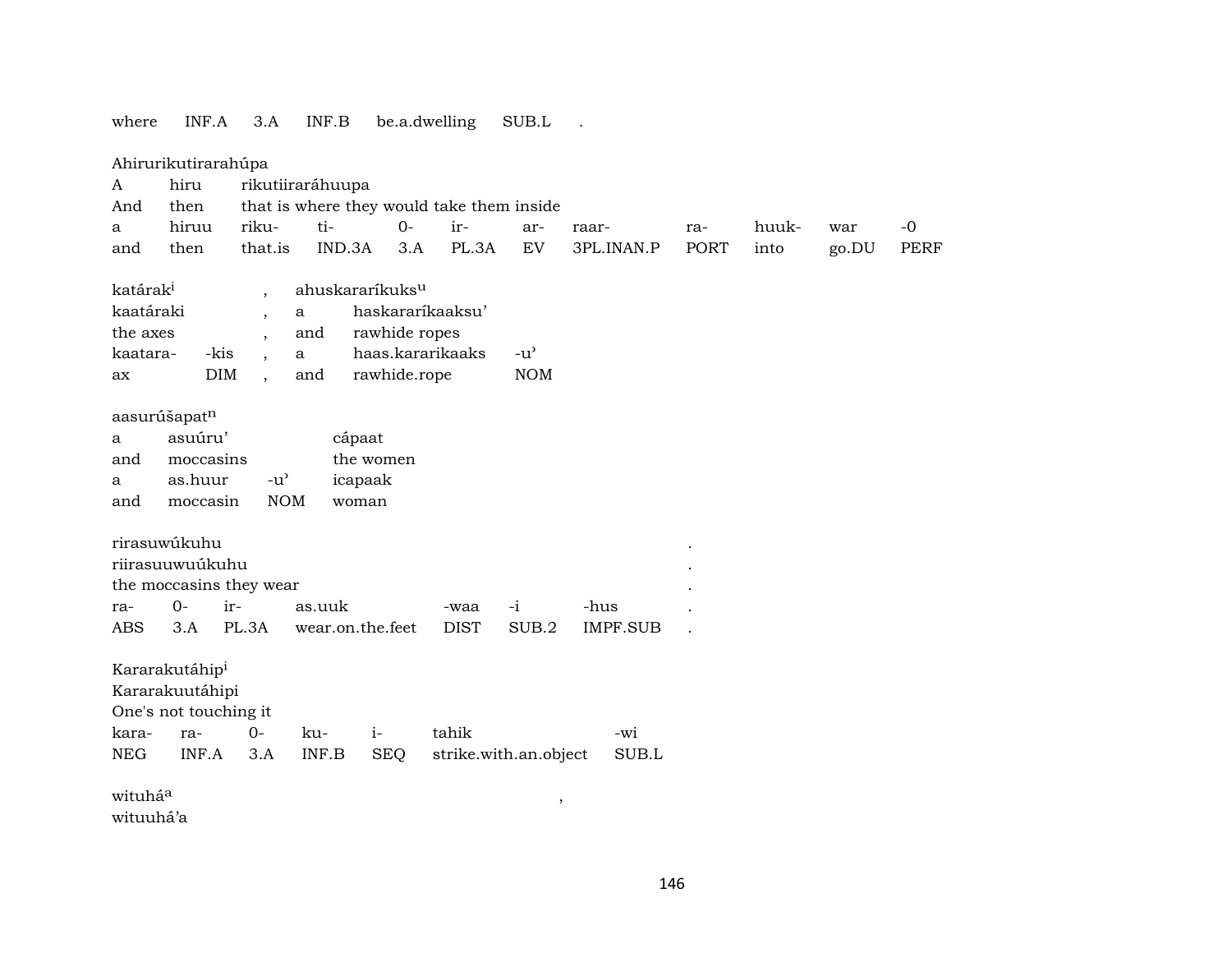where INF.A 3.A INF.B be.a.dwelling SUB.L .

Ahirurikutirarahúpa

| A | hiru | rikutiiraráhuupa | | | | | | | | | |
|---|---|---|---|---|---|---|---|---|---|---|---|
| And | then | that is where they would take them inside | | | | | | | | | |
| a | hiruu | riku- | ti- | 0- | ir- | ar- | raar- | ra- | huuk- | war | -0 |
| and | then | that.is | IND.3A | 3.A | PL.3A | EV | 3PL.INAN.P | PORT | into | go.DU | PERF |

katárak[i] , ahuskararíkuks[u]

| kaatáraki | | , | a | haskararíkaaksu' | |
|---|---|---|---|---|---|
| the axes | | , | and | rawhide ropes | |
| kaatara- | -kis | , | a | haas.kararikaaks | -u' |
| ax | DIM | , | and | rawhide.rope | NOM |

aasurúšapat[n]

| a | asuúru' | | cápaat |
|---|---|---|---|
| and | moccasins | | the women |
| a | as.huur | -u' | icapaak |
| and | moccasin | NOM | woman |

rirasuwúkuhu .

| riirasuuwuúkuhu | | | | | | | . |
|---|---|---|---|---|---|---|---|
| the moccasins they wear | | | | | | | . |
| ra- | 0- | ir- | as.uuk | -waa | -i | -hus | . |
| ABS | 3.A | PL.3A | wear.on.the.feet | DIST | SUB.2 | IMPF.SUB | . |

Kararakutáhip[i]

| Kararakuutáhipi | | | | | | |
|---|---|---|---|---|---|---|
| One's not touching it | | | | | | |
| kara- | ra- | 0- | ku- | i- | tahik | -wi |
| NEG | INF.A | 3.A | INF.B | SEQ | strike.with.an.object | SUB.L |

wituhá[a] ,

wituuhá'a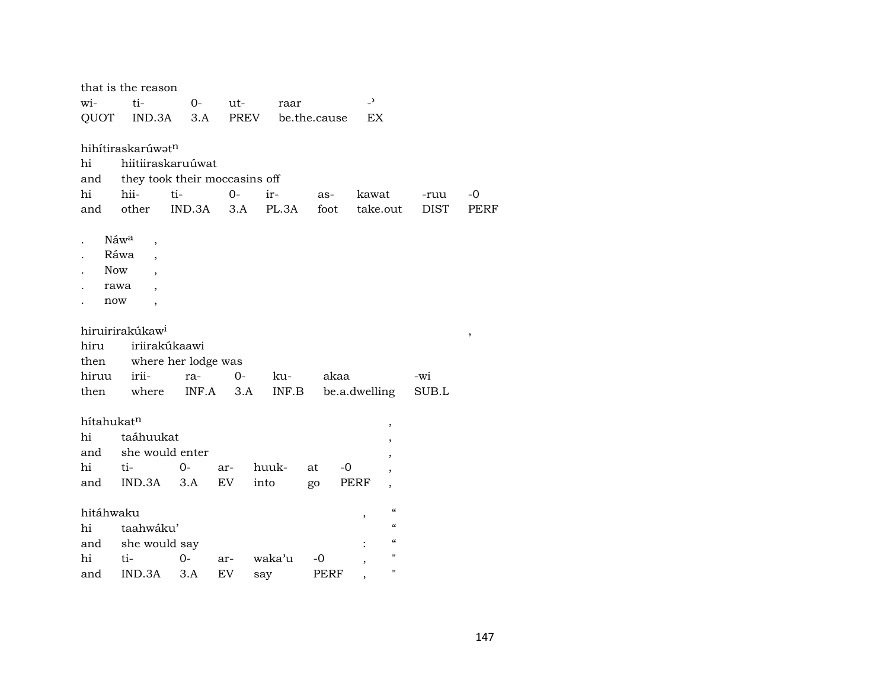that is the reason

| wi- | ti- | 0- | ut- | raar | -ʾ |
|---|---|---|---|---|---|
| QUOT | IND.3A | 3.A | PREV | be.the.cause | EX |

hihítiraskarúwətⁿ

| hi | hiitiiraskaruúwat | | | | | | |
|---|---|---|---|---|---|---|---|
| and | they took their moccasins off | | | | | | |
| hi | hii- | ti- | 0- | ir- | as- | kawat | -ruu | -0 |
| and | other | IND.3A | 3.A | PL.3A | foot | take.out | DIST | PERF |

. Náwᵃ ,
. Ráwa ,
. Now ,
. rawa ,
. now ,

hiruiirirakúkawⁱ ,

| hiru | iriirakúkaawi | | | | |
|---|---|---|---|---|---|
| then | where her lodge was | | | | |
| hiruu | irii- | ra- | 0- | ku- | akaa | -wi |
| then | where | INF.A | 3.A | INF.B | be.a.dwelling | SUB.L |

hítahukatⁿ ,

| hi | taáhuukat | | | | | | , |
|---|---|---|---|---|---|---|---|
| and | she would enter | | | | | | , |
| hi | ti- | 0- | ar- | huuk- | at | -0 | , |
| and | IND.3A | 3.A | EV | into | go | PERF | , |

hitáhwaku , “

| hi | taahwáku’ | | | | | | “ |
|---|---|---|---|---|---|---|---|
| and | she would say | | | | | : | “ |
| hi | ti- | 0- | ar- | wakaʾu | -0 | , | " |
| and | IND.3A | 3.A | EV | say | PERF | , | " |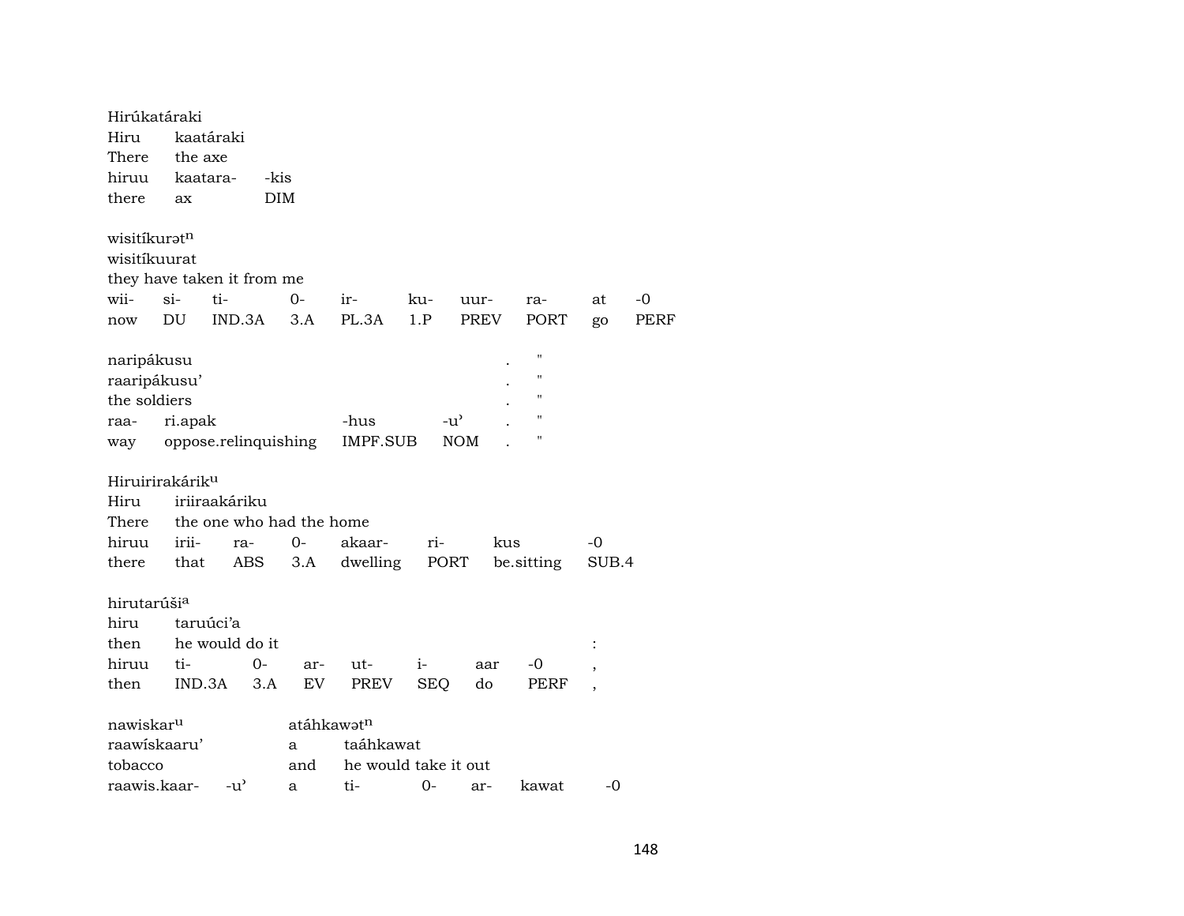Hirúkatáraki

| Hiru | kaatáraki | |
|---|---|---|
| There | the axe | |
| hiruu | kaatara- | -kis |
| there | ax | DIM |

wisitíkurət[n]

wisitíkuurat

they have taken it from me

| wii- | si- | ti- | 0- | ir- | ku- | uur- | ra- | at | -0 |
|---|---|---|---|---|---|---|---|---|---|
| now | DU | IND.3A | 3.A | PL.3A | 1.P | PREV | PORT | go | PERF |

naripákusu . "

raaripákusu' . "

the soldiers . "

| raa- | ri.apak | -hus | -u' | . | " |
|---|---|---|---|---|---|
| way | oppose.relinquishing | IMPF.SUB | NOM | . | " |

Hiruirirakárik[u]

| Hiru | iriiraakáriku | | | | | | |
|---|---|---|---|---|---|---|---|
| There | the one who had the home | | | | | | |
| hiruu | irii- | ra- | 0- | akaar- | ri- | kus | -0 |
| there | that | ABS | 3.A | dwelling | PORT | be.sitting | SUB.4 |

hirutarúši[a]

| hiru | taruúci'a | | | | | | | |
|---|---|---|---|---|---|---|---|---|
| then | he would do it | | | | | | | : |
| hiruu | ti- | 0- | ar- | ut- | i- | aar | -0 | , |
| then | IND.3A | 3.A | EV | PREV | SEQ | do | PERF | , |

nawiskar[u] atáhkawət[n]

| raawískaaru' | | a | taáhkawat | | | | |
|---|---|---|---|---|---|---|---|
| tobacco | | and | he would take it out | | | | |
| raawis.kaar- | -u' | a | ti- | 0- | ar- | kawat | -0 |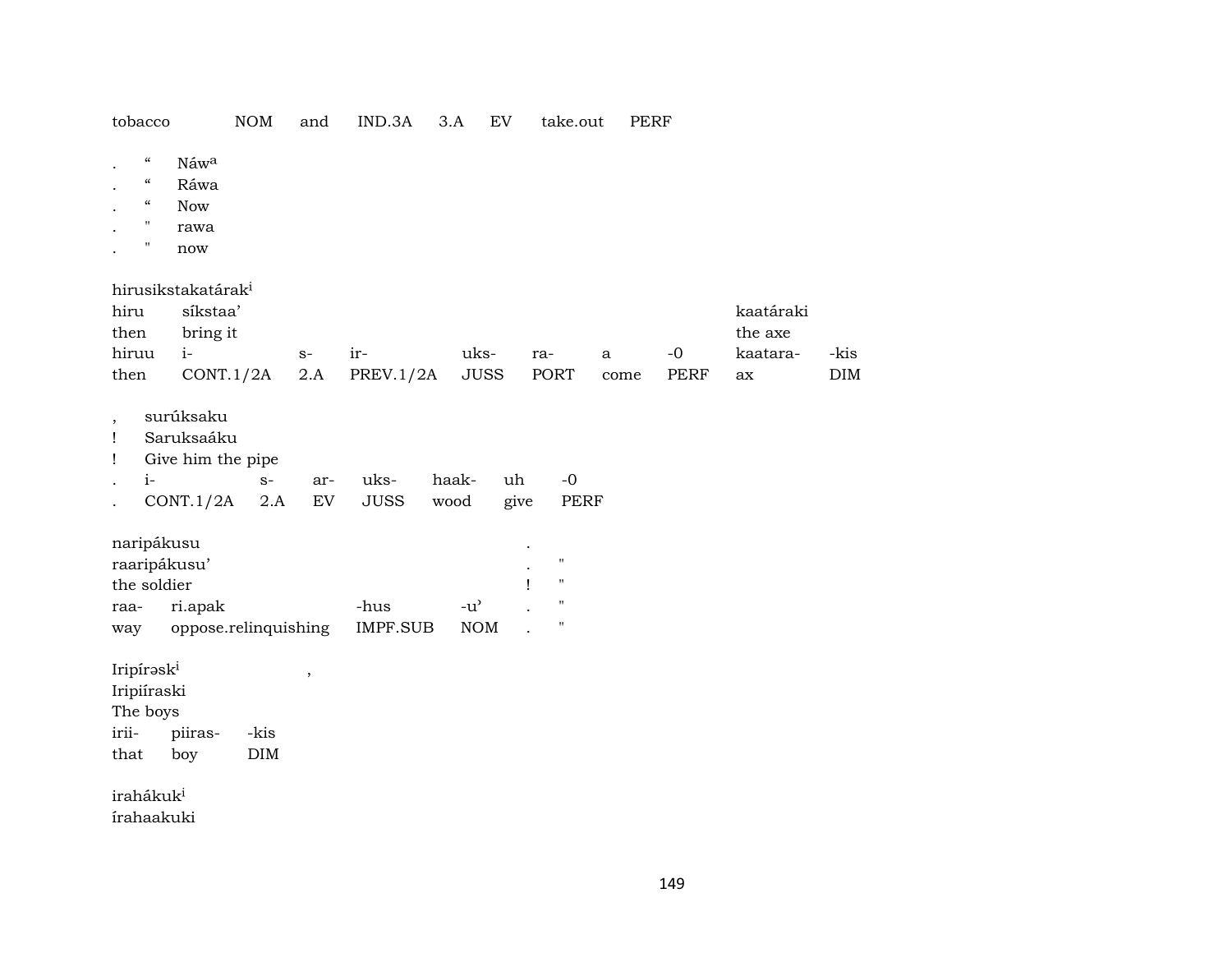| tobacco | NOM | and | IND.3A | 3.A | EV | take.out | PERF |
|---|---|---|---|---|---|---|---|

| . | “ | Náwa |
|---|---|---|
| . | “ | Ráwa |
| . | “ | Now |
| . | " | rawa |
| . | " | now |

hirusikstakatáraki

| hiru | síkstaa’ | | | | | | | kaatáraki | |
|---|---|---|---|---|---|---|---|---|---|
| then | bring it | | | | | | | the axe | |
| hiruu | i- | s- | ir- | uks- | ra- | a | -0 | kaatara- | -kis |
| then | CONT.1/2A | 2.A | PREV.1/2A | JUSS | PORT | come | PERF | ax | DIM |

| , | surúksaku | | | | | |
|---|---|---|---|---|---|---|
| ! | Saruksaáku | | | | | |
| ! | Give him the pipe | | | | | |
| . | i- | s- | ar- | uks- | haak- | uh | -0 |
| . | CONT.1/2A | 2.A | EV | JUSS | wood | give | PERF |

| naripákusu | | | | . | |
|---|---|---|---|---|---|
| raaripákusu’ | | | | . | " |
| the soldier | | | | ! | " |
| raa- | ri.apak | -hus | -u’ | . | " |
| way | oppose.relinquishing | IMPF.SUB | NOM | . | " |

| Iripírəski | | , |
|---|---|---|
| Iripiíraski | | |
| The boys | | |
| irii- | piiras- | -kis |
| that | boy | DIM |

irahákuki
írahaakuki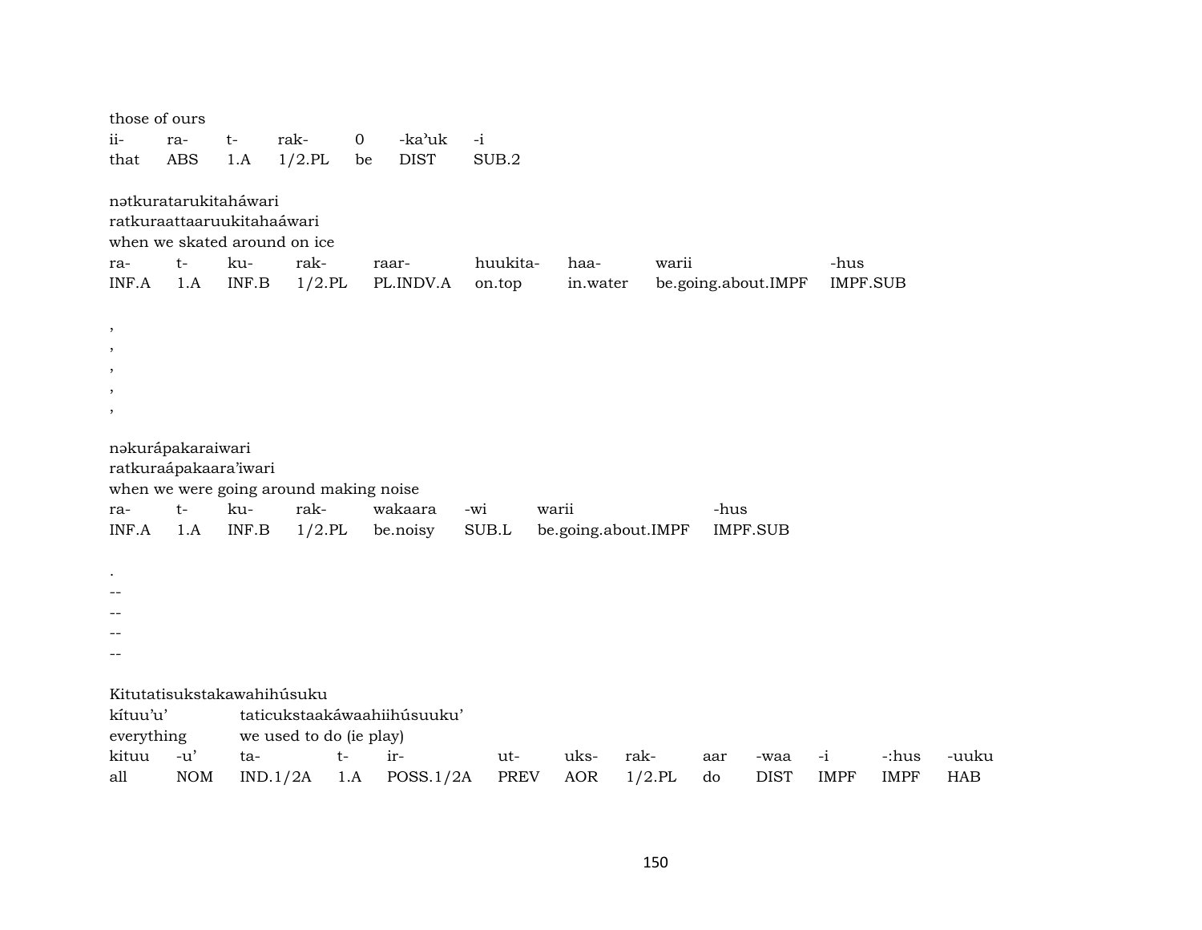those of ours

| ii- | ra- | t- | rak- | 0 | -ka'uk | -i |
|---|---|---|---|---|---|---|
| that | ABS | 1.A | 1/2.PL | be | DIST | SUB.2 |

nətkuratarukitaháwari
ratkuraattaaruukitahaáwari
when we skated around on ice

| ra- | t- | ku- | rak- | raar- | huukita- | haa- | warii | -hus |
|---|---|---|---|---|---|---|---|---|
| INF.A | 1.A | INF.B | 1/2.PL | PL.INDV.A | on.top | in.water | be.going.about.IMPF | IMPF.SUB |

,
,
,
,
,

nəkurápakaraiwari
ratkuraápakaara'iwari
when we were going around making noise

| ra- | t- | ku- | rak- | wakaara | -wi | warii | -hus |
|---|---|---|---|---|---|---|---|
| INF.A | 1.A | INF.B | 1/2.PL | be.noisy | SUB.L | be.going.about.IMPF | IMPF.SUB |

.
--
--
--
--

Kitutatisukstakawahihúsuku
kítuu'u' taticukstaakáwaahiihúsuuku'
everything we used to do (ie play)

| kituu | -u' | ta- | t- | ir- | ut- | uks- | rak- | aar | -waa | -i | -:hus | -uuku |
|---|---|---|---|---|---|---|---|---|---|---|---|---|
| all | NOM | IND.1/2A | 1.A | POSS.1/2A | PREV | AOR | 1/2.PL | do | DIST | IMPF | IMPF | HAB |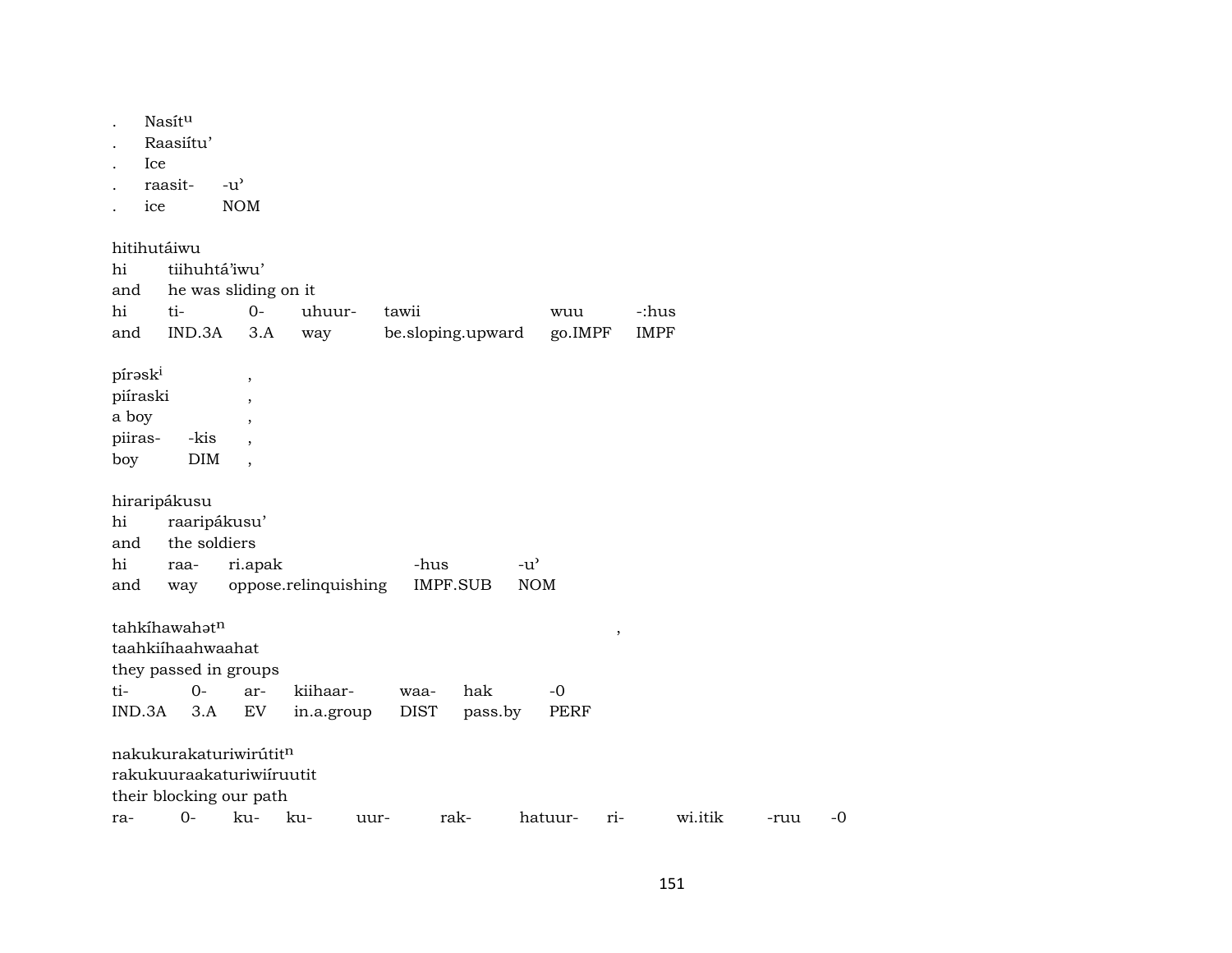. Nasít^u
. Raasiítu'
. Ice

| . | raasit- | -u' |
|---|---|---|
| . | ice | NOM |

hitihutáiwu
hi tiihuhtá'iwu'
and he was sliding on it

| hi | ti- | 0- | uhuur- | tawii | wuu | -:hus |
|---|---|---|---|---|---|---|
| and | IND.3A | 3.A | way | be.sloping.upward | go.IMPF | IMPF |

pírəsk^i ,
piíraski ,
a boy ,

| piiras- | -kis | , |
|---|---|---|
| boy | DIM | , |

hiraripákusu
hi raaripákusu'
and the soldiers

| hi | raa- | ri.apak | -hus | -u' |
|---|---|---|---|---|
| and | way | oppose.relinquishing | IMPF.SUB | NOM |

tahkíhawahət^n ,
taahkiíhaahwaahat
they passed in groups

| ti- | 0- | ar- | kiihaar- | waa- | hak | -0 |
|---|---|---|---|---|---|---|
| IND.3A | 3.A | EV | in.a.group | DIST | pass.by | PERF |

nakukurakaturiwirútit^n
rakukuuraakaturiwiíruutit
their blocking our path

| ra- | 0- | ku- | ku- | uur- | rak- | hatuur- | ri- | wi.itik | -ruu | -0 |
|---|---|---|---|---|---|---|---|---|---|---|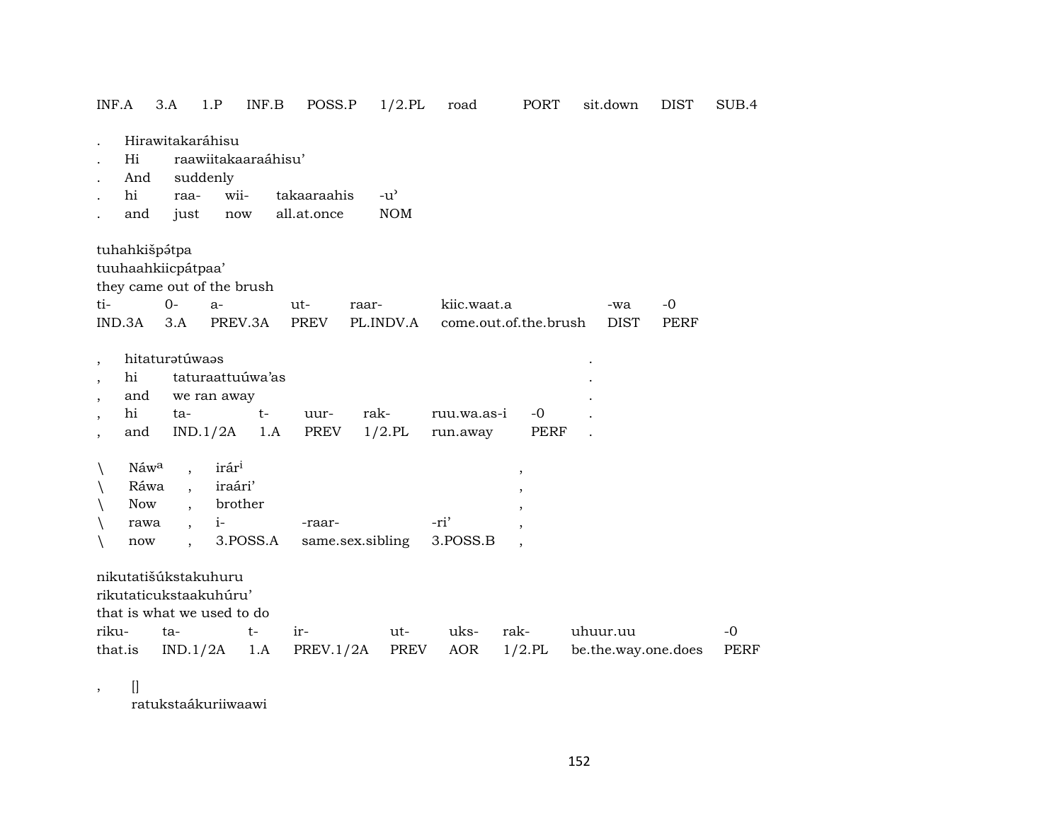| INF.A | 3.A | 1.P | INF.B | POSS.P | 1/2.PL | road | PORT | sit.down | DIST | SUB.4 |
|---|---|---|---|---|---|---|---|---|---|---|

| . | Hirawitakaráhisu | | | | |
|---|---|---|---|---|---|
| . | Hi | raawiitakaaraáhisu’ | | | |
| . | And | suddenly | | | |
| . | hi | raa- | wii- | takaaraahis | -u’ |
| . | and | just | now | all.at.once | NOM |

tuhahkišpə́tpa
tuuhaahkiicpátpaa’
they came out of the brush

| ti- | 0- | a- | ut- | raar- | kiic.waat.a | -wa | -0 |
|---|---|---|---|---|---|---|---|
| IND.3A | 3.A | PREV.3A | PREV | PL.INDV.A | come.out.of.the.brush | DIST | PERF |

| , | hitaturətúwaəs | | | | | | . |
|---|---|---|---|---|---|---|---|
| , | hi | taturaattuúwa’as | | | | | . |
| , | and | we ran away | | | | | . |
| , | hi | ta- | t- | uur- | rak- | ruu.wa.as-i | -0 | . |
| , | and | IND.1/2A | 1.A | PREV | 1/2.PL | run.away | PERF | . |

| \ | Náw[a] | , | irár[i] | | | , |
|---|---|---|---|---|---|---|
| \ | Ráwa | , | iraári’ | | | , |
| \ | Now | , | brother | | | , |
| \ | rawa | , | i- | -raar- | -ri’ | , |
| \ | now | , | 3.POSS.A | same.sex.sibling | 3.POSS.B | , |

nikutatišúkstakuhuru
rikutaticukstaakuhúru’
that is what we used to do

| riku- | ta- | t- | ir- | ut- | uks- | rak- | uhuur.uu | -0 |
|---|---|---|---|---|---|---|---|---|
| that.is | IND.1/2A | 1.A | PREV.1/2A | PREV | AOR | 1/2.PL | be.the.way.one.does | PERF |

, []
ratukstaákuriiwaawi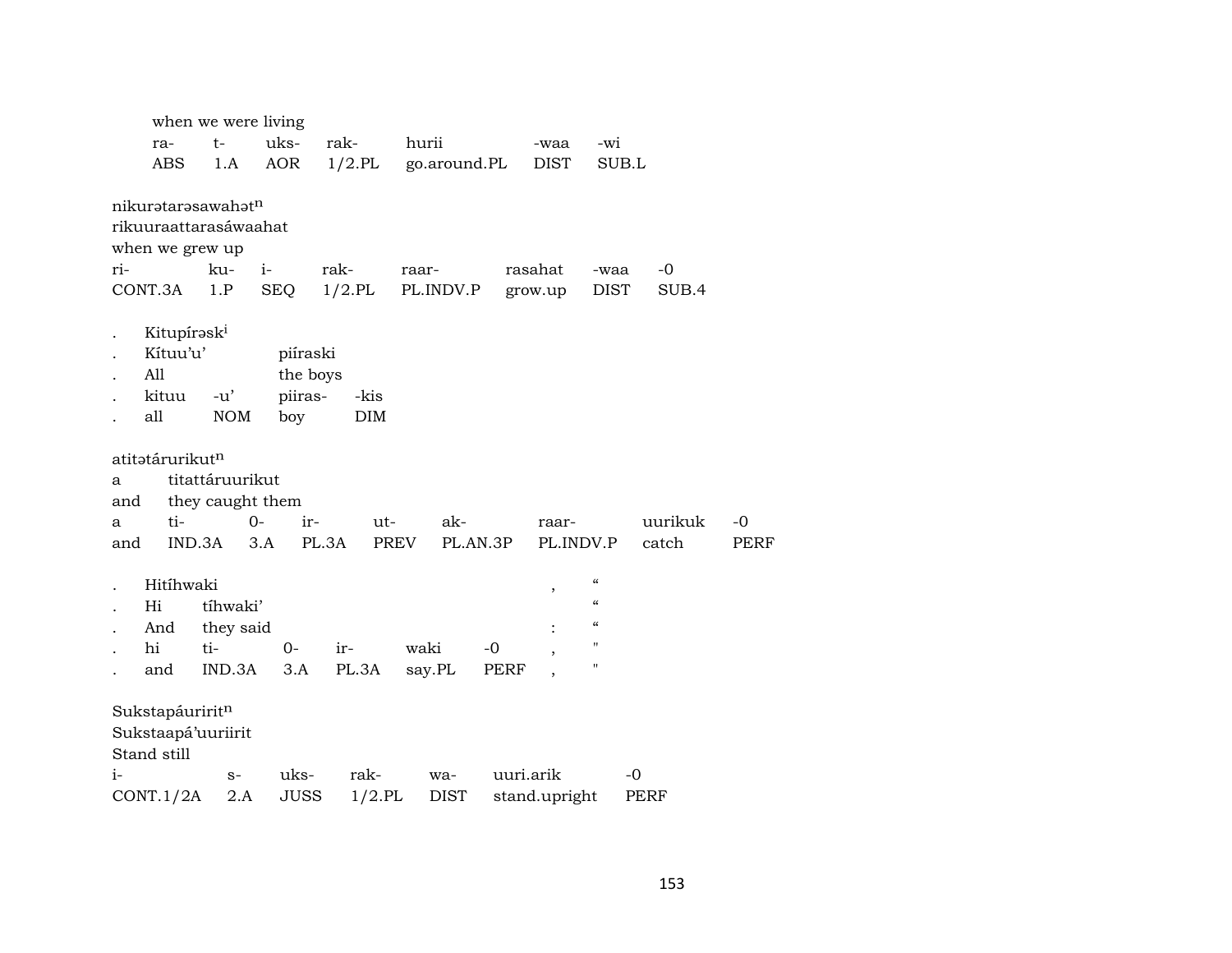when we were living

| ra- | t- | uks- | rak- | hurii | -waa | -wi |
|---|---|---|---|---|---|---|
| ABS | 1.A | AOR | 1/2.PL | go.around.PL | DIST | SUB.L |

nikurətarəsawahət[n]
rikuuraattarasáwaahat
when we grew up

| ri- | ku- | i- | rak- | raar- | rasahat | -waa | -0 |
|---|---|---|---|---|---|---|---|
| CONT.3A | 1.P | SEQ | 1/2.PL | PL.INDV.P | grow.up | DIST | SUB.4 |

| . | Kitupírəsk[i] | | | |
|---|---|---|---|---|
| . | Kítuu'u' | | piíraski | |
| . | All | | the boys | |
| . | kituu | -u' | piiras- | -kis |
| . | all | NOM | boy | DIM |

atitətárurikut[n]

| a | titattáruurikut | | | | | | | |
|---|---|---|---|---|---|---|---|---|
| and | they caught them | | | | | | | |
| a | ti- | 0- | ir- | ut- | ak- | raar- | uurikuk | -0 |
| and | IND.3A | 3.A | PL.3A | PREV | PL.AN.3P | PL.INDV.P | catch | PERF |

| . | Hitíhwaki | | | | | , | " |
|---|---|---|---|---|---|---|---|
| . | Hi | tíhwaki' | | | | | " |
| . | And | they said | | | | : | " |
| . | hi | ti- | 0- | ir- | waki | -0 | , | " |
| . | and | IND.3A | 3.A | PL.3A | say.PL | PERF | , | " |

Sukstapáuririt[n]
Sukstaapá'uuriirit
Stand still

| i- | s- | uks- | rak- | wa- | uuri.arik | -0 |
|---|---|---|---|---|---|---|
| CONT.1/2A | 2.A | JUSS | 1/2.PL | DIST | stand.upright | PERF |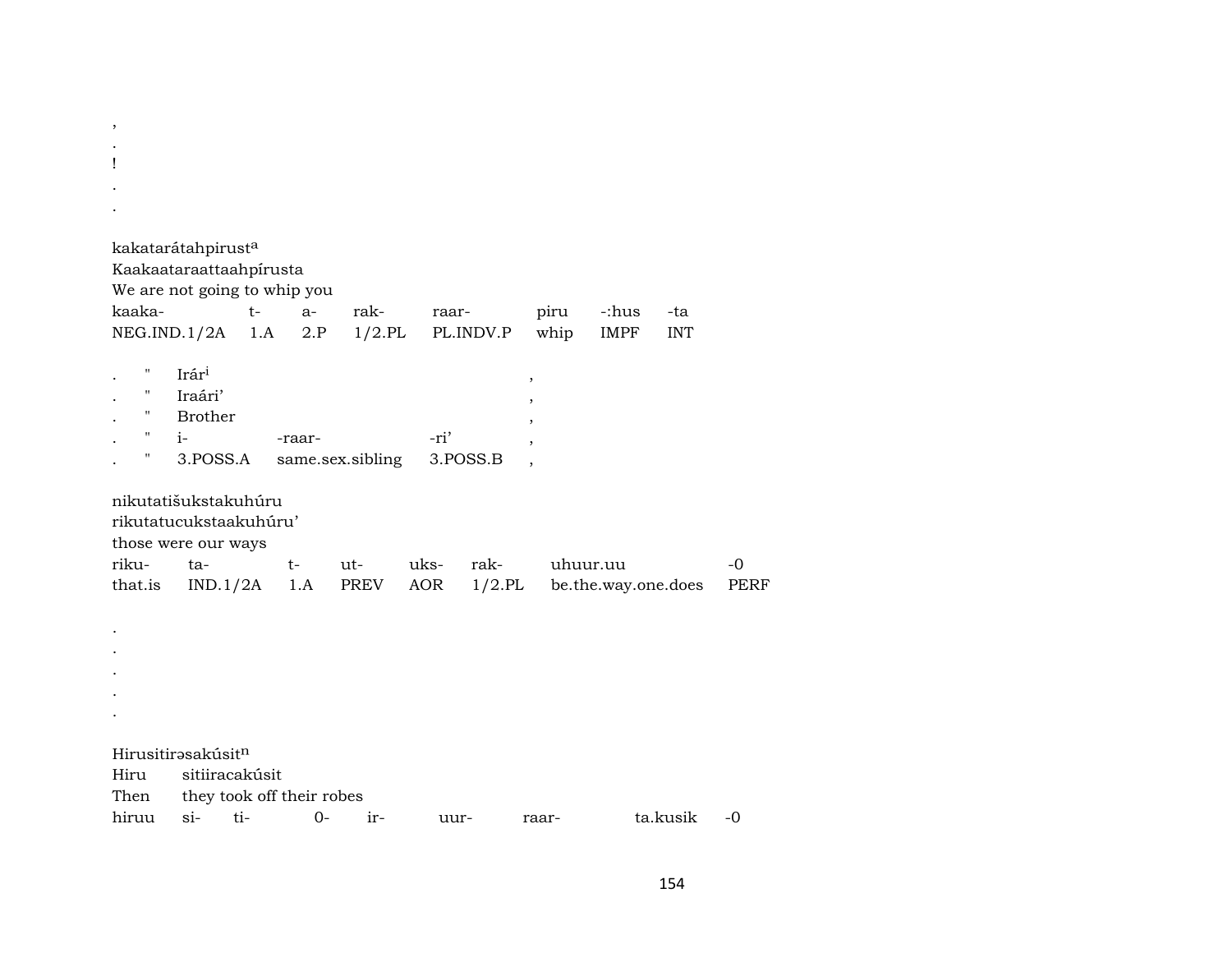,
.
!
.
.

kakatarátahpirust[a]
Kaakaataraattaahpírusta
We are not going to whip you

| kaaka- | t- | a- | rak- | raar- | piru | -:hus | -ta |
|---|---|---|---|---|---|---|---|
| NEG.IND.1/2A | 1.A | 2.P | 1/2.PL | PL.INDV.P | whip | IMPF | INT |

| . | " | Irár[i] | | | , |
|---|---|---|---|---|---|
| . | " | Iraári’ | | | , |
| . | " | Brother | | | , |
| . | " | i- | -raar- | -ri’ | , |
| . | " | 3.POSS.A | same.sex.sibling | 3.POSS.B | , |

nikutatišukstakuhúru
rikutatucukstaakuhúru’
those were our ways

| riku- | ta- | t- | ut- | uks- | rak- | uhuur.uu | -0 |
|---|---|---|---|---|---|---|---|
| that.is | IND.1/2A | 1.A | PREV | AOR | 1/2.PL | be.the.way.one.does | PERF |

.
.
.
.
.

Hirusitirəsakúsit[n]

| Hiru | sitiiracakúsit | | | | | | | |
|---|---|---|---|---|---|---|---|---|
| Then | they took off their robes | | | | | | | |
| hiruu | si- | ti- | 0- | ir- | uur- | raar- | ta.kusik | -0 |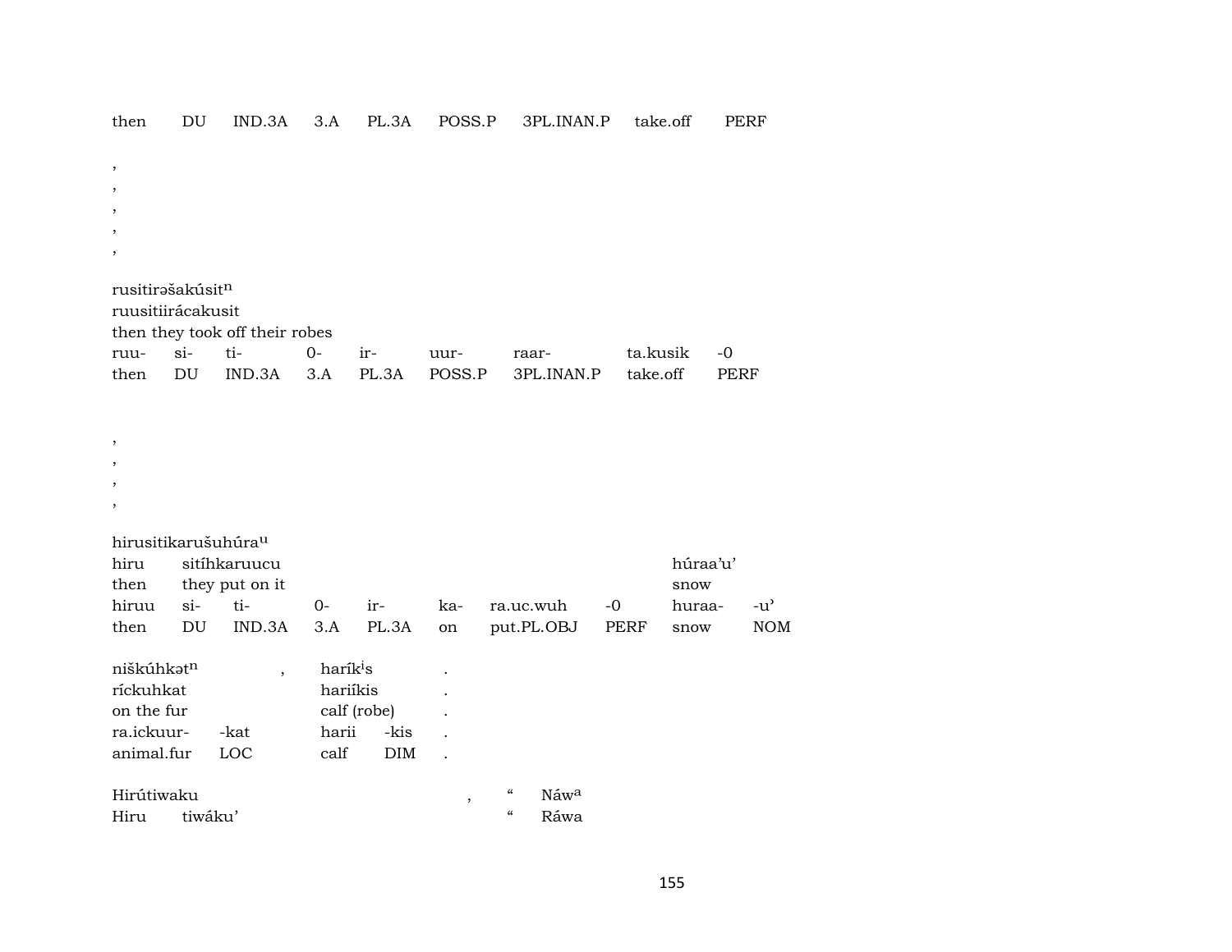then DU IND.3A 3.A PL.3A POSS.P 3PL.INAN.P take.off PERF

,
,
,
,
,

rusitirəšakúsitⁿ
ruusitiirácakusit
then they took off their robes

| ruu- | si- | ti- | 0- | ir- | uur- | raar- | ta.kusik | -0 |
|---|---|---|---|---|---|---|---|---|
| then | DU | IND.3A | 3.A | PL.3A | POSS.P | 3PL.INAN.P | take.off | PERF |

,
,
,
,

hirusitikarušuhúraᵘ

| hiru | sitíhkaruucu | | | | | | húraa'u' | |
|---|---|---|---|---|---|---|---|---|
| then | they put on it | | | | | | snow | |
| hiruu | si- | ti- | 0- | ir- | ka- | ra.uc.wuh | -0 | huraa- | -u' |
| then | DU | IND.3A | 3.A | PL.3A | on | put.PL.OBJ | PERF | snow | NOM |

| niškúhkətⁿ | | , | haríkⁱs | | . |
|---|---|---|---|---|---|
| ríckuhkat | | | hariíkis | | . |
| on the fur | | | calf (robe) | | . |
| ra.ickuur- | -kat | | harii | -kis | . |
| animal.fur | LOC | | calf | DIM | . |

Hirútiwaku , " Náwᵃ
Hiru tiwáku' " Ráwa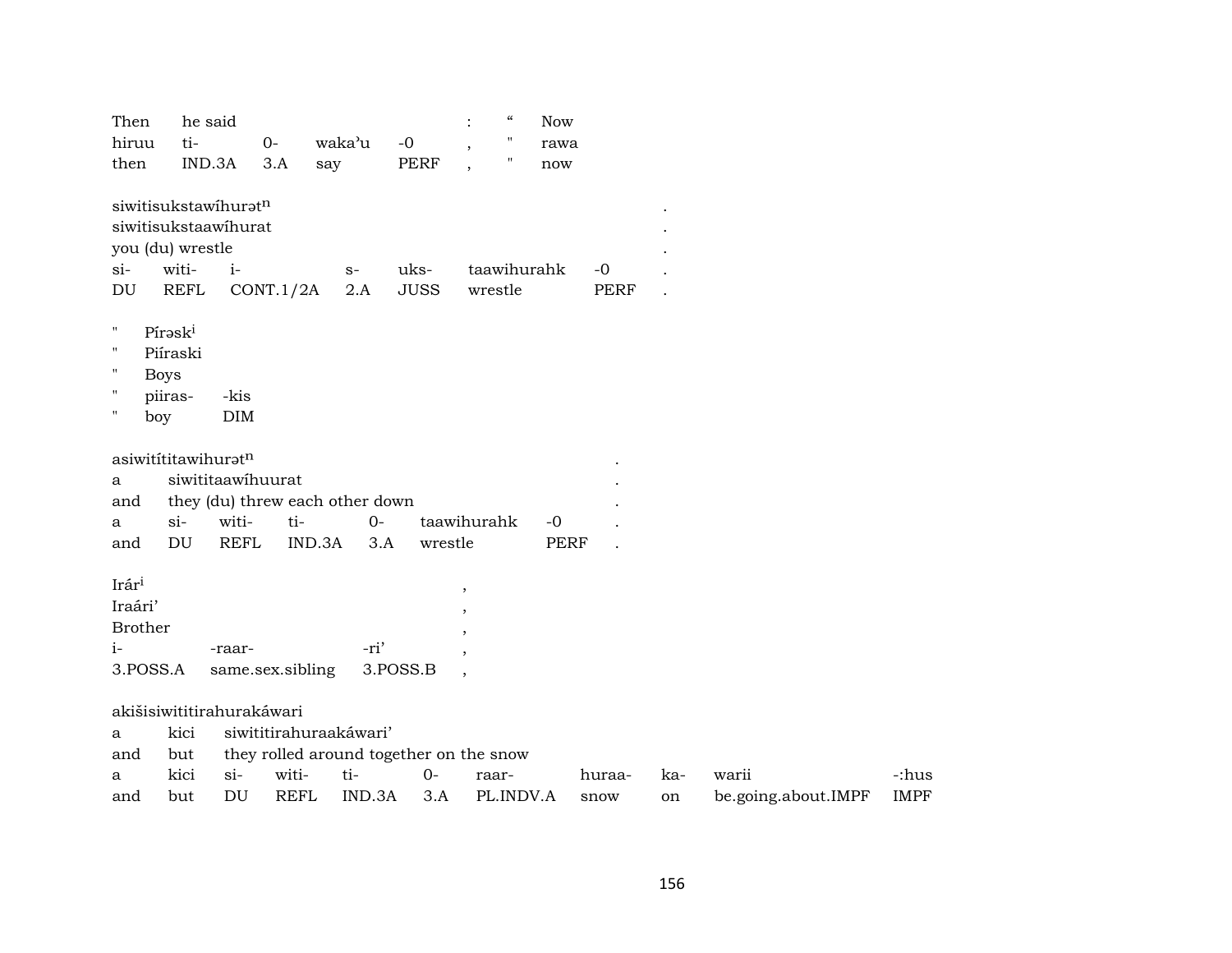| Then | he said | | | | : | " | Now |
|---|---|---|---|---|---|---|---|
| hiruu | ti- | 0- | waka'u | -0 | , | " | rawa |
| then | IND.3A | 3.A | say | PERF | , | " | now |

| siwitisukstawíhurət$^{n}$ | | | | | | | . |
|---|---|---|---|---|---|---|---|
| siwitisukstaawíhurat | | | | | | | . |
| you (du) wrestle | | | | | | | . |
| si- | witi- | i- | s- | uks- | taawihurahk | -0 | . |
| DU | REFL | CONT.1/2A | 2.A | JUSS | wrestle | PERF | . |

| " | Pírəsk$^{i}$ | |
|---|---|---|
| " | Piíraski | |
| " | Boys | |
| " | piiras- | -kis |
| " | boy | DIM |

| asiwitítitawihurət$^{n}$ | | | | | | | . |
|---|---|---|---|---|---|---|---|
| a | siwititaawíhuurat | | | | | | . |
| and | they (du) threw each other down | | | | | | . |
| a | si- | witi- | ti- | 0- | taawihurahk | -0 | . |
| and | DU | REFL | IND.3A | 3.A | wrestle | PERF | . |

| Irár$^{i}$ | | | , |
|---|---|---|---|
| Iraári' | | | , |
| Brother | | | , |
| i- | -raar- | -ri' | , |
| 3.POSS.A | same.sex.sibling | 3.POSS.B | , |

| akišisiwititirahurakáwari | | | | | | | | | | |
|---|---|---|---|---|---|---|---|---|---|---|
| a | kici | siwititirahuraakáwari' | | | | | | | | |
| and | but | they rolled around together on the snow | | | | | | | | |
| a | kici | si- | witi- | ti- | 0- | raar- | huraa- | ka- | warii | -:hus |
| and | but | DU | REFL | IND.3A | 3.A | PL.INDV.A | snow | on | be.going.about.IMPF | IMPF |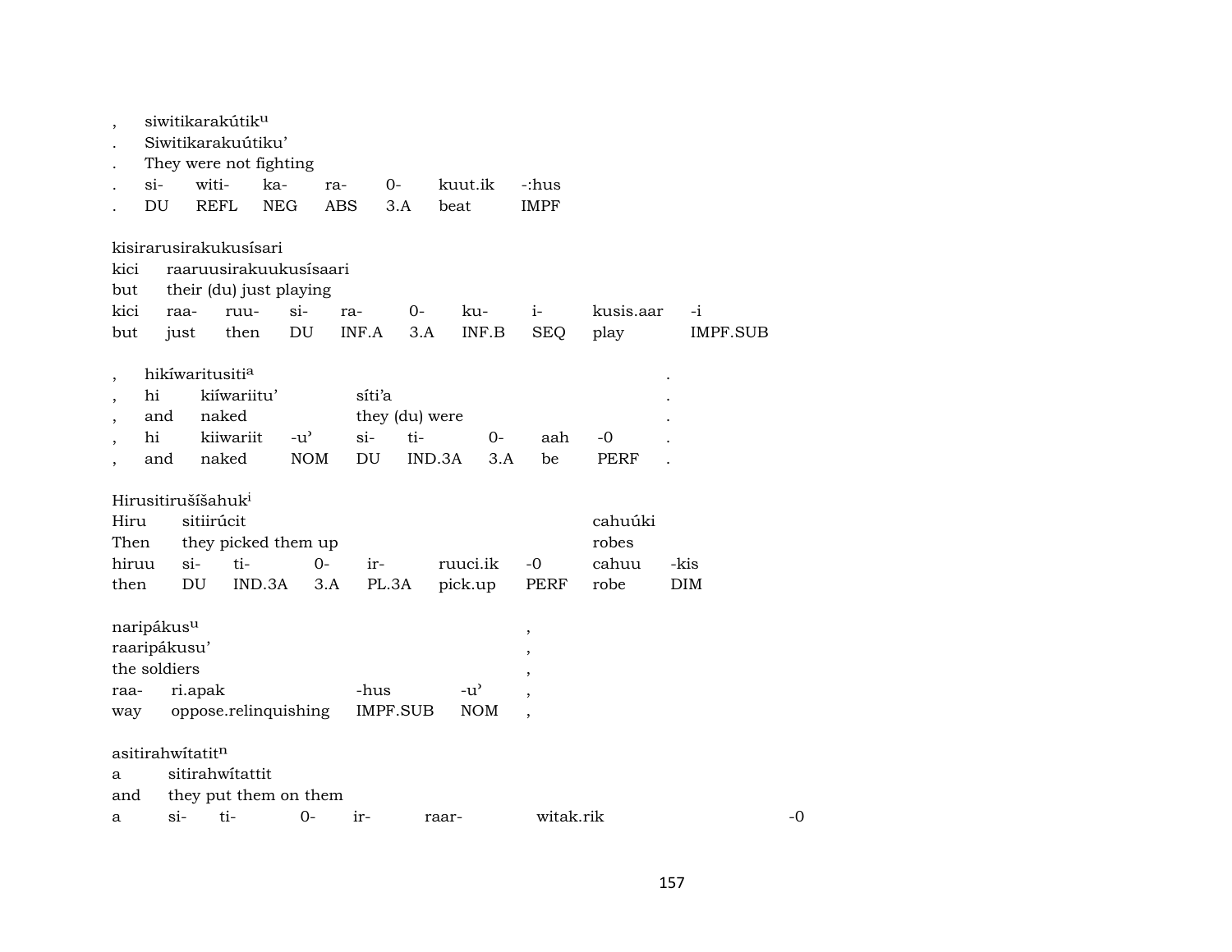| , | siwitikarakútik[u] | | | | | |
|---|---|---|---|---|---|---|
| . | Siwitikarakuútiku’ | | | | | |
| . | They were not fighting | | | | | |
| . | si- | witi- | ka- | ra- | 0- | kuut.ik | -:hus |
| . | DU | REFL | NEG | ABS | 3.A | beat | IMPF |

| kisirarusirakukusísari | | | | | | | | | |
|---|---|---|---|---|---|---|---|---|---|
| kici | raaruusirakuukusísaari | | | | | | | | |
| but | their (du) just playing | | | | | | | | |
| kici | raa- | ruu- | si- | ra- | 0- | ku- | i- | kusis.aar | -i |
| but | just | then | DU | INF.A | 3.A | INF.B | SEQ | play | IMPF.SUB |

| , | hikíwaritusiti[a] | | | | | | | . |
|---|---|---|---|---|---|---|---|---|
| , | hi | kiíwariitu’ | | síti’a | | | | . |
| , | and | naked | | they (du) were | | | | . |
| , | hi | kiiwariit | -u’ | si- | ti- | 0- | aah | -0 | . |
| , | and | naked | NOM | DU | IND.3A | 3.A | be | PERF | . |

| Hirusitirušíšahuk[i] | | | | | | | | |
|---|---|---|---|---|---|---|---|---|
| Hiru | sitiirúcit | | | | | | cahuúki | |
| Then | they picked them up | | | | | | robes | |
| hiruu | si- | ti- | 0- | ir- | ruuci.ik | -0 | cahuu | -kis |
| then | DU | IND.3A | 3.A | PL.3A | pick.up | PERF | robe | DIM |

| naripákus[u] | | | | , |
|---|---|---|---|---|
| raaripákusu’ | | | | , |
| the soldiers | | | | , |
| raa- | ri.apak | -hus | -u’ | , |
| way | oppose.relinquishing | IMPF.SUB | NOM | , |

| asitirahwítatit[n] | | | | | | | |
|---|---|---|---|---|---|---|---|
| a | sitirahwítattit | | | | | | |
| and | they put them on them | | | | | | |
| a | si- | ti- | 0- | ir- | raar- | witak.rik | -0 |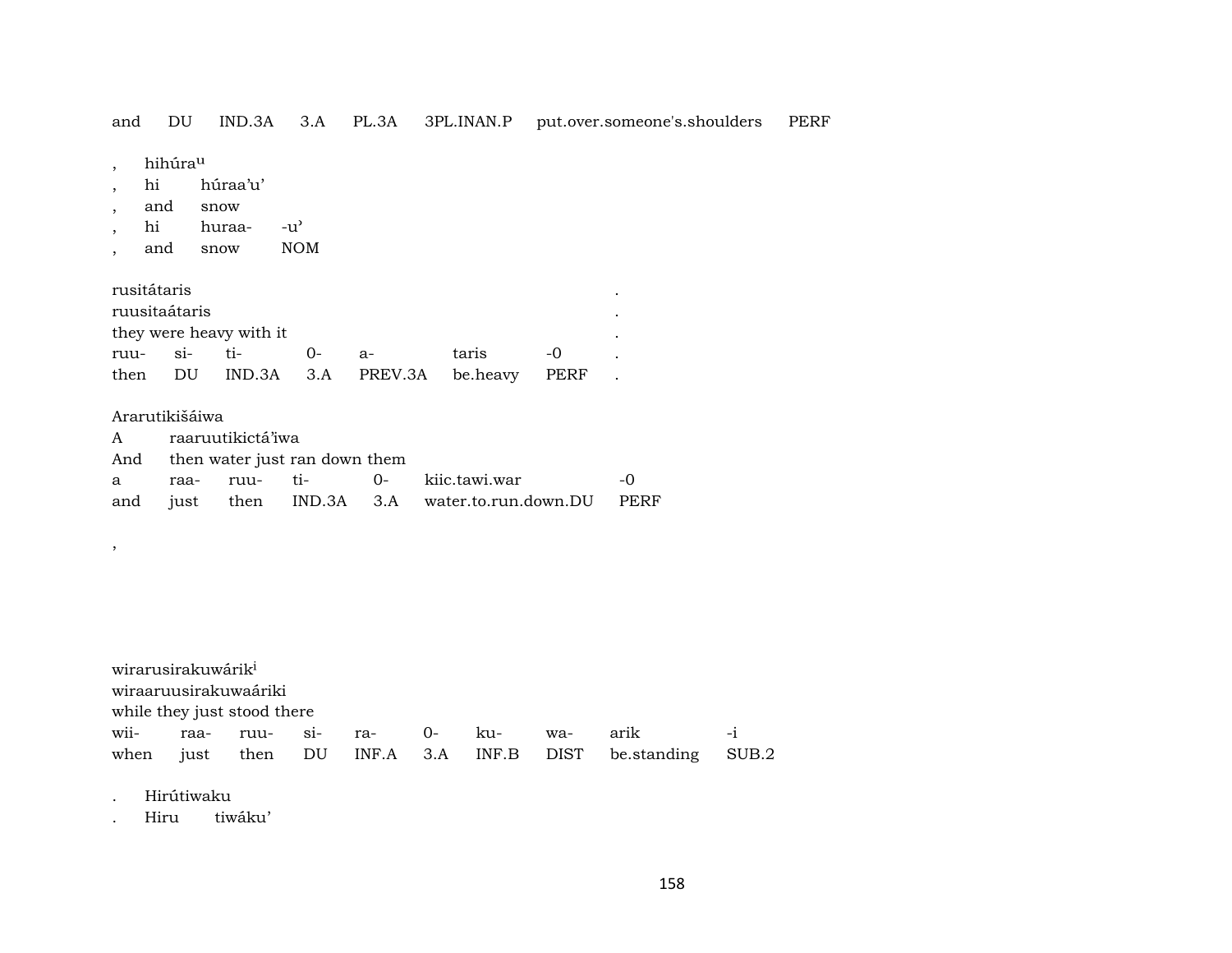| and | DU | IND.3A | 3.A | PL.3A | 3PL.INAN.P | put.over.someone's.shoulders | PERF |
|---|---|---|---|---|---|---|---|

| , | hihúra[u] | | |
|---|---|---|---|
| , | hi | húraa'u' | |
| , | and | snow | |
| , | hi | huraa- | -u' |
| , | and | snow | NOM |

| rusitátaris | | | | | | | . |
|---|---|---|---|---|---|---|---|
| ruusitaátaris | | | | | | | . |
| they were heavy with it | | | | | | | . |
| ruu- | si- | ti- | 0- | a- | taris | -0 | . |
| then | DU | IND.3A | 3.A | PREV.3A | be.heavy | PERF | . |

| Ararutikišáiwa | | | | | | |
|---|---|---|---|---|---|---|
| A | raaruutikictá'iwa | | | | | |
| And | then water just ran down them | | | | | |
| a | raa- | ruu- | ti- | 0- | kiic.tawi.war | -0 |
| and | just | then | IND.3A | 3.A | water.to.run.down.DU | PERF |

,

| wirarusirakuwárik[i] | | | | | | | | | |
|---|---|---|---|---|---|---|---|---|---|
| wiraaruusirakuwaáriki | | | | | | | | | |
| while they just stood there | | | | | | | | | |
| wii- | raa- | ruu- | si- | ra- | 0- | ku- | wa- | arik | -i |
| when | just | then | DU | INF.A | 3.A | INF.B | DIST | be.standing | SUB.2 |

| . | Hirútiwaku | |
|---|---|---|
| . | Hiru | tiwáku' |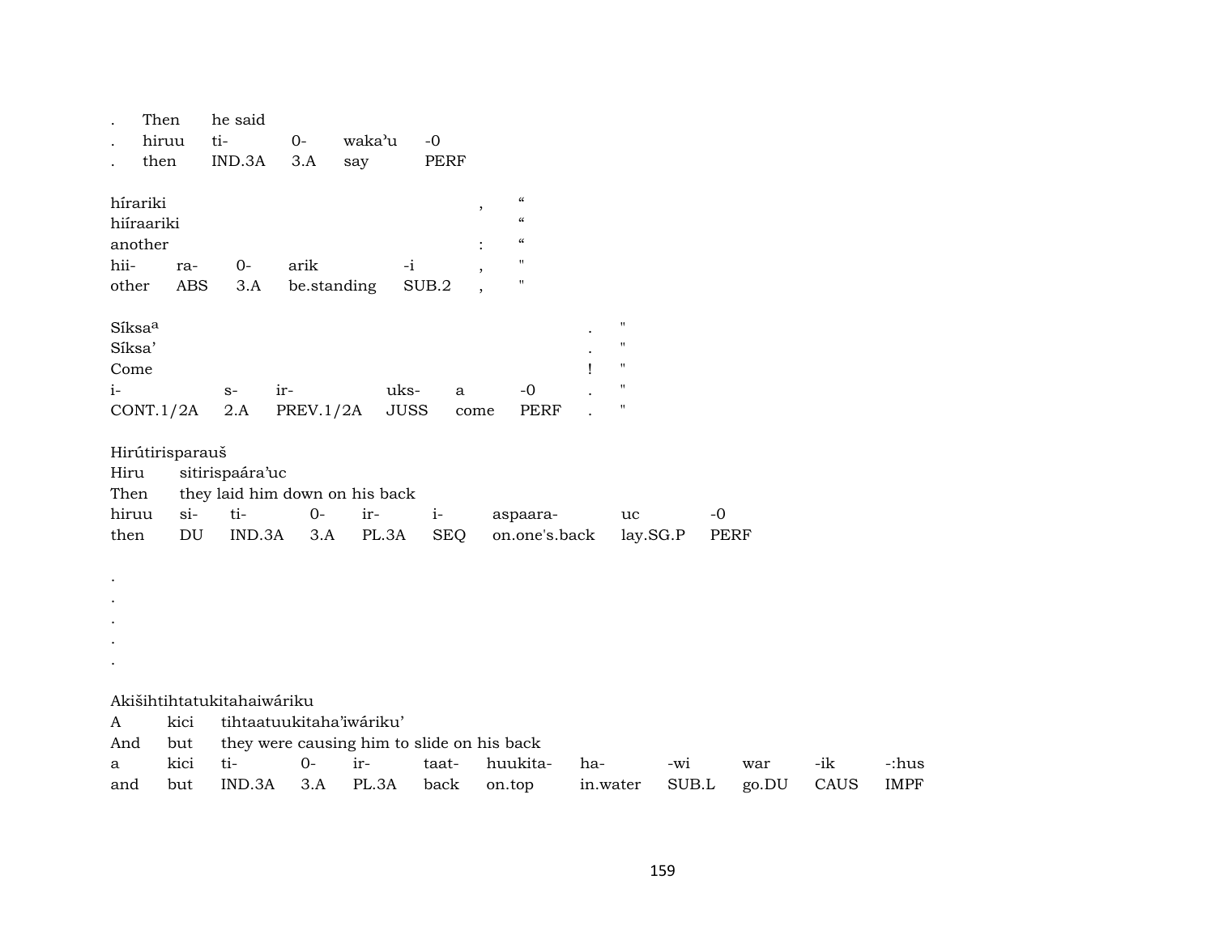| . | Then | he said | | | |
|---|---|---|---|---|---|
| . | hiruu | ti- | 0- | waka'u | -0 |
| . | then | IND.3A | 3.A | say | PERF |

| híírariki | | | | | , | " |
|---|---|---|---|---|---|---|
| hiíraariki | | | | | | " |
| another | | | | | : | " |
| hii- | ra- | 0- | arik | -i | , | " |
| other | ABS | 3.A | be.standing | SUB.2 | , | " |

| Síksa[a] | | | | | | . | " |
|---|---|---|---|---|---|---|---|
| Síksa' | | | | | | . | " |
| Come | | | | | | ! | " |
| i- | s- | ir- | uks- | a | -0 | . | " |
| CONT.1/2A | 2.A | PREV.1/2A | JUSS | come | PERF | . | " |

| Hirútirisparauš | | | | | | | | |
|---|---|---|---|---|---|---|---|---|
| Hiru | sitirispaára'uc | | | | | | | |
| Then | they laid him down on his back | | | | | | | |
| hiruu | si- | ti- | 0- | ir- | i- | aspaara- | uc | -0 |
| then | DU | IND.3A | 3.A | PL.3A | SEQ | on.one's.back | lay.SG.P | PERF |

.
.
.
.
.

| Akišihtihtatukitahaiwáriku | | | | | | | | | | | |
|---|---|---|---|---|---|---|---|---|---|---|---|
| A | kici | tihtaatuukitaha'iwáriku' | | | | | | | | | |
| And | but | they were causing him to slide on his back | | | | | | | | | |
| a | kici | ti- | 0- | ir- | taat- | huukita- | ha- | -wi | war | -ik | -:hus |
| and | but | IND.3A | 3.A | PL.3A | back | on.top | in.water | SUB.L | go.DU | CAUS | IMPF |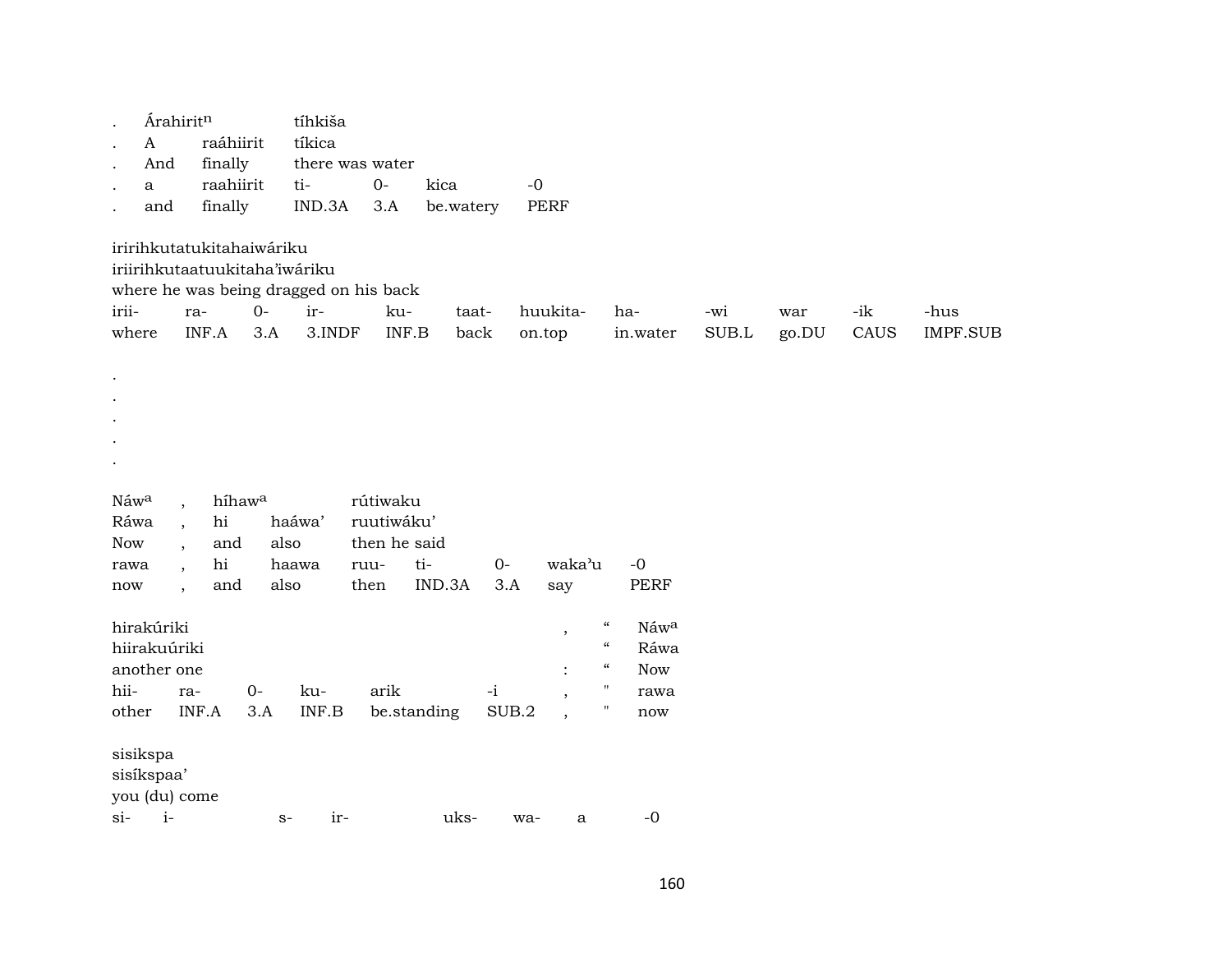| . | Árahirit$^{n}$ | | tíhkiša | | | |
|---|---|---|---|---|---|---|
| . | A | raáhiirit | tíkica | | | |
| . | And | finally | there was water | | | |
| . | a | raahiirit | ti- | 0- | kica | -0 |
| . | and | finally | IND.3A | 3.A | be.watery | PERF |

iririhkutatukitahaiwáriku
iriirihkutaatuukitaha'iwáriku
where he was being dragged on his back

| irii- | ra- | 0- | ir- | ku- | taat- | huukita- | ha- | -wi | war | -ik | -hus |
|---|---|---|---|---|---|---|---|---|---|---|---|
| where | INF.A | 3.A | 3.INDF | INF.B | back | on.top | in.water | SUB.L | go.DU | CAUS | IMPF.SUB |

.
.
.
.
.

| Náw$^{a}$ | , | híhaw$^{a}$ | | rútiwaku | | | | |
|---|---|---|---|---|---|---|---|---|
| Ráwa | , | hi | haáwa' | ruutiwáku' | | | | |
| Now | , | and | also | then he said | | | | |
| rawa | , | hi | haawa | ruu- | ti- | 0- | waka'u | -0 |
| now | , | and | also | then | IND.3A | 3.A | say | PERF |

| hirakúriki | | | | | | , | " | Náw$^{a}$ |
|---|---|---|---|---|---|---|---|---|
| hiirakuúriki | | | | | | | " | Ráwa |
| another one | | | | | | : | " | Now |
| hii- | ra- | 0- | ku- | arik | -i | , | " | rawa |
| other | INF.A | 3.A | INF.B | be.standing | SUB.2 | , | " | now |

sisikspa
sisíkspaa'
you (du) come

| si- | i- | s- | ir- | uks- | wa- | a | -0 |
|---|---|---|---|---|---|---|---|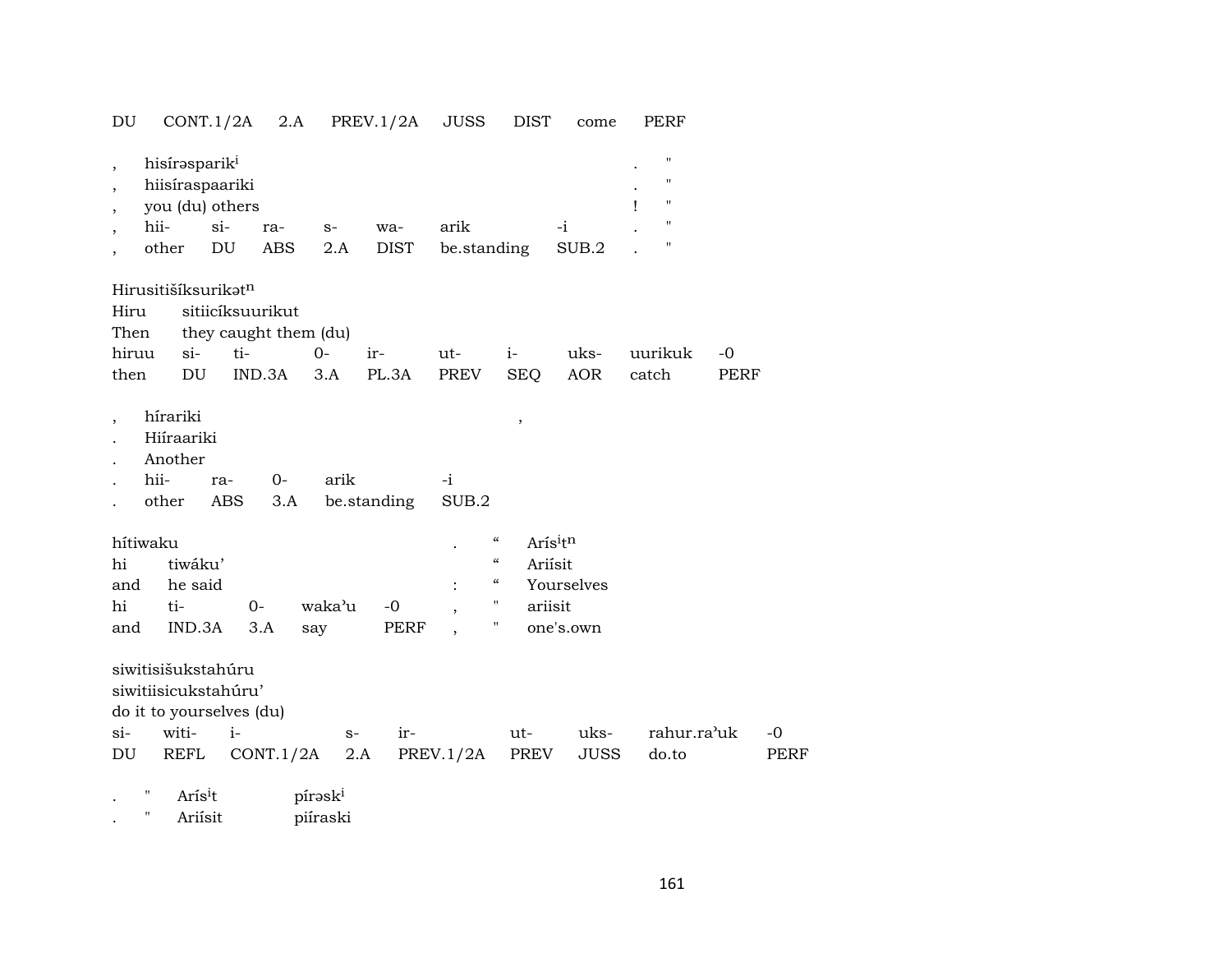DU CONT.1/2A 2.A PREV.1/2A JUSS DIST come PERF

| , | hisírəsparik[i] | | | | | | . | " |
|---|---|---|---|---|---|---|---|---|
| , | hiisíraspaariki | | | | | | . | " |
| , | you (du) others | | | | | | ! | " |
| , | hii- | si- | ra- | s- | wa- | arik | -i | . | " |
| , | other | DU | ABS | 2.A | DIST | be.standing | SUB.2 | . | " |

Hirusitišíksurikət[n]
Hiru sitiicíksuurikut
Then they caught them (du)

| hiruu | si- | ti- | 0- | ir- | ut- | i- | uks- | uurikuk | -0 |
|---|---|---|---|---|---|---|---|---|---|
| then | DU | IND.3A | 3.A | PL.3A | PREV | SEQ | AOR | catch | PERF |

| , | hírariki | | | | , |
|---|---|---|---|---|---|
| . | Hiíraariki | | | | |
| . | Another | | | | |
| . | hii- | ra- | 0- | arik | -i |
| . | other | ABS | 3.A | be.standing | SUB.2 |

| hítiwaku | | | | | . | “ | Arís[i]t[n] |
|---|---|---|---|---|---|---|---|
| hi | tiwáku’ | | | | | “ | Ariísit |
| and | he said | | | | : | “ | Yourselves |
| hi | ti- | 0- | waka’u | -0 | , | " | ariisit |
| and | IND.3A | 3.A | say | PERF | , | " | one's.own |

siwitisišukstahúru
siwitiisicukstahúru’
do it to yourselves (du)

| si- | witi- | i- | s- | ir- | ut- | uks- | rahur.ra’uk | -0 |
|---|---|---|---|---|---|---|---|---|
| DU | REFL | CONT.1/2A | 2.A | PREV.1/2A | PREV | JUSS | do.to | PERF |

| . | " | Arís[i]t | pírəsk[i] |
|---|---|---|---|
| . | " | Ariísit | piíraski |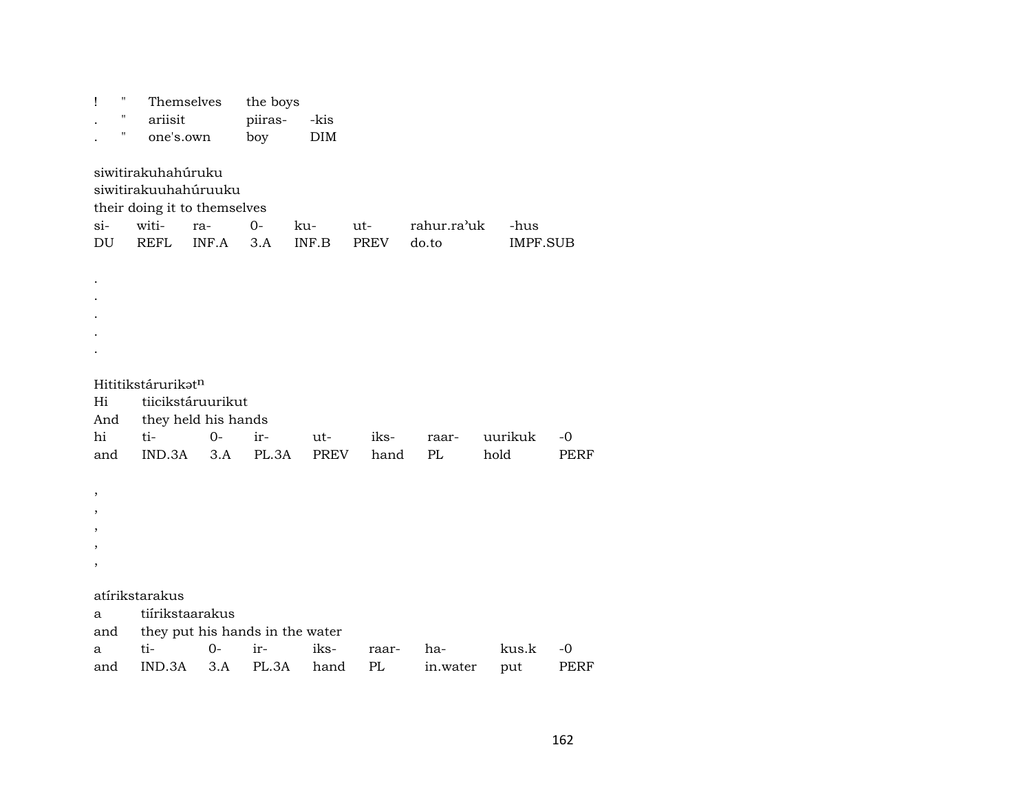| ! | " | Themselves | the boys | |
|---|---|---|---|---|
| . | " | ariisit | piiras- | -kis |
| . | " | one's.own | boy | DIM |

siwitirakuhahúruku
siwitirakuuhahúruuku
their doing it to themselves

| si- | witi- | ra- | 0- | ku- | ut- | rahur.ra'uk | -hus |
|---|---|---|---|---|---|---|---|
| DU | REFL | INF.A | 3.A | INF.B | PREV | do.to | IMPF.SUB |

.
.
.
.
.

Hititikstárurikət$^{n}$

| Hi | tiicikstáruurikut | | | | | | | |
|---|---|---|---|---|---|---|---|---|
| And | they held his hands | | | | | | | |
| hi | ti- | 0- | ir- | ut- | iks- | raar- | uurikuk | -0 |
| and | IND.3A | 3.A | PL.3A | PREV | hand | PL | hold | PERF |

,
,
,
,
,

atírikstarakus

| a | tiírikstaarakus | | | | | | | |
|---|---|---|---|---|---|---|---|---|
| and | they put his hands in the water | | | | | | | |
| a | ti- | 0- | ir- | iks- | raar- | ha- | kus.k | -0 |
| and | IND.3A | 3.A | PL.3A | hand | PL | in.water | put | PERF |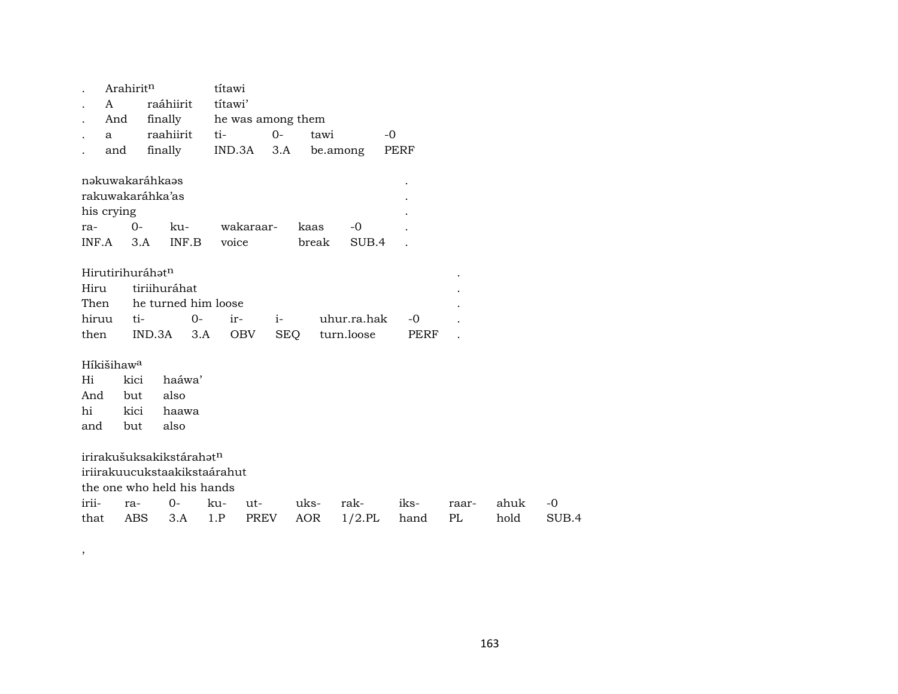| . | Arahirit$^{n}$ | | títawi | | | |
|---|---|---|---|---|---|---|
| . | A | raáhiirit | títawi' | | | |
| . | And | finally | he was among them | | | |
| . | a | raahiirit | ti- | 0- | tawi | -0 |
| . | and | finally | IND.3A | 3.A | be.among | PERF |

| nəkuwakaráhkaəs | | | | | | . |
|---|---|---|---|---|---|---|
| rakuwakaráhka'as | | | | | | . |
| his crying | | | | | | . |
| ra- | 0- | ku- | wakaraar- | kaas | -0 | . |
| INF.A | 3.A | INF.B | voice | break | SUB.4 | . |

| Hirutirihuráhət$^{n}$ | | | | | | | . |
|---|---|---|---|---|---|---|---|
| Hiru | tiriihuráhat | | | | | | . |
| Then | he turned him loose | | | | | | . |
| hiruu | ti- | 0- | ir- | i- | uhur.ra.hak | -0 | . |
| then | IND.3A | 3.A | OBV | SEQ | turn.loose | PERF | . |

| Híkišihaw$^{a}$ | | |
|---|---|---|
| Hi | kici | haáwa' |
| And | but | also |
| hi | kici | haawa |
| and | but | also |

| irirakušuksakikstárahət$^{n}$ | | | | | | | | | | |
|---|---|---|---|---|---|---|---|---|---|---|
| iriirakuucukstaakikstaárahut | | | | | | | | | | |
| the one who held his hands | | | | | | | | | | |
| irii- | ra- | 0- | ku- | ut- | uks- | rak- | iks- | raar- | ahuk | -0 |
| that | ABS | 3.A | 1.P | PREV | AOR | 1/2.PL | hand | PL | hold | SUB.4 |

,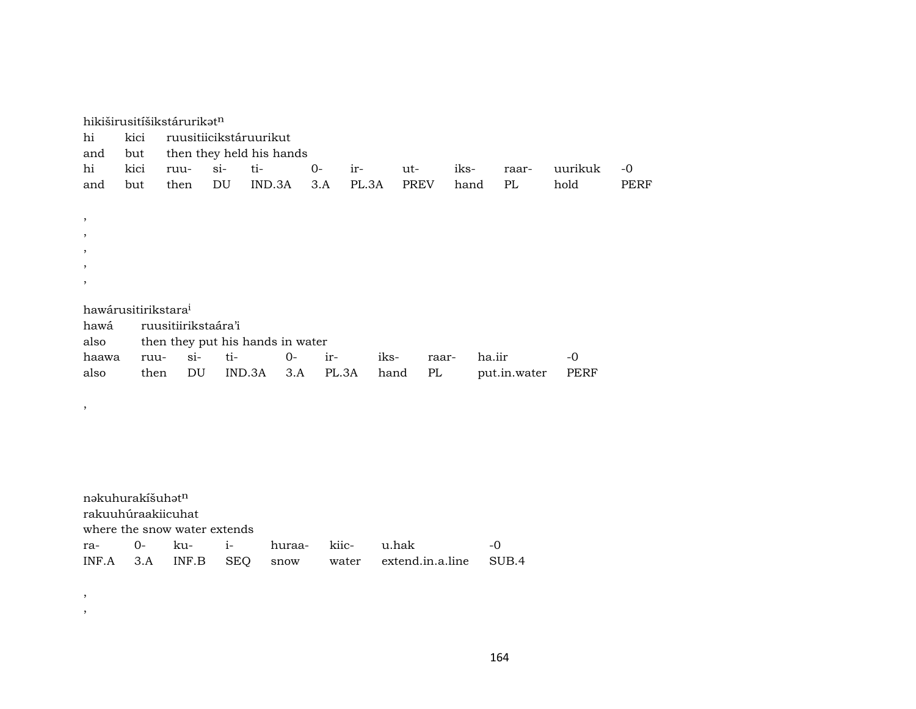hikiširusitíšikstárurikətⁿ
hi kici ruusitiicikstáruurikut
and but then they held his hands

| hi | kici | ruu- | si- | ti- | 0- | ir- | ut- | iks- | raar- | uurikuk | -0 |
|---|---|---|---|---|---|---|---|---|---|---|---|
| and | but | then | DU | IND.3A | 3.A | PL.3A | PREV | hand | PL | hold | PERF |

,
,
,
,
,

hawárusitirikstara[i]
hawá ruusitiirikstaára'i
also then they put his hands in water

| haawa | ruu- | si- | ti- | 0- | ir- | iks- | raar- | ha.iir | -0 |
|---|---|---|---|---|---|---|---|---|---|
| also | then | DU | IND.3A | 3.A | PL.3A | hand | PL | put.in.water | PERF |

,

nəkuhurakíšuhətⁿ
rakuuhúraakiicuhat
where the snow water extends

| ra- | 0- | ku- | i- | huraa- | kiic- | u.hak | -0 |
|---|---|---|---|---|---|---|---|
| INF.A | 3.A | INF.B | SEQ | snow | water | extend.in.a.line | SUB.4 |

,
,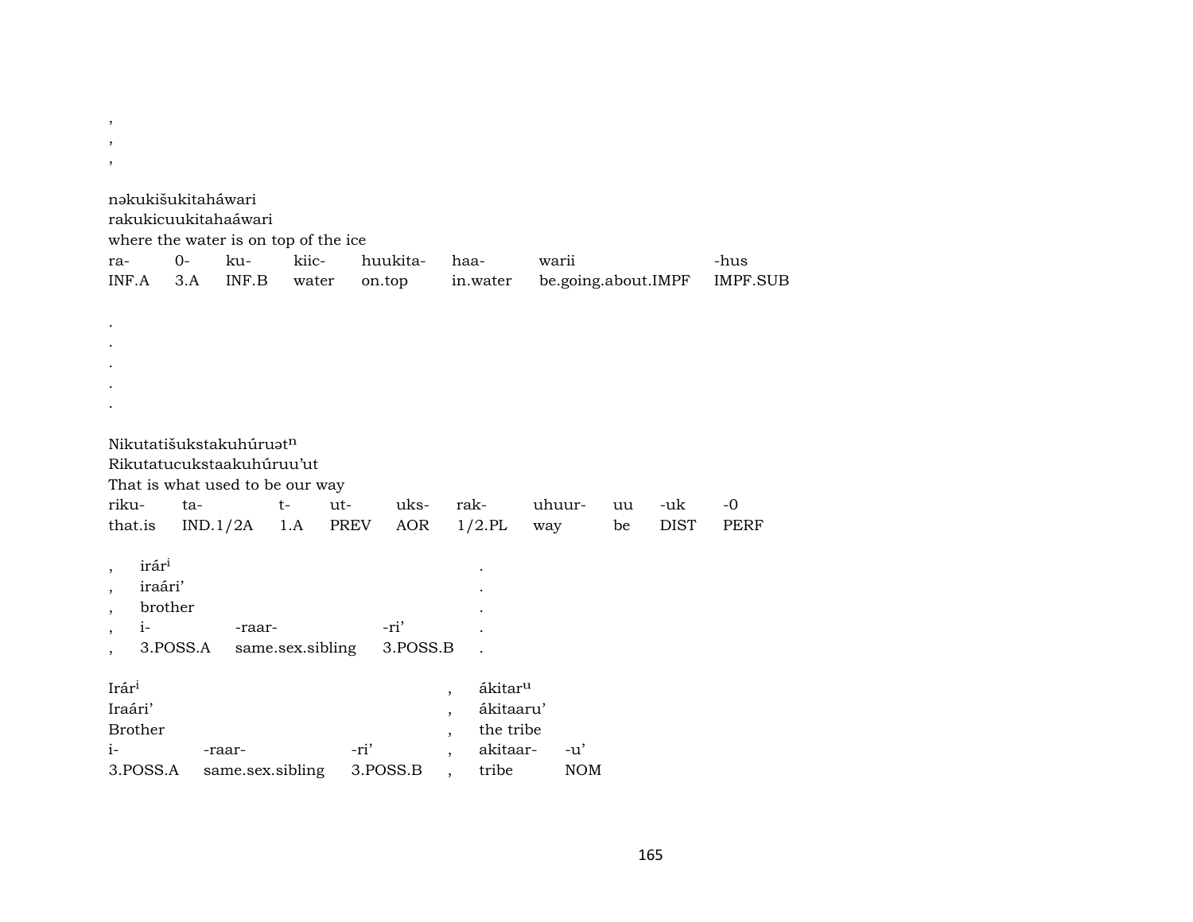,
,
,

nəkukišukitaháwari
rakukicuukitahaáwari
where the water is on top of the ice

| ra- | 0- | ku- | kiic- | huukita- | haa- | warii | -hus |
|---|---|---|---|---|---|---|---|
| INF.A | 3.A | INF.B | water | on.top | in.water | be.going.about.IMPF | IMPF.SUB |

.
.
.
.
.

Nikutatišukstakuhúruət[n]
Rikutatucukstaakuhúruu'ut
That is what used to be our way

| riku- | ta- | t- | ut- | uks- | rak- | uhuur- | uu | -uk | -0 |
|---|---|---|---|---|---|---|---|---|---|
| that.is | IND.1/2A | 1.A | PREV | AOR | 1/2.PL | way | be | DIST | PERF |

| , | irár[i] | | | . |
|---|---|---|---|---|
| , | iraári' | | | . |
| , | brother | | | . |
| , | i- | -raar- | -ri' | . |
| , | 3.POSS.A | same.sex.sibling | 3.POSS.B | . |

| Irár[i] | | | , | ákitar[u] | |
|---|---|---|---|---|---|
| Iraári' | | | , | ákitaaru' | |
| Brother | | | , | the tribe | |
| i- | -raar- | -ri' | , | akitaar- | -u' |
| 3.POSS.A | same.sex.sibling | 3.POSS.B | , | tribe | NOM |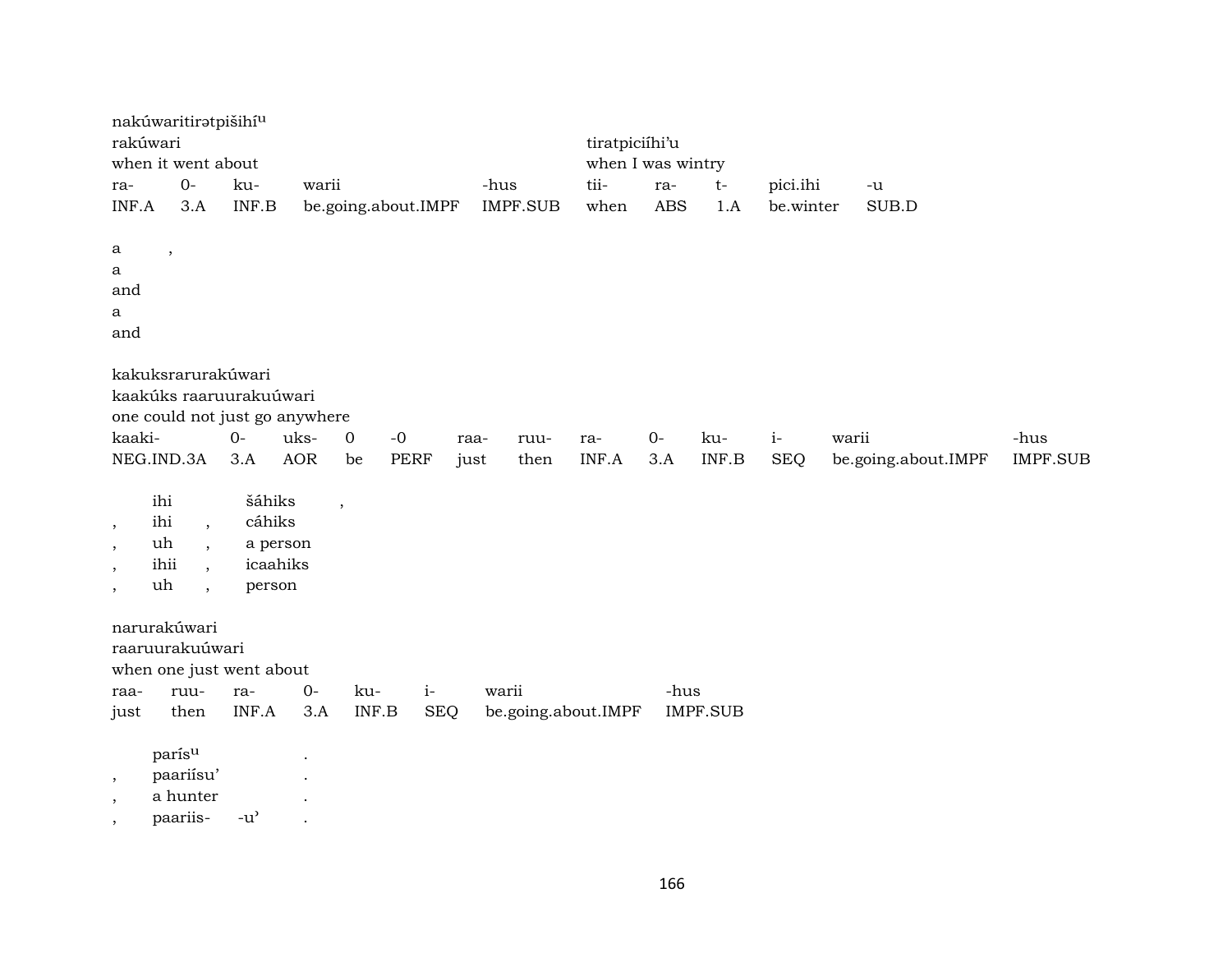nakúwaritirətpišihí^u
rakúwari tiratpiciíhi'u
when it went about when I was wintry

| ra- | 0- | ku- | warii | -hus | tii- | ra- | t- | pici.ihi | -u |
|---|---|---|---|---|---|---|---|---|---|
| INF.A | 3.A | INF.B | be.going.about.IMPF | IMPF.SUB | when | ABS | 1.A | be.winter | SUB.D |

a ,
a
and
a
and

kakuksrarurakúwari
kaakúks raaruurakuúwari
one could not just go anywhere

| kaaki- | 0- | uks- | 0 | -0 | raa- | ruu- | ra- | 0- | ku- | i- | warii | -hus |
|---|---|---|---|---|---|---|---|---|---|---|---|---|
| NEG.IND.3A | 3.A | AOR | be | PERF | just | then | INF.A | 3.A | INF.B | SEQ | be.going.about.IMPF | IMPF.SUB |

|   | ihi | | šáhiks | , |
|---|---|---|---|---|
| , | ihi | , | cáhiks | |
| , | uh | , | a person | |
| , | ihii | , | icaahiks | |
| , | uh | , | person | |

narurakúwari
raaruurakuúwari
when one just went about

| raa- | ruu- | ra- | 0- | ku- | i- | warii | -hus |
|---|---|---|---|---|---|---|---|
| just | then | INF.A | 3.A | INF.B | SEQ | be.going.about.IMPF | IMPF.SUB |

|   | parís^u | | . |
|---|---|---|---|
| , | paariísu' | | . |
| , | a hunter | | . |
| , | paariis- | -u' | . |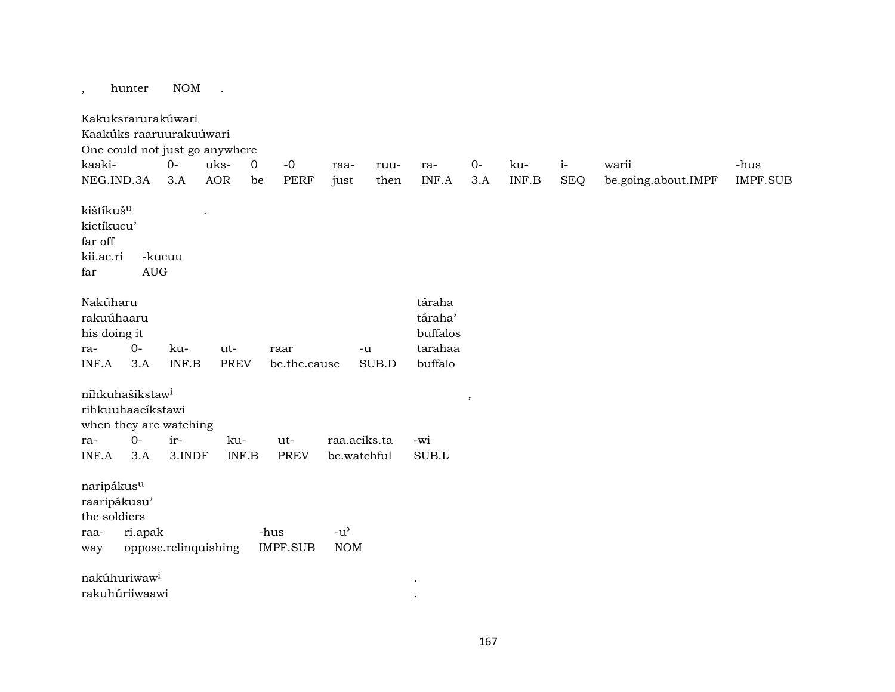, hunter NOM .

Kakuksrarurakúwari
Kaakúks raaruurakuúwari
One could not just go anywhere

| kaaki- | 0- | uks- | 0 | -0 | raa- | ruu- | ra- | 0- | ku- | i- | warii | -hus |
|---|---|---|---|---|---|---|---|---|---|---|---|---|
| NEG.IND.3A | 3.A | AOR | be | PERF | just | then | INF.A | 3.A | INF.B | SEQ | be.going.about.IMPF | IMPF.SUB |

kištíkuš[u] .
kictíkucu'
far off

| kii.ac.ri | -kucuu |
|---|---|
| far | AUG |

Nakúharu táraha
rakuúhaaru táraha'
his doing it buffalos

| ra- | 0- | ku- | ut- | raar | -u | tarahaa |
|---|---|---|---|---|---|---|
| INF.A | 3.A | INF.B | PREV | be.the.cause | SUB.D | buffalo |

níhkuhašikstaw[i] ,
rihkuuhaacíkstawi
when they are watching

| ra- | 0- | ir- | ku- | ut- | raa.aciks.ta | -wi |
|---|---|---|---|---|---|---|
| INF.A | 3.A | 3.INDF | INF.B | PREV | be.watchful | SUB.L |

naripákus[u]
raaripákusu'
the soldiers

| raa- | ri.apak | -hus | -u' |
|---|---|---|---|
| way | oppose.relinquishing | IMPF.SUB | NOM |

nakúhuriwaw[i] .
rakuhúriiwaawi .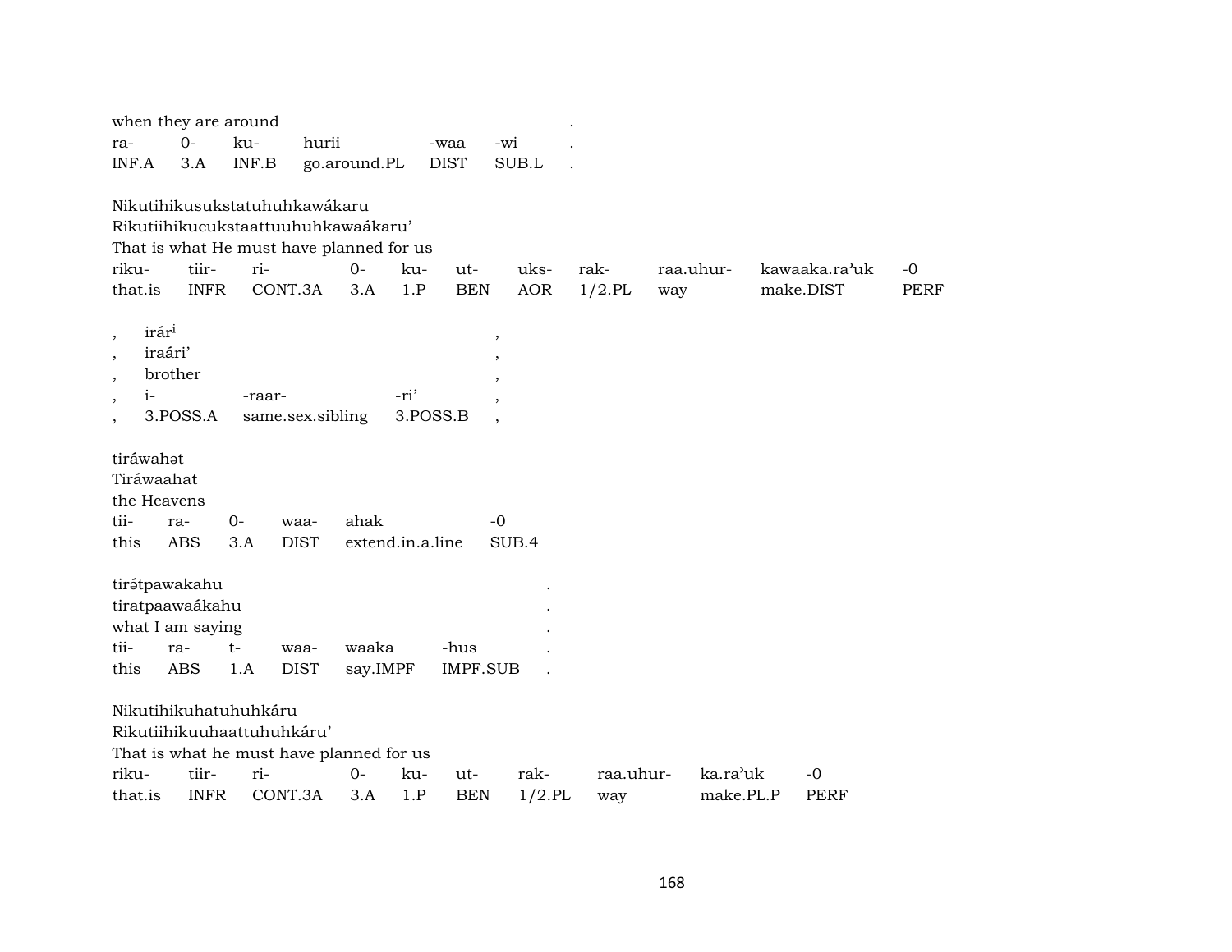when they are around .

| ra- | 0- | ku- | hurii | -waa | -wi | . |
|---|---|---|---|---|---|---|
| INF.A | 3.A | INF.B | go.around.PL | DIST | SUB.L | . |

Nikutihikusukstatuhuhkawákaru
Rikutiihikucukstaattuuhuhkawaákaru'
That is what He must have planned for us

| riku- | tiir- | ri- | 0- | ku- | ut- | uks- | rak- | raa.uhur- | kawaaka.ra'uk | -0 |
|---|---|---|---|---|---|---|---|---|---|---|
| that.is | INFR | CONT.3A | 3.A | 1.P | BEN | AOR | 1/2.PL | way | make.DIST | PERF |

, irár[i] ,
, iraári' ,
, brother ,

| , | i- | -raar- | -ri' | , |
|---|---|---|---|---|
| , | 3.POSS.A | same.sex.sibling | 3.POSS.B | , |

tiráwahət
Tiráwaahat
the Heavens

| tii- | ra- | 0- | waa- | ahak | -0 |
|---|---|---|---|---|---|
| this | ABS | 3.A | DIST | extend.in.a.line | SUB.4 |

tirə́tpawakahu .
tiratpaawaákahu .
what I am saying .

| tii- | ra- | t- | waa- | waaka | -hus | . |
|---|---|---|---|---|---|---|
| this | ABS | 1.A | DIST | say.IMPF | IMPF.SUB | . |

Nikutihikuhatuhuhkáru
Rikutiihikuuhaattuhuhkáru'
That is what he must have planned for us

| riku- | tiir- | ri- | 0- | ku- | ut- | rak- | raa.uhur- | ka.ra'uk | -0 |
|---|---|---|---|---|---|---|---|---|---|
| that.is | INFR | CONT.3A | 3.A | 1.P | BEN | 1/2.PL | way | make.PL.P | PERF |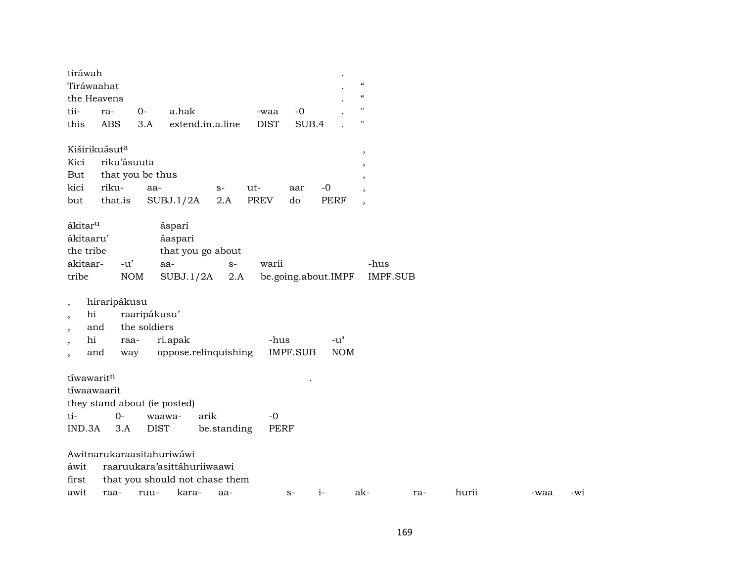| tiráwah | | | | | | . | |
|---|---|---|---|---|---|---|---|
| Tiráwaahat | | | | | | . | " |
| the Heavens | | | | | | . | " |
| tii- | ra- | 0- | a.hak | -waa | -0 | . | " |
| this | ABS | 3.A | extend.in.a.line | DIST | SUB.4 | . | " |

| Kiširikuə́suta | | | | | | | , |
|---|---|---|---|---|---|---|---|
| Kici | riku'ásuuta | | | | | | , |
| But | that you be thus | | | | | | , |
| kici | riku- | aa- | s- | ut- | aar | -0 | , |
| but | that.is | SUBJ.1/2A | 2.A | PREV | do | PERF | , |

| ákitaru | | áspari | | | |
|---|---|---|---|---|---|
| ákitaaru' | | áaspari | | | |
| the tribe | | that you go about | | | |
| akitaar- | -u' | aa- | s- | warii | -hus |
| tribe | NOM | SUBJ.1/2A | 2.A | be.going.about.IMPF | IMPF.SUB |

| , | hiraripákusu | | | | |
|---|---|---|---|---|---|
| , | hi | raaripákusu' | | | |
| , | and | the soldiers | | | |
| , | hi | raa- | ri.apak | -hus | -u' |
| , | and | way | oppose.relinquishing | IMPF.SUB | NOM |

| tíwawaritn | | | | | . |
|---|---|---|---|---|---|
| tíwaawaarit | | | | | |
| they stand about (ie posted) | | | | | |
| ti- | 0- | waawa- | arik | -0 | |
| IND.3A | 3.A | DIST | be.standing | PERF | |

| Awitnarukaraasitahuriwáwi | | | | | | | | | | | |
|---|---|---|---|---|---|---|---|---|---|---|---|
| áwit | raaruukara'asittáhuriiwaawi | | | | | | | | | | |
| first | that you should not chase them | | | | | | | | | | |
| awit | raa- | ruu- | kara- | aa- | s- | i- | ak- | ra- | hurii | -waa | -wi |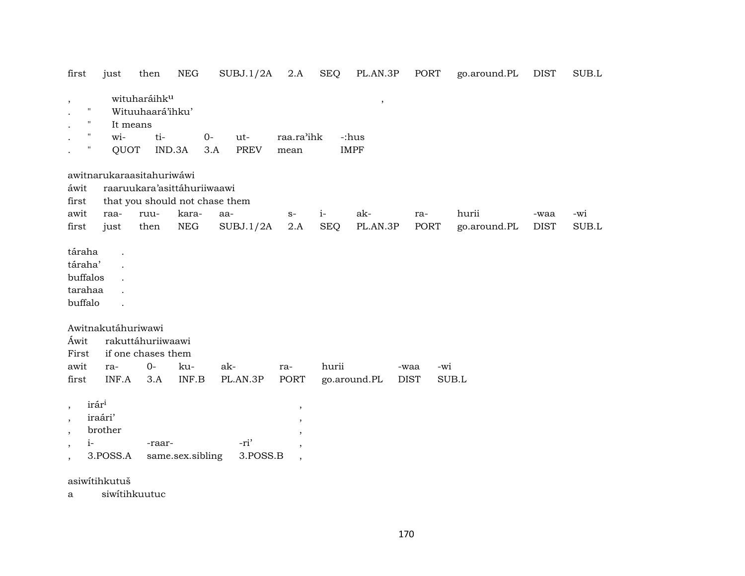first just then NEG SUBJ.1/2A 2.A SEQ PL.AN.3P PORT go.around.PL DIST SUB.L

| , | wituharáihk^u | | | | | | , |
|---|---|---|---|---|---|---|---|
| . | " | Wituuhaará'ihku' | | | | | |
| . | " | It means | | | | | |
| . | " | wi- | ti- | 0- | ut- | raa.ra'ihk | -:hus |
| . | " | QUOT | IND.3A | 3.A | PREV | mean | IMPF |

awitnarukaraasitahuriwáwi
áwit raaruukara'asittáhuriiwaawi
first that you should not chase them

| awit | raa- | ruu- | kara- | aa- | s- | i- | ak- | ra- | hurii | -waa | -wi |
|---|---|---|---|---|---|---|---|---|---|---|---|
| first | just | then | NEG | SUBJ.1/2A | 2.A | SEQ | PL.AN.3P | PORT | go.around.PL | DIST | SUB.L |

táraha .
táraha' .
buffalos .
tarahaa .
buffalo .

Awitnakutáhuriwawi
Áwit rakuttáhuriiwaawi
First if one chases them

| awit | ra- | 0- | ku- | ak- | ra- | hurii | -waa | -wi |
|---|---|---|---|---|---|---|---|---|
| first | INF.A | 3.A | INF.B | PL.AN.3P | PORT | go.around.PL | DIST | SUB.L |

| , | irár^i | | | , |
|---|---|---|---|---|
| , | iraári' | | | , |
| , | brother | | | , |
| , | i- | -raar- | -ri' | , |
| , | 3.POSS.A | same.sex.sibling | 3.POSS.B | , |

asiwítihkutuš
a siwítihkuutuc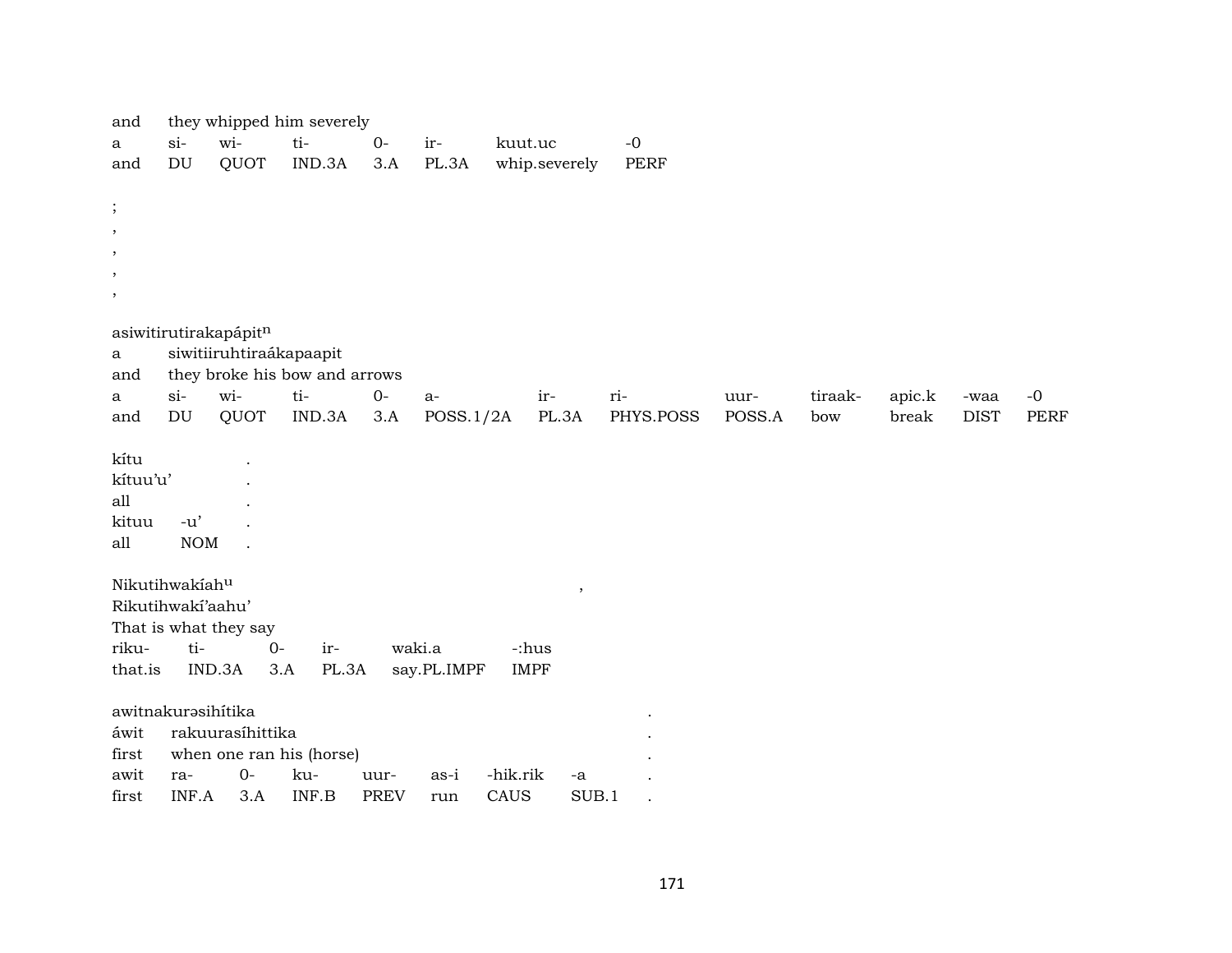and they whipped him severely

| a | si- | wi- | ti- | 0- | ir- | kuut.uc | -0 |
|---|---|---|---|---|---|---|---|
| and | DU | QUOT | IND.3A | 3.A | PL.3A | whip.severely | PERF |

;
,
,
,
,

asiwitirutirakapápit[n]
a siwitiiruhtiraákapaapit
and they broke his bow and arrows

| a | si- | wi- | ti- | 0- | a- | ir- | ri- | uur- | tiraak- | apic.k | -waa | -0 |
|---|---|---|---|---|---|---|---|---|---|---|---|---|
| and | DU | QUOT | IND.3A | 3.A | POSS.1/2A | PL.3A | PHYS.POSS | POSS.A | bow | break | DIST | PERF |

kítu .
kítuu'u' .
all .

| kituu | -u' | . |
|---|---|---|
| all | NOM | . |

Nikutihwakíah[u] ,
Rikutihwakí'aahu'
That is what they say

| riku- | ti- | 0- | ir- | waki.a | -:hus |
|---|---|---|---|---|---|
| that.is | IND.3A | 3.A | PL.3A | say.PL.IMPF | IMPF |

awitnakurəsihítika .
áwit rakuurasíhittika .
first when one ran his (horse) .

| awit | ra- | 0- | ku- | uur- | as-i | -hik.rik | -a | . |
|---|---|---|---|---|---|---|---|---|
| first | INF.A | 3.A | INF.B | PREV | run | CAUS | SUB.1 | . |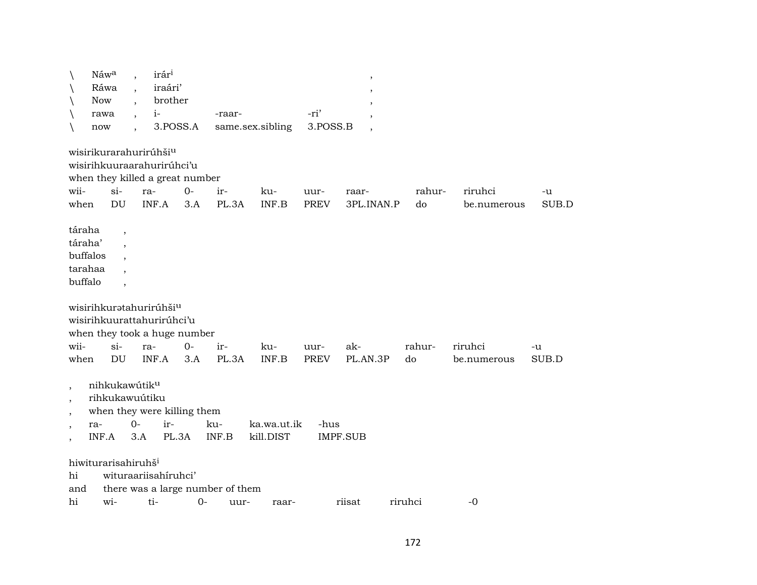| \ | Náw[a] | , | irár[i] | | | , |
|---|---|---|---|---|---|---|
| \ | Ráwa | , | iraári’ | | | , |
| \ | Now | , | brother | | | , |
| \ | rawa | , | i- | -raar- | -ri’ | , |
| \ | now | , | 3.POSS.A | same.sex.sibling | 3.POSS.B | , |

wisirikurarahurirúhši[u]
wisirihkuuraarahurirúhci’u
when they killed a great number

| wii- | si- | ra- | 0- | ir- | ku- | uur- | raar- | rahur- | riruhci | -u |
|---|---|---|---|---|---|---|---|---|---|---|
| when | DU | INF.A | 3.A | PL.3A | INF.B | PREV | 3PL.INAN.P | do | be.numerous | SUB.D |

táraha ,
táraha’ ,
buffalos ,
tarahaa ,
buffalo ,

wisirihkurətahurirúhši[u]
wisirihkuurattahurirúhci’u
when they took a huge number

| wii- | si- | ra- | 0- | ir- | ku- | uur- | ak- | rahur- | riruhci | -u |
|---|---|---|---|---|---|---|---|---|---|---|
| when | DU | INF.A | 3.A | PL.3A | INF.B | PREV | PL.AN.3P | do | be.numerous | SUB.D |

| , | nihkukawútik[u] | | | | | |
|---|---|---|---|---|---|---|
| , | rihkukawuútiku | | | | | |
| , | when they were killing them | | | | | |
| , | ra- | 0- | ir- | ku- | ka.wa.ut.ik | -hus |
| , | INF.A | 3.A | PL.3A | INF.B | kill.DIST | IMPF.SUB |

hiwiturarisahiruhš[i]
hi wituraariisahíruhci’
and there was a large number of them

| hi | wi- | ti- | 0- | uur- | raar- | riisat | riruhci | -0 |
|---|---|---|---|---|---|---|---|---|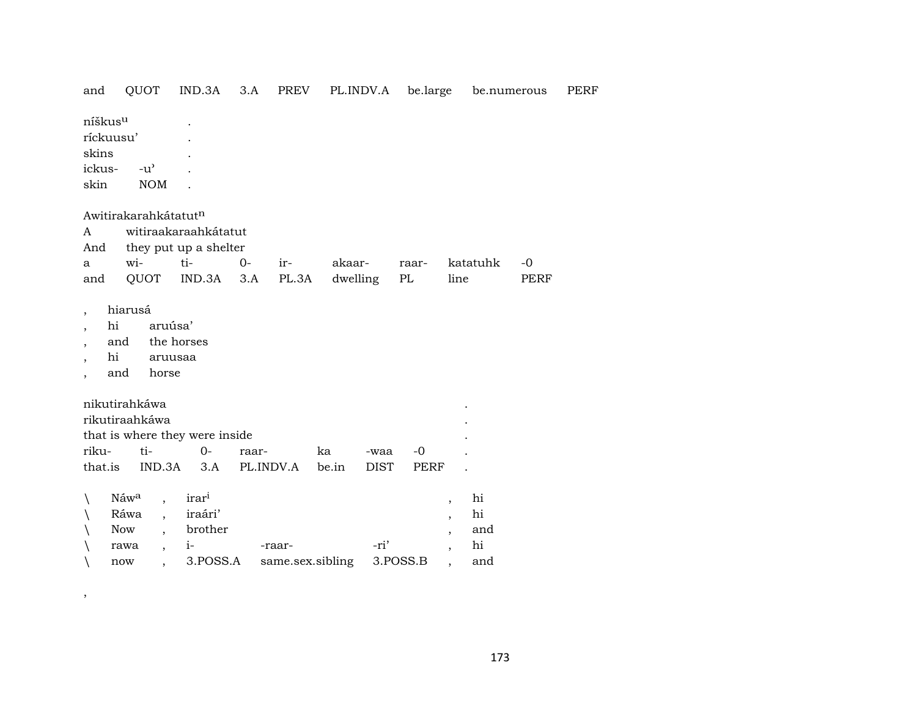and QUOT IND.3A 3.A PREV PL.INDV.A be.large be.numerous PERF

| níškus$^{u}$ | | . |
|---|---|---|
| ríckuusu’ | | . |
| skins | | . |
| ickus- | -u’ | . |
| skin | NOM | . |

Awitirakarahkátatut$^{n}$

| A | witiraakaraahkátatut | | | | | | | |
|---|---|---|---|---|---|---|---|---|
| And | they put up a shelter | | | | | | | |
| a | wi- | ti- | 0- | ir- | akaar- | raar- | katatuhk | -0 |
| and | QUOT | IND.3A | 3.A | PL.3A | dwelling | PL | line | PERF |

| , | hiarusá | |
|---|---|---|
| , | hi | aruúsa’ |
| , | and | the horses |
| , | hi | aruusaa |
| , | and | horse |

| nikutirahkáwa | | | | | | | . |
|---|---|---|---|---|---|---|---|
| rikutiraahkáwa | | | | | | | . |
| that is where they were inside | | | | | | | . |
| riku- | ti- | 0- | raar- | ka | -waa | -0 | . |
| that.is | IND.3A | 3.A | PL.INDV.A | be.in | DIST | PERF | . |

| \ | Náw$^{a}$ | , | irar$^{i}$ | | | , | hi |
|---|---|---|---|---|---|---|---|
| \ | Ráwa | , | iraári’ | | | , | hi |
| \ | Now | , | brother | | | , | and |
| \ | rawa | , | i- | -raar- | -ri’ | , | hi |
| \ | now | , | 3.POSS.A | same.sex.sibling | 3.POSS.B | , | and |

,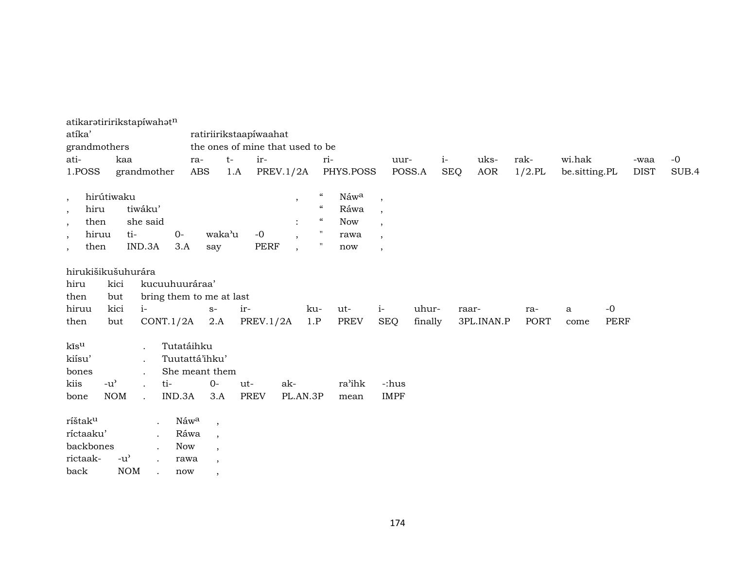atikarətiririkstapíwahət$^{n}$

| atíka' | | ratiriirikstaapíwaahat | | | | | | | | | | |
|---|---|---|---|---|---|---|---|---|---|---|---|---|
| grandmothers | | the ones of mine that used to be | | | | | | | | | | |
| ati- | kaa | ra- | t- | ir- | ri- | uur- | i- | uks- | rak- | wi.hak | -waa | -0 |
| 1.POSS | grandmother | ABS | 1.A | PREV.1/2A | PHYS.POSS | POSS.A | SEQ | AOR | 1/2.PL | be.sitting.PL | DIST | SUB.4 |

| , | hirútiwaku | | | | | , | " | Náw$^{a}$ | , |
|---|---|---|---|---|---|---|---|---|---|
| , | hiru | tiwáku' | | | | : | " | Ráwa | , |
| , | then | she said | | | | : | " | Now | , |
| , | hiruu | ti- | 0- | waka'u | -0 | , | " | rawa | , |
| , | then | IND.3A | 3.A | say | PERF | , | " | now | , |

hirukišikušuhurára

| hiru | kici | kucuuhuuráraa' | | | | | | | | | | |
|---|---|---|---|---|---|---|---|---|---|---|---|---|
| then | but | bring them to me at last | | | | | | | | | | |
| hiruu | kici | i- | s- | ir- | ku- | ut- | i- | uhur- | raar- | ra- | a | -0 |
| then | but | CONT.1/2A | 2.A | PREV.1/2A | 1.P | PREV | SEQ | finally | 3PL.INAN.P | PORT | come | PERF |

| kīs$^{u}$ | | . | Tutatáihku | | | | | |
|---|---|---|---|---|---|---|---|---|
| kiísu' | | . | Tuutattá'ihku' | | | | | |
| bones | | . | She meant them | | | | | |
| kiis | -u' | . | ti- | 0- | ut- | ak- | ra'ihk | -:hus |
| bone | NOM | . | IND.3A | 3.A | PREV | PL.AN.3P | mean | IMPF |

| ríštak$^{u}$ | | . | Náw$^{a}$ | , |
|---|---|---|---|---|
| ríctaaku' | | . | Ráwa | , |
| backbones | | . | Now | , |
| rictaak- | -u' | . | rawa | , |
| back | NOM | . | now | , |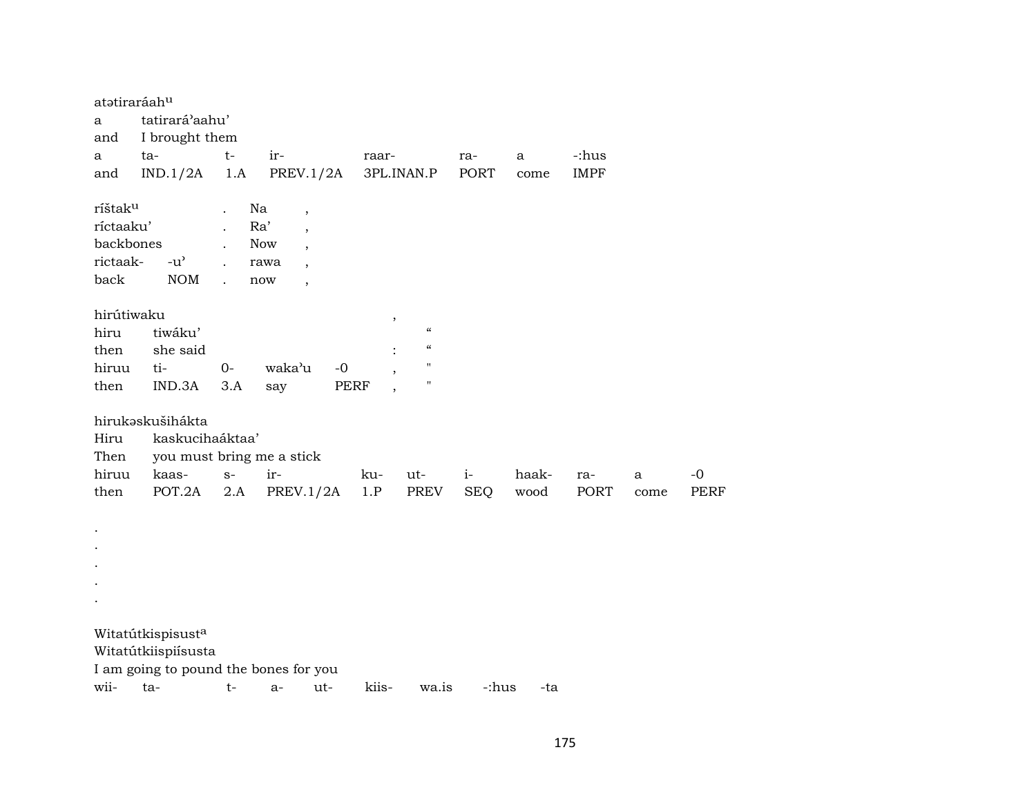atətiraráah[u]
a tatirará'aahu'
and I brought them

| a | ta- | t- | ir- | raar- | ra- | a | -:hus |
|---|---|---|---|---|---|---|---|
| and | IND.1/2A | 1.A | PREV.1/2A | 3PL.INAN.P | PORT | come | IMPF |

| ríštak[u] | | . | Na | , |
|---|---|---|---|---|
| ríctaaku' | | . | Ra' | , |
| backbones | | . | Now | , |
| rictaak- | -u' | . | rawa | , |
| back | NOM | . | now | , |

hirútiwaku ,
hiru tiwáku' "
then she said : "

| hiruu | ti- | 0- | waka'u | -0 | , | " |
|---|---|---|---|---|---|---|
| then | IND.3A | 3.A | say | PERF | , | " |

hirukəskušihákta
Hiru kaskucihaáktaa'
Then you must bring me a stick

| hiruu | kaas- | s- | ir- | ku- | ut- | i- | haak- | ra- | a | -0 |
|---|---|---|---|---|---|---|---|---|---|---|
| then | POT.2A | 2.A | PREV.1/2A | 1.P | PREV | SEQ | wood | PORT | come | PERF |

.
.
.
.
.

Witatútkispisust[a]
Witatútkiispiísusta
I am going to pound the bones for you

| wii- | ta- | t- | a- | ut- | kiis- | wa.is | -:hus | -ta |
|---|---|---|---|---|---|---|---|---|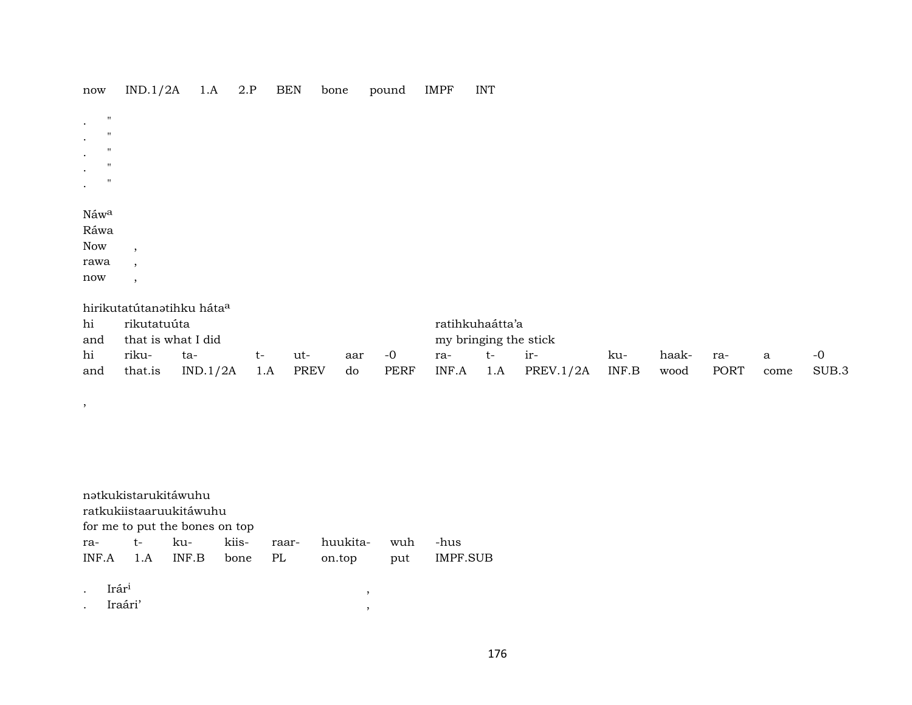now IND.1/2A 1.A 2.P BEN bone pound IMPF INT

. "
. "
. "
. "
. "

Náwa
Ráwa
Now ,
rawa ,
now ,

hirikutatútanətihku hátaa

| hi | rikutatuúta | | | | | | ratihkuhaátta'a | | | | | | | |
|---|---|---|---|---|---|---|---|---|---|---|---|---|---|---|
| and | that is what I did | | | | | | my bringing the stick | | | | | | | |
| hi | riku- | ta- | t- | ut- | aar | -0 | ra- | t- | ir- | ku- | haak- | ra- | a | -0 |
| and | that.is | IND.1/2A | 1.A | PREV | do | PERF | INF.A | 1.A | PREV.1/2A | INF.B | wood | PORT | come | SUB.3 |

,

nətkukistarukitáwuhu
ratkukiistaaruukitáwuhu
for me to put the bones on top

| ra- | t- | ku- | kiis- | raar- | huukita- | wuh | -hus |
|---|---|---|---|---|---|---|---|
| INF.A | 1.A | INF.B | bone | PL | on.top | put | IMPF.SUB |

. Irári ,
. Iraári' ,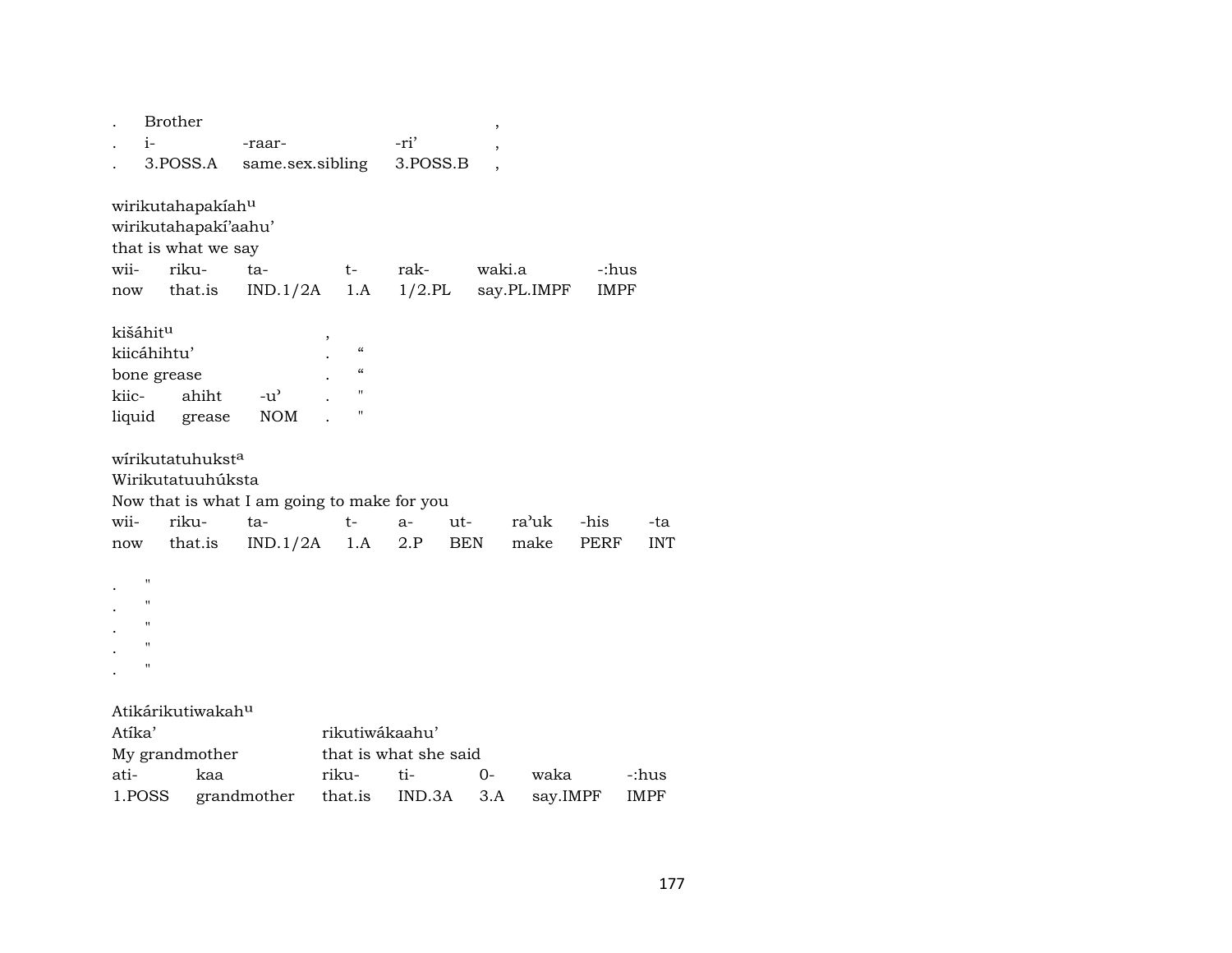. Brother ,
. i- -raar- -ri' ,
. 3.POSS.A same.sex.sibling 3.POSS.B ,

wirikutahapakíah[u]
wirikutahapakí'aahu'
that is what we say

| wii- | riku- | ta- | t- | rak- | waki.a | -:hus |
|---|---|---|---|---|---|---|
| now | that.is | IND.1/2A | 1.A | 1/2.PL | say.PL.IMPF | IMPF |

kišáhit[u] ,
kiicáhihtu' . “
bone grease . “

| kiic- | ahiht | -u' | . | " |
|---|---|---|---|---|
| liquid | grease | NOM | . | " |

wírikutatuhukst[a]
Wirikutatuuhúksta
Now that is what I am going to make for you

| wii- | riku- | ta- | t- | a- | ut- | ra'uk | -his | -ta |
|---|---|---|---|---|---|---|---|---|
| now | that.is | IND.1/2A | 1.A | 2.P | BEN | make | PERF | INT |

. "
. "
. "
. "
. "

Atikárikutiwakah[u]
Atíka' rikutiwákaahu'
My grandmother that is what she said

| ati- | kaa | riku- | ti- | 0- | waka | -:hus |
|---|---|---|---|---|---|---|
| 1.POSS | grandmother | that.is | IND.3A | 3.A | say.IMPF | IMPF |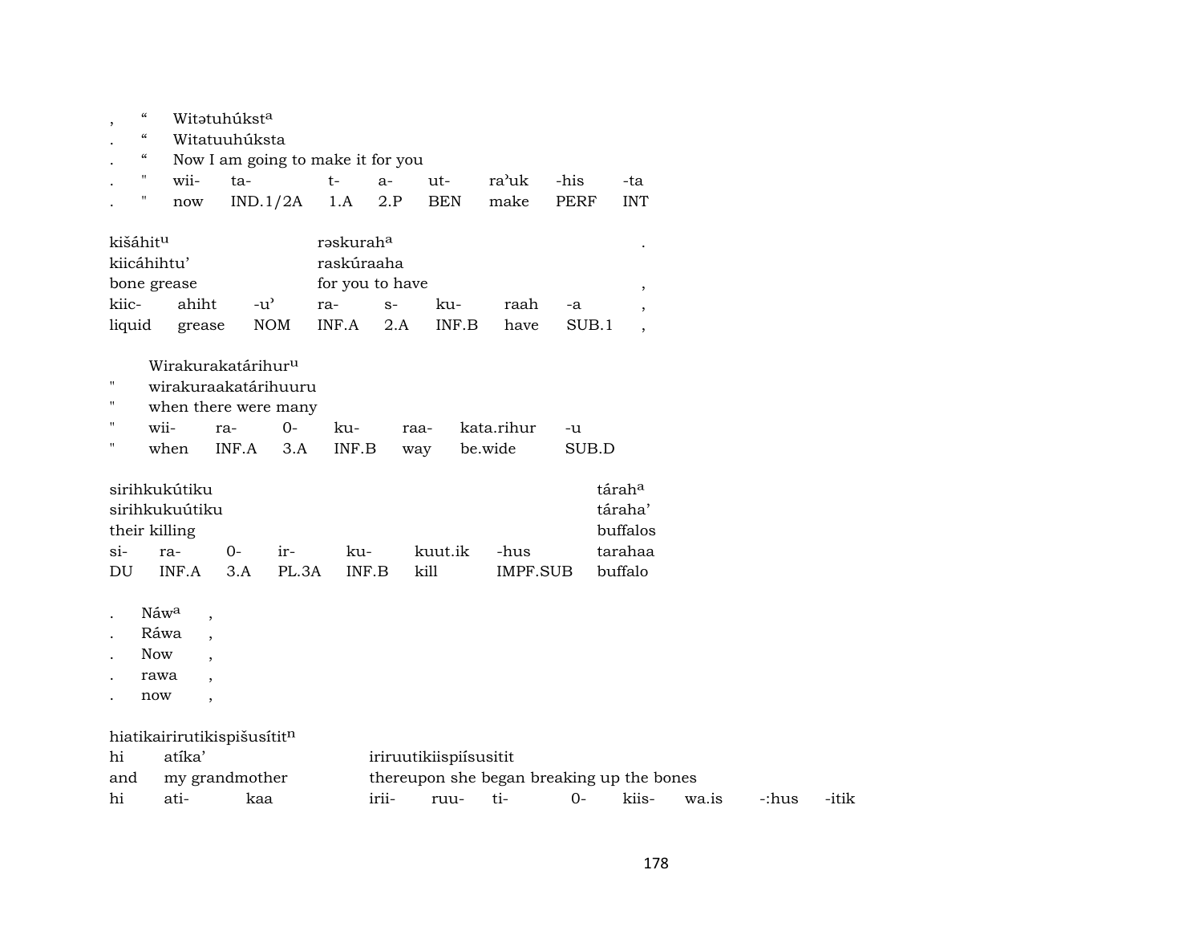| , | “ | Witətuhúkst^a | | | | | | |
|---|---|---|---|---|---|---|---|---|
| . | “ | Witatuuhúksta | | | | | | |
| . | “ | Now I am going to make it for you | | | | | | |
| . | " | wii- | ta- | t- | a- | ut- | ra’uk | -his | -ta |
| . | " | now | IND.1/2A | 1.A | 2.P | BEN | make | PERF | INT |

| kišáhit^u | | | rəskurah^a | | | | | . |
|---|---|---|---|---|---|---|---|---|
| kiicáhihtu’ | | | raskúraaha | | | | | |
| bone grease | | | for you to have | | | | | , |
| kiic- | ahiht | -u’ | ra- | s- | ku- | raah | -a | , |
| liquid | grease | NOM | INF.A | 2.A | INF.B | have | SUB.1 | , |

| | Wirakurakatárihur^u | | | | | | |
|---|---|---|---|---|---|---|---|
| " | wirakuraakatárihuuru | | | | | | |
| " | when there were many | | | | | | |
| " | wii- | ra- | 0- | ku- | raa- | kata.rihur | -u |
| " | when | INF.A | 3.A | INF.B | way | be.wide | SUB.D |

| sirihkukútiku | | | | | | | tárah^a |
|---|---|---|---|---|---|---|---|
| sirihkukuútiku | | | | | | | táraha’ |
| their killing | | | | | | | buffalos |
| si- | ra- | 0- | ir- | ku- | kuut.ik | -hus | tarahaa |
| DU | INF.A | 3.A | PL.3A | INF.B | kill | IMPF.SUB | buffalo |

| . | Náw^a | , |
|---|---|---|
| . | Ráwa | , |
| . | Now | , |
| . | rawa | , |
| . | now | , |

hiatikairirutikispišusítit^n

| hi | atíka’ | | iriruutikiispiísusitit | | | | | | |
|---|---|---|---|---|---|---|---|---|---|
| and | my grandmother | | thereupon she began breaking up the bones | | | | | | |
| hi | ati- | kaa | irii- | ruu- | ti- | 0- | kiis- | wa.is | -:hus | -itik |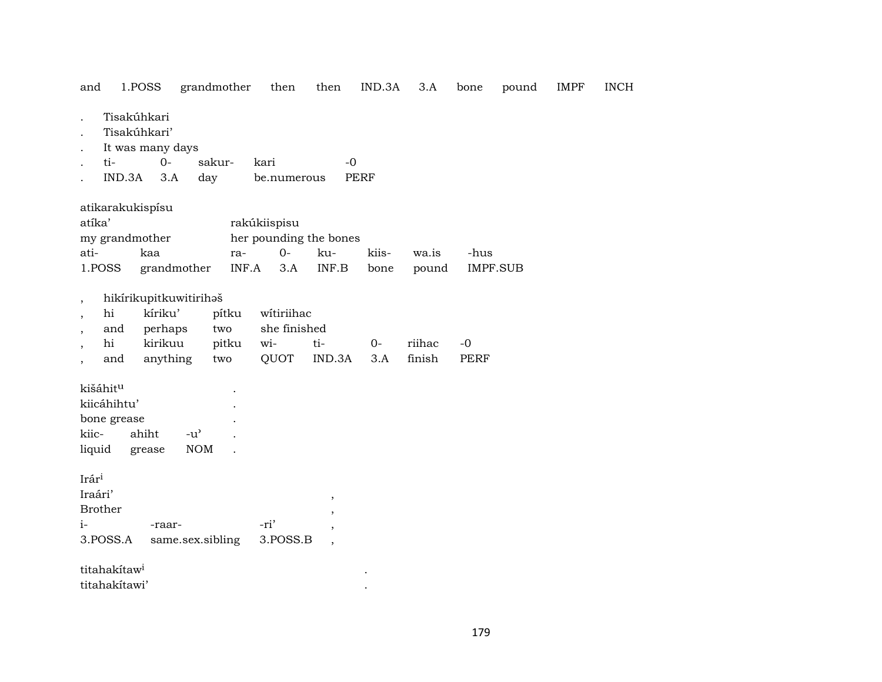| and | 1.POSS | grandmother | then | then | IND.3A | 3.A | bone | pound | IMPF | INCH |
|---|---|---|---|---|---|---|---|---|---|---|

| . | Tisakúhkari | | | | |
|---|---|---|---|---|---|
| . | Tisakúhkari’ | | | | |
| . | It was many days | | | | |
| . | ti- | 0- | sakur- | kari | -0 |
| . | IND.3A | 3.A | day | be.numerous | PERF |

| atikarakukispísu | | | | | | | |
|---|---|---|---|---|---|---|---|
| atíka’ | | rakúkiispisu | | | | | |
| my grandmother | | her pounding the bones | | | | | |
| ati- | kaa | ra- | 0- | ku- | kiis- | wa.is | -hus |
| 1.POSS | grandmother | INF.A | 3.A | INF.B | bone | pound | IMPF.SUB |

| , | hikírikupitkuwitirihəš | | | | | | | |
|---|---|---|---|---|---|---|---|---|
| , | hi | kíriku’ | pítku | wítiriihac | | | | |
| , | and | perhaps | two | she finished | | | | |
| , | hi | kirikuu | pitku | wi- | ti- | 0- | riihac | -0 |
| , | and | anything | two | QUOT | IND.3A | 3.A | finish | PERF |

| kišáhitᵘ | | | . |
|---|---|---|---|
| kiicáhihtu’ | | | . |
| bone grease | | | . |
| kiic- | ahiht | -u’ | . |
| liquid | grease | NOM | . |

| Irárⁱ | | | |
|---|---|---|---|
| Iraári’ | | | , |
| Brother | | | , |
| i- | -raar- | -ri’ | , |
| 3.POSS.A | same.sex.sibling | 3.POSS.B | , |

| titahakítawⁱ | . |
|---|---|
| titahakítawi’ | . |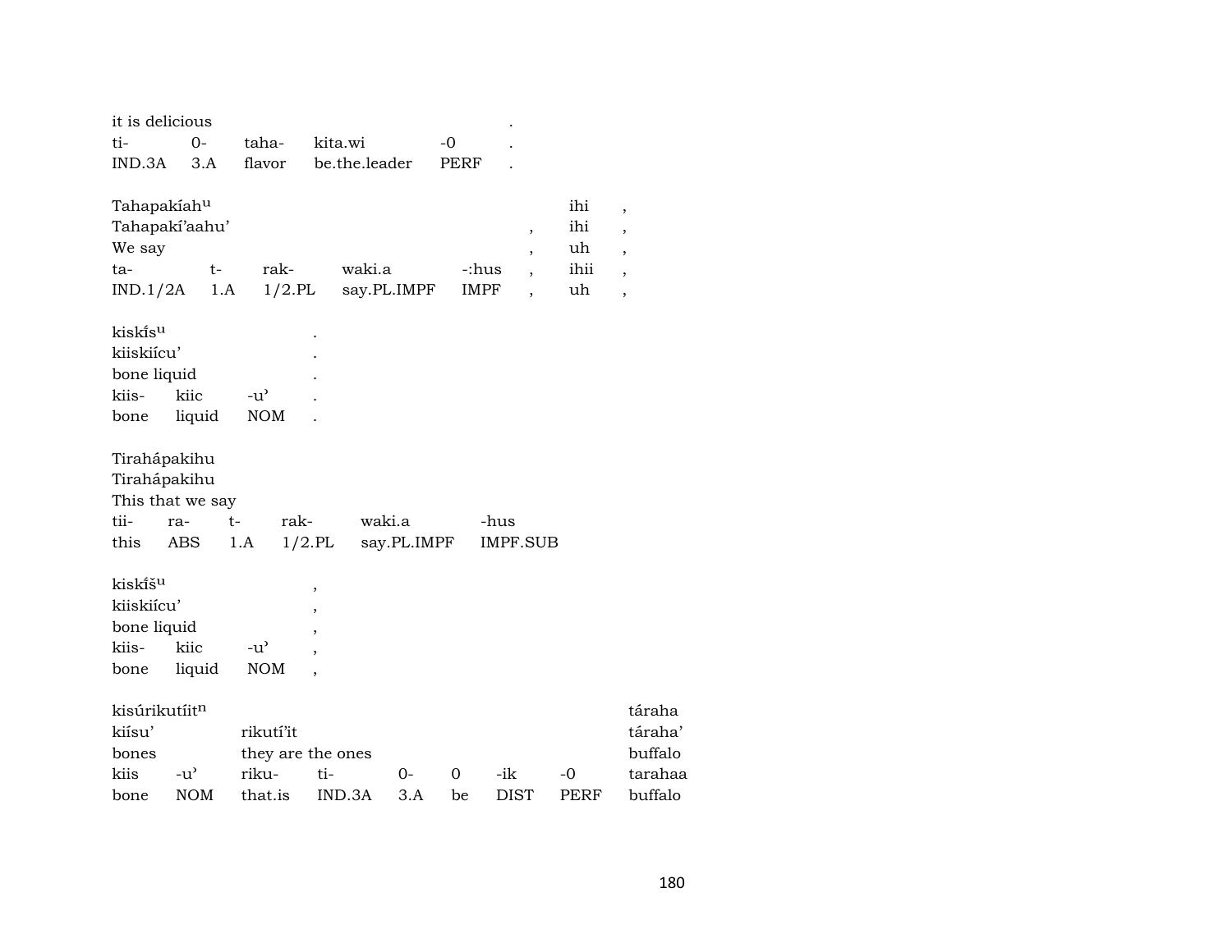it is delicious .
ti- 0- taha- kita.wi -0 .
IND.3A 3.A flavor be.the.leader PERF .

Tahapakíah$^{u}$ ihi ,
Tahapakí'aahu' , ihi ,
We say , uh ,
ta- t- rak- waki.a -:hus , ihii ,
IND.1/2A 1.A 1/2.PL say.PL.IMPF IMPF , uh ,

kiskí̄s$^{u}$ .
kiiskiícu' .
bone liquid .
kiis- kiic -u' .
bone liquid NOM .

Tirahápakihu
Tirahápakihu
This that we say
tii- ra- t- rak- waki.a -hus
this ABS 1.A 1/2.PL say.PL.IMPF IMPF.SUB

kiskí̄š$^{u}$ ,
kiiskiícu' ,
bone liquid ,
kiis- kiic -u' ,
bone liquid NOM ,

kisúrikutíit$^{n}$ táraha
kiísu' rikutí'it táraha'
bones they are the ones buffalo
kiis -u' riku- ti- 0- 0 -ik -0 tarahaa
bone NOM that.is IND.3A 3.A be DIST PERF buffalo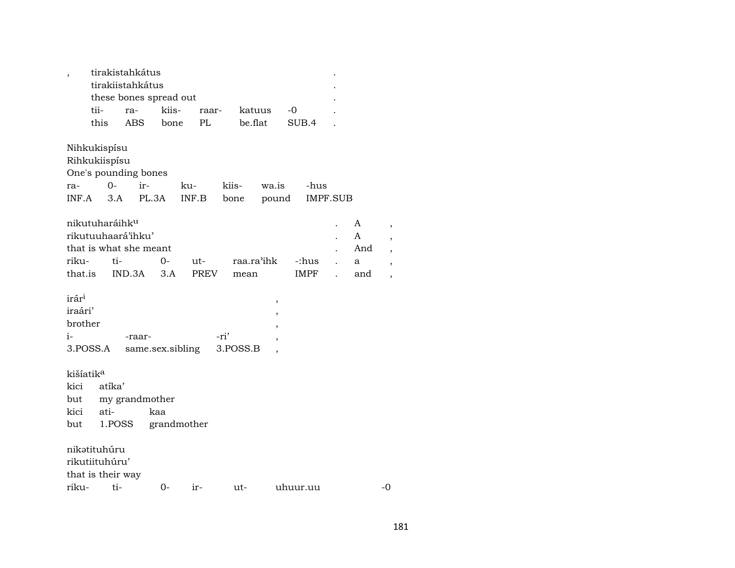| , | tirakistahkátus | | | | | | . |
|---|---|---|---|---|---|---|---|
| | tirakiistahkátus | | | | | | . |
| | these bones spread out | | | | | | . |
| | tii- | ra- | kiis- | raar- | katuus | -0 | . |
| | this | ABS | bone | PL | be.flat | SUB.4 | . |

| Nihkukispísu | | | | | | |
|---|---|---|---|---|---|---|
| Rihkukiispísu | | | | | | |
| One's pounding bones | | | | | | |
| ra- | 0- | ir- | ku- | kiis- | wa.is | -hus |
| INF.A | 3.A | PL.3A | INF.B | bone | pound | IMPF.SUB |

| nikutuharáihk[u] | | | | | | . | A | , |
|---|---|---|---|---|---|---|---|---|
| rikutuuhaará'ihku' | | | | | | . | A | , |
| that is what she meant | | | | | | . | And | , |
| riku- | ti- | 0- | ut- | raa.ra'ihk | -:hus | . | a | , |
| that.is | IND.3A | 3.A | PREV | mean | IMPF | . | and | , |

| irár[i] | | | , |
|---|---|---|---|
| iraári' | | | , |
| brother | | | , |
| i- | -raar- | -ri' | , |
| 3.POSS.A | same.sex.sibling | 3.POSS.B | , |

| kišíatik[a] | | |
|---|---|---|
| kici | atíka' | |
| but | my grandmother | |
| kici | ati- | kaa |
| but | 1.POSS | grandmother |

| nikətituhúru | | | | | | |
|---|---|---|---|---|---|---|
| rikutiituhúru' | | | | | | |
| that is their way | | | | | | |
| riku- | ti- | 0- | ir- | ut- | uhuur.uu | -0 |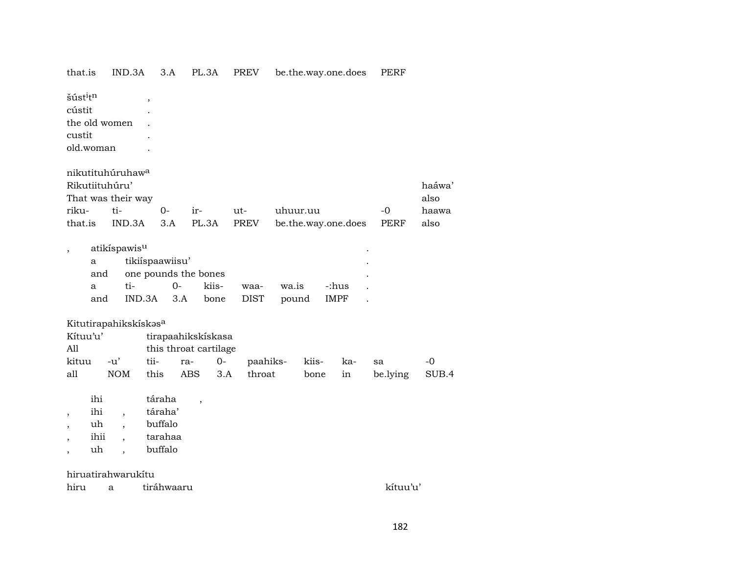| that.is | IND.3A | 3.A | PL.3A | PREV | be.the.way.one.does | PERF |
|---|---|---|---|---|---|---|

| šúst$^{i}$t$^{n}$ | , |
|---|---|
| cústit | . |
| the old women | . |
| custit | . |
| old.woman | . |

| nikutituhúruhaw$^{a}$ | | | | | | | |
|---|---|---|---|---|---|---|---|
| Rikutiituhúru' | | | | | | | haáwa' |
| That was their way | | | | | | | also |
| riku- | ti- | 0- | ir- | ut- | uhuur.uu | -0 | haawa |
| that.is | IND.3A | 3.A | PL.3A | PREV | be.the.way.one.does | PERF | also |

| , | atikíspawis$^{u}$ | | | | | | | . |
|---|---|---|---|---|---|---|---|---|
| | a | tikiíspaawiisu' | | | | | | . |
| | and | one pounds the bones | | | | | | . |
| | a | ti- | 0- | kiis- | waa- | wa.is | -:hus | . |
| | and | IND.3A | 3.A | bone | DIST | pound | IMPF | . |

| Kitutirapahikskískəs$^{a}$ | | | | | | | | | |
|---|---|---|---|---|---|---|---|---|---|
| Kítuu'u' | | tirapaahikskískasa | | | | | | | |
| All | | this throat cartilage | | | | | | | |
| kituu | -u' | tii- | ra- | 0- | paahiks- | kiis- | ka- | sa | -0 |
| all | NOM | this | ABS | 3.A | throat | bone | in | be.lying | SUB.4 |

| | ihi | | táraha | , |
|---|---|---|---|---|
| , | ihi | , | táraha' | |
| , | uh | , | buffalo | |
| , | ihii | , | tarahaa | |
| , | uh | , | buffalo | |

| hiruatirahwarukítu | | | |
|---|---|---|---|
| hiru | a | tiráhwaaru | kítuu'u' |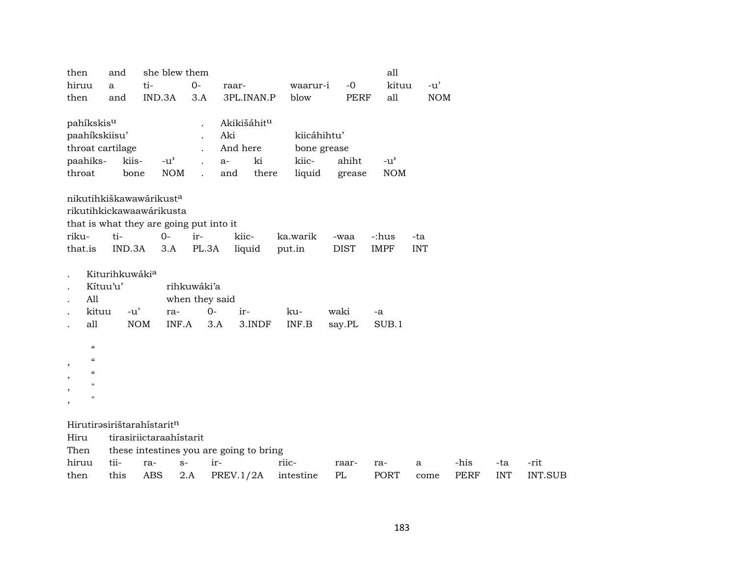| then | and | she blew them | | | | | all | |
|---|---|---|---|---|---|---|---|---|
| hiruu | a | ti- | 0- | raar- | waarur-i | -0 | kituu | -u’ |
| then | and | IND.3A | 3.A | 3PL.INAN.P | blow | PERF | all | NOM |

| pahíkskis$^{u}$ | | | . | Akikišáhit$^{u}$ | | | | |
|---|---|---|---|---|---|---|---|---|
| paahíkskiisu’ | | | . | Aki | | kiicáhihtu’ | | |
| throat cartilage | | | . | And here | | bone grease | | |
| paahiks- | kiis- | -u’ | . | a- | ki | kiic- | ahiht | -u’ |
| throat | bone | NOM | . | and | there | liquid | grease | NOM |

nikutihkiškawawárikust$^{a}$

| rikutihkickawaawárikusta | | | | | | | | |
|---|---|---|---|---|---|---|---|---|
| that is what they are going put into it | | | | | | | | |
| riku- | ti- | 0- | ir- | kiic- | ka.warik | -waa | -:hus | -ta |
| that.is | IND.3A | 3.A | PL.3A | liquid | put.in | DIST | IMPF | INT |

| . | Kiturihkuwáki$^{a}$ | | | | | | | |
|---|---|---|---|---|---|---|---|---|
| . | Kítuu’u’ | | rihkuwáki’a | | | | | |
| . | All | | when they said | | | | | |
| . | kituu | -u’ | ra- | 0- | ir- | ku- | waki | -a |
| . | all | NOM | INF.A | 3.A | 3.INDF | INF.B | say.PL | SUB.1 |

“
, “
, “
, "
, "

Hirutirəsirištarahístarit$^{n}$

| Hiru | tirasiriictaraahístarit | | | | | | | | | | |
|---|---|---|---|---|---|---|---|---|---|---|---|
| Then | these intestines you are going to bring | | | | | | | | | | |
| hiruu | tii- | ra- | s- | ir- | riic- | raar- | ra- | a | -his | -ta | -rit |
| then | this | ABS | 2.A | PREV.1/2A | intestine | PL | PORT | come | PERF | INT | INT.SUB |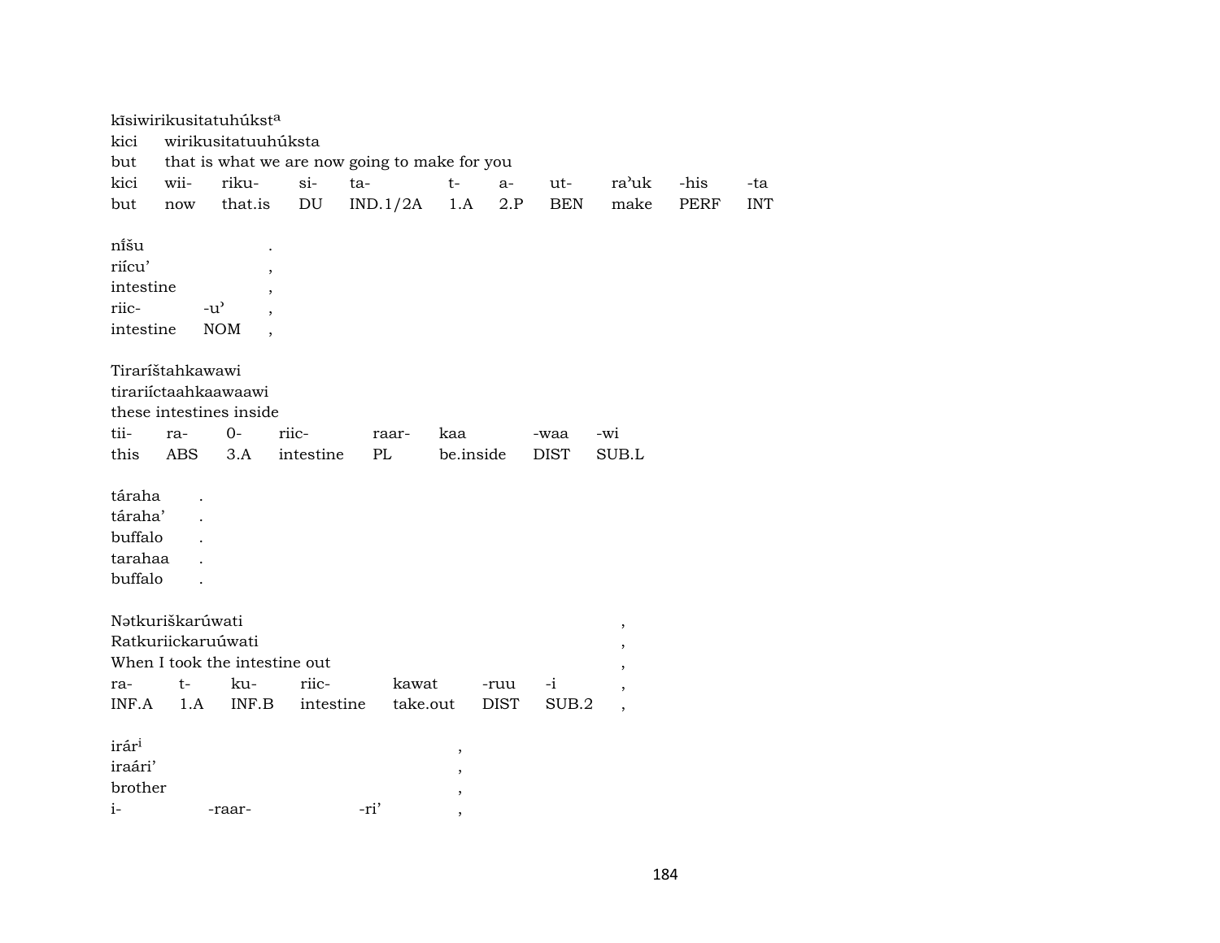kīsiwirikusitatuhúkst^a
kici wirikusitatuuhúksta
but that is what we are now going to make for you

| kici | wii- | riku- | si- | ta- | t- | a- | ut- | ra'uk | -his | -ta |
|---|---|---|---|---|---|---|---|---|---|---|
| but | now | that.is | DU | IND.1/2A | 1.A | 2.P | BEN | make | PERF | INT |

níšu .
riícu' ,
intestine ,

| riic- | -u' | , |
|---|---|---|
| intestine | NOM | , |

Tiraríštahkawawi
tirariíctaahkaawaawi
these intestines inside

| tii- | ra- | 0- | riic- | raar- | kaa | -waa | -wi |
|---|---|---|---|---|---|---|---|
| this | ABS | 3.A | intestine | PL | be.inside | DIST | SUB.L |

táraha .
táraha' .
buffalo .
tarahaa .
buffalo .

Nətkuriškarúwati ,
Ratkuriickaruúwati ,
When I took the intestine out ,

| ra- | t- | ku- | riic- | kawat | -ruu | -i | , |
|---|---|---|---|---|---|---|---|
| INF.A | 1.A | INF.B | intestine | take.out | DIST | SUB.2 | , |

irár^i ,
iraári' ,
brother ,

| i- | -raar- | -ri' | , |
|---|---|---|---|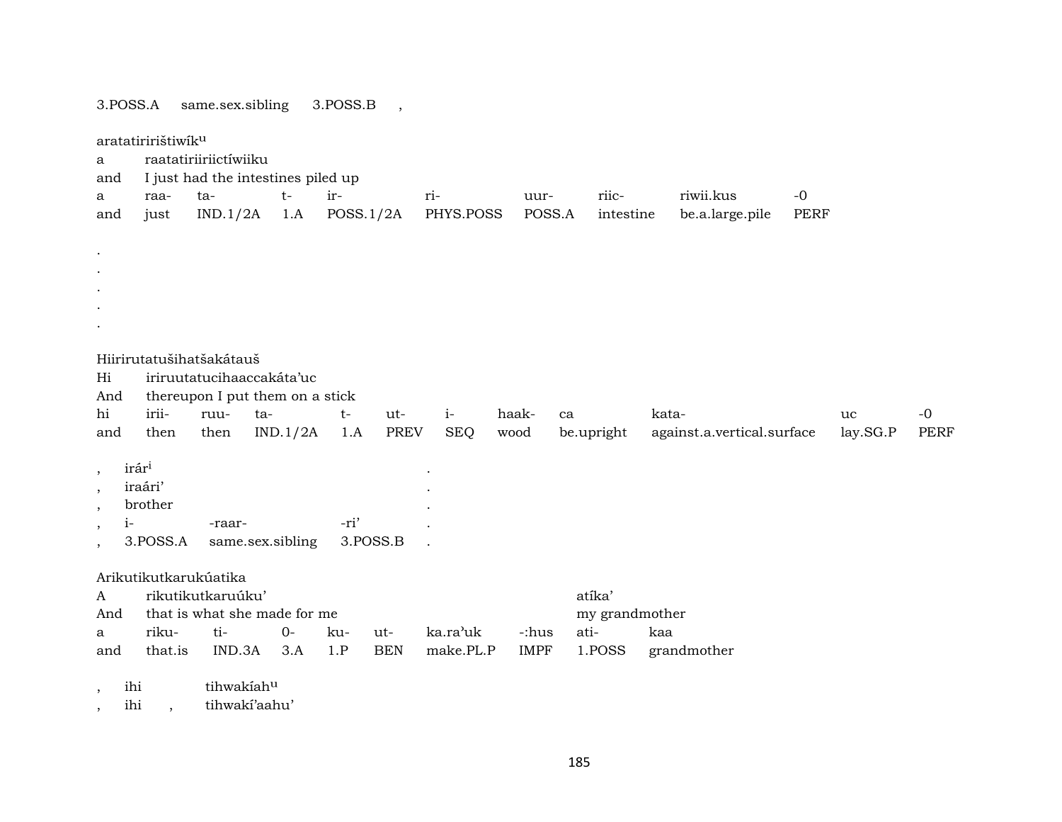| 3.POSS.A | same.sex.sibling | 3.POSS.B | , |
|---|---|---|---|

aratatiririštiwík$^{u}$
a raatatiriiriictíwiiku
and I just had the intestines piled up

| a | raa- | ta- | t- | ir- | ri- | uur- | riic- | riwii.kus | -0 |
|---|---|---|---|---|---|---|---|---|---|
| and | just | IND.1/2A | 1.A | POSS.1/2A | PHYS.POSS | POSS.A | intestine | be.a.large.pile | PERF |

.
.
.
.
.

Hiirirutatušihatšakátauš
Hi iriruutatucihaaccakáta'uc
And thereupon I put them on a stick

| hi | irii- | ruu- | ta- | t- | ut- | i- | haak- | ca | kata- | uc | -0 |
|---|---|---|---|---|---|---|---|---|---|---|---|
| and | then | then | IND.1/2A | 1.A | PREV | SEQ | wood | be.upright | against.a.vertical.surface | lay.SG.P | PERF |

| , | irár$^{i}$ | | | . |
|---|---|---|---|---|
| , | iraári' | | | . |
| , | brother | | | . |
| , | i- | -raar- | -ri' | . |
| , | 3.POSS.A | same.sex.sibling | 3.POSS.B | . |

Arikutikutkarukúatika
A rikutikutkaruúku' atíka'
And that is what she made for me my grandmother

| a | riku- | ti- | 0- | ku- | ut- | ka.ra'uk | -:hus | ati- | kaa |
|---|---|---|---|---|---|---|---|---|---|
| and | that.is | IND.3A | 3.A | 1.P | BEN | make.PL.P | IMPF | 1.POSS | grandmother |

, ihi tihwakíah$^{u}$
, ihi , tihwakí'aahu'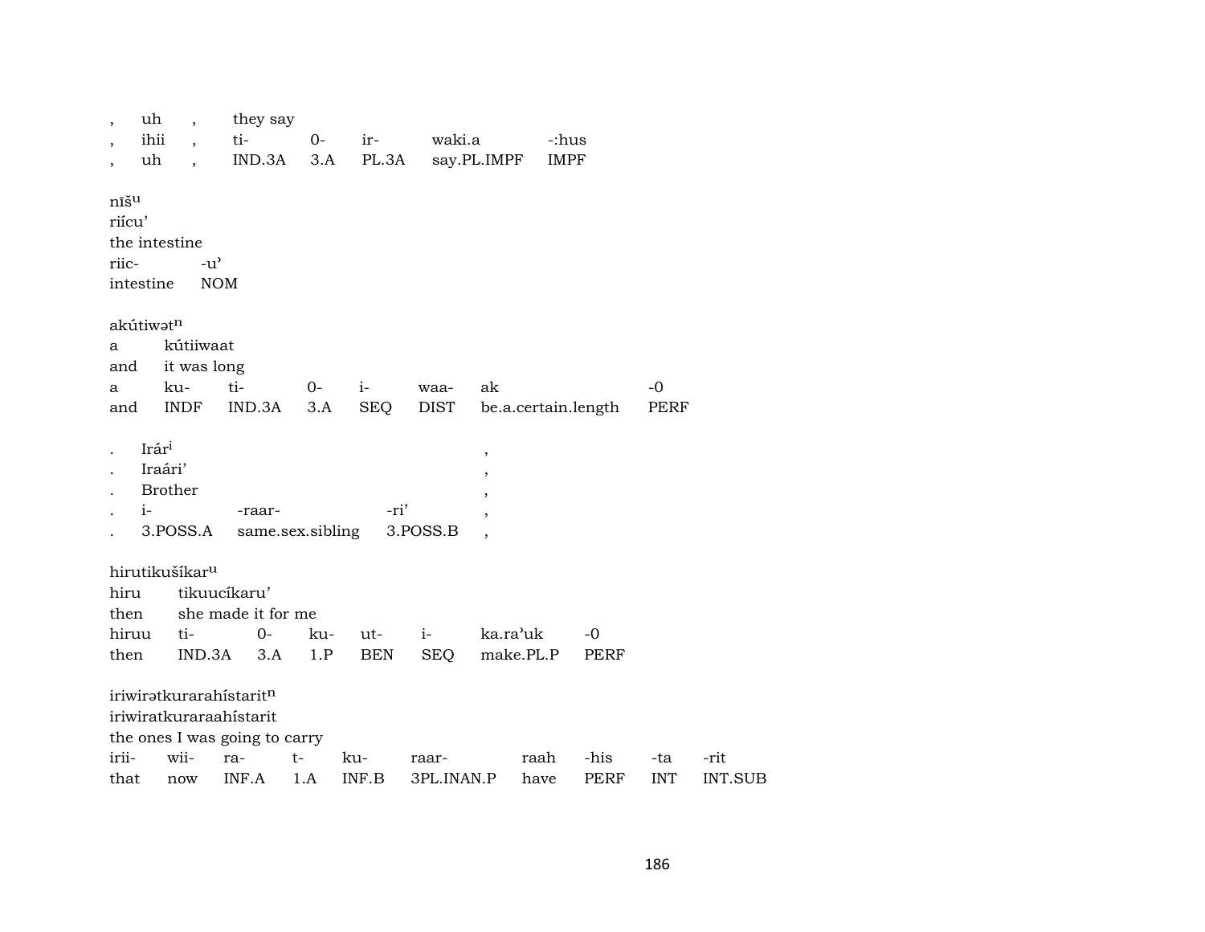| , | uh | , | they say | | | |
|---|---|---|---|---|---|---|
| , | ihii | , | ti- | 0- | ir- | waki.a | -:hus |
| , | uh | , | IND.3A | 3.A | PL.3A | say.PL.IMPF | IMPF |

nīšu
riícu’
the intestine

| riic- | -u’ |
|---|---|
| intestine | NOM |

akútiwətn

| a | kútiiwaat | | | | | | |
|---|---|---|---|---|---|---|---|
| and | it was long | | | | | | |
| a | ku- | ti- | 0- | i- | waa- | ak | -0 |
| and | INDF | IND.3A | 3.A | SEQ | DIST | be.a.certain.length | PERF |

| . | Irári | | | , |
|---|---|---|---|---|
| . | Iraári’ | | | , |
| . | Brother | | | , |
| . | i- | -raar- | -ri’ | , |
| . | 3.POSS.A | same.sex.sibling | 3.POSS.B | , |

hirutikušíkaru

| hiru | tikuucíkaru’ | | | | | | |
|---|---|---|---|---|---|---|---|
| then | she made it for me | | | | | | |
| hiruu | ti- | 0- | ku- | ut- | i- | ka.ra’uk | -0 |
| then | IND.3A | 3.A | 1.P | BEN | SEQ | make.PL.P | PERF |

iriwirətkurarahístaritn

| iriwiratkuraraahístarit | | | | | | | | | |
|---|---|---|---|---|---|---|---|---|---|
| the ones I was going to carry | | | | | | | | | |
| irii- | wii- | ra- | t- | ku- | raar- | raah | -his | -ta | -rit |
| that | now | INF.A | 1.A | INF.B | 3PL.INAN.P | have | PERF | INT | INT.SUB |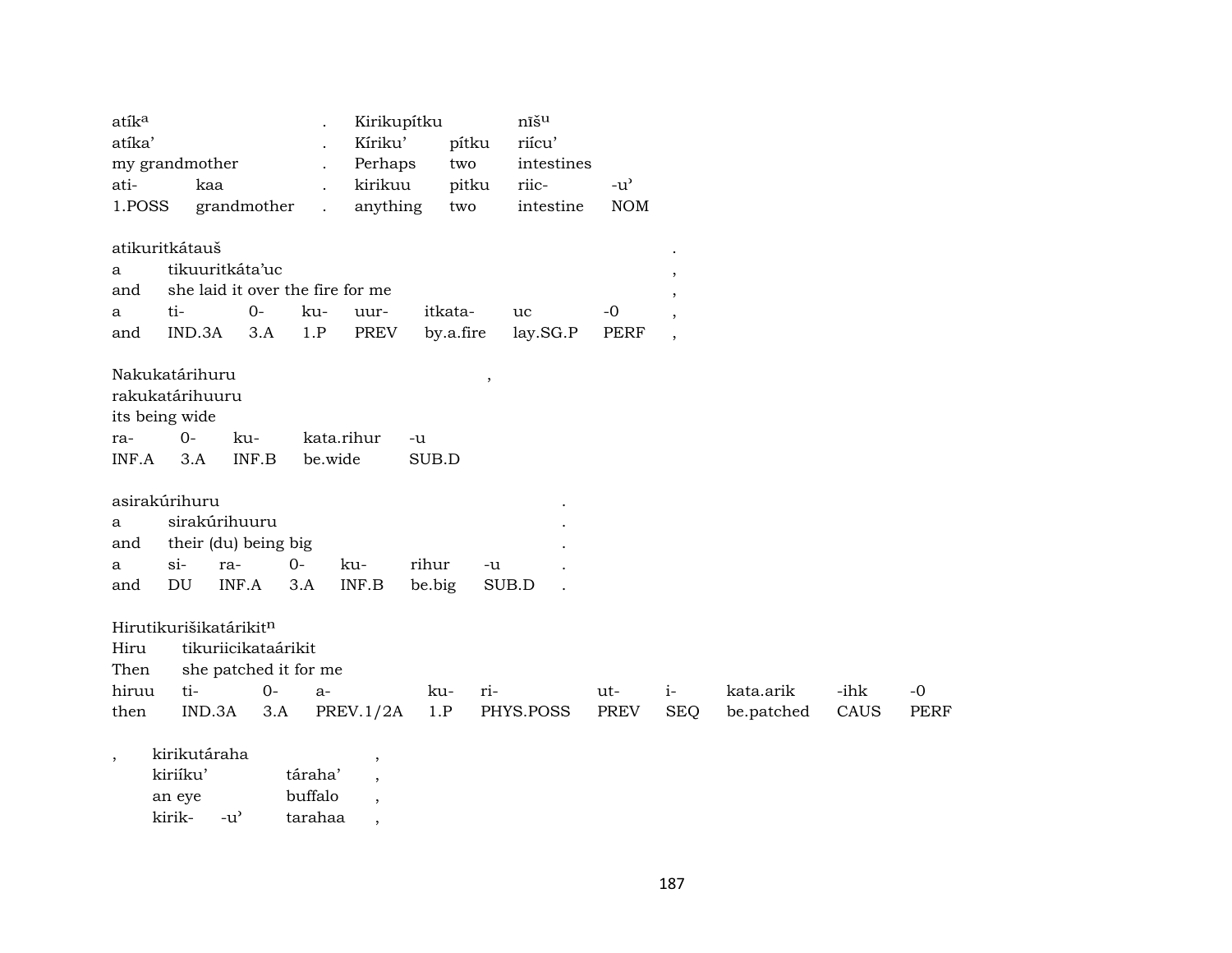| atík$^{a}$ | | . | Kirikupítku | | nĩš$^{u}$ | |
|---|---|---|---|---|---|---|
| atíka' | | . | Kíriku' | pítku | riícu' | |
| my grandmother | | . | Perhaps | two | intestines | |
| ati- | kaa | . | kirikuu | pitku | riic- | -u' |
| 1.POSS | grandmother | . | anything | two | intestine | NOM |

| atikuritkátauš | | | | | | | | . |
|---|---|---|---|---|---|---|---|---|
| a | tikuuritkáta'uc | | | | | | | , |
| and | she laid it over the fire for me | | | | | | | , |
| a | ti- | 0- | ku- | uur- | itkata- | uc | -0 | , |
| and | IND.3A | 3.A | 1.P | PREV | by.a.fire | lay.SG.P | PERF | , |

| Nakukatárihuru | | | | | , |
|---|---|---|---|---|---|
| rakukatárihuuru | | | | | |
| its being wide | | | | | |
| ra- | 0- | ku- | kata.rihur | -u | |
| INF.A | 3.A | INF.B | be.wide | SUB.D | |

| asirakúrihuru | | | | | | | . |
|---|---|---|---|---|---|---|---|
| a | sirakúrihuuru | | | | | | . |
| and | their (du) being big | | | | | | . |
| a | si- | ra- | 0- | ku- | rihur | -u | . |
| and | DU | INF.A | 3.A | INF.B | be.big | SUB.D | . |

| Hirutikurišikatárikit$^{n}$ | | | | | | | | | | |
|---|---|---|---|---|---|---|---|---|---|---|
| Hiru | tikuriicikataárikit | | | | | | | | | |
| Then | she patched it for me | | | | | | | | | |
| hiruu | ti- | 0- | a- | ku- | ri- | ut- | i- | kata.arik | -ihk | -0 |
| then | IND.3A | 3.A | PREV.1/2A | 1.P | PHYS.POSS | PREV | SEQ | be.patched | CAUS | PERF |

| , | kirikutáraha | | | , |
|---|---|---|---|---|
| | kiriíku' | | táraha' | , |
| | an eye | | buffalo | , |
| | kirik- | -u' | tarahaa | , |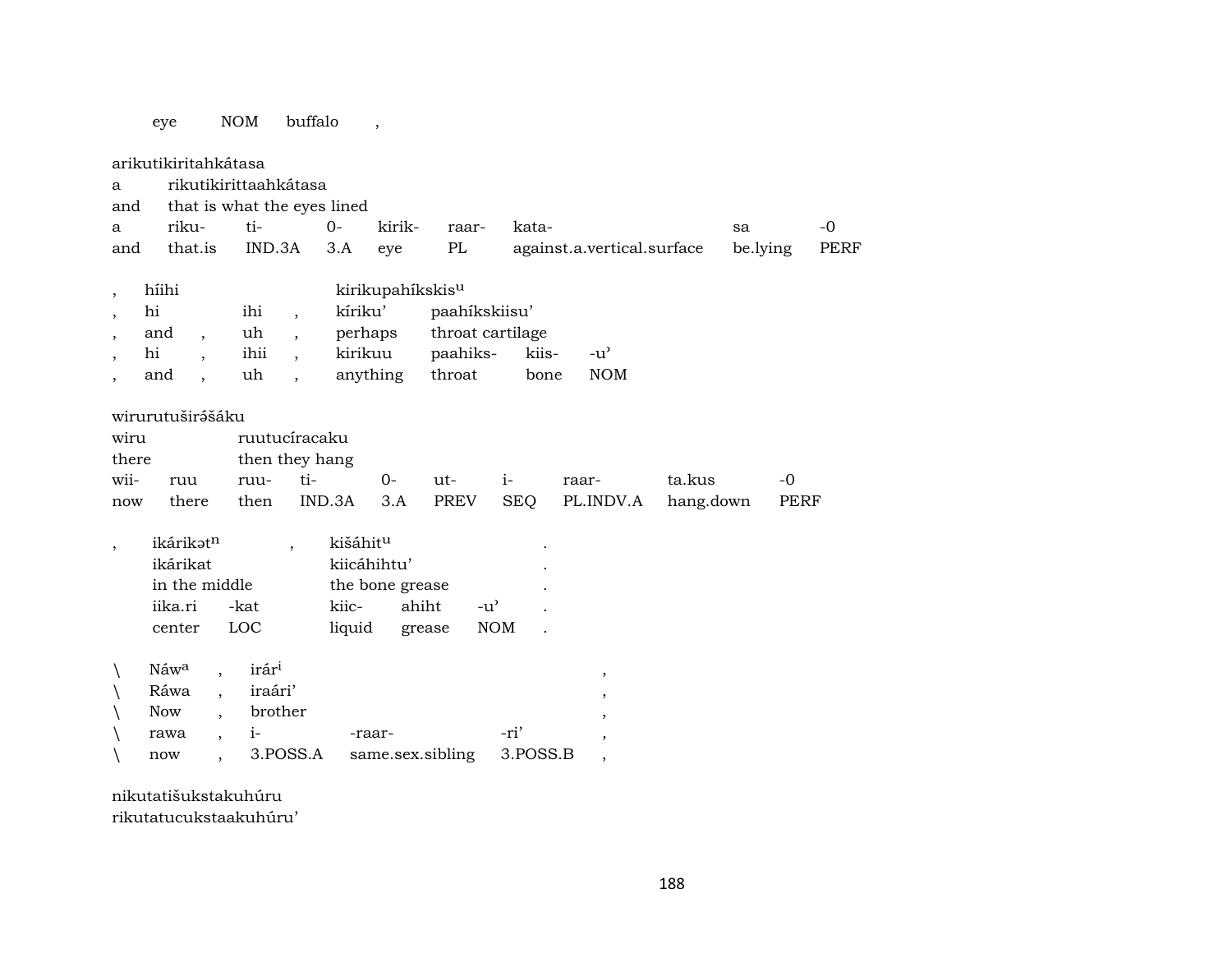| eye | NOM | buffalo | , |
|---|---|---|---|

arikutikiritahkátasa

| a | rikutikirittaahkátasa | | | | | | |
|---|---|---|---|---|---|---|---|
| and | that is what the eyes lined | | | | | | |
| a | riku- | ti- | 0- | kirik- | raar- | kata- | sa | -0 |
| and | that.is | IND.3A | 3.A | eye | PL | against.a.vertical.surface | be.lying | PERF |

| , | híihi | | | kirikupahíkskis^u | | | |
|---|---|---|---|---|---|---|---|
| , | hi | ihi | , | kíriku' | paahíkskiisu' | | |
| , | and | , | uh | , | perhaps | throat cartilage | |
| , | hi | , | ihii | , | kirikuu | paahiks- | kiis- | -u' |
| , | and | , | uh | , | anything | throat | bone | NOM |

wirurutuširə́šáku

| wiru | | ruutucíracaku | | | | | | |
|---|---|---|---|---|---|---|---|---|
| there | | then they hang | | | | | | |
| wii- | ruu | ruu- | ti- | 0- | ut- | i- | raar- | ta.kus | -0 |
| now | there | then | IND.3A | 3.A | PREV | SEQ | PL.INDV.A | hang.down | PERF |

| , | ikárikət^n | | , | kišáhit^u | | | . |
|---|---|---|---|---|---|---|---|
| | ikárikat | | | kiicáhihtu' | | | . |
| | in the middle | | | the bone grease | | | . |
| | iika.ri | -kat | | kiic- | ahiht | -u' | . |
| | center | LOC | | liquid | grease | NOM | . |

| \ | Náw^a | , | irár^i | | | , |
|---|---|---|---|---|---|---|
| \ | Ráwa | , | iraári' | | | , |
| \ | Now | , | brother | | | , |
| \ | rawa | , | i- | -raar- | -ri' | , |
| \ | now | , | 3.POSS.A | same.sex.sibling | 3.POSS.B | , |

nikutatišukstakuhúru
rikutatucukstaakuhúru'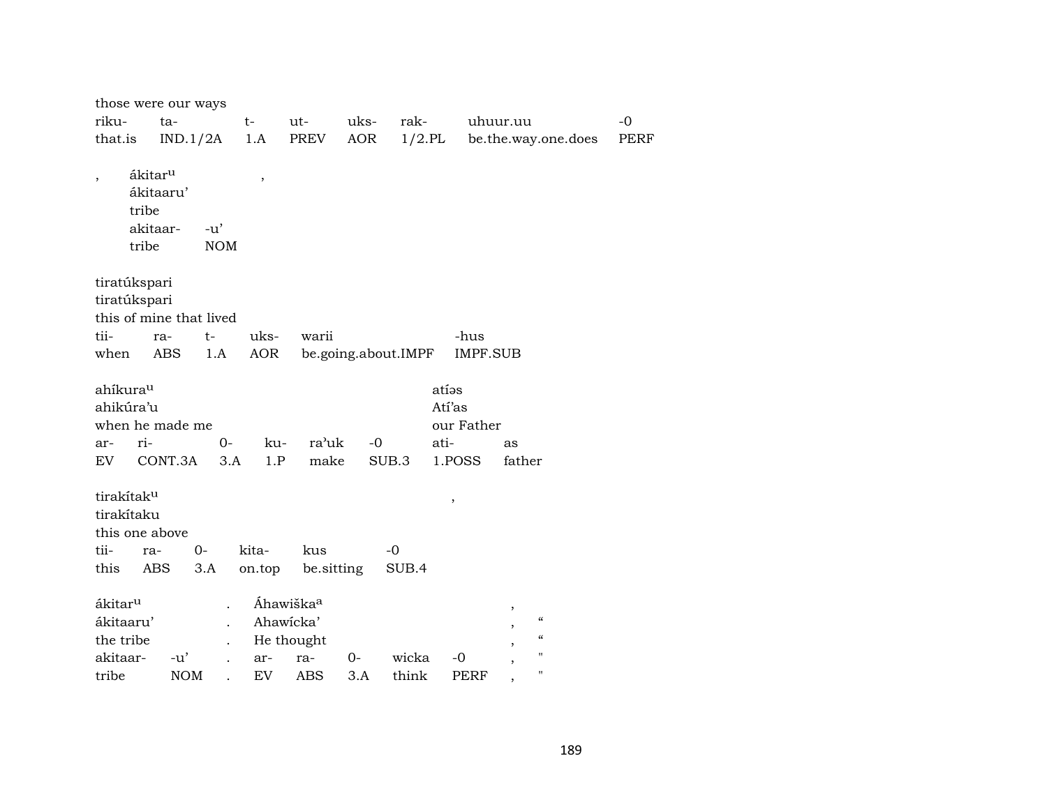those were our ways

| riku- | ta- | t- | ut- | uks- | rak- | uhuur.uu | -0 |
|---|---|---|---|---|---|---|---|
| that.is | IND.1/2A | 1.A | PREV | AOR | 1/2.PL | be.the.way.one.does | PERF |

| , | ákitar$^{u}$ | | , |
|---|---|---|---|
| | ákitaaru’ | | |
| | tribe | | |
| | akitaar- | -u’ | |
| | tribe | NOM | |

tiratúkspari
tiratúkspari
this of mine that lived

| tii- | ra- | t- | uks- | warii | -hus |
|---|---|---|---|---|---|
| when | ABS | 1.A | AOR | be.going.about.IMPF | IMPF.SUB |

| ahíkura$^{u}$ | | | | | | atíəs | |
|---|---|---|---|---|---|---|---|
| ahikúra’u | | | | | | Atí’as | |
| when he made me | | | | | | our Father | |
| ar- | ri- | 0- | ku- | ra’uk | -0 | ati- | as |
| EV | CONT.3A | 3.A | 1.P | make | SUB.3 | 1.POSS | father |

tirakítak$^{u}$ ,
tirakítaku
this one above

| tii- | ra- | 0- | kita- | kus | -0 |
|---|---|---|---|---|---|
| this | ABS | 3.A | on.top | be.sitting | SUB.4 |

| ákitar$^{u}$ | | . | Áhawiška$^{a}$ | | | | | , | |
|---|---|---|---|---|---|---|---|---|---|
| ákitaaru’ | | . | Ahawícka’ | | | | | , | “ |
| the tribe | | . | He thought | | | | | , | “ |
| akitaar- | -u’ | . | ar- | ra- | 0- | wicka | -0 | , | " |
| tribe | NOM | . | EV | ABS | 3.A | think | PERF | , | " |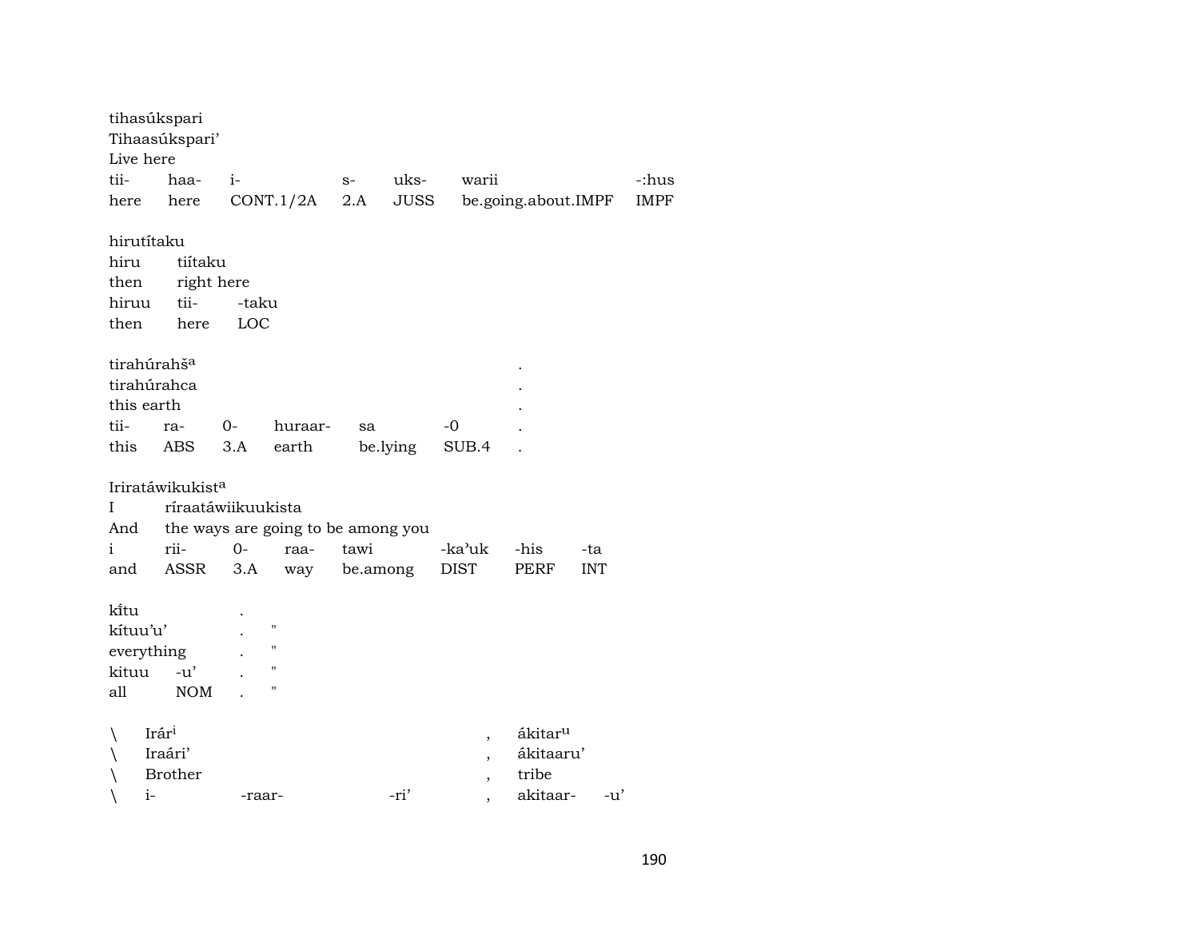tihasúkspari
Tihaasúkspari'
Live here

| tii- | haa- | i- | s- | uks- | warii | -:hus |
|---|---|---|---|---|---|---|
| here | here | CONT.1/2A | 2.A | JUSS | be.going.about.IMPF | IMPF |

hirutítaku

| hiru | tiítaku | |
|---|---|---|
| then | right here | |
| hiruu | tii- | -taku |
| then | here | LOC |

tirahúrahš[a] .
tirahúrahca .
this earth .

| tii- | ra- | 0- | huraar- | sa | -0 | . |
|---|---|---|---|---|---|---|
| this | ABS | 3.A | earth | be.lying | SUB.4 | . |

Iriratáwikukist[a]

| I | ríraatáwiikuukista | | | | | | |
|---|---|---|---|---|---|---|---|
| And | the ways are going to be among you | | | | | | |
| i | rii- | 0- | raa- | tawi | -ka'uk | -his | -ta |
| and | ASSR | 3.A | way | be.among | DIST | PERF | INT |

kĩtu .
kítuu'u' . "
everything . "

| kituu | -u' | . | " |
|---|---|---|---|
| all | NOM | . | " |

| \ | Irár[i] | | | , | ákitar[u] | |
|---|---|---|---|---|---|---|
| \ | Iraári' | | | , | ákitaaru' | |
| \ | Brother | | | , | tribe | |
| \ | i- | -raar- | -ri' | , | akitaar- | -u' |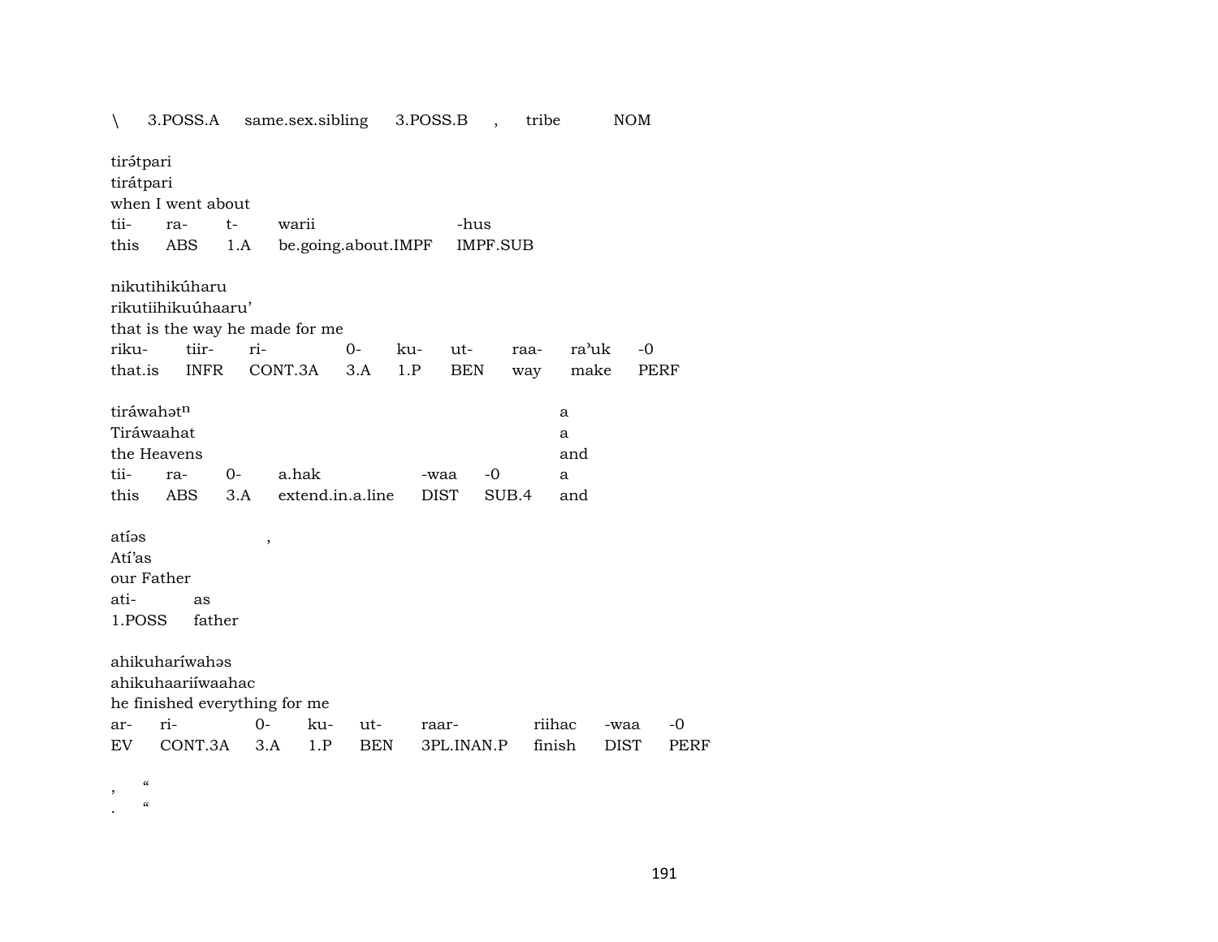\  3.POSS.A  same.sex.sibling  3.POSS.B  ,  tribe  NOM

tirə́tpari
tirátpari
when I went about

| tii- | ra- | t- | warii | -hus |
|---|---|---|---|---|
| this | ABS | 1.A | be.going.about.IMPF | IMPF.SUB |

nikutihikúharu
rikutiihikuúhaaru'
that is the way he made for me

| riku- | tiir- | ri- | 0- | ku- | ut- | raa- | ra'uk | -0 |
|---|---|---|---|---|---|---|---|---|
| that.is | INFR | CONT.3A | 3.A | 1.P | BEN | way | make | PERF |

tiráwahət$^{n}$  a
Tiráwaahat  a
the Heavens  and

| tii- | ra- | 0- | a.hak | -waa | -0 | a |
|---|---|---|---|---|---|---|
| this | ABS | 3.A | extend.in.a.line | DIST | SUB.4 | and |

atíəs  ,
Atí'as
our Father

| ati- | as |
|---|---|
| 1.POSS | father |

ahikuharíwahəs
ahikuhaariíwaahac
he finished everything for me

| ar- | ri- | 0- | ku- | ut- | raar- | riihac | -waa | -0 |
|---|---|---|---|---|---|---|---|---|
| EV | CONT.3A | 3.A | 1.P | BEN | 3PL.INAN.P | finish | DIST | PERF |

,  "
.  "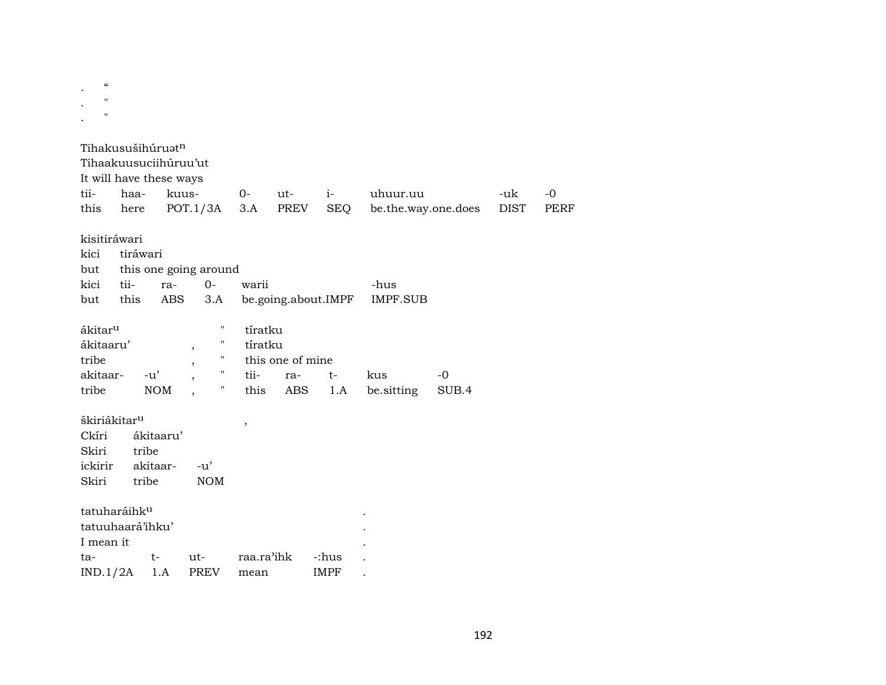. “
. "
. "

Tihakusušihúruət^n
Tihaakuusuciihúruu’ut
It will have these ways

| tii- | haa- | kuus- | 0- | ut- | i- | uhuur.uu | -uk | -0 |
|---|---|---|---|---|---|---|---|---|
| this | here | POT.1/3A | 3.A | PREV | SEQ | be.the.way.one.does | DIST | PERF |

kisitiráwari
kici tiráwari
but this one going around

| kici | tii- | ra- | 0- | warii | -hus |
|---|---|---|---|---|---|
| but | this | ABS | 3.A | be.going.about.IMPF | IMPF.SUB |

ákitar^u " tíratku
ákitaaru’ , " tíratku
tribe , " this one of mine

| akitaar- | -u’ | , | " | tii- | ra- | t- | kus | -0 |
|---|---|---|---|---|---|---|---|---|
| tribe | NOM | , | " | this | ABS | 1.A | be.sitting | SUB.4 |

škiriákitar^u ,
Ckíri ákitaaru’
Skiri tribe

| ickirir | akitaar- | -u’ |
|---|---|---|
| Skiri | tribe | NOM |

tatuharáihk^u .
tatuuhaará’ihku’ .
I mean it .

| ta- | t- | ut- | raa.ra’ihk | -:hus | . |
|---|---|---|---|---|---|
| IND.1/2A | 1.A | PREV | mean | IMPF | . |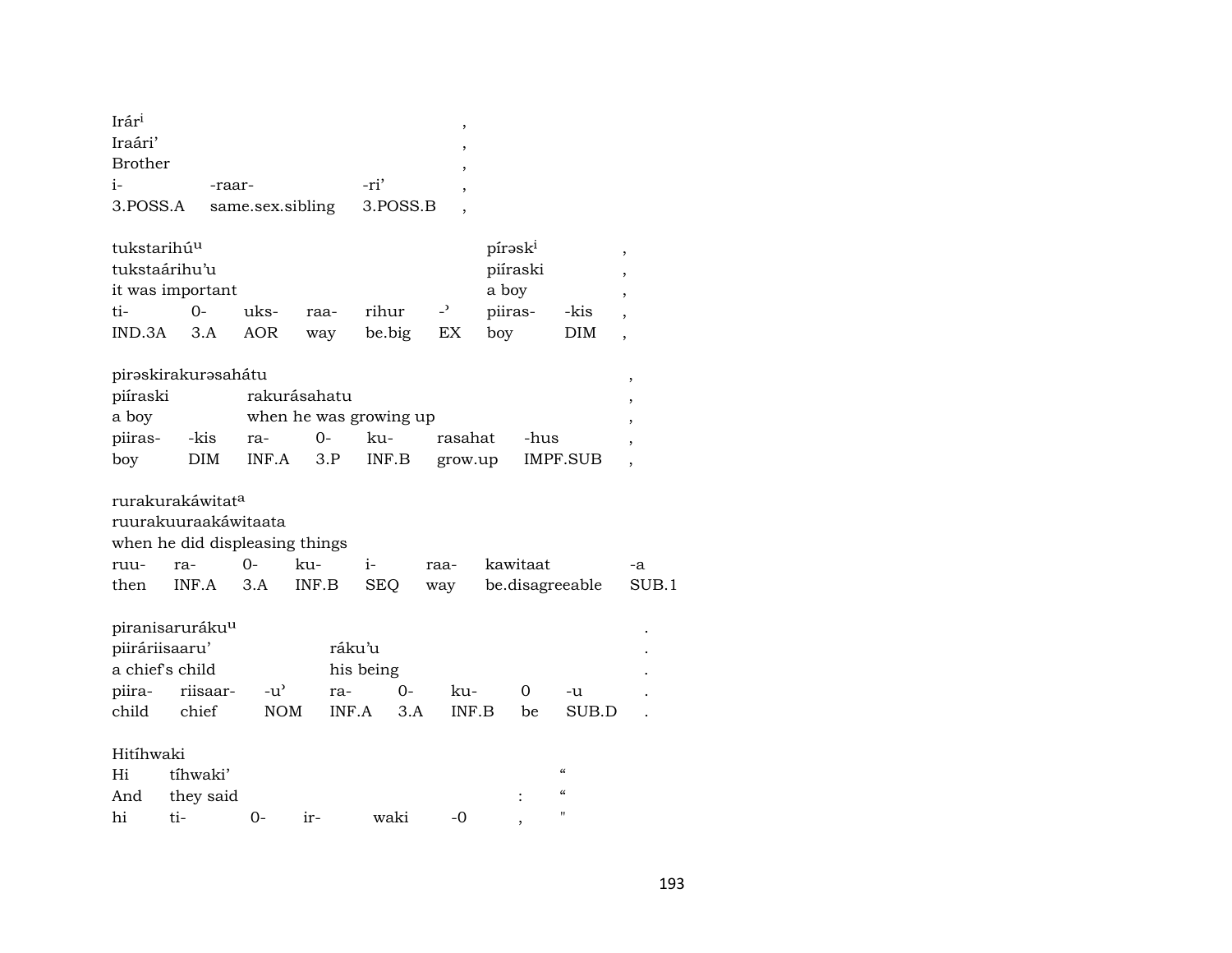| Irár[i] | | | , |
|---|---|---|---|
| Iraári' | | | , |
| Brother | | | , |
| i- | -raar- | -ri' | , |
| 3.POSS.A | same.sex.sibling | 3.POSS.B | , |

| tukstarihú[u] | | | | | | píːəsk[i] | | , |
|---|---|---|---|---|---|---|---|---|
| tukstaárihu'u | | | | | | piíraski | | , |
| it was important | | | | | | a boy | | , |
| ti- | 0- | uks- | raa- | rihur | -' | piiras- | -kis | , |
| IND.3A | 3.A | AOR | way | be.big | EX | boy | DIM | , |

| pirəskirakurəsahátu | | | | | | | , |
|---|---|---|---|---|---|---|---|
| piíraski | | rakurásahatu | | | | | , |
| a boy | | when he was growing up | | | | | , |
| piiras- | -kis | ra- | 0- | ku- | rasahat | -hus | , |
| boy | DIM | INF.A | 3.P | INF.B | grow.up | IMPF.SUB | , |

| rurakurakáwitat[a] | | | | | | | |
|---|---|---|---|---|---|---|---|
| ruurakuuraakáwitaata | | | | | | | |
| when he did displeasing things | | | | | | | |
| ruu- | ra- | 0- | ku- | i- | raa- | kawitaat | -a |
| then | INF.A | 3.A | INF.B | SEQ | way | be.disagreeable | SUB.1 |

| piranisaruráku[u] | | | | | | | | . |
|---|---|---|---|---|---|---|---|---|
| piiráriisaaru' | | | ráku'u | | | | | . |
| a chief's child | | | his being | | | | | . |
| piira- | riisaar- | -u' | ra- | 0- | ku- | 0 | -u | . |
| child | chief | NOM | INF.A | 3.A | INF.B | be | SUB.D | . |

| Hitíhwaki | | | | | | |
|---|---|---|---|---|---|---|
| Hi | tíhwaki' | | | | | " |
| And | they said | | | | : | " |
| hi | ti- | 0- | ir- | waki | -0 , | " |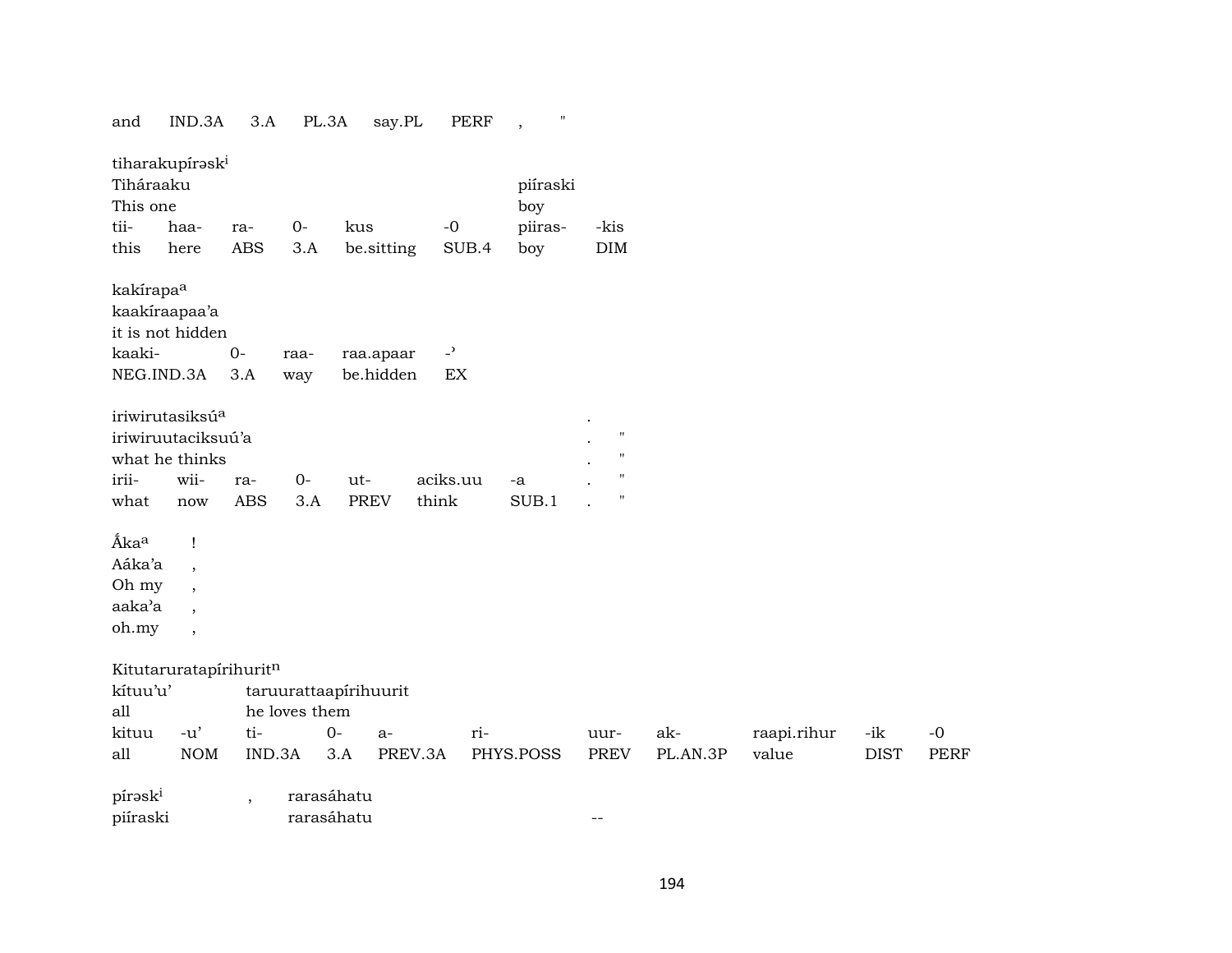| and | IND.3A | 3.A | PL.3A | say.PL | PERF | , | " |
|---|---|---|---|---|---|---|---|

tiharakupírəsk[i]

| Tiháraaku | | | | | | piíraski | |
|---|---|---|---|---|---|---|---|
| This one | | | | | | boy | |
| tii- | haa- | ra- | 0- | kus | -0 | piiras- | -kis |
| this | here | ABS | 3.A | be.sitting | SUB.4 | boy | DIM |

kakírapa[a]

| kaakíraapaa'a | | | | |
|---|---|---|---|---|
| it is not hidden | | | | |
| kaaki- | 0- | raa- | raa.apaar | -ʾ |
| NEG.IND.3A | 3.A | way | be.hidden | EX |

| iriwirutasiksú[a] | | | | | | | . | |
|---|---|---|---|---|---|---|---|---|
| iriwiruutaciksuú'a | | | | | | | . | " |
| what he thinks | | | | | | | . | " |
| irii- | wii- | ra- | 0- | ut- | aciks.uu | -a | . | " |
| what | now | ABS | 3.A | PREV | think | SUB.1 | . | " |

| Ấka[a] | ! |
|---|---|
| Aáka'a | , |
| Oh my | , |
| aaka'a | , |
| oh.my | , |

Kitutaruratapírihurit[n]

| kítuu'u' | | taruurattaapírihuurit | | | | | | | | |
|---|---|---|---|---|---|---|---|---|---|---|
| all | | he loves them | | | | | | | | |
| kituu | -u' | ti- | 0- | a- | ri- | uur- | ak- | raapi.rihur | -ik | -0 |
| all | NOM | IND.3A | 3.A | PREV.3A | PHYS.POSS | PREV | PL.AN.3P | value | DIST | PERF |

| pírəsk[i] | , | rarasáhatu | |
|---|---|---|---|
| piíraski | | rarasáhatu | -- |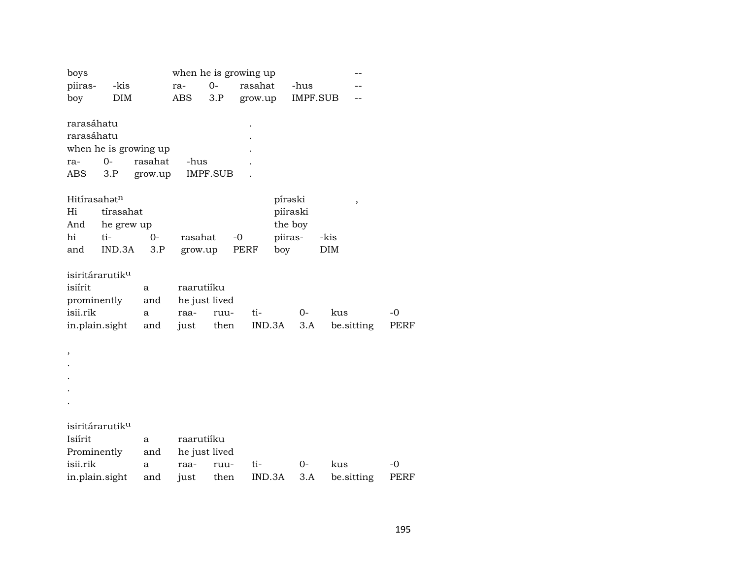| boys | | when he is growing up | | | | -- |
|---|---|---|---|---|---|---|
| piiras- | -kis | ra- | 0- | rasahat | -hus | -- |
| boy | DIM | ABS | 3.P | grow.up | IMPF.SUB | -- |

| rarasáhatu | | | | . |
|---|---|---|---|---|
| rarasáhatu | | | | . |
| when he is growing up | | | | . |
| ra- | 0- | rasahat | -hus | . |
| ABS | 3.P | grow.up | IMPF.SUB | . |

| Hitírasahət$^{n}$ | | | | | píraski | | , |
|---|---|---|---|---|---|---|---|
| Hi | tírasahat | | | | piíraski | | |
| And | he grew up | | | | the boy | | |
| hi | ti- | 0- | rasahat | -0 | piiras- | -kis | |
| and | IND.3A | 3.P | grow.up | PERF | boy | DIM | |

| isiritárarutik$^{u}$ | | | | | | | |
|---|---|---|---|---|---|---|---|
| isiírit | a | raarutiíku | | | | | |
| prominently | and | he just lived | | | | | |
| isii.rik | a | raa- | ruu- | ti- | 0- | kus | -0 |
| in.plain.sight | and | just | then | IND.3A | 3.A | be.sitting | PERF |

,
.
.
.
.

| isiritárarutik$^{u}$ | | | | | | | |
|---|---|---|---|---|---|---|---|
| Isiírit | a | raarutiíku | | | | | |
| Prominently | and | he just lived | | | | | |
| isii.rik | a | raa- | ruu- | ti- | 0- | kus | -0 |
| in.plain.sight | and | just | then | IND.3A | 3.A | be.sitting | PERF |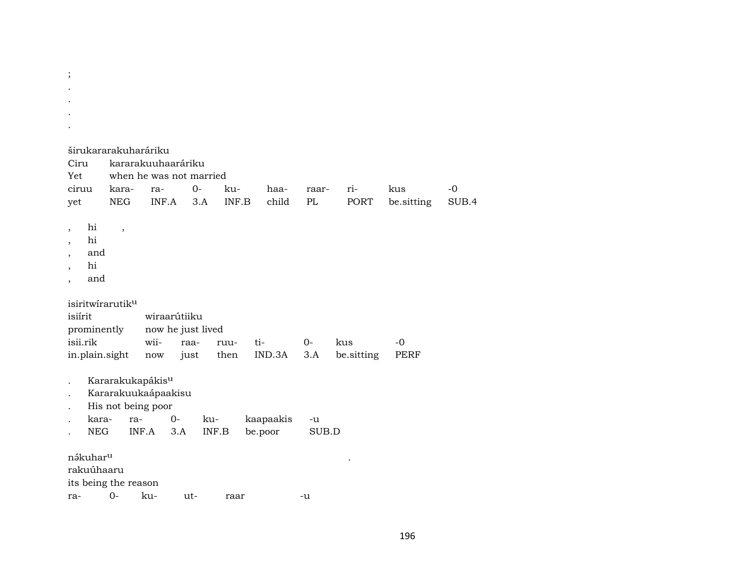;
.
.
.
.

širukararakuharáriku
Ciru kararakuuhaaráriku
Yet when he was not married

| ciruu | kara- | ra- | 0- | ku- | haa- | raar- | ri- | kus | -0 |
|---|---|---|---|---|---|---|---|---|---|
| yet | NEG | INF.A | 3.A | INF.B | child | PL | PORT | be.sitting | SUB.4 |

, hi ,
, hi
, and
, hi
, and

isiritwírarutik[u]
isiírit wiraarútiiku
prominently now he just lived

| isii.rik | wii- | raa- | ruu- | ti- | 0- | kus | -0 |
|---|---|---|---|---|---|---|---|
| in.plain.sight | now | just | then | IND.3A | 3.A | be.sitting | PERF |

. Kararakukapákis[u]
. Kararakuukaápaakisu
. His not being poor

| . | kara- | ra- | 0- | ku- | kaapaakis | -u |
|---|---|---|---|---|---|---|
| . | NEG | INF.A | 3.A | INF.B | be.poor | SUB.D |

nəkuhar[u] .
rakuúhaaru
its being the reason

| ra- | 0- | ku- | ut- | raar | -u |
|---|---|---|---|---|---|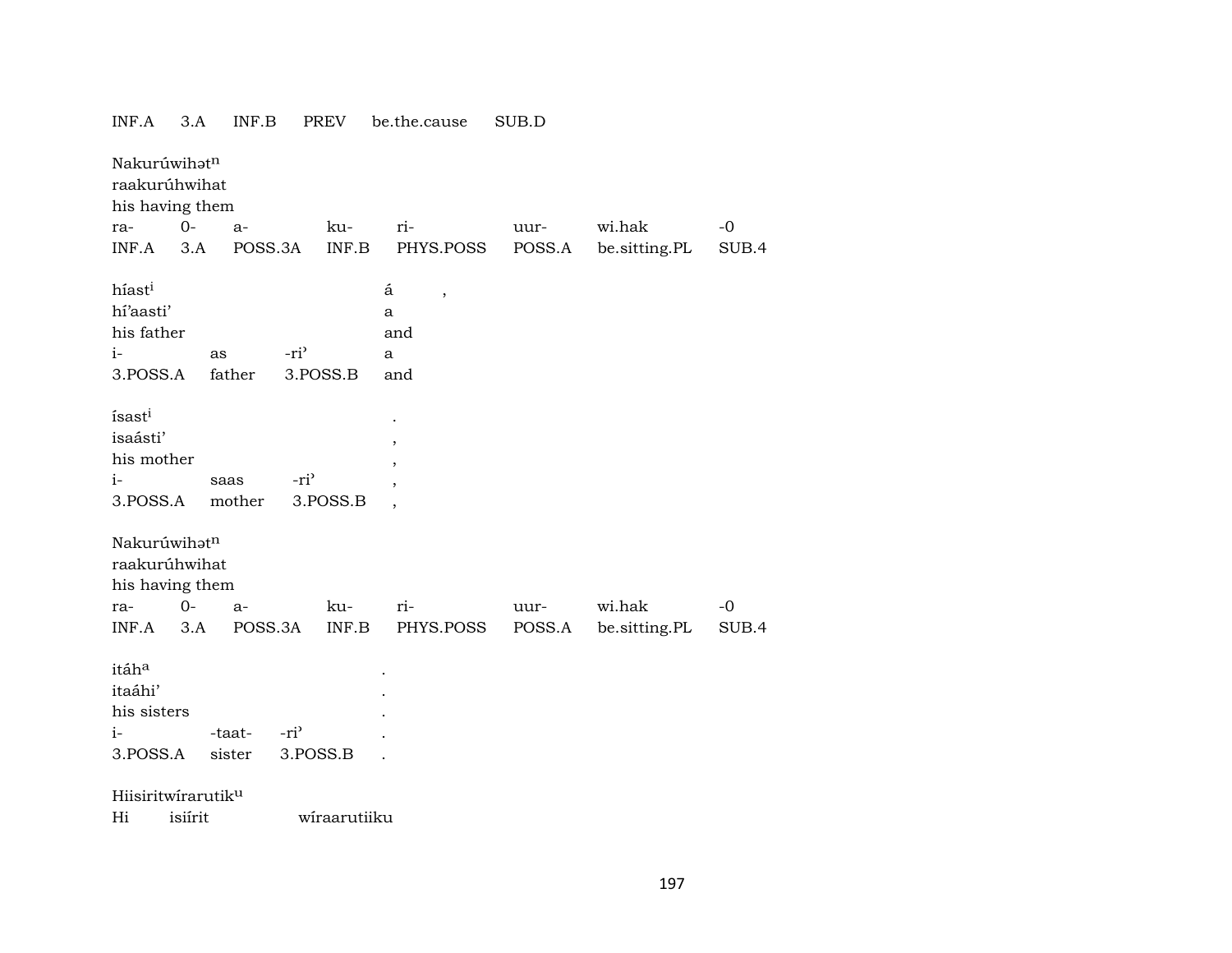| INF.A | 3.A | INF.B | PREV | be.the.cause | SUB.D |
|---|---|---|---|---|---|

Nakurúwihət$^{n}$
raakurúhwihat
his having them

| ra- | 0- | a- | ku- | ri- | uur- | wi.hak | -0 |
|---|---|---|---|---|---|---|---|
| INF.A | 3.A | POSS.3A | INF.B | PHYS.POSS | POSS.A | be.sitting.PL | SUB.4 |

| híast$^{i}$ | | | á | , |
|---|---|---|---|---|
| hí'aasti' | | | a | |
| his father | | | and | |
| i- | as | -ri' | a | |
| 3.POSS.A | father | 3.POSS.B | and | |

| ísast$^{i}$ | | | . |
|---|---|---|---|
| isaásti' | | | , |
| his mother | | | , |
| i- | saas | -ri' | , |
| 3.POSS.A | mother | 3.POSS.B | , |

Nakurúwihət$^{n}$
raakurúhwihat
his having them

| ra- | 0- | a- | ku- | ri- | uur- | wi.hak | -0 |
|---|---|---|---|---|---|---|---|
| INF.A | 3.A | POSS.3A | INF.B | PHYS.POSS | POSS.A | be.sitting.PL | SUB.4 |

| itáh$^{a}$ | | | . |
|---|---|---|---|
| itaáhi' | | | . |
| his sisters | | | . |
| i- | -taat- | -ri' | . |
| 3.POSS.A | sister | 3.POSS.B | . |

Hiisiritwírarutik$^{u}$

| Hi | isiírit | wíraarutiiku |
|---|---|---|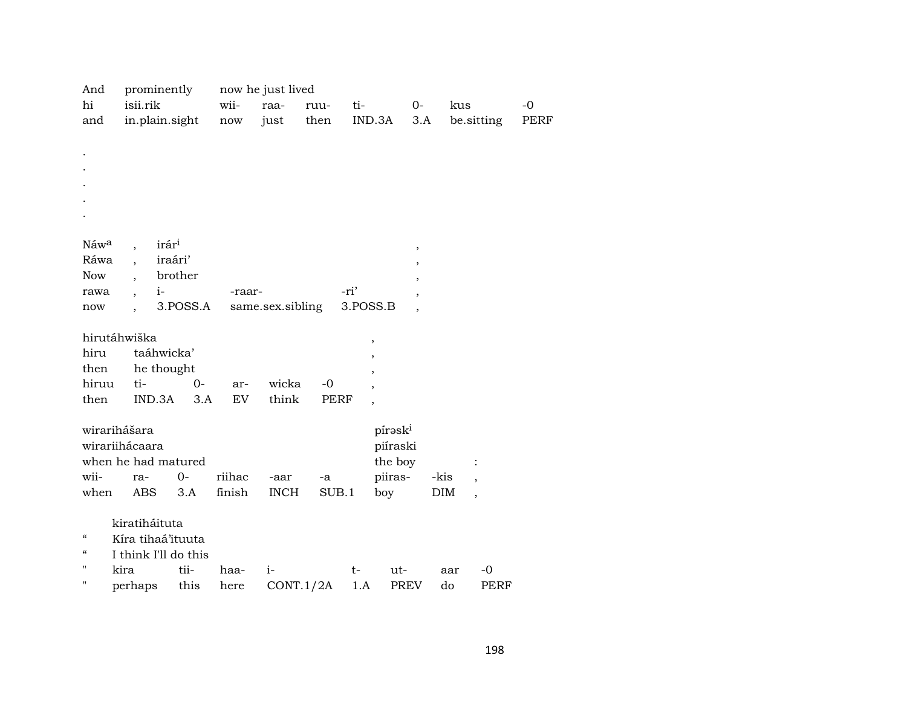| And | prominently | now he just lived | | | | | | |
|---|---|---|---|---|---|---|---|---|
| hi | isii.rik | wii- | raa- | ruu- | ti- | 0- | kus | -0 |
| and | in.plain.sight | now | just | then | IND.3A | 3.A | be.sitting | PERF |

.
.
.
.
.

| Náwᵃ | , | irárⁱ | | | , |
|---|---|---|---|---|---|
| Ráwa | , | iraári' | | | , |
| Now | , | brother | | | , |
| rawa | , | i- | -raar- | -ri' | , |
| now | , | 3.POSS.A | same.sex.sibling | 3.POSS.B | , |

| hirutáhwiška | | | | | | , |
|---|---|---|---|---|---|---|
| hiru | taáhwicka' | | | | | , |
| then | he thought | | | | | , |
| hiruu | ti- | 0- | ar- | wicka | -0 | , |
| then | IND.3A | 3.A | EV | think | PERF | , |

| wirarihášara | | | | | | píraskⁱ | | |
|---|---|---|---|---|---|---|---|---|
| wirariihácaara | | | | | | piíraski | | |
| when he had matured | | | | | | the boy | | : |
| wii- | ra- | 0- | riihac | -aar | -a | piiras- | -kis | , |
| when | ABS | 3.A | finish | INCH | SUB.1 | boy | DIM | , |

| | kiratiháituta | | | | | | | |
|---|---|---|---|---|---|---|---|---|
| " | Kíra tihaá'ituuta | | | | | | | |
| " | I think I'll do this | | | | | | | |
| " | kira | tii- | haa- | i- | t- | ut- | aar | -0 |
| " | perhaps | this | here | CONT.1/2A | 1.A | PREV | do | PERF |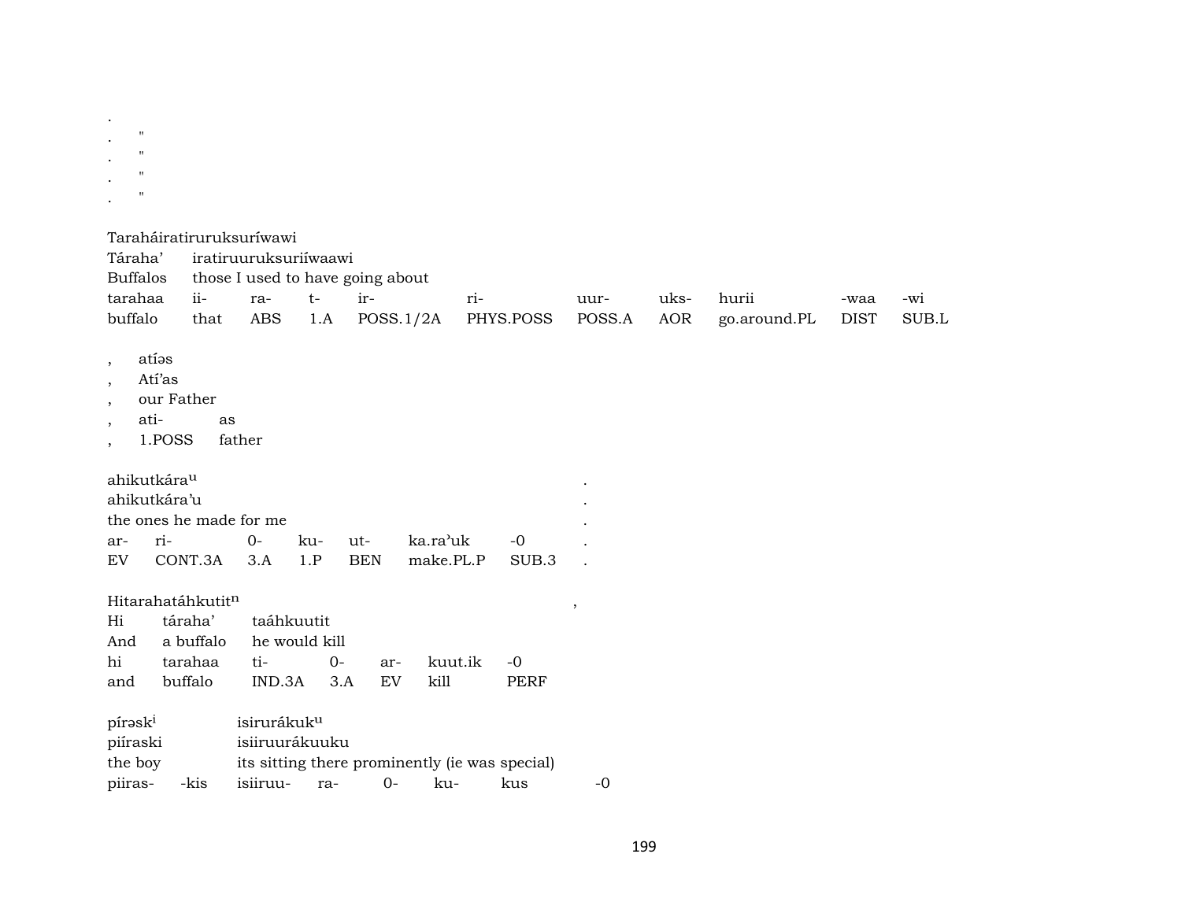.
.    "
.    "
.    "
.    "

| Taraháiratiruruksuríwawi | | | | | | | | | | |
|---|---|---|---|---|---|---|---|---|---|---|
| Táraha’ | iratiruuruksuriíwaawi | | | | | | | | | |
| Buffalos | those I used to have going about | | | | | | | | | |
| tarahaa | ii- | ra- | t- | ir- | ri- | uur- | uks- | hurii | -waa | -wi |
| buffalo | that | ABS | 1.A | POSS.1/2A | PHYS.POSS | POSS.A | AOR | go.around.PL | DIST | SUB.L |

| , | atíəs | |
|---|---|---|
| , | Atí’as | |
| , | our Father | |
| , | ati- | as |
| , | 1.POSS | father |

| ahikutkára^u | | | | | | | . |
|---|---|---|---|---|---|---|---|
| ahikutkára’u | | | | | | | . |
| the ones he made for me | | | | | | | . |
| ar- | ri- | 0- | ku- | ut- | ka.ra’uk | -0 | . |
| EV | CONT.3A | 3.A | 1.P | BEN | make.PL.P | SUB.3 | . |

| Hitarahatáhkutit^n | | | | | | | , |
|---|---|---|---|---|---|---|---|
| Hi | táraha’ | taáhkuutit | | | | | |
| And | a buffalo | he would kill | | | | | |
| hi | tarahaa | ti- | 0- | ar- | kuut.ik | -0 | |
| and | buffalo | IND.3A | 3.A | EV | kill | PERF | |

| pírəsk^i | | isirurákuk^u | | | | | |
|---|---|---|---|---|---|---|---|
| piíraski | | isiiruurákuuku | | | | | |
| the boy | | its sitting there prominently (ie was special) | | | | | |
| piiras- | -kis | isiiruu- | ra- | 0- | ku- | kus | -0 |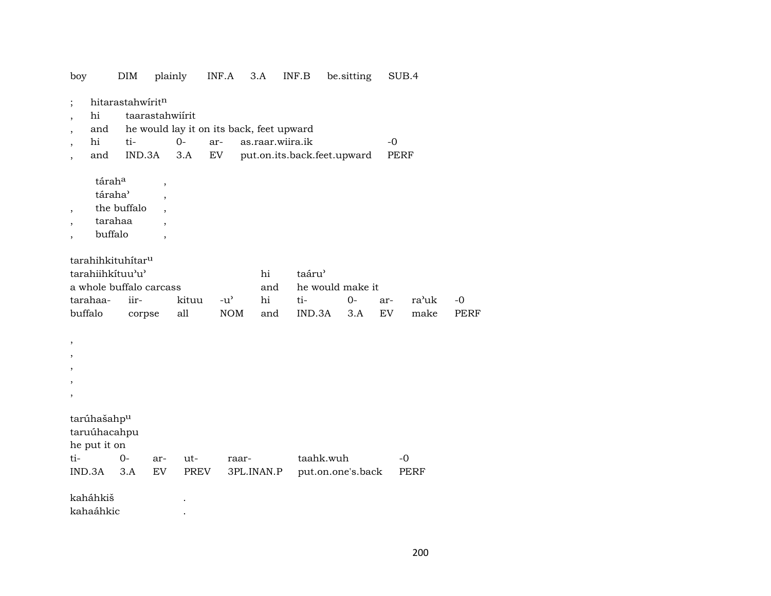boy DIM plainly INF.A 3.A INF.B be.sitting SUB.4

| ; | hitarastahwírit$^{n}$ | | | | | |
|---|---|---|---|---|---|---|
| , | hi | taarastahwiírit | | | | |
| , | and | he would lay it on its back, feet upward | | | | |
| , | hi | ti- | 0- | ar- | as.raar.wiira.ik | -0 |
| , | and | IND.3A | 3.A | EV | put.on.its.back.feet.upward | PERF |

| | tárah$^{a}$ | , |
|---|---|---|
| | táraha’ | , |
| , | the buffalo | , |
| , | tarahaa | , |
| , | buffalo | , |

| tarahihkituhítar$^{u}$ | | | | | | | | | |
|---|---|---|---|---|---|---|---|---|---|
| tarahiiihkítuu’u’ | | | | hi | taáru’ | | | | |
| a whole buffalo carcass | | | | and | he would make it | | | | |
| tarahaa- | iir- | kituu | -u’ | hi | ti- | 0- | ar- | ra’uk | -0 |
| buffalo | corpse | all | NOM | and | IND.3A | 3.A | EV | make | PERF |

,
,
,
,
,

| tarúhašahp$^{u}$ | | | | | | |
|---|---|---|---|---|---|---|
| taruúhacahpu | | | | | | |
| he put it on | | | | | | |
| ti- | 0- | ar- | ut- | raar- | taahk.wuh | -0 |
| IND.3A | 3.A | EV | PREV | 3PL.INAN.P | put.on.one's.back | PERF |

| kaháhkiš | . |
|---|---|
| kahaáhkic | . |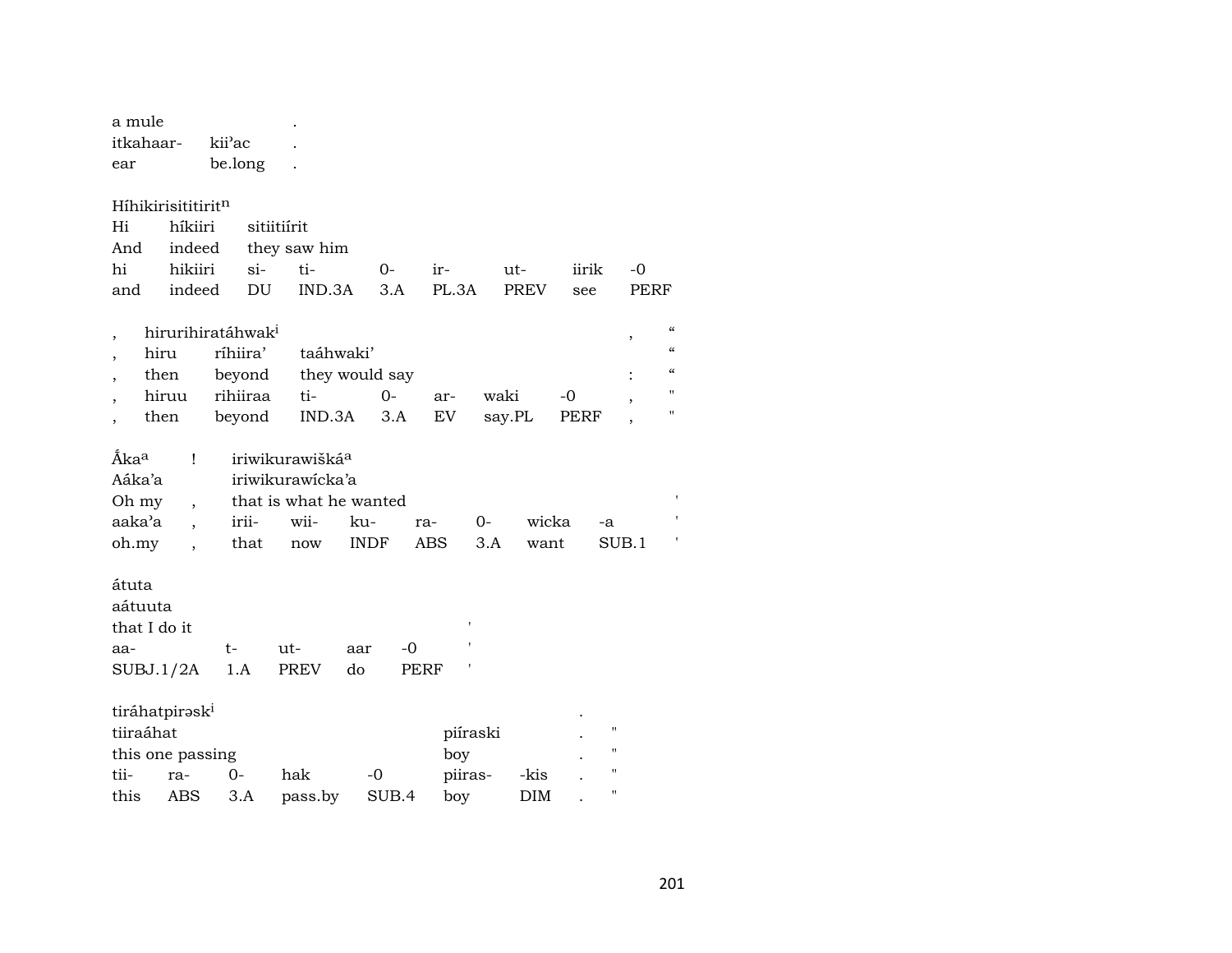| a mule | | . |
|---|---|---|
| itkahaar- | kii'ac | . |
| ear | be.long | . |

Híhikirisitititiritⁿ

| Hi | híkiiri | sitiitiírit | | | | | | |
|---|---|---|---|---|---|---|---|---|
| And | indeed | they saw him | | | | | | |
| hi | hikiiri | si- | ti- | 0- | ir- | ut- | iirik | -0 |
| and | indeed | DU | IND.3A | 3.A | PL.3A | PREV | see | PERF |

| , | hirurihiratáhwak[i] | | | | | | | , | " |
|---|---|---|---|---|---|---|---|---|---|
| , | hiru | ríhiira' | taáhwaki' | | | | | | " |
| , | then | beyond | they would say | | | | | : | " |
| , | hiruu | rihiiraa | ti- | 0- | ar- | waki | -0 | , | " |
| , | then | beyond | IND.3A | 3.A | EV | say.PL | PERF | , | " |

| Ắka[a] | ! | iriwikurawišká[a] | | | | | | |
|---|---|---|---|---|---|---|---|---|
| Aáka'a | | iriwikurawícka'a | | | | | | |
| Oh my | , | that is what he wanted | | | | | | ' |
| aaka'a | , | irii- | wii- | ku- | ra- | 0- | wicka | -a | ' |
| oh.my | , | that | now | INDF | ABS | 3.A | want | SUB.1 | ' |

| átuta | | | | | |
|---|---|---|---|---|---|
| aátuuta | | | | | |
| that I do it | | | | | ' |
| aa- | t- | ut- | aar | -0 | ' |
| SUBJ.1/2A | 1.A | PREV | do | PERF | ' |

| tiráhatpirəsk[i] | | | | | | | . | |
|---|---|---|---|---|---|---|---|---|
| tiiraáhat | | | | | piíraski | | . | " |
| this one passing | | | | | boy | | . | " |
| tii- | ra- | 0- | hak | -0 | piiras- | -kis | . | " |
| this | ABS | 3.A | pass.by | SUB.4 | boy | DIM | . | " |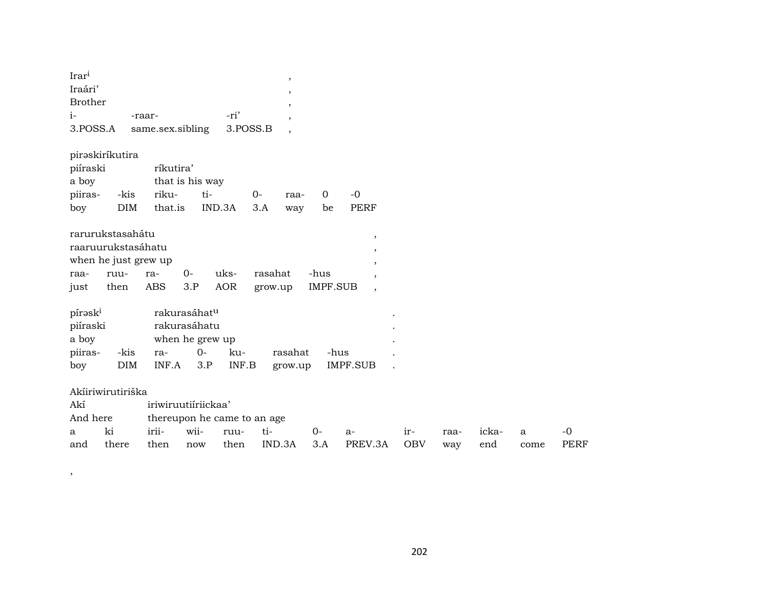Irar[i] ,
Iraári' ,
Brother ,

| i- | -raar- | -ri' | , |
|---|---|---|---|
| 3.POSS.A | same.sex.sibling | 3.POSS.B | , |

pirəskiríkutira
piíraski ríkutira'
a boy that is his way

| piiras- | -kis | riku- | ti- | 0- | raa- | 0 | -0 |
|---|---|---|---|---|---|---|---|
| boy | DIM | that.is | IND.3A | 3.A | way | be | PERF |

rarurukstasahátu ,
raaruurukstasáhatu ,
when he just grew up ,

| raa- | ruu- | ra- | 0- | uks- | rasahat | -hus | , |
|---|---|---|---|---|---|---|---|
| just | then | ABS | 3.P | AOR | grow.up | IMPF.SUB | , |

pírəsk[i] rakurasáhat[u] .
piíraski rakurasáhatu .
a boy when he grew up .

| piiras- | -kis | ra- | 0- | ku- | rasahat | -hus | . |
|---|---|---|---|---|---|---|---|
| boy | DIM | INF.A | 3.P | INF.B | grow.up | IMPF.SUB | . |

Akíiriwirutiriška
Akí iriwiruutiíriickaa'
And here thereupon he came to an age

| a | ki | irii- | wii- | ruu- | ti- | 0- | a- | ir- | raa- | icka- | a | -0 |
|---|---|---|---|---|---|---|---|---|---|---|---|---|
| and | there | then | now | then | IND.3A | 3.A | PREV.3A | OBV | way | end | come | PERF |

,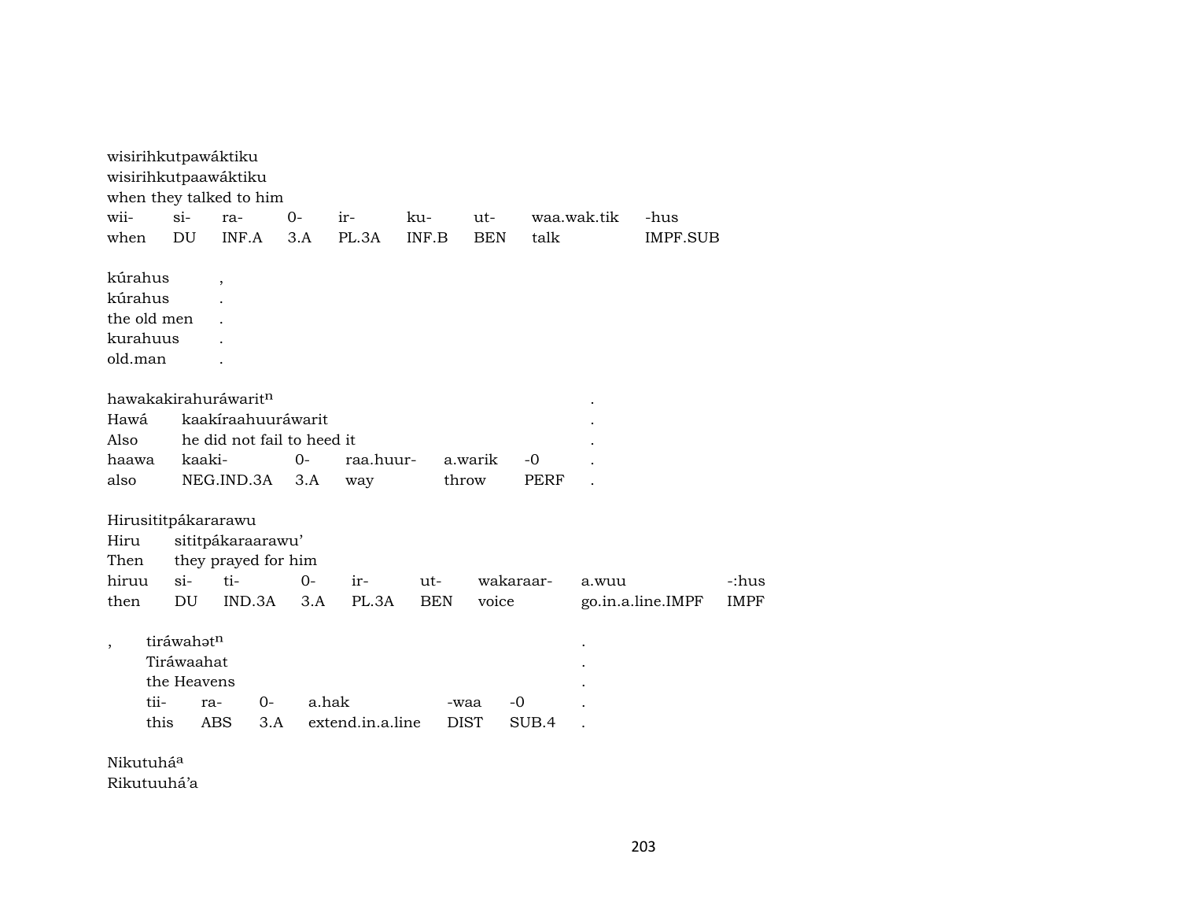wisirihkutpawáktiku
wisirihkutpaawáktiku
when they talked to him

| wii- | si- | ra- | 0- | ir- | ku- | ut- | waa.wak.tik | -hus |
|---|---|---|---|---|---|---|---|---|
| when | DU | INF.A | 3.A | PL.3A | INF.B | BEN | talk | IMPF.SUB |

kúrahus ,
kúrahus .
the old men .
kurahuus .
old.man .

hawakakirahuráwarit$^{n}$ .
Hawá kaakíraahuuráwarit .
Also he did not fail to heed it .

| haawa | kaaki- | 0- | raa.huur- | a.warik | -0 | . |
|---|---|---|---|---|---|---|
| also | NEG.IND.3A | 3.A | way | throw | PERF | . |

Hirusititpákararawu
Hiru sititpákaraarawu'
Then they prayed for him

| hiruu | si- | ti- | 0- | ir- | ut- | wakaraar- | a.wuu | -:hus |
|---|---|---|---|---|---|---|---|---|
| then | DU | IND.3A | 3.A | PL.3A | BEN | voice | go.in.a.line.IMPF | IMPF |

, tiráwahət$^{n}$ .
Tiráwaahat .
the Heavens .

| tii- | ra- | 0- | a.hak | -waa | -0 | . |
|---|---|---|---|---|---|---|
| this | ABS | 3.A | extend.in.a.line | DIST | SUB.4 | . |

Nikutuhá$^{a}$
Rikutuuhá'a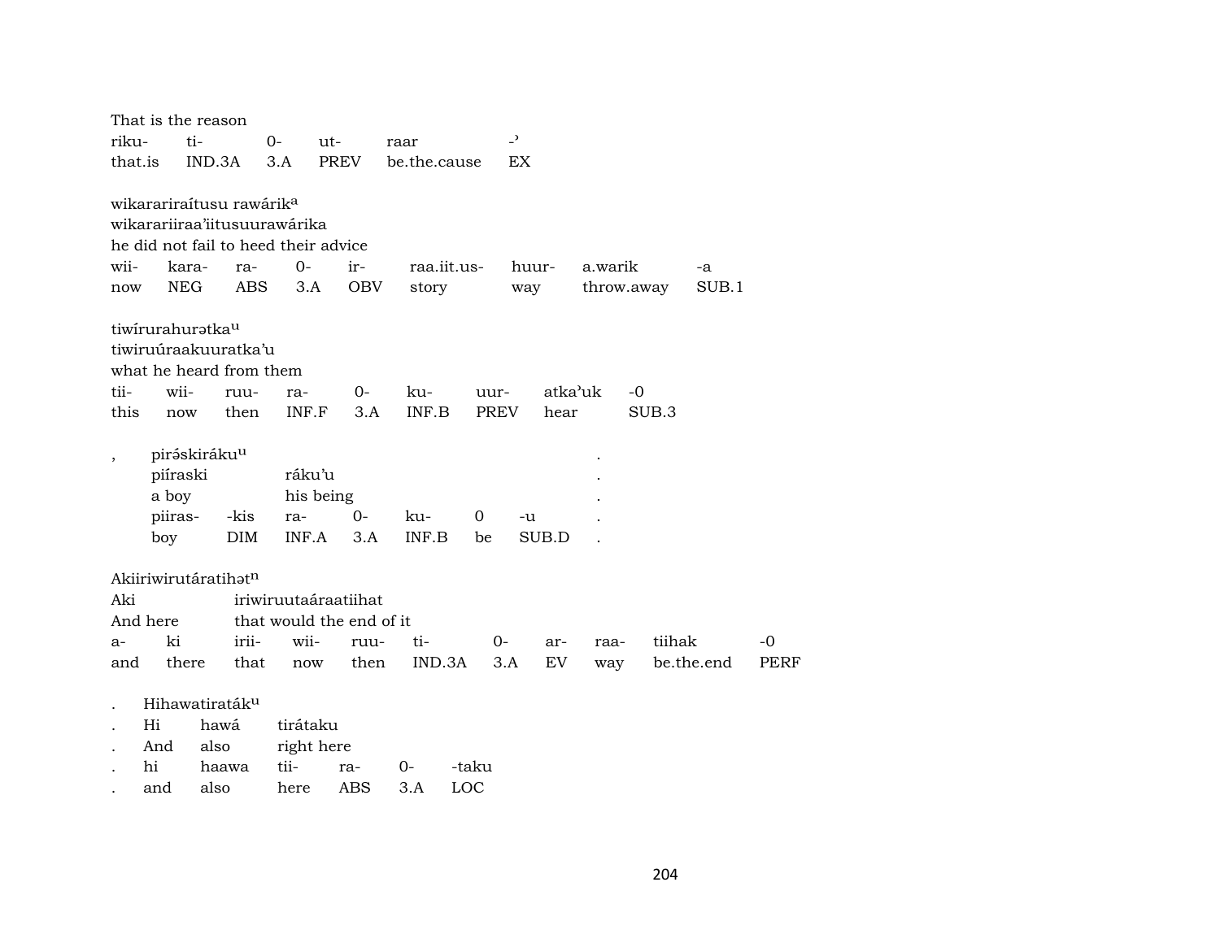That is the reason

| riku- | ti- | 0- | ut- | raar | -ʾ |
|---|---|---|---|---|---|
| that.is | IND.3A | 3.A | PREV | be.the.cause | EX |

wikarariraítusu rawárik[a]
wikarariiraa'iitusuurawárika
he did not fail to heed their advice

| wii- | kara- | ra- | 0- | ir- | raa.iit.us- | huur- | a.warik | -a |
|---|---|---|---|---|---|---|---|---|
| now | NEG | ABS | 3.A | OBV | story | way | throw.away | SUB.1 |

tiwírurahurətka[u]
tiwiruúraakuuratka'u
what he heard from them

| tii- | wii- | ruu- | ra- | 0- | ku- | uur- | atka'uk | -0 |
|---|---|---|---|---|---|---|---|---|
| this | now | then | INF.F | 3.A | INF.B | PREV | hear | SUB.3 |

| , | pirə́skiráku[u] | | | | | | | . |
|---|---|---|---|---|---|---|---|---|
| | piíraski | | ráku'u | | | | | . |
| | a boy | | his being | | | | | . |
| | piiras- | -kis | ra- | 0- | ku- | 0 | -u | . |
| | boy | DIM | INF.A | 3.A | INF.B | be | SUB.D | . |

Akiiriwirutáratihət[n]

| Aki | | iriwiruutaáraatiihat | | | | | | | | |
|---|---|---|---|---|---|---|---|---|---|---|
| And here | | that would the end of it | | | | | | | | |
| a- | ki | irii- | wii- | ruu- | ti- | 0- | ar- | raa- | tiihak | -0 |
| and | there | that | now | then | IND.3A | 3.A | EV | way | be.the.end | PERF |

| . | Hihawatiraták[u] | | | | | |
|---|---|---|---|---|---|---|
| . | Hi | hawá | tirátaku | | | |
| . | And | also | right here | | | |
| . | hi | haawa | tii- | ra- | 0- | -taku |
| . | and | also | here | ABS | 3.A | LOC |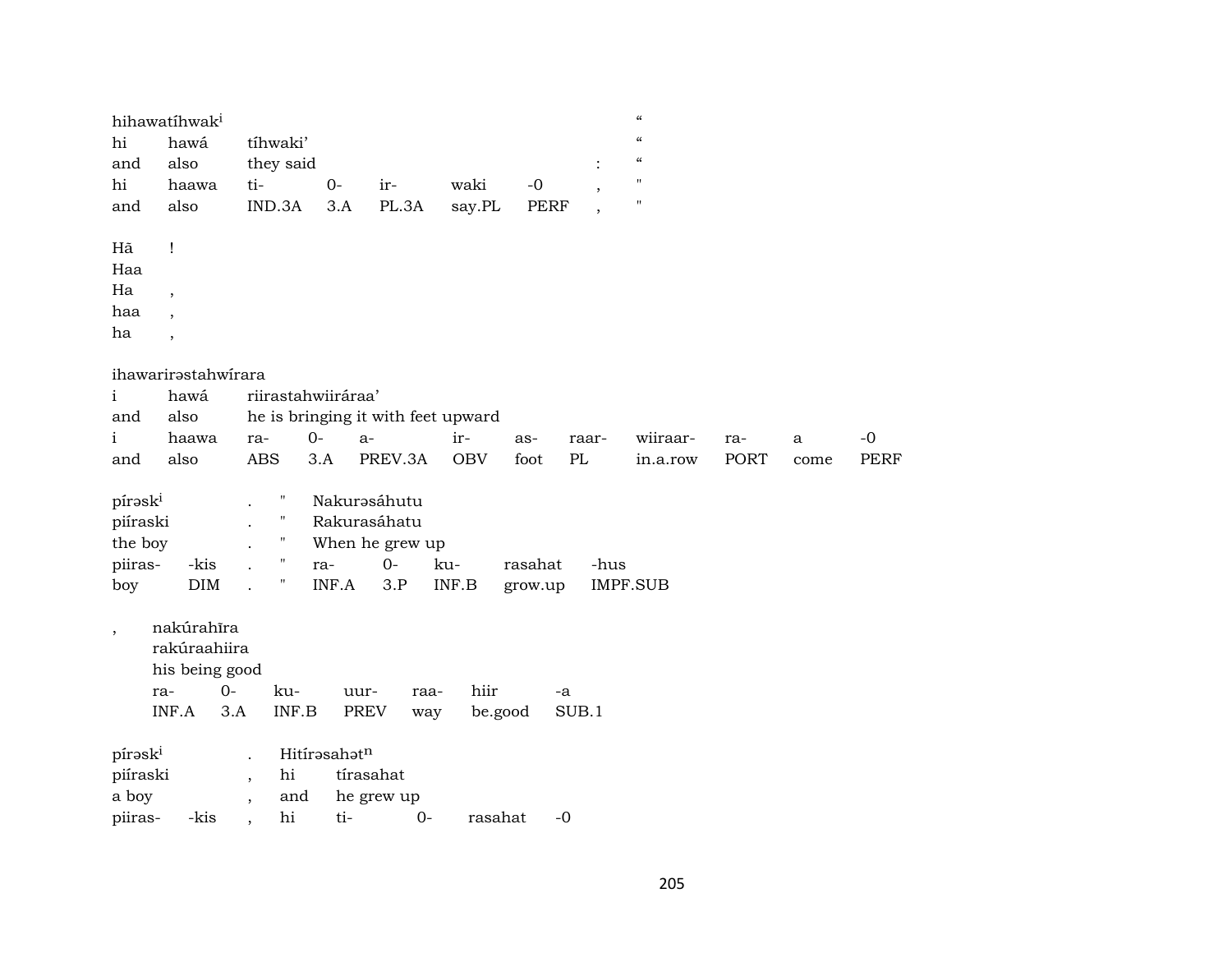hihawatíhwak[i] "
hi hawá tíhwaki' "
and also they said : "

| hi | haawa | ti- | 0- | ir- | waki | -0 | , | " |
|---|---|---|---|---|---|---|---|---|
| and | also | IND.3A | 3.A | PL.3A | say.PL | PERF | , | " |

Hā !
Haa
Ha ,
haa ,
ha ,

ihawarirəstahwírara
i hawá riirastahwiiráraa'
and also he is bringing it with feet upward

| i | haawa | ra- | 0- | a- | ir- | as- | raar- | wiiraar- | ra- | a | -0 |
|---|---|---|---|---|---|---|---|---|---|---|---|
| and | also | ABS | 3.A | PREV.3A | OBV | foot | PL | in.a.row | PORT | come | PERF |

pírəsk[i] . " Nakurəsáhutu
piíraski . " Rakurasáhatu
the boy . " When he grew up

| piiras- | -kis | . | " | ra- | 0- | ku- | rasahat | -hus |
|---|---|---|---|---|---|---|---|---|
| boy | DIM | . | " | INF.A | 3.P | INF.B | grow.up | IMPF.SUB |

, nakúrahīra
rakúraahiira
his being good

| ra- | 0- | ku- | uur- | raa- | hiir | -a |
|---|---|---|---|---|---|---|
| INF.A | 3.A | INF.B | PREV | way | be.good | SUB.1 |

pírəsk[i] . Hitírəsahət[n]
piíraski , hi tírasahat
a boy , and he grew up

| piiras- | -kis | , | hi | ti- | 0- | rasahat | -0 |
|---|---|---|---|---|---|---|---|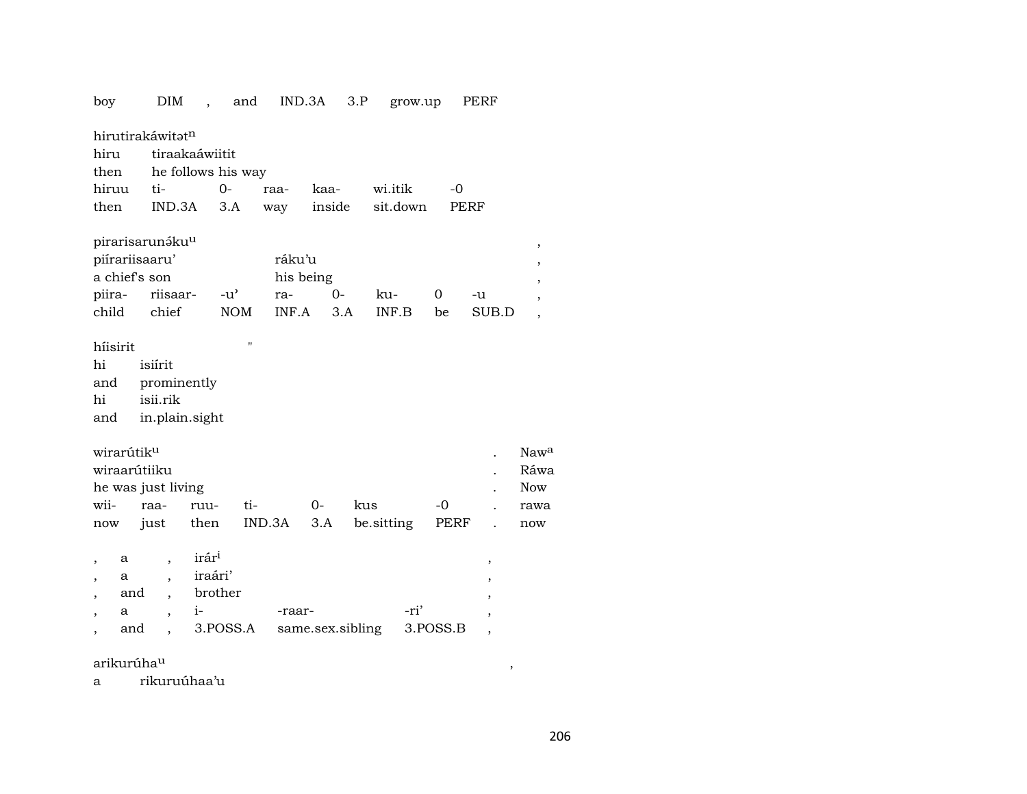| boy | DIM | , | and | IND.3A | 3.P | grow.up | PERF |
|---|---|---|---|---|---|---|---|

hirutirakáwitəṭ[n]

| hiru | tiraakaáwiitit | | | | | |
|---|---|---|---|---|---|---|
| then | he follows his way | | | | | |
| hiruu | ti- | 0- | raa- | kaa- | wi.itik | -0 |
| then | IND.3A | 3.A | way | inside | sit.down | PERF |

pirarisarunə́ku[u] ,

| piírariisaaru' | | | ráku'u | | | | | , |
|---|---|---|---|---|---|---|---|---|
| a chief's son | | | his being | | | | | , |
| piira- | riisaar- | -u' | ra- | 0- | ku- | 0 | -u | , |
| child | chief | NOM | INF.A | 3.A | INF.B | be | SUB.D | , |

híisirit "

| hi | isiírit |
|---|---|
| and | prominently |
| hi | isii.rik |
| and | in.plain.sight |

wirarútik[u] . Naw[a]

| wiraarútiiku | | | | | | | . | Ráwa |
|---|---|---|---|---|---|---|---|---|
| he was just living | | | | | | | . | Now |
| wii- | raa- | ruu- | ti- | 0- | kus | -0 | . | rawa |
| now | just | then | IND.3A | 3.A | be.sitting | PERF | . | now |

| , | a | , | irár[i] | | | , |
|---|---|---|---|---|---|---|
| , | a | , | iraári' | | | , |
| , | and | , | brother | | | , |
| , | a | , | i- | -raar- | -ri' | , |
| , | and | , | 3.POSS.A | same.sex.sibling | 3.POSS.B | , |

arikurúha[u] ,

a rikuruúhaa'u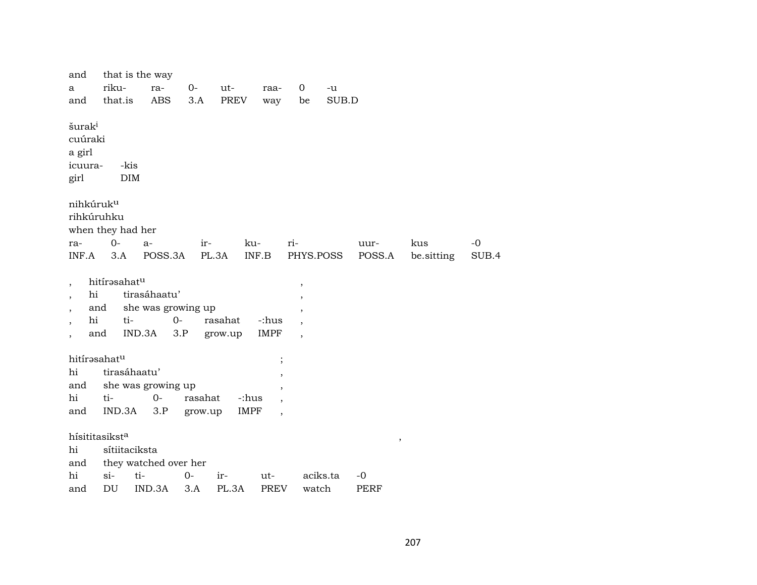| and | that is the way | | | | | |
|---|---|---|---|---|---|---|
| a | riku- | ra- | 0- | ut- | raa- | 0 | -u |
| and | that.is | ABS | 3.A | PREV | way | be | SUB.D |

šurak[i]
cuúraki
a girl

| icuura- | -kis |
|---|---|
| girl | DIM |

nihkúruk[u]
rihkúruhku
when they had her

| ra- | 0- | a- | ir- | ku- | ri- | uur- | kus | -0 |
|---|---|---|---|---|---|---|---|---|
| INF.A | 3.A | POSS.3A | PL.3A | INF.B | PHYS.POSS | POSS.A | be.sitting | SUB.4 |

| , | hitírəsahat[u] | | | | , |
|---|---|---|---|---|---|
| , | hi | tirasáhaatu’ | | | , |
| , | and | she was growing up | | | , |
| , | hi | ti- | 0- | rasahat | -:hus | , |
| , | and | IND.3A | 3.P | grow.up | IMPF | , |

hitírəsahat[u] ;
hi tirasáhaatu’ ,
and she was growing up ,

| hi | ti- | 0- | rasahat | -:hus | , |
|---|---|---|---|---|---|
| and | IND.3A | 3.P | grow.up | IMPF | , |

hísititasikst[a] ,
hi sítiitaciksta
and they watched over her

| hi | si- | ti- | 0- | ir- | ut- | aciks.ta | -0 |
|---|---|---|---|---|---|---|---|
| and | DU | IND.3A | 3.A | PL.3A | PREV | watch | PERF |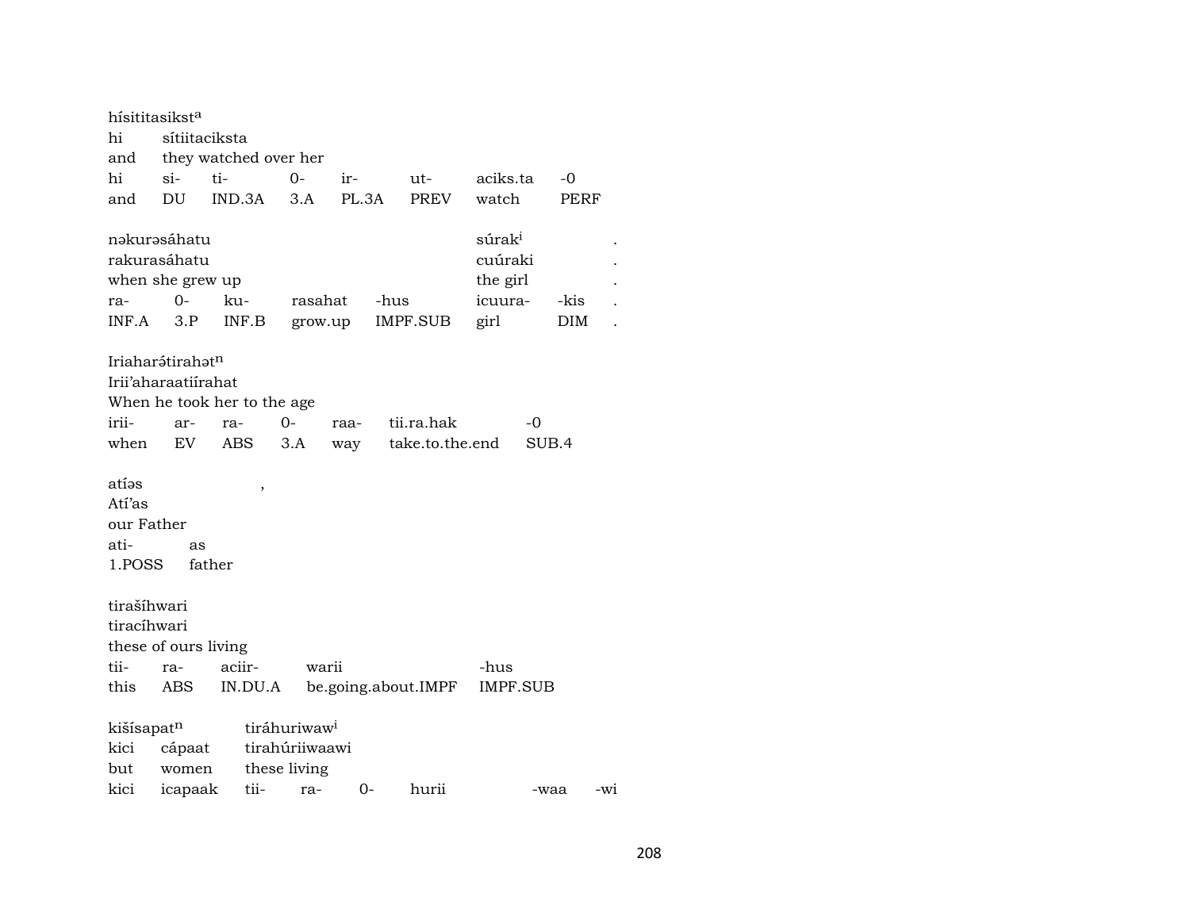hísititasikst[a]
hi sítiitaciksta
and they watched over her

| hi | si- | ti- | 0- | ir- | ut- | aciks.ta | -0 |
|---|---|---|---|---|---|---|---|
| and | DU | IND.3A | 3.A | PL.3A | PREV | watch | PERF |

nəkurəsáhatu súrak[i] .
rakurasáhatu cuúraki .
when she grew up the girl .

| ra- | 0- | ku- | rasahat | -hus | icuura- | -kis | . |
|---|---|---|---|---|---|---|---|
| INF.A | 3.P | INF.B | grow.up | IMPF.SUB | girl | DIM | . |

Iriaharə́tirahət[n]
Irii'aharaatiírahat
When he took her to the age

| irii- | ar- | ra- | 0- | raa- | tii.ra.hak | -0 |
|---|---|---|---|---|---|---|
| when | EV | ABS | 3.A | way | take.to.the.end | SUB.4 |

atíəs ,
Atí'as
our Father

| ati- | as |
|---|---|
| 1.POSS | father |

tiraším̆hwari
tiracíhwari
these of ours living

| tii- | ra- | aciir- | warii | -hus |
|---|---|---|---|---|
| this | ABS | IN.DU.A | be.going.about.IMPF | IMPF.SUB |

kišísapat[n] tiráhuriwaw[i]
kici cápaat tirahúriiwaawi
but women these living

| kici | icapaak | tii- | ra- | 0- | hurii | -waa | -wi |
|---|---|---|---|---|---|---|---|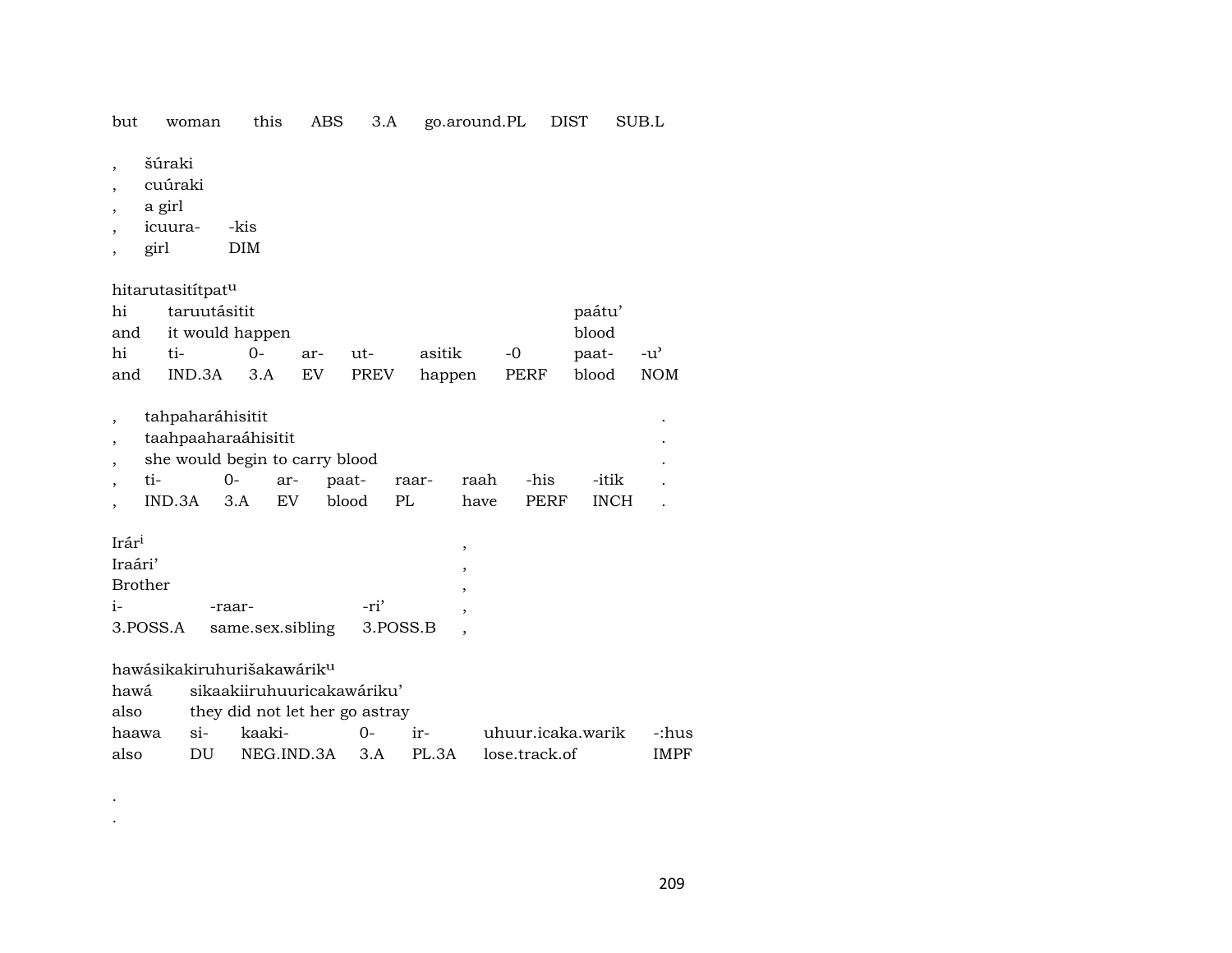but woman this ABS 3.A go.around.PL DIST SUB.L

, šúraki
, cuúraki
, a girl
, icuura- -kis
, girl DIM

hitarutasitítpat[u]

| hi | taruutásitit | | | | | paátu' | |
|---|---|---|---|---|---|---|---|
| and | it would happen | | | | | blood | |
| hi | ti- | 0- | ar- | ut- | asitik | -0 | paat- | -u' |
| and | IND.3A | 3.A | EV | PREV | happen | PERF | blood | NOM |

| , | tahpaharáhisitit | | | | | | | | . |
|---|---|---|---|---|---|---|---|---|---|
| , | taahpaaharaáhisitit | | | | | | | | . |
| , | she would begin to carry blood | | | | | | | | . |
| , | ti- | 0- | ar- | paat- | raar- | raah | -his | -itik | . |
| , | IND.3A | 3.A | EV | blood | PL | have | PERF | INCH | . |

| Irár[i] | | | , |
|---|---|---|---|
| Iraári' | | | , |
| Brother | | | , |
| i- | -raar- | -ri' | , |
| 3.POSS.A | same.sex.sibling | 3.POSS.B | , |

hawásikakiruhurišakawárik[u]

| hawá | sikaakiiruhuuricakawáriku' | | | | | |
|---|---|---|---|---|---|---|
| also | they did not let her go astray | | | | | |
| haawa | si- | kaaki- | 0- | ir- | uhuur.icaka.warik | -:hus |
| also | DU | NEG.IND.3A | 3.A | PL.3A | lose.track.of | IMPF |

.
.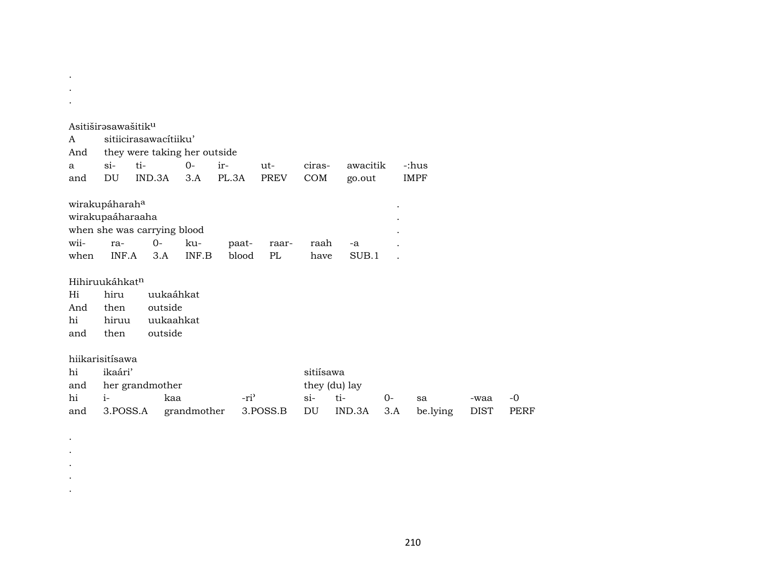.
.
.

Asitiširəsawašitik^u

| A | sitiicirasawacítiiku’ | | | | | | | |
|---|---|---|---|---|---|---|---|---|
| And | they were taking her outside | | | | | | | |
| a | si- | ti- | 0- | ir- | ut- | ciras- | awacitik | -:hus |
| and | DU | IND.3A | 3.A | PL.3A | PREV | COM | go.out | IMPF |

wirakupáharah^a .

| wirakupaáharaaha | | | | | | | | . |
|---|---|---|---|---|---|---|---|---|
| when she was carrying blood | | | | | | | | . |
| wii- | ra- | 0- | ku- | paat- | raar- | raah | -a | . |
| when | INF.A | 3.A | INF.B | blood | PL | have | SUB.1 | . |

Hihiruukáhkat^n

| Hi | hiru | uukaáhkat |
|---|---|---|
| And | then | outside |
| hi | hiruu | uukaahkat |
| and | then | outside |

hiikarisitísawa

| hi | ikaári’ | | | sitiísawa | | | | | |
|---|---|---|---|---|---|---|---|---|---|
| and | her grandmother | | | they (du) lay | | | | | |
| hi | i- | kaa | -ri’ | si- | ti- | 0- | sa | -waa | -0 |
| and | 3.POSS.A | grandmother | 3.POSS.B | DU | IND.3A | 3.A | be.lying | DIST | PERF |

.
.
.
.
.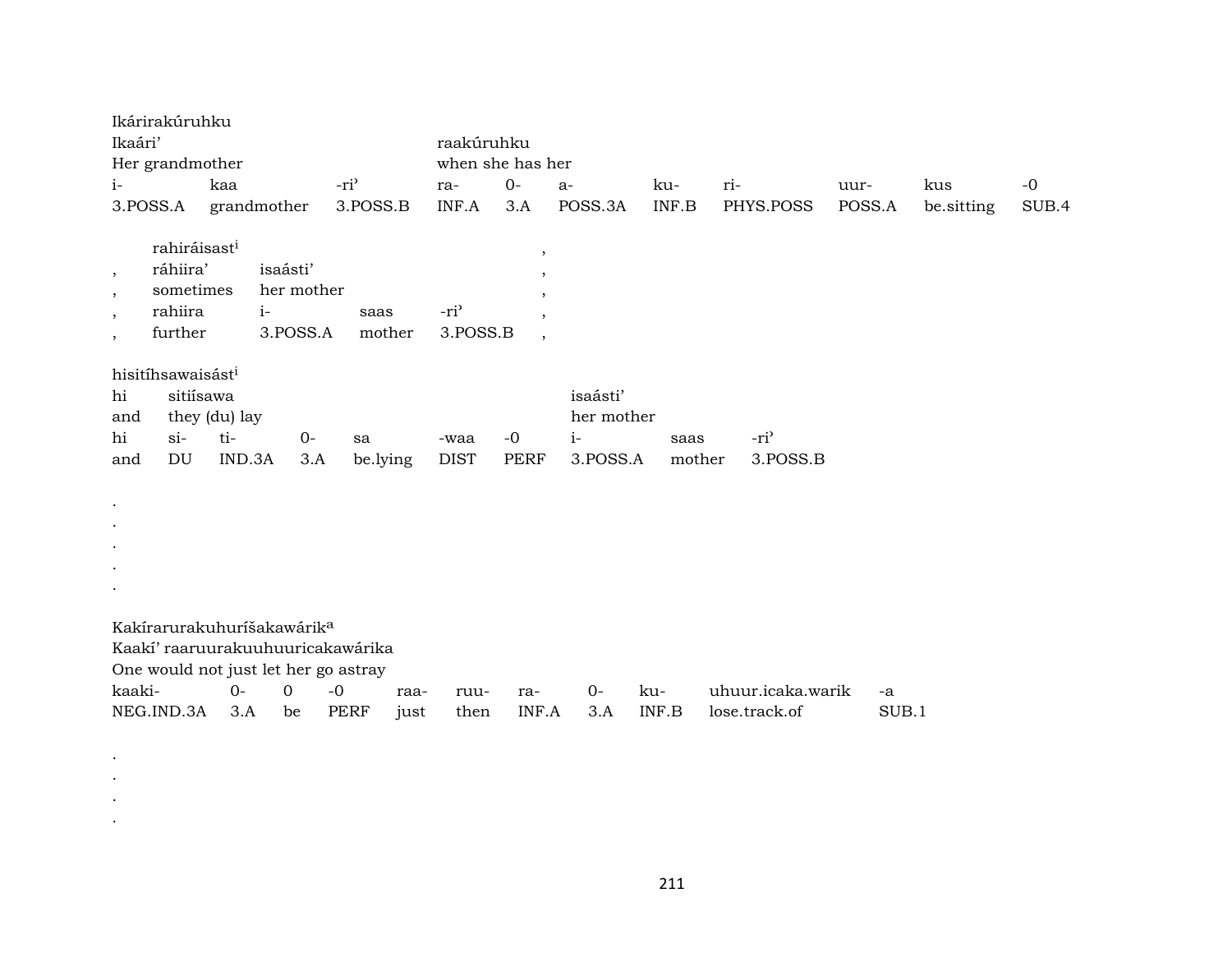Ikárirakúruhku

| Ikaári’ | | | raakúruhku | | | | | | | |
|---|---|---|---|---|---|---|---|---|---|---|
| Her grandmother | | | when she has her | | | | | | | |
| i- | kaa | -ri’ | ra- | 0- | a- | ku- | ri- | uur- | kus | -0 |
| 3.POSS.A | grandmother | 3.POSS.B | INF.A | 3.A | POSS.3A | INF.B | PHYS.POSS | POSS.A | be.sitting | SUB.4 |

rahiráisast[i] ,

| , | ráhiira’ | isaásti’ | | | , |
|---|---|---|---|---|---|
| , | sometimes | her mother | | | , |
| , | rahiira | i- | saas | -ri’ | , |
| , | further | 3.POSS.A | mother | 3.POSS.B | , |

hisitíhsawaisást[i]

| hi | sitiísawa | | | | | | isaásti’ | | |
|---|---|---|---|---|---|---|---|---|---|
| and | they (du) lay | | | | | | her mother | | |
| hi | si- | ti- | 0- | sa | -waa | -0 | i- | saas | -ri’ |
| and | DU | IND.3A | 3.A | be.lying | DIST | PERF | 3.POSS.A | mother | 3.POSS.B |

.
.
.
.
.

Kakírarurakuhuríšakawárik[a]

Kaakí’ raaruurakuuhuuricakawárika

One would not just let her go astray

| kaaki- | 0- | 0 | -0 | raa- | ruu- | ra- | 0- | ku- | uhuur.icaka.warik | -a |
|---|---|---|---|---|---|---|---|---|---|---|
| NEG.IND.3A | 3.A | be | PERF | just | then | INF.A | 3.A | INF.B | lose.track.of | SUB.1 |

.
.
.
.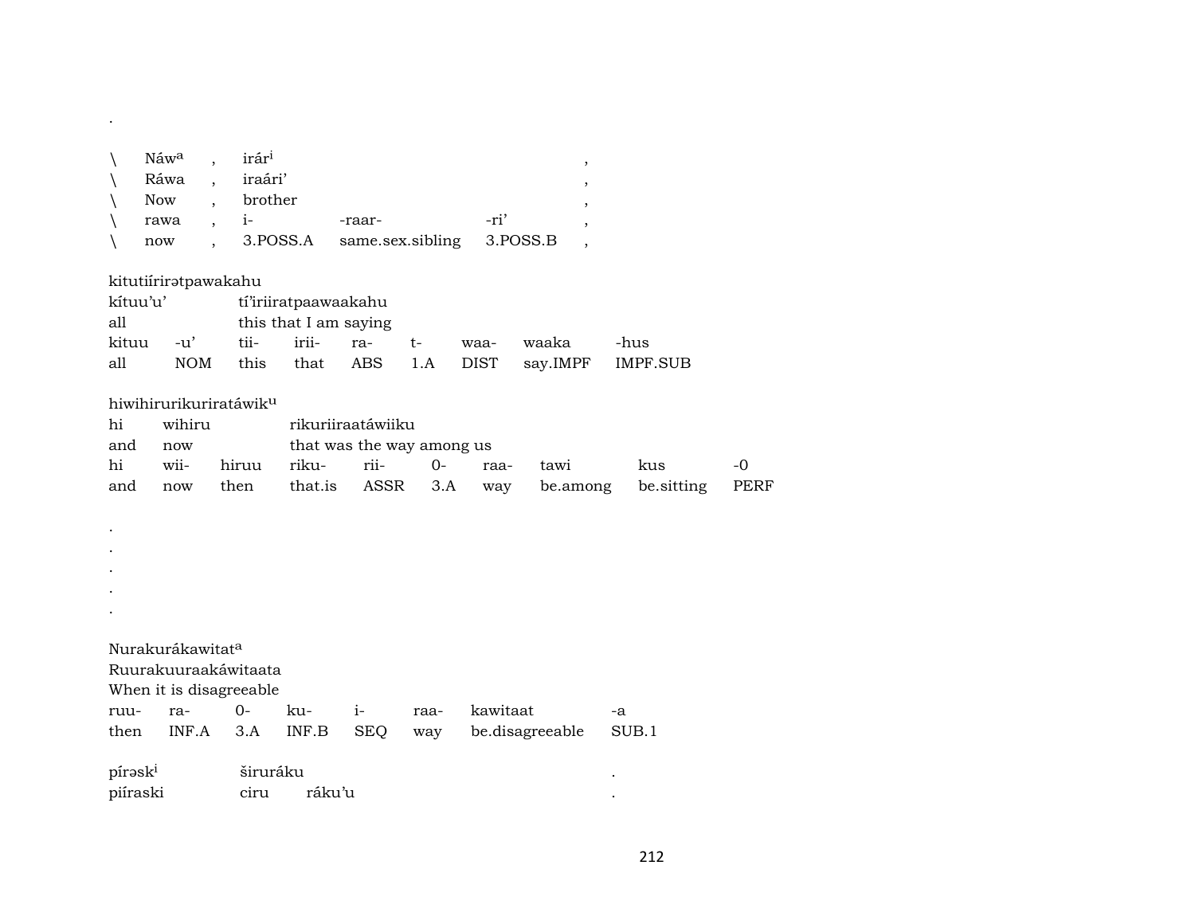.

| \ | Náwᵃ | , | irárⁱ | | | , |
|---|---|---|---|---|---|---|
| \ | Ráwa | , | iraári' | | | , |
| \ | Now | , | brother | | | , |
| \ | rawa | , | i- | -raar- | -ri' | , |
| \ | now | , | 3.POSS.A | same.sex.sibling | 3.POSS.B | , |

kitutiírirətpawakahu

| kítuu'u' | | tí'iriiratpaawaakahu | | | | | | |
|---|---|---|---|---|---|---|---|---|
| all | | this that I am saying | | | | | | |
| kituu | -u' | tii- | irii- | ra- | t- | waa- | waaka | -hus |
| all | NOM | this | that | ABS | 1.A | DIST | say.IMPF | IMPF.SUB |

hiwihirurikuriratáwikᵘ

| hi | wihiru | | rikuriiraatáwiiku | | | | | | |
|---|---|---|---|---|---|---|---|---|---|
| and | now | | that was the way among us | | | | | | |
| hi | wii- | hiruu | riku- | rii- | 0- | raa- | tawi | kus | -0 |
| and | now | then | that.is | ASSR | 3.A | way | be.among | be.sitting | PERF |

.
.
.
.
.

Nurakurákawitatᵃ

| Ruurakuuraakáwitaata | | | | | | | |
|---|---|---|---|---|---|---|---|
| When it is disagreeable | | | | | | | |
| ruu- | ra- | 0- | ku- | i- | raa- | kawitaat | -a |
| then | INF.A | 3.A | INF.B | SEQ | way | be.disagreeable | SUB.1 |

| pírəskⁱ | širuráku | | . |
|---|---|---|---|
| piíraski | ciru | ráku'u | . |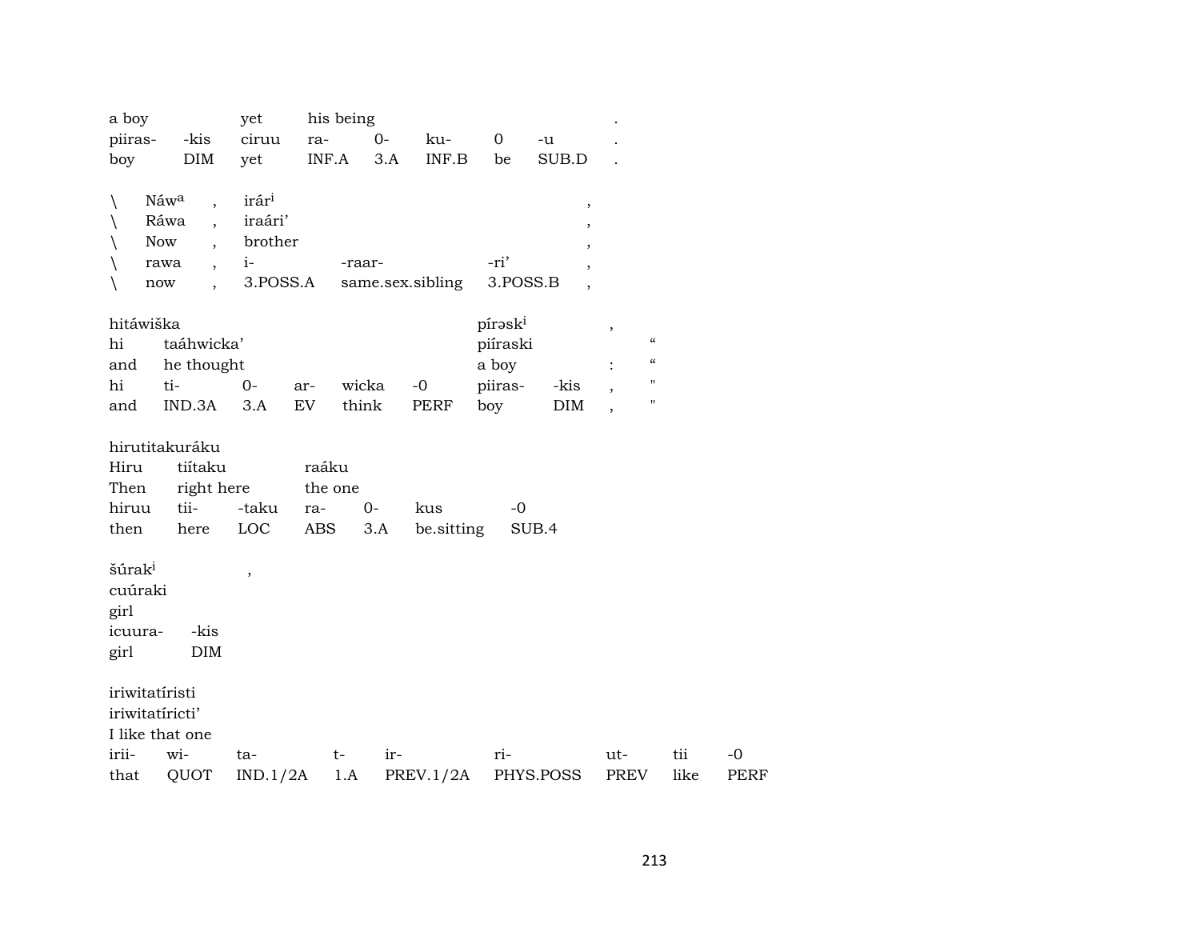| a boy | | yet | his being | | | | | . |
|---|---|---|---|---|---|---|---|---|
| piiras- | -kis | ciruu | ra- | 0- | ku- | 0 | -u | . |
| boy | DIM | yet | INF.A | 3.A | INF.B | be | SUB.D | . |

| \ | Náwa | , | irári | | | , |
|---|---|---|---|---|---|---|
| \ | Ráwa | , | iraári’ | | | , |
| \ | Now | , | brother | | | , |
| \ | rawa | , | i- | -raar- | -ri’ | , |
| \ | now | , | 3.POSS.A | same.sex.sibling | 3.POSS.B | , |

| hitáwiška | | | | | | pírəski | | , | |
|---|---|---|---|---|---|---|---|---|---|
| hi | taáhwicka’ | | | | | piíraski | | | “ |
| and | he thought | | | | | a boy | | : | “ |
| hi | ti- | 0- | ar- | wicka | -0 | piiras- | -kis | , | " |
| and | IND.3A | 3.A | EV | think | PERF | boy | DIM | , | " |

| hirutitakuráku | | | | | | |
|---|---|---|---|---|---|---|
| Hiru | tiítaku | | raáku | | | |
| Then | right here | | the one | | | |
| hiruu | tii- | -taku | ra- | 0- | kus | -0 |
| then | here | LOC | ABS | 3.A | be.sitting | SUB.4 |

| šúraki | , |
|---|---|
| cuúraki | |
| girl | |
| icuura- | -kis |
| girl | DIM |

| iriwitatíristi | | | | | | | | |
|---|---|---|---|---|---|---|---|---|
| iriwitatíricti’ | | | | | | | | |
| I like that one | | | | | | | | |
| irii- | wi- | ta- | t- | ir- | ri- | ut- | tii | -0 |
| that | QUOT | IND.1/2A | 1.A | PREV.1/2A | PHYS.POSS | PREV | like | PERF |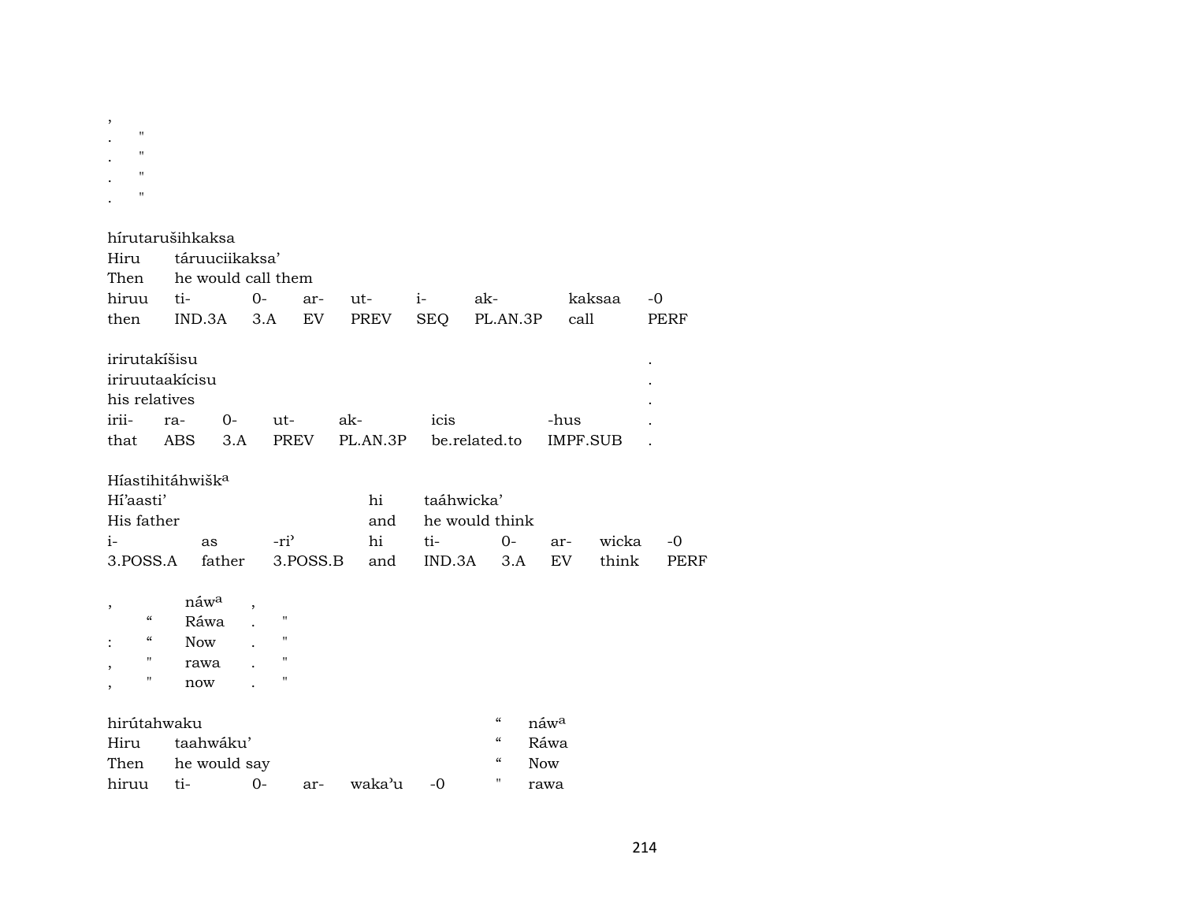,
.    "
.    "
.    "
.    "

hírutarušihkaksa

| Hiru | táruuciikaksa' | | | | | | | |
|---|---|---|---|---|---|---|---|---|
| Then | he would call them | | | | | | | |
| hiruu | ti- | 0- | ar- | ut- | i- | ak- | kaksaa | -0 |
| then | IND.3A | 3.A | EV | PREV | SEQ | PL.AN.3P | call | PERF |

irirutakíšisu .

| iriruutaakícisu | | | | | | | . |
|---|---|---|---|---|---|---|---|
| his relatives | | | | | | | . |
| irii- | ra- | 0- | ut- | ak- | icis | -hus | . |
| that | ABS | 3.A | PREV | PL.AN.3P | be.related.to | IMPF.SUB | . |

Híastihitáhwišk[a]

| Hí'aasti' | | | hi | taáhwicka' | | | | |
|---|---|---|---|---|---|---|---|---|
| His father | | | and | he would think | | | | |
| i- | as | -ri' | hi | ti- | 0- | ar- | wicka | -0 |
| 3.POSS.A | father | 3.POSS.B | and | IND.3A | 3.A | EV | think | PERF |

| , | | náw[a] | , | |
|---|---|---|---|---|
| | " | Ráwa | . | " |
| : | " | Now | . | " |
| , | " | rawa | . | " |
| , | " | now | . | " |

hirútahwaku    " náw[a]

| Hiru | taahwáku' | | | | | " | Ráwa |
|---|---|---|---|---|---|---|---|
| Then | he would say | | | | | " | Now |
| hiruu | ti- | 0- | ar- | waka'u | -0 | " | rawa |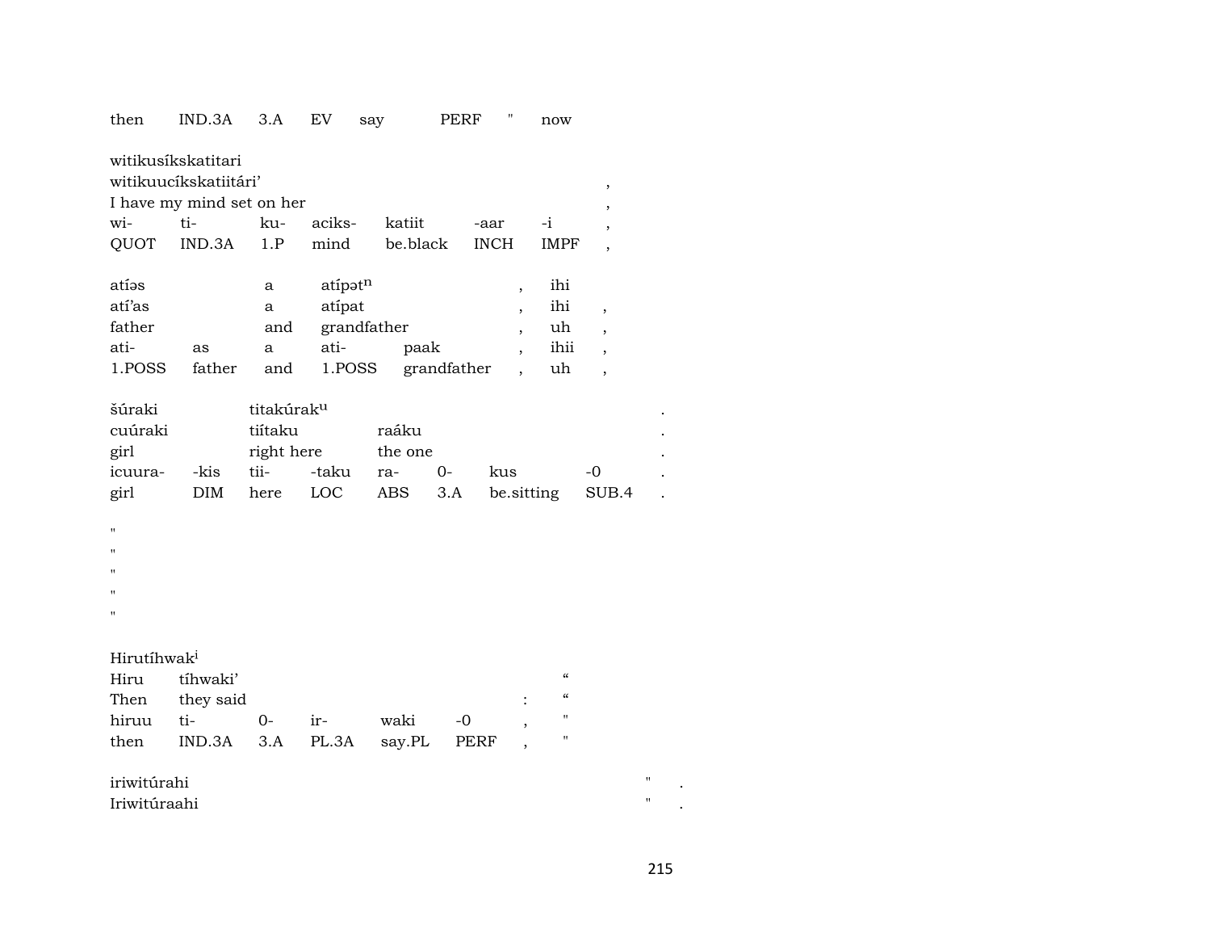then IND.3A 3.A EV say PERF " now

witikusíkskatitari
witikuucíkskatiitári' ,
I have my mind set on her ,
wi- ti- ku- aciks- katiit -aar -i ,
QUOT IND.3A 1.P mind be.black INCH IMPF ,

atíəs a atípət$^{n}$ , ihi
atí'as a atípat , ihi ,
father and grandfather , uh ,
ati- as a ati- paak , ihii ,
1.POSS father and 1.POSS grandfather , uh ,

šúraki titakúrak$^{u}$ .
cuúraki tiítaku raáku .
girl right here the one .
icuura- -kis tii- -taku ra- 0- kus -0 .
girl DIM here LOC ABS 3.A be.sitting SUB.4 .

"
"
"
"
"

Hirutíhwak$^{i}$
Hiru tíhwaki' “
Then they said : “
hiruu ti- 0- ir- waki -0 , "
then IND.3A 3.A PL.3A say.PL PERF , "

iriwitúrahi " .
Iriwitúraahi " .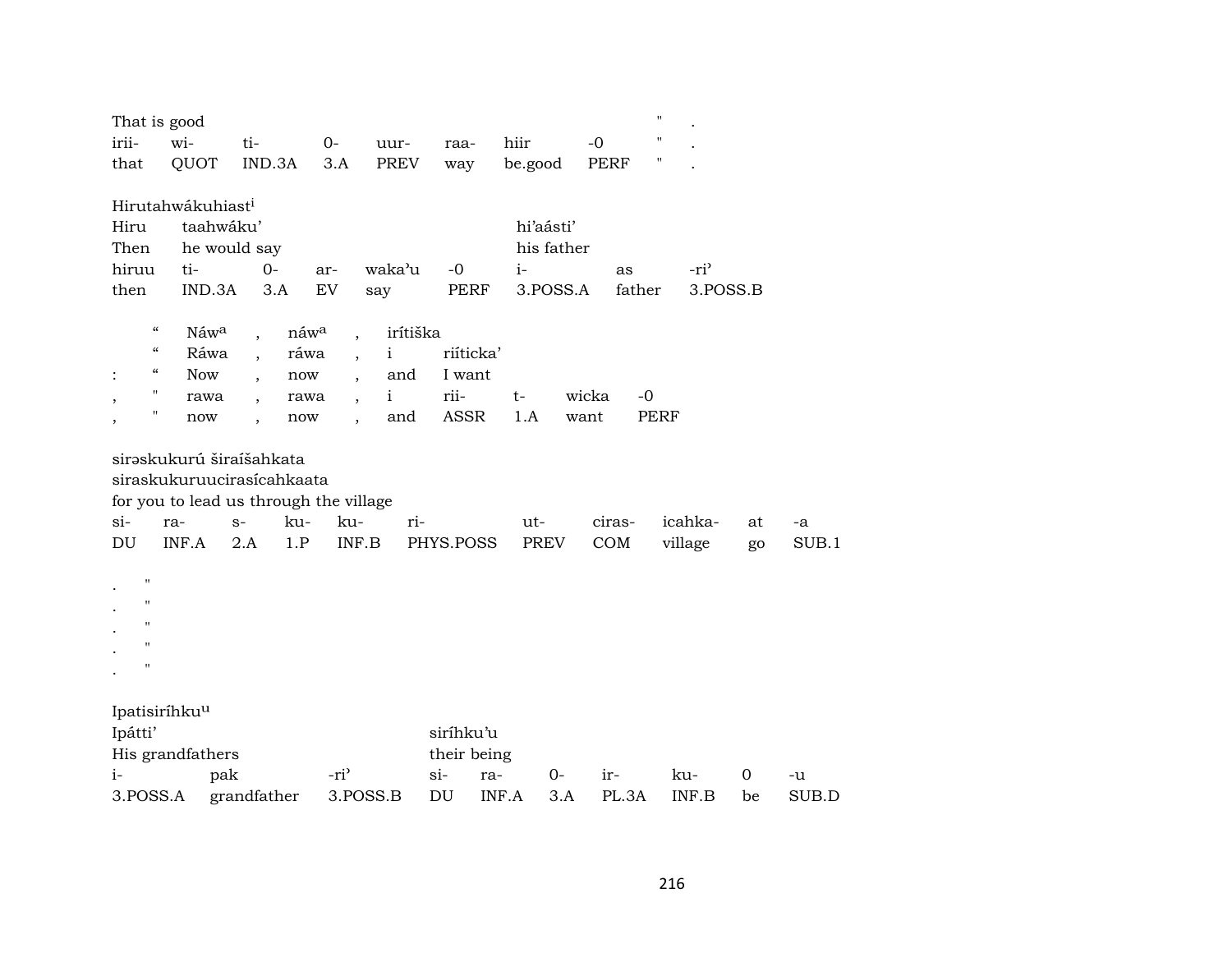That is good " .

| irii- | wi- | ti- | 0- | uur- | raa- | hiir | -0 | " | . |
|---|---|---|---|---|---|---|---|---|---|
| that | QUOT | IND.3A | 3.A | PREV | way | be.good | PERF | " | . |

Hirutahwákuhiast[i]

| Hiru | taahwáku' | | | | | hi'aásti' | | |
|---|---|---|---|---|---|---|---|---|
| Then | he would say | | | | | his father | | |
| hiruu | ti- | 0- | ar- | waka'u | -0 | i- | as | -ri' |
| then | IND.3A | 3.A | EV | say | PERF | 3.POSS.A | father | 3.POSS.B |

| | " | Náw[a] | , | náw[a] | , | irítiška | | | | |
|---|---|---|---|---|---|---|---|---|---|---|
| | " | Ráwa | , | ráwa | , | i | riíticka' | | | |
| : | " | Now | , | now | , | and | I want | | | |
| , | " | rawa | , | rawa | , | i | rii- | t- | wicka | -0 |
| , | " | now | , | now | , | and | ASSR | 1.A | want | PERF |

sirəskukurú širaíšahkata
siraskukuruucirasícahkaata
for you to lead us through the village

| si- | ra- | s- | ku- | ku- | ri- | ut- | ciras- | icahka- | at | -a |
|---|---|---|---|---|---|---|---|---|---|---|
| DU | INF.A | 2.A | 1.P | INF.B | PHYS.POSS | PREV | COM | village | go | SUB.1 |

. "
. "
. "
. "
. "

Ipatisiríhku[u]

| Ipátti' | | | siríhku'u | | | | | | |
|---|---|---|---|---|---|---|---|---|---|
| His grandfathers | | | their being | | | | | | |
| i- | pak | -ri' | si- | ra- | 0- | ir- | ku- | 0 | -u |
| 3.POSS.A | grandfather | 3.POSS.B | DU | INF.A | 3.A | PL.3A | INF.B | be | SUB.D |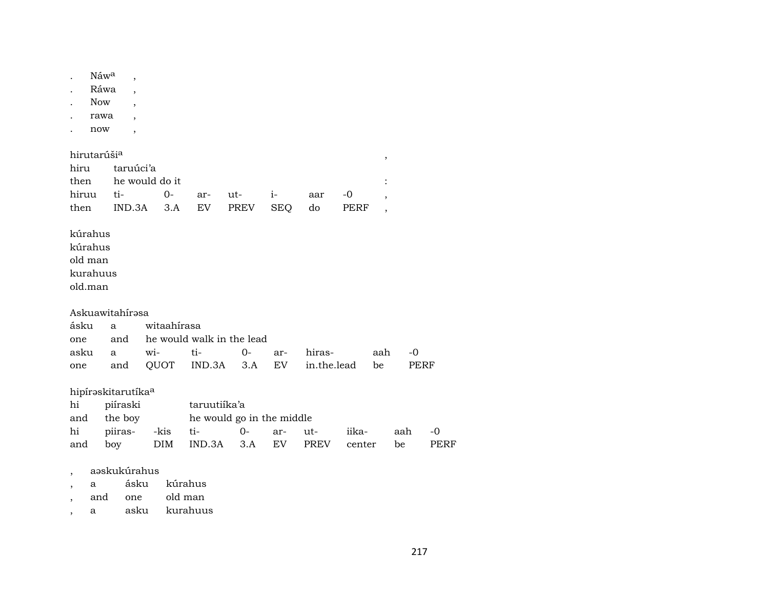| . | Náwa | , |
|---|---|---|
| . | Ráwa | , |
| . | Now | , |
| . | rawa | , |
| . | now | , |

| hirutarúšia | | | | | | | | , |
|---|---|---|---|---|---|---|---|---|
| hiru | taruúci'a | | | | | | | |
| then | he would do it | | | | | | | : |
| hiruu | ti- | 0- | ar- | ut- | i- | aar | -0 | , |
| then | IND.3A | 3.A | EV | PREV | SEQ | do | PERF | , |

kúrahus
kúrahus
old man
kurahuus
old.man

| Askuawitahírəsa | | | | | | | | |
|---|---|---|---|---|---|---|---|---|
| ásku | a | witaahírasa | | | | | | |
| one | and | he would walk in the lead | | | | | | |
| asku | a | wi- | ti- | 0- | ar- | hiras- | aah | -0 |
| one | and | QUOT | IND.3A | 3.A | EV | in.the.lead | be | PERF |

| hipírəskitarutíkaa | | | | | | | | | |
|---|---|---|---|---|---|---|---|---|---|
| hi | piíraski | | taruutiíka'a | | | | | | |
| and | the boy | | he would go in the middle | | | | | | |
| hi | piiras- | -kis | ti- | 0- | ar- | ut- | iika- | aah | -0 |
| and | boy | DIM | IND.3A | 3.A | EV | PREV | center | be | PERF |

| , | aəskukúrahus | | |
|---|---|---|---|
| , | a | ásku | kúrahus |
| , | and | one | old man |
| , | a | asku | kurahuus |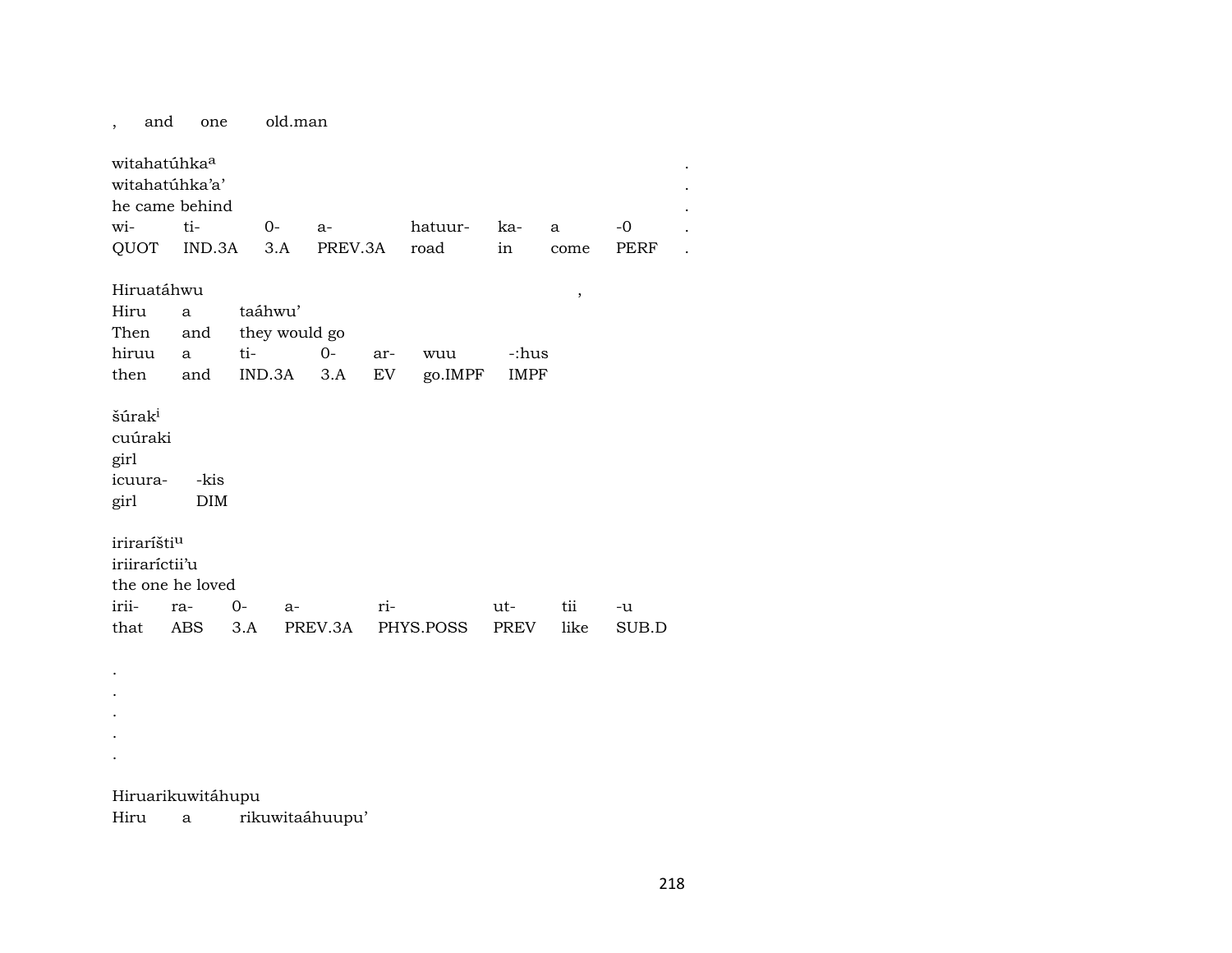, and one old.man

witahatúhka[a] .
witahatúhka'a' .
he came behind .

| wi- | ti- | 0- | a- | hatuur- | ka- | a | -0 | . |
|---|---|---|---|---|---|---|---|---|
| QUOT | IND.3A | 3.A | PREV.3A | road | in | come | PERF | . |

Hiruatáhwu ,
Hiru a taáhwu'
Then and they would go

| hiruu | a | ti- | 0- | ar- | wuu | -:hus |
|---|---|---|---|---|---|---|
| then | and | IND.3A | 3.A | EV | go.IMPF | IMPF |

šúrak[i]
cuúraki
girl

| icuura- | -kis |
|---|---|
| girl | DIM |

irirarívšti[u]
iriiraríctii'u
the one he loved

| irii- | ra- | 0- | a- | ri- | ut- | tii | -u |
|---|---|---|---|---|---|---|---|
| that | ABS | 3.A | PREV.3A | PHYS.POSS | PREV | like | SUB.D |

.
.
.
.
.

Hiruarikuwitáhupu
Hiru a rikuwitaáhuupu'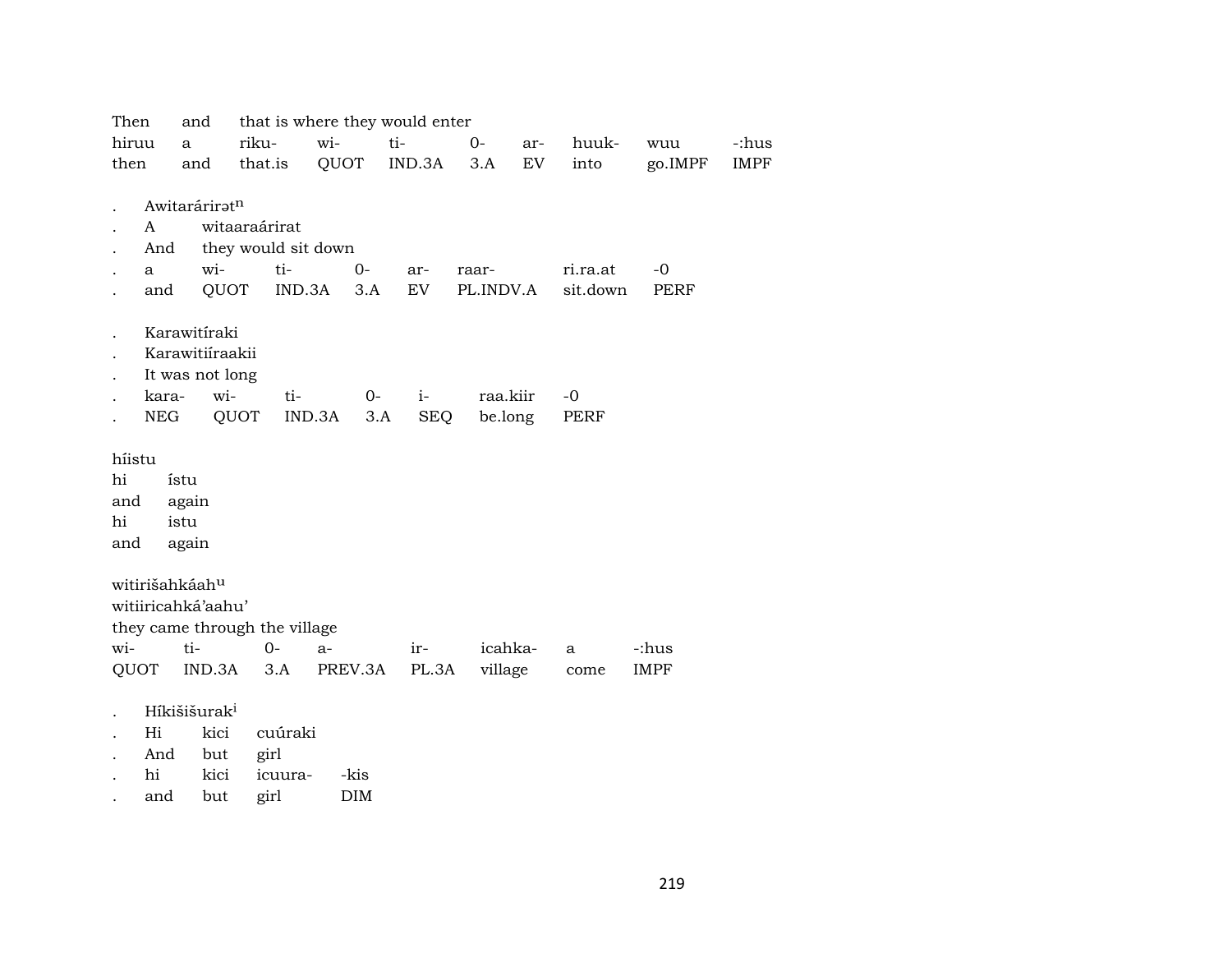Then and that is where they would enter

| hiruu | a | riku- | wi- | ti- | 0- | ar- | huuk- | wuu | -:hus |
|---|---|---|---|---|---|---|---|---|---|
| then | and | that.is | QUOT | IND.3A | 3.A | EV | into | go.IMPF | IMPF |

. Awitarárirətn
. A witaaraárirat
. And they would sit down

| . | a | wi- | ti- | 0- | ar- | raar- | ri.ra.at | -0 |
|---|---|---|---|---|---|---|---|---|
| . | and | QUOT | IND.3A | 3.A | EV | PL.INDV.A | sit.down | PERF |

. Karawitíraki
. Karawitiíraakii
. It was not long

| . | kara- | wi- | ti- | 0- | i- | raa.kiir | -0 |
|---|---|---|---|---|---|---|---|
| . | NEG | QUOT | IND.3A | 3.A | SEQ | be.long | PERF |

híistu

| hi | ístu |
|---|---|
| and | again |
| hi | istu |
| and | again |

witirišahkáahu
witiiricahká'aahu'
they came through the village

| wi- | ti- | 0- | a- | ir- | icahka- | a | -:hus |
|---|---|---|---|---|---|---|---|
| QUOT | IND.3A | 3.A | PREV.3A | PL.3A | village | come | IMPF |

. Híkišišuraki
. Hi kici cuúraki
. And but girl

| . | hi | kici | icuura- | -kis |
|---|---|---|---|---|
| . | and | but | girl | DIM |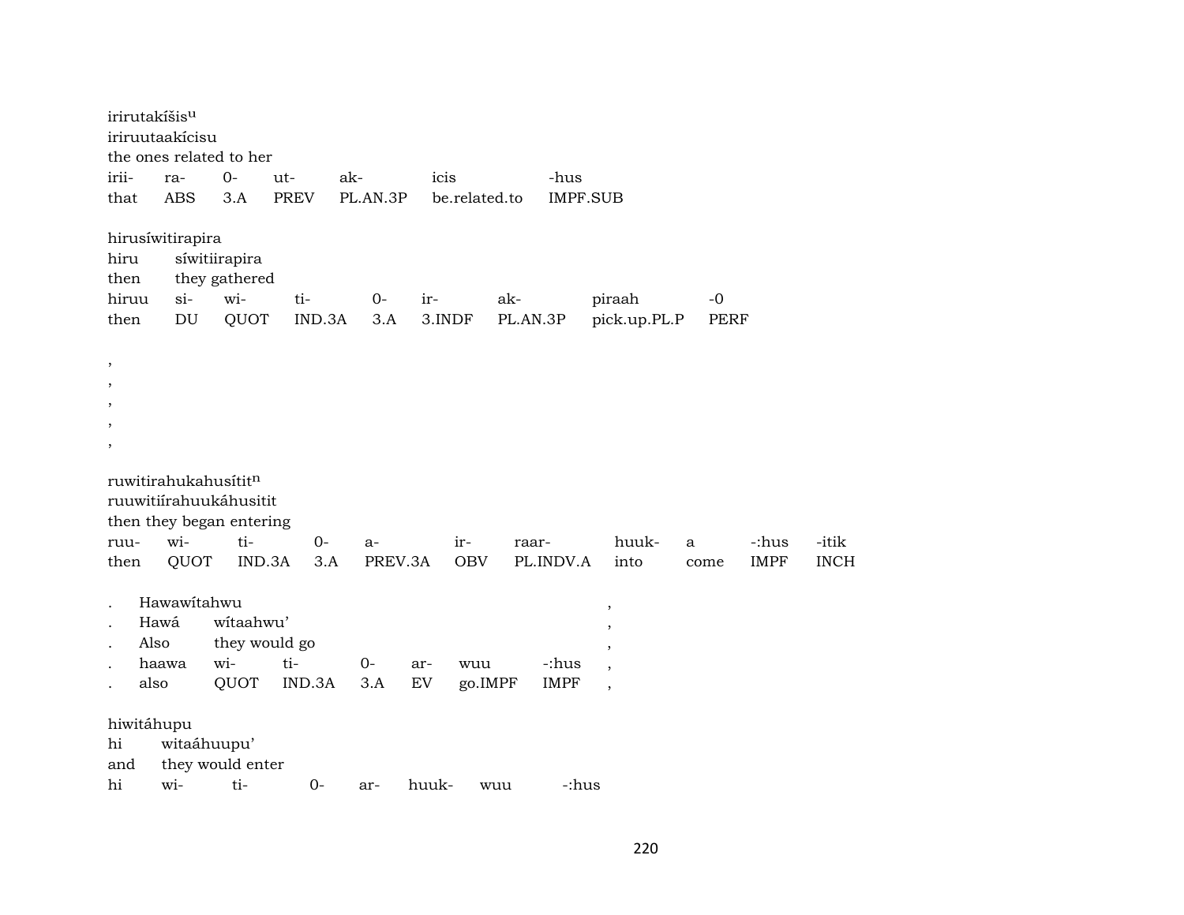irirutakíšis^u
iriruutaakícisu
the ones related to her

| irii- | ra- | 0- | ut- | ak- | icis | -hus |
|---|---|---|---|---|---|---|
| that | ABS | 3.A | PREV | PL.AN.3P | be.related.to | IMPF.SUB |

hirusíwitirapira

| hiru | síwitiirapira |
|---|---|
| then | they gathered |

| hiruu | si- | wi- | ti- | 0- | ir- | ak- | piraah | -0 |
|---|---|---|---|---|---|---|---|---|
| then | DU | QUOT | IND.3A | 3.A | 3.INDF | PL.AN.3P | pick.up.PL.P | PERF |

,
,
,
,
,

ruwitirahukahusítit^n
ruuwitiírahuukáhusitit
then they began entering

| ruu- | wi- | ti- | 0- | a- | ir- | raar- | huuk- | a | -:hus | -itik |
|---|---|---|---|---|---|---|---|---|---|---|
| then | QUOT | IND.3A | 3.A | PREV.3A | OBV | PL.INDV.A | into | come | IMPF | INCH |

. Hawawítahwu ,
. Hawá wítaahwu' ,
. Also they would go ,

| . | haawa | wi- | ti- | 0- | ar- | wuu | -:hus | , |
|---|---|---|---|---|---|---|---|---|
| . | also | QUOT | IND.3A | 3.A | EV | go.IMPF | IMPF | , |

hiwitáhupu

| hi | witaáhuupu' |
|---|---|
| and | they would enter |

| hi | wi- | ti- | 0- | ar- | huuk- | wuu | -:hus |
|---|---|---|---|---|---|---|---|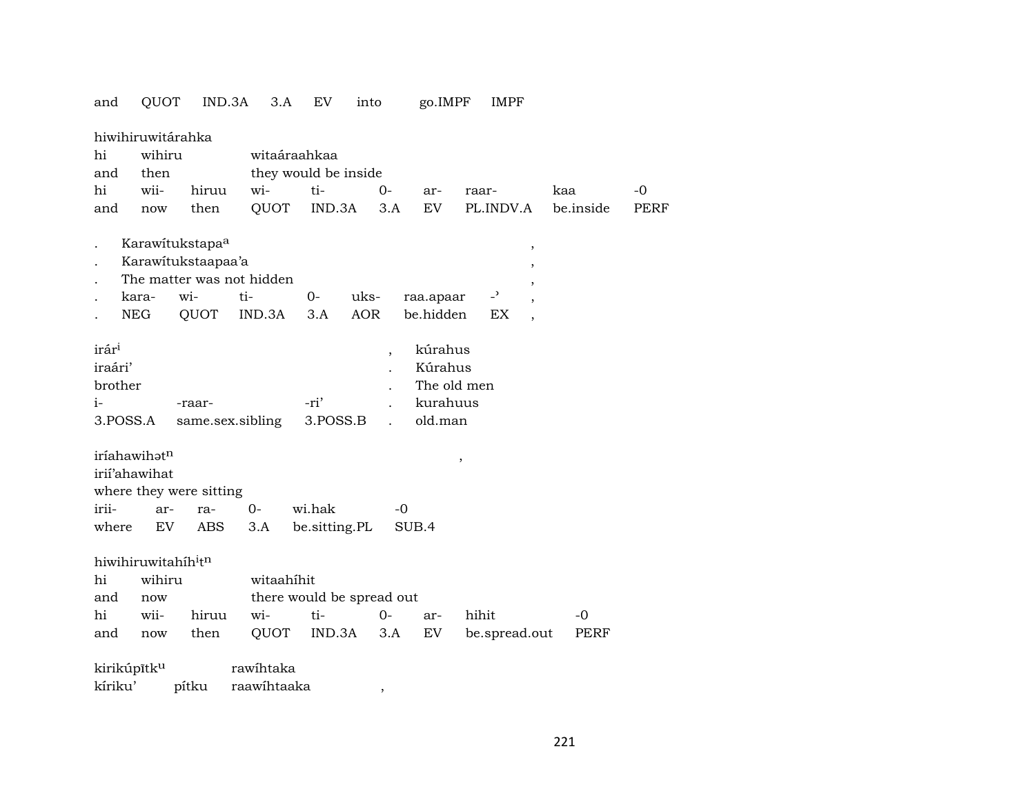| and | QUOT | IND.3A | 3.A | EV | into | go.IMPF | IMPF |
|---|---|---|---|---|---|---|---|

hiwihiruwitárahka

| hi | wihiru | | witaáraahkaa | | | | | |
|---|---|---|---|---|---|---|---|---|
| and | then | | they would be inside | | | | | |
| hi | wii- | hiruu | wi- | ti- | 0- | ar- | raar- | kaa | -0 |
| and | now | then | QUOT | IND.3A | 3.A | EV | PL.INDV.A | be.inside | PERF |

| . | Karawítukstapa[a] | | | | | | , |
|---|---|---|---|---|---|---|---|
| . | Karawítukstaapaa’a | | | | | | , |
| . | The matter was not hidden | | | | | | , |
| . | kara- | wi- | ti- | 0- | uks- | raa.apaar | -ʾ | , |
| . | NEG | QUOT | IND.3A | 3.A | AOR | be.hidden | EX | , |

| irár[i] | | | , | kúrahus |
|---|---|---|---|---|
| iraári’ | | | . | Kúrahus |
| brother | | | . | The old men |
| i- | -raar- | -ri’ | . | kurahuus |
| 3.POSS.A | same.sex.sibling | 3.POSS.B | . | old.man |

iríahawihət[n] ,

| irií’ahawihat | | | | | |
|---|---|---|---|---|---|
| where they were sitting | | | | | |
| irii- | ar- | ra- | 0- | wi.hak | -0 |
| where | EV | ABS | 3.A | be.sitting.PL | SUB.4 |

hiwihiruwitahíh[i]t[n]

| hi | wihiru | | witaahíhit | | | | | |
|---|---|---|---|---|---|---|---|---|
| and | now | | there would be spread out | | | | | |
| hi | wii- | hiruu | wi- | ti- | 0- | ar- | hihit | -0 |
| and | now | then | QUOT | IND.3A | 3.A | EV | be.spread.out | PERF |

kirikúpītk[u] rawíhtaka

kíriku’ pítku raawíhtaaka ,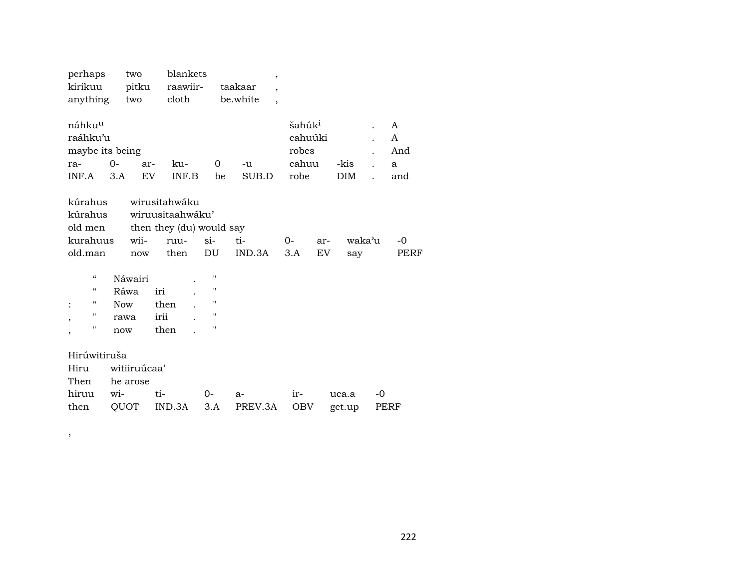| perhaps | two | blankets | | , |
|---|---|---|---|---|
| kirikuu | pitku | raawiir- | taakaar | , |
| anything | two | cloth | be.white | , |

| náhkuu | | | | | | šahúki | | . | A |
|---|---|---|---|---|---|---|---|---|---|
| raáhku'u | | | | | | cahuúki | | . | A |
| maybe its being | | | | | | robes | | . | And |
| ra- | 0- | ar- | ku- | 0 | -u | cahuu | -kis | . | a |
| INF.A | 3.A | EV | INF.B | be | SUB.D | robe | DIM | . | and |

| kúrahus | wirusitahwáku | | | | | | | |
|---|---|---|---|---|---|---|---|---|
| kúrahus | wiruusitaahwáku' | | | | | | | |
| old men | then they (du) would say | | | | | | | |
| kurahuus | wii- | ruu- | si- | ti- | 0- | ar- | waka'u | -0 |
| old.man | now | then | DU | IND.3A | 3.A | EV | say | PERF |

| | “ | Náwairi | | . | " |
|---|---|---|---|---|---|
| | “ | Ráwa | iri | . | " |
| : | “ | Now | then | . | " |
| , | " | rawa | irii | . | " |
| , | " | now | then | . | " |

| Hirúwitiruša | | | | | | | |
|---|---|---|---|---|---|---|---|
| Hiru | witiiruúcaa' | | | | | | |
| Then | he arose | | | | | | |
| hiruu | wi- | ti- | 0- | a- | ir- | uca.a | -0 |
| then | QUOT | IND.3A | 3.A | PREV.3A | OBV | get.up | PERF |

,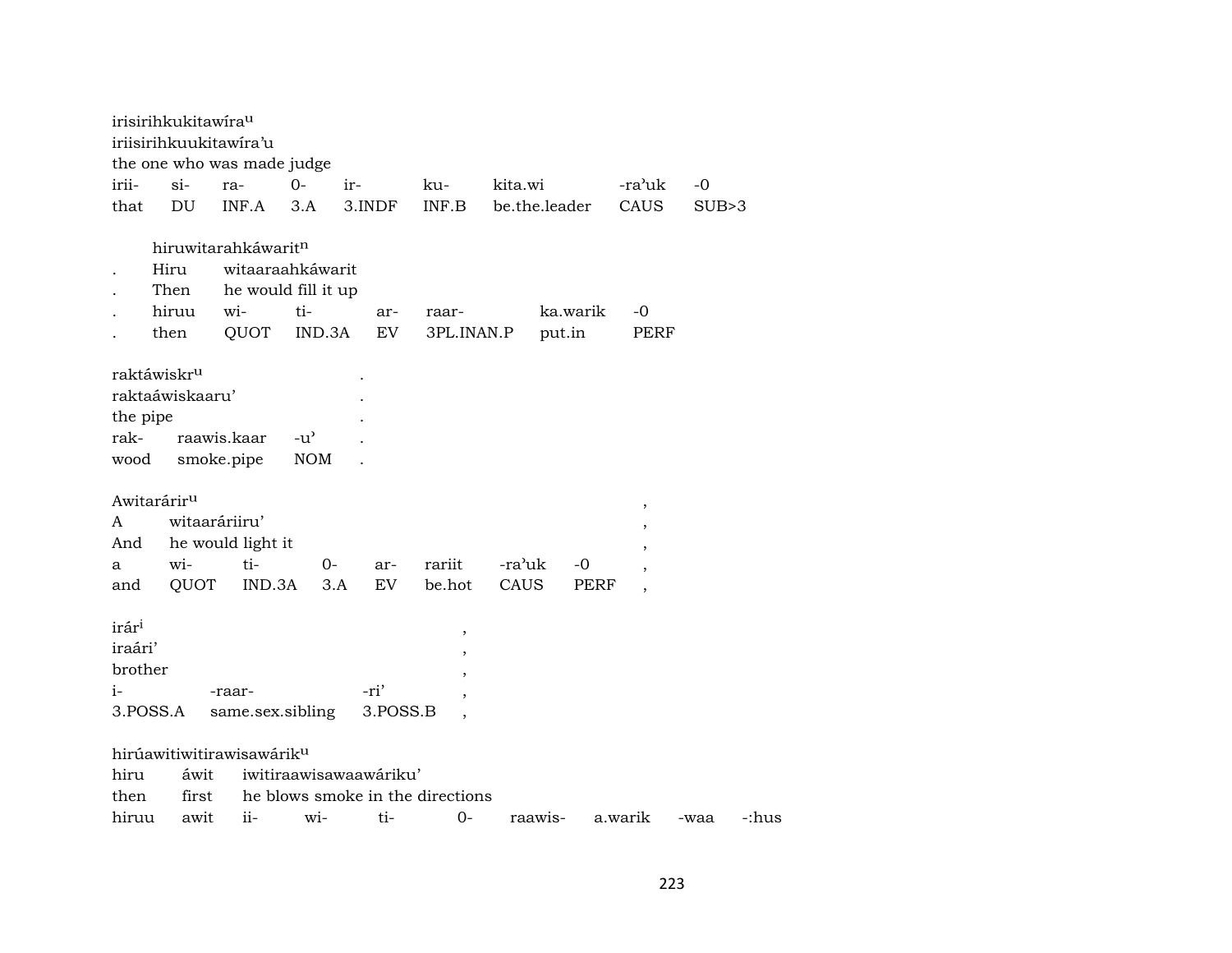irisirihkukitawíra^u
iriisirihkuukitawíra'u
the one who was made judge

| irii- | si- | ra- | 0- | ir- | ku- | kita.wi | -ra'uk | -0 |
|---|---|---|---|---|---|---|---|---|
| that | DU | INF.A | 3.A | 3.INDF | INF.B | be.the.leader | CAUS | SUB>3 |

hiruwitarahkáwarit^n

| . | Hiru | witaaraahkáwarit | | | | |
|---|---|---|---|---|---|---|
| . | Then | he would fill it up | | | | |
| . | hiruu | wi- | ti- | ar- | raar- | ka.warik | -0 |
| . | then | QUOT | IND.3A | EV | 3PL.INAN.P | put.in | PERF |

raktáwiskr^u .
raktaáwiskaaru' .
the pipe .

| rak- | raawis.kaar | -u' | . |
|---|---|---|---|
| wood | smoke.pipe | NOM | . |

Awitarárir^u ,

| A | witaaráriiru' | | | | | | | , |
|---|---|---|---|---|---|---|---|---|
| And | he would light it | | | | | | | , |
| a | wi- | ti- | 0- | ar- | rariit | -ra'uk | -0 | , |
| and | QUOT | IND.3A | 3.A | EV | be.hot | CAUS | PERF | , |

irár^i ,
iraári' ,
brother ,

| i- | -raar- | -ri' | , |
|---|---|---|---|
| 3.POSS.A | same.sex.sibling | 3.POSS.B | , |

hirúawitiwitirawisawárik^u

| hiru | áwit | iwitiraawisawaawáriku' | | | | | | |
|---|---|---|---|---|---|---|---|---|
| then | first | he blows smoke in the directions | | | | | | |
| hiruu | awit | ii- | wi- | ti- | 0- | raawis- | a.warik | -waa | -:hus |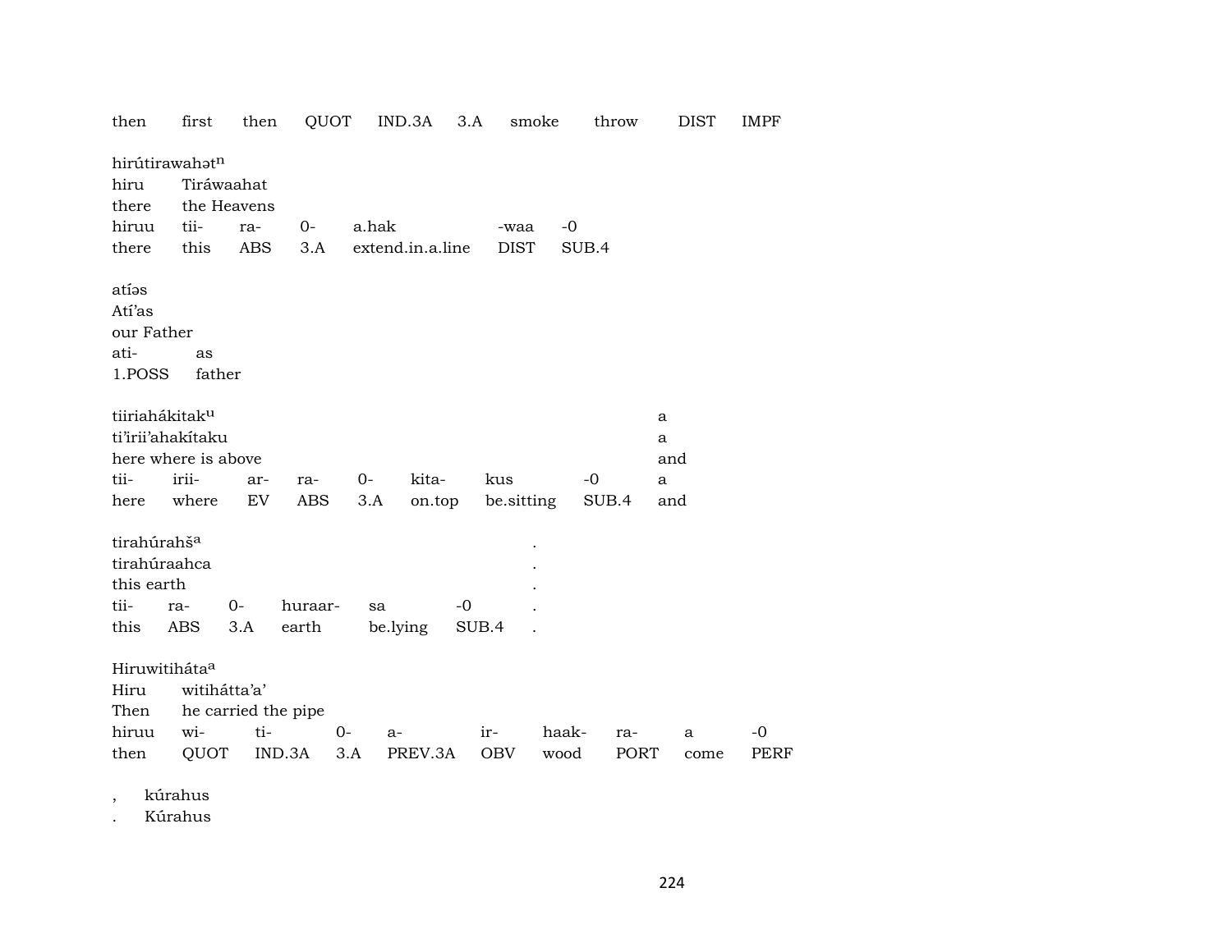then first then QUOT IND.3A 3.A smoke throw DIST IMPF

hirútirawahət[n]
hiru Tiráwaahat
there the Heavens
hiruu tii- ra- 0- a.hak -waa -0
there this ABS 3.A extend.in.a.line DIST SUB.4

atíəs
Atí'as
our Father
ati- as
1.POSS father

tiiriahákitak[u] a
ti'irii'ahakítaku a
here where is above and
tii- irii- ar- ra- 0- kita- kus -0 a
here where EV ABS 3.A on.top be.sitting SUB.4 and

tirahúrahš[a] .
tirahúraahca .
this earth .
tii- ra- 0- huraar- sa -0 .
this ABS 3.A earth be.lying SUB.4 .

Hiruwitiháta[a]
Hiru witihátta'a'
Then he carried the pipe
hiruu wi- ti- 0- a- ir- haak- ra- a -0
then QUOT IND.3A 3.A PREV.3A OBV wood PORT come PERF

, kúrahus
. Kúrahus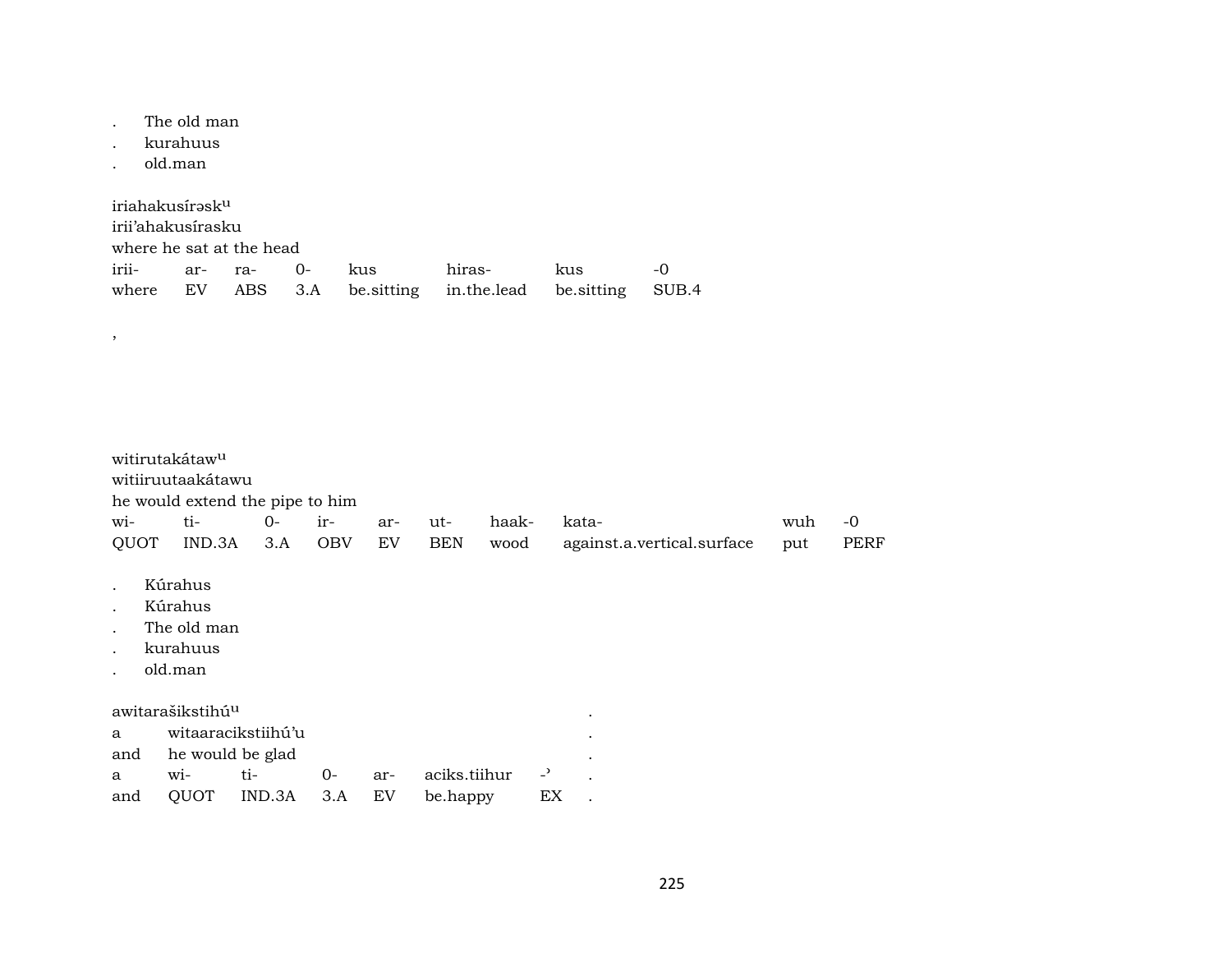. The old man
. kurahuus
. old.man

iriahakusírəskᵘ
irii'ahakusírasku
where he sat at the head

| irii- | ar- | ra- | 0- | kus | hiras- | kus | -0 |
|---|---|---|---|---|---|---|---|
| where | EV | ABS | 3.A | be.sitting | in.the.lead | be.sitting | SUB.4 |

,

witirutakátawᵘ
witiiruutaakátawu
he would extend the pipe to him

| wi- | ti- | 0- | ir- | ar- | ut- | haak- | kata- | wuh | -0 |
|---|---|---|---|---|---|---|---|---|---|
| QUOT | IND.3A | 3.A | OBV | EV | BEN | wood | against.a.vertical.surface | put | PERF |

. Kúrahus
. Kúrahus
. The old man
. kurahuus
. old.man

awitarašikstihúᵘ .
a witaaracikstiihú'u .
and he would be glad .

| a | wi- | ti- | 0- | ar- | aciks.tiihur | -ʾ | . |
|---|---|---|---|---|---|---|---|
| and | QUOT | IND.3A | 3.A | EV | be.happy | EX | . |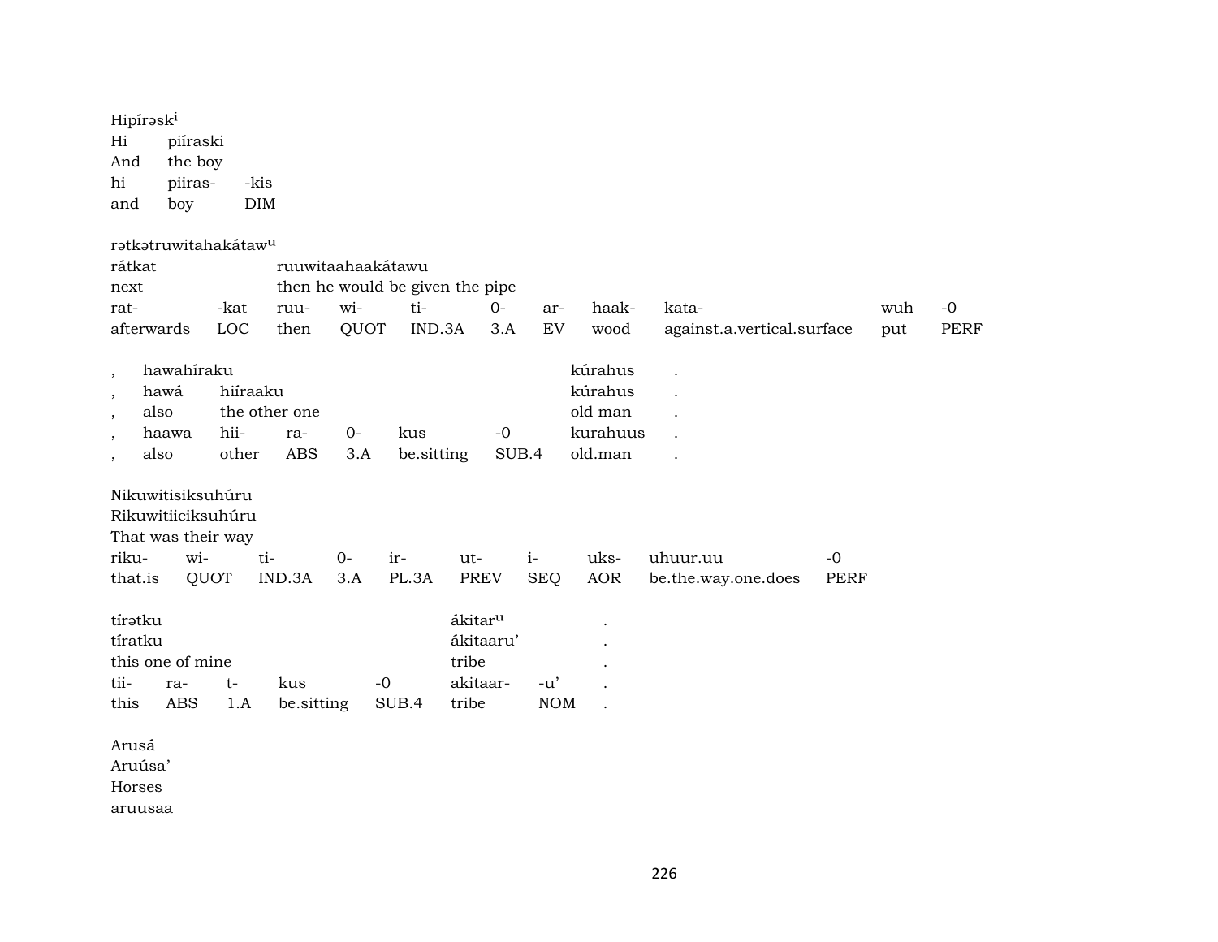Hipírəsk[i]

| Hi | piíraski | |
|---|---|---|
| And | the boy | |
| hi | piiras- | -kis |
| and | boy | DIM |

rətkətruwitahakátaw[u]

| rátkat | | ruuwitaahaakátawu | | | | | | | | |
|---|---|---|---|---|---|---|---|---|---|---|
| next | | then he would be given the pipe | | | | | | | | |
| rat- | -kat | ruu- | wi- | ti- | 0- | ar- | haak- | kata- | wuh | -0 |
| afterwards | LOC | then | QUOT | IND.3A | 3.A | EV | wood | against.a.vertical.surface | put | PERF |

| , | hawahíraku | | | | | | kúrahus | . |
|---|---|---|---|---|---|---|---|---|
| , | hawá | hiíraaku | | | | | kúrahus | . |
| , | also | the other one | | | | | old man | . |
| , | haawa | hii- | ra- | 0- | kus | -0 | kurahuus | . |
| , | also | other | ABS | 3.A | be.sitting | SUB.4 | old.man | . |

Nikuwitisiksuhúru

| Rikuwitiiciksuhúru | | | | | | | | | |
|---|---|---|---|---|---|---|---|---|---|
| That was their way | | | | | | | | | |
| riku- | wi- | ti- | 0- | ir- | ut- | i- | uks- | uhuur.uu | -0 |
| that.is | QUOT | IND.3A | 3.A | PL.3A | PREV | SEQ | AOR | be.the.way.one.does | PERF |

| tírətku | | | | | ákitar[u] | | . |
|---|---|---|---|---|---|---|---|
| tíratku | | | | | ákitaaru' | | . |
| this one of mine | | | | | tribe | | . |
| tii- | ra- | t- | kus | -0 | akitaar- | -u' | . |
| this | ABS | 1.A | be.sitting | SUB.4 | tribe | NOM | . |

Arusá
Aruúsa'
Horses
aruusaa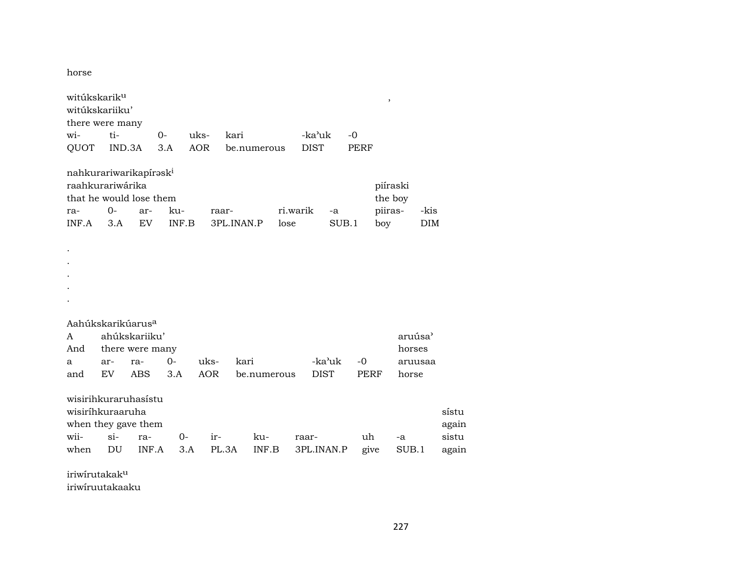horse

witúkskarik[u] ,
witúkskariiku'
there were many

| wi- | ti- | 0- | uks- | kari | -ka'uk | -0 |
|---|---|---|---|---|---|---|
| QUOT | IND.3A | 3.A | AOR | be.numerous | DIST | PERF |

nahkurariwarikapírəsk[i]

| raahkurariwárika | | | | | | | piíraski | |
|---|---|---|---|---|---|---|---|---|
| that he would lose them | | | | | | | the boy | |
| ra- | 0- | ar- | ku- | raar- | ri.warik | -a | piiras- | -kis |
| INF.A | 3.A | EV | INF.B | 3PL.INAN.P | lose | SUB.1 | boy | DIM |

.
.
.
.
.

Aahúkskarikúarus[a]

| A | ahúkskariiku' | | | | | | | aruúsa' |
|---|---|---|---|---|---|---|---|---|
| And | there were many | | | | | | | horses |
| a | ar- | ra- | 0- | uks- | kari | -ka'uk | -0 | aruusaa |
| and | EV | ABS | 3.A | AOR | be.numerous | DIST | PERF | horse |

wisirihkuraruhasístu

| wisiríhkuraaruha | | | | | | | | | sístu |
|---|---|---|---|---|---|---|---|---|---|
| when they gave them | | | | | | | | | again |
| wii- | si- | ra- | 0- | ir- | ku- | raar- | uh | -a | sistu |
| when | DU | INF.A | 3.A | PL.3A | INF.B | 3PL.INAN.P | give | SUB.1 | again |

iriwírutakak[u]
iriwíruutakaaku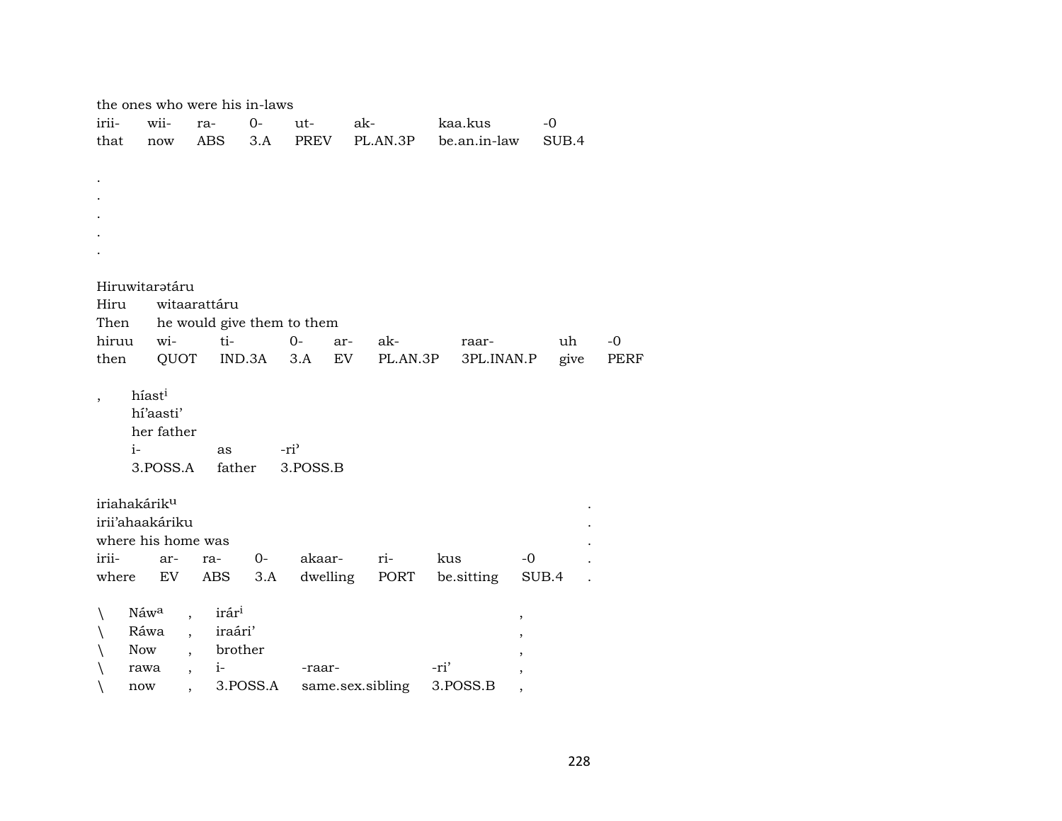the ones who were his in-laws

| irii- | wii- | ra- | 0- | ut- | ak- | kaa.kus | -0 |
|---|---|---|---|---|---|---|---|
| that | now | ABS | 3.A | PREV | PL.AN.3P | be.an.in-law | SUB.4 |

.
.
.
.
.

Hiruwitarətáru
Hiru witaarattáru
Then he would give them to them

| hiruu | wi- | ti- | 0- | ar- | ak- | raar- | uh | -0 |
|---|---|---|---|---|---|---|---|---|
| then | QUOT | IND.3A | 3.A | EV | PL.AN.3P | 3PL.INAN.P | give | PERF |

, híast[i]
hí'aasti'
her father

| i- | as | -ri' |
|---|---|---|
| 3.POSS.A | father | 3.POSS.B |

iriahakárik[u] .
irii'ahaakáriku .
where his home was .

| irii- | ar- | ra- | 0- | akaar- | ri- | kus | -0 | . |
|---|---|---|---|---|---|---|---|---|
| where | EV | ABS | 3.A | dwelling | PORT | be.sitting | SUB.4 | . |

\ Náw[a] , irár[i] ,
\ Ráwa , iraári' ,
\ Now , brother ,
\ rawa , i- -raar- -ri' ,
\ now , 3.POSS.A same.sex.sibling 3.POSS.B ,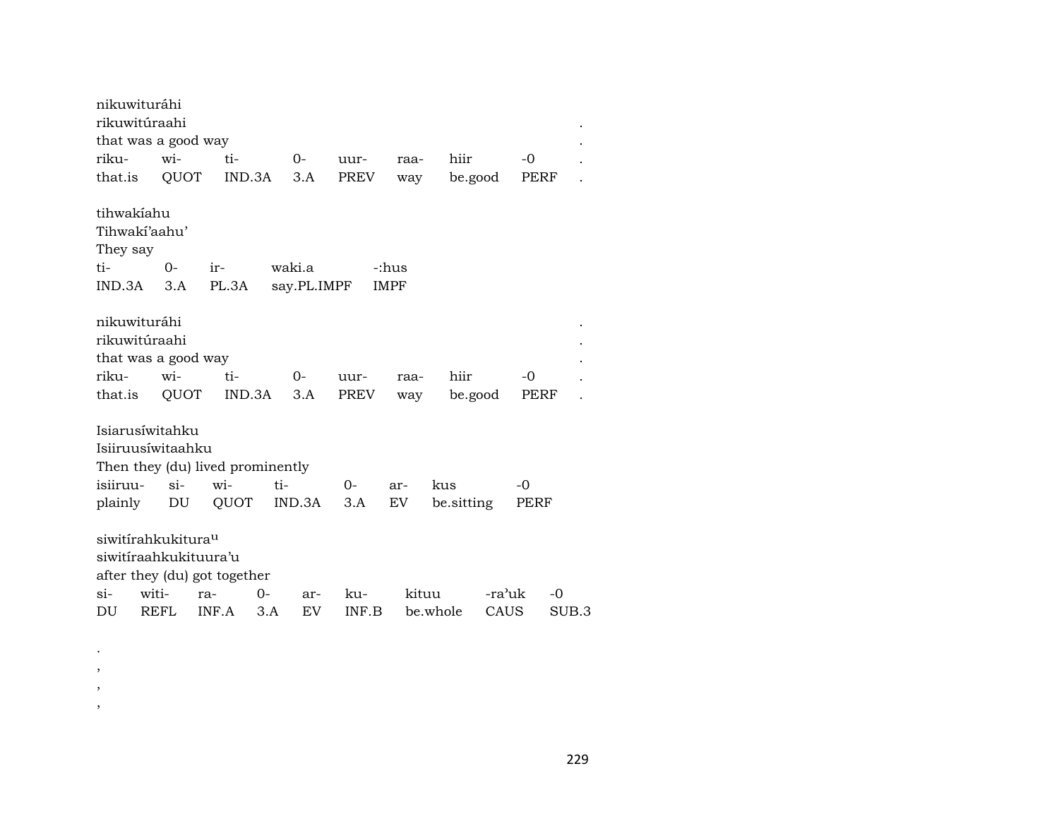nikuwituráhi
rikuwitúraahi .
that was a good way .

| riku- | wi- | ti- | 0- | uur- | raa- | hiir | -0 | . |
|---|---|---|---|---|---|---|---|---|
| that.is | QUOT | IND.3A | 3.A | PREV | way | be.good | PERF | . |

tihwakíahu
Tihwakí'aahu'
They say

| ti- | 0- | ir- | waki.a | -:hus |
|---|---|---|---|---|
| IND.3A | 3.A | PL.3A | say.PL.IMPF | IMPF |

nikuwituráhi .
rikuwitúraahi .
that was a good way .

| riku- | wi- | ti- | 0- | uur- | raa- | hiir | -0 | . |
|---|---|---|---|---|---|---|---|---|
| that.is | QUOT | IND.3A | 3.A | PREV | way | be.good | PERF | . |

Isiarusíwitahku
Isiiruusíwitaahku
Then they (du) lived prominently

| isiiruu- | si- | wi- | ti- | 0- | ar- | kus | -0 |
|---|---|---|---|---|---|---|---|
| plainly | DU | QUOT | IND.3A | 3.A | EV | be.sitting | PERF |

siwitírahkukitura^u
siwitíraahkukituura'u
after they (du) got together

| si- | witi- | ra- | 0- | ar- | ku- | kituu | -ra'uk | -0 |
|---|---|---|---|---|---|---|---|---|
| DU | REFL | INF.A | 3.A | EV | INF.B | be.whole | CAUS | SUB.3 |

.
,
,
,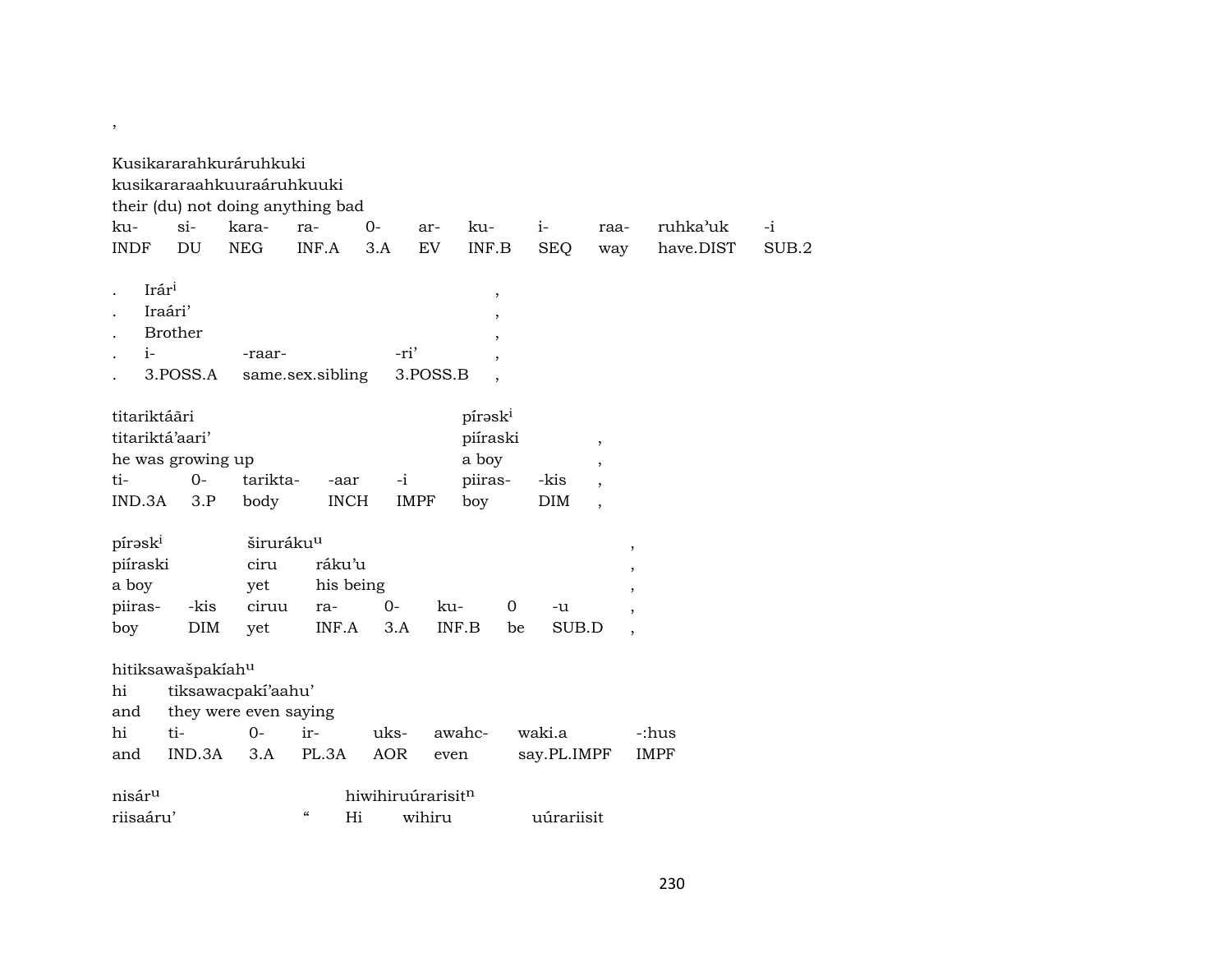,

Kusikararahkuráruhkuki
kusikararaahkuuraáruhkuuki
their (du) not doing anything bad

| ku- | si- | kara- | ra- | 0- | ar- | ku- | i- | raa- | ruhka'uk | -i |
|---|---|---|---|---|---|---|---|---|---|---|
| INDF | DU | NEG | INF.A | 3.A | EV | INF.B | SEQ | way | have.DIST | SUB.2 |

. Irár[i] ,
. Iraári' ,
. Brother ,

| . | i- | -raar- | -ri' | , |
|---|---|---|---|---|
| . | 3.POSS.A | same.sex.sibling | 3.POSS.B | , |

titariktááři píršsk[i]
titariktá'aari' piíraski ,
he was growing up a boy ,

| ti- | 0- | tarikta- | -aar | -i | piiras- | -kis | , |
|---|---|---|---|---|---|---|---|
| IND.3A | 3.P | body | INCH | IMPF | boy | DIM | , |

pírəsk[i] širuráku[u] ,
piíraski ciru ráku'u ,
a boy yet his being ,

| piiras- | -kis | ciruu | ra- | 0- | ku- | 0 | -u | , |
|---|---|---|---|---|---|---|---|---|
| boy | DIM | yet | INF.A | 3.A | INF.B | be | SUB.D | , |

hitiksawašpakíah[u]
hi tiksawacpakí'aahu'
and they were even saying

| hi | ti- | 0- | ir- | uks- | awahc- | waki.a | -:hus |
|---|---|---|---|---|---|---|---|
| and | IND.3A | 3.A | PL.3A | AOR | even | say.PL.IMPF | IMPF |

nisár[u] hiwihiruúrarisit[n]
riisaáru' " Hi wihiru uúrariisit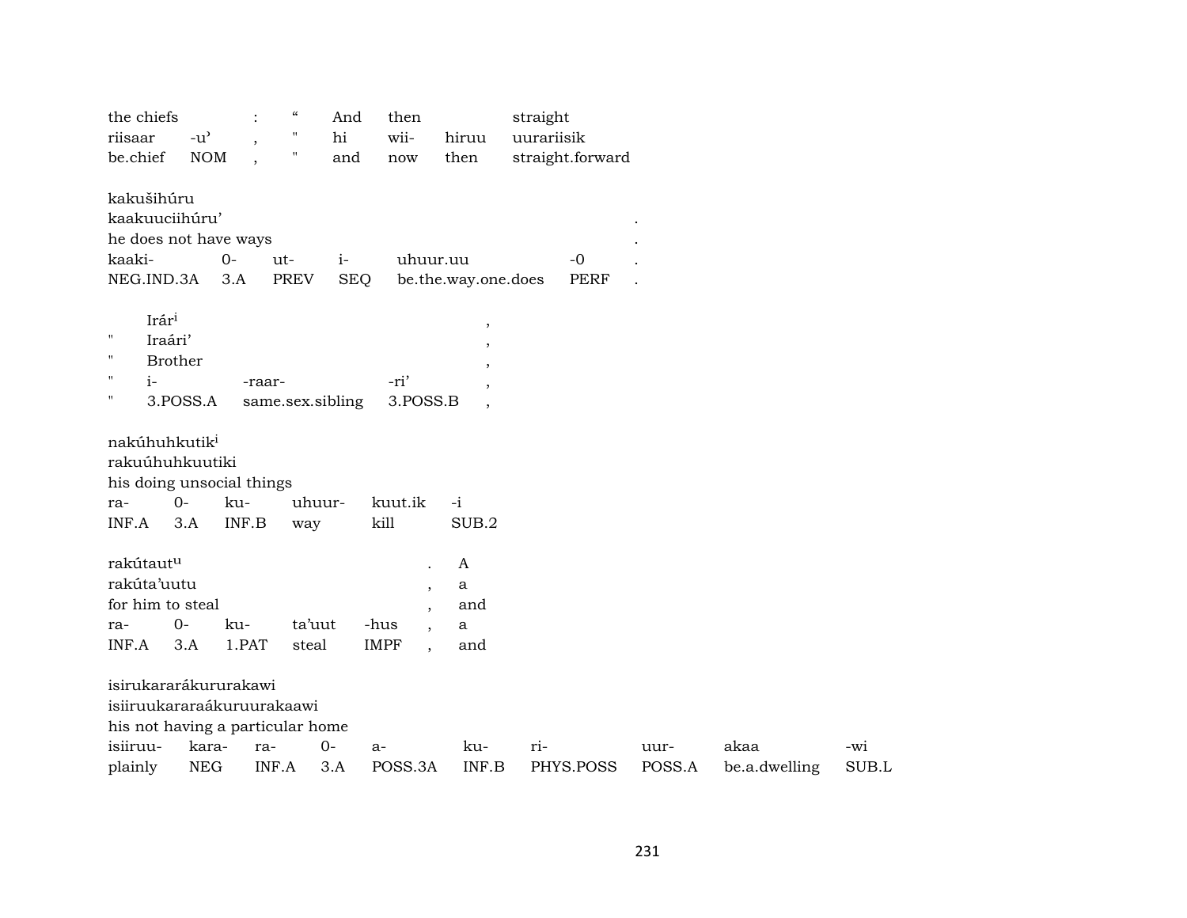| the chiefs | | : | “ | And | then | | straight |
|---|---|---|---|---|---|---|---|
| riisaar | -u’ | , | " | hi | wii- | hiruu | uurariisik |
| be.chief | NOM | , | " | and | now | then | straight.forward |

| kakušihúru | | | | | | |
|---|---|---|---|---|---|---|
| kaakuuciihúru’ | | | | | | . |
| he does not have ways | | | | | | . |
| kaaki- | 0- | ut- | i- | uhuur.uu | -0 | . |
| NEG.IND.3A | 3.A | PREV | SEQ | be.the.way.one.does | PERF | . |

| | Irár[i] | | | , |
|---|---|---|---|---|
| " | Iraári’ | | | , |
| " | Brother | | | , |
| " | i- | -raar- | -ri’ | , |
| " | 3.POSS.A | same.sex.sibling | 3.POSS.B | , |

| nakúhuhkutik[i] | | | | | |
|---|---|---|---|---|---|
| rakuúhuhkuutiki | | | | | |
| his doing unsocial things | | | | | |
| ra- | 0- | ku- | uhuur- | kuut.ik | -i |
| INF.A | 3.A | INF.B | way | kill | SUB.2 |

| rakútaut[u] | | | | | . | A |
|---|---|---|---|---|---|---|
| rakúta’uutu | | | | | , | a |
| for him to steal | | | | | , | and |
| ra- | 0- | ku- | ta’uut | -hus | , | a |
| INF.A | 3.A | 1.PAT | steal | IMPF | , | and |

| isirukararákururakawi | | | | | | | | | |
|---|---|---|---|---|---|---|---|---|---|
| isiiruukararaákuruurakaawi | | | | | | | | | |
| his not having a particular home | | | | | | | | | |
| isiiruu- | kara- | ra- | 0- | a- | ku- | ri- | uur- | akaa | -wi |
| plainly | NEG | INF.A | 3.A | POSS.3A | INF.B | PHYS.POSS | POSS.A | be.a.dwelling | SUB.L |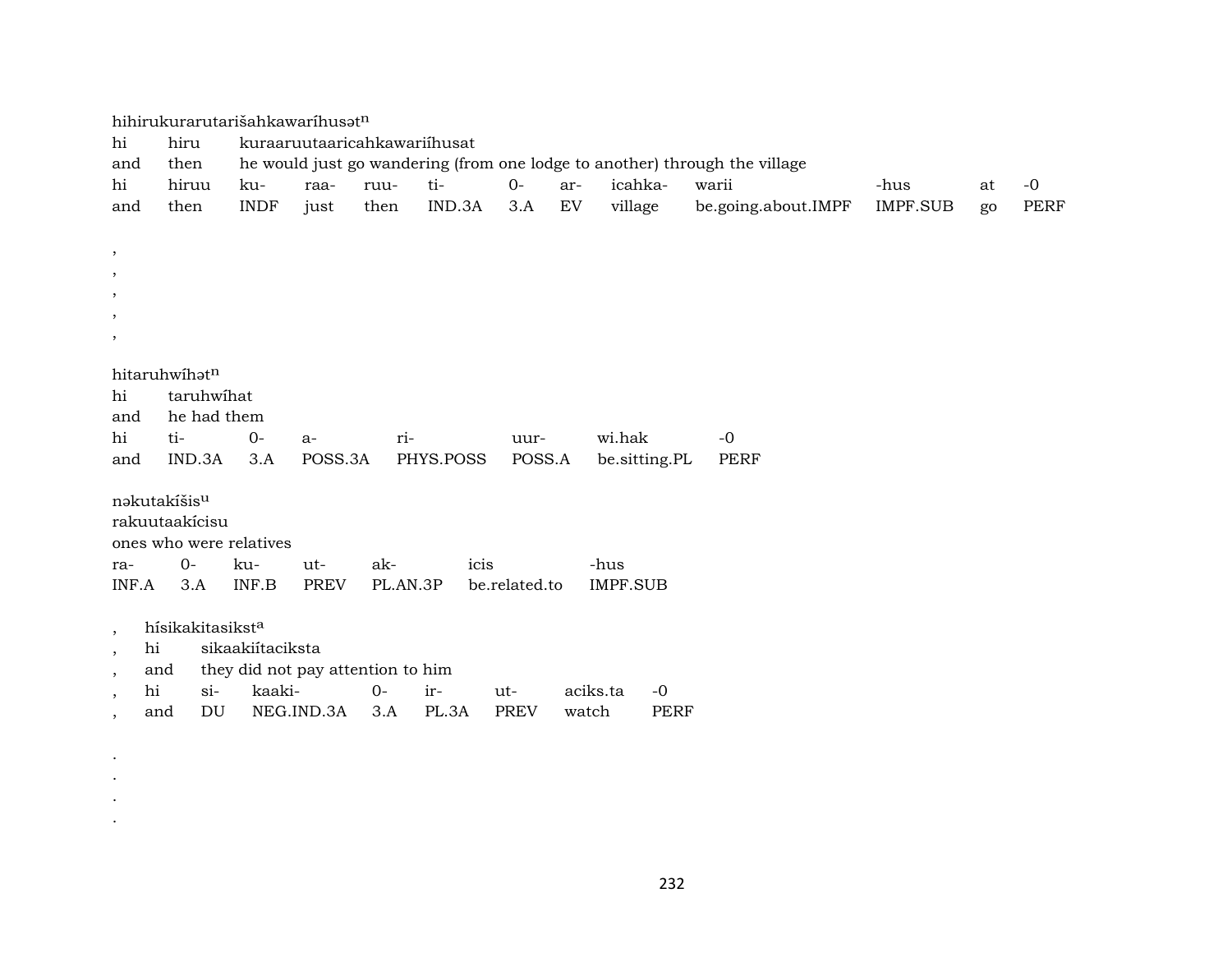hihirukurarutarišahkawaríhusət[n]
hi hiru kuraaruutaaricahkawariíhusat
and then he would just go wandering (from one lodge to another) through the village

| hi | hiruu | ku- | raa- | ruu- | ti- | 0- | ar- | icahka- | warii | -hus | at | -0 |
|---|---|---|---|---|---|---|---|---|---|---|---|---|
| and | then | INDF | just | then | IND.3A | 3.A | EV | village | be.going.about.IMPF | IMPF.SUB | go | PERF |

,
,
,
,
,

hitaruhwíhət[n]
hi taruhwíhat
and he had them

| hi | ti- | 0- | a- | ri- | uur- | wi.hak | -0 |
|---|---|---|---|---|---|---|---|
| and | IND.3A | 3.A | POSS.3A | PHYS.POSS | POSS.A | be.sitting.PL | PERF |

nəkutakíšis[u]
rakuutaakícisu
ones who were relatives

| ra- | 0- | ku- | ut- | ak- | icis | -hus |
|---|---|---|---|---|---|---|
| INF.A | 3.A | INF.B | PREV | PL.AN.3P | be.related.to | IMPF.SUB |

, hísikakitasikst[a]
, hi sikaakiítaciksta
, and they did not pay attention to him

| , | hi | si- | kaaki- | 0- | ir- | ut- | aciks.ta | -0 |
|---|---|---|---|---|---|---|---|---|
| , | and | DU | NEG.IND.3A | 3.A | PL.3A | PREV | watch | PERF |

.
.
.
.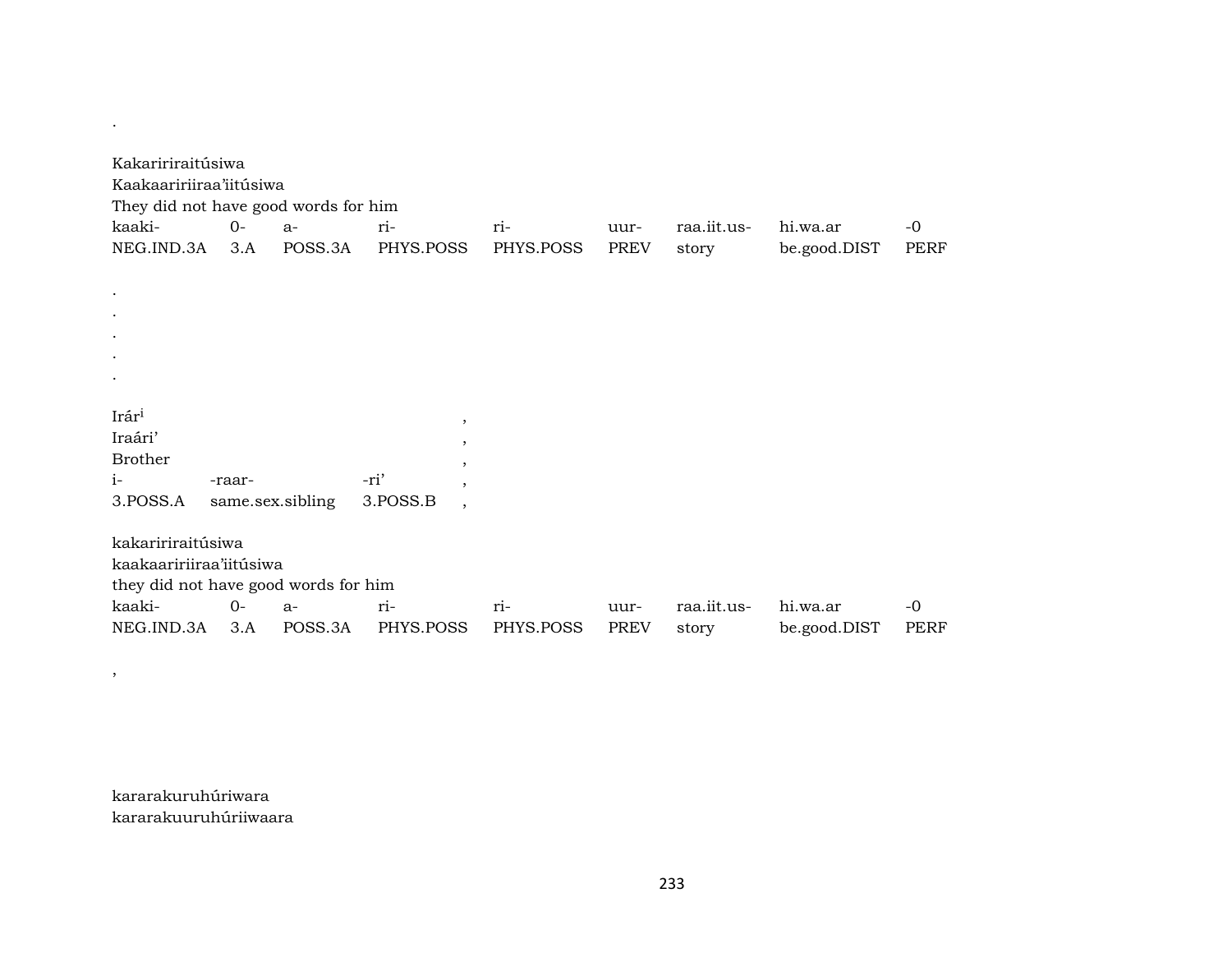.

Kakaririraitúsiwa
Kaakaaririiraa'iitúsiwa
They did not have good words for him

| kaaki- | 0- | a- | ri- | ri- | uur- | raa.iit.us- | hi.wa.ar | -0 |
|---|---|---|---|---|---|---|---|---|
| NEG.IND.3A | 3.A | POSS.3A | PHYS.POSS | PHYS.POSS | PREV | story | be.good.DIST | PERF |

.
.
.
.
.

Irár[i] ,
Iraári' ,
Brother ,

| i- | -raar- | -ri' | , |
|---|---|---|---|
| 3.POSS.A | same.sex.sibling | 3.POSS.B | , |

kakaririraitúsiwa
kaakaaririiraa'iitúsiwa
they did not have good words for him

| kaaki- | 0- | a- | ri- | ri- | uur- | raa.iit.us- | hi.wa.ar | -0 |
|---|---|---|---|---|---|---|---|---|
| NEG.IND.3A | 3.A | POSS.3A | PHYS.POSS | PHYS.POSS | PREV | story | be.good.DIST | PERF |

,

kararakuruhúriwara
kararakuuruhúriiwaara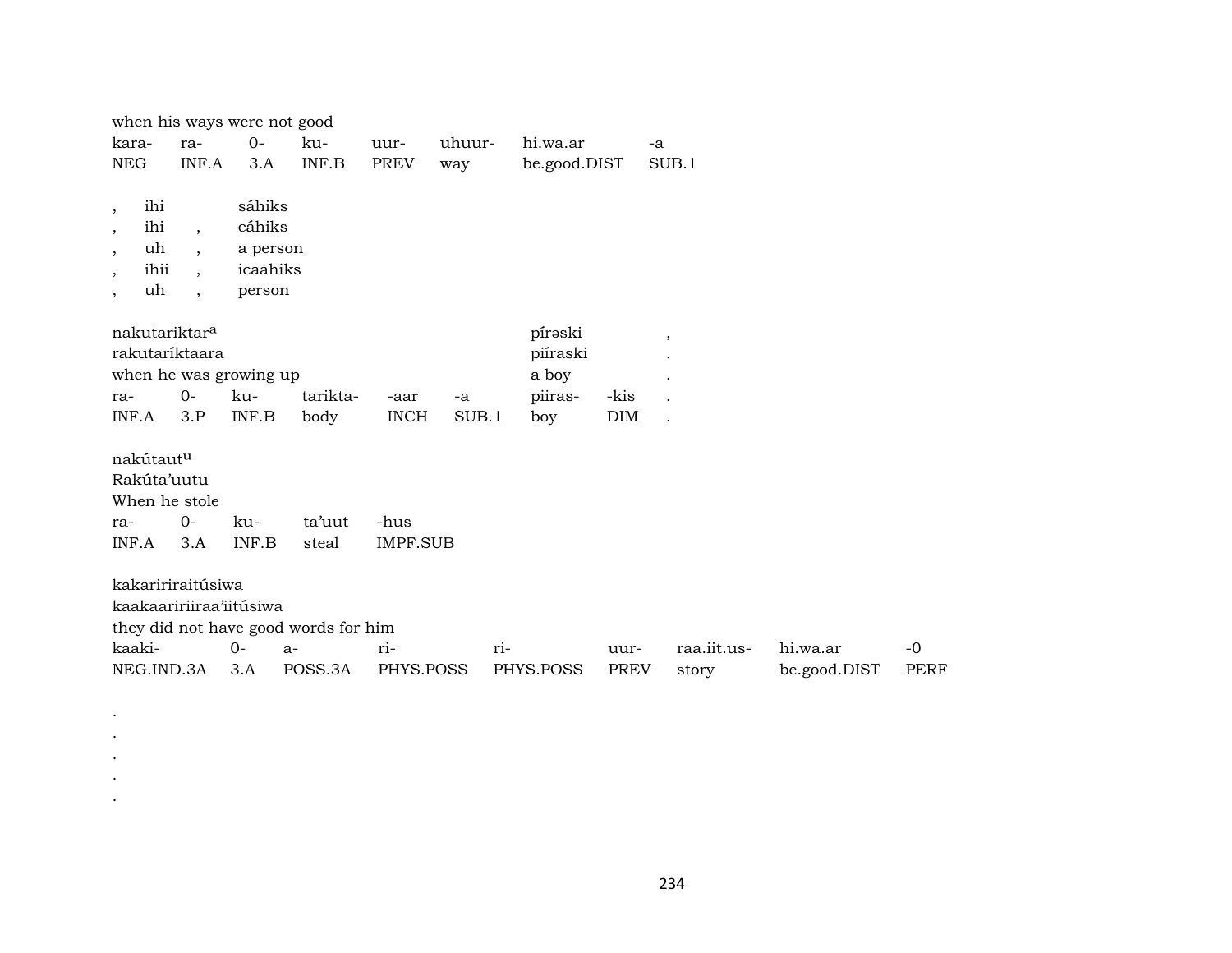when his ways were not good

| kara- | ra- | 0- | ku- | uur- | uhuur- | hi.wa.ar | -a |
|---|---|---|---|---|---|---|---|
| NEG | INF.A | 3.A | INF.B | PREV | way | be.good.DIST | SUB.1 |

| , | ihi | | sáhiks |
|---|---|---|---|
| , | ihi | , | cáhiks |
| , | uh | , | a person |
| , | ihii | , | icaahiks |
| , | uh | , | person |

| nakutariktar[a] | | | | | | píraski | | , |
|---|---|---|---|---|---|---|---|---|
| rakutaríktaara | | | | | | piíraski | | . |
| when he was growing up | | | | | | a boy | | . |
| ra- | 0- | ku- | tarikta- | -aar | -a | piiras- | -kis | . |
| INF.A | 3.P | INF.B | body | INCH | SUB.1 | boy | DIM | . |

nakútaut[u]
Rakúta'uutu
When he stole

| ra- | 0- | ku- | ta'uut | -hus |
|---|---|---|---|---|
| INF.A | 3.A | INF.B | steal | IMPF.SUB |

kakariríraitúsiwa
kaakaaririiraa'iitúsiwa
they did not have good words for him

| kaaki- | 0- | a- | ri- | ri- | uur- | raa.iit.us- | hi.wa.ar | -0 |
|---|---|---|---|---|---|---|---|---|
| NEG.IND.3A | 3.A | POSS.3A | PHYS.POSS | PHYS.POSS | PREV | story | be.good.DIST | PERF |

.
.
.
.
.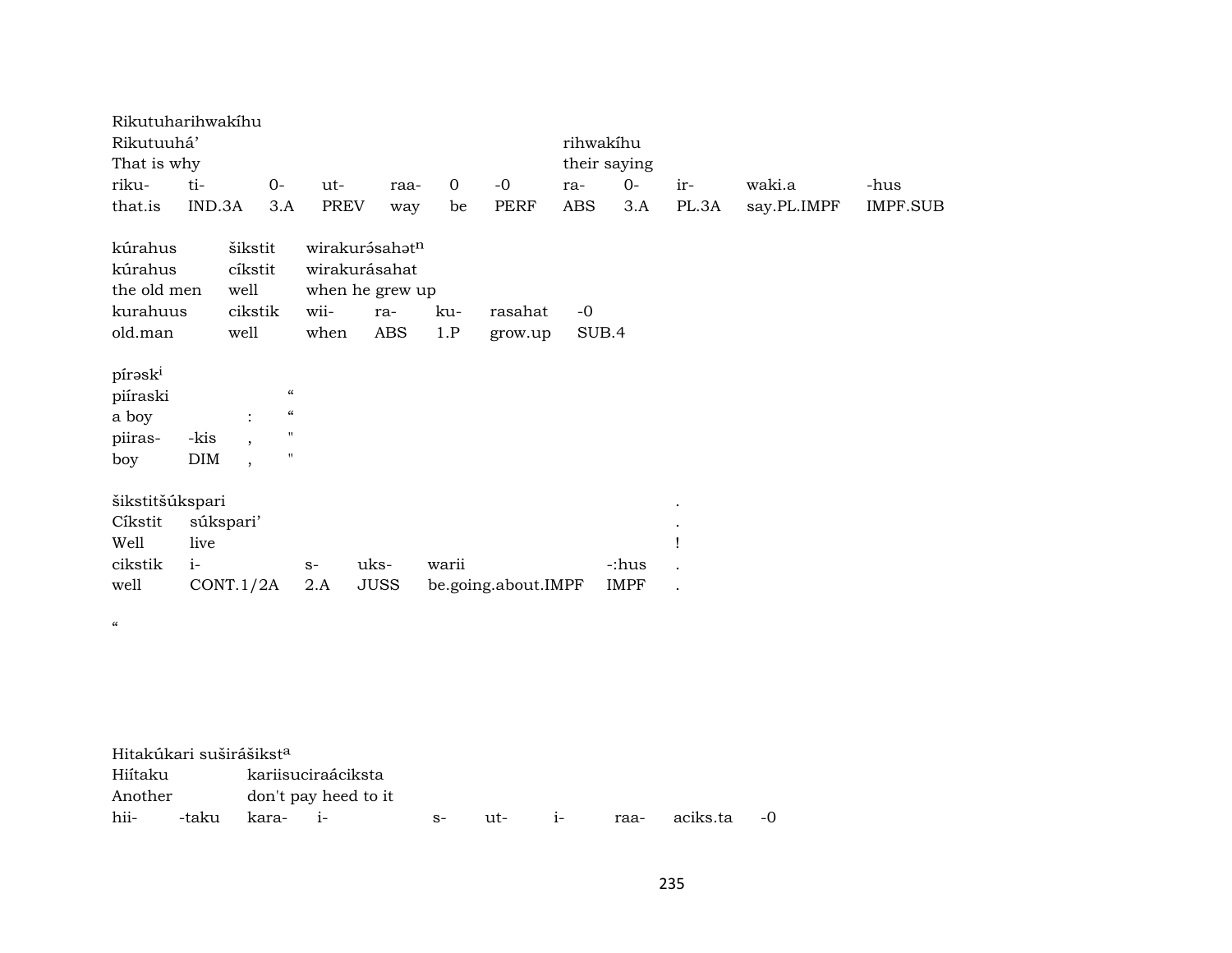Rikutuharihwakíhu
Rikutuuhá' rihwakíhu
That is why their saying

| riku- | ti- | 0- | ut- | raa- | 0 | -0 | ra- | 0- | ir- | waki.a | -hus |
|---|---|---|---|---|---|---|---|---|---|---|---|
| that.is | IND.3A | 3.A | PREV | way | be | PERF | ABS | 3.A | PL.3A | say.PL.IMPF | IMPF.SUB |

kúrahus šikstit wirakurə́sahət$^{n}$
kúrahus cíkstit wirakurásahat
the old men well when he grew up

| kurahuus | cikstik | wii- | ra- | ku- | rasahat | -0 |
|---|---|---|---|---|---|---|
| old.man | well | when | ABS | 1.P | grow.up | SUB.4 |

pírəsk$^{i}$
piíraski "
a boy : "

| piiras- | -kis | , | " |
|---|---|---|---|
| boy | DIM | , | " |

šikstitšúkspari .
Cíkstit súkspari' .
Well live !

| cikstik | i- | s- | uks- | warii | -:hus | . |
|---|---|---|---|---|---|---|
| well | CONT.1/2A | 2.A | JUSS | be.going.about.IMPF | IMPF | . |

"

Hitakúkari suširášikst$^{a}$
Hiítaku kariisuciraáciksta
Another don't pay heed to it

| hii- | -taku | kara- | i- | s- | ut- | i- | raa- | aciks.ta | -0 |
|---|---|---|---|---|---|---|---|---|---|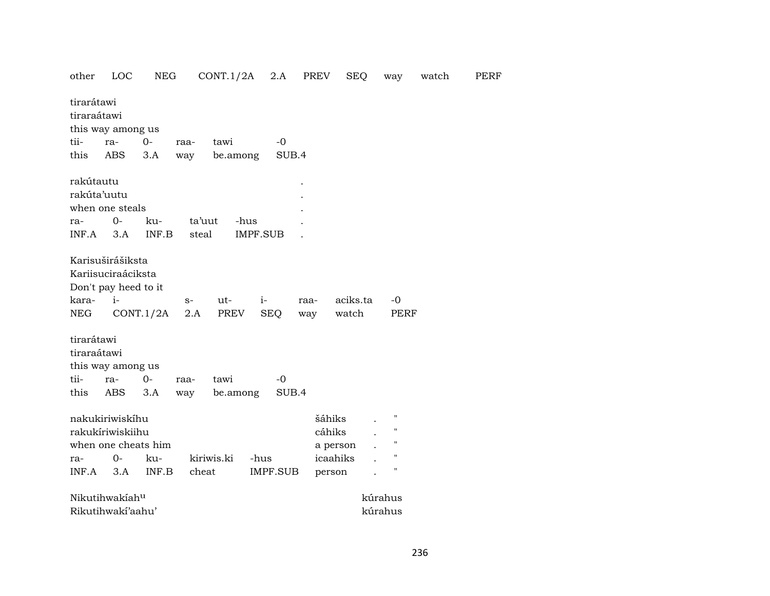other LOC NEG CONT.1/2A 2.A PREV SEQ way watch PERF

tirarátawi
tiraraátawi
this way among us

| tii- | ra- | 0- | raa- | tawi | -0 |
|---|---|---|---|---|---|
| this | ABS | 3.A | way | be.among | SUB.4 |

rakútautu .
rakúta'uutu .
when one steals .

| ra- | 0- | ku- | ta'uut | -hus | . |
|---|---|---|---|---|---|
| INF.A | 3.A | INF.B | steal | IMPF.SUB | . |

Karisuširášiksta
Kariisuciraáciksta
Don't pay heed to it

| kara- | i- | s- | ut- | i- | raa- | aciks.ta | -0 |
|---|---|---|---|---|---|---|---|
| NEG | CONT.1/2A | 2.A | PREV | SEQ | way | watch | PERF |

tirarátawi
tiraraátawi
this way among us

| tii- | ra- | 0- | raa- | tawi | -0 |
|---|---|---|---|---|---|
| this | ABS | 3.A | way | be.among | SUB.4 |

nakukiriwiskíhu šáhiks . "
rakukíriwiskiihu cáhiks . "
when one cheats him a person . "

| ra- | 0- | ku- | kiriwis.ki | -hus | icaahiks | . | " |
|---|---|---|---|---|---|---|---|
| INF.A | 3.A | INF.B | cheat | IMPF.SUB | person | . | " |

Nikutihwakíah[u] kúrahus
Rikutihwakí'aahu' kúrahus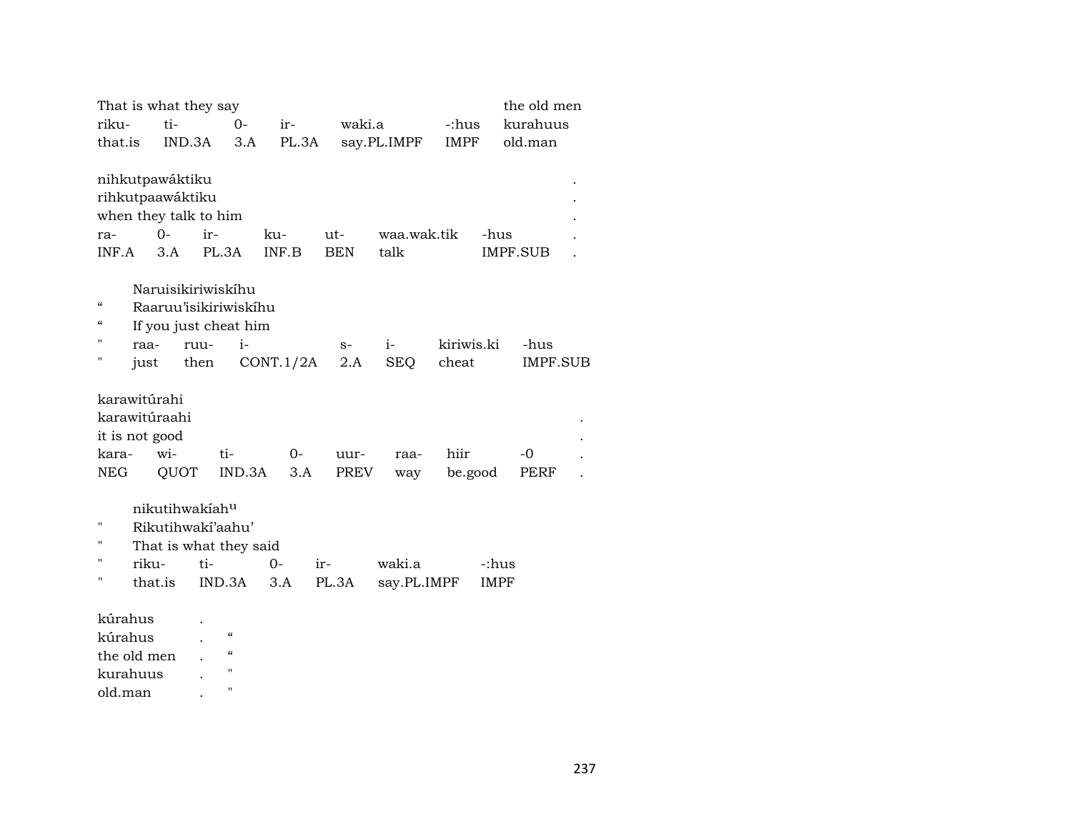That is what they say the old men

| riku- | ti- | 0- | ir- | waki.a | -:hus | kurahuus |
|---|---|---|---|---|---|---|
| that.is | IND.3A | 3.A | PL.3A | say.PL.IMPF | IMPF | old.man |

nihkutpawáktiku .
rihkutpaawáktiku .
when they talk to him .

| ra- | 0- | ir- | ku- | ut- | waa.wak.tik | -hus | . |
|---|---|---|---|---|---|---|---|
| INF.A | 3.A | PL.3A | INF.B | BEN | talk | IMPF.SUB | . |

Naruisikiriwiskíhu
“ Raaruu’isikiriwiskíhu
“ If you just cheat him

| " | raa- | ruu- | i- | s- | i- | kiriwis.ki | -hus |
|---|---|---|---|---|---|---|---|
| " | just | then | CONT.1/2A | 2.A | SEQ | cheat | IMPF.SUB |

karawitúrahi
karawitúraahi .
it is not good .

| kara- | wi- | ti- | 0- | uur- | raa- | hiir | -0 | . |
|---|---|---|---|---|---|---|---|---|
| NEG | QUOT | IND.3A | 3.A | PREV | way | be.good | PERF | . |

nikutihwakíah[u]
" Rikutihwakí’aahu’
" That is what they said

| " | riku- | ti- | 0- | ir- | waki.a | -:hus |
|---|---|---|---|---|---|---|
| " | that.is | IND.3A | 3.A | PL.3A | say.PL.IMPF | IMPF |

kúrahus .
kúrahus . “
the old men . “
kurahuus . "
old.man . "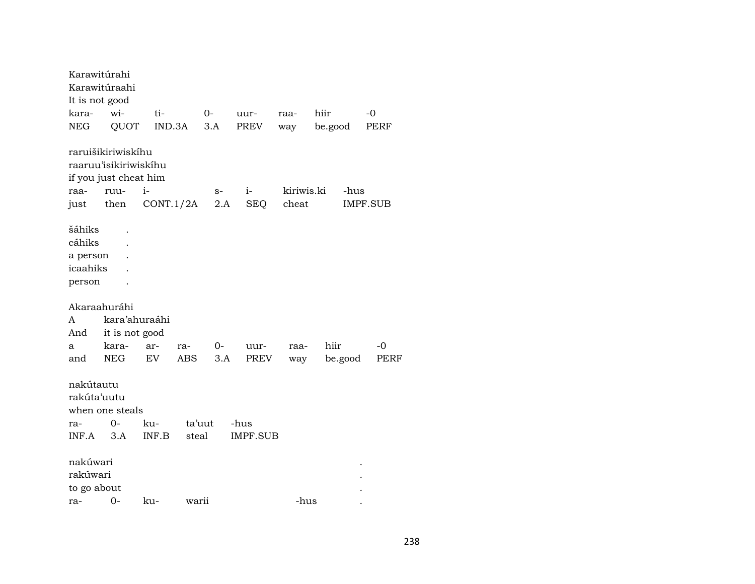Karawitúrahi
Karawitúraahi
It is not good

| kara- | wi- | ti- | 0- | uur- | raa- | hiir | -0 |
|---|---|---|---|---|---|---|---|
| NEG | QUOT | IND.3A | 3.A | PREV | way | be.good | PERF |

raruišikiriwiskíhu
raaruu'isikiriwiskíhu
if you just cheat him

| raa- | ruu- | i- | s- | i- | kiriwis.ki | -hus |
|---|---|---|---|---|---|---|
| just | then | CONT.1/2A | 2.A | SEQ | cheat | IMPF.SUB |

šáhiks .
cáhiks .
a person .
icaahiks .
person .

Akaraahuráhi
A kara'ahuraáhi
And it is not good

| a | kara- | ar- | ra- | 0- | uur- | raa- | hiir | -0 |
|---|---|---|---|---|---|---|---|---|
| and | NEG | EV | ABS | 3.A | PREV | way | be.good | PERF |

nakútautu
rakúta'uutu
when one steals

| ra- | 0- | ku- | ta'uut | -hus |
|---|---|---|---|---|
| INF.A | 3.A | INF.B | steal | IMPF.SUB |

nakúwari .
rakúwari .
to go about .

| ra- | 0- | ku- | warii | -hus | . |
|---|---|---|---|---|---|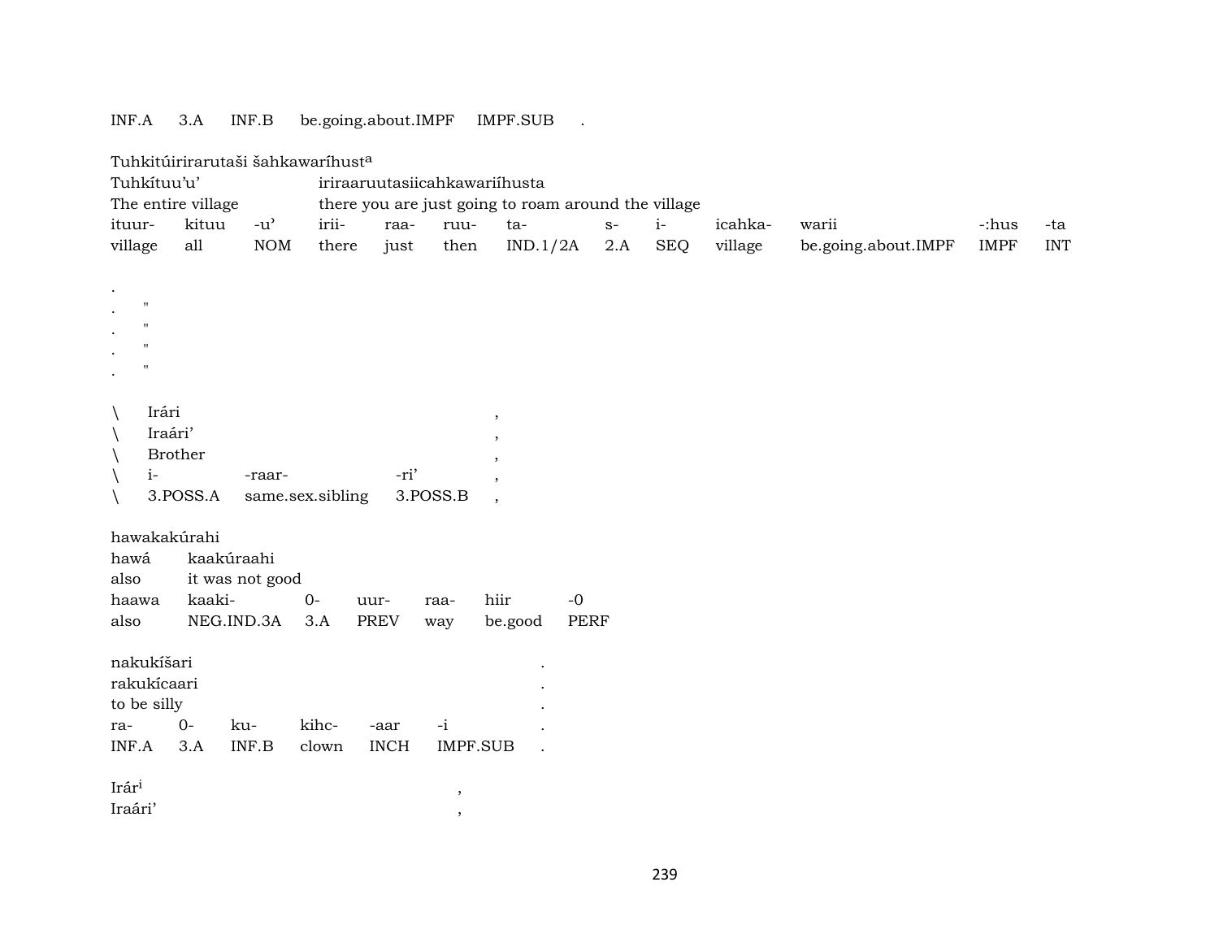INF.A 3.A INF.B be.going.about.IMPF IMPF.SUB .

Tuhkitúirirarutaši šahkawaríhust[a]
Tuhkítuu'u' iriraaruutasiicahkawariíhusta
The entire village there you are just going to roam around the village

| ituur- | kituu | -u' | irii- | raa- | ruu- | ta- | s- | i- | icahka- | warii | -:hus | -ta |
|---|---|---|---|---|---|---|---|---|---|---|---|---|
| village | all | NOM | there | just | then | IND.1/2A | 2.A | SEQ | village | be.going.about.IMPF | IMPF | INT |

.
. "
. "
. "
. "

| \ | Irári | | | , |
|---|---|---|---|---|
| \ | Iraári' | | | , |
| \ | Brother | | | , |
| \ | i- | -raar- | -ri' | , |
| \ | 3.POSS.A | same.sex.sibling | 3.POSS.B | , |

hawakakúrahi
hawá kaakúraahi
also it was not good

| haawa | kaaki- | 0- | uur- | raa- | hiir | -0 |
|---|---|---|---|---|---|---|
| also | NEG.IND.3A | 3.A | PREV | way | be.good | PERF |

nakukíšari .
rakukícaari .
to be silly .

| ra- | 0- | ku- | kihc- | -aar | -i | . |
|---|---|---|---|---|---|---|
| INF.A | 3.A | INF.B | clown | INCH | IMPF.SUB | . |

Irár[i] ,
Iraári' ,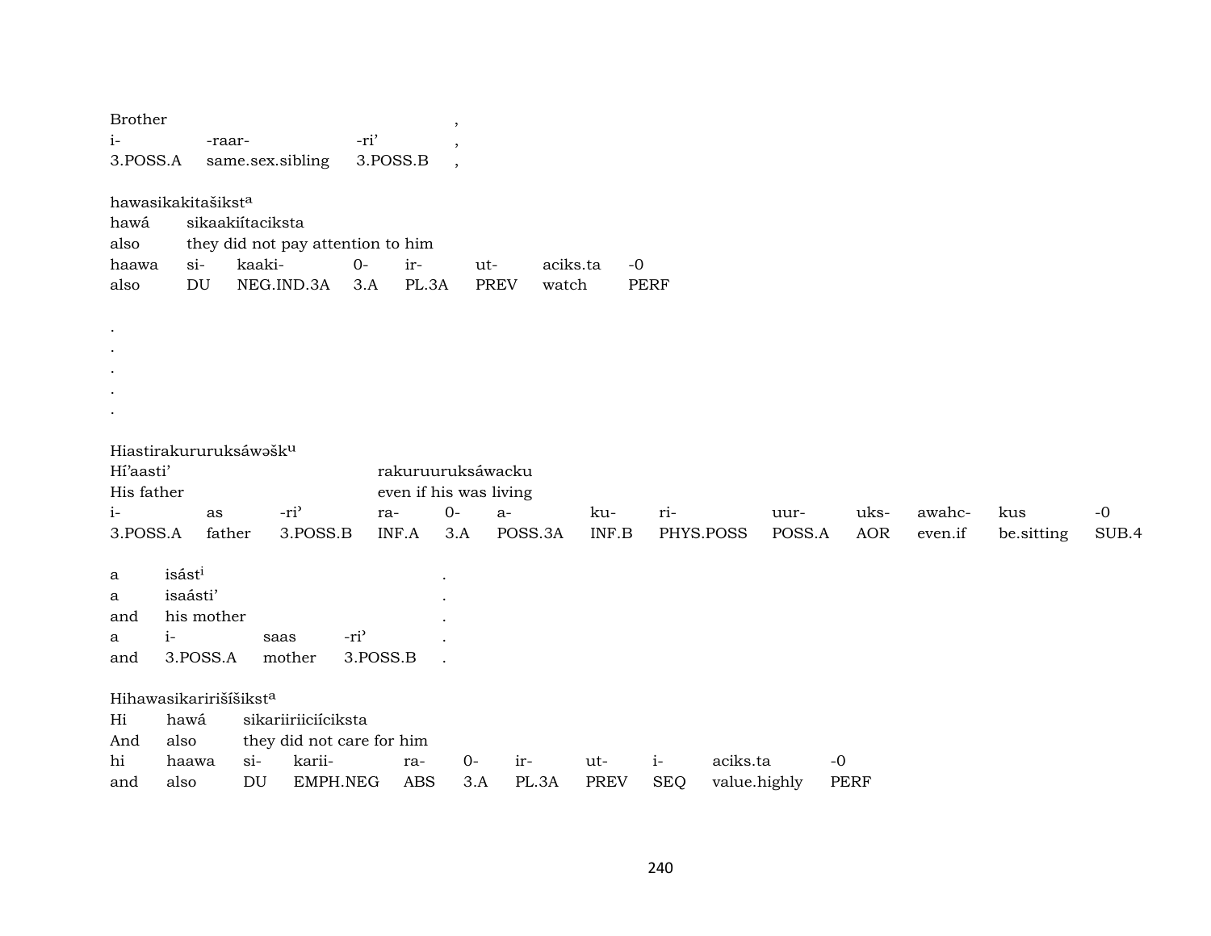| Brother | | | , |
|---|---|---|---|
| i- | -raar- | -ri’ | , |
| 3.POSS.A | same.sex.sibling | 3.POSS.B | , |

hawasikakitašikst[a]

| hawá | sikaakiítaciksta | | | | | | |
|---|---|---|---|---|---|---|---|
| also | they did not pay attention to him | | | | | | |
| haawa | si- | kaaki- | 0- | ir- | ut- | aciks.ta | -0 |
| also | DU | NEG.IND.3A | 3.A | PL.3A | PREV | watch | PERF |

.
.
.
.
.

Hiastirakururuksáwəšk[u]

| Hí’aasti’ | | | rakuruuruksáwacku | | | | | | | | | |
|---|---|---|---|---|---|---|---|---|---|---|---|---|
| His father | | | even if his was living | | | | | | | | | |
| i- | as | -ri’ | ra- | 0- | a- | ku- | ri- | uur- | uks- | awahc- | kus | -0 |
| 3.POSS.A | father | 3.POSS.B | INF.A | 3.A | POSS.3A | INF.B | PHYS.POSS | POSS.A | AOR | even.if | be.sitting | SUB.4 |

| a | isást[i] | | | . |
|---|---|---|---|---|
| a | isaásti’ | | | . |
| and | his mother | | | . |
| a | i- | saas | -ri’ | . |
| and | 3.POSS.A | mother | 3.POSS.B | . |

Hihawasikariríšíšikst[a]

| Hi | hawá | sikariiriiciíciksta | | | | | | | |
|---|---|---|---|---|---|---|---|---|---|
| And | also | they did not care for him | | | | | | | |
| hi | haawa | si- | karii- | ra- | 0- | ir- | ut- | i- | aciks.ta | -0 |
| and | also | DU | EMPH.NEG | ABS | 3.A | PL.3A | PREV | SEQ | value.highly | PERF |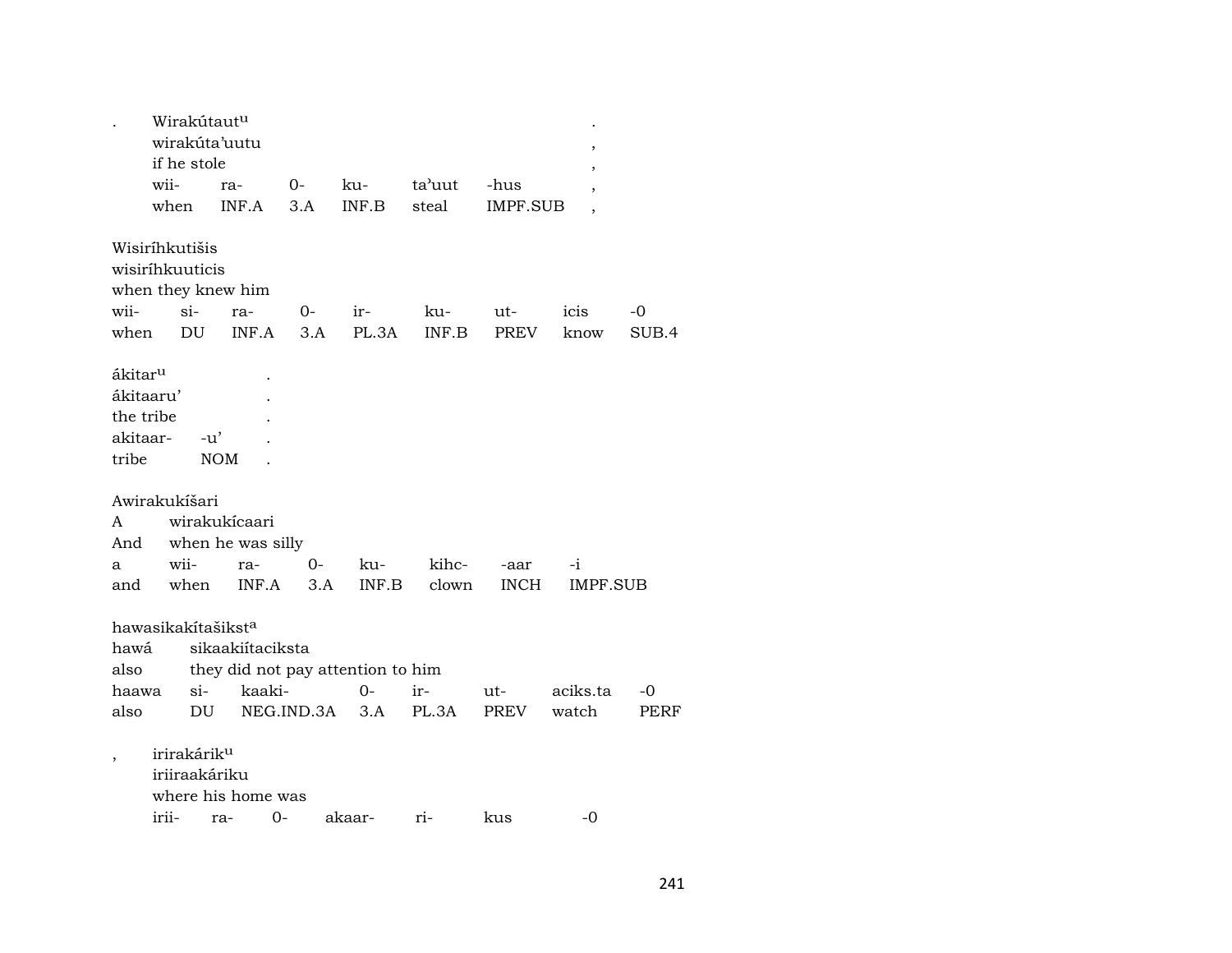. Wirakútaut[u] .
wirakúta'uutu ,
if he stole ,

| wii- | ra- | 0- | ku- | ta'uut | -hus | , |
|---|---|---|---|---|---|---|
| when | INF.A | 3.A | INF.B | steal | IMPF.SUB | , |

Wisiríhkutišis
wisiríhkuuticis
when they knew him

| wii- | si- | ra- | 0- | ir- | ku- | ut- | icis | -0 |
|---|---|---|---|---|---|---|---|---|
| when | DU | INF.A | 3.A | PL.3A | INF.B | PREV | know | SUB.4 |

ákitar[u] .
ákitaaru' .
the tribe .

| akitaar- | -u' | . |
|---|---|---|
| tribe | NOM | . |

Awirakukíšari
A wirakukícaari
And when he was silly

| a | wii- | ra- | 0- | ku- | kihc- | -aar | -i |
|---|---|---|---|---|---|---|---|
| and | when | INF.A | 3.A | INF.B | clown | INCH | IMPF.SUB |

hawasikakítašikst[a]
hawá sikaakiítaciksta
also they did not pay attention to him

| haawa | si- | kaaki- | 0- | ir- | ut- | aciks.ta | -0 |
|---|---|---|---|---|---|---|---|
| also | DU | NEG.IND.3A | 3.A | PL.3A | PREV | watch | PERF |

, irirakárik[u]
iriiraakáriku
where his home was

| irii- | ra- | 0- | akaar- | ri- | kus | -0 |
|---|---|---|---|---|---|---|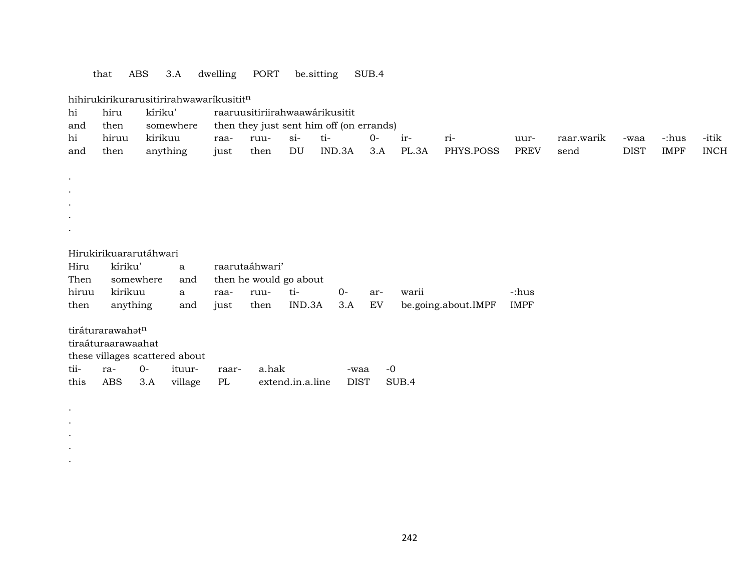that ABS 3.A dwelling PORT be.sitting SUB.4

hihirukirikurarusitirirahwawaríkusititⁿ

| | | | | | | | | | | | | | | | |
|---|---|---|---|---|---|---|---|---|---|---|---|---|---|---|---|
| hi | hiru | kíriku' | raaruusitiriirahwaawárikusitit | | | | | | | | | | | | |
| and | then | somewhere | then they just sent him off (on errands) | | | | | | | | | | | | |
| hi | hiruu | kirikuu | raa- | ruu- | si- | ti- | 0- | ir- | ri- | uur- | raar.warik | -waa | -:hus | -itik |
| and | then | anything | just | then | DU | IND.3A | 3.A | PL.3A | PHYS.POSS | PREV | send | DIST | IMPF | INCH |

.
.
.
.
.

Hirukirikuararutáhwari

| | | | | | | | | | |
|---|---|---|---|---|---|---|---|---|---|
| Hiru | kíriku' | a | raarutaáhwari' | | | | | | |
| Then | somewhere | and | then he would go about | | | | | | |
| hiruu | kirikuu | a | raa- | ruu- | ti- | 0- | ar- | warii | -:hus |
| then | anything | and | just | then | IND.3A | 3.A | EV | be.going.about.IMPF | IMPF |

tiráturarawahətⁿ

| | | | | | | | |
|---|---|---|---|---|---|---|---|
| tiraáturaarawaahat | | | | | | | |
| these villages scattered about | | | | | | | |
| tii- | ra- | 0- | ituur- | raar- | a.hak | -waa | -0 |
| this | ABS | 3.A | village | PL | extend.in.a.line | DIST | SUB.4 |

.
.
.
.
.